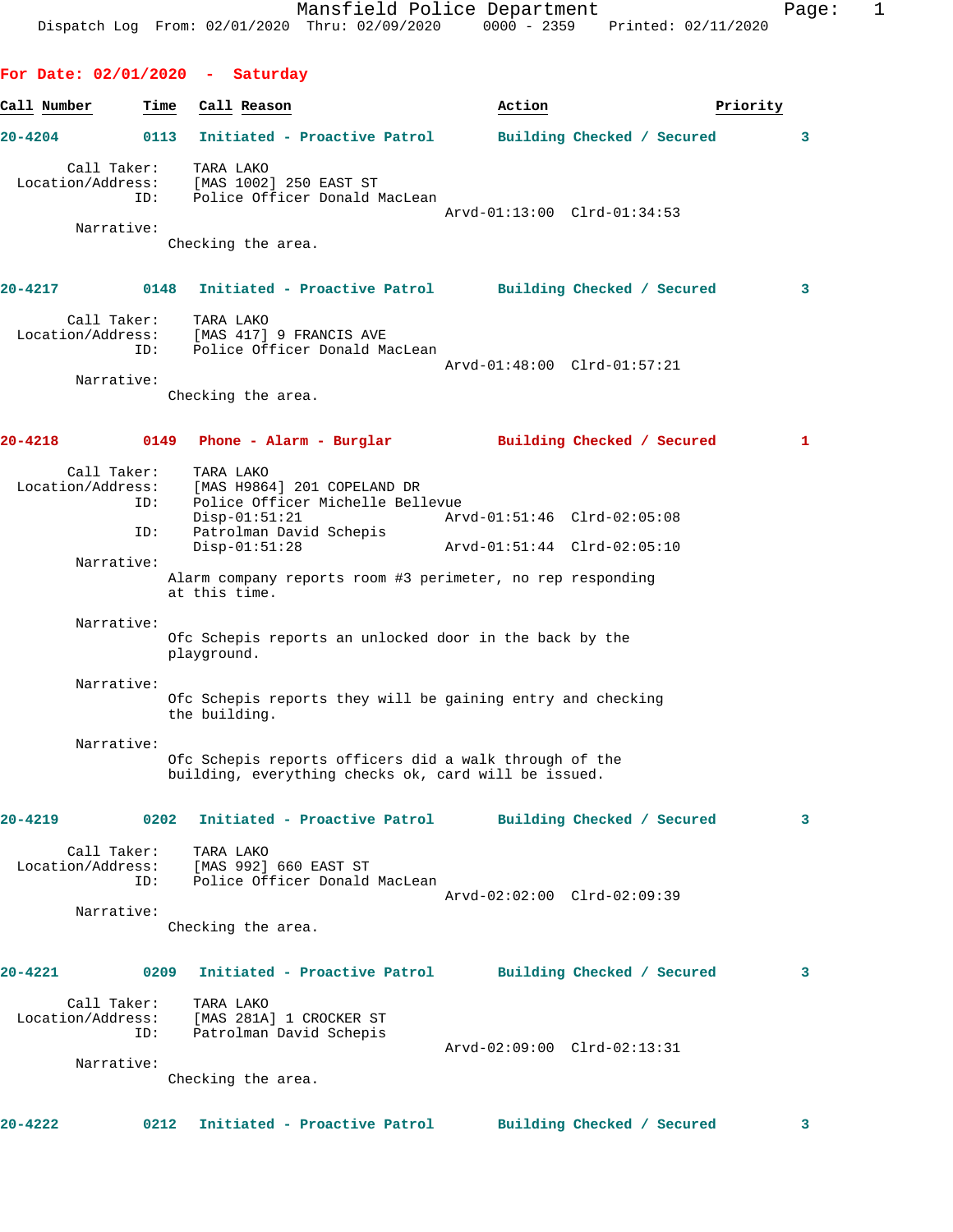Mansfield Police Department
Dispatch Log From: 02/01/2020 Thru: 02/09/2020 0000 - 2359 Printed: 02/11/2020

## For Date: 02/01/2020 - Saturday

| Call Number | Time | Call Reason | Action | Priority |
|---|---|---|---|---|
| 20-4204 | 0113 | Initiated - Proactive Patrol | Building Checked / Secured | 3 |

Call Taker: TARA LAKO
Location/Address: [MAS 1002] 250 EAST ST
ID: Police Officer Donald MacLean
Arvd-01:13:00 Clrd-01:34:53

Narrative:
Checking the area.

| Call Number | Time | Call Reason | Action | Priority |
|---|---|---|---|---|
| 20-4217 | 0148 | Initiated - Proactive Patrol | Building Checked / Secured | 3 |

Call Taker: TARA LAKO
Location/Address: [MAS 417] 9 FRANCIS AVE
ID: Police Officer Donald MacLean
Arvd-01:48:00 Clrd-01:57:21

Narrative:
Checking the area.

| Call Number | Time | Call Reason | Action | Priority |
|---|---|---|---|---|
| 20-4218 | 0149 | Phone - Alarm - Burglar | Building Checked / Secured | 1 |

Call Taker: TARA LAKO
Location/Address: [MAS H9864] 201 COPELAND DR
ID: Police Officer Michelle Bellevue
Disp-01:51:21 Arvd-01:51:46 Clrd-02:05:08
ID: Patrolman David Schepis
Disp-01:51:28 Arvd-01:51:44 Clrd-02:05:10

Narrative:
Alarm company reports room #3 perimeter, no rep responding at this time.

Narrative:
Ofc Schepis reports an unlocked door in the back by the playground.

Narrative:
Ofc Schepis reports they will be gaining entry and checking the building.

Narrative:
Ofc Schepis reports officers did a walk through of the building, everything checks ok, card will be issued.

| Call Number | Time | Call Reason | Action | Priority |
|---|---|---|---|---|
| 20-4219 | 0202 | Initiated - Proactive Patrol | Building Checked / Secured | 3 |

Call Taker: TARA LAKO
Location/Address: [MAS 992] 660 EAST ST
ID: Police Officer Donald MacLean
Arvd-02:02:00 Clrd-02:09:39

Narrative:
Checking the area.

| Call Number | Time | Call Reason | Action | Priority |
|---|---|---|---|---|
| 20-4221 | 0209 | Initiated - Proactive Patrol | Building Checked / Secured | 3 |

Call Taker: TARA LAKO
Location/Address: [MAS 281A] 1 CROCKER ST
ID: Patrolman David Schepis
Arvd-02:09:00 Clrd-02:13:31

Narrative:
Checking the area.

| Call Number | Time | Call Reason | Action | Priority |
|---|---|---|---|---|
| 20-4222 | 0212 | Initiated - Proactive Patrol | Building Checked / Secured | 3 |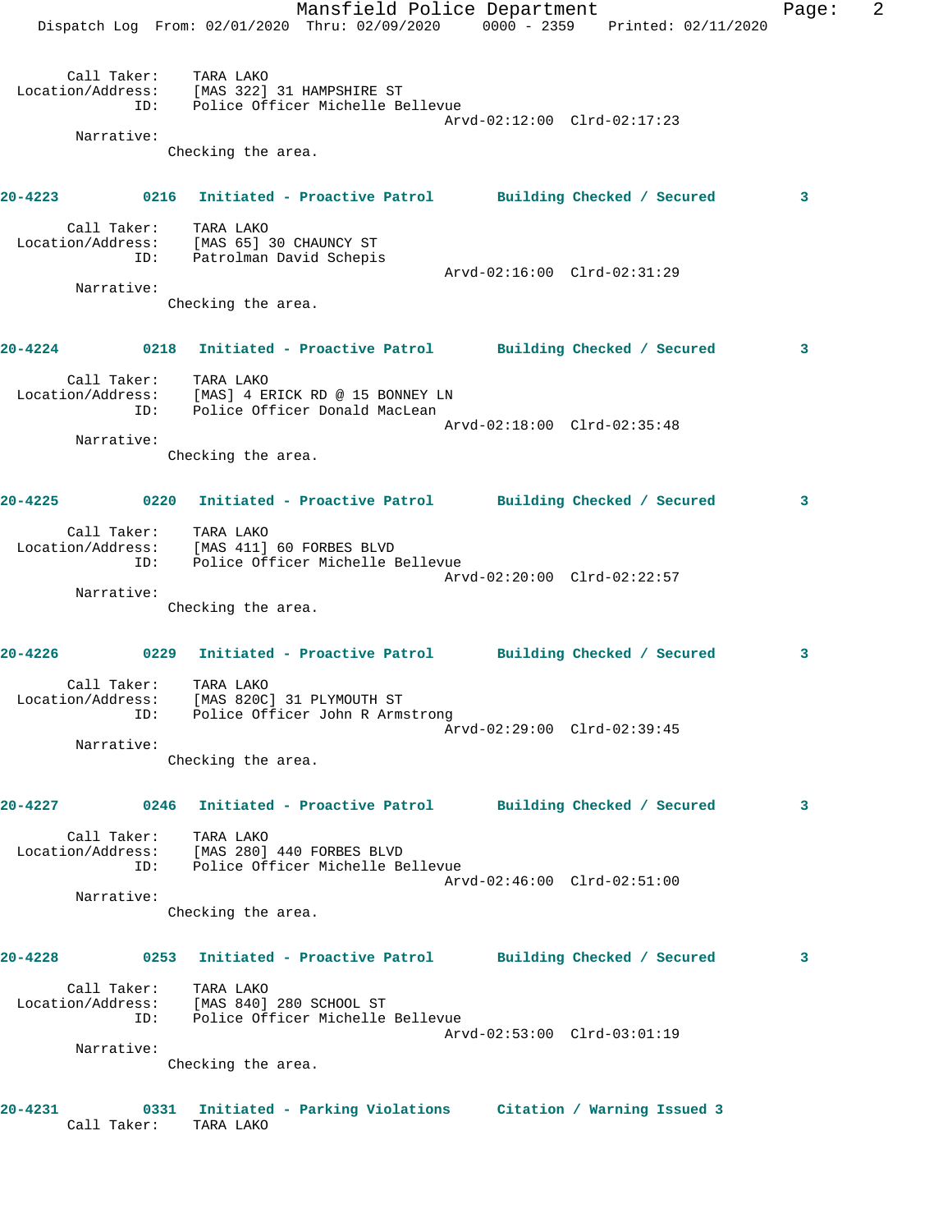Call Taker: TARA LAKO
Location/Address: [MAS 322] 31 HAMPSHIRE ST
ID: Police Officer Michelle Bellevue
Arvd-02:12:00 Clrd-02:17:23
Narrative:
Checking the area.

**20-4223 0216 Initiated - Proactive Patrol Building Checked / Secured 3**

Call Taker: TARA LAKO
Location/Address: [MAS 65] 30 CHAUNCY ST
ID: Patrolman David Schepis
Arvd-02:16:00 Clrd-02:31:29
Narrative:
Checking the area.

**20-4224 0218 Initiated - Proactive Patrol Building Checked / Secured 3**

Call Taker: TARA LAKO
Location/Address: [MAS] 4 ERICK RD @ 15 BONNEY LN
ID: Police Officer Donald MacLean
Arvd-02:18:00 Clrd-02:35:48
Narrative:
Checking the area.

**20-4225 0220 Initiated - Proactive Patrol Building Checked / Secured 3**

Call Taker: TARA LAKO
Location/Address: [MAS 411] 60 FORBES BLVD
ID: Police Officer Michelle Bellevue
Arvd-02:20:00 Clrd-02:22:57
Narrative:
Checking the area.

**20-4226 0229 Initiated - Proactive Patrol Building Checked / Secured 3**

Call Taker: TARA LAKO
Location/Address: [MAS 820C] 31 PLYMOUTH ST
ID: Police Officer John R Armstrong
Arvd-02:29:00 Clrd-02:39:45
Narrative:
Checking the area.

**20-4227 0246 Initiated - Proactive Patrol Building Checked / Secured 3**

Call Taker: TARA LAKO
Location/Address: [MAS 280] 440 FORBES BLVD
ID: Police Officer Michelle Bellevue
Arvd-02:46:00 Clrd-02:51:00
Narrative:
Checking the area.

**20-4228 0253 Initiated - Proactive Patrol Building Checked / Secured 3**

Call Taker: TARA LAKO
Location/Address: [MAS 840] 280 SCHOOL ST
ID: Police Officer Michelle Bellevue
Arvd-02:53:00 Clrd-03:01:19
Narrative:
Checking the area.

**20-4231 0331 Initiated - Parking Violations Citation / Warning Issued 3**

Call Taker: TARA LAKO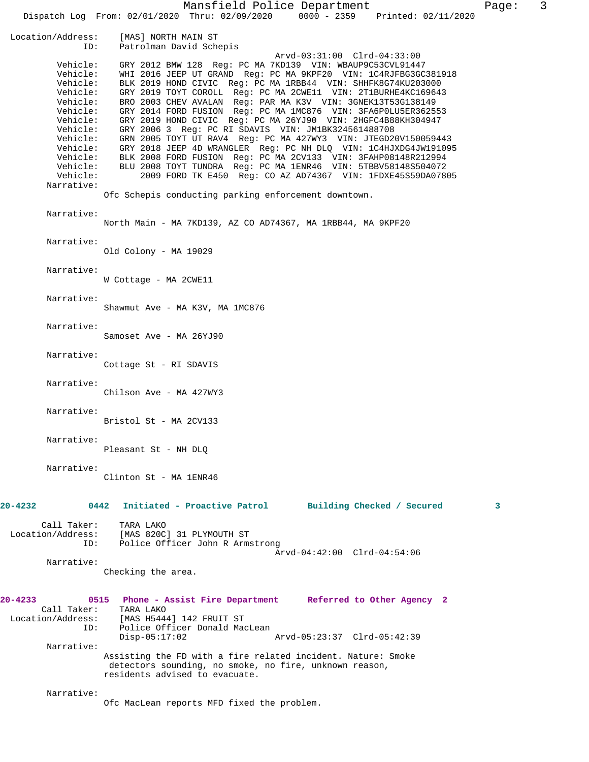Location/Address: [MAS] NORTH MAIN ST
ID: Patrolman David Schepis
Arvd-03:31:00 Clrd-04:33:00

Vehicle: GRY 2012 BMW 128 Reg: PC MA 7KD139 VIN: WBAUP9C53CVL91447
Vehicle: WHI 2016 JEEP UT GRAND Reg: PC MA 9KPF20 VIN: 1C4RJFBG3GC381918
Vehicle: BLK 2019 HOND CIVIC Reg: PC MA 1RBB44 VIN: SHHFK8G74KU203000
Vehicle: GRY 2019 TOYT COROLL Reg: PC MA 2CWE11 VIN: 2T1BURHE4KC169643
Vehicle: BRO 2003 CHEV AVALAN Reg: PAR MA K3V VIN: 3GNEK13T53G138149
Vehicle: GRY 2014 FORD FUSION Reg: PC MA 1MC876 VIN: 3FA6P0LU5ER362553
Vehicle: GRY 2019 HOND CIVIC Reg: PC MA 26YJ90 VIN: 2HGFC4B88KH304947
Vehicle: GRY 2006 3 Reg: PC RI SDAVIS VIN: JM1BK324561488708
Vehicle: GRN 2005 TOYT UT RAV4 Reg: PC MA 427WY3 VIN: JTEGD20V150059443
Vehicle: GRY 2018 JEEP 4D WRANGLER Reg: PC NH DLQ VIN: 1C4HJXDG4JW191095
Vehicle: BLK 2008 FORD FUSION Reg: PC MA 2CV133 VIN: 3FAHP08148R212994
Vehicle: BLU 2008 TOYT TUNDRA Reg: PC MA 1ENR46 VIN: 5TBBV58148S504072
Vehicle: 2009 FORD TK E450 Reg: CO AZ AD74367 VIN: 1FDXE45S59DA07805

Narrative:
Ofc Schepis conducting parking enforcement downtown.

Narrative:
North Main - MA 7KD139, AZ CO AD74367, MA 1RBB44, MA 9KPF20

Narrative:
Old Colony - MA 19029

Narrative:
W Cottage - MA 2CWE11

Narrative:
Shawmut Ave - MA K3V, MA 1MC876

Narrative:
Samoset Ave - MA 26YJ90

Narrative:
Cottage St - RI SDAVIS

Narrative:
Chilson Ave - MA 427WY3

Narrative:
Bristol St - MA 2CV133

Narrative:
Pleasant St - NH DLQ

Narrative:
Clinton St - MA 1ENR46

**20-4232 0442 Initiated - Proactive Patrol Building Checked / Secured 3**

Call Taker: TARA LAKO
Location/Address: [MAS 820C] 31 PLYMOUTH ST
ID: Police Officer John R Armstrong
Arvd-04:42:00 Clrd-04:54:06

Narrative:
Checking the area.

**20-4233 0515 Phone - Assist Fire Department Referred to Other Agency 2**

Call Taker: TARA LAKO
Location/Address: [MAS H5444] 142 FRUIT ST
ID: Police Officer Donald MacLean
Disp-05:17:02 Arvd-05:23:37 Clrd-05:42:39

Narrative:
Assisting the FD with a fire related incident. Nature: Smoke detectors sounding, no smoke, no fire, unknown reason, residents advised to evacuate.

Narrative:
Ofc MacLean reports MFD fixed the problem.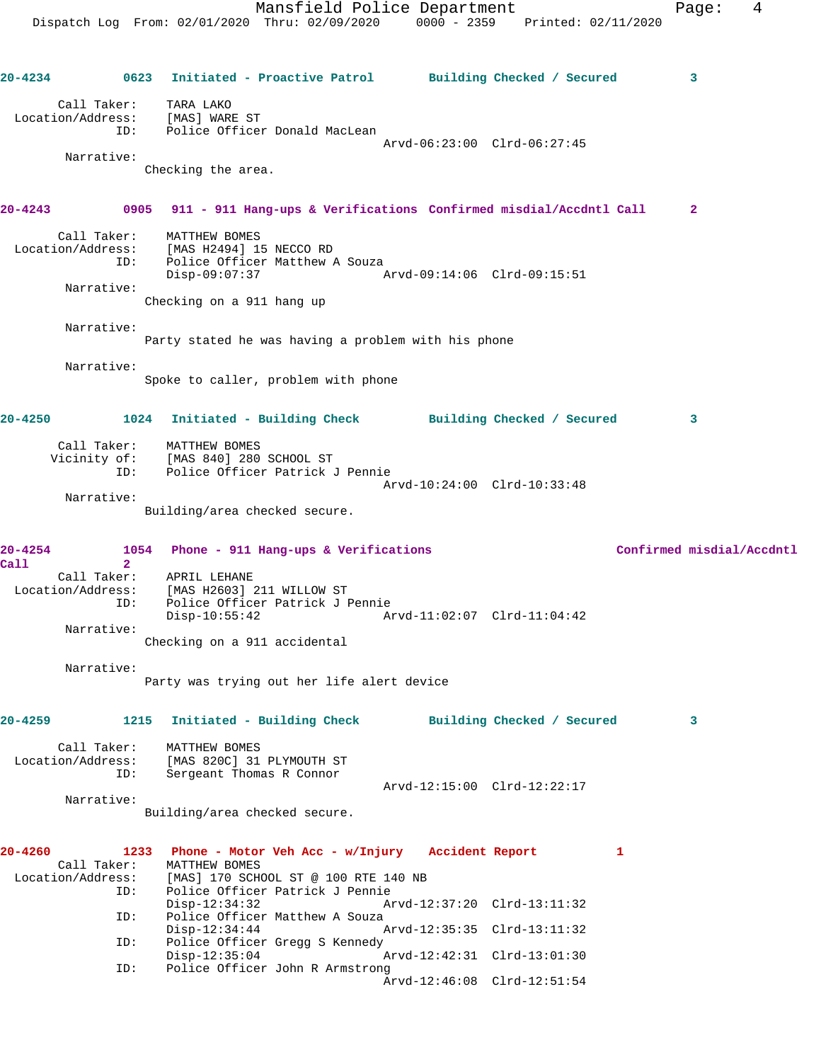**20-4234** 0623 **Initiated - Proactive Patrol** **Building Checked / Secured** 3

Call Taker: TARA LAKO
Location/Address: [MAS] WARE ST
ID: Police Officer Donald MacLean
Arvd-06:23:00 Clrd-06:27:45

Narrative:
Checking the area.

**20-4243** 0905 **911 - 911 Hang-ups & Verifications** **Confirmed misdial/Accdntl Call** 2

Call Taker: MATTHEW BOMES
Location/Address: [MAS H2494] 15 NECCO RD
ID: Police Officer Matthew A Souza
Disp-09:07:37 Arvd-09:14:06 Clrd-09:15:51

Narrative:
Checking on a 911 hang up

Narrative:
Party stated he was having a problem with his phone

Narrative:
Spoke to caller, problem with phone

**20-4250** 1024 **Initiated - Building Check** **Building Checked / Secured** 3

Call Taker: MATTHEW BOMES
Vicinity of: [MAS 840] 280 SCHOOL ST
ID: Police Officer Patrick J Pennie
Arvd-10:24:00 Clrd-10:33:48

Narrative:
Building/area checked secure.

**20-4254** 1054 **Phone - 911 Hang-ups & Verifications** **Confirmed misdial/Accdntl Call** 2

Call Taker: APRIL LEHANE
Location/Address: [MAS H2603] 211 WILLOW ST
ID: Police Officer Patrick J Pennie
Disp-10:55:42 Arvd-11:02:07 Clrd-11:04:42

Narrative:
Checking on a 911 accidental

Narrative:
Party was trying out her life alert device

**20-4259** 1215 **Initiated - Building Check** **Building Checked / Secured** 3

Call Taker: MATTHEW BOMES
Location/Address: [MAS 820C] 31 PLYMOUTH ST
ID: Sergeant Thomas R Connor
Arvd-12:15:00 Clrd-12:22:17

Narrative:
Building/area checked secure.

**20-4260** 1233 **Phone - Motor Veh Acc - w/Injury** **Accident Report** 1

Call Taker: MATTHEW BOMES
Location/Address: [MAS] 170 SCHOOL ST @ 100 RTE 140 NB
ID: Police Officer Patrick J Pennie
Disp-12:34:32 Arvd-12:37:20 Clrd-13:11:32
ID: Police Officer Matthew A Souza
Disp-12:34:44 Arvd-12:35:35 Clrd-13:11:32
ID: Police Officer Gregg S Kennedy
Disp-12:35:04 Arvd-12:42:31 Clrd-13:01:30
ID: Police Officer John R Armstrong
Arvd-12:46:08 Clrd-12:51:54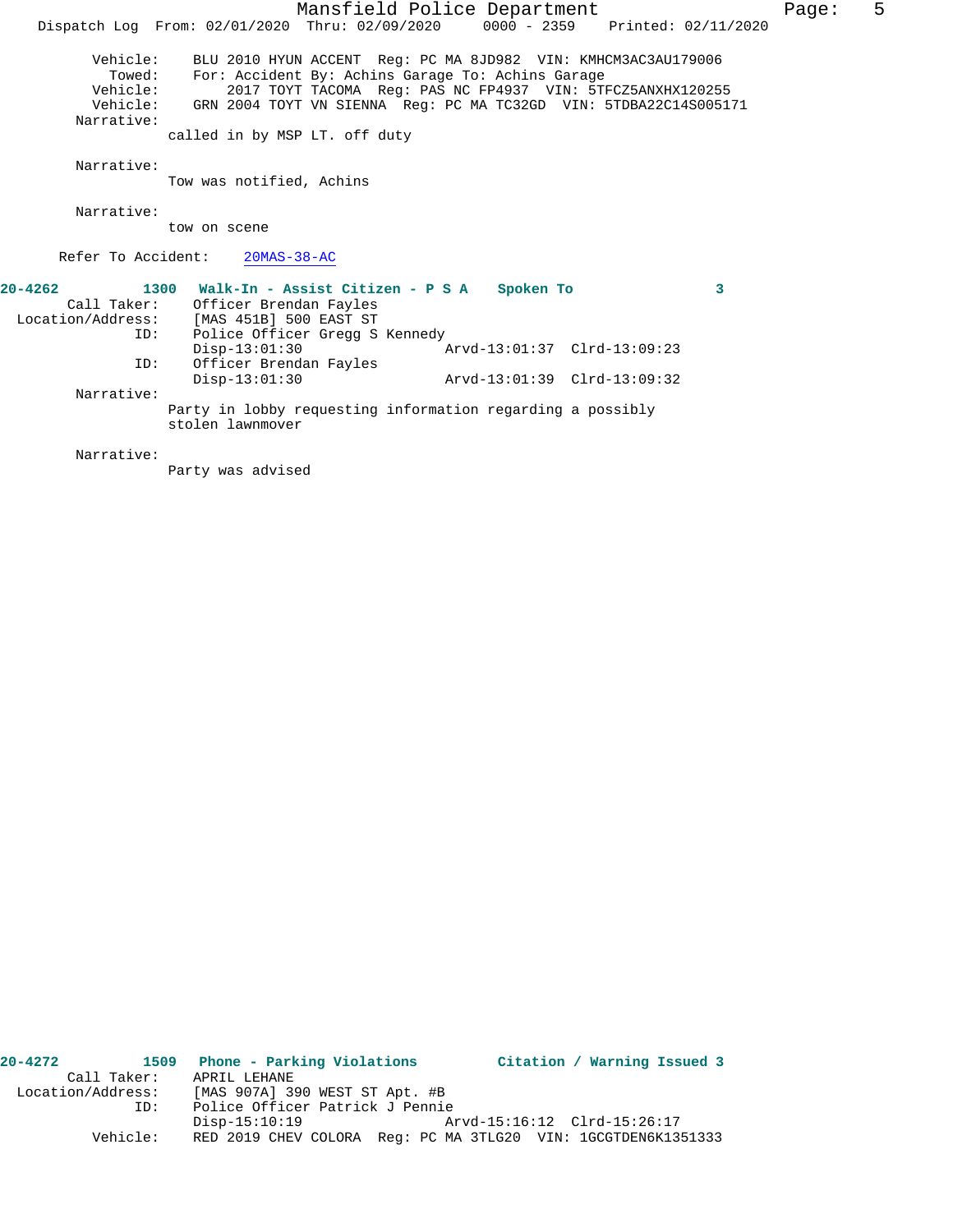```
        Vehicle:    BLU 2010 HYUN ACCENT  Reg: PC MA 8JD982  VIN: KMHCM3AC3AU179006
          Towed:    For: Accident By: Achins Garage To: Achins Garage
        Vehicle:         2017 TOYT TACOMA  Reg: PAS NC FP4937  VIN: 5TFCZ5ANXHX120255
        Vehicle:    GRN 2004 TOYT VN SIENNA  Reg: PC MA TC32GD  VIN: 5TDBA22C14S005171
      Narrative:
                called in by MSP LT. off duty

      Narrative:
                Tow was notified, Achins

      Narrative:
                tow on scene

    Refer To Accident:    20MAS-38-AC

20-4262         1300   Walk-In - Assist Citizen - P S A    Spoken To               3
     Call Taker:    Officer Brendan Fayles
  Location/Address:    [MAS 451B] 500 EAST ST
              ID:    Police Officer Gregg S Kennedy
                     Disp-13:01:30                 Arvd-13:01:37  Clrd-13:09:23
              ID:    Officer Brendan Fayles
                     Disp-13:01:30                 Arvd-13:01:39  Clrd-13:09:32
      Narrative:
                Party in lobby requesting information regarding a possibly
                stolen lawnmover

      Narrative:
                Party was advised

20-4272         1509   Phone - Parking Violations          Citation / Warning Issued 3
     Call Taker:    APRIL LEHANE
  Location/Address:    [MAS 907A] 390 WEST ST Apt. #B
              ID:    Police Officer Patrick J Pennie
                     Disp-15:10:19                 Arvd-15:16:12  Clrd-15:26:17
        Vehicle:    RED 2019 CHEV COLORA  Reg: PC MA 3TLG20  VIN: 1GCGTDEN6K1351333
```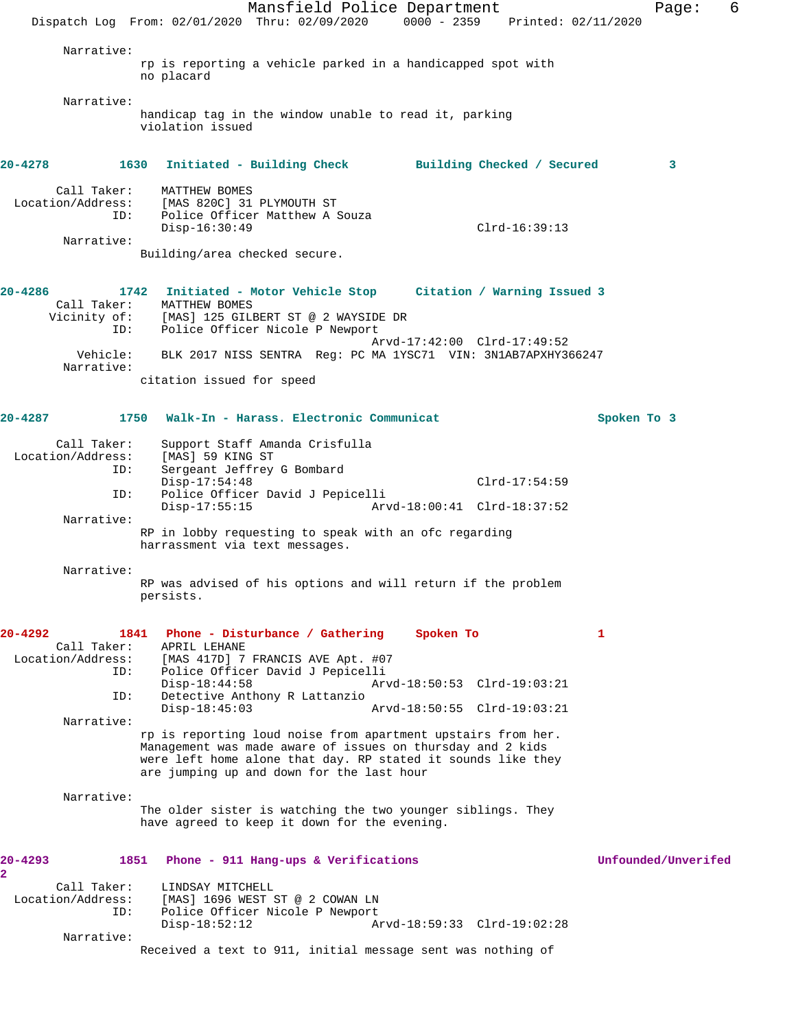Narrative:
rp is reporting a vehicle parked in a handicapped spot with no placard

Narrative:
handicap tag in the window unable to read it, parking violation issued

**20-4278 1630 Initiated - Building Check Building Checked / Secured 3**

Call Taker: MATTHEW BOMES
Location/Address: [MAS 820C] 31 PLYMOUTH ST
ID: Police Officer Matthew A Souza
Disp-16:30:49 Clrd-16:39:13

Narrative:
Building/area checked secure.

**20-4286 1742 Initiated - Motor Vehicle Stop Citation / Warning Issued 3**

Call Taker: MATTHEW BOMES
Vicinity of: [MAS] 125 GILBERT ST @ 2 WAYSIDE DR
ID: Police Officer Nicole P Newport
Arvd-17:42:00 Clrd-17:49:52
Vehicle: BLK 2017 NISS SENTRA Reg: PC MA 1YSC71 VIN: 3N1AB7APXHY366247

Narrative:
citation issued for speed

**20-4287 1750 Walk-In - Harass. Electronic Communicat Spoken To 3**

Call Taker: Support Staff Amanda Crisfulla
Location/Address: [MAS] 59 KING ST
ID: Sergeant Jeffrey G Bombard
Disp-17:54:48 Clrd-17:54:59
ID: Police Officer David J Pepicelli
Disp-17:55:15 Arvd-18:00:41 Clrd-18:37:52

Narrative:
RP in lobby requesting to speak with an ofc regarding harrassment via text messages.

Narrative:
RP was advised of his options and will return if the problem persists.

**20-4292 1841 Phone - Disturbance / Gathering Spoken To 1**

Call Taker: APRIL LEHANE
Location/Address: [MAS 417D] 7 FRANCIS AVE Apt. #07
ID: Police Officer David J Pepicelli
Disp-18:44:58 Arvd-18:50:53 Clrd-19:03:21
ID: Detective Anthony R Lattanzio
Disp-18:45:03 Arvd-18:50:55 Clrd-19:03:21

Narrative:
rp is reporting loud noise from apartment upstairs from her. Management was made aware of issues on thursday and 2 kids were left home alone that day. RP stated it sounds like they are jumping up and down for the last hour

Narrative:
The older sister is watching the two younger siblings. They have agreed to keep it down for the evening.

**20-4293 1851 Phone - 911 Hang-ups & Verifications Unfounded/Unverifed 2**

Call Taker: LINDSAY MITCHELL
Location/Address: [MAS] 1696 WEST ST @ 2 COWAN LN
ID: Police Officer Nicole P Newport
Disp-18:52:12 Arvd-18:59:33 Clrd-19:02:28

Narrative:
Received a text to 911, initial message sent was nothing of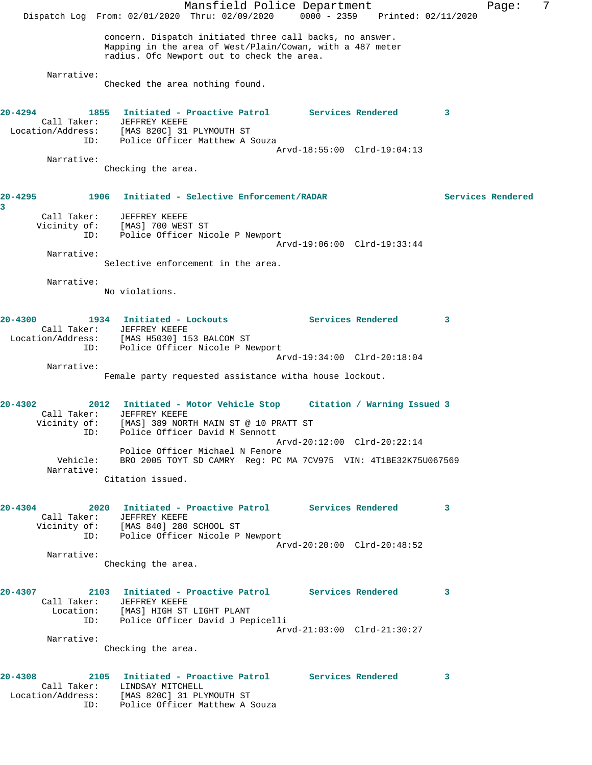concern. Dispatch initiated three call backs, no answer. Mapping in the area of West/Plain/Cowan, with a 487 meter radius. Ofc Newport out to check the area.

Narrative:
Checked the area nothing found.

**20-4294 1855 Initiated - Proactive Patrol Services Rendered 3**
Call Taker: JEFFREY KEEFE
Location/Address: [MAS 820C] 31 PLYMOUTH ST
ID: Police Officer Matthew A Souza
Arvd-18:55:00 Clrd-19:04:13
Narrative:
Checking the area.

**20-4295 1906 Initiated - Selective Enforcement/RADAR Services Rendered 3**
Call Taker: JEFFREY KEEFE
Vicinity of: [MAS] 700 WEST ST
ID: Police Officer Nicole P Newport
Arvd-19:06:00 Clrd-19:33:44
Narrative:
Selective enforcement in the area.

Narrative:
No violations.

**20-4300 1934 Initiated - Lockouts Services Rendered 3**
Call Taker: JEFFREY KEEFE
Location/Address: [MAS H5030] 153 BALCOM ST
ID: Police Officer Nicole P Newport
Arvd-19:34:00 Clrd-20:18:04
Narrative:
Female party requested assistance witha house lockout.

**20-4302 2012 Initiated - Motor Vehicle Stop Citation / Warning Issued 3**
Call Taker: JEFFREY KEEFE
Vicinity of: [MAS] 389 NORTH MAIN ST @ 10 PRATT ST
ID: Police Officer David M Sennott
Arvd-20:12:00 Clrd-20:22:14
Police Officer Michael N Fenore
Vehicle: BRO 2005 TOYT SD CAMRY Reg: PC MA 7CV975 VIN: 4T1BE32K75U067569
Narrative:
Citation issued.

**20-4304 2020 Initiated - Proactive Patrol Services Rendered 3**
Call Taker: JEFFREY KEEFE
Vicinity of: [MAS 840] 280 SCHOOL ST
ID: Police Officer Nicole P Newport
Arvd-20:20:00 Clrd-20:48:52
Narrative:
Checking the area.

**20-4307 2103 Initiated - Proactive Patrol Services Rendered 3**
Call Taker: JEFFREY KEEFE
Location: [MAS] HIGH ST LIGHT PLANT
ID: Police Officer David J Pepicelli
Arvd-21:03:00 Clrd-21:30:27
Narrative:
Checking the area.

**20-4308 2105 Initiated - Proactive Patrol Services Rendered 3**
Call Taker: LINDSAY MITCHELL
Location/Address: [MAS 820C] 31 PLYMOUTH ST
ID: Police Officer Matthew A Souza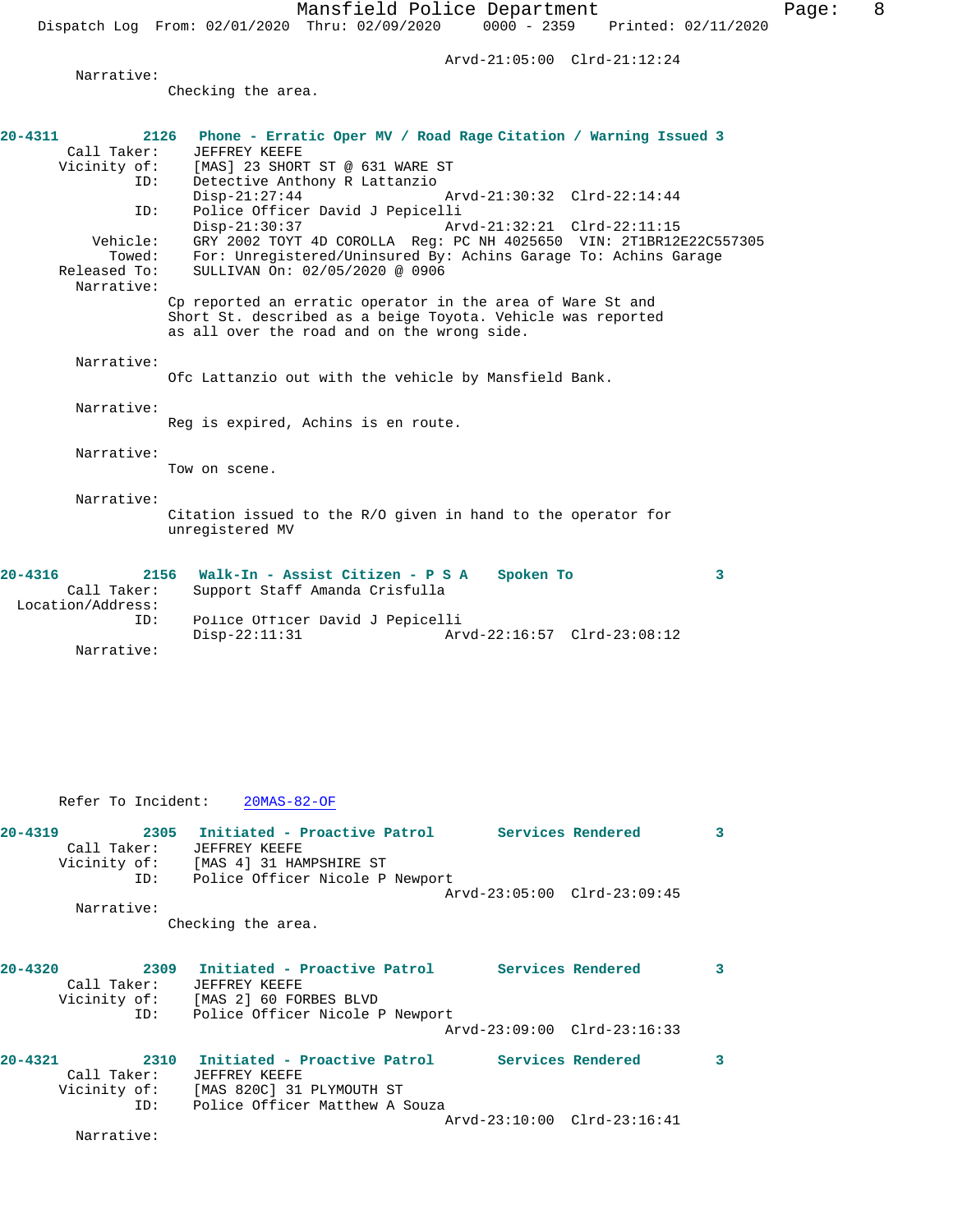Arvd-21:05:00 Clrd-21:12:24

Narrative:
Checking the area.

**20-4311 2126 Phone - Erratic Oper MV / Road Rage Citation / Warning Issued 3**

Call Taker: JEFFREY KEEFE
Vicinity of: [MAS] 23 SHORT ST @ 631 WARE ST
ID: Detective Anthony R Lattanzio
Disp-21:27:44 Arvd-21:30:32 Clrd-22:14:44
ID: Police Officer David J Pepicelli
Disp-21:30:37 Arvd-21:32:21 Clrd-22:11:15
Vehicle: GRY 2002 TOYT 4D COROLLA Reg: PC NH 4025650 VIN: 2T1BR12E22C557305
Towed: For: Unregistered/Uninsured By: Achins Garage To: Achins Garage
Released To: SULLIVAN On: 02/05/2020 @ 0906

Narrative:
Cp reported an erratic operator in the area of Ware St and Short St. described as a beige Toyota. Vehicle was reported as all over the road and on the wrong side.

Narrative:
Ofc Lattanzio out with the vehicle by Mansfield Bank.

Narrative:
Reg is expired, Achins is en route.

Narrative:
Tow on scene.

Narrative:
Citation issued to the R/O given in hand to the operator for unregistered MV

**20-4316 2156 Walk-In - Assist Citizen - P S A Spoken To 3**

Call Taker: Support Staff Amanda Crisfulla
Location/Address:
ID: Police Officer David J Pepicelli
Disp-22:11:31 Arvd-22:16:57 Clrd-23:08:12

Narrative:

Refer To Incident: 20MAS-82-OF

**20-4319 2305 Initiated - Proactive Patrol Services Rendered 3**

Call Taker: JEFFREY KEEFE
Vicinity of: [MAS 4] 31 HAMPSHIRE ST
ID: Police Officer Nicole P Newport
Arvd-23:05:00 Clrd-23:09:45

Narrative:
Checking the area.

**20-4320 2309 Initiated - Proactive Patrol Services Rendered 3**

Call Taker: JEFFREY KEEFE
Vicinity of: [MAS 2] 60 FORBES BLVD
ID: Police Officer Nicole P Newport
Arvd-23:09:00 Clrd-23:16:33

**20-4321 2310 Initiated - Proactive Patrol Services Rendered 3**

Call Taker: JEFFREY KEEFE
Vicinity of: [MAS 820C] 31 PLYMOUTH ST
ID: Police Officer Matthew A Souza
Arvd-23:10:00 Clrd-23:16:41

Narrative: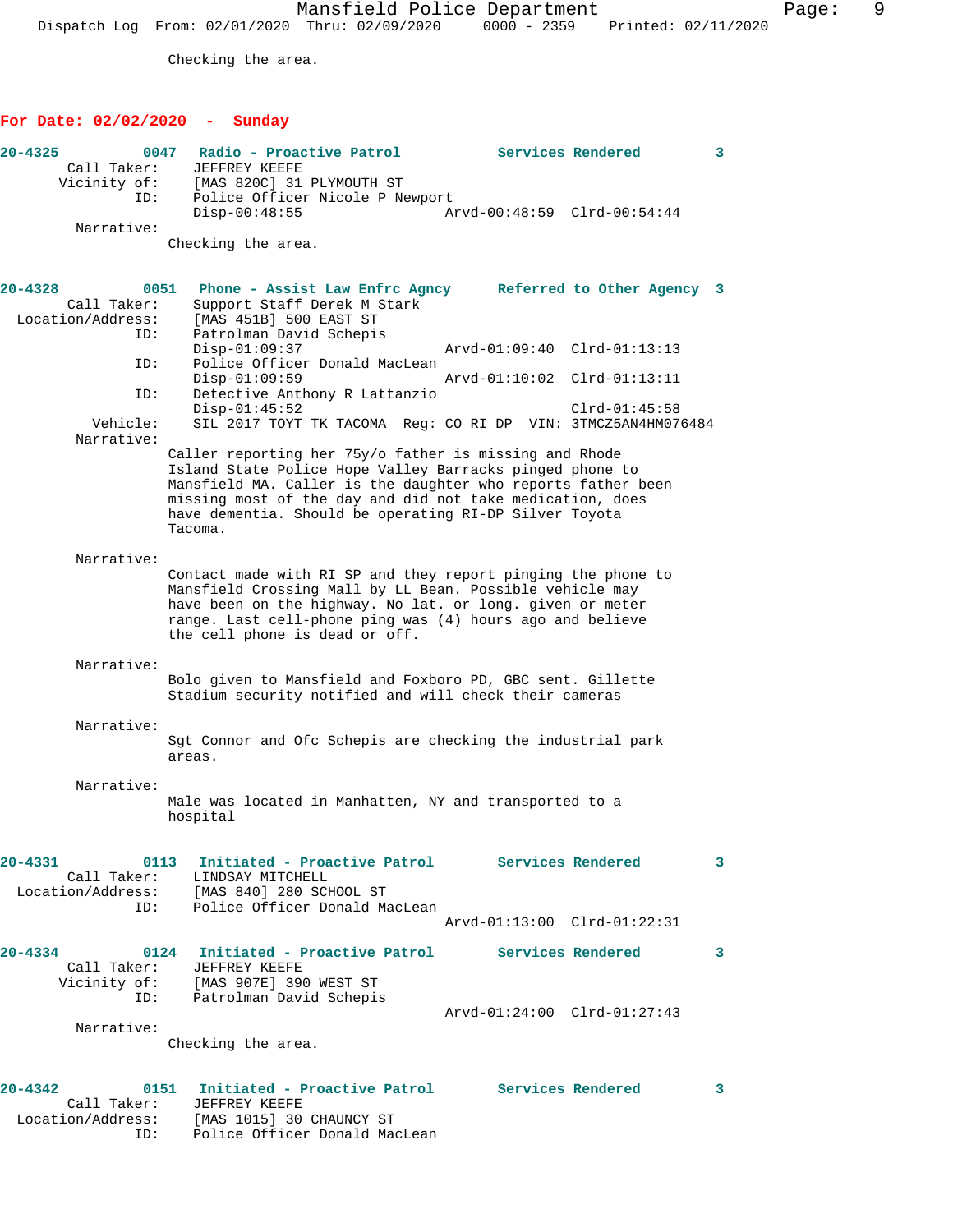Checking the area.

**For Date: 02/02/2020 - Sunday**

**20-4325 0047 Radio - Proactive Patrol Services Rendered 3**

Call Taker: JEFFREY KEEFE
Vicinity of: [MAS 820C] 31 PLYMOUTH ST
ID: Police Officer Nicole P Newport
Disp-00:48:55 Arvd-00:48:59 Clrd-00:54:44

Narrative:
Checking the area.

**20-4328 0051 Phone - Assist Law Enfrc Agncy Referred to Other Agency 3**

Call Taker: Support Staff Derek M Stark
Location/Address: [MAS 451B] 500 EAST ST
ID: Patrolman David Schepis
Disp-01:09:37 Arvd-01:09:40 Clrd-01:13:13
ID: Police Officer Donald MacLean
Disp-01:09:59 Arvd-01:10:02 Clrd-01:13:11
ID: Detective Anthony R Lattanzio
Disp-01:45:52 Clrd-01:45:58
Vehicle: SIL 2017 TOYT TK TACOMA Reg: CO RI DP VIN: 3TMCZ5AN4HM076484

Narrative:
Caller reporting her 75y/o father is missing and Rhode Island State Police Hope Valley Barracks pinged phone to Mansfield MA. Caller is the daughter who reports father been missing most of the day and did not take medication, does have dementia. Should be operating RI-DP Silver Toyota Tacoma.

Narrative:
Contact made with RI SP and they report pinging the phone to Mansfield Crossing Mall by LL Bean. Possible vehicle may have been on the highway. No lat. or long. given or meter range. Last cell-phone ping was (4) hours ago and believe the cell phone is dead or off.

Narrative:
Bolo given to Mansfield and Foxboro PD, GBC sent. Gillette Stadium security notified and will check their cameras

Narrative:
Sgt Connor and Ofc Schepis are checking the industrial park areas.

Narrative:
Male was located in Manhatten, NY and transported to a hospital

**20-4331 0113 Initiated - Proactive Patrol Services Rendered 3**

Call Taker: LINDSAY MITCHELL
Location/Address: [MAS 840] 280 SCHOOL ST
ID: Police Officer Donald MacLean
Arvd-01:13:00 Clrd-01:22:31

**20-4334 0124 Initiated - Proactive Patrol Services Rendered 3**

Call Taker: JEFFREY KEEFE
Vicinity of: [MAS 907E] 390 WEST ST
ID: Patrolman David Schepis
Arvd-01:24:00 Clrd-01:27:43

Narrative:
Checking the area.

**20-4342 0151 Initiated - Proactive Patrol Services Rendered 3**

Call Taker: JEFFREY KEEFE
Location/Address: [MAS 1015] 30 CHAUNCY ST
ID: Police Officer Donald MacLean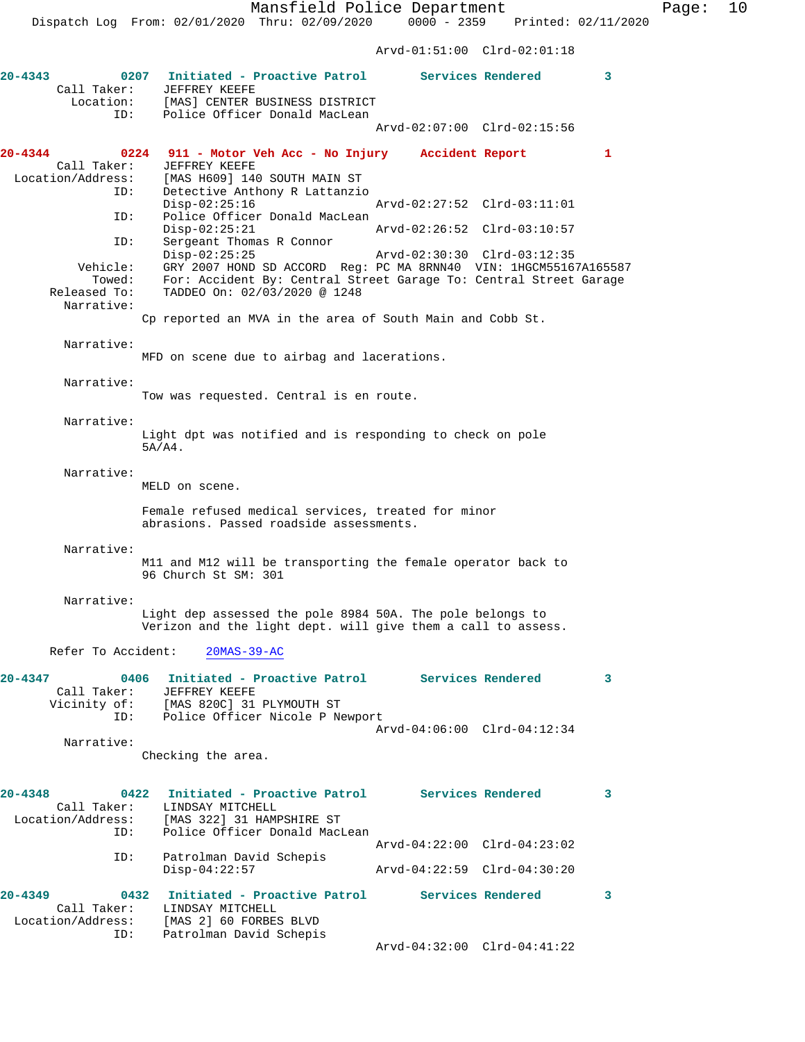Arvd-01:51:00 Clrd-02:01:18

**20-4343** 0207 **Initiated - Proactive Patrol** **Services Rendered** 3
Call Taker: JEFFREY KEEFE
Location: [MAS] CENTER BUSINESS DISTRICT
ID: Police Officer Donald MacLean
Arvd-02:07:00 Clrd-02:15:56

**20-4344** 0224 **911 - Motor Veh Acc - No Injury** **Accident Report** 1
Call Taker: JEFFREY KEEFE
Location/Address: [MAS H609] 140 SOUTH MAIN ST
ID: Detective Anthony R Lattanzio
Disp-02:25:16 Arvd-02:27:52 Clrd-03:11:01
ID: Police Officer Donald MacLean
Disp-02:25:21 Arvd-02:26:52 Clrd-03:10:57
ID: Sergeant Thomas R Connor
Disp-02:25:25 Arvd-02:30:30 Clrd-03:12:35
Vehicle: GRY 2007 HOND SD ACCORD Reg: PC MA 8RNN40 VIN: 1HGCM55167A165587
Towed: For: Accident By: Central Street Garage To: Central Street Garage
Released To: TADDEO On: 02/03/2020 @ 1248
Narrative:
Cp reported an MVA in the area of South Main and Cobb St.

Narrative:
MFD on scene due to airbag and lacerations.

Narrative:
Tow was requested. Central is en route.

Narrative:
Light dpt was notified and is responding to check on pole 5A/A4.

Narrative:
MELD on scene.

Female refused medical services, treated for minor abrasions. Passed roadside assessments.

Narrative:
M11 and M12 will be transporting the female operator back to 96 Church St SM: 301

Narrative:
Light dep assessed the pole 8984 50A. The pole belongs to Verizon and the light dept. will give them a call to assess.

Refer To Accident: 20MAS-39-AC

**20-4347** 0406 **Initiated - Proactive Patrol** **Services Rendered** 3
Call Taker: JEFFREY KEEFE
Vicinity of: [MAS 820C] 31 PLYMOUTH ST
ID: Police Officer Nicole P Newport
Arvd-04:06:00 Clrd-04:12:34
Narrative:
Checking the area.

**20-4348** 0422 **Initiated - Proactive Patrol** **Services Rendered** 3
Call Taker: LINDSAY MITCHELL
Location/Address: [MAS 322] 31 HAMPSHIRE ST
ID: Police Officer Donald MacLean
Arvd-04:22:00 Clrd-04:23:02
ID: Patrolman David Schepis
Disp-04:22:57 Arvd-04:22:59 Clrd-04:30:20

**20-4349** 0432 **Initiated - Proactive Patrol** **Services Rendered** 3
Call Taker: LINDSAY MITCHELL
Location/Address: [MAS 2] 60 FORBES BLVD
ID: Patrolman David Schepis
Arvd-04:32:00 Clrd-04:41:22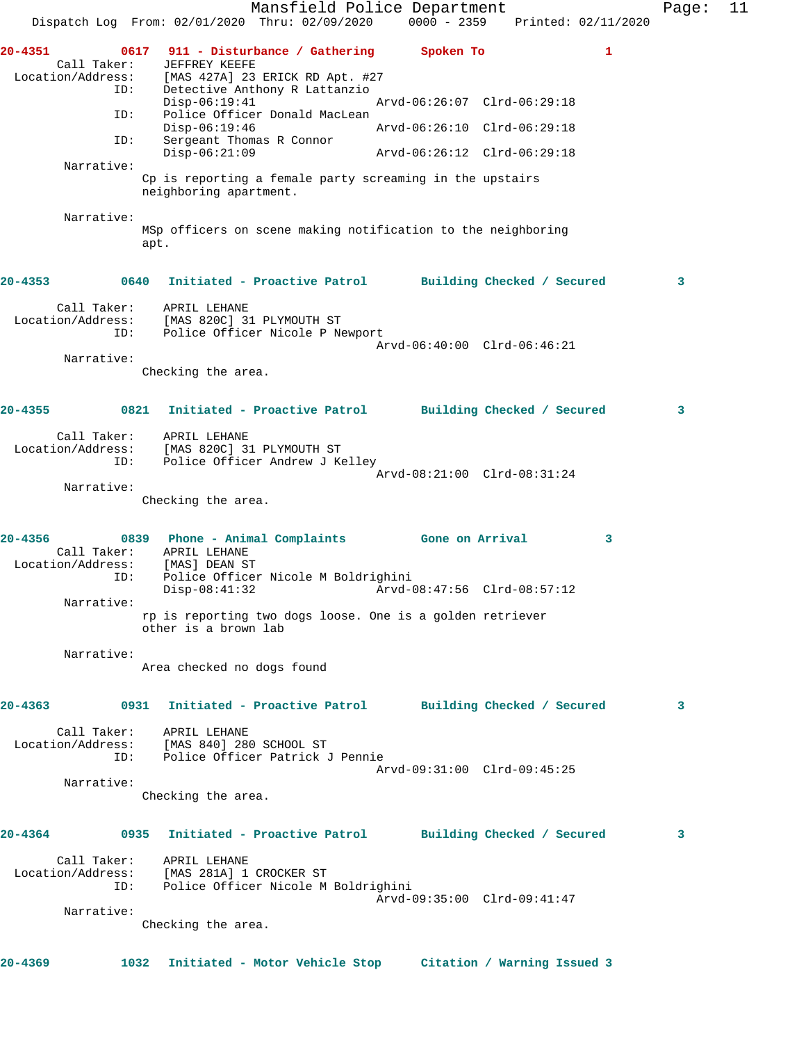**20-4351 0617 911 - Disturbance / Gathering Spoken To 1**

Call Taker: JEFFREY KEEFE
Location/Address: [MAS 427A] 23 ERICK RD Apt. #27
ID: Detective Anthony R Lattanzio
Disp-06:19:41 Arvd-06:26:07 Clrd-06:29:18
ID: Police Officer Donald MacLean
Disp-06:19:46 Arvd-06:26:10 Clrd-06:29:18
ID: Sergeant Thomas R Connor
Disp-06:21:09 Arvd-06:26:12 Clrd-06:29:18

Narrative:
Cp is reporting a female party screaming in the upstairs neighboring apartment.

Narrative:
MSp officers on scene making notification to the neighboring apt.

**20-4353 0640 Initiated - Proactive Patrol Building Checked / Secured 3**

Call Taker: APRIL LEHANE
Location/Address: [MAS 820C] 31 PLYMOUTH ST
ID: Police Officer Nicole P Newport
Arvd-06:40:00 Clrd-06:46:21

Narrative:
Checking the area.

**20-4355 0821 Initiated - Proactive Patrol Building Checked / Secured 3**

Call Taker: APRIL LEHANE
Location/Address: [MAS 820C] 31 PLYMOUTH ST
ID: Police Officer Andrew J Kelley
Arvd-08:21:00 Clrd-08:31:24

Narrative:
Checking the area.

**20-4356 0839 Phone - Animal Complaints Gone on Arrival 3**

Call Taker: APRIL LEHANE
Location/Address: [MAS] DEAN ST
ID: Police Officer Nicole M Boldrighini
Disp-08:41:32 Arvd-08:47:56 Clrd-08:57:12

Narrative:
rp is reporting two dogs loose. One is a golden retriever other is a brown lab

Narrative:
Area checked no dogs found

**20-4363 0931 Initiated - Proactive Patrol Building Checked / Secured 3**

Call Taker: APRIL LEHANE
Location/Address: [MAS 840] 280 SCHOOL ST
ID: Police Officer Patrick J Pennie
Arvd-09:31:00 Clrd-09:45:25

Narrative:
Checking the area.

**20-4364 0935 Initiated - Proactive Patrol Building Checked / Secured 3**

Call Taker: APRIL LEHANE
Location/Address: [MAS 281A] 1 CROCKER ST
ID: Police Officer Nicole M Boldrighini
Arvd-09:35:00 Clrd-09:41:47

Narrative:
Checking the area.

**20-4369 1032 Initiated - Motor Vehicle Stop Citation / Warning Issued 3**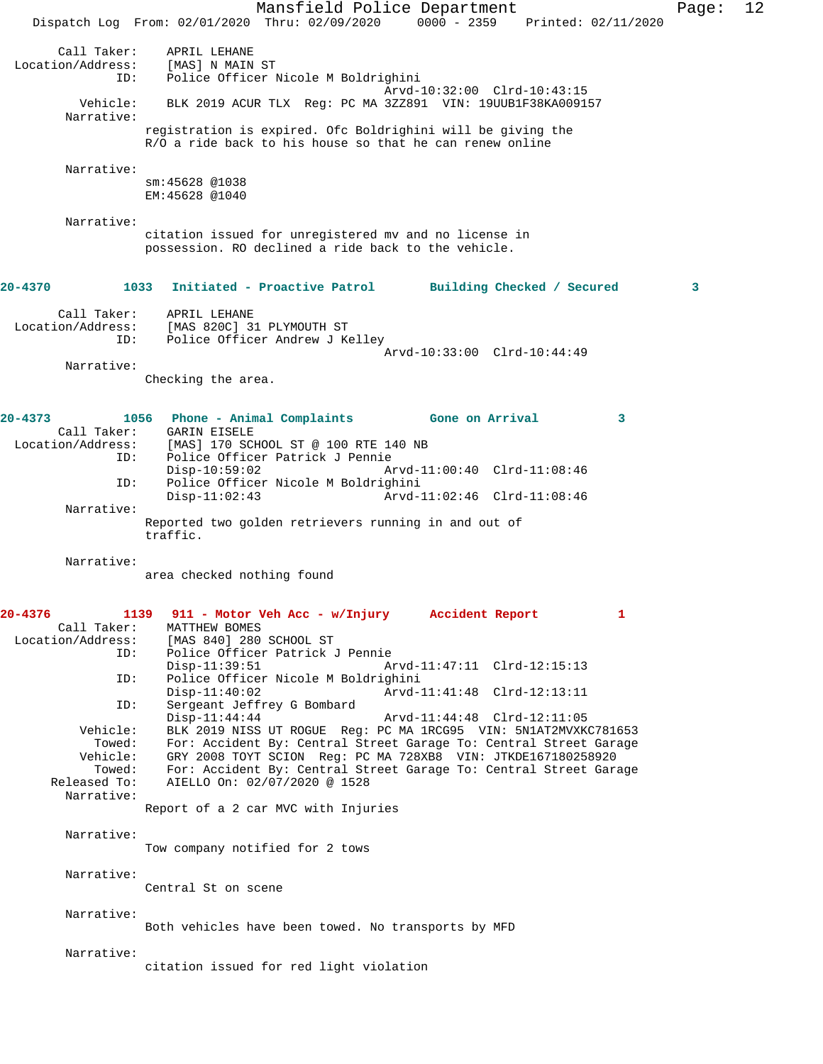Call Taker: APRIL LEHANE
Location/Address: [MAS] N MAIN ST
ID: Police Officer Nicole M Boldrighini
Arvd-10:32:00 Clrd-10:43:15
Vehicle: BLK 2019 ACUR TLX Reg: PC MA 3ZZ891 VIN: 19UUB1F38KA009157
Narrative:
registration is expired. Ofc Boldrighini will be giving the R/O a ride back to his house so that he can renew online

Narrative:
sm:45628 @1038
EM:45628 @1040

Narrative:
citation issued for unregistered mv and no license in possession. RO declined a ride back to the vehicle.

**20-4370 1033 Initiated - Proactive Patrol Building Checked / Secured 3**

Call Taker: APRIL LEHANE
Location/Address: [MAS 820C] 31 PLYMOUTH ST
ID: Police Officer Andrew J Kelley
Arvd-10:33:00 Clrd-10:44:49
Narrative:
Checking the area.

**20-4373 1056 Phone - Animal Complaints Gone on Arrival 3**

Call Taker: GARIN EISELE
Location/Address: [MAS] 170 SCHOOL ST @ 100 RTE 140 NB
ID: Police Officer Patrick J Pennie
Disp-10:59:02 Arvd-11:00:40 Clrd-11:08:46
ID: Police Officer Nicole M Boldrighini
Disp-11:02:43 Arvd-11:02:46 Clrd-11:08:46
Narrative:
Reported two golden retrievers running in and out of traffic.

Narrative:
area checked nothing found

**20-4376 1139 911 - Motor Veh Acc - w/Injury Accident Report 1**

Call Taker: MATTHEW BOMES
Location/Address: [MAS 840] 280 SCHOOL ST
ID: Police Officer Patrick J Pennie
Disp-11:39:51 Arvd-11:47:11 Clrd-12:15:13
ID: Police Officer Nicole M Boldrighini
Disp-11:40:02 Arvd-11:41:48 Clrd-12:13:11
ID: Sergeant Jeffrey G Bombard
Disp-11:44:44 Arvd-11:44:48 Clrd-12:11:05
Vehicle: BLK 2019 NISS UT ROGUE Reg: PC MA 1RCG95 VIN: 5N1AT2MVXKC781653
Towed: For: Accident By: Central Street Garage To: Central Street Garage
Vehicle: GRY 2008 TOYT SCION Reg: PC MA 728XB8 VIN: JTKDE167180258920
Towed: For: Accident By: Central Street Garage To: Central Street Garage
Released To: AIELLO On: 02/07/2020 @ 1528
Narrative:
Report of a 2 car MVC with Injuries

Narrative:
Tow company notified for 2 tows

Narrative:
Central St on scene

Narrative:
Both vehicles have been towed. No transports by MFD

Narrative:
citation issued for red light violation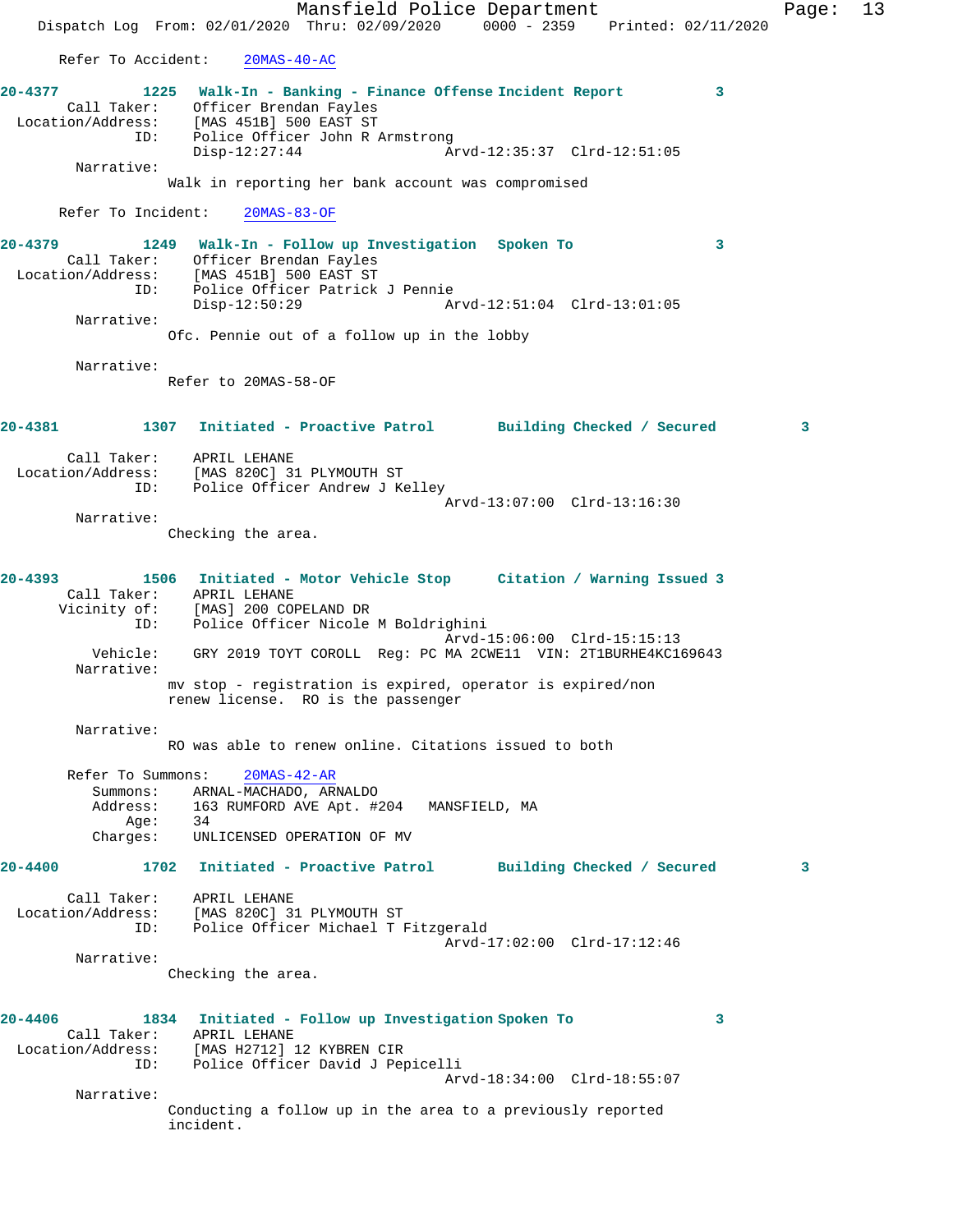Refer To Accident: 20MAS-40-AC

**20-4377 1225 Walk-In - Banking - Finance Offense Incident Report 3**

Call Taker: Officer Brendan Fayles
Location/Address: [MAS 451B] 500 EAST ST
ID: Police Officer John R Armstrong
Disp-12:27:44 Arvd-12:35:37 Clrd-12:51:05

Narrative:
Walk in reporting her bank account was compromised

Refer To Incident: 20MAS-83-OF

**20-4379 1249 Walk-In - Follow up Investigation Spoken To 3**

Call Taker: Officer Brendan Fayles
Location/Address: [MAS 451B] 500 EAST ST
ID: Police Officer Patrick J Pennie
Disp-12:50:29 Arvd-12:51:04 Clrd-13:01:05

Narrative:
Ofc. Pennie out of a follow up in the lobby

Narrative:
Refer to 20MAS-58-OF

**20-4381 1307 Initiated - Proactive Patrol Building Checked / Secured 3**

Call Taker: APRIL LEHANE
Location/Address: [MAS 820C] 31 PLYMOUTH ST
ID: Police Officer Andrew J Kelley
Arvd-13:07:00 Clrd-13:16:30

Narrative:
Checking the area.

**20-4393 1506 Initiated - Motor Vehicle Stop Citation / Warning Issued 3**

Call Taker: APRIL LEHANE
Vicinity of: [MAS] 200 COPELAND DR
ID: Police Officer Nicole M Boldrighini
Arvd-15:06:00 Clrd-15:15:13
Vehicle: GRY 2019 TOYT COROLL Reg: PC MA 2CWE11 VIN: 2T1BURHE4KC169643

Narrative:
mv stop - registration is expired, operator is expired/non renew license. RO is the passenger

Narrative:
RO was able to renew online. Citations issued to both

Refer To Summons: 20MAS-42-AR
Summons: ARNAL-MACHADO, ARNALDO
Address: 163 RUMFORD AVE Apt. #204 MANSFIELD, MA
Age: 34
Charges: UNLICENSED OPERATION OF MV

**20-4400 1702 Initiated - Proactive Patrol Building Checked / Secured 3**

Call Taker: APRIL LEHANE
Location/Address: [MAS 820C] 31 PLYMOUTH ST
ID: Police Officer Michael T Fitzgerald
Arvd-17:02:00 Clrd-17:12:46

Narrative:
Checking the area.

**20-4406 1834 Initiated - Follow up Investigation Spoken To 3**

Call Taker: APRIL LEHANE
Location/Address: [MAS H2712] 12 KYBREN CIR
ID: Police Officer David J Pepicelli
Arvd-18:34:00 Clrd-18:55:07

Narrative:
Conducting a follow up in the area to a previously reported incident.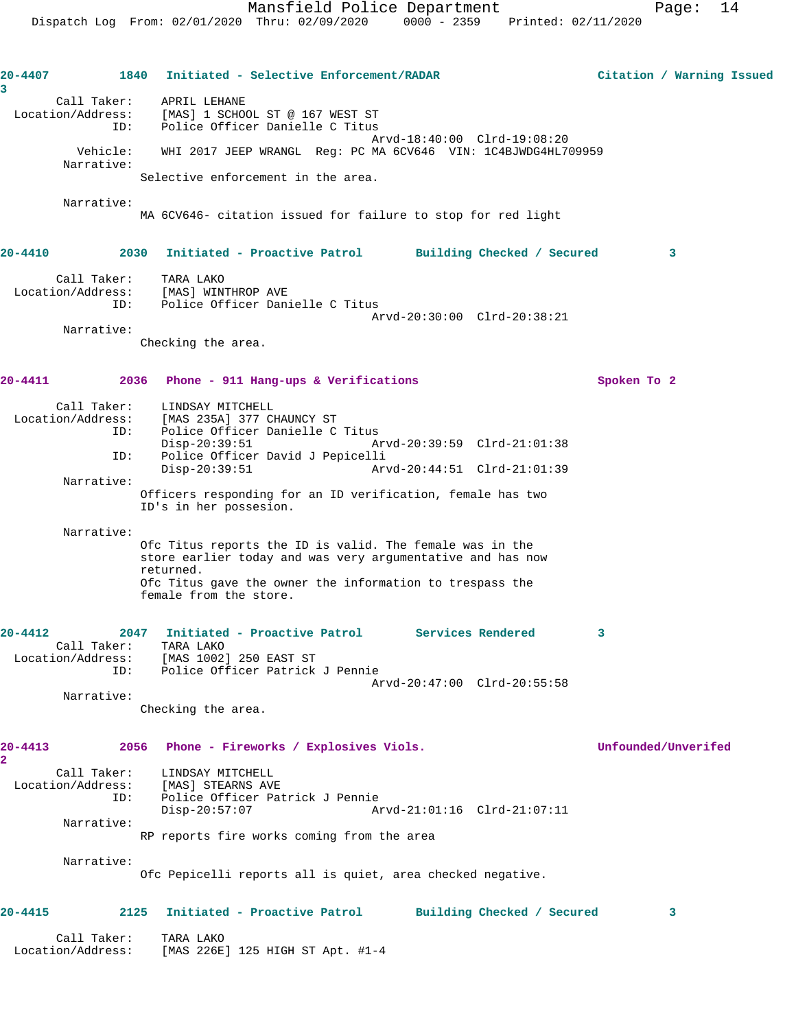**20-4407** 1840 **Initiated - Selective Enforcement/RADAR** **Citation / Warning Issued** 3

Call Taker: APRIL LEHANE
Location/Address: [MAS] 1 SCHOOL ST @ 167 WEST ST
ID: Police Officer Danielle C Titus
Arvd-18:40:00 Clrd-19:08:20
Vehicle: WHI 2017 JEEP WRANGL Reg: PC MA 6CV646 VIN: 1C4BJWDG4HL709959
Narrative:
Selective enforcement in the area.

Narrative:
MA 6CV646- citation issued for failure to stop for red light

**20-4410** 2030 **Initiated - Proactive Patrol** **Building Checked / Secured** 3

Call Taker: TARA LAKO
Location/Address: [MAS] WINTHROP AVE
ID: Police Officer Danielle C Titus
Arvd-20:30:00 Clrd-20:38:21
Narrative:
Checking the area.

**20-4411** 2036 **Phone - 911 Hang-ups & Verifications** **Spoken To** 2

Call Taker: LINDSAY MITCHELL
Location/Address: [MAS 235A] 377 CHAUNCY ST
ID: Police Officer Danielle C Titus
Disp-20:39:51 Arvd-20:39:59 Clrd-21:01:38
ID: Police Officer David J Pepicelli
Disp-20:39:51 Arvd-20:44:51 Clrd-21:01:39
Narrative:
Officers responding for an ID verification, female has two ID's in her possesion.

Narrative:
Ofc Titus reports the ID is valid. The female was in the store earlier today and was very argumentative and has now returned.
Ofc Titus gave the owner the information to trespass the female from the store.

**20-4412** 2047 **Initiated - Proactive Patrol** **Services Rendered** 3

Call Taker: TARA LAKO
Location/Address: [MAS 1002] 250 EAST ST
ID: Police Officer Patrick J Pennie
Arvd-20:47:00 Clrd-20:55:58
Narrative:
Checking the area.

**20-4413** 2056 **Phone - Fireworks / Explosives Viols.** **Unfounded/Unverifed** 2

Call Taker: LINDSAY MITCHELL
Location/Address: [MAS] STEARNS AVE
ID: Police Officer Patrick J Pennie
Disp-20:57:07 Arvd-21:01:16 Clrd-21:07:11
Narrative:
RP reports fire works coming from the area

Narrative:
Ofc Pepicelli reports all is quiet, area checked negative.

**20-4415** 2125 **Initiated - Proactive Patrol** **Building Checked / Secured** 3

Call Taker: TARA LAKO
Location/Address: [MAS 226E] 125 HIGH ST Apt. #1-4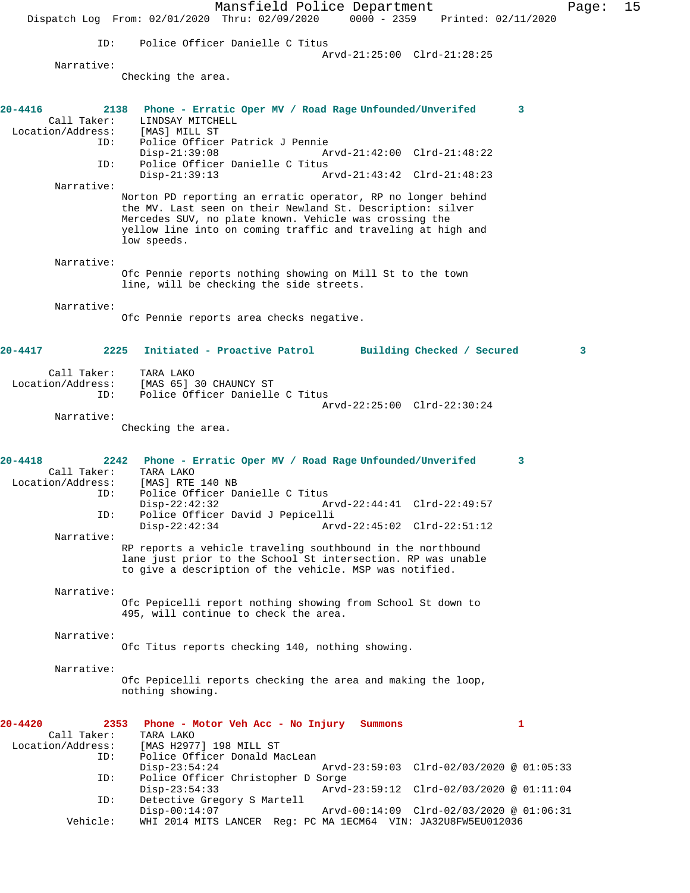ID: Police Officer Danielle C Titus
Arvd-21:25:00 Clrd-21:28:25

Narrative:
Checking the area.

**20-4416 2138 Phone - Erratic Oper MV / Road Rage Unfounded/Unverifed 3**

Call Taker: LINDSAY MITCHELL
Location/Address: [MAS] MILL ST
ID: Police Officer Patrick J Pennie
Disp-21:39:08 Arvd-21:42:00 Clrd-21:48:22
ID: Police Officer Danielle C Titus
Disp-21:39:13 Arvd-21:43:42 Clrd-21:48:23

Narrative:
Norton PD reporting an erratic operator, RP no longer behind the MV. Last seen on their Newland St. Description: silver Mercedes SUV, no plate known. Vehicle was crossing the yellow line into on coming traffic and traveling at high and low speeds.

Narrative:
Ofc Pennie reports nothing showing on Mill St to the town line, will be checking the side streets.

Narrative:
Ofc Pennie reports area checks negative.

**20-4417 2225 Initiated - Proactive Patrol Building Checked / Secured 3**

Call Taker: TARA LAKO
Location/Address: [MAS 65] 30 CHAUNCY ST
ID: Police Officer Danielle C Titus
Arvd-22:25:00 Clrd-22:30:24

Narrative:
Checking the area.

**20-4418 2242 Phone - Erratic Oper MV / Road Rage Unfounded/Unverifed 3**

Call Taker: TARA LAKO
Location/Address: [MAS] RTE 140 NB
ID: Police Officer Danielle C Titus
Disp-22:42:32 Arvd-22:44:41 Clrd-22:49:57
ID: Police Officer David J Pepicelli
Disp-22:42:34 Arvd-22:45:02 Clrd-22:51:12

Narrative:
RP reports a vehicle traveling southbound in the northbound lane just prior to the School St intersection. RP was unable to give a description of the vehicle. MSP was notified.

Narrative:
Ofc Pepicelli report nothing showing from School St down to 495, will continue to check the area.

Narrative:
Ofc Titus reports checking 140, nothing showing.

Narrative:
Ofc Pepicelli reports checking the area and making the loop, nothing showing.

**20-4420 2353 Phone - Motor Veh Acc - No Injury Summons 1**

Call Taker: TARA LAKO
Location/Address: [MAS H2977] 198 MILL ST
ID: Police Officer Donald MacLean
Disp-23:54:24 Arvd-23:59:03 Clrd-02/03/2020 @ 01:05:33
ID: Police Officer Christopher D Sorge
Disp-23:54:33 Arvd-23:59:12 Clrd-02/03/2020 @ 01:11:04
ID: Detective Gregory S Martell
Disp-00:14:07 Arvd-00:14:09 Clrd-02/03/2020 @ 01:06:31
Vehicle: WHI 2014 MITS LANCER Reg: PC MA 1ECM64 VIN: JA32U8FW5EU012036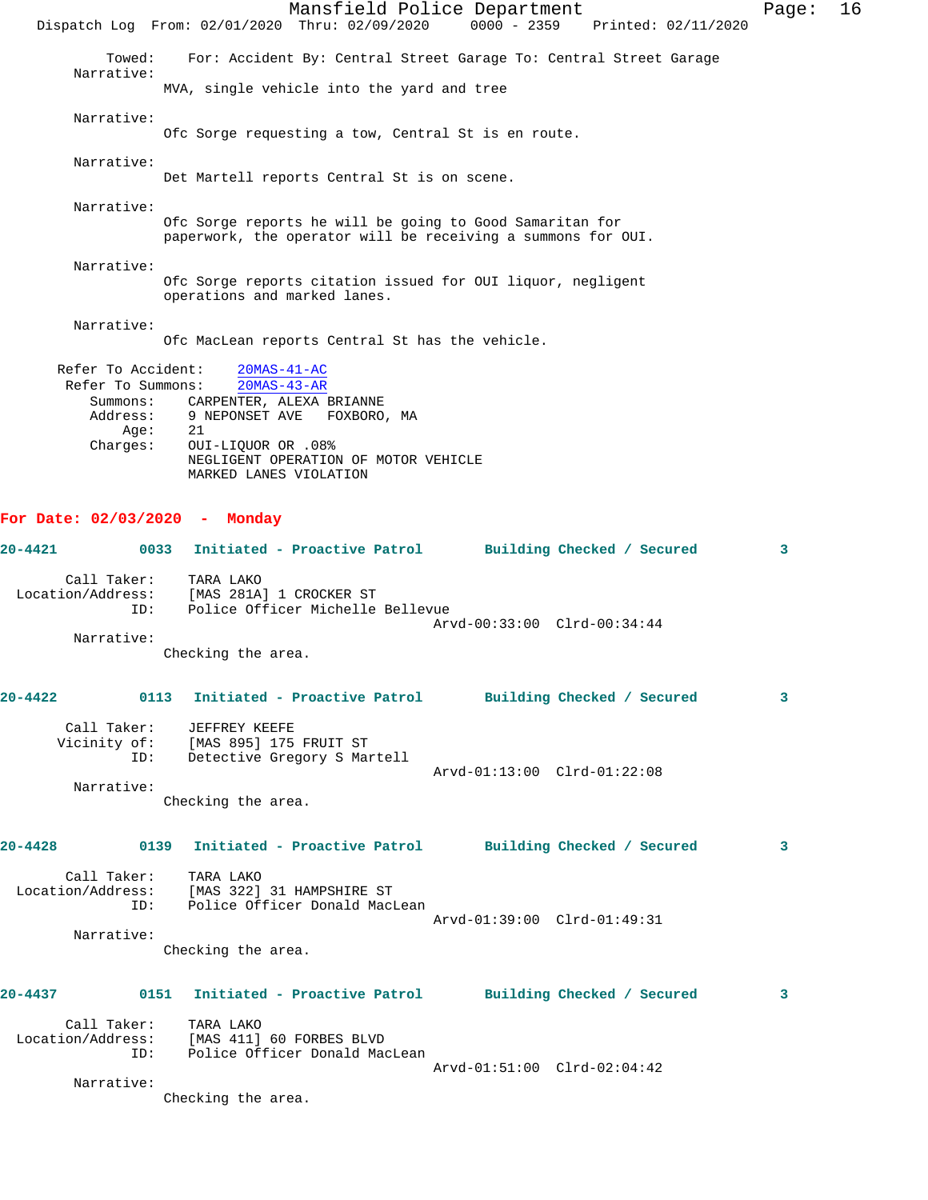Towed: For: Accident By: Central Street Garage To: Central Street Garage

Narrative:
MVA, single vehicle into the yard and tree

Narrative:
Ofc Sorge requesting a tow, Central St is en route.

Narrative:
Det Martell reports Central St is on scene.

Narrative:
Ofc Sorge reports he will be going to Good Samaritan for paperwork, the operator will be receiving a summons for OUI.

Narrative:
Ofc Sorge reports citation issued for OUI liquor, negligent operations and marked lanes.

Narrative:
Ofc MacLean reports Central St has the vehicle.

Refer To Accident: 20MAS-41-AC
Refer To Summons: 20MAS-43-AR
Summons: CARPENTER, ALEXA BRIANNE
Address: 9 NEPONSET AVE FOXBORO, MA
Age: 21
Charges: OUI-LIQUOR OR .08%
NEGLIGENT OPERATION OF MOTOR VEHICLE
MARKED LANES VIOLATION

## For Date: 02/03/2020 - Monday

**20-4421 0033 Initiated - Proactive Patrol Building Checked / Secured 3**

Call Taker: TARA LAKO
Location/Address: [MAS 281A] 1 CROCKER ST
ID: Police Officer Michelle Bellevue
Arvd-00:33:00 Clrd-00:34:44
Narrative:
Checking the area.

**20-4422 0113 Initiated - Proactive Patrol Building Checked / Secured 3**

Call Taker: JEFFREY KEEFE
Vicinity of: [MAS 895] 175 FRUIT ST
ID: Detective Gregory S Martell
Arvd-01:13:00 Clrd-01:22:08
Narrative:
Checking the area.

**20-4428 0139 Initiated - Proactive Patrol Building Checked / Secured 3**

Call Taker: TARA LAKO
Location/Address: [MAS 322] 31 HAMPSHIRE ST
ID: Police Officer Donald MacLean
Arvd-01:39:00 Clrd-01:49:31
Narrative:
Checking the area.

**20-4437 0151 Initiated - Proactive Patrol Building Checked / Secured 3**

Call Taker: TARA LAKO
Location/Address: [MAS 411] 60 FORBES BLVD
ID: Police Officer Donald MacLean
Arvd-01:51:00 Clrd-02:04:42
Narrative:
Checking the area.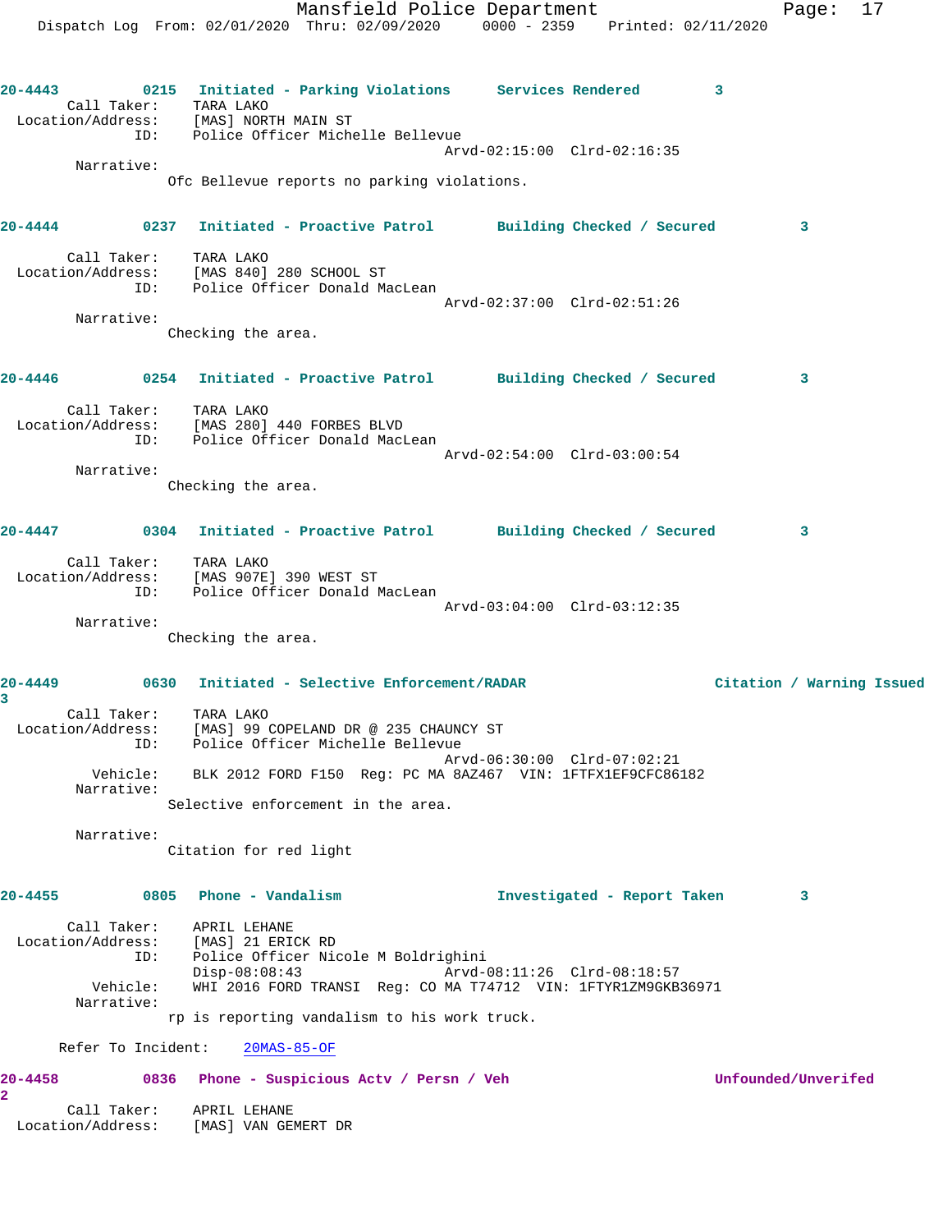**20-4443** 0215 **Initiated - Parking Violations** **Services Rendered** 3

Call Taker: TARA LAKO
Location/Address: [MAS] NORTH MAIN ST
ID: Police Officer Michelle Bellevue
Arvd-02:15:00 Clrd-02:16:35

Narrative:
Ofc Bellevue reports no parking violations.

**20-4444** 0237 **Initiated - Proactive Patrol** **Building Checked / Secured** 3

Call Taker: TARA LAKO
Location/Address: [MAS 840] 280 SCHOOL ST
ID: Police Officer Donald MacLean
Arvd-02:37:00 Clrd-02:51:26

Narrative:
Checking the area.

**20-4446** 0254 **Initiated - Proactive Patrol** **Building Checked / Secured** 3

Call Taker: TARA LAKO
Location/Address: [MAS 280] 440 FORBES BLVD
ID: Police Officer Donald MacLean
Arvd-02:54:00 Clrd-03:00:54

Narrative:
Checking the area.

**20-4447** 0304 **Initiated - Proactive Patrol** **Building Checked / Secured** 3

Call Taker: TARA LAKO
Location/Address: [MAS 907E] 390 WEST ST
ID: Police Officer Donald MacLean
Arvd-03:04:00 Clrd-03:12:35

Narrative:
Checking the area.

**20-4449** 0630 **Initiated - Selective Enforcement/RADAR** **Citation / Warning Issued** 3

Call Taker: TARA LAKO
Location/Address: [MAS] 99 COPELAND DR @ 235 CHAUNCY ST
ID: Police Officer Michelle Bellevue
Arvd-06:30:00 Clrd-07:02:21
Vehicle: BLK 2012 FORD F150 Reg: PC MA 8AZ467 VIN: 1FTFX1EF9CFC86182

Narrative:
Selective enforcement in the area.

Narrative:
Citation for red light

**20-4455** 0805 **Phone - Vandalism** **Investigated - Report Taken** 3

Call Taker: APRIL LEHANE
Location/Address: [MAS] 21 ERICK RD
ID: Police Officer Nicole M Boldrighini
Disp-08:08:43 Arvd-08:11:26 Clrd-08:18:57
Vehicle: WHI 2016 FORD TRANSI Reg: CO MA T74712 VIN: 1FTYR1ZM9GKB36971

Narrative:
rp is reporting vandalism to his work truck.

Refer To Incident: 20MAS-85-OF

**20-4458** 0836 **Phone - Suspicious Actv / Persn / Veh** **Unfounded/Unverifed** 2

Call Taker: APRIL LEHANE
Location/Address: [MAS] VAN GEMERT DR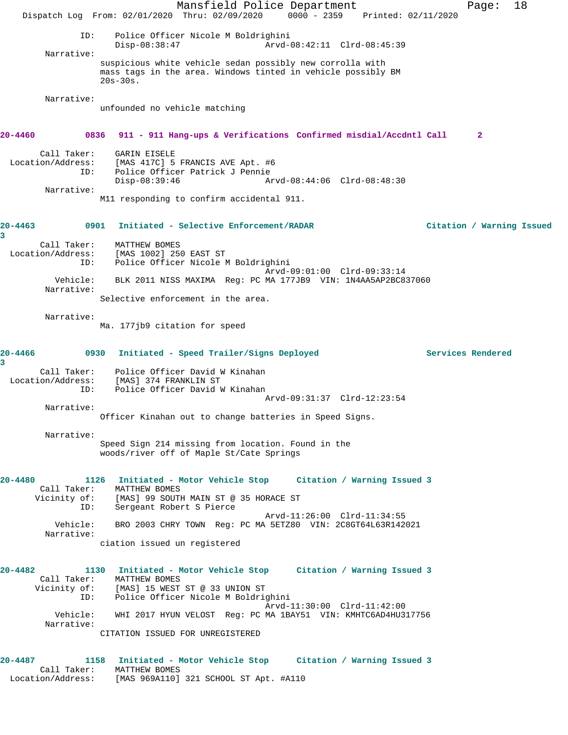ID: Police Officer Nicole M Boldrighini
Disp-08:38:47 Arvd-08:42:11 Clrd-08:45:39

Narrative:
suspicious white vehicle sedan possibly new corrolla with mass tags in the area. Windows tinted in vehicle possibly BM 20s-30s.

Narrative:
unfounded no vehicle matching

**20-4460 0836 911 - 911 Hang-ups & Verifications Confirmed misdial/Accdntl Call 2**

Call Taker: GARIN EISELE
Location/Address: [MAS 417C] 5 FRANCIS AVE Apt. #6
ID: Police Officer Patrick J Pennie
Disp-08:39:46 Arvd-08:44:06 Clrd-08:48:30

Narrative:
M11 responding to confirm accidental 911.

**20-4463 0901 Initiated - Selective Enforcement/RADAR Citation / Warning Issued 3**

Call Taker: MATTHEW BOMES
Location/Address: [MAS 1002] 250 EAST ST
ID: Police Officer Nicole M Boldrighini
Arvd-09:01:00 Clrd-09:33:14
Vehicle: BLK 2011 NISS MAXIMA Reg: PC MA 177JB9 VIN: 1N4AA5AP2BC837060

Narrative:
Selective enforcement in the area.

Narrative:
Ma. 177jb9 citation for speed

**20-4466 0930 Initiated - Speed Trailer/Signs Deployed Services Rendered 3**

Call Taker: Police Officer David W Kinahan
Location/Address: [MAS] 374 FRANKLIN ST
ID: Police Officer David W Kinahan
Arvd-09:31:37 Clrd-12:23:54

Narrative:
Officer Kinahan out to change batteries in Speed Signs.

Narrative:
Speed Sign 214 missing from location. Found in the woods/river off of Maple St/Cate Springs

**20-4480 1126 Initiated - Motor Vehicle Stop Citation / Warning Issued 3**

Call Taker: MATTHEW BOMES
Vicinity of: [MAS] 99 SOUTH MAIN ST @ 35 HORACE ST
ID: Sergeant Robert S Pierce
Arvd-11:26:00 Clrd-11:34:55
Vehicle: BRO 2003 CHRY TOWN Reg: PC MA 5ETZ80 VIN: 2C8GT64L63R142021

Narrative:
ciation issued un registered

**20-4482 1130 Initiated - Motor Vehicle Stop Citation / Warning Issued 3**

Call Taker: MATTHEW BOMES
Vicinity of: [MAS] 15 WEST ST @ 33 UNION ST
ID: Police Officer Nicole M Boldrighini
Arvd-11:30:00 Clrd-11:42:00
Vehicle: WHI 2017 HYUN VELOST Reg: PC MA 1BAY51 VIN: KMHTC6AD4HU317756

Narrative:
CITATION ISSUED FOR UNREGISTERED

**20-4487 1158 Initiated - Motor Vehicle Stop Citation / Warning Issued 3**

Call Taker: MATTHEW BOMES
Location/Address: [MAS 969A110] 321 SCHOOL ST Apt. #A110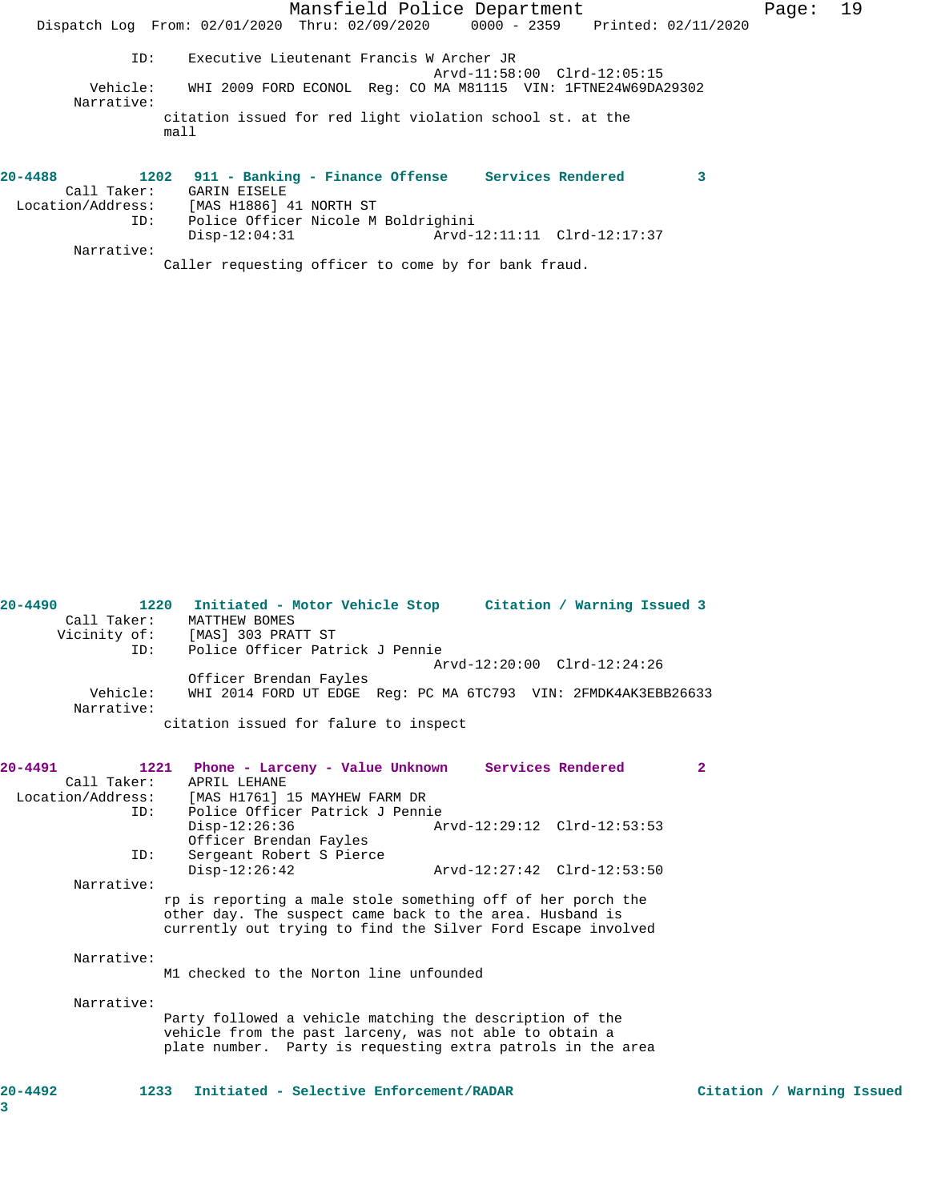ID: Executive Lieutenant Francis W Archer JR
Arvd-11:58:00 Clrd-12:05:15
Vehicle: WHI 2009 FORD ECONOL Reg: CO MA M81115 VIN: 1FTNE24W69DA29302
Narrative:
citation issued for red light violation school st. at the mall

**20-4488 1202 911 - Banking - Finance Offense Services Rendered 3**
Call Taker: GARIN EISELE
Location/Address: [MAS H1886] 41 NORTH ST
ID: Police Officer Nicole M Boldrighini
Disp-12:04:31 Arvd-12:11:11 Clrd-12:17:37
Narrative:
Caller requesting officer to come by for bank fraud.

**20-4490 1220 Initiated - Motor Vehicle Stop Citation / Warning Issued 3**
Call Taker: MATTHEW BOMES
Vicinity of: [MAS] 303 PRATT ST
ID: Police Officer Patrick J Pennie
Arvd-12:20:00 Clrd-12:24:26
Officer Brendan Fayles
Vehicle: WHI 2014 FORD UT EDGE Reg: PC MA 6TC793 VIN: 2FMDK4AK3EBB26633
Narrative:
citation issued for falure to inspect

**20-4491 1221 Phone - Larceny - Value Unknown Services Rendered 2**
Call Taker: APRIL LEHANE
Location/Address: [MAS H1761] 15 MAYHEW FARM DR
ID: Police Officer Patrick J Pennie
Disp-12:26:36 Arvd-12:29:12 Clrd-12:53:53
Officer Brendan Fayles
ID: Sergeant Robert S Pierce
Disp-12:26:42 Arvd-12:27:42 Clrd-12:53:50
Narrative:
rp is reporting a male stole something off of her porch the other day. The suspect came back to the area. Husband is currently out trying to find the Silver Ford Escape involved

Narrative:
M1 checked to the Norton line unfounded

Narrative:
Party followed a vehicle matching the description of the vehicle from the past larceny, was not able to obtain a plate number. Party is requesting extra patrols in the area

**20-4492 1233 Initiated - Selective Enforcement/RADAR Citation / Warning Issued 3**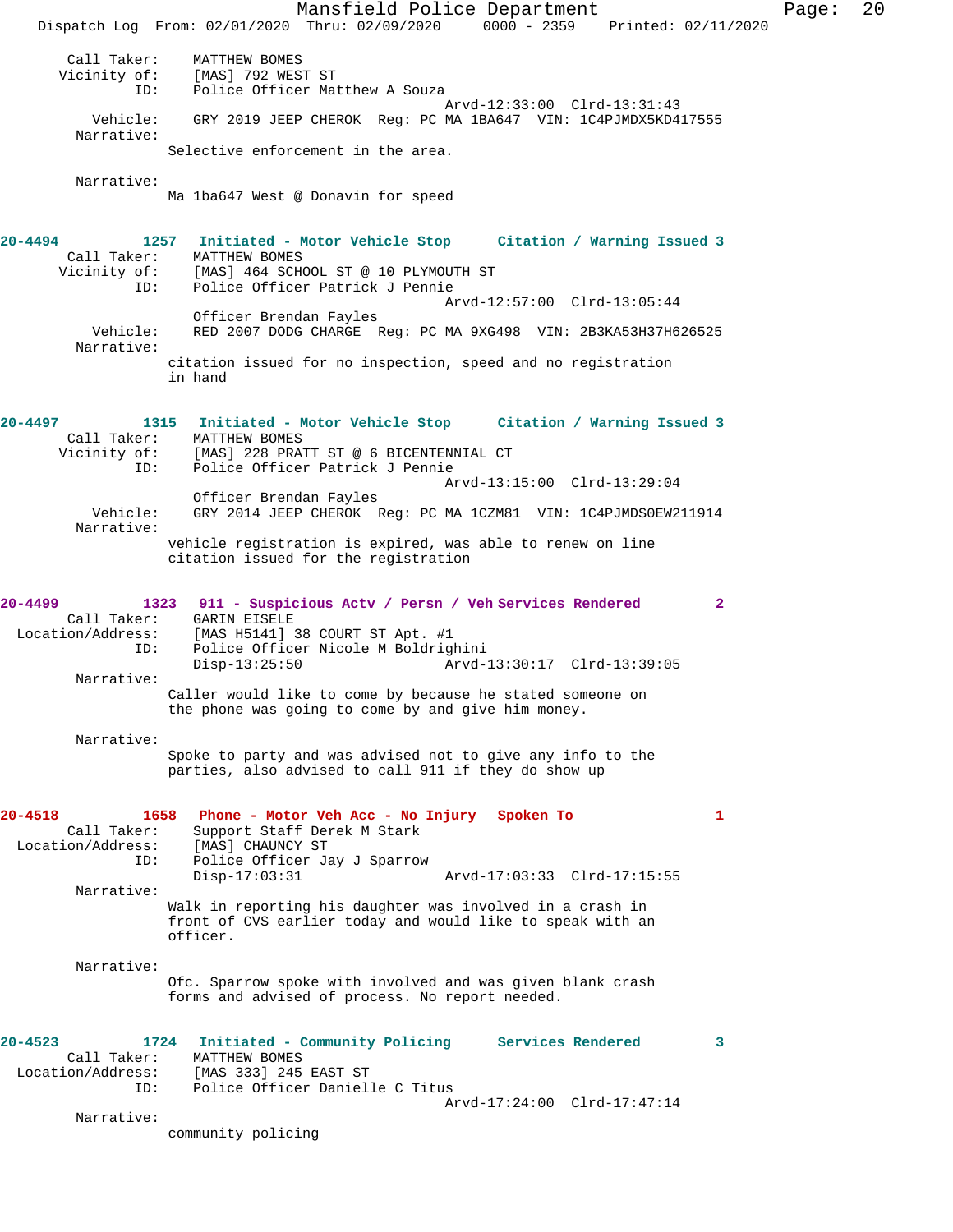```
      Call Taker:    MATTHEW BOMES
     Vicinity of:    [MAS] 792 WEST ST
              ID:    Police Officer Matthew A Souza
                                          Arvd-12:33:00  Clrd-13:31:43
         Vehicle:    GRY 2019 JEEP CHEROK  Reg: PC MA 1BA647  VIN: 1C4PJMDX5KD417555
       Narrative:
                 Selective enforcement in the area.

       Narrative:
                 Ma 1ba647 West @ Donavin for speed


20-4494          1257   Initiated - Motor Vehicle Stop      Citation / Warning Issued 3
      Call Taker:    MATTHEW BOMES
     Vicinity of:    [MAS] 464 SCHOOL ST @ 10 PLYMOUTH ST
              ID:    Police Officer Patrick J Pennie
                                          Arvd-12:57:00  Clrd-13:05:44
                     Officer Brendan Fayles
         Vehicle:    RED 2007 DODG CHARGE  Reg: PC MA 9XG498  VIN: 2B3KA53H37H626525
       Narrative:
                 citation issued for no inspection, speed and no registration
                 in hand


20-4497          1315   Initiated - Motor Vehicle Stop      Citation / Warning Issued 3
      Call Taker:    MATTHEW BOMES
     Vicinity of:    [MAS] 228 PRATT ST @ 6 BICENTENNIAL CT
              ID:    Police Officer Patrick J Pennie
                                          Arvd-13:15:00  Clrd-13:29:04
                     Officer Brendan Fayles
         Vehicle:    GRY 2014 JEEP CHEROK  Reg: PC MA 1CZM81  VIN: 1C4PJMDS0EW211914
       Narrative:
                 vehicle registration is expired, was able to renew on line
                 citation issued for the registration


20-4499          1323   911 - Suspicious Actv / Persn / Veh Services Rendered        2
      Call Taker:    GARIN EISELE
  Location/Address:  [MAS H5141] 38 COURT ST Apt. #1
              ID:    Police Officer Nicole M Boldrighini
                     Disp-13:25:50                Arvd-13:30:17  Clrd-13:39:05
       Narrative:
                 Caller would like to come by because he stated someone on
                 the phone was going to come by and give him money.

       Narrative:
                 Spoke to party and was advised not to give any info to the
                 parties, also advised to call 911 if they do show up


20-4518          1658   Phone - Motor Veh Acc - No Injury   Spoken To                1
      Call Taker:    Support Staff Derek M Stark
  Location/Address:  [MAS] CHAUNCY ST
              ID:    Police Officer Jay J Sparrow
                     Disp-17:03:31                Arvd-17:03:33  Clrd-17:15:55
       Narrative:
                 Walk in reporting his daughter was involved in a crash in
                 front of CVS earlier today and would like to speak with an
                 officer.

       Narrative:
                 Ofc. Sparrow spoke with involved and was given blank crash
                 forms and advised of process. No report needed.


20-4523          1724   Initiated - Community Policing      Services Rendered        3
      Call Taker:    MATTHEW BOMES
  Location/Address:  [MAS 333] 245 EAST ST
              ID:    Police Officer Danielle C Titus
                                          Arvd-17:24:00  Clrd-17:47:14
       Narrative:
                 community policing
```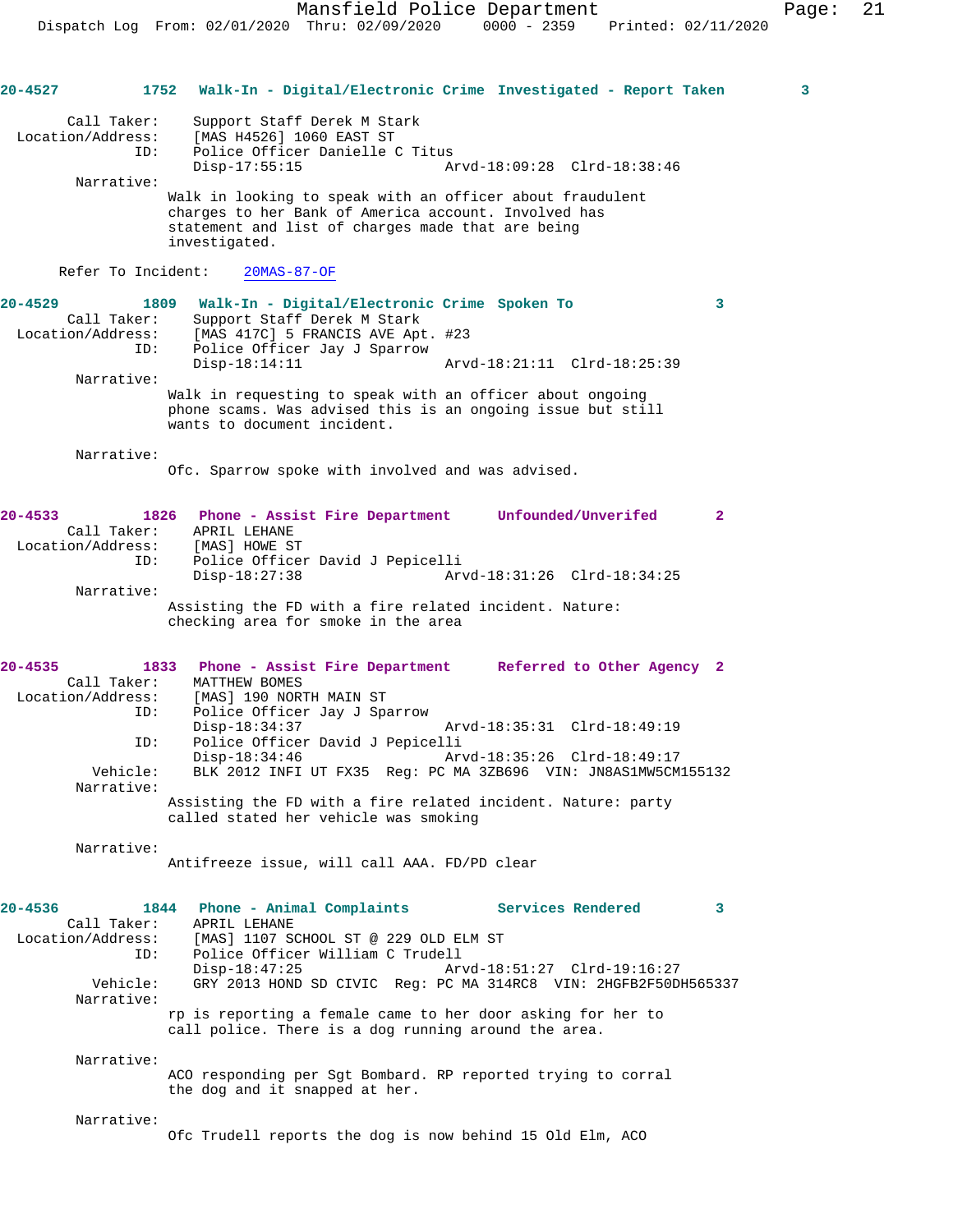**20-4527** 1752 **Walk-In - Digital/Electronic Crime Investigated - Report Taken** 3

Call Taker: Support Staff Derek M Stark
Location/Address: [MAS H4526] 1060 EAST ST
ID: Police Officer Danielle C Titus
Disp-17:55:15 Arvd-18:09:28 Clrd-18:38:46

Narrative:
Walk in looking to speak with an officer about fraudulent charges to her Bank of America account. Involved has statement and list of charges made that are being investigated.

Refer To Incident: 20MAS-87-OF

**20-4529** 1809 **Walk-In - Digital/Electronic Crime Spoken To** 3

Call Taker: Support Staff Derek M Stark
Location/Address: [MAS 417C] 5 FRANCIS AVE Apt. #23
ID: Police Officer Jay J Sparrow
Disp-18:14:11 Arvd-18:21:11 Clrd-18:25:39

Narrative:
Walk in requesting to speak with an officer about ongoing phone scams. Was advised this is an ongoing issue but still wants to document incident.

Narrative:
Ofc. Sparrow spoke with involved and was advised.

**20-4533** 1826 **Phone - Assist Fire Department Unfounded/Unverifed** 2

Call Taker: APRIL LEHANE
Location/Address: [MAS] HOWE ST
ID: Police Officer David J Pepicelli
Disp-18:27:38 Arvd-18:31:26 Clrd-18:34:25

Narrative:
Assisting the FD with a fire related incident. Nature: checking area for smoke in the area

**20-4535** 1833 **Phone - Assist Fire Department Referred to Other Agency** 2

Call Taker: MATTHEW BOMES
Location/Address: [MAS] 190 NORTH MAIN ST
ID: Police Officer Jay J Sparrow
Disp-18:34:37 Arvd-18:35:31 Clrd-18:49:19
ID: Police Officer David J Pepicelli
Disp-18:34:46 Arvd-18:35:26 Clrd-18:49:17
Vehicle: BLK 2012 INFI UT FX35 Reg: PC MA 3ZB696 VIN: JN8AS1MW5CM155132

Narrative:
Assisting the FD with a fire related incident. Nature: party called stated her vehicle was smoking

Narrative:
Antifreeze issue, will call AAA. FD/PD clear

**20-4536** 1844 **Phone - Animal Complaints Services Rendered** 3

Call Taker: APRIL LEHANE
Location/Address: [MAS] 1107 SCHOOL ST @ 229 OLD ELM ST
ID: Police Officer William C Trudell
Disp-18:47:25 Arvd-18:51:27 Clrd-19:16:27
Vehicle: GRY 2013 HOND SD CIVIC Reg: PC MA 314RC8 VIN: 2HGFB2F50DH565337

Narrative:
rp is reporting a female came to her door asking for her to call police. There is a dog running around the area.

Narrative:
ACO responding per Sgt Bombard. RP reported trying to corral the dog and it snapped at her.

Narrative:
Ofc Trudell reports the dog is now behind 15 Old Elm, ACO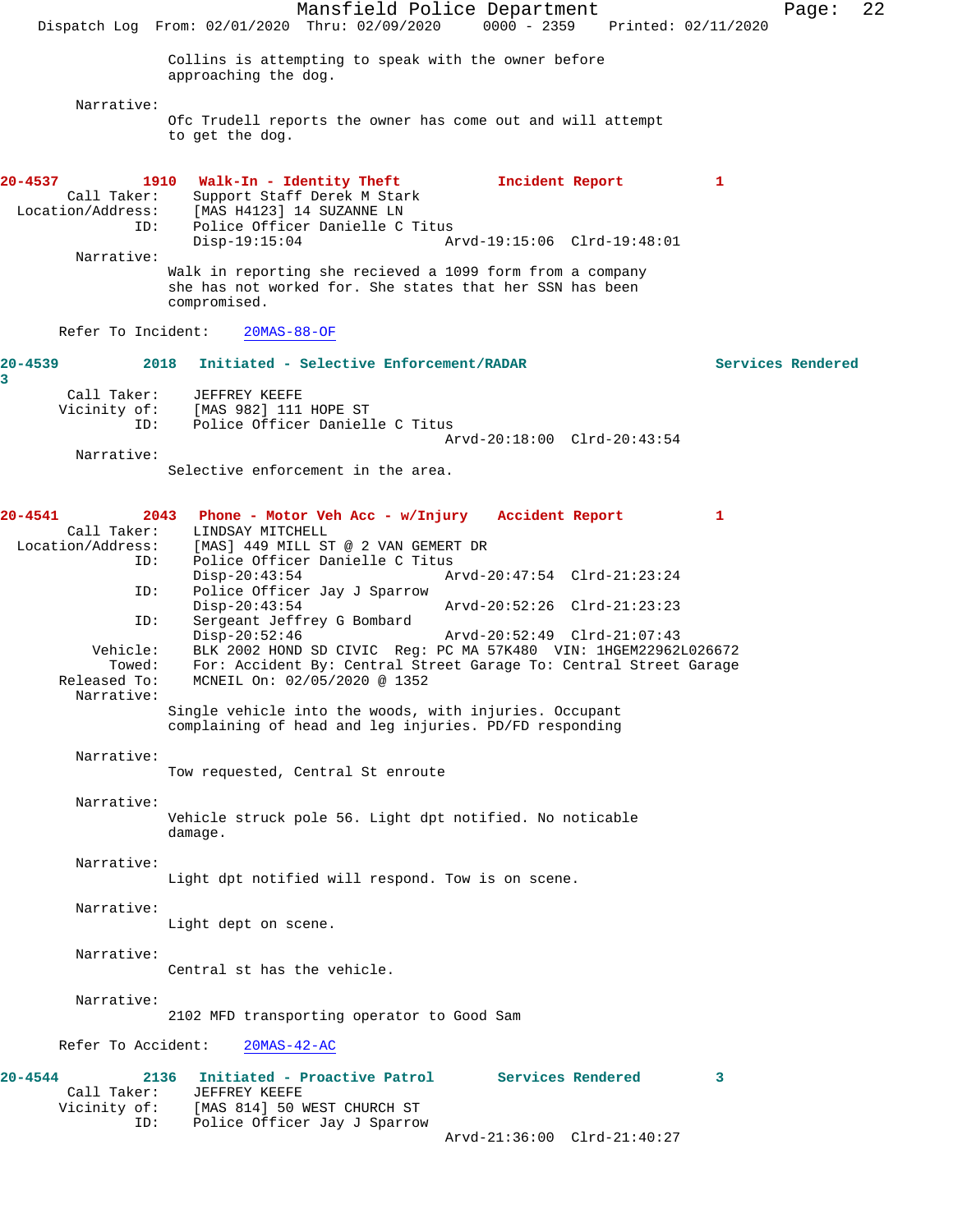Collins is attempting to speak with the owner before approaching the dog.

Narrative:
Ofc Trudell reports the owner has come out and will attempt to get the dog.

**20-4537 1910 Walk-In - Identity Theft Incident Report 1**

Call Taker: Support Staff Derek M Stark
Location/Address: [MAS H4123] 14 SUZANNE LN
ID: Police Officer Danielle C Titus
Disp-19:15:04 Arvd-19:15:06 Clrd-19:48:01

Narrative:
Walk in reporting she recieved a 1099 form from a company she has not worked for. She states that her SSN has been compromised.

Refer To Incident: 20MAS-88-OF

**20-4539 2018 Initiated - Selective Enforcement/RADAR Services Rendered 3**

Call Taker: JEFFREY KEEFE
Vicinity of: [MAS 982] 111 HOPE ST
ID: Police Officer Danielle C Titus
Arvd-20:18:00 Clrd-20:43:54

Narrative:
Selective enforcement in the area.

**20-4541 2043 Phone - Motor Veh Acc - w/Injury Accident Report 1**

Call Taker: LINDSAY MITCHELL
Location/Address: [MAS] 449 MILL ST @ 2 VAN GEMERT DR
ID: Police Officer Danielle C Titus
Disp-20:43:54 Arvd-20:47:54 Clrd-21:23:24
ID: Police Officer Jay J Sparrow
Disp-20:43:54 Arvd-20:52:26 Clrd-21:23:23
ID: Sergeant Jeffrey G Bombard
Disp-20:52:46 Arvd-20:52:49 Clrd-21:07:43
Vehicle: BLK 2002 HOND SD CIVIC Reg: PC MA 57K480 VIN: 1HGEM22962L026672
Towed: For: Accident By: Central Street Garage To: Central Street Garage
Released To: MCNEIL On: 02/05/2020 @ 1352

Narrative:
Single vehicle into the woods, with injuries. Occupant complaining of head and leg injuries. PD/FD responding

Narrative:
Tow requested, Central St enroute

Narrative:
Vehicle struck pole 56. Light dpt notified. No noticable damage.

Narrative:
Light dpt notified will respond. Tow is on scene.

Narrative:
Light dept on scene.

Narrative:
Central st has the vehicle.

Narrative:
2102 MFD transporting operator to Good Sam

Refer To Accident: 20MAS-42-AC

**20-4544 2136 Initiated - Proactive Patrol Services Rendered 3**

Call Taker: JEFFREY KEEFE
Vicinity of: [MAS 814] 50 WEST CHURCH ST
ID: Police Officer Jay J Sparrow
Arvd-21:36:00 Clrd-21:40:27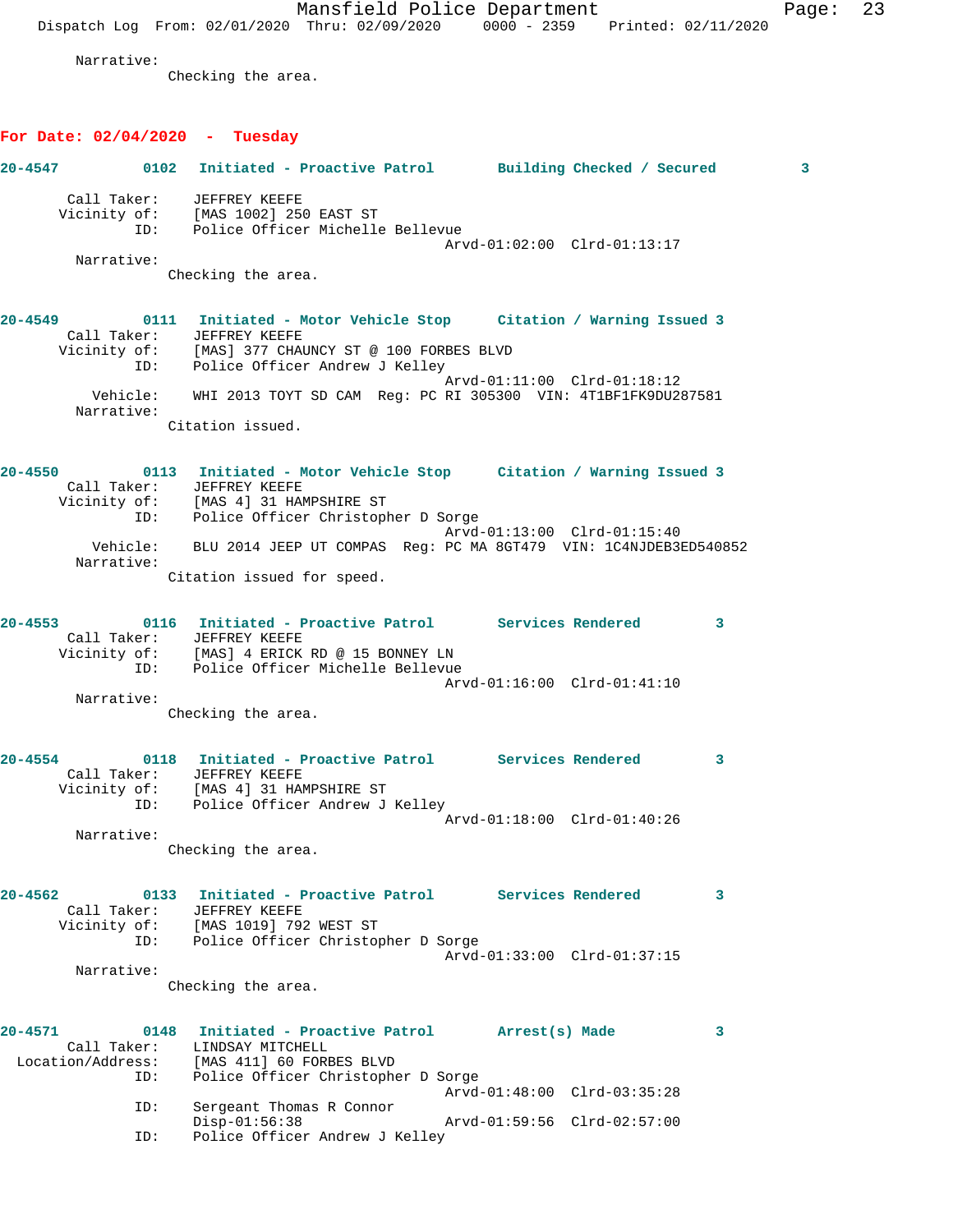Narrative:
Checking the area.

## For Date: 02/04/2020 - Tuesday

**20-4547** 0102 Initiated - Proactive Patrol — Building Checked / Secured 3

Call Taker: JEFFREY KEEFE
Vicinity of: [MAS 1002] 250 EAST ST
ID: Police Officer Michelle Bellevue
Arvd-01:02:00 Clrd-01:13:17
Narrative:
Checking the area.

**20-4549** 0111 Initiated - Motor Vehicle Stop — Citation / Warning Issued 3

Call Taker: JEFFREY KEEFE
Vicinity of: [MAS] 377 CHAUNCY ST @ 100 FORBES BLVD
ID: Police Officer Andrew J Kelley
Arvd-01:11:00 Clrd-01:18:12
Vehicle: WHI 2013 TOYT SD CAM Reg: PC RI 305300 VIN: 4T1BF1FK9DU287581
Narrative:
Citation issued.

**20-4550** 0113 Initiated - Motor Vehicle Stop — Citation / Warning Issued 3

Call Taker: JEFFREY KEEFE
Vicinity of: [MAS 4] 31 HAMPSHIRE ST
ID: Police Officer Christopher D Sorge
Arvd-01:13:00 Clrd-01:15:40
Vehicle: BLU 2014 JEEP UT COMPAS Reg: PC MA 8GT479 VIN: 1C4NJDEB3ED540852
Narrative:
Citation issued for speed.

**20-4553** 0116 Initiated - Proactive Patrol — Services Rendered 3

Call Taker: JEFFREY KEEFE
Vicinity of: [MAS] 4 ERICK RD @ 15 BONNEY LN
ID: Police Officer Michelle Bellevue
Arvd-01:16:00 Clrd-01:41:10
Narrative:
Checking the area.

**20-4554** 0118 Initiated - Proactive Patrol — Services Rendered 3

Call Taker: JEFFREY KEEFE
Vicinity of: [MAS 4] 31 HAMPSHIRE ST
ID: Police Officer Andrew J Kelley
Arvd-01:18:00 Clrd-01:40:26
Narrative:
Checking the area.

**20-4562** 0133 Initiated - Proactive Patrol — Services Rendered 3

Call Taker: JEFFREY KEEFE
Vicinity of: [MAS 1019] 792 WEST ST
ID: Police Officer Christopher D Sorge
Arvd-01:33:00 Clrd-01:37:15
Narrative:
Checking the area.

**20-4571** 0148 Initiated - Proactive Patrol — Arrest(s) Made 3

Call Taker: LINDSAY MITCHELL
Location/Address: [MAS 411] 60 FORBES BLVD
ID: Police Officer Christopher D Sorge
Arvd-01:48:00 Clrd-03:35:28
ID: Sergeant Thomas R Connor
Disp-01:56:38 Arvd-01:59:56 Clrd-02:57:00
ID: Police Officer Andrew J Kelley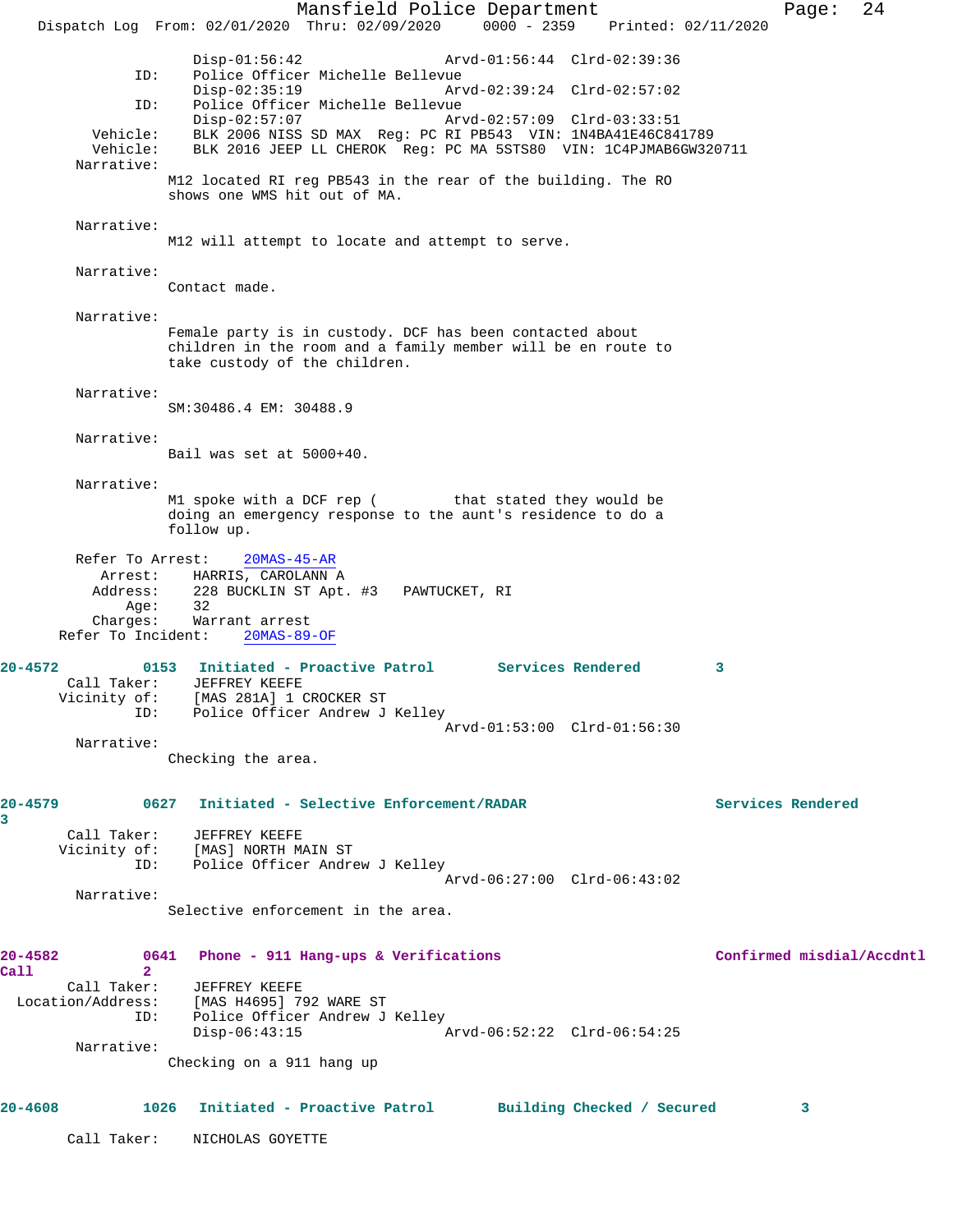```
                Disp-01:56:42                Arvd-01:56:44  Clrd-02:39:36
          ID:   Police Officer Michelle Bellevue
                Disp-02:35:19                Arvd-02:39:24  Clrd-02:57:02
          ID:   Police Officer Michelle Bellevue
                Disp-02:57:07                Arvd-02:57:09  Clrd-03:33:51
     Vehicle:   BLK 2006 NISS SD MAX  Reg: PC RI PB543  VIN: 1N4BA41E46C841789
     Vehicle:   BLK 2016 JEEP LL CHEROK  Reg: PC MA 5STS80  VIN: 1C4PJMAB6GW320711
   Narrative:
              M12 located RI reg PB543 in the rear of the building. The RO
              shows one WMS hit out of MA.

   Narrative:
              M12 will attempt to locate and attempt to serve.

   Narrative:
              Contact made.

   Narrative:
              Female party is in custody. DCF has been contacted about
              children in the room and a family member will be en route to
              take custody of the children.

   Narrative:
              SM:30486.4 EM: 30488.9

   Narrative:
              Bail was set at 5000+40.

   Narrative:
              M1 spoke with a DCF rep (          that stated they would be
              doing an emergency response to the aunt's residence to do a
              follow up.

   Refer To Arrest:    20MAS-45-AR
      Arrest:   HARRIS, CAROLANN A
     Address:   228 BUCKLIN ST Apt. #3   PAWTUCKET, RI
         Age:   32
     Charges:   Warrant arrest
  Refer To Incident:   20MAS-89-OF

20-4572         0153  Initiated - Proactive Patrol       Services Rendered         3
    Call Taker:   JEFFREY KEEFE
   Vicinity of:   [MAS 281A] 1 CROCKER ST
           ID:    Police Officer Andrew J Kelley
                                             Arvd-01:53:00  Clrd-01:56:30
   Narrative:
              Checking the area.

20-4579         0627  Initiated - Selective Enforcement/RADAR                Services Rendered
3
    Call Taker:   JEFFREY KEEFE
   Vicinity of:   [MAS] NORTH MAIN ST
           ID:    Police Officer Andrew J Kelley
                                             Arvd-06:27:00  Clrd-06:43:02
   Narrative:
              Selective enforcement in the area.

20-4582         0641  Phone - 911 Hang-ups & Verifications                   Confirmed misdial/Accdntl
Call            2
    Call Taker:   JEFFREY KEEFE
 Location/Address:   [MAS H4695] 792 WARE ST
           ID:    Police Officer Andrew J Kelley
                  Disp-06:43:15              Arvd-06:52:22  Clrd-06:54:25
   Narrative:
              Checking on a 911 hang up

20-4608         1026  Initiated - Proactive Patrol       Building Checked / Secured         3

    Call Taker:   NICHOLAS GOYETTE
```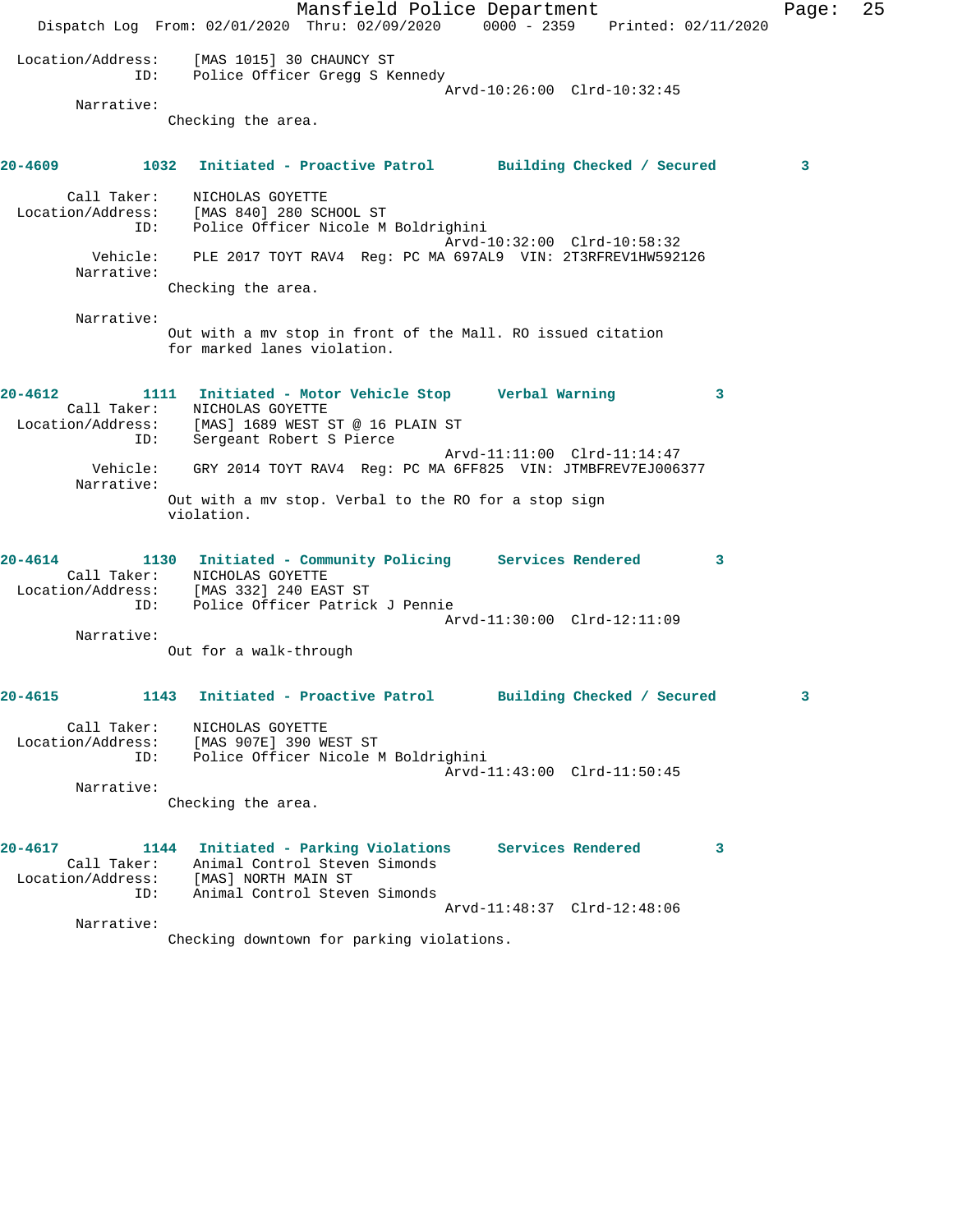Location/Address: [MAS 1015] 30 CHAUNCY ST
ID: Police Officer Gregg S Kennedy
Arvd-10:26:00 Clrd-10:32:45

Narrative:
Checking the area.

**20-4609 1032 Initiated - Proactive Patrol Building Checked / Secured 3**

Call Taker: NICHOLAS GOYETTE
Location/Address: [MAS 840] 280 SCHOOL ST
ID: Police Officer Nicole M Boldrighini
Arvd-10:32:00 Clrd-10:58:32
Vehicle: PLE 2017 TOYT RAV4 Reg: PC MA 697AL9 VIN: 2T3RFREV1HW592126

Narrative:
Checking the area.

Narrative:
Out with a mv stop in front of the Mall. RO issued citation for marked lanes violation.

**20-4612 1111 Initiated - Motor Vehicle Stop Verbal Warning 3**

Call Taker: NICHOLAS GOYETTE
Location/Address: [MAS] 1689 WEST ST @ 16 PLAIN ST
ID: Sergeant Robert S Pierce
Arvd-11:11:00 Clrd-11:14:47
Vehicle: GRY 2014 TOYT RAV4 Reg: PC MA 6FF825 VIN: JTMBFREV7EJ006377

Narrative:
Out with a mv stop. Verbal to the RO for a stop sign violation.

**20-4614 1130 Initiated - Community Policing Services Rendered 3**

Call Taker: NICHOLAS GOYETTE
Location/Address: [MAS 332] 240 EAST ST
ID: Police Officer Patrick J Pennie
Arvd-11:30:00 Clrd-12:11:09

Narrative:
Out for a walk-through

**20-4615 1143 Initiated - Proactive Patrol Building Checked / Secured 3**

Call Taker: NICHOLAS GOYETTE
Location/Address: [MAS 907E] 390 WEST ST
ID: Police Officer Nicole M Boldrighini
Arvd-11:43:00 Clrd-11:50:45

Narrative:
Checking the area.

**20-4617 1144 Initiated - Parking Violations Services Rendered 3**

Call Taker: Animal Control Steven Simonds
Location/Address: [MAS] NORTH MAIN ST
ID: Animal Control Steven Simonds
Arvd-11:48:37 Clrd-12:48:06

Narrative:
Checking downtown for parking violations.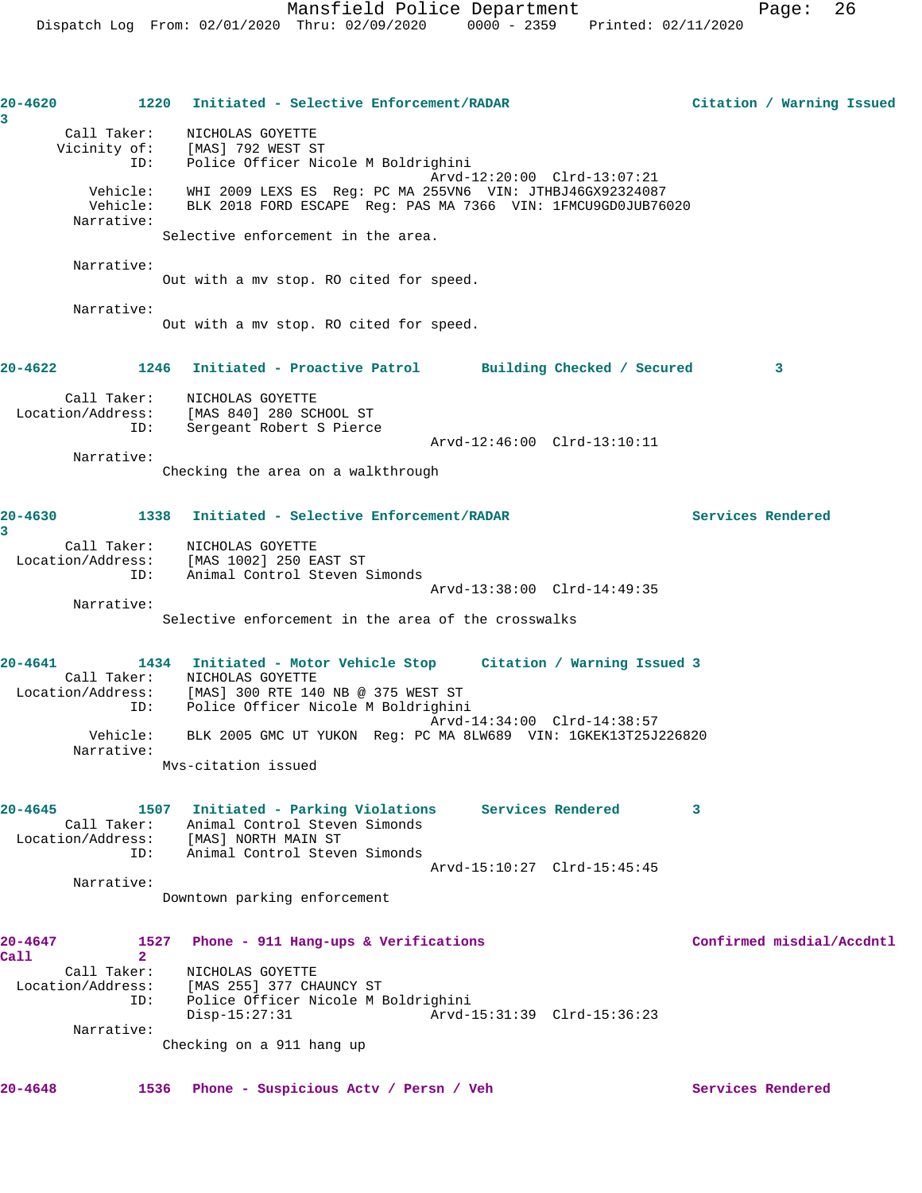**20-4620** 1220 **Initiated - Selective Enforcement/RADAR** **Citation / Warning Issued 3**

Call Taker: NICHOLAS GOYETTE
Vicinity of: [MAS] 792 WEST ST
ID: Police Officer Nicole M Boldrighini
Arvd-12:20:00 Clrd-13:07:21
Vehicle: WHI 2009 LEXS ES Reg: PC MA 255VN6 VIN: JTHBJ46GX92324087
Vehicle: BLK 2018 FORD ESCAPE Reg: PAS MA 7366 VIN: 1FMCU9GD0JUB76020
Narrative:
Selective enforcement in the area.

Narrative:
Out with a mv stop. RO cited for speed.

Narrative:
Out with a mv stop. RO cited for speed.

**20-4622** 1246 **Initiated - Proactive Patrol** **Building Checked / Secured 3**

Call Taker: NICHOLAS GOYETTE
Location/Address: [MAS 840] 280 SCHOOL ST
ID: Sergeant Robert S Pierce
Arvd-12:46:00 Clrd-13:10:11
Narrative:
Checking the area on a walkthrough

**20-4630** 1338 **Initiated - Selective Enforcement/RADAR** **Services Rendered 3**

Call Taker: NICHOLAS GOYETTE
Location/Address: [MAS 1002] 250 EAST ST
ID: Animal Control Steven Simonds
Arvd-13:38:00 Clrd-14:49:35
Narrative:
Selective enforcement in the area of the crosswalks

**20-4641** 1434 **Initiated - Motor Vehicle Stop** **Citation / Warning Issued 3**

Call Taker: NICHOLAS GOYETTE
Location/Address: [MAS] 300 RTE 140 NB @ 375 WEST ST
ID: Police Officer Nicole M Boldrighini
Arvd-14:34:00 Clrd-14:38:57
Vehicle: BLK 2005 GMC UT YUKON Reg: PC MA 8LW689 VIN: 1GKEK13T25J226820
Narrative:
Mvs-citation issued

**20-4645** 1507 **Initiated - Parking Violations** **Services Rendered 3**

Call Taker: Animal Control Steven Simonds
Location/Address: [MAS] NORTH MAIN ST
ID: Animal Control Steven Simonds
Arvd-15:10:27 Clrd-15:45:45
Narrative:
Downtown parking enforcement

**20-4647** 1527 **Phone - 911 Hang-ups & Verifications** **Confirmed misdial/Accdntl Call 2**

Call Taker: NICHOLAS GOYETTE
Location/Address: [MAS 255] 377 CHAUNCY ST
ID: Police Officer Nicole M Boldrighini
Disp-15:27:31 Arvd-15:31:39 Clrd-15:36:23
Narrative:
Checking on a 911 hang up

**20-4648** 1536 **Phone - Suspicious Actv / Persn / Veh** **Services Rendered**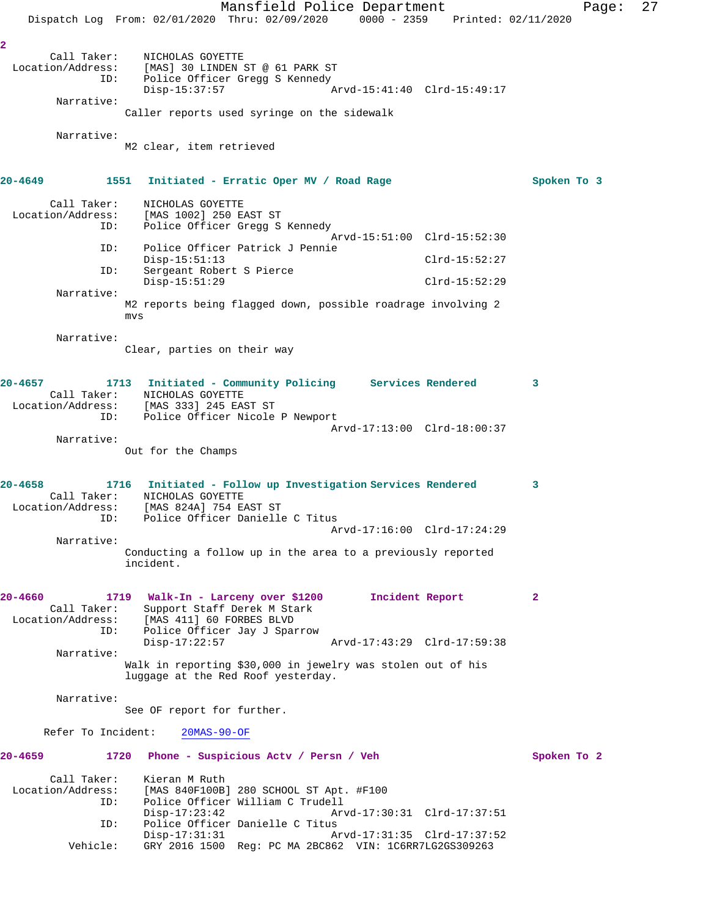2

Call Taker: NICHOLAS GOYETTE
Location/Address: [MAS] 30 LINDEN ST @ 61 PARK ST
ID: Police Officer Gregg S Kennedy
Disp-15:37:57 Arvd-15:41:40 Clrd-15:49:17

Narrative:
Caller reports used syringe on the sidewalk

Narrative:
M2 clear, item retrieved

**20-4649 1551 Initiated - Erratic Oper MV / Road Rage Spoken To 3**

Call Taker: NICHOLAS GOYETTE
Location/Address: [MAS 1002] 250 EAST ST
ID: Police Officer Gregg S Kennedy
Arvd-15:51:00 Clrd-15:52:30
ID: Police Officer Patrick J Pennie
Disp-15:51:13 Clrd-15:52:27
ID: Sergeant Robert S Pierce
Disp-15:51:29 Clrd-15:52:29

Narrative:
M2 reports being flagged down, possible roadrage involving 2 mvs

Narrative:
Clear, parties on their way

**20-4657 1713 Initiated - Community Policing Services Rendered 3**

Call Taker: NICHOLAS GOYETTE
Location/Address: [MAS 333] 245 EAST ST
ID: Police Officer Nicole P Newport
Arvd-17:13:00 Clrd-18:00:37

Narrative:
Out for the Champs

**20-4658 1716 Initiated - Follow up Investigation Services Rendered 3**

Call Taker: NICHOLAS GOYETTE
Location/Address: [MAS 824A] 754 EAST ST
ID: Police Officer Danielle C Titus
Arvd-17:16:00 Clrd-17:24:29

Narrative:
Conducting a follow up in the area to a previously reported incident.

**20-4660 1719 Walk-In - Larceny over $1200 Incident Report 2**

Call Taker: Support Staff Derek M Stark
Location/Address: [MAS 411] 60 FORBES BLVD
ID: Police Officer Jay J Sparrow
Disp-17:22:57 Arvd-17:43:29 Clrd-17:59:38

Narrative:
Walk in reporting $30,000 in jewelry was stolen out of his luggage at the Red Roof yesterday.

Narrative:
See OF report for further.

Refer To Incident: 20MAS-90-OF

**20-4659 1720 Phone - Suspicious Actv / Persn / Veh Spoken To 2**

Call Taker: Kieran M Ruth
Location/Address: [MAS 840F100B] 280 SCHOOL ST Apt. #F100
ID: Police Officer William C Trudell
Disp-17:23:42 Arvd-17:30:31 Clrd-17:37:51
ID: Police Officer Danielle C Titus
Disp-17:31:31 Arvd-17:31:35 Clrd-17:37:52
Vehicle: GRY 2016 1500 Reg: PC MA 2BC862 VIN: 1C6RR7LG2GS309263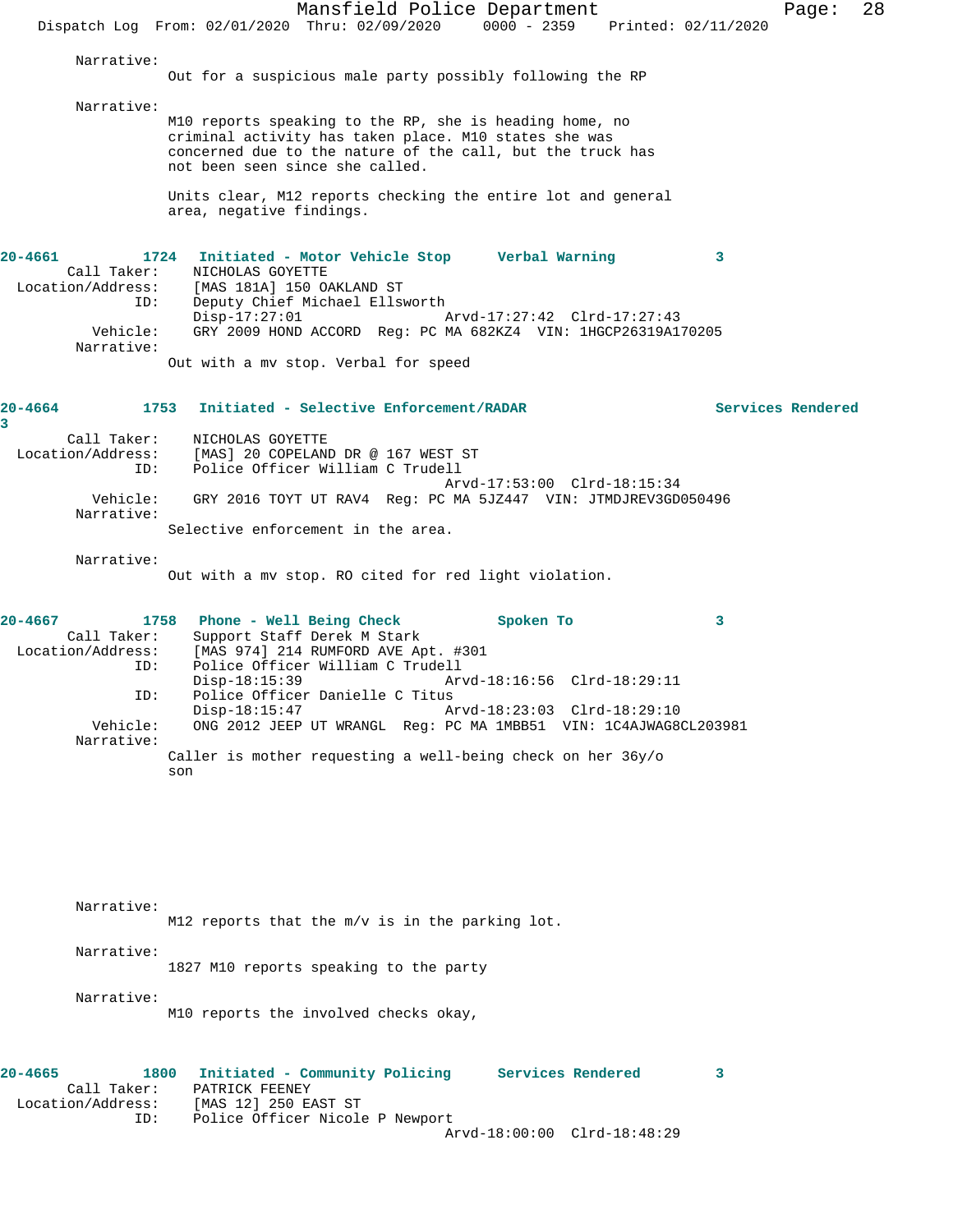Narrative:
Out for a suspicious male party possibly following the RP

Narrative:
M10 reports speaking to the RP, she is heading home, no criminal activity has taken place. M10 states she was concerned due to the nature of the call, but the truck has not been seen since she called.

Units clear, M12 reports checking the entire lot and general area, negative findings.

**20-4661 1724 Initiated - Motor Vehicle Stop Verbal Warning 3**

Call Taker: NICHOLAS GOYETTE
Location/Address: [MAS 181A] 150 OAKLAND ST
ID: Deputy Chief Michael Ellsworth
Disp-17:27:01 Arvd-17:27:42 Clrd-17:27:43
Vehicle: GRY 2009 HOND ACCORD Reg: PC MA 682KZ4 VIN: 1HGCP26319A170205
Narrative:
Out with a mv stop. Verbal for speed

**20-4664 1753 Initiated - Selective Enforcement/RADAR Services Rendered 3**

Call Taker: NICHOLAS GOYETTE
Location/Address: [MAS] 20 COPELAND DR @ 167 WEST ST
ID: Police Officer William C Trudell
Arvd-17:53:00 Clrd-18:15:34
Vehicle: GRY 2016 TOYT UT RAV4 Reg: PC MA 5JZ447 VIN: JTMDJREV3GD050496
Narrative:
Selective enforcement in the area.

Narrative:
Out with a mv stop. RO cited for red light violation.

**20-4667 1758 Phone - Well Being Check Spoken To 3**

Call Taker: Support Staff Derek M Stark
Location/Address: [MAS 974] 214 RUMFORD AVE Apt. #301
ID: Police Officer William C Trudell
Disp-18:15:39 Arvd-18:16:56 Clrd-18:29:11
ID: Police Officer Danielle C Titus
Disp-18:15:47 Arvd-18:23:03 Clrd-18:29:10
Vehicle: ONG 2012 JEEP UT WRANGL Reg: PC MA 1MBB51 VIN: 1C4AJWAG8CL203981
Narrative:
Caller is mother requesting a well-being check on her 36y/o son

Narrative:
M12 reports that the m/v is in the parking lot.

Narrative:
1827 M10 reports speaking to the party

Narrative:
M10 reports the involved checks okay,

**20-4665 1800 Initiated - Community Policing Services Rendered 3**

Call Taker: PATRICK FEENEY
Location/Address: [MAS 12] 250 EAST ST
ID: Police Officer Nicole P Newport
Arvd-18:00:00 Clrd-18:48:29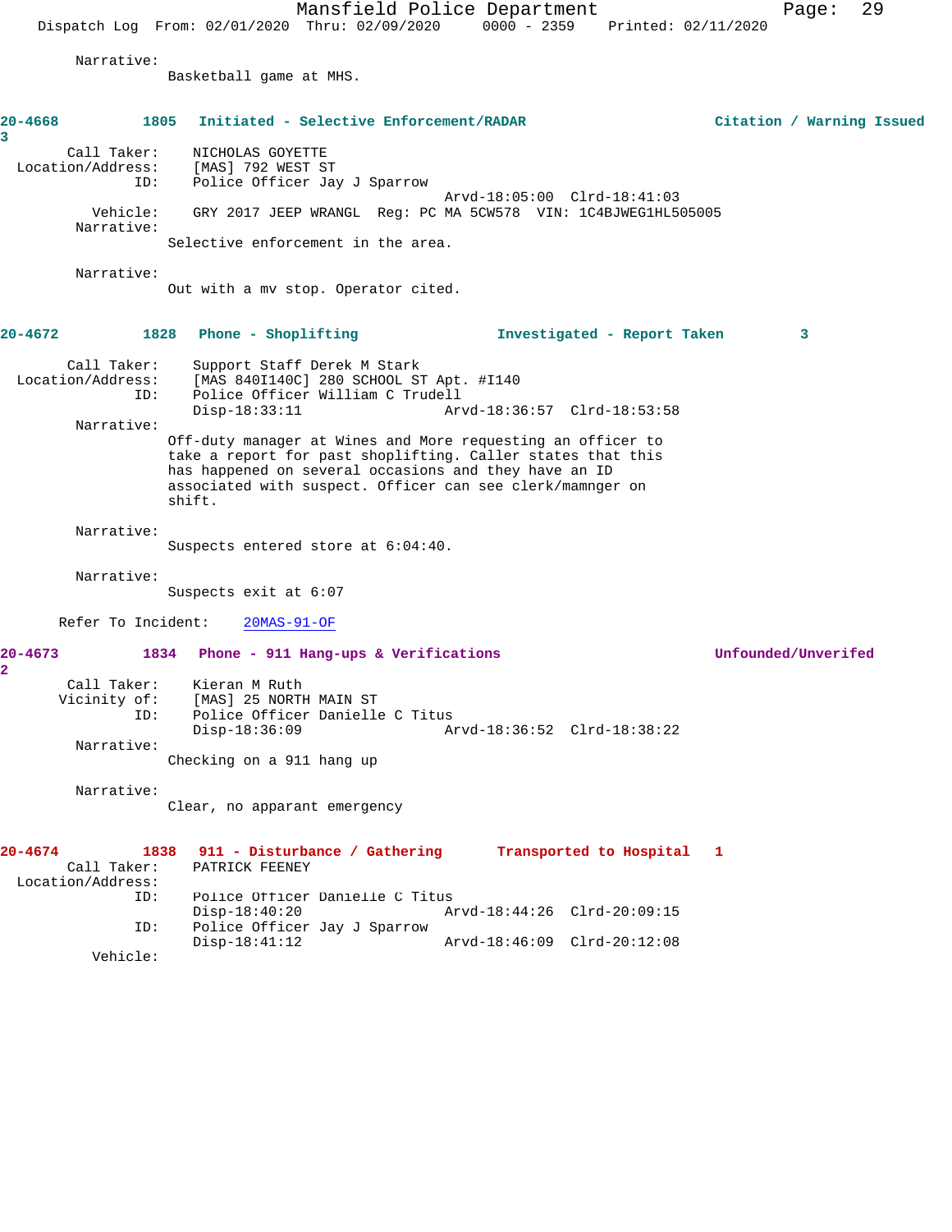Narrative:
Basketball game at MHS.

**20-4668 1805 Initiated - Selective Enforcement/RADAR Citation / Warning Issued 3**

Call Taker: NICHOLAS GOYETTE
Location/Address: [MAS] 792 WEST ST
ID: Police Officer Jay J Sparrow
Arvd-18:05:00 Clrd-18:41:03
Vehicle: GRY 2017 JEEP WRANGL Reg: PC MA 5CW578 VIN: 1C4BJWEG1HL505005
Narrative:
Selective enforcement in the area.

Narrative:
Out with a mv stop. Operator cited.

**20-4672 1828 Phone - Shoplifting Investigated - Report Taken 3**

Call Taker: Support Staff Derek M Stark
Location/Address: [MAS 840I140C] 280 SCHOOL ST Apt. #I140
ID: Police Officer William C Trudell
Disp-18:33:11 Arvd-18:36:57 Clrd-18:53:58
Narrative:
Off-duty manager at Wines and More requesting an officer to take a report for past shoplifting. Caller states that this has happened on several occasions and they have an ID associated with suspect. Officer can see clerk/mamnger on shift.

Narrative:
Suspects entered store at 6:04:40.

Narrative:
Suspects exit at 6:07

Refer To Incident: 20MAS-91-OF

**20-4673 1834 Phone - 911 Hang-ups & Verifications Unfounded/Unverifed 2**

Call Taker: Kieran M Ruth
Vicinity of: [MAS] 25 NORTH MAIN ST
ID: Police Officer Danielle C Titus
Disp-18:36:09 Arvd-18:36:52 Clrd-18:38:22
Narrative:
Checking on a 911 hang up

Narrative:
Clear, no apparant emergency

**20-4674 1838 911 - Disturbance / Gathering Transported to Hospital 1**

Call Taker: PATRICK FEENEY
Location/Address:
ID: Police Officer Danielle C Titus
Disp-18:40:20 Arvd-18:44:26 Clrd-20:09:15
ID: Police Officer Jay J Sparrow
Disp-18:41:12 Arvd-18:46:09 Clrd-20:12:08
Vehicle: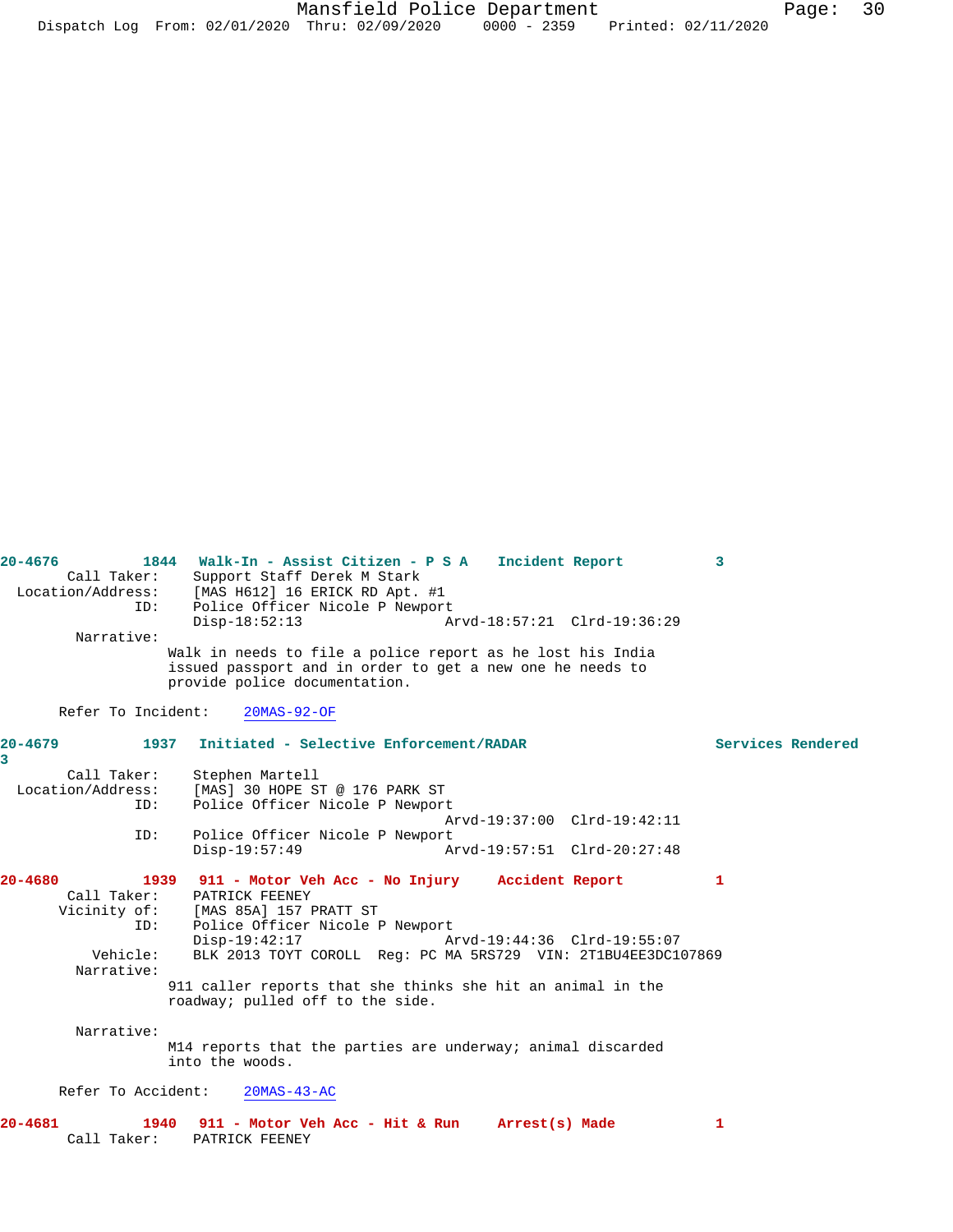**20-4676** 1844 Walk-In - Assist Citizen - P S A Incident Report 3

Call Taker: Support Staff Derek M Stark
Location/Address: [MAS H612] 16 ERICK RD Apt. #1
ID: Police Officer Nicole P Newport
Disp-18:52:13 Arvd-18:57:21 Clrd-19:36:29

Narrative:
Walk in needs to file a police report as he lost his India issued passport and in order to get a new one he needs to provide police documentation.

Refer To Incident: 20MAS-92-OF

**20-4679** 1937 Initiated - Selective Enforcement/RADAR Services Rendered 3

Call Taker: Stephen Martell
Location/Address: [MAS] 30 HOPE ST @ 176 PARK ST
ID: Police Officer Nicole P Newport
Arvd-19:37:00 Clrd-19:42:11
ID: Police Officer Nicole P Newport
Disp-19:57:49 Arvd-19:57:51 Clrd-20:27:48

**20-4680** 1939 911 - Motor Veh Acc - No Injury Accident Report 1

Call Taker: PATRICK FEENEY
Vicinity of: [MAS 85A] 157 PRATT ST
ID: Police Officer Nicole P Newport
Disp-19:42:17 Arvd-19:44:36 Clrd-19:55:07
Vehicle: BLK 2013 TOYT COROLL Reg: PC MA 5RS729 VIN: 2T1BU4EE3DC107869

Narrative:
911 caller reports that she thinks she hit an animal in the roadway; pulled off to the side.

Narrative:
M14 reports that the parties are underway; animal discarded into the woods.

Refer To Accident: 20MAS-43-AC

**20-4681** 1940 911 - Motor Veh Acc - Hit & Run Arrest(s) Made 1

Call Taker: PATRICK FEENEY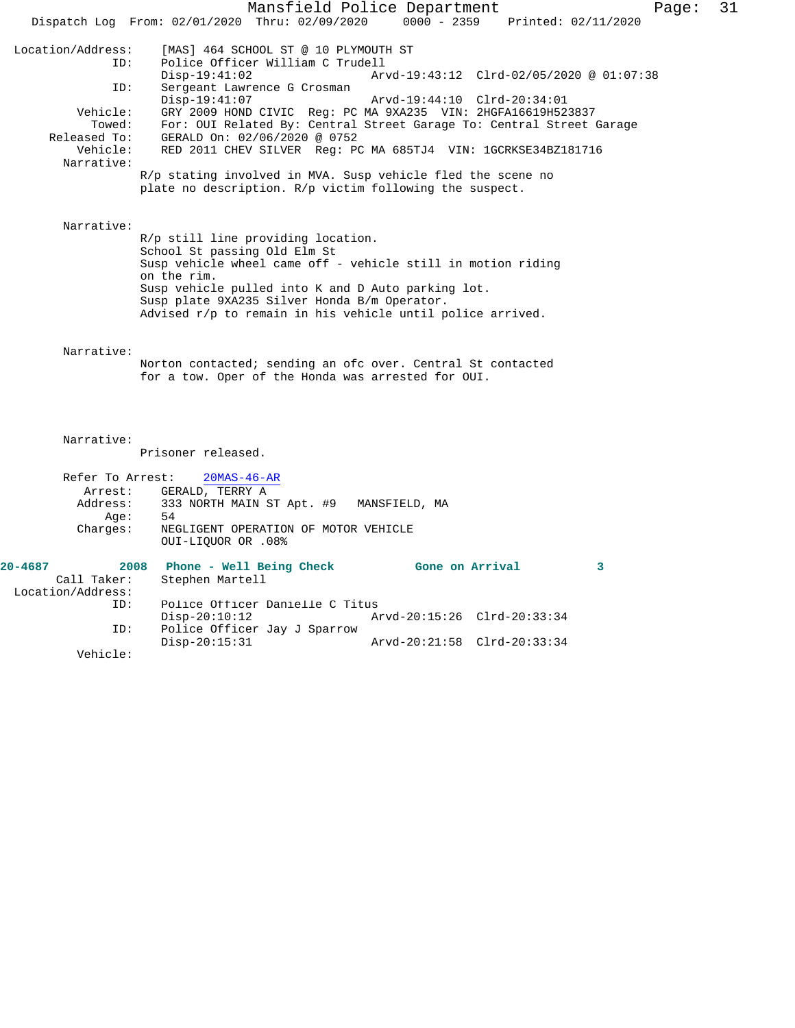Location/Address: [MAS] 464 SCHOOL ST @ 10 PLYMOUTH ST
ID: Police Officer William C Trudell
Disp-19:41:02 Arvd-19:43:12 Clrd-02/05/2020 @ 01:07:38
ID: Sergeant Lawrence G Crosman
Disp-19:41:07 Arvd-19:44:10 Clrd-20:34:01
Vehicle: GRY 2009 HOND CIVIC Reg: PC MA 9XA235 VIN: 2HGFA16619H523837
Towed: For: OUI Related By: Central Street Garage To: Central Street Garage
Released To: GERALD On: 02/06/2020 @ 0752
Vehicle: RED 2011 CHEV SILVER Reg: PC MA 685TJ4 VIN: 1GCRKSE34BZ181716
Narrative:
R/p stating involved in MVA. Susp vehicle fled the scene no plate no description. R/p victim following the suspect.

Narrative:
R/p still line providing location.
School St passing Old Elm St
Susp vehicle wheel came off - vehicle still in motion riding on the rim.
Susp vehicle pulled into K and D Auto parking lot.
Susp plate 9XA235 Silver Honda B/m Operator.
Advised r/p to remain in his vehicle until police arrived.

Narrative:
Norton contacted; sending an ofc over. Central St contacted for a tow. Oper of the Honda was arrested for OUI.

Narrative:
Prisoner released.

Refer To Arrest: 20MAS-46-AR
Arrest: GERALD, TERRY A
Address: 333 NORTH MAIN ST Apt. #9 MANSFIELD, MA
Age: 54
Charges: NEGLIGENT OPERATION OF MOTOR VEHICLE
OUI-LIQUOR OR .08%

**20-4687 2008 Phone - Well Being Check Gone on Arrival 3**
Call Taker: Stephen Martell
Location/Address:
ID: Police Officer Danielle C Titus
Disp-20:10:12 Arvd-20:15:26 Clrd-20:33:34
ID: Police Officer Jay J Sparrow
Disp-20:15:31 Arvd-20:21:58 Clrd-20:33:34
Vehicle: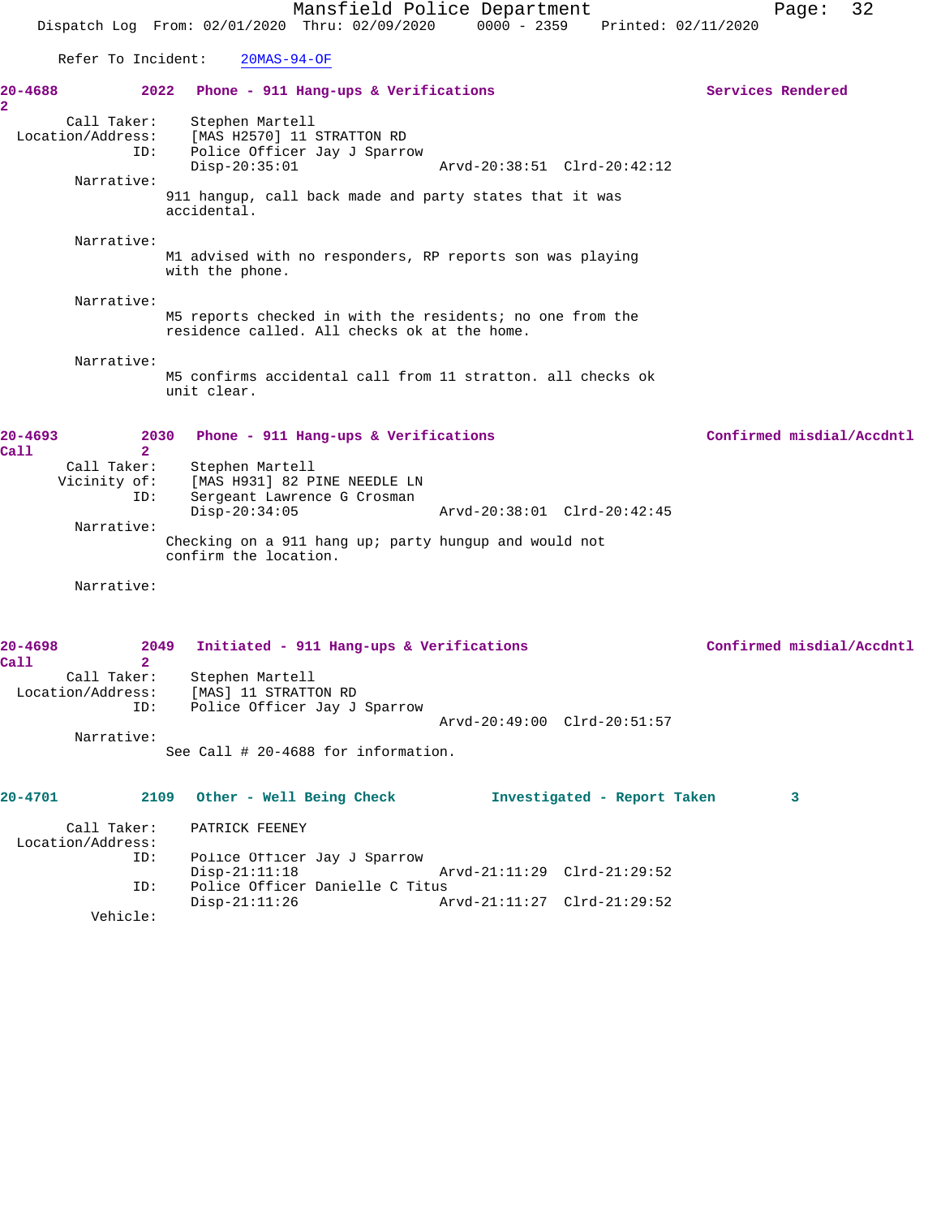Refer To Incident: 20MAS-94-OF

**20-4688 2022 Phone - 911 Hang-ups & Verifications Services Rendered 2**

Call Taker: Stephen Martell
Location/Address: [MAS H2570] 11 STRATTON RD
ID: Police Officer Jay J Sparrow
Disp-20:35:01 Arvd-20:38:51 Clrd-20:42:12

Narrative:
911 hangup, call back made and party states that it was accidental.

Narrative:
M1 advised with no responders, RP reports son was playing with the phone.

Narrative:
M5 reports checked in with the residents; no one from the residence called. All checks ok at the home.

Narrative:
M5 confirms accidental call from 11 stratton. all checks ok unit clear.

**20-4693 2030 Phone - 911 Hang-ups & Verifications Confirmed misdial/Accdntl Call 2**

Call Taker: Stephen Martell
Vicinity of: [MAS H931] 82 PINE NEEDLE LN
ID: Sergeant Lawrence G Crosman
Disp-20:34:05 Arvd-20:38:01 Clrd-20:42:45

Narrative:
Checking on a 911 hang up; party hungup and would not confirm the location.

Narrative:

**20-4698 2049 Initiated - 911 Hang-ups & Verifications Confirmed misdial/Accdntl Call 2**

Call Taker: Stephen Martell
Location/Address: [MAS] 11 STRATTON RD
ID: Police Officer Jay J Sparrow
Arvd-20:49:00 Clrd-20:51:57

Narrative:
See Call # 20-4688 for information.

**20-4701 2109 Other - Well Being Check Investigated - Report Taken 3**

Call Taker: PATRICK FEENEY
Location/Address:
ID: Police Officer Jay J Sparrow
Disp-21:11:18 Arvd-21:11:29 Clrd-21:29:52
ID: Police Officer Danielle C Titus
Disp-21:11:26 Arvd-21:11:27 Clrd-21:29:52

Vehicle: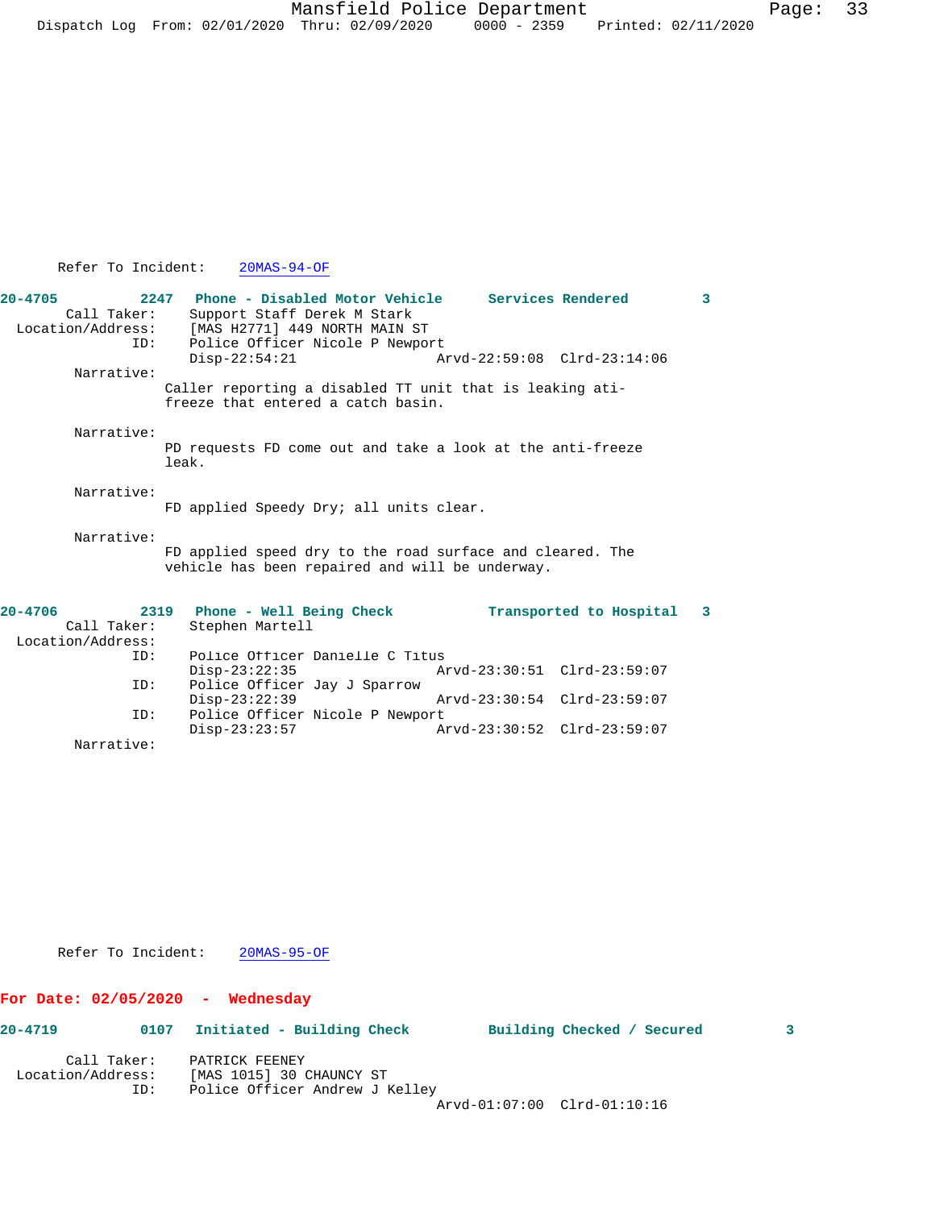Refer To Incident: 20MAS-94-OF

**20-4705 2247 Phone - Disabled Motor Vehicle Services Rendered 3**

Call Taker: Support Staff Derek M Stark
Location/Address: [MAS H2771] 449 NORTH MAIN ST
ID: Police Officer Nicole P Newport
Disp-22:54:21 Arvd-22:59:08 Clrd-23:14:06

Narrative:
Caller reporting a disabled TT unit that is leaking ati-freeze that entered a catch basin.

Narrative:
PD requests FD come out and take a look at the anti-freeze leak.

Narrative:
FD applied Speedy Dry; all units clear.

Narrative:
FD applied speed dry to the road surface and cleared. The vehicle has been repaired and will be underway.

**20-4706 2319 Phone - Well Being Check Transported to Hospital 3**

Call Taker: Stephen Martell
Location/Address:
ID: Police Officer Danielle C Titus
Disp-23:22:35 Arvd-23:30:51 Clrd-23:59:07
ID: Police Officer Jay J Sparrow
Disp-23:22:39 Arvd-23:30:54 Clrd-23:59:07
ID: Police Officer Nicole P Newport
Disp-23:23:57 Arvd-23:30:52 Clrd-23:59:07

Narrative:

Refer To Incident: 20MAS-95-OF

## For Date: 02/05/2020 - Wednesday

**20-4719 0107 Initiated - Building Check Building Checked / Secured 3**

Call Taker: PATRICK FEENEY
Location/Address: [MAS 1015] 30 CHAUNCY ST
ID: Police Officer Andrew J Kelley
Arvd-01:07:00 Clrd-01:10:16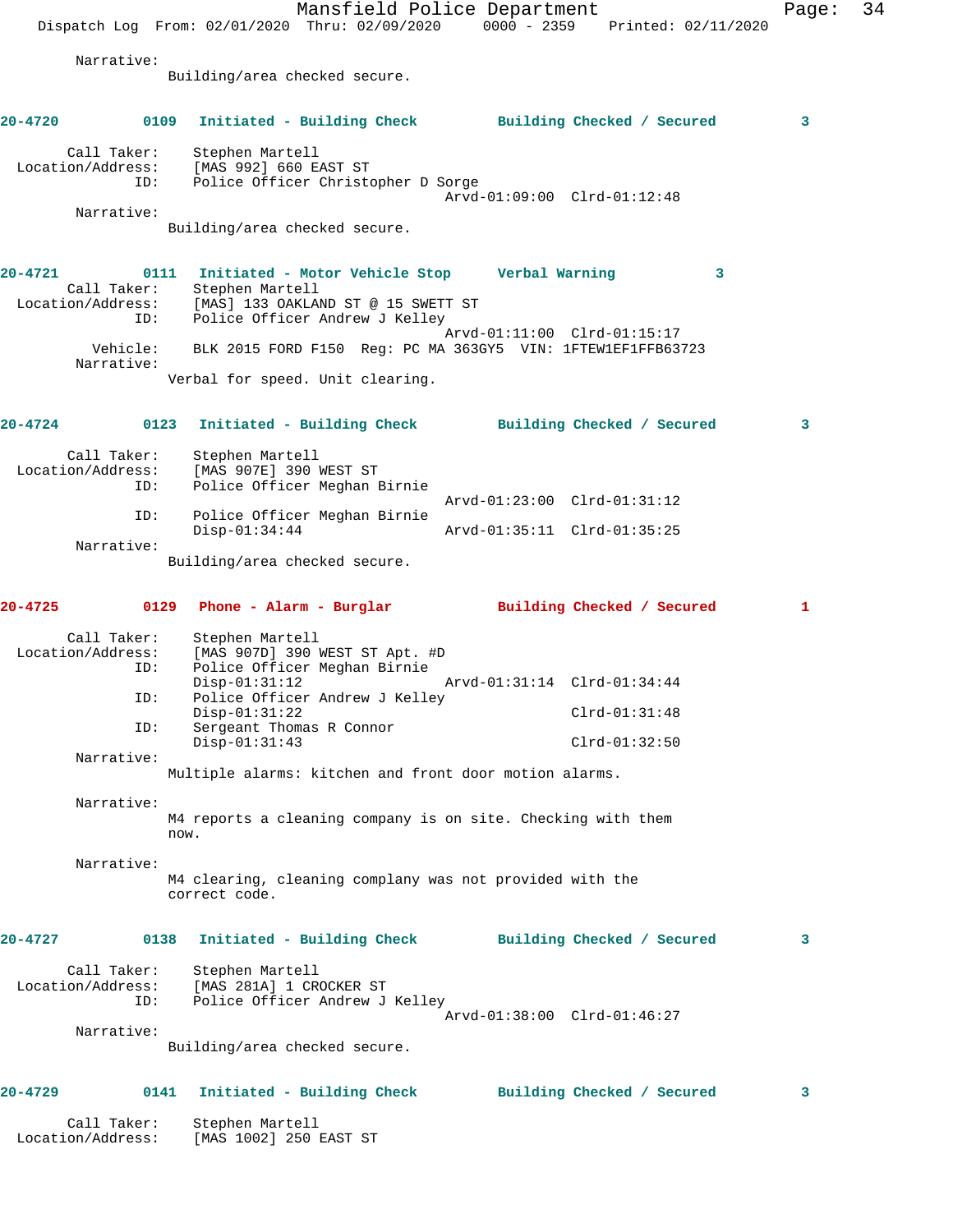Narrative:
Building/area checked secure.

**20-4720 0109 Initiated - Building Check Building Checked / Secured 3**

Call Taker: Stephen Martell
Location/Address: [MAS 992] 660 EAST ST
ID: Police Officer Christopher D Sorge
Arvd-01:09:00 Clrd-01:12:48
Narrative:
Building/area checked secure.

**20-4721 0111 Initiated - Motor Vehicle Stop Verbal Warning 3**

Call Taker: Stephen Martell
Location/Address: [MAS] 133 OAKLAND ST @ 15 SWETT ST
ID: Police Officer Andrew J Kelley
Arvd-01:11:00 Clrd-01:15:17
Vehicle: BLK 2015 FORD F150 Reg: PC MA 363GY5 VIN: 1FTEW1EF1FFB63723
Narrative:
Verbal for speed. Unit clearing.

**20-4724 0123 Initiated - Building Check Building Checked / Secured 3**

Call Taker: Stephen Martell
Location/Address: [MAS 907E] 390 WEST ST
ID: Police Officer Meghan Birnie
Arvd-01:23:00 Clrd-01:31:12
ID: Police Officer Meghan Birnie
Disp-01:34:44 Arvd-01:35:11 Clrd-01:35:25
Narrative:
Building/area checked secure.

**20-4725 0129 Phone - Alarm - Burglar Building Checked / Secured 1**

Call Taker: Stephen Martell
Location/Address: [MAS 907D] 390 WEST ST Apt. #D
ID: Police Officer Meghan Birnie
Disp-01:31:12 Arvd-01:31:14 Clrd-01:34:44
ID: Police Officer Andrew J Kelley
Disp-01:31:22 Clrd-01:31:48
ID: Sergeant Thomas R Connor
Disp-01:31:43 Clrd-01:32:50
Narrative:
Multiple alarms: kitchen and front door motion alarms.

Narrative:
M4 reports a cleaning company is on site. Checking with them now.

Narrative:
M4 clearing, cleaning complany was not provided with the correct code.

**20-4727 0138 Initiated - Building Check Building Checked / Secured 3**

Call Taker: Stephen Martell
Location/Address: [MAS 281A] 1 CROCKER ST
ID: Police Officer Andrew J Kelley
Arvd-01:38:00 Clrd-01:46:27
Narrative:
Building/area checked secure.

**20-4729 0141 Initiated - Building Check Building Checked / Secured 3**

Call Taker: Stephen Martell
Location/Address: [MAS 1002] 250 EAST ST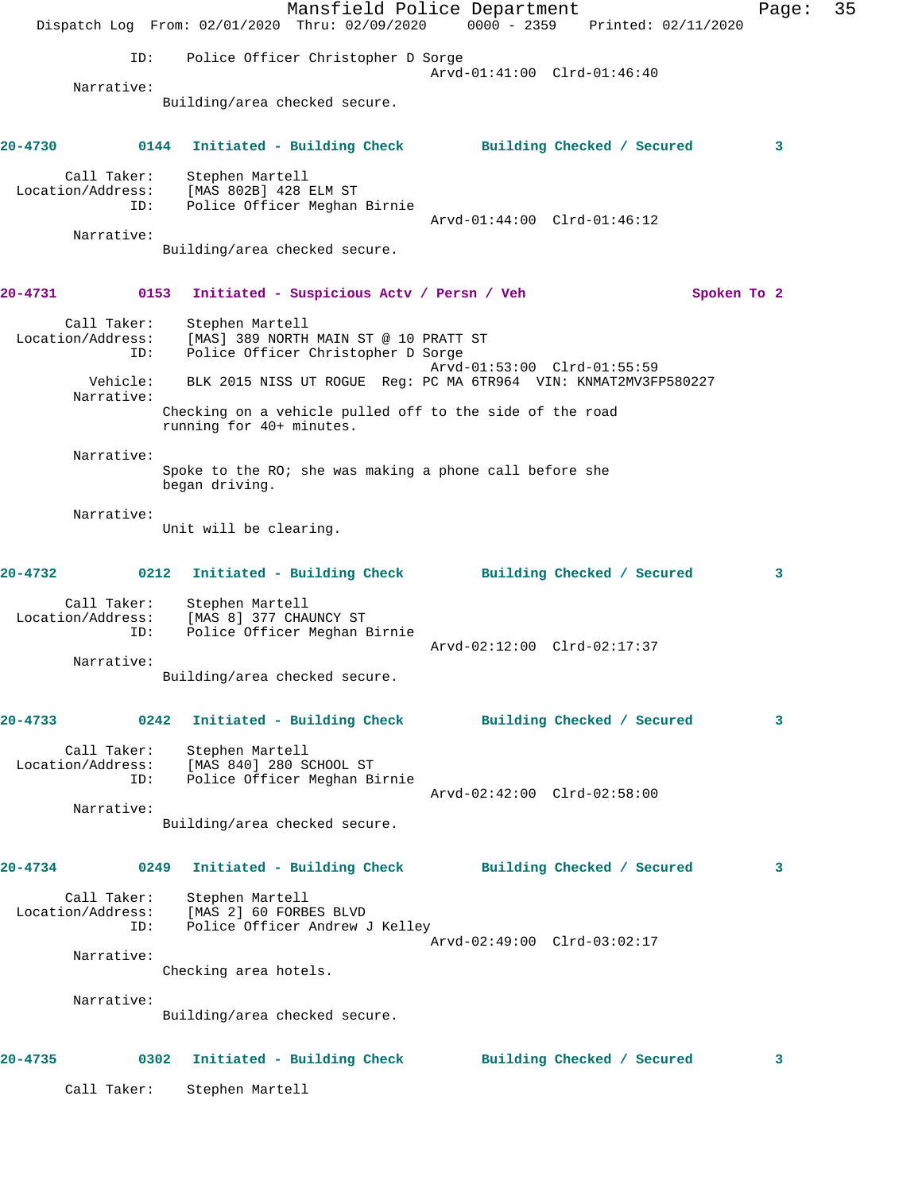ID: Police Officer Christopher D Sorge
Arvd-01:41:00 Clrd-01:46:40

Narrative:
Building/area checked secure.

**20-4730 0144 Initiated - Building Check Building Checked / Secured 3**

Call Taker: Stephen Martell
Location/Address: [MAS 802B] 428 ELM ST
ID: Police Officer Meghan Birnie
Arvd-01:44:00 Clrd-01:46:12

Narrative:
Building/area checked secure.

**20-4731 0153 Initiated - Suspicious Actv / Persn / Veh Spoken To 2**

Call Taker: Stephen Martell
Location/Address: [MAS] 389 NORTH MAIN ST @ 10 PRATT ST
ID: Police Officer Christopher D Sorge
Arvd-01:53:00 Clrd-01:55:59
Vehicle: BLK 2015 NISS UT ROGUE Reg: PC MA 6TR964 VIN: KNMAT2MV3FP580227

Narrative:
Checking on a vehicle pulled off to the side of the road running for 40+ minutes.

Narrative:
Spoke to the RO; she was making a phone call before she began driving.

Narrative:
Unit will be clearing.

**20-4732 0212 Initiated - Building Check Building Checked / Secured 3**

Call Taker: Stephen Martell
Location/Address: [MAS 8] 377 CHAUNCY ST
ID: Police Officer Meghan Birnie
Arvd-02:12:00 Clrd-02:17:37

Narrative:
Building/area checked secure.

**20-4733 0242 Initiated - Building Check Building Checked / Secured 3**

Call Taker: Stephen Martell
Location/Address: [MAS 840] 280 SCHOOL ST
ID: Police Officer Meghan Birnie
Arvd-02:42:00 Clrd-02:58:00

Narrative:
Building/area checked secure.

**20-4734 0249 Initiated - Building Check Building Checked / Secured 3**

Call Taker: Stephen Martell
Location/Address: [MAS 2] 60 FORBES BLVD
ID: Police Officer Andrew J Kelley
Arvd-02:49:00 Clrd-03:02:17

Narrative:
Checking area hotels.

Narrative:
Building/area checked secure.

**20-4735 0302 Initiated - Building Check Building Checked / Secured 3**

Call Taker: Stephen Martell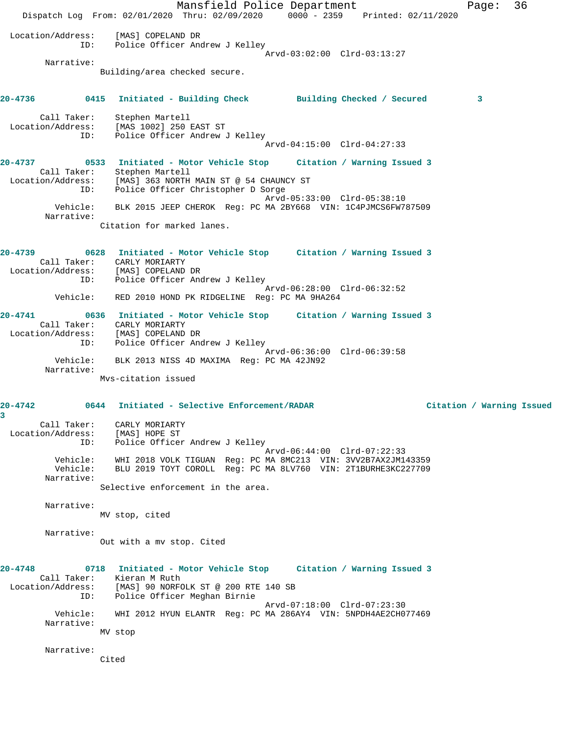Location/Address: [MAS] COPELAND DR
ID: Police Officer Andrew J Kelley
Arvd-03:02:00 Clrd-03:13:27

Narrative:
Building/area checked secure.

**20-4736 0415 Initiated - Building Check Building Checked / Secured 3**

Call Taker: Stephen Martell
Location/Address: [MAS 1002] 250 EAST ST
ID: Police Officer Andrew J Kelley
Arvd-04:15:00 Clrd-04:27:33

**20-4737 0533 Initiated - Motor Vehicle Stop Citation / Warning Issued 3**

Call Taker: Stephen Martell
Location/Address: [MAS] 363 NORTH MAIN ST @ 54 CHAUNCY ST
ID: Police Officer Christopher D Sorge
Arvd-05:33:00 Clrd-05:38:10
Vehicle: BLK 2015 JEEP CHEROK Reg: PC MA 2BY668 VIN: 1C4PJMCS6FW787509

Narrative:
Citation for marked lanes.

**20-4739 0628 Initiated - Motor Vehicle Stop Citation / Warning Issued 3**

Call Taker: CARLY MORIARTY
Location/Address: [MAS] COPELAND DR
ID: Police Officer Andrew J Kelley
Arvd-06:28:00 Clrd-06:32:52
Vehicle: RED 2010 HOND PK RIDGELINE Reg: PC MA 9HA264

**20-4741 0636 Initiated - Motor Vehicle Stop Citation / Warning Issued 3**

Call Taker: CARLY MORIARTY
Location/Address: [MAS] COPELAND DR
ID: Police Officer Andrew J Kelley
Arvd-06:36:00 Clrd-06:39:58
Vehicle: BLK 2013 NISS 4D MAXIMA Reg: PC MA 42JN92

Narrative:
Mvs-citation issued

**20-4742 0644 Initiated - Selective Enforcement/RADAR Citation / Warning Issued 3**

Call Taker: CARLY MORIARTY
Location/Address: [MAS] HOPE ST
ID: Police Officer Andrew J Kelley
Arvd-06:44:00 Clrd-07:22:33
Vehicle: WHI 2018 VOLK TIGUAN Reg: PC MA 8MC213 VIN: 3VV2B7AX2JM143359
Vehicle: BLU 2019 TOYT COROLL Reg: PC MA 8LV760 VIN: 2T1BURHE3KC227709

Narrative:
Selective enforcement in the area.

Narrative:
MV stop, cited

Narrative:
Out with a mv stop. Cited

**20-4748 0718 Initiated - Motor Vehicle Stop Citation / Warning Issued 3**

Call Taker: Kieran M Ruth
Location/Address: [MAS] 90 NORFOLK ST @ 200 RTE 140 SB
ID: Police Officer Meghan Birnie
Arvd-07:18:00 Clrd-07:23:30
Vehicle: WHI 2012 HYUN ELANTR Reg: PC MA 286AY4 VIN: 5NPDH4AE2CH077469

Narrative:
MV stop

Narrative:
Cited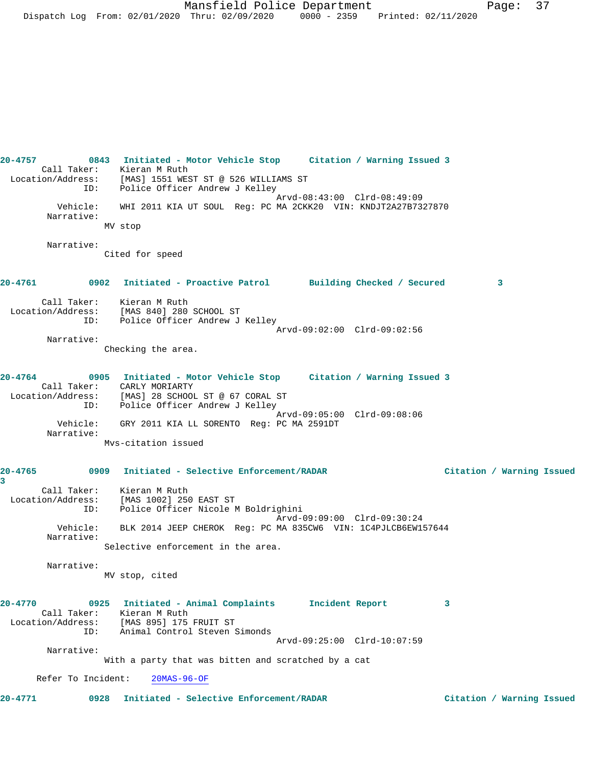**20-4757** 0843 **Initiated - Motor Vehicle Stop** **Citation / Warning Issued 3**

Call Taker: Kieran M Ruth
Location/Address: [MAS] 1551 WEST ST @ 526 WILLIAMS ST
ID: Police Officer Andrew J Kelley
Arvd-08:43:00 Clrd-08:49:09
Vehicle: WHI 2011 KIA UT SOUL Reg: PC MA 2CKK20 VIN: KNDJT2A27B7327870
Narrative:
MV stop

Narrative:
Cited for speed

**20-4761** 0902 **Initiated - Proactive Patrol** **Building Checked / Secured** **3**

Call Taker: Kieran M Ruth
Location/Address: [MAS 840] 280 SCHOOL ST
ID: Police Officer Andrew J Kelley
Arvd-09:02:00 Clrd-09:02:56
Narrative:
Checking the area.

**20-4764** 0905 **Initiated - Motor Vehicle Stop** **Citation / Warning Issued 3**

Call Taker: CARLY MORIARTY
Location/Address: [MAS] 28 SCHOOL ST @ 67 CORAL ST
ID: Police Officer Andrew J Kelley
Arvd-09:05:00 Clrd-09:08:06
Vehicle: GRY 2011 KIA LL SORENTO Reg: PC MA 2591DT
Narrative:
Mvs-citation issued

**20-4765** 0909 **Initiated - Selective Enforcement/RADAR** **Citation / Warning Issued 3**

Call Taker: Kieran M Ruth
Location/Address: [MAS 1002] 250 EAST ST
ID: Police Officer Nicole M Boldrighini
Arvd-09:09:00 Clrd-09:30:24
Vehicle: BLK 2014 JEEP CHEROK Reg: PC MA 835CW6 VIN: 1C4PJLCB6EW157644
Narrative:
Selective enforcement in the area.

Narrative:
MV stop, cited

**20-4770** 0925 **Initiated - Animal Complaints** **Incident Report** **3**

Call Taker: Kieran M Ruth
Location/Address: [MAS 895] 175 FRUIT ST
ID: Animal Control Steven Simonds
Arvd-09:25:00 Clrd-10:07:59
Narrative:
With a party that was bitten and scratched by a cat

Refer To Incident: 20MAS-96-OF

**20-4771** 0928 **Initiated - Selective Enforcement/RADAR** **Citation / Warning Issued**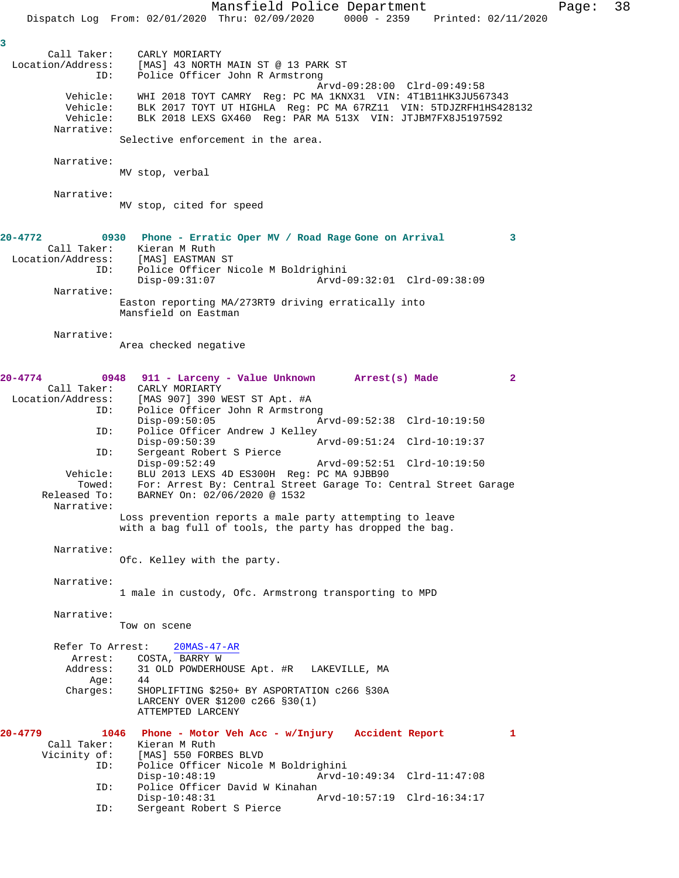3

Call Taker: CARLY MORIARTY
Location/Address: [MAS] 43 NORTH MAIN ST @ 13 PARK ST
ID: Police Officer John R Armstrong
Arvd-09:28:00 Clrd-09:49:58
Vehicle: WHI 2018 TOYT CAMRY Reg: PC MA 1KNX31 VIN: 4T1B11HK3JU567343
Vehicle: BLK 2017 TOYT UT HIGHLA Reg: PC MA 67RZ11 VIN: 5TDJZRFH1HS428132
Vehicle: BLK 2018 LEXS GX460 Reg: PAR MA 513X VIN: JTJBM7FX8J5197592
Narrative:
Selective enforcement in the area.

Narrative:
MV stop, verbal

Narrative:
MV stop, cited for speed

**20-4772 0930 Phone - Erratic Oper MV / Road Rage Gone on Arrival 3**
Call Taker: Kieran M Ruth
Location/Address: [MAS] EASTMAN ST
ID: Police Officer Nicole M Boldrighini
Disp-09:31:07 Arvd-09:32:01 Clrd-09:38:09
Narrative:
Easton reporting MA/273RT9 driving erratically into Mansfield on Eastman

Narrative:
Area checked negative

**20-4774 0948 911 - Larceny - Value Unknown Arrest(s) Made 2**
Call Taker: CARLY MORIARTY
Location/Address: [MAS 907] 390 WEST ST Apt. #A
ID: Police Officer John R Armstrong
Disp-09:50:05 Arvd-09:52:38 Clrd-10:19:50
ID: Police Officer Andrew J Kelley
Disp-09:50:39 Arvd-09:51:24 Clrd-10:19:37
ID: Sergeant Robert S Pierce
Disp-09:52:49 Arvd-09:52:51 Clrd-10:19:50
Vehicle: BLU 2013 LEXS 4D ES300H Reg: PC MA 9JBB90
Towed: For: Arrest By: Central Street Garage To: Central Street Garage
Released To: BARNEY On: 02/06/2020 @ 1532
Narrative:
Loss prevention reports a male party attempting to leave with a bag full of tools, the party has dropped the bag.

Narrative:
Ofc. Kelley with the party.

Narrative:
1 male in custody, Ofc. Armstrong transporting to MPD

Narrative:
Tow on scene

Refer To Arrest: 20MAS-47-AR
Arrest: COSTA, BARRY W
Address: 31 OLD POWDERHOUSE Apt. #R LAKEVILLE, MA
Age: 44
Charges: SHOPLIFTING $250+ BY ASPORTATION c266 §30A
LARCENY OVER $1200 c266 §30(1)
ATTEMPTED LARCENY

**20-4779 1046 Phone - Motor Veh Acc - w/Injury Accident Report 1**
Call Taker: Kieran M Ruth
Vicinity of: [MAS] 550 FORBES BLVD
ID: Police Officer Nicole M Boldrighini
Disp-10:48:19 Arvd-10:49:34 Clrd-11:47:08
ID: Police Officer David W Kinahan
Disp-10:48:31 Arvd-10:57:19 Clrd-16:34:17
ID: Sergeant Robert S Pierce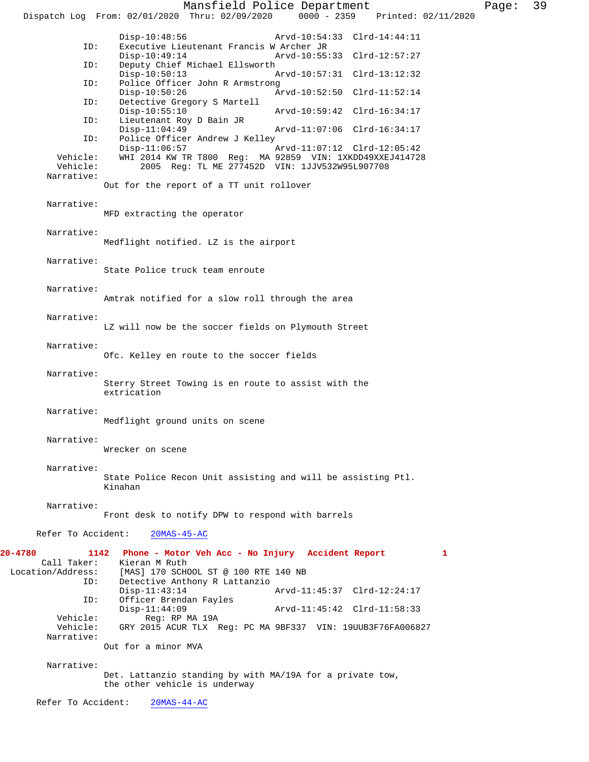Disp-10:48:56 Arvd-10:54:33 Clrd-14:44:11
ID: Executive Lieutenant Francis W Archer JR
Disp-10:49:14 Arvd-10:55:33 Clrd-12:57:27
ID: Deputy Chief Michael Ellsworth
Disp-10:50:13 Arvd-10:57:31 Clrd-13:12:32
ID: Police Officer John R Armstrong
Disp-10:50:26 Arvd-10:52:50 Clrd-11:52:14
ID: Detective Gregory S Martell
Disp-10:55:10 Arvd-10:59:42 Clrd-16:34:17
ID: Lieutenant Roy D Bain JR
Disp-11:04:49 Arvd-11:07:06 Clrd-16:34:17
ID: Police Officer Andrew J Kelley
Disp-11:06:57 Arvd-11:07:12 Clrd-12:05:42
Vehicle: WHI 2014 KW TR T800 Reg: MA 92859 VIN: 1XKDD49XXEJ414728
Vehicle: 2005 Reg: TL ME 277452D VIN: 1JJV532W95L907708
Narrative:
Out for the report of a TT unit rollover

Narrative:
MFD extracting the operator

Narrative:
Medflight notified. LZ is the airport

Narrative:
State Police truck team enroute

Narrative:
Amtrak notified for a slow roll through the area

Narrative:
LZ will now be the soccer fields on Plymouth Street

Narrative:
Ofc. Kelley en route to the soccer fields

Narrative:
Sterry Street Towing is en route to assist with the extrication

Narrative:
Medflight ground units on scene

Narrative:
Wrecker on scene

Narrative:
State Police Recon Unit assisting and will be assisting Ptl. Kinahan

Narrative:
Front desk to notify DPW to respond with barrels

Refer To Accident: 20MAS-45-AC

**20-4780 1142 Phone - Motor Veh Acc - No Injury Accident Report 1**

Call Taker: Kieran M Ruth
Location/Address: [MAS] 170 SCHOOL ST @ 100 RTE 140 NB
ID: Detective Anthony R Lattanzio
Disp-11:43:14 Arvd-11:45:37 Clrd-12:24:17
ID: Officer Brendan Fayles
Disp-11:44:09 Arvd-11:45:42 Clrd-11:58:33
Vehicle: Reg: RP MA 19A
Vehicle: GRY 2015 ACUR TLX Reg: PC MA 9BF337 VIN: 19UUB3F76FA006827
Narrative:
Out for a minor MVA

Narrative:
Det. Lattanzio standing by with MA/19A for a private tow, the other vehicle is underway

Refer To Accident: 20MAS-44-AC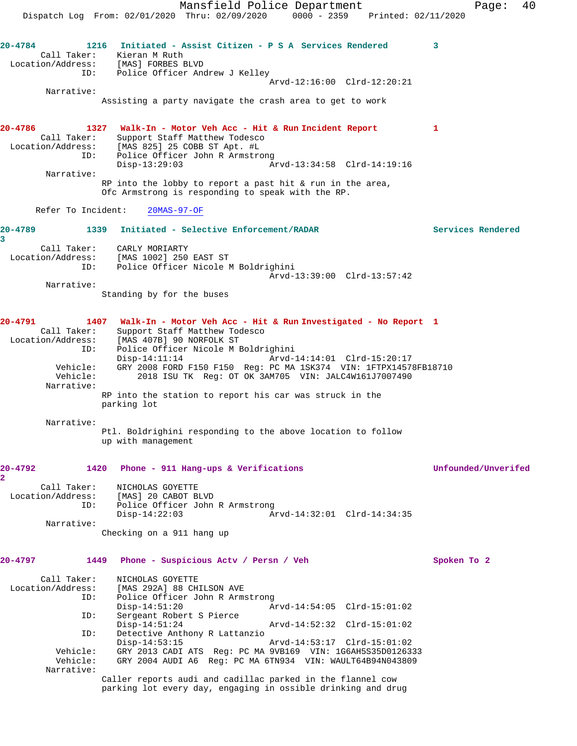20-4784 1216 Initiated - Assist Citizen - P S A Services Rendered 3
Call Taker: Kieran M Ruth
Location/Address: [MAS] FORBES BLVD
ID: Police Officer Andrew J Kelley
Arvd-12:16:00 Clrd-12:20:21
Narrative:
Assisting a party navigate the crash area to get to work

20-4786 1327 Walk-In - Motor Veh Acc - Hit & Run Incident Report 1
Call Taker: Support Staff Matthew Todesco
Location/Address: [MAS 825] 25 COBB ST Apt. #L
ID: Police Officer John R Armstrong
Disp-13:29:03 Arvd-13:34:58 Clrd-14:19:16
Narrative:
RP into the lobby to report a past hit & run in the area, Ofc Armstrong is responding to speak with the RP.

Refer To Incident: 20MAS-97-OF

20-4789 1339 Initiated - Selective Enforcement/RADAR Services Rendered 3
Call Taker: CARLY MORIARTY
Location/Address: [MAS 1002] 250 EAST ST
ID: Police Officer Nicole M Boldrighini
Arvd-13:39:00 Clrd-13:57:42
Narrative:
Standing by for the buses

20-4791 1407 Walk-In - Motor Veh Acc - Hit & Run Investigated - No Report 1
Call Taker: Support Staff Matthew Todesco
Location/Address: [MAS 407B] 90 NORFOLK ST
ID: Police Officer Nicole M Boldrighini
Disp-14:11:14 Arvd-14:14:01 Clrd-15:20:17
Vehicle: GRY 2008 FORD F150 F150 Reg: PC MA 1SK374 VIN: 1FTPX14578FB18710
Vehicle: 2018 ISU TK Reg: OT OK 3AM705 VIN: JALC4W161J7007490
Narrative:
RP into the station to report his car was struck in the parking lot

Narrative:
Ptl. Boldrighini responding to the above location to follow up with management

20-4792 1420 Phone - 911 Hang-ups & Verifications Unfounded/Unverifed 2
Call Taker: NICHOLAS GOYETTE
Location/Address: [MAS] 20 CABOT BLVD
ID: Police Officer John R Armstrong
Disp-14:22:03 Arvd-14:32:01 Clrd-14:34:35
Narrative:
Checking on a 911 hang up

20-4797 1449 Phone - Suspicious Actv / Persn / Veh Spoken To 2
Call Taker: NICHOLAS GOYETTE
Location/Address: [MAS 292A] 88 CHILSON AVE
ID: Police Officer John R Armstrong
Disp-14:51:20 Arvd-14:54:05 Clrd-15:01:02
ID: Sergeant Robert S Pierce
Disp-14:51:24 Arvd-14:52:32 Clrd-15:01:02
ID: Detective Anthony R Lattanzio
Disp-14:53:15 Arvd-14:53:17 Clrd-15:01:02
Vehicle: GRY 2013 CADI ATS Reg: PC MA 9VB169 VIN: 1G6AH5S35D0126333
Vehicle: GRY 2004 AUDI A6 Reg: PC MA 6TN934 VIN: WAULT64B94N043809
Narrative:
Caller reports audi and cadillac parked in the flannel cow parking lot every day, engaging in ossible drinking and drug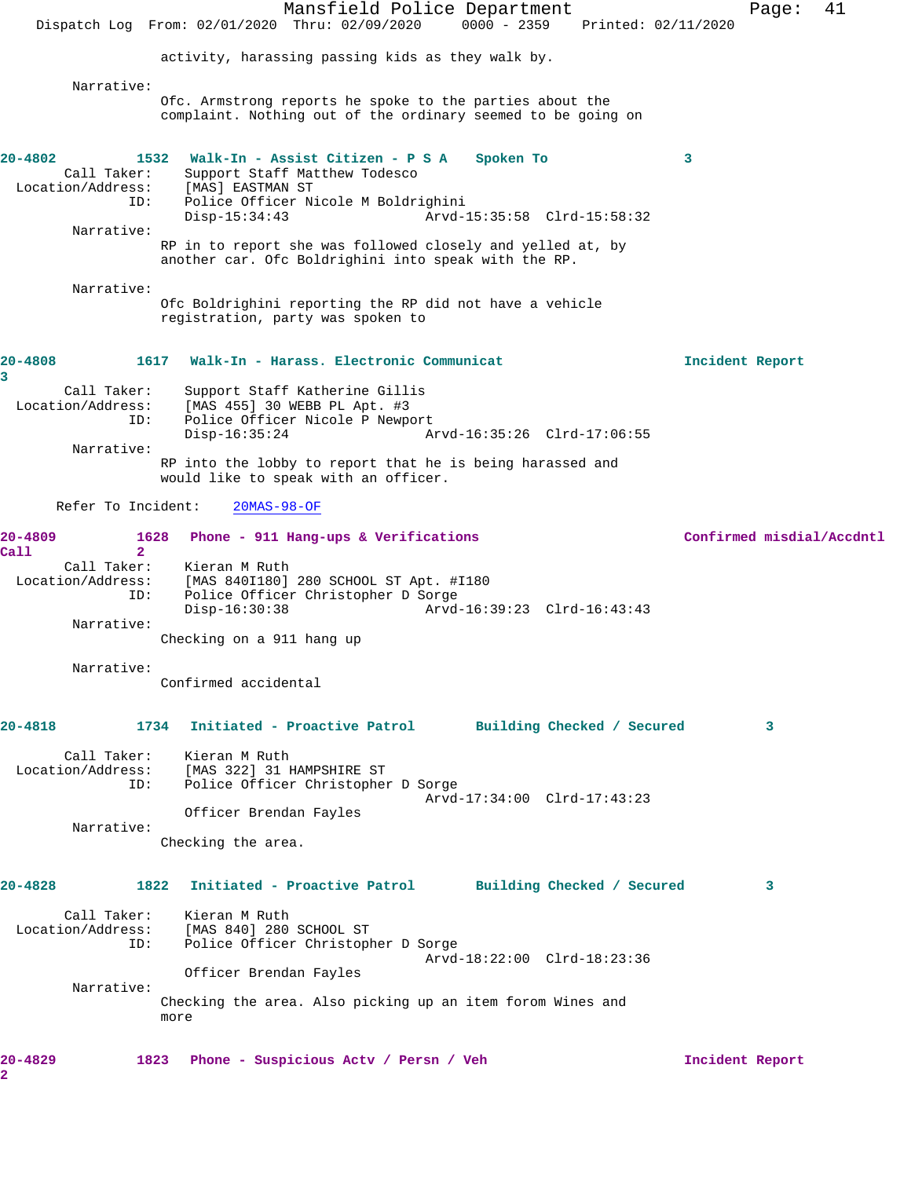activity, harassing passing kids as they walk by.

Narrative:
Ofc. Armstrong reports he spoke to the parties about the complaint. Nothing out of the ordinary seemed to be going on

**20-4802** 1532 **Walk-In - Assist Citizen - P S A** Spoken To 3

Call Taker: Support Staff Matthew Todesco
Location/Address: [MAS] EASTMAN ST
ID: Police Officer Nicole M Boldrighini
Disp-15:34:43 Arvd-15:35:58 Clrd-15:58:32

Narrative:
RP in to report she was followed closely and yelled at, by another car. Ofc Boldrighini into speak with the RP.

Narrative:
Ofc Boldrighini reporting the RP did not have a vehicle registration, party was spoken to

**20-4808** 1617 **Walk-In - Harass. Electronic Communicat** Incident Report 3

Call Taker: Support Staff Katherine Gillis
Location/Address: [MAS 455] 30 WEBB PL Apt. #3
ID: Police Officer Nicole P Newport
Disp-16:35:24 Arvd-16:35:26 Clrd-17:06:55

Narrative:
RP into the lobby to report that he is being harassed and would like to speak with an officer.

Refer To Incident: 20MAS-98-OF

**20-4809** 1628 **Phone - 911 Hang-ups & Verifications** Confirmed misdial/Accdntl Call 2

Call Taker: Kieran M Ruth
Location/Address: [MAS 840I180] 280 SCHOOL ST Apt. #I180
ID: Police Officer Christopher D Sorge
Disp-16:30:38 Arvd-16:39:23 Clrd-16:43:43

Narrative:
Checking on a 911 hang up

Narrative:
Confirmed accidental

**20-4818** 1734 **Initiated - Proactive Patrol** Building Checked / Secured 3

Call Taker: Kieran M Ruth
Location/Address: [MAS 322] 31 HAMPSHIRE ST
ID: Police Officer Christopher D Sorge
Arvd-17:34:00 Clrd-17:43:23
Officer Brendan Fayles

Narrative:
Checking the area.

**20-4828** 1822 **Initiated - Proactive Patrol** Building Checked / Secured 3

Call Taker: Kieran M Ruth
Location/Address: [MAS 840] 280 SCHOOL ST
ID: Police Officer Christopher D Sorge
Arvd-18:22:00 Clrd-18:23:36
Officer Brendan Fayles

Narrative:
Checking the area. Also picking up an item forom Wines and more

**20-4829** 1823 **Phone - Suspicious Actv / Persn / Veh** Incident Report 2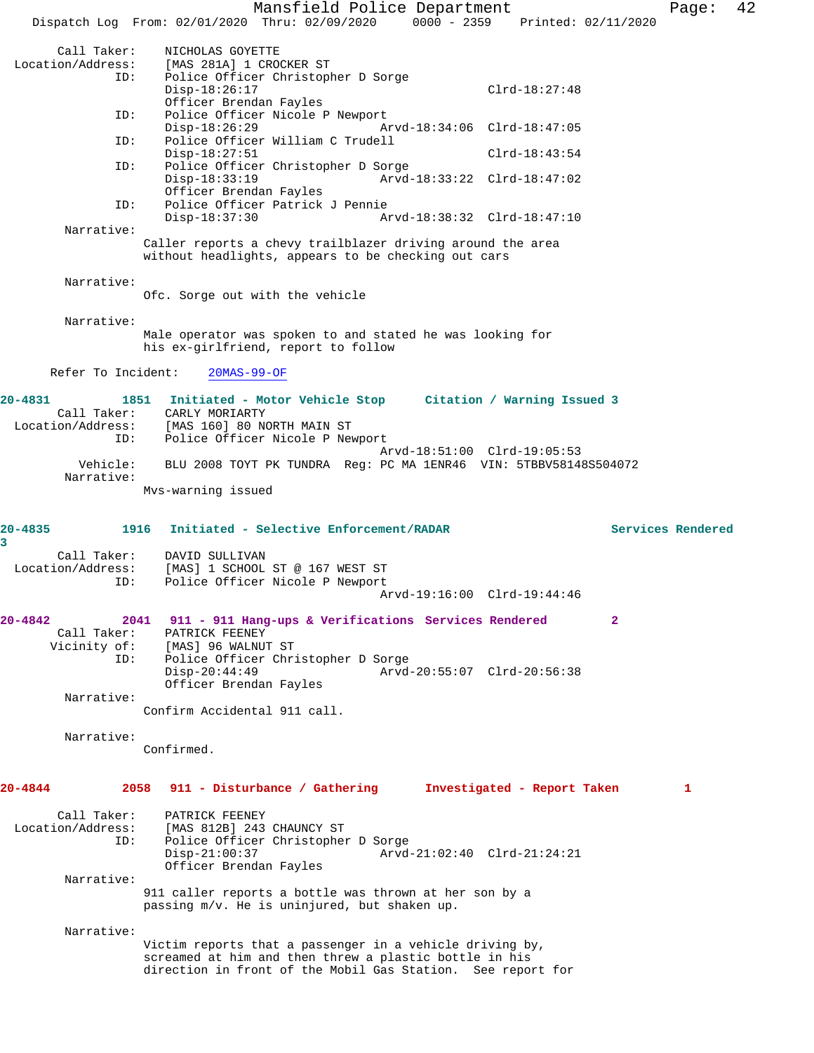```
Call Taker:    NICHOLAS GOYETTE
Location/Address:    [MAS 281A] 1 CROCKER ST
           ID:    Police Officer Christopher D Sorge
                  Disp-18:26:17                        Clrd-18:27:48
                  Officer Brendan Fayles
           ID:    Police Officer Nicole P Newport
                  Disp-18:26:29           Arvd-18:34:06  Clrd-18:47:05
           ID:    Police Officer William C Trudell
                  Disp-18:27:51                        Clrd-18:43:54
           ID:    Police Officer Christopher D Sorge
                  Disp-18:33:19           Arvd-18:33:22  Clrd-18:47:02
                  Officer Brendan Fayles
           ID:    Police Officer Patrick J Pennie
                  Disp-18:37:30           Arvd-18:38:32  Clrd-18:47:10
    Narrative:
                Caller reports a chevy trailblazer driving around the area
                without headlights, appears to be checking out cars

    Narrative:
                Ofc. Sorge out with the vehicle

    Narrative:
                Male operator was spoken to and stated he was looking for
                his ex-girlfriend, report to follow

  Refer To Incident:    20MAS-99-OF
```

**20-4831 1851 Initiated - Motor Vehicle Stop Citation / Warning Issued 3**

```
Call Taker:    CARLY MORIARTY
Location/Address:    [MAS 160] 80 NORTH MAIN ST
           ID:    Police Officer Nicole P Newport
                                          Arvd-18:51:00  Clrd-19:05:53
      Vehicle:    BLU 2008 TOYT PK TUNDRA  Reg: PC MA 1ENR46  VIN: 5TBBV58148S504072
    Narrative:
                Mvs-warning issued
```

**20-4835 1916 Initiated - Selective Enforcement/RADAR Services Rendered 3**

```
Call Taker:    DAVID SULLIVAN
Location/Address:    [MAS] 1 SCHOOL ST @ 167 WEST ST
           ID:    Police Officer Nicole P Newport
                                          Arvd-19:16:00  Clrd-19:44:46
```

**20-4842 2041 911 - 911 Hang-ups & Verifications Services Rendered 2**

```
Call Taker:    PATRICK FEENEY
  Vicinity of:    [MAS] 96 WALNUT ST
           ID:    Police Officer Christopher D Sorge
                  Disp-20:44:49           Arvd-20:55:07  Clrd-20:56:38
                  Officer Brendan Fayles
    Narrative:
                Confirm Accidental 911 call.

    Narrative:
                Confirmed.
```

**20-4844 2058 911 - Disturbance / Gathering Investigated - Report Taken 1**

```
Call Taker:    PATRICK FEENEY
Location/Address:    [MAS 812B] 243 CHAUNCY ST
           ID:    Police Officer Christopher D Sorge
                  Disp-21:00:37           Arvd-21:02:40  Clrd-21:24:21
                  Officer Brendan Fayles
    Narrative:
                911 caller reports a bottle was thrown at her son by a
                passing m/v. He is uninjured, but shaken up.

    Narrative:
                Victim reports that a passenger in a vehicle driving by,
                screamed at him and then threw a plastic bottle in his
                direction in front of the Mobil Gas Station.  See report for
```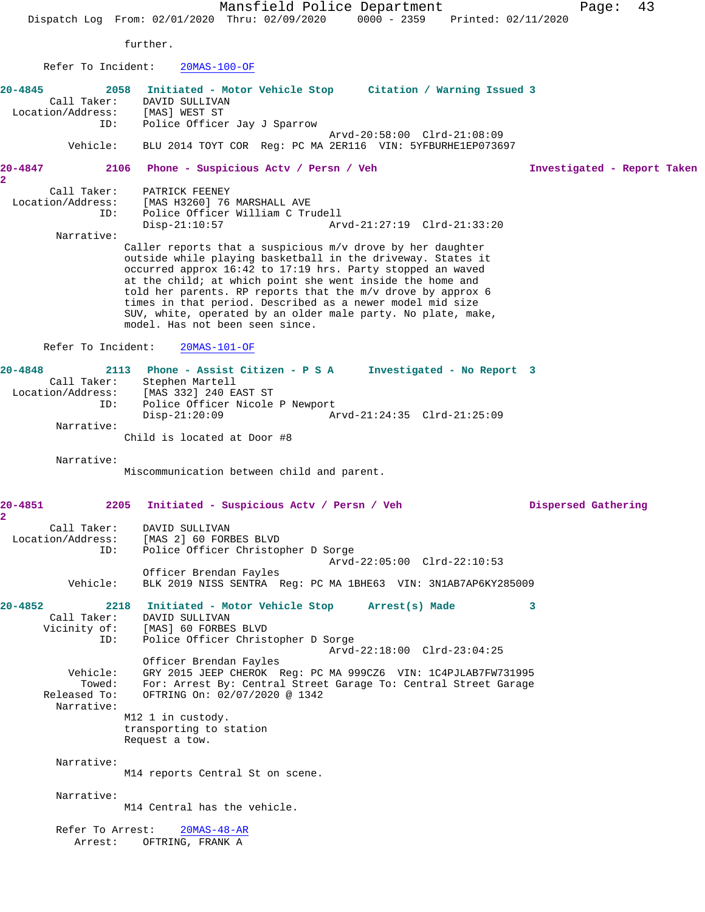further.

Refer To Incident: 20MAS-100-OF

**20-4845 2058 Initiated - Motor Vehicle Stop Citation / Warning Issued 3**

Call Taker: DAVID SULLIVAN
Location/Address: [MAS] WEST ST
ID: Police Officer Jay J Sparrow
Arvd-20:58:00 Clrd-21:08:09
Vehicle: BLU 2014 TOYT COR Reg: PC MA 2ER116 VIN: 5YFBURHE1EP073697

**20-4847 2106 Phone - Suspicious Actv / Persn / Veh Investigated - Report Taken 2**

Call Taker: PATRICK FEENEY
Location/Address: [MAS H3260] 76 MARSHALL AVE
ID: Police Officer William C Trudell
Disp-21:10:57 Arvd-21:27:19 Clrd-21:33:20
Narrative:
Caller reports that a suspicious m/v drove by her daughter outside while playing basketball in the driveway. States it occurred approx 16:42 to 17:19 hrs. Party stopped an waved at the child; at which point she went inside the home and told her parents. RP reports that the m/v drove by approx 6 times in that period. Described as a newer model mid size SUV, white, operated by an older male party. No plate, make, model. Has not been seen since.

Refer To Incident: 20MAS-101-OF

**20-4848 2113 Phone - Assist Citizen - P S A Investigated - No Report 3**

Call Taker: Stephen Martell
Location/Address: [MAS 332] 240 EAST ST
ID: Police Officer Nicole P Newport
Disp-21:20:09 Arvd-21:24:35 Clrd-21:25:09
Narrative:
Child is located at Door #8

Narrative:
Miscommunication between child and parent.

**20-4851 2205 Initiated - Suspicious Actv / Persn / Veh Dispersed Gathering 2**

Call Taker: DAVID SULLIVAN
Location/Address: [MAS 2] 60 FORBES BLVD
ID: Police Officer Christopher D Sorge
Arvd-22:05:00 Clrd-22:10:53
Officer Brendan Fayles
Vehicle: BLK 2019 NISS SENTRA Reg: PC MA 1BHE63 VIN: 3N1AB7AP6KY285009

**20-4852 2218 Initiated - Motor Vehicle Stop Arrest(s) Made 3**

Call Taker: DAVID SULLIVAN
Vicinity of: [MAS] 60 FORBES BLVD
ID: Police Officer Christopher D Sorge
Arvd-22:18:00 Clrd-23:04:25
Officer Brendan Fayles
Vehicle: GRY 2015 JEEP CHEROK Reg: PC MA 999CZ6 VIN: 1C4PJLAB7FW731995
Towed: For: Arrest By: Central Street Garage To: Central Street Garage
Released To: OFTRING On: 02/07/2020 @ 1342
Narrative:
M12 1 in custody.
transporting to station
Request a tow.

Narrative:
M14 reports Central St on scene.

Narrative:
M14 Central has the vehicle.

Refer To Arrest: 20MAS-48-AR
Arrest: OFTRING, FRANK A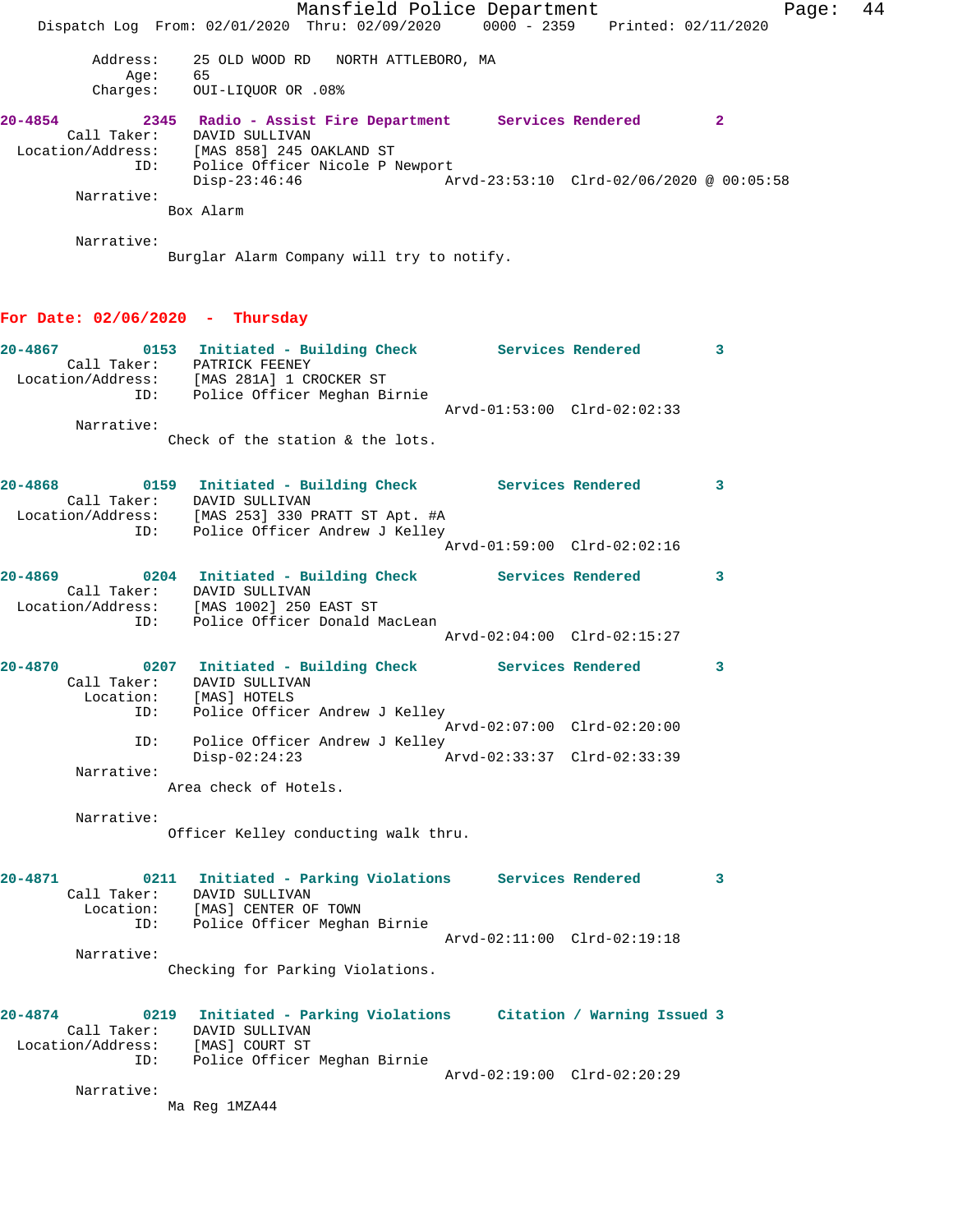```
         Address:    25 OLD WOOD RD   NORTH ATTLEBORO, MA
             Age:    65
         Charges:    OUI-LIQUOR OR .08%
```

**20-4854  2345  Radio - Assist Fire Department  Services Rendered  2**

```
      Call Taker:    DAVID SULLIVAN
Location/Address:    [MAS 858] 245 OAKLAND ST
              ID:    Police Officer Nicole P Newport
                     Disp-23:46:46                Arvd-23:53:10  Clrd-02/06/2020 @ 00:05:58
       Narrative:
                    Box Alarm

       Narrative:
                    Burglar Alarm Company will try to notify.
```

## For Date: 02/06/2020 - Thursday

**20-4867  0153  Initiated - Building Check  Services Rendered  3**

```
      Call Taker:    PATRICK FEENEY
Location/Address:    [MAS 281A] 1 CROCKER ST
              ID:    Police Officer Meghan Birnie
                                                  Arvd-01:53:00  Clrd-02:02:33
       Narrative:
                    Check of the station & the lots.
```

**20-4868  0159  Initiated - Building Check  Services Rendered  3**

```
      Call Taker:    DAVID SULLIVAN
Location/Address:    [MAS 253] 330 PRATT ST Apt. #A
              ID:    Police Officer Andrew J Kelley
                                                  Arvd-01:59:00  Clrd-02:02:16
```

**20-4869  0204  Initiated - Building Check  Services Rendered  3**

```
      Call Taker:    DAVID SULLIVAN
Location/Address:    [MAS 1002] 250 EAST ST
              ID:    Police Officer Donald MacLean
                                                  Arvd-02:04:00  Clrd-02:15:27
```

**20-4870  0207  Initiated - Building Check  Services Rendered  3**

```
      Call Taker:    DAVID SULLIVAN
        Location:    [MAS] HOTELS
              ID:    Police Officer Andrew J Kelley
                                                  Arvd-02:07:00  Clrd-02:20:00
              ID:    Police Officer Andrew J Kelley
                     Disp-02:24:23                Arvd-02:33:37  Clrd-02:33:39
       Narrative:
                    Area check of Hotels.

       Narrative:
                    Officer Kelley conducting walk thru.
```

**20-4871  0211  Initiated - Parking Violations  Services Rendered  3**

```
      Call Taker:    DAVID SULLIVAN
        Location:    [MAS] CENTER OF TOWN
              ID:    Police Officer Meghan Birnie
                                                  Arvd-02:11:00  Clrd-02:19:18
       Narrative:
                    Checking for Parking Violations.
```

**20-4874  0219  Initiated - Parking Violations  Citation / Warning Issued 3**

```
      Call Taker:    DAVID SULLIVAN
Location/Address:    [MAS] COURT ST
              ID:    Police Officer Meghan Birnie
                                                  Arvd-02:19:00  Clrd-02:20:29
       Narrative:
                    Ma Reg 1MZA44
```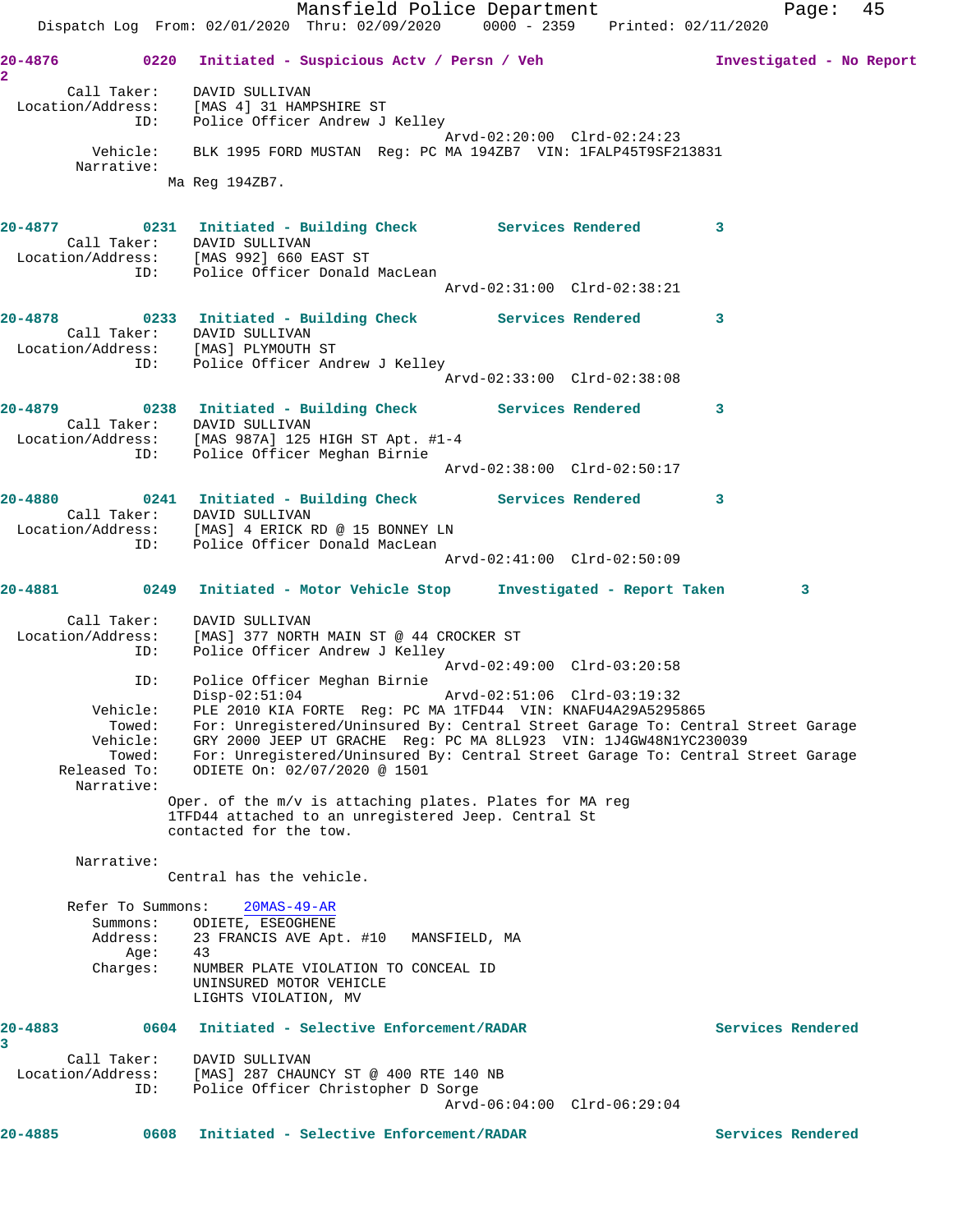Mansfield Police Department
Dispatch Log From: 02/01/2020 Thru: 02/09/2020 0000 - 2359 Printed: 02/11/2020

**20-4876 0220 Initiated - Suspicious Actv / Persn / Veh Investigated - No Report 2**

Call Taker: DAVID SULLIVAN
Location/Address: [MAS 4] 31 HAMPSHIRE ST
ID: Police Officer Andrew J Kelley
Arvd-02:20:00 Clrd-02:24:23
Vehicle: BLK 1995 FORD MUSTAN Reg: PC MA 194ZB7 VIN: 1FALP45T9SF213831
Narrative:
Ma Reg 194ZB7.

**20-4877 0231 Initiated - Building Check Services Rendered 3**

Call Taker: DAVID SULLIVAN
Location/Address: [MAS 992] 660 EAST ST
ID: Police Officer Donald MacLean
Arvd-02:31:00 Clrd-02:38:21

**20-4878 0233 Initiated - Building Check Services Rendered 3**

Call Taker: DAVID SULLIVAN
Location/Address: [MAS] PLYMOUTH ST
ID: Police Officer Andrew J Kelley
Arvd-02:33:00 Clrd-02:38:08

**20-4879 0238 Initiated - Building Check Services Rendered 3**

Call Taker: DAVID SULLIVAN
Location/Address: [MAS 987A] 125 HIGH ST Apt. #1-4
ID: Police Officer Meghan Birnie
Arvd-02:38:00 Clrd-02:50:17

**20-4880 0241 Initiated - Building Check Services Rendered 3**

Call Taker: DAVID SULLIVAN
Location/Address: [MAS] 4 ERICK RD @ 15 BONNEY LN
ID: Police Officer Donald MacLean
Arvd-02:41:00 Clrd-02:50:09

**20-4881 0249 Initiated - Motor Vehicle Stop Investigated - Report Taken 3**

Call Taker: DAVID SULLIVAN
Location/Address: [MAS] 377 NORTH MAIN ST @ 44 CROCKER ST
ID: Police Officer Andrew J Kelley
Arvd-02:49:00 Clrd-03:20:58
ID: Police Officer Meghan Birnie
Disp-02:51:04 Arvd-02:51:06 Clrd-03:19:32
Vehicle: PLE 2010 KIA FORTE Reg: PC MA 1TFD44 VIN: KNAFU4A29A5295865
Towed: For: Unregistered/Uninsured By: Central Street Garage To: Central Street Garage
Vehicle: GRY 2000 JEEP UT GRACHE Reg: PC MA 8LL923 VIN: 1J4GW48N1YC230039
Towed: For: Unregistered/Uninsured By: Central Street Garage To: Central Street Garage
Released To: ODIETE On: 02/07/2020 @ 1501
Narrative:
Oper. of the m/v is attaching plates. Plates for MA reg 1TFD44 attached to an unregistered Jeep. Central St contacted for the tow.

Narrative:
Central has the vehicle.

Refer To Summons: 20MAS-49-AR
Summons: ODIETE, ESEOGHENE
Address: 23 FRANCIS AVE Apt. #10 MANSFIELD, MA
Age: 43
Charges: NUMBER PLATE VIOLATION TO CONCEAL ID
UNINSURED MOTOR VEHICLE
LIGHTS VIOLATION, MV

**20-4883 0604 Initiated - Selective Enforcement/RADAR Services Rendered 3**

Call Taker: DAVID SULLIVAN
Location/Address: [MAS] 287 CHAUNCY ST @ 400 RTE 140 NB
ID: Police Officer Christopher D Sorge
Arvd-06:04:00 Clrd-06:29:04

**20-4885 0608 Initiated - Selective Enforcement/RADAR Services Rendered**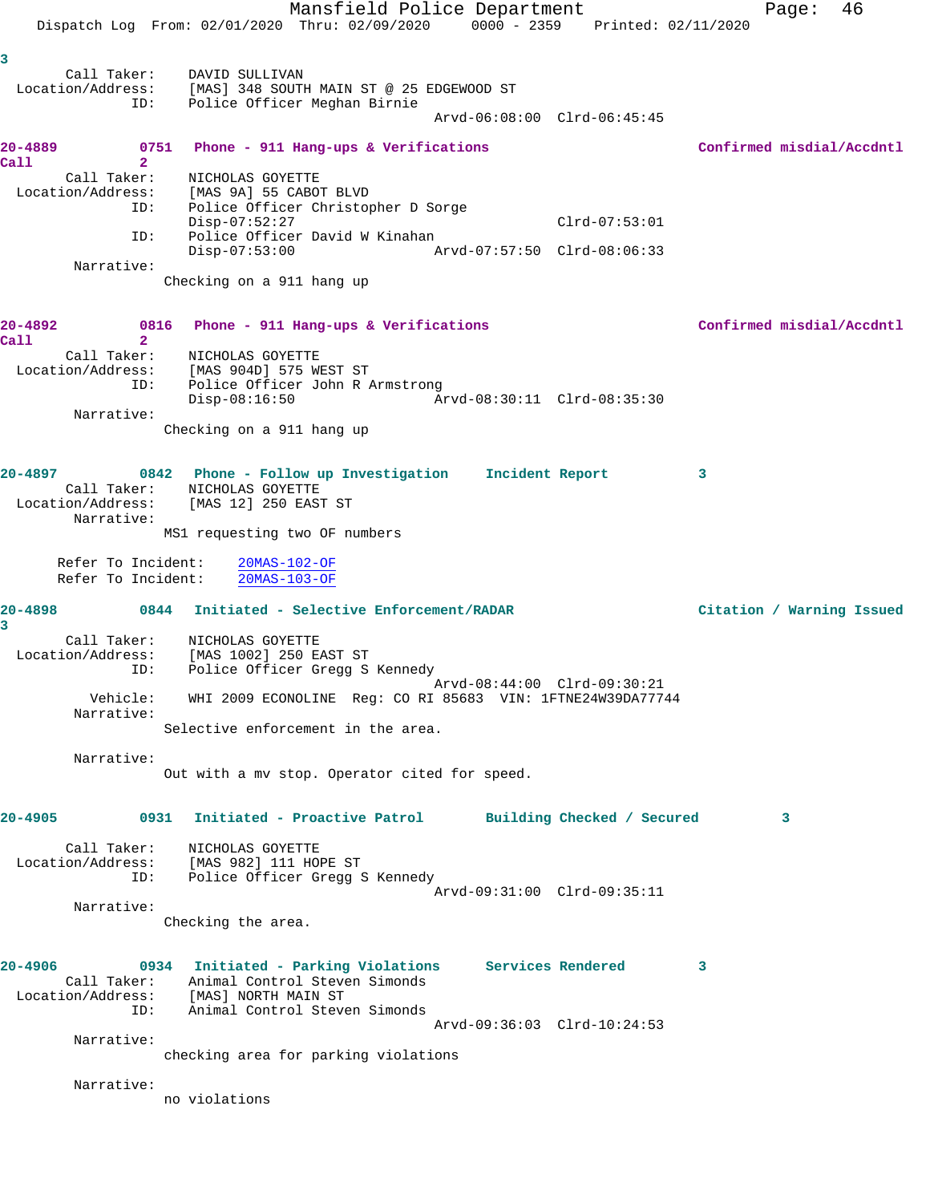3
Call Taker: DAVID SULLIVAN
Location/Address: [MAS] 348 SOUTH MAIN ST @ 25 EDGEWOOD ST
ID: Police Officer Meghan Birnie
Arvd-06:08:00 Clrd-06:45:45

**20-4889** 0751 **Phone - 911 Hang-ups & Verifications** **Confirmed misdial/Accdntl Call** 2
Call Taker: NICHOLAS GOYETTE
Location/Address: [MAS 9A] 55 CABOT BLVD
ID: Police Officer Christopher D Sorge
Disp-07:52:27 Clrd-07:53:01
ID: Police Officer David W Kinahan
Disp-07:53:00 Arvd-07:57:50 Clrd-08:06:33
Narrative:
Checking on a 911 hang up

**20-4892** 0816 **Phone - 911 Hang-ups & Verifications** **Confirmed misdial/Accdntl Call** 2
Call Taker: NICHOLAS GOYETTE
Location/Address: [MAS 904D] 575 WEST ST
ID: Police Officer John R Armstrong
Disp-08:16:50 Arvd-08:30:11 Clrd-08:35:30
Narrative:
Checking on a 911 hang up

**20-4897** 0842 **Phone - Follow up Investigation** **Incident Report** 3
Call Taker: NICHOLAS GOYETTE
Location/Address: [MAS 12] 250 EAST ST
Narrative:
MS1 requesting two OF numbers

Refer To Incident: 20MAS-102-OF
Refer To Incident: 20MAS-103-OF

**20-4898** 0844 **Initiated - Selective Enforcement/RADAR** **Citation / Warning Issued** 3
Call Taker: NICHOLAS GOYETTE
Location/Address: [MAS 1002] 250 EAST ST
ID: Police Officer Gregg S Kennedy
Arvd-08:44:00 Clrd-09:30:21
Vehicle: WHI 2009 ECONOLINE Reg: CO RI 85683 VIN: 1FTNE24W39DA77744
Narrative:
Selective enforcement in the area.

Narrative:
Out with a mv stop. Operator cited for speed.

**20-4905** 0931 **Initiated - Proactive Patrol** **Building Checked / Secured** 3
Call Taker: NICHOLAS GOYETTE
Location/Address: [MAS 982] 111 HOPE ST
ID: Police Officer Gregg S Kennedy
Arvd-09:31:00 Clrd-09:35:11
Narrative:
Checking the area.

**20-4906** 0934 **Initiated - Parking Violations** **Services Rendered** 3
Call Taker: Animal Control Steven Simonds
Location/Address: [MAS] NORTH MAIN ST
ID: Animal Control Steven Simonds
Arvd-09:36:03 Clrd-10:24:53
Narrative:
checking area for parking violations

Narrative:
no violations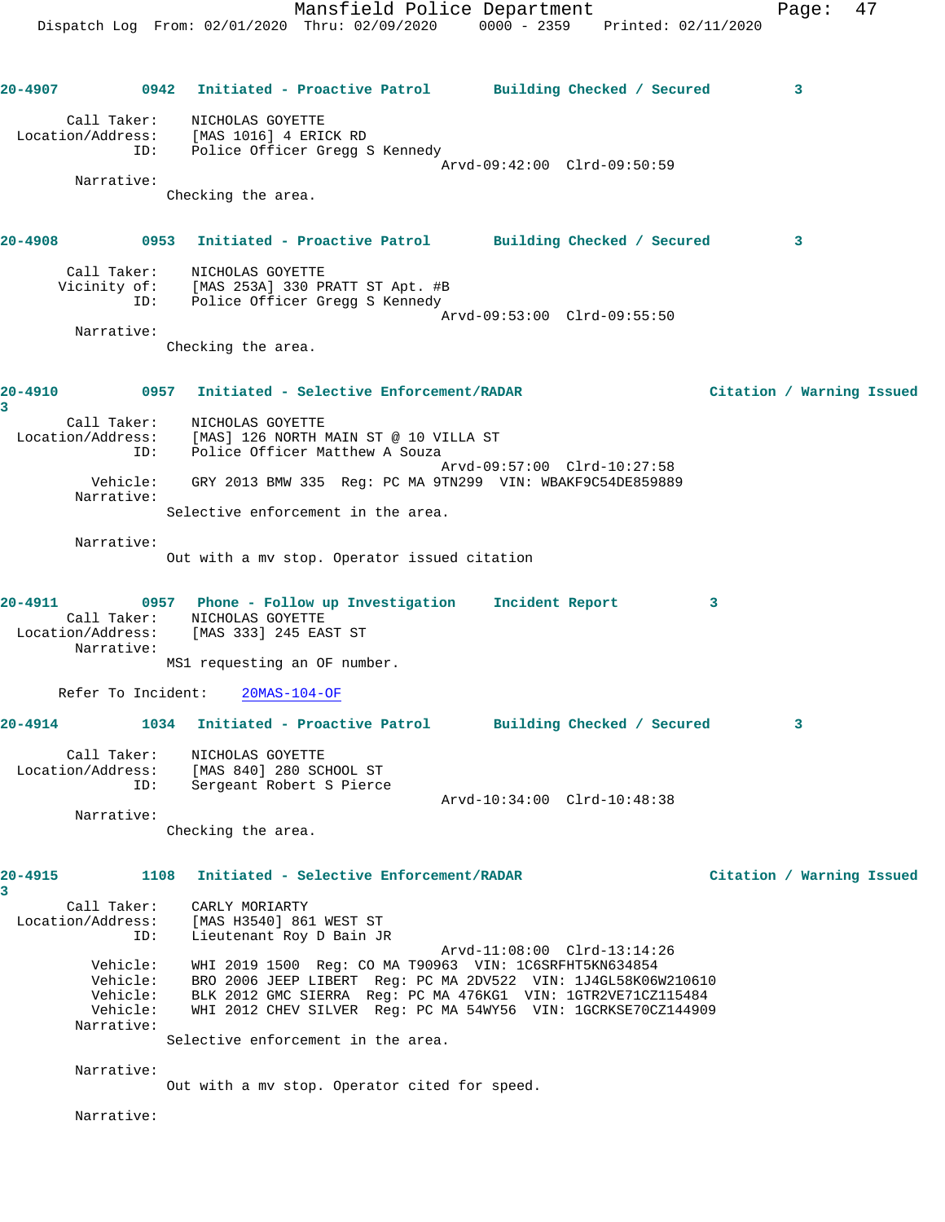**20-4907** 0942 Initiated - Proactive Patrol Building Checked / Secured 3

Call Taker: NICHOLAS GOYETTE
Location/Address: [MAS 1016] 4 ERICK RD
ID: Police Officer Gregg S Kennedy
Arvd-09:42:00 Clrd-09:50:59

Narrative:
Checking the area.

**20-4908** 0953 Initiated - Proactive Patrol Building Checked / Secured 3

Call Taker: NICHOLAS GOYETTE
Vicinity of: [MAS 253A] 330 PRATT ST Apt. #B
ID: Police Officer Gregg S Kennedy
Arvd-09:53:00 Clrd-09:55:50

Narrative:
Checking the area.

**20-4910** 0957 Initiated - Selective Enforcement/RADAR Citation / Warning Issued 3

Call Taker: NICHOLAS GOYETTE
Location/Address: [MAS] 126 NORTH MAIN ST @ 10 VILLA ST
ID: Police Officer Matthew A Souza
Arvd-09:57:00 Clrd-10:27:58
Vehicle: GRY 2013 BMW 335 Reg: PC MA 9TN299 VIN: WBAKF9C54DE859889

Narrative:
Selective enforcement in the area.

Narrative:
Out with a mv stop. Operator issued citation

**20-4911** 0957 Phone - Follow up Investigation Incident Report 3

Call Taker: NICHOLAS GOYETTE
Location/Address: [MAS 333] 245 EAST ST

Narrative:
MS1 requesting an OF number.

Refer To Incident: 20MAS-104-OF

**20-4914** 1034 Initiated - Proactive Patrol Building Checked / Secured 3

Call Taker: NICHOLAS GOYETTE
Location/Address: [MAS 840] 280 SCHOOL ST
ID: Sergeant Robert S Pierce
Arvd-10:34:00 Clrd-10:48:38

Narrative:
Checking the area.

**20-4915** 1108 Initiated - Selective Enforcement/RADAR Citation / Warning Issued 3

Call Taker: CARLY MORIARTY
Location/Address: [MAS H3540] 861 WEST ST
ID: Lieutenant Roy D Bain JR
Arvd-11:08:00 Clrd-13:14:26
Vehicle: WHI 2019 1500 Reg: CO MA T90963 VIN: 1C6SRFHT5KN634854
Vehicle: BRO 2006 JEEP LIBERT Reg: PC MA 2DV522 VIN: 1J4GL58K06W210610
Vehicle: BLK 2012 GMC SIERRA Reg: PC MA 476KG1 VIN: 1GTR2VE71CZ115484
Vehicle: WHI 2012 CHEV SILVER Reg: PC MA 54WY56 VIN: 1GCRKSE70CZ144909

Narrative:
Selective enforcement in the area.

Narrative:
Out with a mv stop. Operator cited for speed.

Narrative: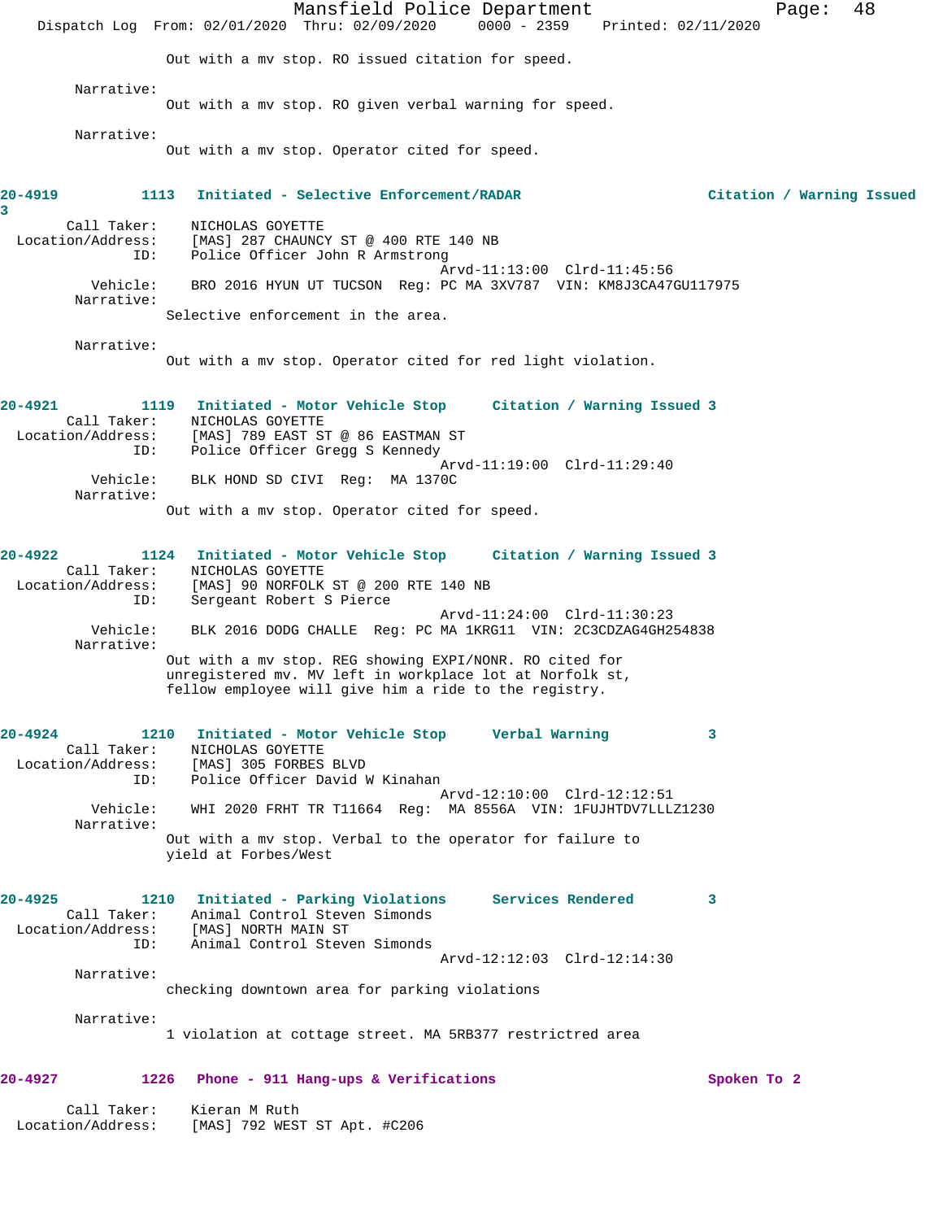Out with a mv stop. RO issued citation for speed.

Narrative:
Out with a mv stop. RO given verbal warning for speed.

Narrative:
Out with a mv stop. Operator cited for speed.

**20-4919 1113 Initiated - Selective Enforcement/RADAR Citation / Warning Issued 3**

Call Taker: NICHOLAS GOYETTE
Location/Address: [MAS] 287 CHAUNCY ST @ 400 RTE 140 NB
ID: Police Officer John R Armstrong
Arvd-11:13:00 Clrd-11:45:56
Vehicle: BRO 2016 HYUN UT TUCSON Reg: PC MA 3XV787 VIN: KM8J3CA47GU117975
Narrative:
Selective enforcement in the area.

Narrative:
Out with a mv stop. Operator cited for red light violation.

**20-4921 1119 Initiated - Motor Vehicle Stop Citation / Warning Issued 3**

Call Taker: NICHOLAS GOYETTE
Location/Address: [MAS] 789 EAST ST @ 86 EASTMAN ST
ID: Police Officer Gregg S Kennedy
Arvd-11:19:00 Clrd-11:29:40
Vehicle: BLK HOND SD CIVI Reg: MA 1370C
Narrative:
Out with a mv stop. Operator cited for speed.

**20-4922 1124 Initiated - Motor Vehicle Stop Citation / Warning Issued 3**

Call Taker: NICHOLAS GOYETTE
Location/Address: [MAS] 90 NORFOLK ST @ 200 RTE 140 NB
ID: Sergeant Robert S Pierce
Arvd-11:24:00 Clrd-11:30:23
Vehicle: BLK 2016 DODG CHALLE Reg: PC MA 1KRG11 VIN: 2C3CDZAG4GH254838
Narrative:
Out with a mv stop. REG showing EXPI/NONR. RO cited for unregistered mv. MV left in workplace lot at Norfolk st, fellow employee will give him a ride to the registry.

**20-4924 1210 Initiated - Motor Vehicle Stop Verbal Warning 3**

Call Taker: NICHOLAS GOYETTE
Location/Address: [MAS] 305 FORBES BLVD
ID: Police Officer David W Kinahan
Arvd-12:10:00 Clrd-12:12:51
Vehicle: WHI 2020 FRHT TR T11664 Reg: MA 8556A VIN: 1FUJHTDV7LLLZ1230
Narrative:
Out with a mv stop. Verbal to the operator for failure to yield at Forbes/West

**20-4925 1210 Initiated - Parking Violations Services Rendered 3**

Call Taker: Animal Control Steven Simonds
Location/Address: [MAS] NORTH MAIN ST
ID: Animal Control Steven Simonds
Arvd-12:12:03 Clrd-12:14:30
Narrative:
checking downtown area for parking violations

Narrative:
1 violation at cottage street. MA 5RB377 restrictred area

**20-4927 1226 Phone - 911 Hang-ups & Verifications Spoken To 2**

Call Taker: Kieran M Ruth
Location/Address: [MAS] 792 WEST ST Apt. #C206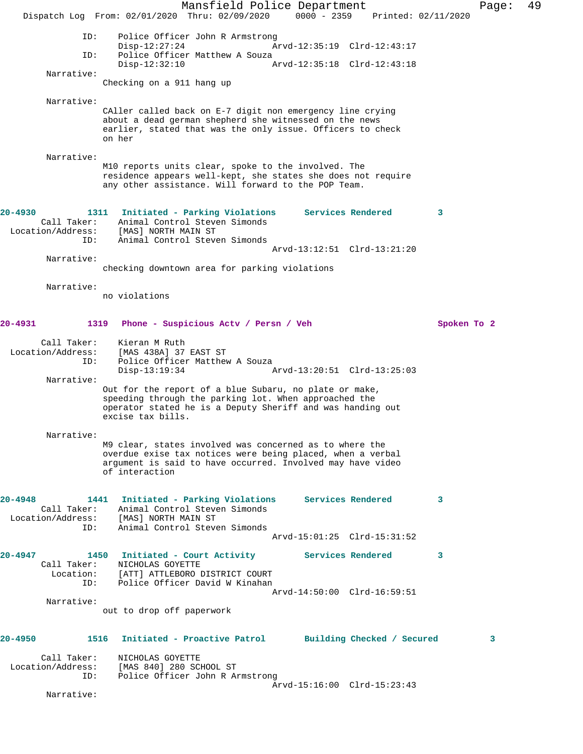```
                ID:     Police Officer John R Armstrong
                        Disp-12:27:24                Arvd-12:35:19  Clrd-12:43:17
                ID:     Police Officer Matthew A Souza
                        Disp-12:32:10                Arvd-12:35:18  Clrd-12:43:18
         Narrative:
                        Checking on a 911 hang up

         Narrative:
                        CAller called back on E-7 digit non emergency line crying
                        about a dead german shepherd she witnessed on the news
                        earlier, stated that was the only issue. Officers to check
                        on her

         Narrative:
                        M10 reports units clear, spoke to the involved. The
                        residence appears well-kept, she states she does not require
                        any other assistance. Will forward to the POP Team.


20-4930          1311   Initiated - Parking Violations      Services Rendered        3
        Call Taker:     Animal Control Steven Simonds
  Location/Address:     [MAS] NORTH MAIN ST
                ID:     Animal Control Steven Simonds
                                                     Arvd-13:12:51  Clrd-13:21:20
         Narrative:
                        checking downtown area for parking violations

         Narrative:
                        no violations


20-4931          1319   Phone - Suspicious Actv / Persn / Veh                   Spoken To 2

        Call Taker:     Kieran M Ruth
  Location/Address:     [MAS 438A] 37 EAST ST
                ID:     Police Officer Matthew A Souza
                        Disp-13:19:34                Arvd-13:20:51  Clrd-13:25:03
         Narrative:
                        Out for the report of a blue Subaru, no plate or make,
                        speeding through the parking lot. When approached the
                        operator stated he is a Deputy Sheriff and was handing out
                        excise tax bills.

         Narrative:
                        M9 clear, states involved was concerned as to where the
                        overdue exise tax notices were being placed, when a verbal
                        argument is said to have occurred. Involved may have video
                        of interaction


20-4948          1441   Initiated - Parking Violations      Services Rendered        3
        Call Taker:     Animal Control Steven Simonds
  Location/Address:     [MAS] NORTH MAIN ST
                ID:     Animal Control Steven Simonds
                                                     Arvd-15:01:25  Clrd-15:31:52

20-4947          1450   Initiated - Court Activity          Services Rendered        3
        Call Taker:     NICHOLAS GOYETTE
          Location:     [ATT] ATTLEBORO DISTRICT COURT
                ID:     Police Officer David W Kinahan
                                                     Arvd-14:50:00  Clrd-16:59:51
         Narrative:
                        out to drop off paperwork


20-4950          1516   Initiated - Proactive Patrol        Building Checked / Secured          3

        Call Taker:     NICHOLAS GOYETTE
  Location/Address:     [MAS 840] 280 SCHOOL ST
                ID:     Police Officer John R Armstrong
                                                     Arvd-15:16:00  Clrd-15:23:43
         Narrative:
```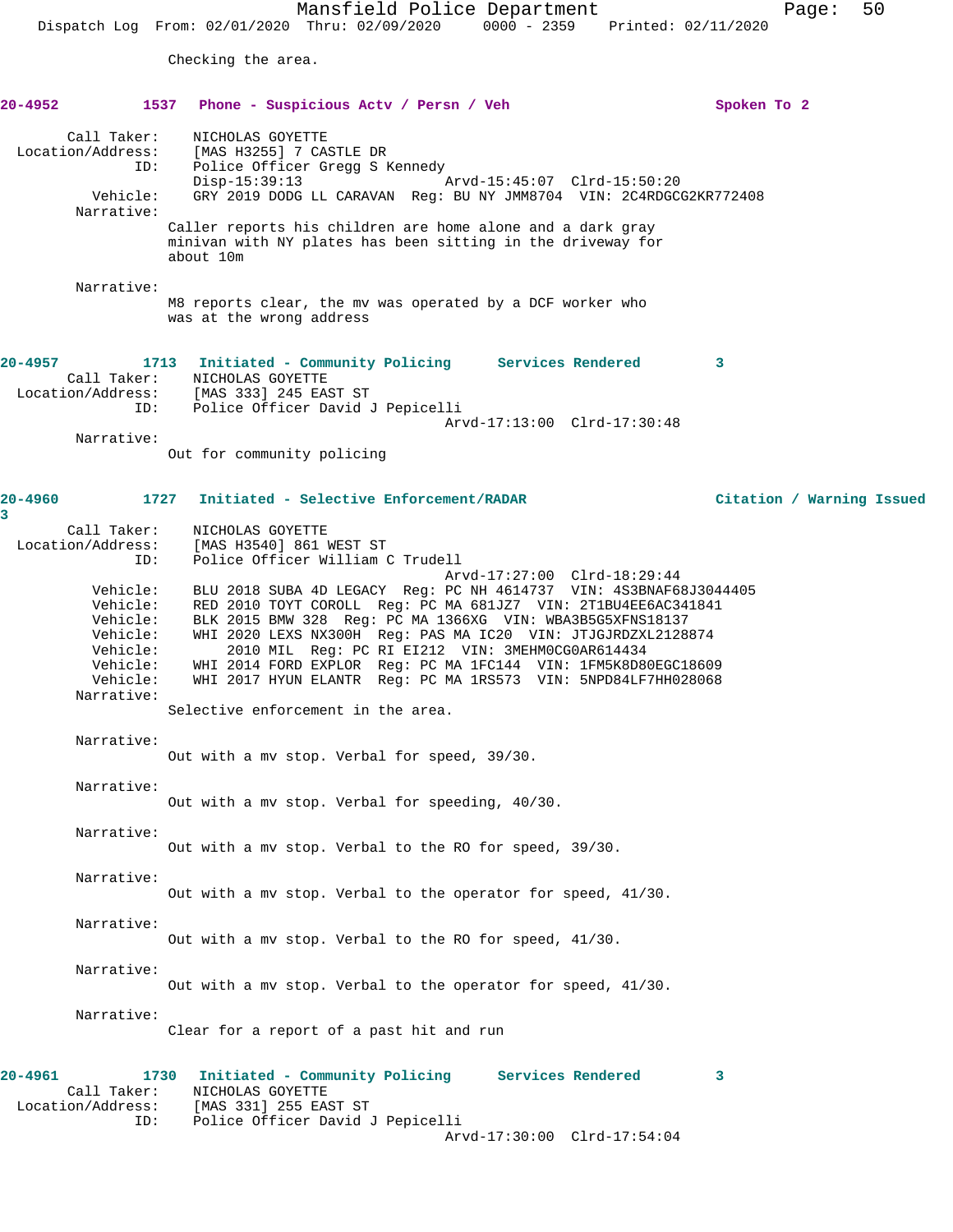Checking the area.

**20-4952 1537 Phone - Suspicious Actv / Persn / Veh Spoken To 2**

Call Taker: NICHOLAS GOYETTE
Location/Address: [MAS H3255] 7 CASTLE DR
ID: Police Officer Gregg S Kennedy
Disp-15:39:13 Arvd-15:45:07 Clrd-15:50:20
Vehicle: GRY 2019 DODG LL CARAVAN Reg: BU NY JMM8704 VIN: 2C4RDGCG2KR772408
Narrative:
Caller reports his children are home alone and a dark gray minivan with NY plates has been sitting in the driveway for about 10m

Narrative:
M8 reports clear, the mv was operated by a DCF worker who was at the wrong address

**20-4957 1713 Initiated - Community Policing Services Rendered 3**

Call Taker: NICHOLAS GOYETTE
Location/Address: [MAS 333] 245 EAST ST
ID: Police Officer David J Pepicelli
Arvd-17:13:00 Clrd-17:30:48
Narrative:
Out for community policing

**20-4960 1727 Initiated - Selective Enforcement/RADAR Citation / Warning Issued 3**

Call Taker: NICHOLAS GOYETTE
Location/Address: [MAS H3540] 861 WEST ST
ID: Police Officer William C Trudell
Arvd-17:27:00 Clrd-18:29:44
Vehicle: BLU 2018 SUBA 4D LEGACY Reg: PC NH 4614737 VIN: 4S3BNAF68J3044405
Vehicle: RED 2010 TOYT COROLL Reg: PC MA 681JZ7 VIN: 2T1BU4EE6AC341841
Vehicle: BLK 2015 BMW 328 Reg: PC MA 1366XG VIN: WBA3B5G5XFNS18137
Vehicle: WHI 2020 LEXS NX300H Reg: PAS MA IC20 VIN: JTJGJRDZXL2128874
Vehicle: 2010 MIL Reg: PC RI EI212 VIN: 3MEHM0CG0AR614434
Vehicle: WHI 2014 FORD EXPLOR Reg: PC MA 1FC144 VIN: 1FM5K8D80EGC18609
Vehicle: WHI 2017 HYUN ELANTR Reg: PC MA 1RS573 VIN: 5NPD84LF7HH028068
Narrative:
Selective enforcement in the area.

Narrative:
Out with a mv stop. Verbal for speed, 39/30.

Narrative:
Out with a mv stop. Verbal for speeding, 40/30.

Narrative:
Out with a mv stop. Verbal to the RO for speed, 39/30.

Narrative:
Out with a mv stop. Verbal to the operator for speed, 41/30.

Narrative:
Out with a mv stop. Verbal to the RO for speed, 41/30.

Narrative:
Out with a mv stop. Verbal to the operator for speed, 41/30.

Narrative:
Clear for a report of a past hit and run

**20-4961 1730 Initiated - Community Policing Services Rendered 3**

Call Taker: NICHOLAS GOYETTE
Location/Address: [MAS 331] 255 EAST ST
ID: Police Officer David J Pepicelli
Arvd-17:30:00 Clrd-17:54:04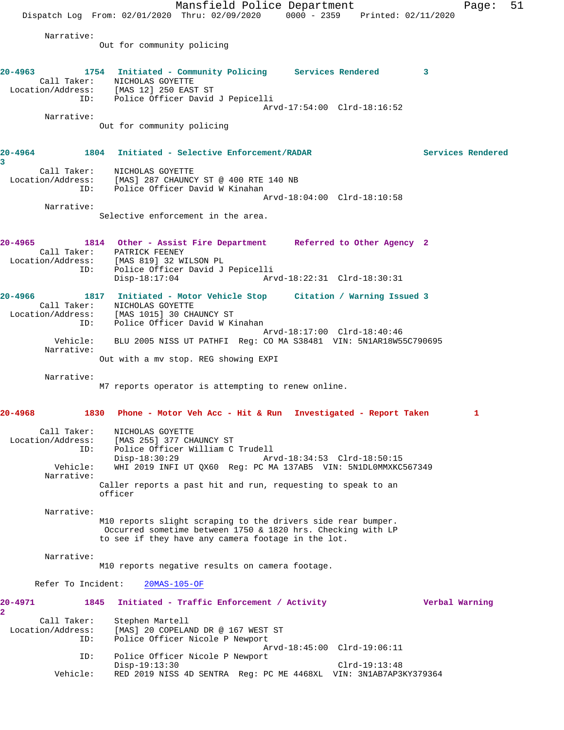Narrative:
    Out for community policing

**20-4963** 1754 **Initiated - Community Policing** **Services Rendered** 3
Call Taker: NICHOLAS GOYETTE
Location/Address: [MAS 12] 250 EAST ST
ID: Police Officer David J Pepicelli
Arvd-17:54:00 Clrd-18:16:52
Narrative:
    Out for community policing

**20-4964** 1804 **Initiated - Selective Enforcement/RADAR** **Services Rendered** 3
Call Taker: NICHOLAS GOYETTE
Location/Address: [MAS] 287 CHAUNCY ST @ 400 RTE 140 NB
ID: Police Officer David W Kinahan
Arvd-18:04:00 Clrd-18:10:58
Narrative:
    Selective enforcement in the area.

**20-4965** 1814 **Other - Assist Fire Department** **Referred to Other Agency** 2
Call Taker: PATRICK FEENEY
Location/Address: [MAS 819] 32 WILSON PL
ID: Police Officer David J Pepicelli
Disp-18:17:04 Arvd-18:22:31 Clrd-18:30:31

**20-4966** 1817 **Initiated - Motor Vehicle Stop** **Citation / Warning Issued** 3
Call Taker: NICHOLAS GOYETTE
Location/Address: [MAS 1015] 30 CHAUNCY ST
ID: Police Officer David W Kinahan
Arvd-18:17:00 Clrd-18:40:46
Vehicle: BLU 2005 NISS UT PATHFI Reg: CO MA S38481 VIN: 5N1AR18W55C790695
Narrative:
    Out with a mv stop. REG showing EXPI

Narrative:
    M7 reports operator is attempting to renew online.

**20-4968** 1830 **Phone - Motor Veh Acc - Hit & Run** **Investigated - Report Taken** 1
Call Taker: NICHOLAS GOYETTE
Location/Address: [MAS 255] 377 CHAUNCY ST
ID: Police Officer William C Trudell
Disp-18:30:29 Arvd-18:34:53 Clrd-18:50:15
Vehicle: WHI 2019 INFI UT QX60 Reg: PC MA 137AB5 VIN: 5N1DL0MMXKC567349
Narrative:
    Caller reports a past hit and run, requesting to speak to an officer

Narrative:
    M10 reports slight scraping to the drivers side rear bumper. Occurred sometime between 1750 & 1820 hrs. Checking with LP to see if they have any camera footage in the lot.

Narrative:
    M10 reports negative results on camera footage.

Refer To Incident: 20MAS-105-OF

**20-4971** 1845 **Initiated - Traffic Enforcement / Activity** **Verbal Warning** 2
Call Taker: Stephen Martell
Location/Address: [MAS] 20 COPELAND DR @ 167 WEST ST
ID: Police Officer Nicole P Newport
Arvd-18:45:00 Clrd-19:06:11
ID: Police Officer Nicole P Newport
Disp-19:13:30 Clrd-19:13:48
Vehicle: RED 2019 NISS 4D SENTRA Reg: PC ME 4468XL VIN: 3N1AB7AP3KY379364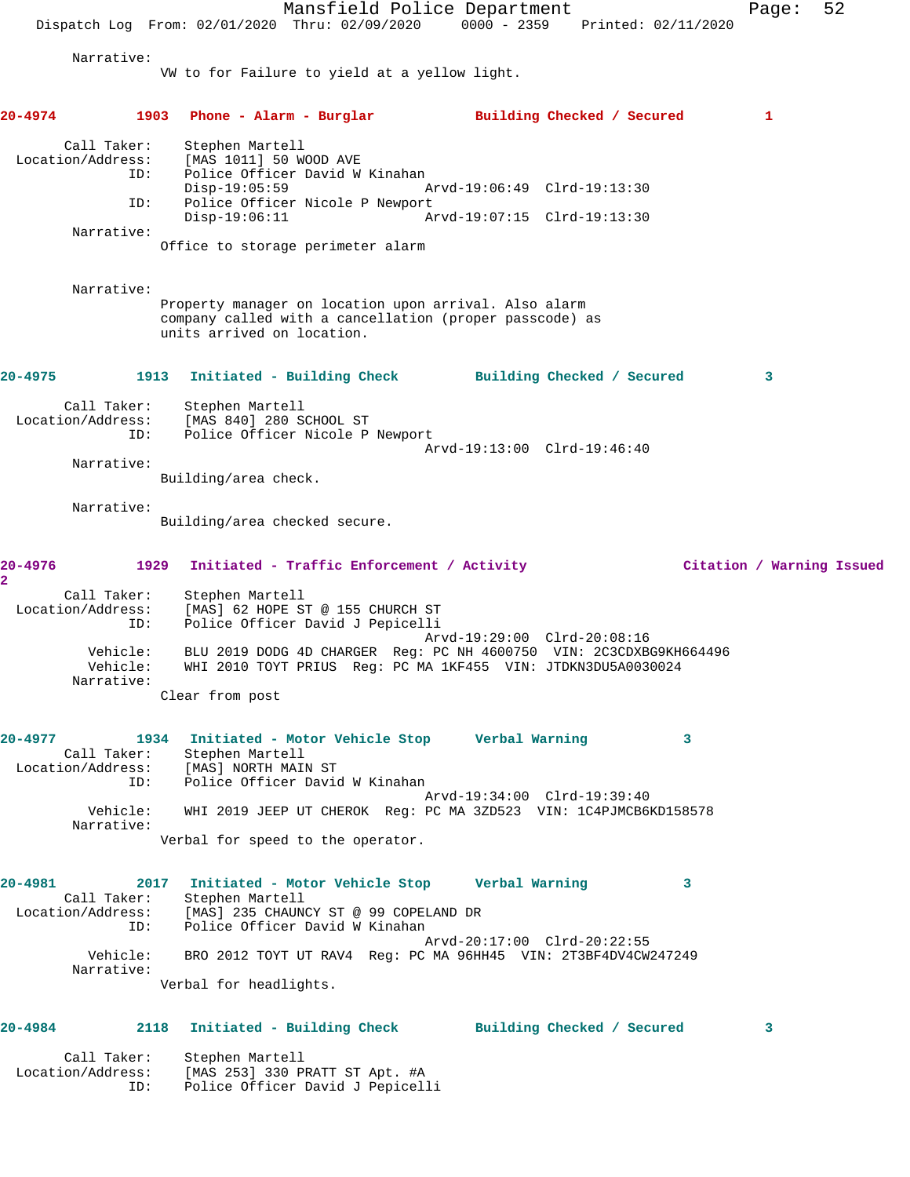Narrative:
VW to for Failure to yield at a yellow light.

**20-4974 1903 Phone - Alarm - Burglar Building Checked / Secured 1**

Call Taker: Stephen Martell
Location/Address: [MAS 1011] 50 WOOD AVE
ID: Police Officer David W Kinahan
Disp-19:05:59 Arvd-19:06:49 Clrd-19:13:30
ID: Police Officer Nicole P Newport
Disp-19:06:11 Arvd-19:07:15 Clrd-19:13:30
Narrative:
Office to storage perimeter alarm

Narrative:
Property manager on location upon arrival. Also alarm company called with a cancellation (proper passcode) as units arrived on location.

**20-4975 1913 Initiated - Building Check Building Checked / Secured 3**

Call Taker: Stephen Martell
Location/Address: [MAS 840] 280 SCHOOL ST
ID: Police Officer Nicole P Newport
Arvd-19:13:00 Clrd-19:46:40
Narrative:
Building/area check.

Narrative:
Building/area checked secure.

**20-4976 1929 Initiated - Traffic Enforcement / Activity Citation / Warning Issued 2**

Call Taker: Stephen Martell
Location/Address: [MAS] 62 HOPE ST @ 155 CHURCH ST
ID: Police Officer David J Pepicelli
Arvd-19:29:00 Clrd-20:08:16
Vehicle: BLU 2019 DODG 4D CHARGER Reg: PC NH 4600750 VIN: 2C3CDXBG9KH664496
Vehicle: WHI 2010 TOYT PRIUS Reg: PC MA 1KF455 VIN: JTDKN3DU5A0030024
Narrative:
Clear from post

**20-4977 1934 Initiated - Motor Vehicle Stop Verbal Warning 3**

Call Taker: Stephen Martell
Location/Address: [MAS] NORTH MAIN ST
ID: Police Officer David W Kinahan
Arvd-19:34:00 Clrd-19:39:40
Vehicle: WHI 2019 JEEP UT CHEROK Reg: PC MA 3ZD523 VIN: 1C4PJMCB6KD158578
Narrative:
Verbal for speed to the operator.

**20-4981 2017 Initiated - Motor Vehicle Stop Verbal Warning 3**

Call Taker: Stephen Martell
Location/Address: [MAS] 235 CHAUNCY ST @ 99 COPELAND DR
ID: Police Officer David W Kinahan
Arvd-20:17:00 Clrd-20:22:55
Vehicle: BRO 2012 TOYT UT RAV4 Reg: PC MA 96HH45 VIN: 2T3BF4DV4CW247249
Narrative:
Verbal for headlights.

**20-4984 2118 Initiated - Building Check Building Checked / Secured 3**

Call Taker: Stephen Martell
Location/Address: [MAS 253] 330 PRATT ST Apt. #A
ID: Police Officer David J Pepicelli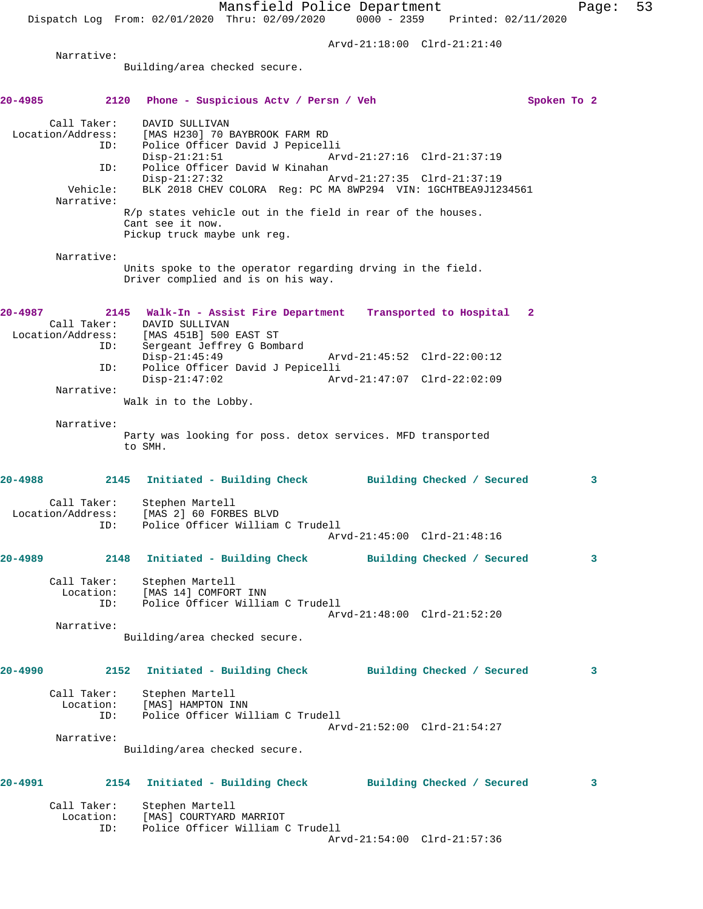Arvd-21:18:00 Clrd-21:21:40

Narrative:
Building/area checked secure.

**20-4985 2120 Phone - Suspicious Actv / Persn / Veh Spoken To 2**

Call Taker: DAVID SULLIVAN
Location/Address: [MAS H230] 70 BAYBROOK FARM RD
ID: Police Officer David J Pepicelli
Disp-21:21:51 Arvd-21:27:16 Clrd-21:37:19
ID: Police Officer David W Kinahan
Disp-21:27:32 Arvd-21:27:35 Clrd-21:37:19
Vehicle: BLK 2018 CHEV COLORA Reg: PC MA 8WP294 VIN: 1GCHTBEA9J1234561
Narrative:
R/p states vehicle out in the field in rear of the houses.
Cant see it now.
Pickup truck maybe unk reg.

Narrative:
Units spoke to the operator regarding drving in the field.
Driver complied and is on his way.

**20-4987 2145 Walk-In - Assist Fire Department Transported to Hospital 2**

Call Taker: DAVID SULLIVAN
Location/Address: [MAS 451B] 500 EAST ST
ID: Sergeant Jeffrey G Bombard
Disp-21:45:49 Arvd-21:45:52 Clrd-22:00:12
ID: Police Officer David J Pepicelli
Disp-21:47:02 Arvd-21:47:07 Clrd-22:02:09
Narrative:
Walk in to the Lobby.

Narrative:
Party was looking for poss. detox services. MFD transported to SMH.

**20-4988 2145 Initiated - Building Check Building Checked / Secured 3**

Call Taker: Stephen Martell
Location/Address: [MAS 2] 60 FORBES BLVD
ID: Police Officer William C Trudell
Arvd-21:45:00 Clrd-21:48:16

**20-4989 2148 Initiated - Building Check Building Checked / Secured 3**

Call Taker: Stephen Martell
Location: [MAS 14] COMFORT INN
ID: Police Officer William C Trudell
Arvd-21:48:00 Clrd-21:52:20
Narrative:
Building/area checked secure.

**20-4990 2152 Initiated - Building Check Building Checked / Secured 3**

Call Taker: Stephen Martell
Location: [MAS] HAMPTON INN
ID: Police Officer William C Trudell
Arvd-21:52:00 Clrd-21:54:27
Narrative:
Building/area checked secure.

**20-4991 2154 Initiated - Building Check Building Checked / Secured 3**

Call Taker: Stephen Martell
Location: [MAS] COURTYARD MARRIOT
ID: Police Officer William C Trudell
Arvd-21:54:00 Clrd-21:57:36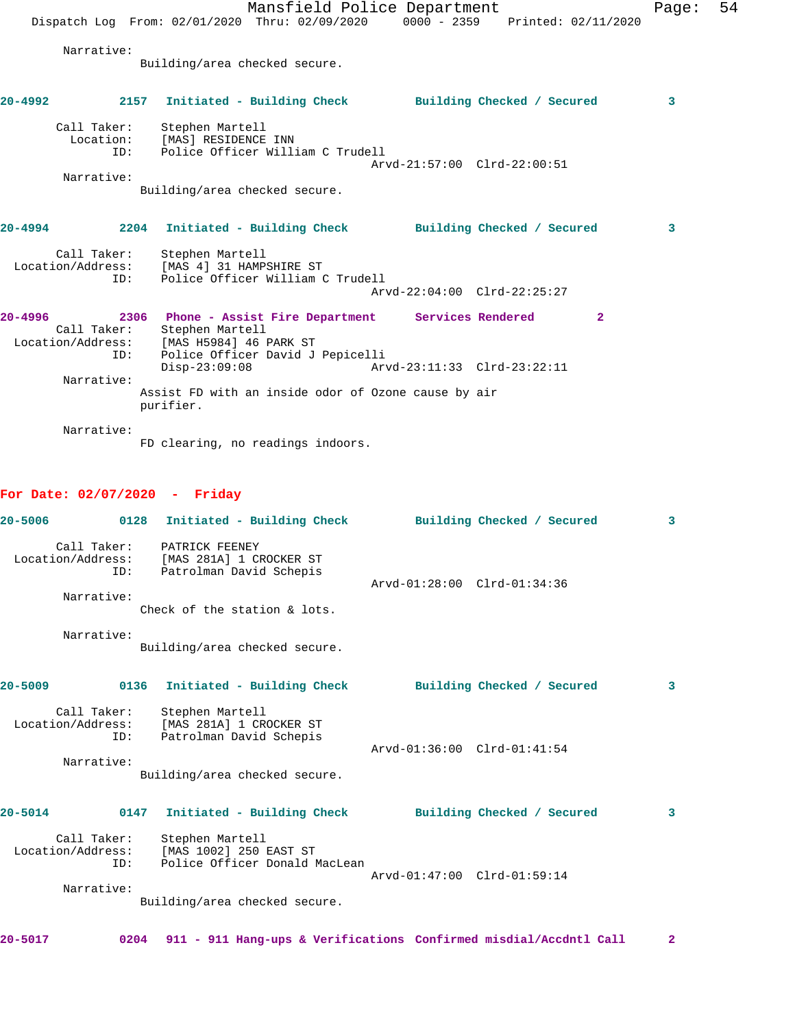Narrative:
Building/area checked secure.

**20-4992 2157 Initiated - Building Check Building Checked / Secured 3**

Call Taker: Stephen Martell
Location: [MAS] RESIDENCE INN
ID: Police Officer William C Trudell
Arvd-21:57:00 Clrd-22:00:51

Narrative:
Building/area checked secure.

**20-4994 2204 Initiated - Building Check Building Checked / Secured 3**

Call Taker: Stephen Martell
Location/Address: [MAS 4] 31 HAMPSHIRE ST
ID: Police Officer William C Trudell
Arvd-22:04:00 Clrd-22:25:27

**20-4996 2306 Phone - Assist Fire Department Services Rendered 2**

Call Taker: Stephen Martell
Location/Address: [MAS H5984] 46 PARK ST
ID: Police Officer David J Pepicelli
Disp-23:09:08 Arvd-23:11:33 Clrd-23:22:11

Narrative:
Assist FD with an inside odor of Ozone cause by air purifier.

Narrative:
FD clearing, no readings indoors.

## For Date: 02/07/2020 - Friday

**20-5006 0128 Initiated - Building Check Building Checked / Secured 3**

Call Taker: PATRICK FEENEY
Location/Address: [MAS 281A] 1 CROCKER ST
ID: Patrolman David Schepis
Arvd-01:28:00 Clrd-01:34:36

Narrative:
Check of the station & lots.

Narrative:
Building/area checked secure.

**20-5009 0136 Initiated - Building Check Building Checked / Secured 3**

Call Taker: Stephen Martell
Location/Address: [MAS 281A] 1 CROCKER ST
ID: Patrolman David Schepis
Arvd-01:36:00 Clrd-01:41:54

Narrative:
Building/area checked secure.

**20-5014 0147 Initiated - Building Check Building Checked / Secured 3**

Call Taker: Stephen Martell
Location/Address: [MAS 1002] 250 EAST ST
ID: Police Officer Donald MacLean
Arvd-01:47:00 Clrd-01:59:14

Narrative:
Building/area checked secure.

**20-5017 0204 911 - 911 Hang-ups & Verifications Confirmed misdial/Accdntl Call 2**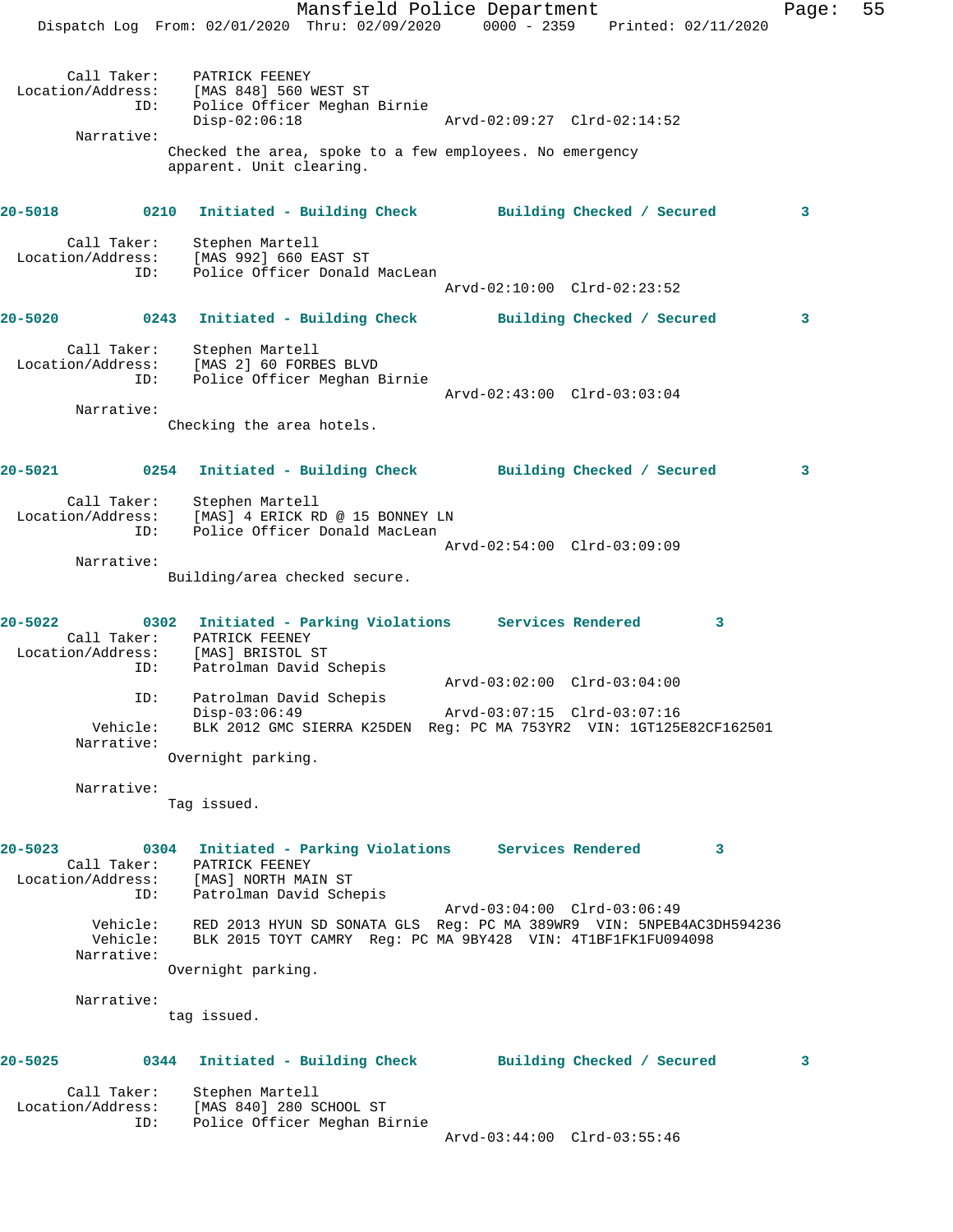Call Taker: PATRICK FEENEY
Location/Address: [MAS 848] 560 WEST ST
ID: Police Officer Meghan Birnie
Disp-02:06:18 Arvd-02:09:27 Clrd-02:14:52
Narrative:
Checked the area, spoke to a few employees. No emergency apparent. Unit clearing.

**20-5018 0210 Initiated - Building Check Building Checked / Secured 3**

Call Taker: Stephen Martell
Location/Address: [MAS 992] 660 EAST ST
ID: Police Officer Donald MacLean
Arvd-02:10:00 Clrd-02:23:52

**20-5020 0243 Initiated - Building Check Building Checked / Secured 3**

Call Taker: Stephen Martell
Location/Address: [MAS 2] 60 FORBES BLVD
ID: Police Officer Meghan Birnie
Arvd-02:43:00 Clrd-03:03:04
Narrative:
Checking the area hotels.

**20-5021 0254 Initiated - Building Check Building Checked / Secured 3**

Call Taker: Stephen Martell
Location/Address: [MAS] 4 ERICK RD @ 15 BONNEY LN
ID: Police Officer Donald MacLean
Arvd-02:54:00 Clrd-03:09:09
Narrative:
Building/area checked secure.

**20-5022 0302 Initiated - Parking Violations Services Rendered 3**

Call Taker: PATRICK FEENEY
Location/Address: [MAS] BRISTOL ST
ID: Patrolman David Schepis
Arvd-03:02:00 Clrd-03:04:00
ID: Patrolman David Schepis
Disp-03:06:49 Arvd-03:07:15 Clrd-03:07:16
Vehicle: BLK 2012 GMC SIERRA K25DEN Reg: PC MA 753YR2 VIN: 1GT125E82CF162501
Narrative:
Overnight parking.

Narrative:
Tag issued.

**20-5023 0304 Initiated - Parking Violations Services Rendered 3**

Call Taker: PATRICK FEENEY
Location/Address: [MAS] NORTH MAIN ST
ID: Patrolman David Schepis
Arvd-03:04:00 Clrd-03:06:49
Vehicle: RED 2013 HYUN SD SONATA GLS Reg: PC MA 389WR9 VIN: 5NPEB4AC3DH594236
Vehicle: BLK 2015 TOYT CAMRY Reg: PC MA 9BY428 VIN: 4T1BF1FK1FU094098
Narrative:
Overnight parking.

Narrative:
tag issued.

**20-5025 0344 Initiated - Building Check Building Checked / Secured 3**

Call Taker: Stephen Martell
Location/Address: [MAS 840] 280 SCHOOL ST
ID: Police Officer Meghan Birnie
Arvd-03:44:00 Clrd-03:55:46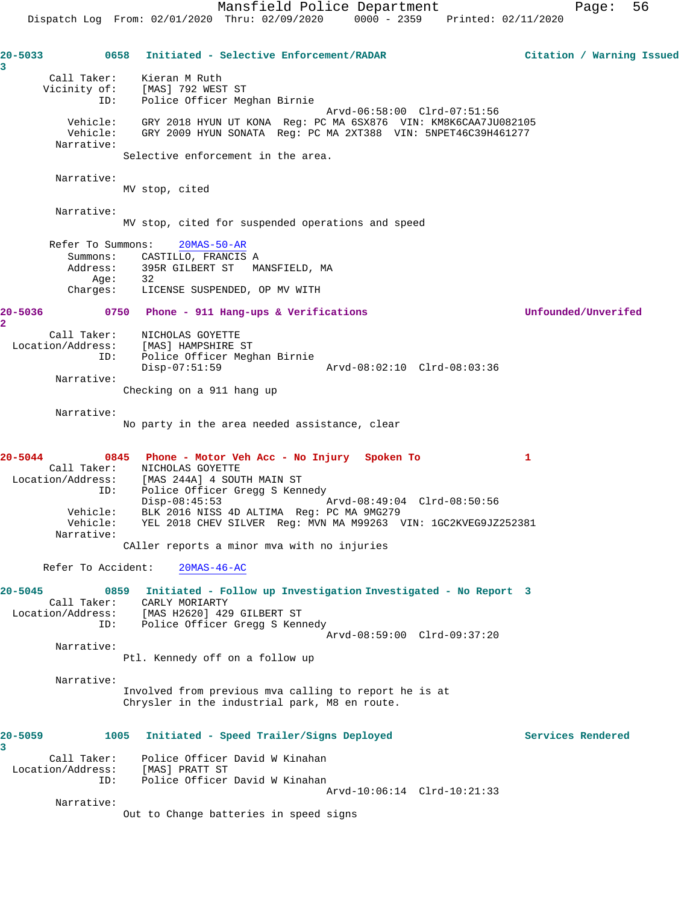**20-5033** 0658 Initiated - Selective Enforcement/RADAR — Citation / Warning Issued
3

Call Taker: Kieran M Ruth
Vicinity of: [MAS] 792 WEST ST
ID: Police Officer Meghan Birnie
Arvd-06:58:00 Clrd-07:51:56
Vehicle: GRY 2018 HYUN UT KONA Reg: PC MA 6SX876 VIN: KM8K6CAA7JU082105
Vehicle: GRY 2009 HYUN SONATA Reg: PC MA 2XT388 VIN: 5NPET46C39H461277
Narrative:
Selective enforcement in the area.

Narrative:
MV stop, cited

Narrative:
MV stop, cited for suspended operations and speed

Refer To Summons: 20MAS-50-AR
Summons: CASTILLO, FRANCIS A
Address: 395R GILBERT ST MANSFIELD, MA
Age: 32
Charges: LICENSE SUSPENDED, OP MV WITH

**20-5036** 0750 Phone - 911 Hang-ups & Verifications — Unfounded/Unverifed
2

Call Taker: NICHOLAS GOYETTE
Location/Address: [MAS] HAMPSHIRE ST
ID: Police Officer Meghan Birnie
Disp-07:51:59 Arvd-08:02:10 Clrd-08:03:36
Narrative:
Checking on a 911 hang up

Narrative:
No party in the area needed assistance, clear

**20-5044** 0845 Phone - Motor Veh Acc - No Injury Spoken To 1

Call Taker: NICHOLAS GOYETTE
Location/Address: [MAS 244A] 4 SOUTH MAIN ST
ID: Police Officer Gregg S Kennedy
Disp-08:45:53 Arvd-08:49:04 Clrd-08:50:56
Vehicle: BLK 2016 NISS 4D ALTIMA Reg: PC MA 9MG279
Vehicle: YEL 2018 CHEV SILVER Reg: MVN MA M99263 VIN: 1GC2KVEG9JZ252381
Narrative:
CAller reports a minor mva with no injuries

Refer To Accident: 20MAS-46-AC

**20-5045** 0859 Initiated - Follow up Investigation Investigated - No Report 3

Call Taker: CARLY MORIARTY
Location/Address: [MAS H2620] 429 GILBERT ST
ID: Police Officer Gregg S Kennedy
Arvd-08:59:00 Clrd-09:37:20
Narrative:
Ptl. Kennedy off on a follow up

Narrative:
Involved from previous mva calling to report he is at Chrysler in the industrial park, M8 en route.

**20-5059** 1005 Initiated - Speed Trailer/Signs Deployed — Services Rendered
3

Call Taker: Police Officer David W Kinahan
Location/Address: [MAS] PRATT ST
ID: Police Officer David W Kinahan
Arvd-10:06:14 Clrd-10:21:33
Narrative:
Out to Change batteries in speed signs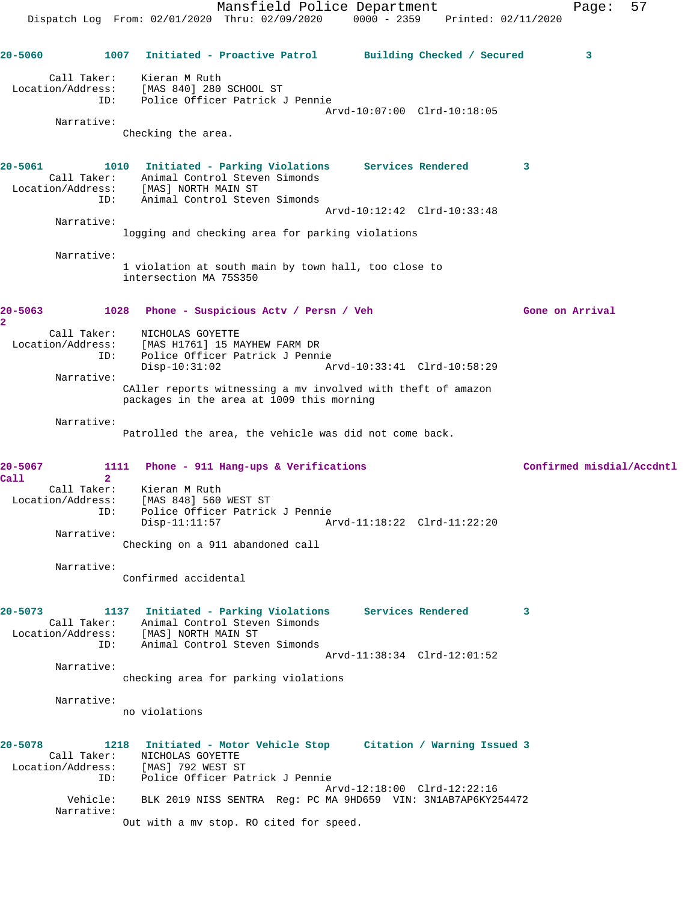**20-5060** 1007 Initiated - Proactive Patrol Building Checked / Secured 3

Call Taker: Kieran M Ruth
Location/Address: [MAS 840] 280 SCHOOL ST
ID: Police Officer Patrick J Pennie
Arvd-10:07:00 Clrd-10:18:05

Narrative:
Checking the area.

**20-5061** 1010 Initiated - Parking Violations Services Rendered 3

Call Taker: Animal Control Steven Simonds
Location/Address: [MAS] NORTH MAIN ST
ID: Animal Control Steven Simonds
Arvd-10:12:42 Clrd-10:33:48

Narrative:
logging and checking area for parking violations

Narrative:
1 violation at south main by town hall, too close to intersection MA 75S350

**20-5063** 1028 Phone - Suspicious Actv / Persn / Veh Gone on Arrival 2

Call Taker: NICHOLAS GOYETTE
Location/Address: [MAS H1761] 15 MAYHEW FARM DR
ID: Police Officer Patrick J Pennie
Disp-10:31:02 Arvd-10:33:41 Clrd-10:58:29

Narrative:
CAller reports witnessing a mv involved with theft of amazon packages in the area at 1009 this morning

Narrative:
Patrolled the area, the vehicle was did not come back.

**20-5067** 1111 Phone - 911 Hang-ups & Verifications Confirmed misdial/Accdntl Call 2

Call Taker: Kieran M Ruth
Location/Address: [MAS 848] 560 WEST ST
ID: Police Officer Patrick J Pennie
Disp-11:11:57 Arvd-11:18:22 Clrd-11:22:20

Narrative:
Checking on a 911 abandoned call

Narrative:
Confirmed accidental

**20-5073** 1137 Initiated - Parking Violations Services Rendered 3

Call Taker: Animal Control Steven Simonds
Location/Address: [MAS] NORTH MAIN ST
ID: Animal Control Steven Simonds
Arvd-11:38:34 Clrd-12:01:52

Narrative:
checking area for parking violations

Narrative:
no violations

**20-5078** 1218 Initiated - Motor Vehicle Stop Citation / Warning Issued 3

Call Taker: NICHOLAS GOYETTE
Location/Address: [MAS] 792 WEST ST
ID: Police Officer Patrick J Pennie
Arvd-12:18:00 Clrd-12:22:16
Vehicle: BLK 2019 NISS SENTRA Reg: PC MA 9HD659 VIN: 3N1AB7AP6KY254472

Narrative:
Out with a mv stop. RO cited for speed.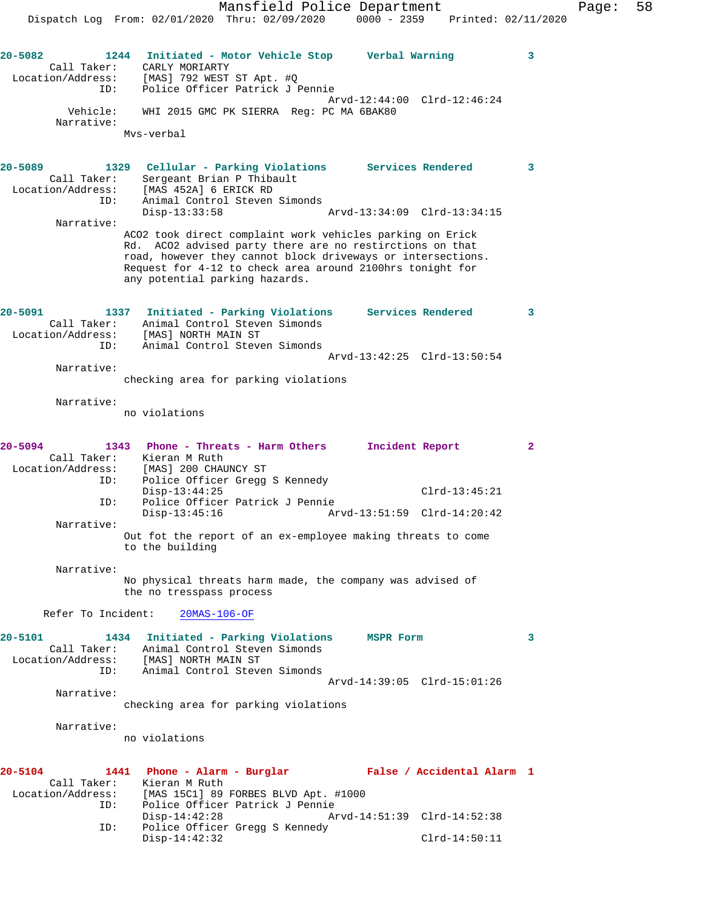20-5082 1244 Initiated - Motor Vehicle Stop Verbal Warning 3

Call Taker: CARLY MORIARTY
Location/Address: [MAS] 792 WEST ST Apt. #Q
ID: Police Officer Patrick J Pennie
Arvd-12:44:00 Clrd-12:46:24
Vehicle: WHI 2015 GMC PK SIERRA Reg: PC MA 6BAK80
Narrative:
Mvs-verbal

20-5089 1329 Cellular - Parking Violations Services Rendered 3

Call Taker: Sergeant Brian P Thibault
Location/Address: [MAS 452A] 6 ERICK RD
ID: Animal Control Steven Simonds
Disp-13:33:58 Arvd-13:34:09 Clrd-13:34:15
Narrative:
ACO2 took direct complaint work vehicles parking on Erick Rd. ACO2 advised party there are no restirctions on that road, however they cannot block driveways or intersections. Request for 4-12 to check area around 2100hrs tonight for any potential parking hazards.

20-5091 1337 Initiated - Parking Violations Services Rendered 3

Call Taker: Animal Control Steven Simonds
Location/Address: [MAS] NORTH MAIN ST
ID: Animal Control Steven Simonds
Arvd-13:42:25 Clrd-13:50:54
Narrative:
checking area for parking violations

Narrative:
no violations

20-5094 1343 Phone - Threats - Harm Others Incident Report 2

Call Taker: Kieran M Ruth
Location/Address: [MAS] 200 CHAUNCY ST
ID: Police Officer Gregg S Kennedy
Disp-13:44:25 Clrd-13:45:21
ID: Police Officer Patrick J Pennie
Disp-13:45:16 Arvd-13:51:59 Clrd-14:20:42
Narrative:
Out fot the report of an ex-employee making threats to come to the building

Narrative:
No physical threats harm made, the company was advised of the no tresspass process

Refer To Incident: 20MAS-106-OF

20-5101 1434 Initiated - Parking Violations MSPR Form 3

Call Taker: Animal Control Steven Simonds
Location/Address: [MAS] NORTH MAIN ST
ID: Animal Control Steven Simonds
Arvd-14:39:05 Clrd-15:01:26
Narrative:
checking area for parking violations

Narrative:
no violations

20-5104 1441 Phone - Alarm - Burglar False / Accidental Alarm 1

Call Taker: Kieran M Ruth
Location/Address: [MAS 15C1] 89 FORBES BLVD Apt. #1000
ID: Police Officer Patrick J Pennie
Disp-14:42:28 Arvd-14:51:39 Clrd-14:52:38
ID: Police Officer Gregg S Kennedy
Disp-14:42:32 Clrd-14:50:11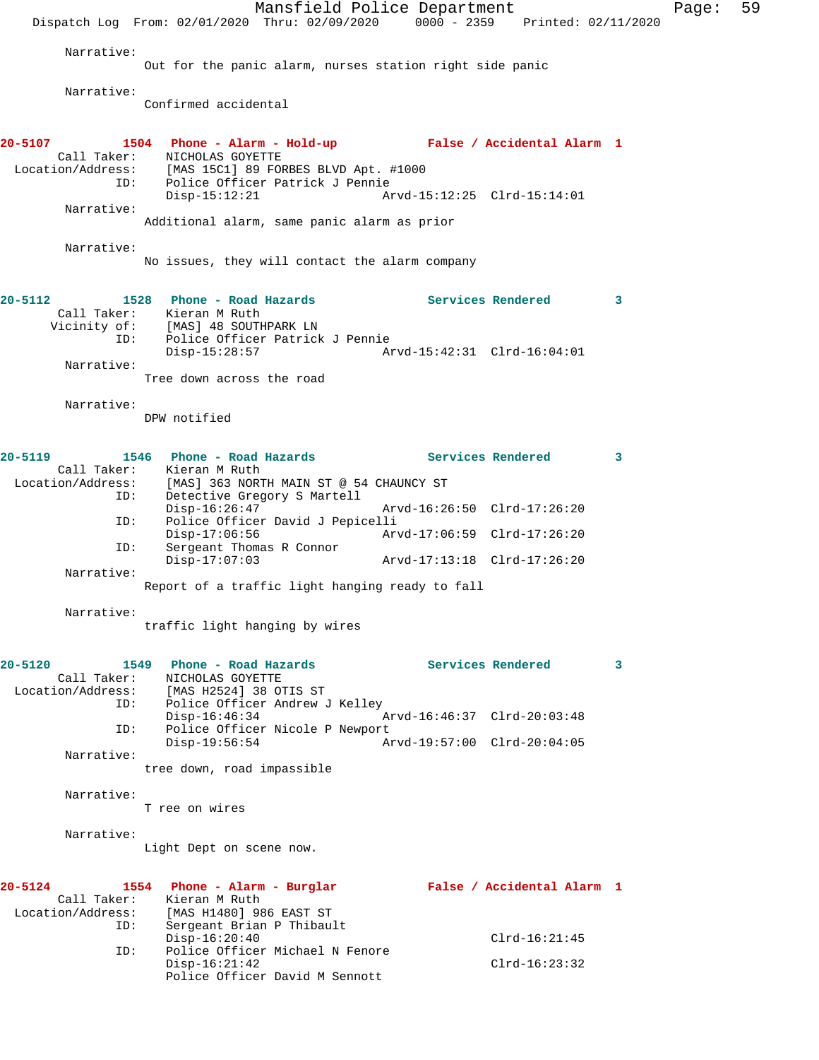Narrative:
Out for the panic alarm, nurses station right side panic

Narrative:
Confirmed accidental

**20-5107 1504 Phone - Alarm - Hold-up False / Accidental Alarm 1**

Call Taker: NICHOLAS GOYETTE
Location/Address: [MAS 15C1] 89 FORBES BLVD Apt. #1000
ID: Police Officer Patrick J Pennie
Disp-15:12:21 Arvd-15:12:25 Clrd-15:14:01
Narrative:
Additional alarm, same panic alarm as prior

Narrative:
No issues, they will contact the alarm company

**20-5112 1528 Phone - Road Hazards Services Rendered 3**

Call Taker: Kieran M Ruth
Vicinity of: [MAS] 48 SOUTHPARK LN
ID: Police Officer Patrick J Pennie
Disp-15:28:57 Arvd-15:42:31 Clrd-16:04:01
Narrative:
Tree down across the road

Narrative:
DPW notified

**20-5119 1546 Phone - Road Hazards Services Rendered 3**

Call Taker: Kieran M Ruth
Location/Address: [MAS] 363 NORTH MAIN ST @ 54 CHAUNCY ST
ID: Detective Gregory S Martell
Disp-16:26:47 Arvd-16:26:50 Clrd-17:26:20
ID: Police Officer David J Pepicelli
Disp-17:06:56 Arvd-17:06:59 Clrd-17:26:20
ID: Sergeant Thomas R Connor
Disp-17:07:03 Arvd-17:13:18 Clrd-17:26:20
Narrative:
Report of a traffic light hanging ready to fall

Narrative:
traffic light hanging by wires

**20-5120 1549 Phone - Road Hazards Services Rendered 3**

Call Taker: NICHOLAS GOYETTE
Location/Address: [MAS H2524] 38 OTIS ST
ID: Police Officer Andrew J Kelley
Disp-16:46:34 Arvd-16:46:37 Clrd-20:03:48
ID: Police Officer Nicole P Newport
Disp-19:56:54 Arvd-19:57:00 Clrd-20:04:05
Narrative:
tree down, road impassible

Narrative:
T ree on wires

Narrative:
Light Dept on scene now.

**20-5124 1554 Phone - Alarm - Burglar False / Accidental Alarm 1**

Call Taker: Kieran M Ruth
Location/Address: [MAS H1480] 986 EAST ST
ID: Sergeant Brian P Thibault
Disp-16:20:40 Clrd-16:21:45
ID: Police Officer Michael N Fenore
Disp-16:21:42 Clrd-16:23:32
Police Officer David M Sennott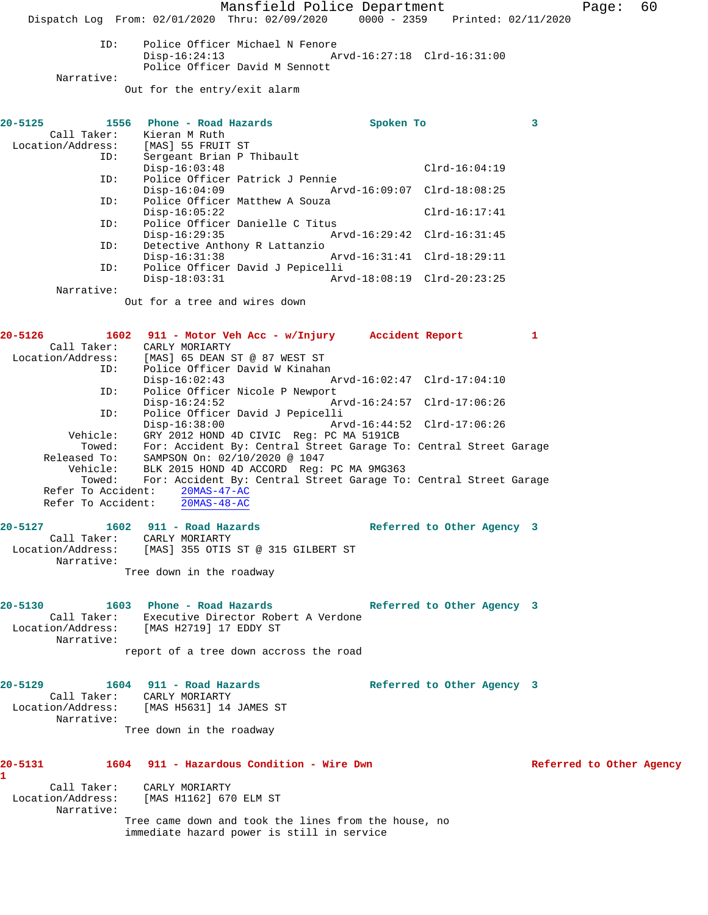```
            ID:    Police Officer Michael N Fenore
                   Disp-16:24:13                    Arvd-16:27:18  Clrd-16:31:00
                   Police Officer David M Sennott
       Narrative:
                  Out for the entry/exit alarm


20-5125          1556   Phone - Road Hazards            Spoken To                3
       Call Taker:     Kieran M Ruth
  Location/Address:    [MAS] 55 FRUIT ST
               ID:     Sergeant Brian P Thibault
                       Disp-16:03:48                               Clrd-16:04:19
               ID:     Police Officer Patrick J Pennie
                       Disp-16:04:09                    Arvd-16:09:07  Clrd-18:08:25
               ID:     Police Officer Matthew A Souza
                       Disp-16:05:22                               Clrd-16:17:41
               ID:     Police Officer Danielle C Titus
                       Disp-16:29:35                    Arvd-16:29:42  Clrd-16:31:45
               ID:     Detective Anthony R Lattanzio
                       Disp-16:31:38                    Arvd-16:31:41  Clrd-18:29:11
               ID:     Police Officer David J Pepicelli
                       Disp-18:03:31                    Arvd-18:08:19  Clrd-20:23:25
       Narrative:
                  Out for a tree and wires down


20-5126          1602   911 - Motor Veh Acc - w/Injury  Accident Report          1
       Call Taker:     CARLY MORIARTY
  Location/Address:    [MAS] 65 DEAN ST @ 87 WEST ST
               ID:     Police Officer David W Kinahan
                       Disp-16:02:43                    Arvd-16:02:47  Clrd-17:04:10
               ID:     Police Officer Nicole P Newport
                       Disp-16:24:52                    Arvd-16:24:57  Clrd-17:06:26
               ID:     Police Officer David J Pepicelli
                       Disp-16:38:00                    Arvd-16:44:52  Clrd-17:06:26
          Vehicle:     GRY 2012 HOND 4D CIVIC  Reg: PC MA 5191CB
            Towed:     For: Accident By: Central Street Garage To: Central Street Garage
      Released To:     SAMPSON On: 02/10/2020 @ 1047
          Vehicle:     BLK 2015 HOND 4D ACCORD  Reg: PC MA 9MG363
            Towed:     For: Accident By: Central Street Garage To: Central Street Garage
      Refer To Accident:    20MAS-47-AC
      Refer To Accident:    20MAS-48-AC

20-5127          1602   911 - Road Hazards              Referred to Other Agency  3
       Call Taker:     CARLY MORIARTY
  Location/Address:    [MAS] 355 OTIS ST @ 315 GILBERT ST
       Narrative:
                  Tree down in the roadway


20-5130          1603   Phone - Road Hazards            Referred to Other Agency  3
       Call Taker:     Executive Director Robert A Verdone
  Location/Address:    [MAS H2719] 17 EDDY ST
       Narrative:
                  report of a tree down accross the road


20-5129          1604   911 - Road Hazards              Referred to Other Agency  3
       Call Taker:     CARLY MORIARTY
  Location/Address:    [MAS H5631] 14 JAMES ST
       Narrative:
                  Tree down in the roadway


20-5131          1604   911 - Hazardous Condition - Wire Dwn                     Referred to Other Agency
1
       Call Taker:     CARLY MORIARTY
  Location/Address:    [MAS H1162] 670 ELM ST
       Narrative:
                  Tree came down and took the lines from the house, no
                  immediate hazard power is still in service
```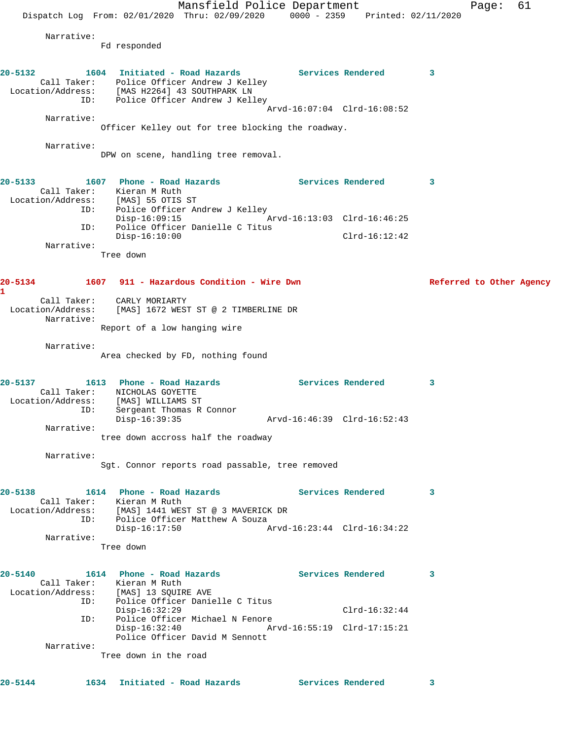Narrative:
Fd responded

**20-5132** 1604 Initiated - Road Hazards Services Rendered 3

Call Taker: Police Officer Andrew J Kelley
Location/Address: [MAS H2264] 43 SOUTHPARK LN
ID: Police Officer Andrew J Kelley
Arvd-16:07:04 Clrd-16:08:52

Narrative:
Officer Kelley out for tree blocking the roadway.

Narrative:
DPW on scene, handling tree removal.

**20-5133** 1607 Phone - Road Hazards Services Rendered 3

Call Taker: Kieran M Ruth
Location/Address: [MAS] 55 OTIS ST
ID: Police Officer Andrew J Kelley
Disp-16:09:15 Arvd-16:13:03 Clrd-16:46:25
ID: Police Officer Danielle C Titus
Disp-16:10:00 Clrd-16:12:42

Narrative:
Tree down

**20-5134** 1607 911 - Hazardous Condition - Wire Dwn Referred to Other Agency 1

Call Taker: CARLY MORIARTY
Location/Address: [MAS] 1672 WEST ST @ 2 TIMBERLINE DR

Narrative:
Report of a low hanging wire

Narrative:
Area checked by FD, nothing found

**20-5137** 1613 Phone - Road Hazards Services Rendered 3

Call Taker: NICHOLAS GOYETTE
Location/Address: [MAS] WILLIAMS ST
ID: Sergeant Thomas R Connor
Disp-16:39:35 Arvd-16:46:39 Clrd-16:52:43

Narrative:
tree down accross half the roadway

Narrative:
Sgt. Connor reports road passable, tree removed

**20-5138** 1614 Phone - Road Hazards Services Rendered 3

Call Taker: Kieran M Ruth
Location/Address: [MAS] 1441 WEST ST @ 3 MAVERICK DR
ID: Police Officer Matthew A Souza
Disp-16:17:50 Arvd-16:23:44 Clrd-16:34:22

Narrative:
Tree down

**20-5140** 1614 Phone - Road Hazards Services Rendered 3

Call Taker: Kieran M Ruth
Location/Address: [MAS] 13 SQUIRE AVE
ID: Police Officer Danielle C Titus
Disp-16:32:29 Clrd-16:32:44
ID: Police Officer Michael N Fenore
Disp-16:32:40 Arvd-16:55:19 Clrd-17:15:21
Police Officer David M Sennott

Narrative:
Tree down in the road

**20-5144** 1634 Initiated - Road Hazards Services Rendered 3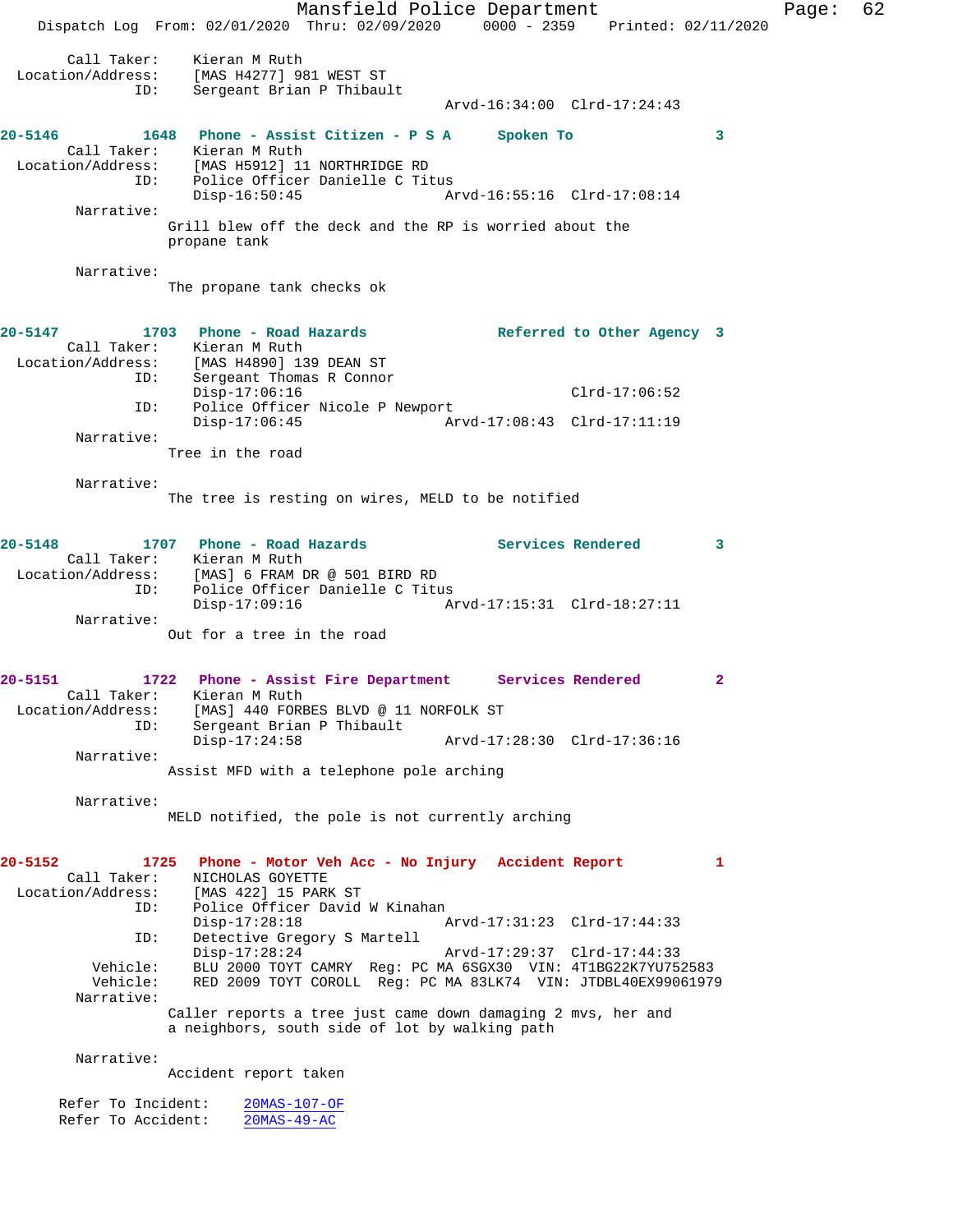Call Taker: Kieran M Ruth
Location/Address: [MAS H4277] 981 WEST ST
ID: Sergeant Brian P Thibault
Arvd-16:34:00 Clrd-17:24:43

**20-5146** 1648 Phone - Assist Citizen - P S A Spoken To 3
Call Taker: Kieran M Ruth
Location/Address: [MAS H5912] 11 NORTHRIDGE RD
ID: Police Officer Danielle C Titus
Disp-16:50:45 Arvd-16:55:16 Clrd-17:08:14
Narrative:
Grill blew off the deck and the RP is worried about the propane tank

Narrative:
The propane tank checks ok

**20-5147** 1703 Phone - Road Hazards Referred to Other Agency 3
Call Taker: Kieran M Ruth
Location/Address: [MAS H4890] 139 DEAN ST
ID: Sergeant Thomas R Connor
Disp-17:06:16 Clrd-17:06:52
ID: Police Officer Nicole P Newport
Disp-17:06:45 Arvd-17:08:43 Clrd-17:11:19
Narrative:
Tree in the road

Narrative:
The tree is resting on wires, MELD to be notified

**20-5148** 1707 Phone - Road Hazards Services Rendered 3
Call Taker: Kieran M Ruth
Location/Address: [MAS] 6 FRAM DR @ 501 BIRD RD
ID: Police Officer Danielle C Titus
Disp-17:09:16 Arvd-17:15:31 Clrd-18:27:11
Narrative:
Out for a tree in the road

**20-5151** 1722 Phone - Assist Fire Department Services Rendered 2
Call Taker: Kieran M Ruth
Location/Address: [MAS] 440 FORBES BLVD @ 11 NORFOLK ST
ID: Sergeant Brian P Thibault
Disp-17:24:58 Arvd-17:28:30 Clrd-17:36:16
Narrative:
Assist MFD with a telephone pole arching

Narrative:
MELD notified, the pole is not currently arching

**20-5152** 1725 Phone - Motor Veh Acc - No Injury Accident Report 1
Call Taker: NICHOLAS GOYETTE
Location/Address: [MAS 422] 15 PARK ST
ID: Police Officer David W Kinahan
Disp-17:28:18 Arvd-17:31:23 Clrd-17:44:33
ID: Detective Gregory S Martell
Disp-17:28:24 Arvd-17:29:37 Clrd-17:44:33
Vehicle: BLU 2000 TOYT CAMRY Reg: PC MA 6SGX30 VIN: 4T1BG22K7YU752583
Vehicle: RED 2009 TOYT COROLL Reg: PC MA 83LK74 VIN: JTDBL40EX99061979
Narrative:
Caller reports a tree just came down damaging 2 mvs, her and a neighbors, south side of lot by walking path

Narrative:
Accident report taken

Refer To Incident: 20MAS-107-OF
Refer To Accident: 20MAS-49-AC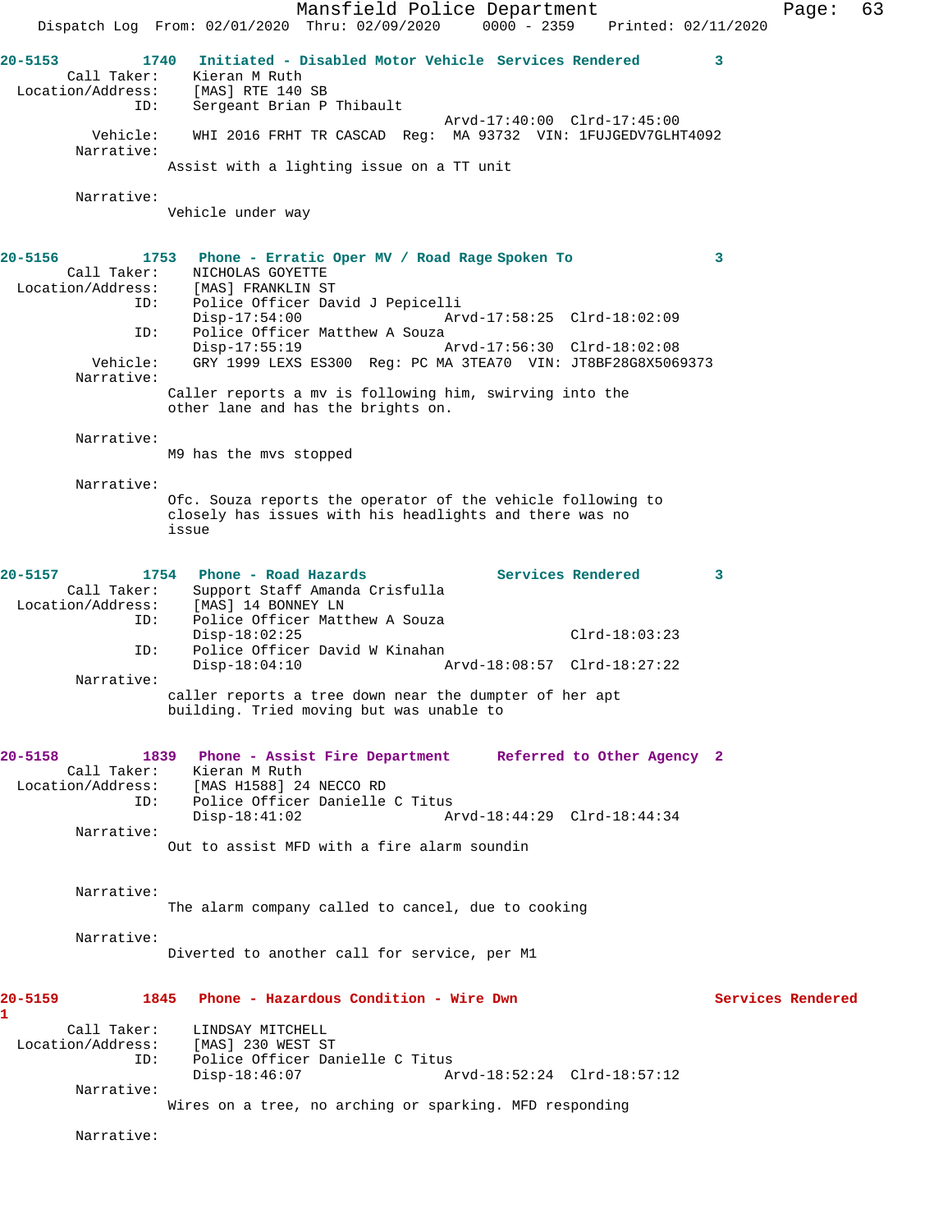**20-5153** 1740 Initiated - Disabled Motor Vehicle Services Rendered 3

Call Taker: Kieran M Ruth
Location/Address: [MAS] RTE 140 SB
ID: Sergeant Brian P Thibault
Arvd-17:40:00 Clrd-17:45:00
Vehicle: WHI 2016 FRHT TR CASCAD Reg: MA 93732 VIN: 1FUJGEDV7GLHT4092
Narrative:
Assist with a lighting issue on a TT unit

Narrative:
Vehicle under way

**20-5156** 1753 Phone - Erratic Oper MV / Road Rage Spoken To 3

Call Taker: NICHOLAS GOYETTE
Location/Address: [MAS] FRANKLIN ST
ID: Police Officer David J Pepicelli
Disp-17:54:00 Arvd-17:58:25 Clrd-18:02:09
ID: Police Officer Matthew A Souza
Disp-17:55:19 Arvd-17:56:30 Clrd-18:02:08
Vehicle: GRY 1999 LEXS ES300 Reg: PC MA 3TEA70 VIN: JT8BF28G8X5069373
Narrative:
Caller reports a mv is following him, swirving into the other lane and has the brights on.

Narrative:
M9 has the mvs stopped

Narrative:
Ofc. Souza reports the operator of the vehicle following to closely has issues with his headlights and there was no issue

**20-5157** 1754 Phone - Road Hazards Services Rendered 3

Call Taker: Support Staff Amanda Crisfulla
Location/Address: [MAS] 14 BONNEY LN
ID: Police Officer Matthew A Souza
Disp-18:02:25 Clrd-18:03:23
ID: Police Officer David W Kinahan
Disp-18:04:10 Arvd-18:08:57 Clrd-18:27:22
Narrative:
caller reports a tree down near the dumpter of her apt building. Tried moving but was unable to

**20-5158** 1839 Phone - Assist Fire Department Referred to Other Agency 2

Call Taker: Kieran M Ruth
Location/Address: [MAS H1588] 24 NECCO RD
ID: Police Officer Danielle C Titus
Disp-18:41:02 Arvd-18:44:29 Clrd-18:44:34
Narrative:
Out to assist MFD with a fire alarm soundin

Narrative:
The alarm company called to cancel, due to cooking

Narrative:
Diverted to another call for service, per M1

**20-5159** 1845 Phone - Hazardous Condition - Wire Dwn Services Rendered 1

Call Taker: LINDSAY MITCHELL
Location/Address: [MAS] 230 WEST ST
ID: Police Officer Danielle C Titus
Disp-18:46:07 Arvd-18:52:24 Clrd-18:57:12
Narrative:
Wires on a tree, no arching or sparking. MFD responding

Narrative: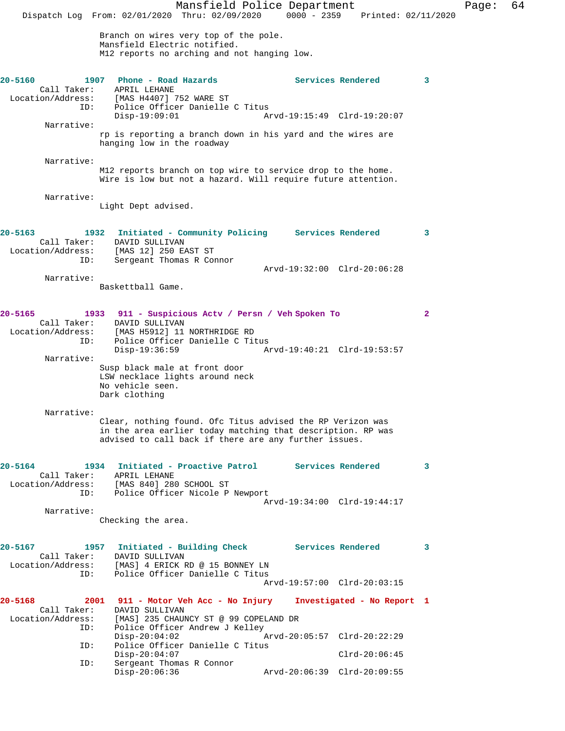Branch on wires very top of the pole.
Mansfield Electric notified.
M12 reports no arching and not hanging low.

**20-5160 1907 Phone - Road Hazards Services Rendered 3**

Call Taker: APRIL LEHANE
Location/Address: [MAS H4407] 752 WARE ST
ID: Police Officer Danielle C Titus
Disp-19:09:01 Arvd-19:15:49 Clrd-19:20:07

Narrative:
rp is reporting a branch down in his yard and the wires are hanging low in the roadway

Narrative:
M12 reports branch on top wire to service drop to the home. Wire is low but not a hazard. Will require future attention.

Narrative:
Light Dept advised.

**20-5163 1932 Initiated - Community Policing Services Rendered 3**

Call Taker: DAVID SULLIVAN
Location/Address: [MAS 12] 250 EAST ST
ID: Sergeant Thomas R Connor
Arvd-19:32:00 Clrd-20:06:28

Narrative:
Basketball Game.

**20-5165 1933 911 - Suspicious Actv / Persn / Veh Spoken To 2**

Call Taker: DAVID SULLIVAN
Location/Address: [MAS H5912] 11 NORTHRIDGE RD
ID: Police Officer Danielle C Titus
Disp-19:36:59 Arvd-19:40:21 Clrd-19:53:57

Narrative:
Susp black male at front door
LSW necklace lights around neck
No vehicle seen.
Dark clothing

Narrative:
Clear, nothing found. Ofc Titus advised the RP Verizon was in the area earlier today matching that description. RP was advised to call back if there are any further issues.

**20-5164 1934 Initiated - Proactive Patrol Services Rendered 3**

Call Taker: APRIL LEHANE
Location/Address: [MAS 840] 280 SCHOOL ST
ID: Police Officer Nicole P Newport
Arvd-19:34:00 Clrd-19:44:17

Narrative:
Checking the area.

**20-5167 1957 Initiated - Building Check Services Rendered 3**

Call Taker: DAVID SULLIVAN
Location/Address: [MAS] 4 ERICK RD @ 15 BONNEY LN
ID: Police Officer Danielle C Titus
Arvd-19:57:00 Clrd-20:03:15

**20-5168 2001 911 - Motor Veh Acc - No Injury Investigated - No Report 1**

Call Taker: DAVID SULLIVAN
Location/Address: [MAS] 235 CHAUNCY ST @ 99 COPELAND DR
ID: Police Officer Andrew J Kelley
Disp-20:04:02 Arvd-20:05:57 Clrd-20:22:29
ID: Police Officer Danielle C Titus
Disp-20:04:07 Clrd-20:06:45
ID: Sergeant Thomas R Connor
Disp-20:06:36 Arvd-20:06:39 Clrd-20:09:55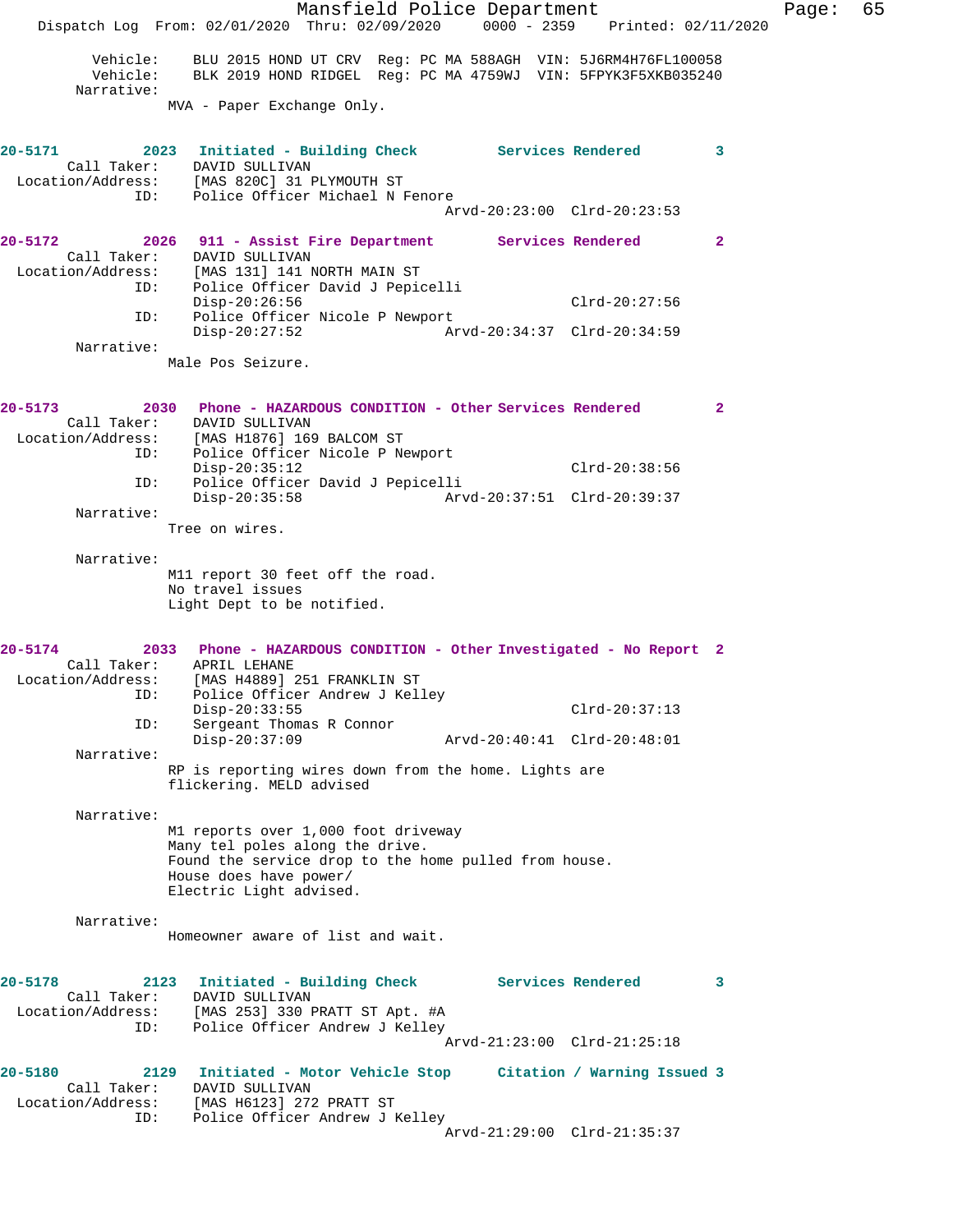Vehicle: BLU 2015 HOND UT CRV Reg: PC MA 588AGH VIN: 5J6RM4H76FL100058
Vehicle: BLK 2019 HOND RIDGEL Reg: PC MA 4759WJ VIN: 5FPYK3F5XKB035240
Narrative:
MVA - Paper Exchange Only.

**20-5171** 2023 Initiated - Building Check Services Rendered 3
Call Taker: DAVID SULLIVAN
Location/Address: [MAS 820C] 31 PLYMOUTH ST
ID: Police Officer Michael N Fenore
Arvd-20:23:00 Clrd-20:23:53

**20-5172** 2026 911 - Assist Fire Department Services Rendered 2
Call Taker: DAVID SULLIVAN
Location/Address: [MAS 131] 141 NORTH MAIN ST
ID: Police Officer David J Pepicelli
Disp-20:26:56 Clrd-20:27:56
ID: Police Officer Nicole P Newport
Disp-20:27:52 Arvd-20:34:37 Clrd-20:34:59
Narrative:
Male Pos Seizure.

**20-5173** 2030 Phone - HAZARDOUS CONDITION - Other Services Rendered 2
Call Taker: DAVID SULLIVAN
Location/Address: [MAS H1876] 169 BALCOM ST
ID: Police Officer Nicole P Newport
Disp-20:35:12 Clrd-20:38:56
ID: Police Officer David J Pepicelli
Disp-20:35:58 Arvd-20:37:51 Clrd-20:39:37
Narrative:
Tree on wires.

Narrative:
M11 report 30 feet off the road.
No travel issues
Light Dept to be notified.

**20-5174** 2033 Phone - HAZARDOUS CONDITION - Other Investigated - No Report 2
Call Taker: APRIL LEHANE
Location/Address: [MAS H4889] 251 FRANKLIN ST
ID: Police Officer Andrew J Kelley
Disp-20:33:55 Clrd-20:37:13
ID: Sergeant Thomas R Connor
Disp-20:37:09 Arvd-20:40:41 Clrd-20:48:01
Narrative:
RP is reporting wires down from the home. Lights are flickering. MELD advised

Narrative:
M1 reports over 1,000 foot driveway
Many tel poles along the drive.
Found the service drop to the home pulled from house.
House does have power/
Electric Light advised.

Narrative:
Homeowner aware of list and wait.

**20-5178** 2123 Initiated - Building Check Services Rendered 3
Call Taker: DAVID SULLIVAN
Location/Address: [MAS 253] 330 PRATT ST Apt. #A
ID: Police Officer Andrew J Kelley
Arvd-21:23:00 Clrd-21:25:18

**20-5180** 2129 Initiated - Motor Vehicle Stop Citation / Warning Issued 3
Call Taker: DAVID SULLIVAN
Location/Address: [MAS H6123] 272 PRATT ST
ID: Police Officer Andrew J Kelley
Arvd-21:29:00 Clrd-21:35:37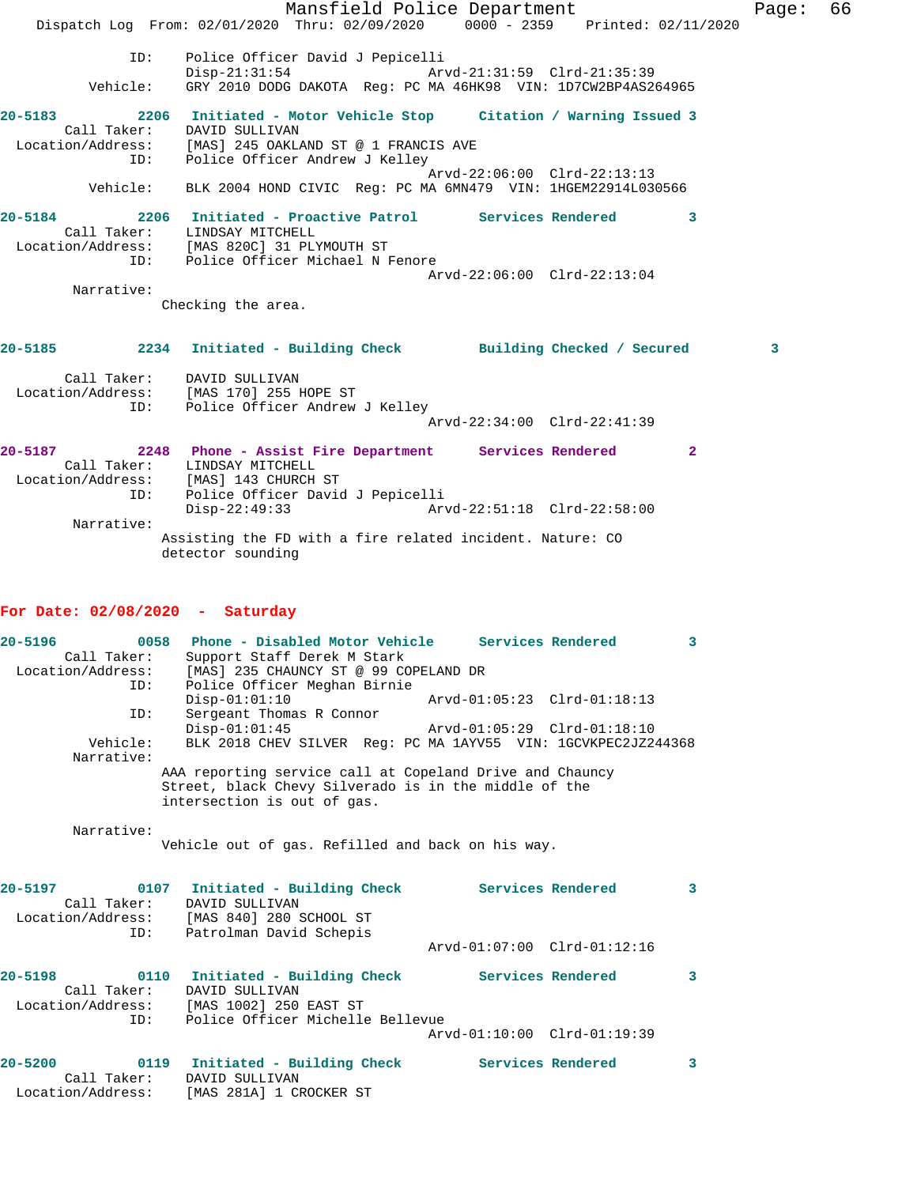ID: Police Officer David J Pepicelli
Disp-21:31:54 Arvd-21:31:59 Clrd-21:35:39
Vehicle: GRY 2010 DODG DAKOTA Reg: PC MA 46HK98 VIN: 1D7CW2BP4AS264965

**20-5183 2206 Initiated - Motor Vehicle Stop Citation / Warning Issued 3**
Call Taker: DAVID SULLIVAN
Location/Address: [MAS] 245 OAKLAND ST @ 1 FRANCIS AVE
ID: Police Officer Andrew J Kelley
Arvd-22:06:00 Clrd-22:13:13
Vehicle: BLK 2004 HOND CIVIC Reg: PC MA 6MN479 VIN: 1HGEM22914L030566

**20-5184 2206 Initiated - Proactive Patrol Services Rendered 3**
Call Taker: LINDSAY MITCHELL
Location/Address: [MAS 820C] 31 PLYMOUTH ST
ID: Police Officer Michael N Fenore
Arvd-22:06:00 Clrd-22:13:04
Narrative:
Checking the area.

**20-5185 2234 Initiated - Building Check Building Checked / Secured 3**
Call Taker: DAVID SULLIVAN
Location/Address: [MAS 170] 255 HOPE ST
ID: Police Officer Andrew J Kelley
Arvd-22:34:00 Clrd-22:41:39

**20-5187 2248 Phone - Assist Fire Department Services Rendered 2**
Call Taker: LINDSAY MITCHELL
Location/Address: [MAS] 143 CHURCH ST
ID: Police Officer David J Pepicelli
Disp-22:49:33 Arvd-22:51:18 Clrd-22:58:00
Narrative:
Assisting the FD with a fire related incident. Nature: CO detector sounding

## For Date: 02/08/2020 - Saturday

**20-5196 0058 Phone - Disabled Motor Vehicle Services Rendered 3**
Call Taker: Support Staff Derek M Stark
Location/Address: [MAS] 235 CHAUNCY ST @ 99 COPELAND DR
ID: Police Officer Meghan Birnie
Disp-01:01:10 Arvd-01:05:23 Clrd-01:18:13
ID: Sergeant Thomas R Connor
Disp-01:01:45 Arvd-01:05:29 Clrd-01:18:10
Vehicle: BLK 2018 CHEV SILVER Reg: PC MA 1AYV55 VIN: 1GCVKPEC2JZ244368
Narrative:
AAA reporting service call at Copeland Drive and Chauncy Street, black Chevy Silverado is in the middle of the intersection is out of gas.

Narrative:
Vehicle out of gas. Refilled and back on his way.

**20-5197 0107 Initiated - Building Check Services Rendered 3**
Call Taker: DAVID SULLIVAN
Location/Address: [MAS 840] 280 SCHOOL ST
ID: Patrolman David Schepis
Arvd-01:07:00 Clrd-01:12:16

**20-5198 0110 Initiated - Building Check Services Rendered 3**
Call Taker: DAVID SULLIVAN
Location/Address: [MAS 1002] 250 EAST ST
ID: Police Officer Michelle Bellevue
Arvd-01:10:00 Clrd-01:19:39

**20-5200 0119 Initiated - Building Check Services Rendered 3**
Call Taker: DAVID SULLIVAN
Location/Address: [MAS 281A] 1 CROCKER ST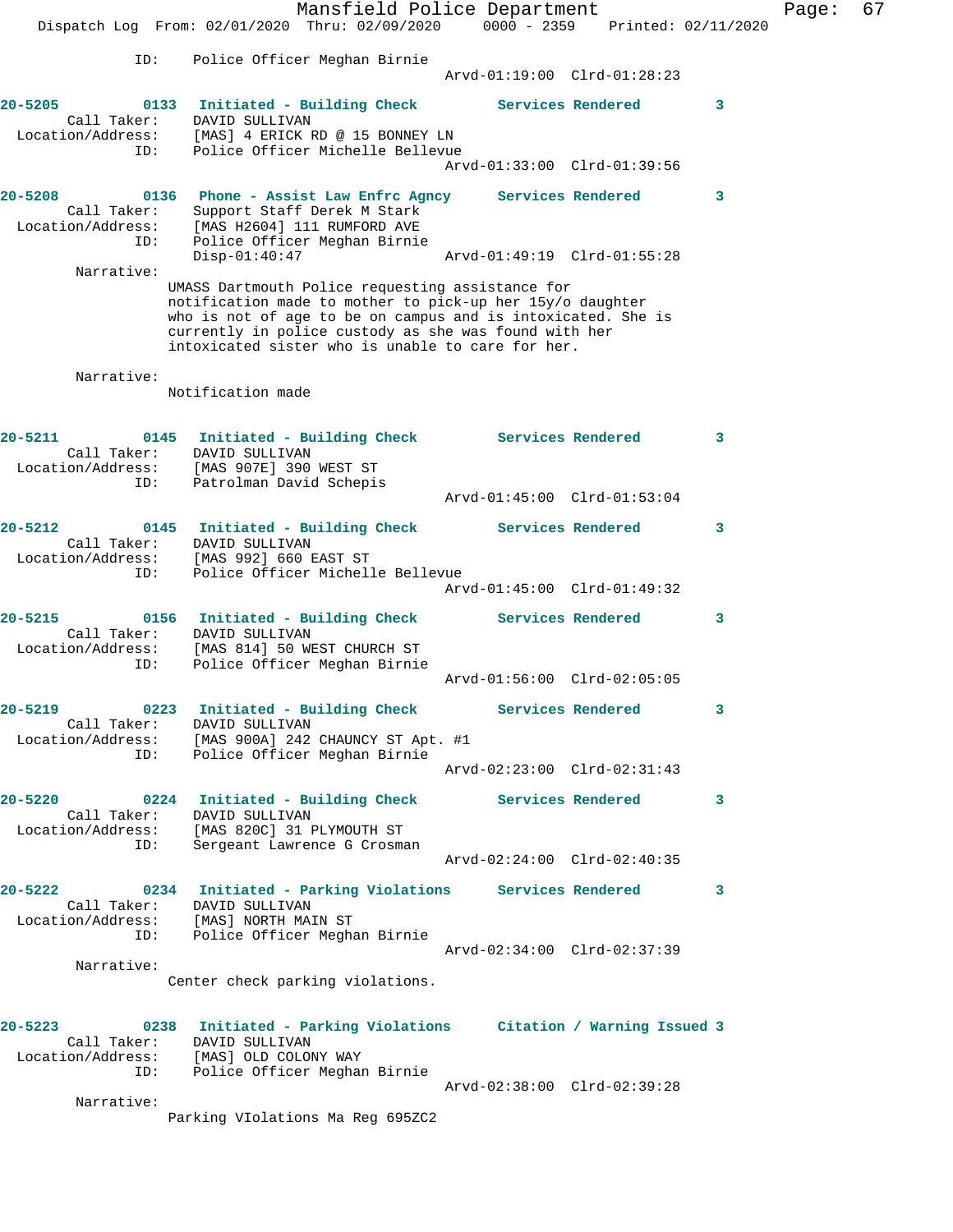ID: Police Officer Meghan Birnie
Arvd-01:19:00 Clrd-01:28:23

**20-5205** 0133 **Initiated - Building Check** **Services Rendered** 3
Call Taker: DAVID SULLIVAN
Location/Address: [MAS] 4 ERICK RD @ 15 BONNEY LN
ID: Police Officer Michelle Bellevue
Arvd-01:33:00 Clrd-01:39:56

**20-5208** 0136 **Phone - Assist Law Enfrc Agncy** **Services Rendered** 3
Call Taker: Support Staff Derek M Stark
Location/Address: [MAS H2604] 111 RUMFORD AVE
ID: Police Officer Meghan Birnie
Disp-01:40:47 Arvd-01:49:19 Clrd-01:55:28
Narrative:
UMASS Dartmouth Police requesting assistance for notification made to mother to pick-up her 15y/o daughter who is not of age to be on campus and is intoxicated. She is currently in police custody as she was found with her intoxicated sister who is unable to care for her.

Narrative:
Notification made

**20-5211** 0145 **Initiated - Building Check** **Services Rendered** 3
Call Taker: DAVID SULLIVAN
Location/Address: [MAS 907E] 390 WEST ST
ID: Patrolman David Schepis
Arvd-01:45:00 Clrd-01:53:04

**20-5212** 0145 **Initiated - Building Check** **Services Rendered** 3
Call Taker: DAVID SULLIVAN
Location/Address: [MAS 992] 660 EAST ST
ID: Police Officer Michelle Bellevue
Arvd-01:45:00 Clrd-01:49:32

**20-5215** 0156 **Initiated - Building Check** **Services Rendered** 3
Call Taker: DAVID SULLIVAN
Location/Address: [MAS 814] 50 WEST CHURCH ST
ID: Police Officer Meghan Birnie
Arvd-01:56:00 Clrd-02:05:05

**20-5219** 0223 **Initiated - Building Check** **Services Rendered** 3
Call Taker: DAVID SULLIVAN
Location/Address: [MAS 900A] 242 CHAUNCY ST Apt. #1
ID: Police Officer Meghan Birnie
Arvd-02:23:00 Clrd-02:31:43

**20-5220** 0224 **Initiated - Building Check** **Services Rendered** 3
Call Taker: DAVID SULLIVAN
Location/Address: [MAS 820C] 31 PLYMOUTH ST
ID: Sergeant Lawrence G Crosman
Arvd-02:24:00 Clrd-02:40:35

**20-5222** 0234 **Initiated - Parking Violations** **Services Rendered** 3
Call Taker: DAVID SULLIVAN
Location/Address: [MAS] NORTH MAIN ST
ID: Police Officer Meghan Birnie
Arvd-02:34:00 Clrd-02:37:39
Narrative:
Center check parking violations.

**20-5223** 0238 **Initiated - Parking Violations** **Citation / Warning Issued** 3
Call Taker: DAVID SULLIVAN
Location/Address: [MAS] OLD COLONY WAY
ID: Police Officer Meghan Birnie
Arvd-02:38:00 Clrd-02:39:28
Narrative:
Parking VIolations Ma Reg 695ZC2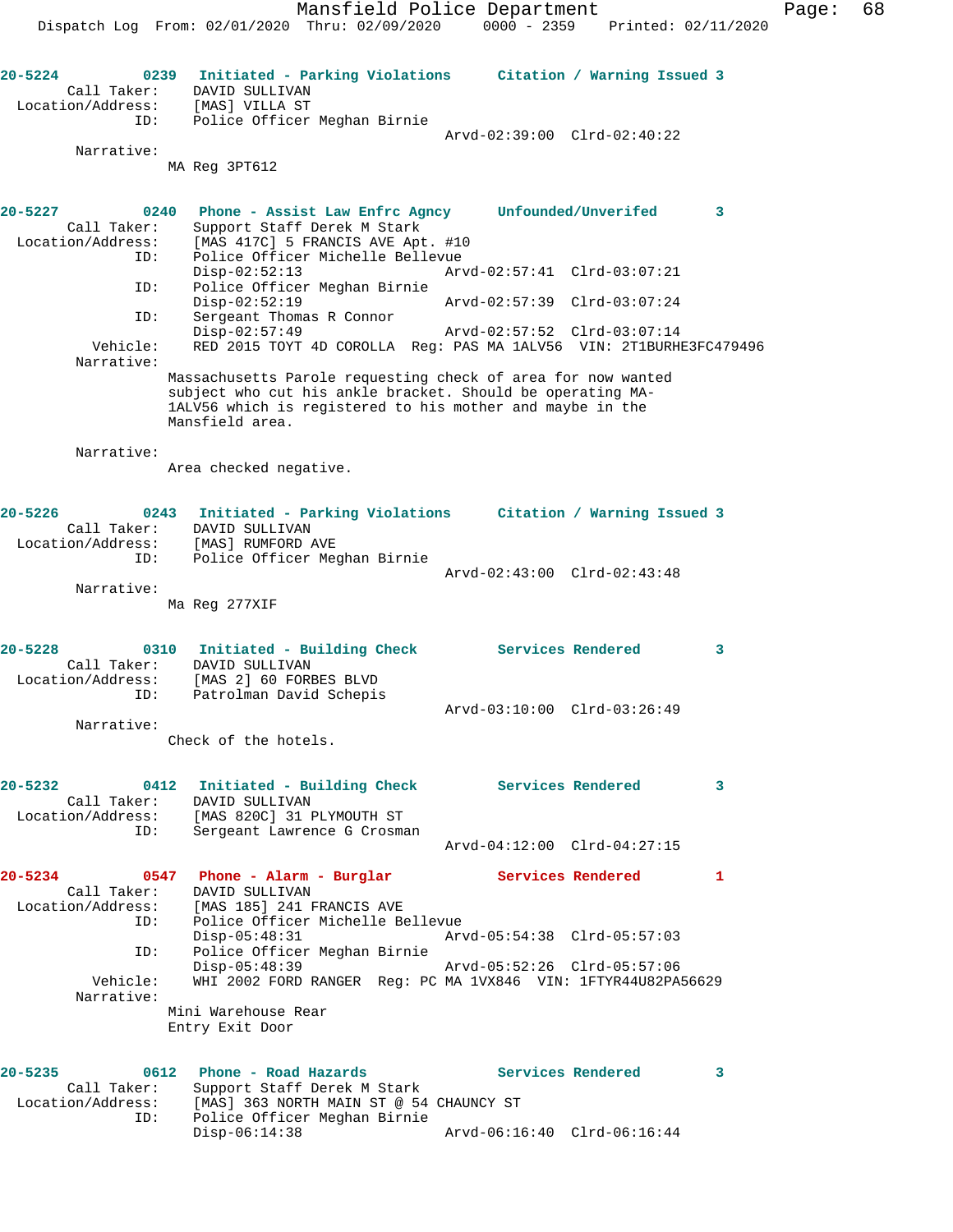**20-5224 0239 Initiated - Parking Violations Citation / Warning Issued 3**

Call Taker: DAVID SULLIVAN
Location/Address: [MAS] VILLA ST
ID: Police Officer Meghan Birnie
Arvd-02:39:00 Clrd-02:40:22
Narrative:
MA Reg 3PT612

**20-5227 0240 Phone - Assist Law Enfrc Agncy Unfounded/Unverifed 3**

Call Taker: Support Staff Derek M Stark
Location/Address: [MAS 417C] 5 FRANCIS AVE Apt. #10
ID: Police Officer Michelle Bellevue
Disp-02:52:13 Arvd-02:57:41 Clrd-03:07:21
ID: Police Officer Meghan Birnie
Disp-02:52:19 Arvd-02:57:39 Clrd-03:07:24
ID: Sergeant Thomas R Connor
Disp-02:57:49 Arvd-02:57:52 Clrd-03:07:14
Vehicle: RED 2015 TOYT 4D COROLLA Reg: PAS MA 1ALV56 VIN: 2T1BURHE3FC479496
Narrative:
Massachusetts Parole requesting check of area for now wanted subject who cut his ankle bracket. Should be operating MA-1ALV56 which is registered to his mother and maybe in the Mansfield area.

Narrative:
Area checked negative.

**20-5226 0243 Initiated - Parking Violations Citation / Warning Issued 3**

Call Taker: DAVID SULLIVAN
Location/Address: [MAS] RUMFORD AVE
ID: Police Officer Meghan Birnie
Arvd-02:43:00 Clrd-02:43:48
Narrative:
Ma Reg 277XIF

**20-5228 0310 Initiated - Building Check Services Rendered 3**

Call Taker: DAVID SULLIVAN
Location/Address: [MAS 2] 60 FORBES BLVD
ID: Patrolman David Schepis
Arvd-03:10:00 Clrd-03:26:49
Narrative:
Check of the hotels.

**20-5232 0412 Initiated - Building Check Services Rendered 3**

Call Taker: DAVID SULLIVAN
Location/Address: [MAS 820C] 31 PLYMOUTH ST
ID: Sergeant Lawrence G Crosman
Arvd-04:12:00 Clrd-04:27:15

**20-5234 0547 Phone - Alarm - Burglar Services Rendered 1**

Call Taker: DAVID SULLIVAN
Location/Address: [MAS 185] 241 FRANCIS AVE
ID: Police Officer Michelle Bellevue
Disp-05:48:31 Arvd-05:54:38 Clrd-05:57:03
ID: Police Officer Meghan Birnie
Disp-05:48:39 Arvd-05:52:26 Clrd-05:57:06
Vehicle: WHI 2002 FORD RANGER Reg: PC MA 1VX846 VIN: 1FTYR44U82PA56629
Narrative:
Mini Warehouse Rear
Entry Exit Door

**20-5235 0612 Phone - Road Hazards Services Rendered 3**

Call Taker: Support Staff Derek M Stark
Location/Address: [MAS] 363 NORTH MAIN ST @ 54 CHAUNCY ST
ID: Police Officer Meghan Birnie
Disp-06:14:38 Arvd-06:16:40 Clrd-06:16:44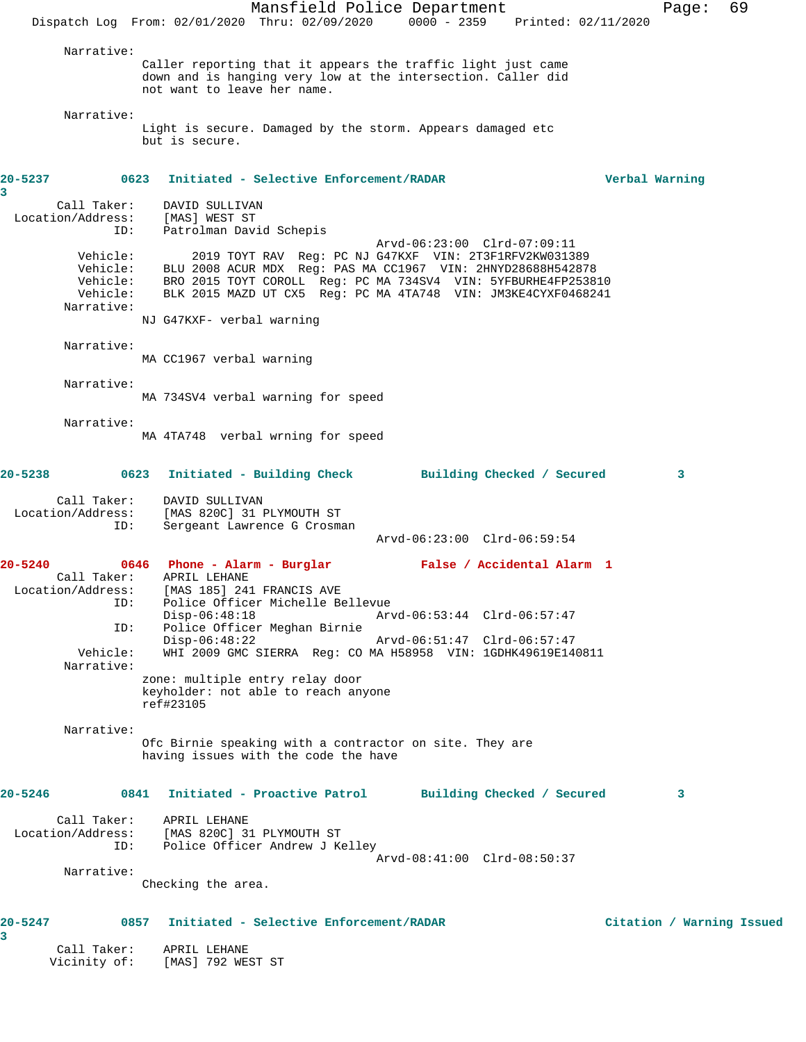Narrative:
Caller reporting that it appears the traffic light just came down and is hanging very low at the intersection. Caller did not want to leave her name.

Narrative:
Light is secure. Damaged by the storm. Appears damaged etc but is secure.

**20-5237 0623 Initiated - Selective Enforcement/RADAR Verbal Warning 3**

Call Taker: DAVID SULLIVAN
Location/Address: [MAS] WEST ST
ID: Patrolman David Schepis
Arvd-06:23:00 Clrd-07:09:11
Vehicle: 2019 TOYT RAV Reg: PC NJ G47KXF VIN: 2T3F1RFV2KW031389
Vehicle: BLU 2008 ACUR MDX Reg: PAS MA CC1967 VIN: 2HNYD28688H542878
Vehicle: BRO 2015 TOYT COROLL Reg: PC MA 734SV4 VIN: 5YFBURHE4FP253810
Vehicle: BLK 2015 MAZD UT CX5 Reg: PC MA 4TA748 VIN: JM3KE4CYXF0468241

Narrative:
NJ G47KXF- verbal warning

Narrative:
MA CC1967 verbal warning

Narrative:
MA 734SV4 verbal warning for speed

Narrative:
MA 4TA748 verbal wrning for speed

**20-5238 0623 Initiated - Building Check Building Checked / Secured 3**

Call Taker: DAVID SULLIVAN
Location/Address: [MAS 820C] 31 PLYMOUTH ST
ID: Sergeant Lawrence G Crosman
Arvd-06:23:00 Clrd-06:59:54

**20-5240 0646 Phone - Alarm - Burglar False / Accidental Alarm 1**

Call Taker: APRIL LEHANE
Location/Address: [MAS 185] 241 FRANCIS AVE
ID: Police Officer Michelle Bellevue
Disp-06:48:18 Arvd-06:53:44 Clrd-06:57:47
ID: Police Officer Meghan Birnie
Disp-06:48:22 Arvd-06:51:47 Clrd-06:57:47
Vehicle: WHI 2009 GMC SIERRA Reg: CO MA H58958 VIN: 1GDHK49619E140811

Narrative:
zone: multiple entry relay door
keyholder: not able to reach anyone
ref#23105

Narrative:
Ofc Birnie speaking with a contractor on site. They are having issues with the code the have

**20-5246 0841 Initiated - Proactive Patrol Building Checked / Secured 3**

Call Taker: APRIL LEHANE
Location/Address: [MAS 820C] 31 PLYMOUTH ST
ID: Police Officer Andrew J Kelley
Arvd-08:41:00 Clrd-08:50:37

Narrative:
Checking the area.

**20-5247 0857 Initiated - Selective Enforcement/RADAR Citation / Warning Issued 3**

Call Taker: APRIL LEHANE
Vicinity of: [MAS] 792 WEST ST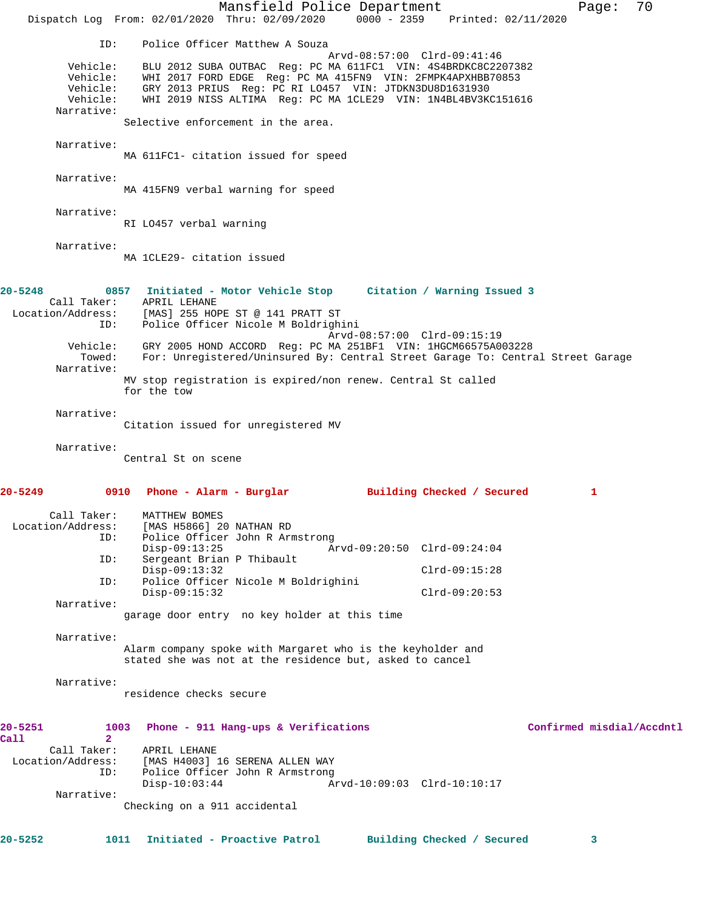ID: Police Officer Matthew A Souza
Arvd-08:57:00 Clrd-09:41:46

Vehicle: BLU 2012 SUBA OUTBAC Reg: PC MA 611FC1 VIN: 4S4BRDKC8C2207382
Vehicle: WHI 2017 FORD EDGE Reg: PC MA 415FN9 VIN: 2FMPK4APXHBB70853
Vehicle: GRY 2013 PRIUS Reg: PC RI LO457 VIN: JTDKN3DU8D1631930
Vehicle: WHI 2019 NISS ALTIMA Reg: PC MA 1CLE29 VIN: 1N4BL4BV3KC151616

Narrative:
Selective enforcement in the area.

Narrative:
MA 611FC1- citation issued for speed

Narrative:
MA 415FN9 verbal warning for speed

Narrative:
RI LO457 verbal warning

Narrative:
MA 1CLE29- citation issued

**20-5248 0857 Initiated - Motor Vehicle Stop Citation / Warning Issued 3**

Call Taker: APRIL LEHANE
Location/Address: [MAS] 255 HOPE ST @ 141 PRATT ST
ID: Police Officer Nicole M Boldrighini
Arvd-08:57:00 Clrd-09:15:19
Vehicle: GRY 2005 HOND ACCORD Reg: PC MA 251BF1 VIN: 1HGCM66575A003228
Towed: For: Unregistered/Uninsured By: Central Street Garage To: Central Street Garage

Narrative:
MV stop registration is expired/non renew. Central St called for the tow

Narrative:
Citation issued for unregistered MV

Narrative:
Central St on scene

**20-5249 0910 Phone - Alarm - Burglar Building Checked / Secured 1**

Call Taker: MATTHEW BOMES
Location/Address: [MAS H5866] 20 NATHAN RD
ID: Police Officer John R Armstrong
Disp-09:13:25 Arvd-09:20:50 Clrd-09:24:04
ID: Sergeant Brian P Thibault
Disp-09:13:32 Clrd-09:15:28
ID: Police Officer Nicole M Boldrighini
Disp-09:15:32 Clrd-09:20:53

Narrative:
garage door entry no key holder at this time

Narrative:
Alarm company spoke with Margaret who is the keyholder and stated she was not at the residence but, asked to cancel

Narrative:
residence checks secure

**20-5251 1003 Phone - 911 Hang-ups & Verifications Confirmed misdial/Accdntl Call 2**

Call Taker: APRIL LEHANE
Location/Address: [MAS H4003] 16 SERENA ALLEN WAY
ID: Police Officer John R Armstrong
Disp-10:03:44 Arvd-10:09:03 Clrd-10:10:17

Narrative:
Checking on a 911 accidental

**20-5252 1011 Initiated - Proactive Patrol Building Checked / Secured 3**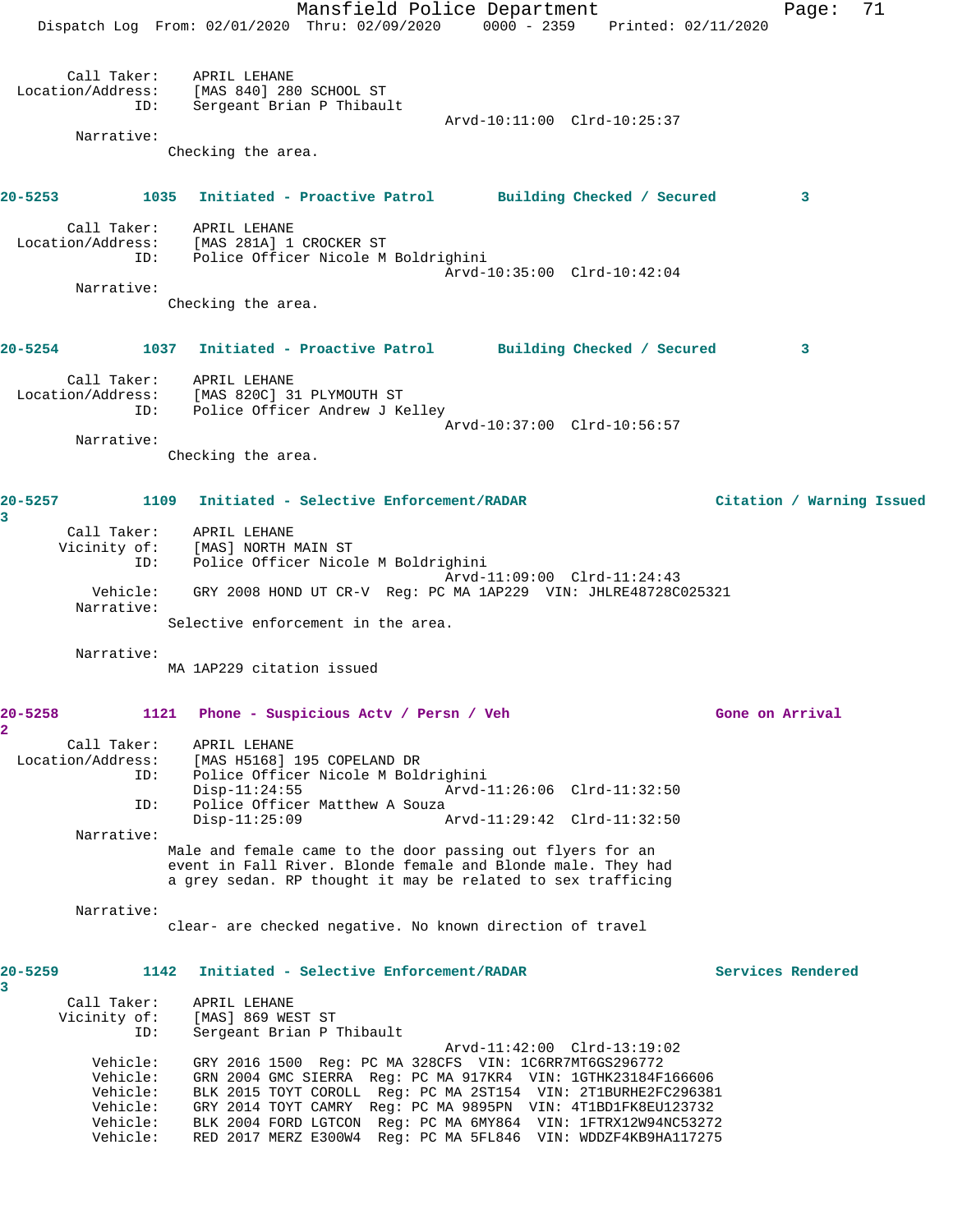Call Taker: APRIL LEHANE
Location/Address: [MAS 840] 280 SCHOOL ST
ID: Sergeant Brian P Thibault
Arvd-10:11:00 Clrd-10:25:37

Narrative:
Checking the area.

**20-5253 1035 Initiated - Proactive Patrol Building Checked / Secured 3**

Call Taker: APRIL LEHANE
Location/Address: [MAS 281A] 1 CROCKER ST
ID: Police Officer Nicole M Boldrighini
Arvd-10:35:00 Clrd-10:42:04

Narrative:
Checking the area.

**20-5254 1037 Initiated - Proactive Patrol Building Checked / Secured 3**

Call Taker: APRIL LEHANE
Location/Address: [MAS 820C] 31 PLYMOUTH ST
ID: Police Officer Andrew J Kelley
Arvd-10:37:00 Clrd-10:56:57

Narrative:
Checking the area.

**20-5257 1109 Initiated - Selective Enforcement/RADAR Citation / Warning Issued 3**

Call Taker: APRIL LEHANE
Vicinity of: [MAS] NORTH MAIN ST
ID: Police Officer Nicole M Boldrighini
Arvd-11:09:00 Clrd-11:24:43
Vehicle: GRY 2008 HOND UT CR-V Reg: PC MA 1AP229 VIN: JHLRE48728C025321

Narrative:
Selective enforcement in the area.

Narrative:
MA 1AP229 citation issued

**20-5258 1121 Phone - Suspicious Actv / Persn / Veh Gone on Arrival 2**

Call Taker: APRIL LEHANE
Location/Address: [MAS H5168] 195 COPELAND DR
ID: Police Officer Nicole M Boldrighini
Disp-11:24:55 Arvd-11:26:06 Clrd-11:32:50
ID: Police Officer Matthew A Souza
Disp-11:25:09 Arvd-11:29:42 Clrd-11:32:50

Narrative:
Male and female came to the door passing out flyers for an event in Fall River. Blonde female and Blonde male. They had a grey sedan. RP thought it may be related to sex trafficing

Narrative:
clear- are checked negative. No known direction of travel

**20-5259 1142 Initiated - Selective Enforcement/RADAR Services Rendered 3**

Call Taker: APRIL LEHANE
Vicinity of: [MAS] 869 WEST ST
ID: Sergeant Brian P Thibault
Arvd-11:42:00 Clrd-13:19:02
Vehicle: GRY 2016 1500 Reg: PC MA 328CFS VIN: 1C6RR7MT6GS296772
Vehicle: GRN 2004 GMC SIERRA Reg: PC MA 917KR4 VIN: 1GTHK23184F166606
Vehicle: BLK 2015 TOYT COROLL Reg: PC MA 2ST154 VIN: 2T1BURHE2FC296381
Vehicle: GRY 2014 TOYT CAMRY Reg: PC MA 9895PN VIN: 4T1BD1FK8EU123732
Vehicle: BLK 2004 FORD LGTCON Reg: PC MA 6MY864 VIN: 1FTRX12W94NC53272
Vehicle: RED 2017 MERZ E300W4 Reg: PC MA 5FL846 VIN: WDDZF4KB9HA117275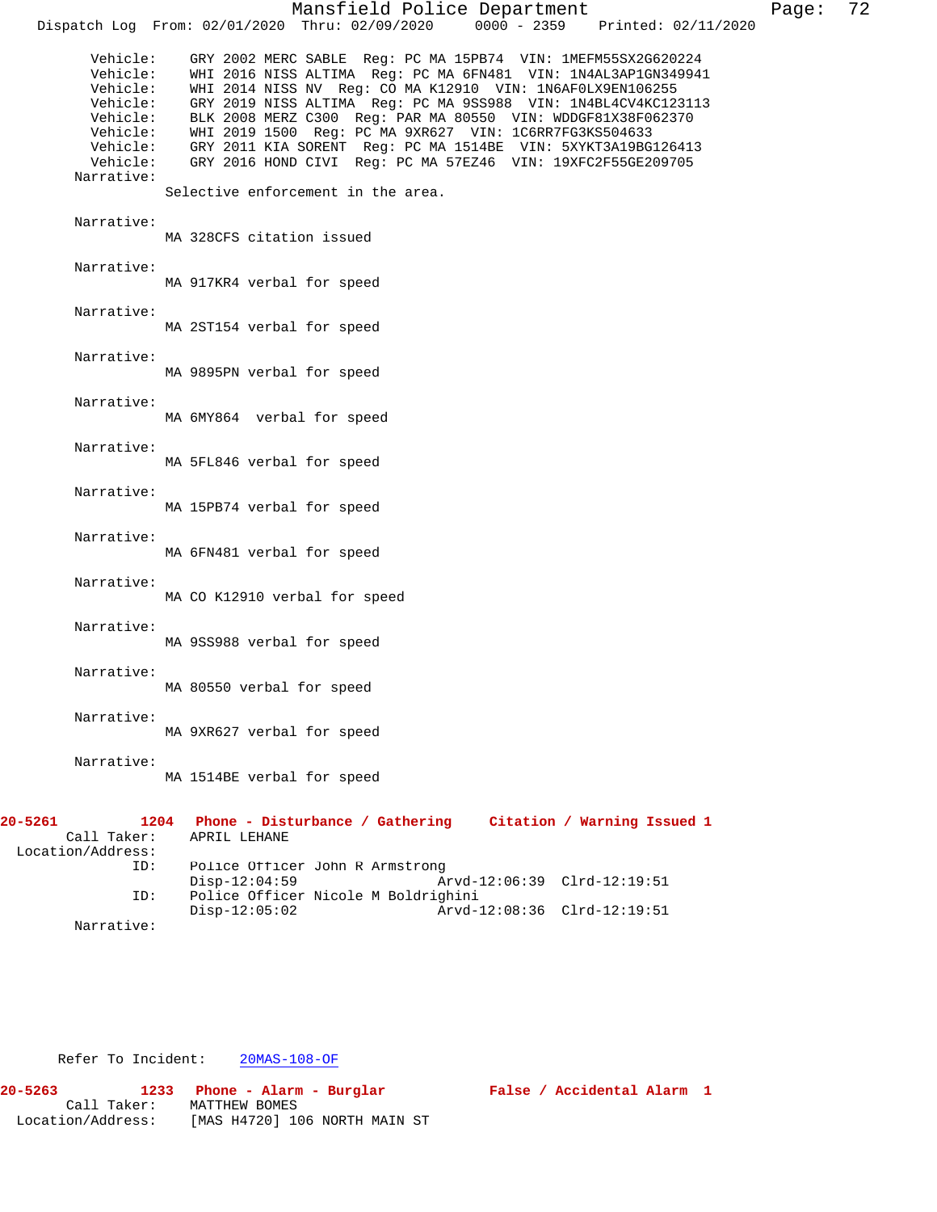Vehicle: GRY 2002 MERC SABLE Reg: PC MA 15PB74 VIN: 1MEFM55SX2G620224
Vehicle: WHI 2016 NISS ALTIMA Reg: PC MA 6FN481 VIN: 1N4AL3AP1GN349941
Vehicle: WHI 2014 NISS NV Reg: CO MA K12910 VIN: 1N6AF0LX9EN106255
Vehicle: GRY 2019 NISS ALTIMA Reg: PC MA 9SS988 VIN: 1N4BL4CV4KC123113
Vehicle: BLK 2008 MERZ C300 Reg: PAR MA 80550 VIN: WDDGF81X38F062370
Vehicle: WHI 2019 1500 Reg: PC MA 9XR627 VIN: 1C6RR7FG3KS504633
Vehicle: GRY 2011 KIA SORENT Reg: PC MA 1514BE VIN: 5XYKT3A19BG126413
Vehicle: GRY 2016 HOND CIVI Reg: PC MA 57EZ46 VIN: 19XFC2F55GE209705

Narrative:
Selective enforcement in the area.

Narrative:
MA 328CFS citation issued

Narrative:
MA 917KR4 verbal for speed

Narrative:
MA 2ST154 verbal for speed

Narrative:
MA 9895PN verbal for speed

Narrative:
MA 6MY864 verbal for speed

Narrative:
MA 5FL846 verbal for speed

Narrative:
MA 15PB74 verbal for speed

Narrative:
MA 6FN481 verbal for speed

Narrative:
MA CO K12910 verbal for speed

Narrative:
MA 9SS988 verbal for speed

Narrative:
MA 80550 verbal for speed

Narrative:
MA 9XR627 verbal for speed

Narrative:
MA 1514BE verbal for speed

**20-5261 1204 Phone - Disturbance / Gathering Citation / Warning Issued 1**

Call Taker: APRIL LEHANE
Location/Address:
ID: Police Officer John R Armstrong
Disp-12:04:59 Arvd-12:06:39 Clrd-12:19:51
ID: Police Officer Nicole M Boldrighini
Disp-12:05:02 Arvd-12:08:36 Clrd-12:19:51
Narrative:

Refer To Incident: 20MAS-108-OF

**20-5263 1233 Phone - Alarm - Burglar False / Accidental Alarm 1**

Call Taker: MATTHEW BOMES
Location/Address: [MAS H4720] 106 NORTH MAIN ST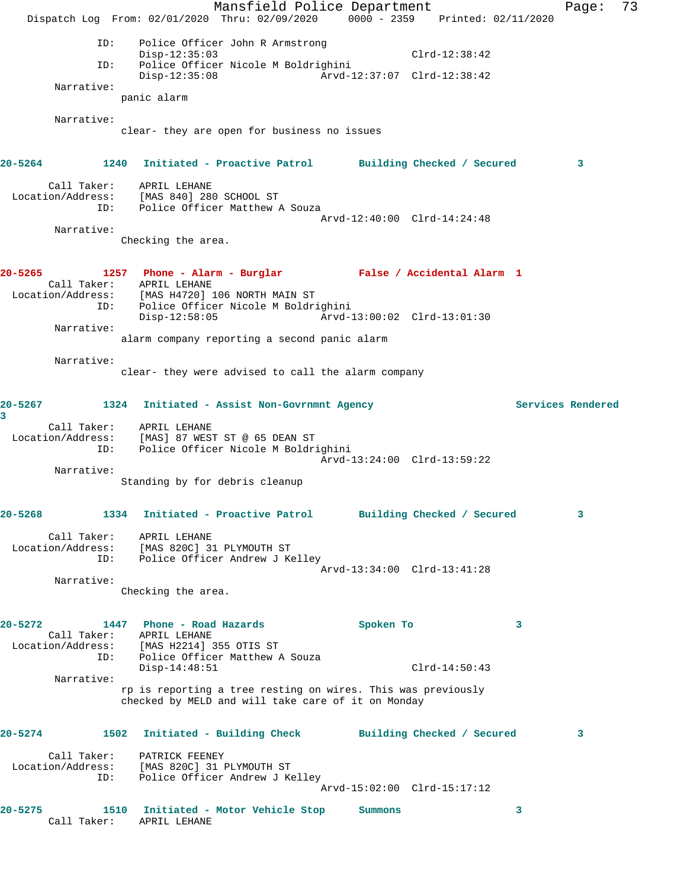```
            ID:    Police Officer John R Armstrong
                   Disp-12:35:03                         Clrd-12:38:42
            ID:    Police Officer Nicole M Boldrighini
                   Disp-12:35:08             Arvd-12:37:07  Clrd-12:38:42
       Narrative:
                panic alarm

       Narrative:
                clear- they are open for business no issues
```

**20-5264 1240 Initiated - Proactive Patrol Building Checked / Secured 3**

```
       Call Taker:    APRIL LEHANE
  Location/Address:   [MAS 840] 280 SCHOOL ST
            ID:    Police Officer Matthew A Souza
                                             Arvd-12:40:00  Clrd-14:24:48
       Narrative:
                Checking the area.
```

**20-5265 1257 Phone - Alarm - Burglar False / Accidental Alarm 1**

```
       Call Taker:    APRIL LEHANE
  Location/Address:   [MAS H4720] 106 NORTH MAIN ST
            ID:    Police Officer Nicole M Boldrighini
                   Disp-12:58:05             Arvd-13:00:02  Clrd-13:01:30
       Narrative:
                alarm company reporting a second panic alarm

       Narrative:
                clear- they were advised to call the alarm company
```

**20-5267 1324 Initiated - Assist Non-Govrnmnt Agency Services Rendered 3**

```
       Call Taker:    APRIL LEHANE
  Location/Address:   [MAS] 87 WEST ST @ 65 DEAN ST
            ID:    Police Officer Nicole M Boldrighini
                                             Arvd-13:24:00  Clrd-13:59:22
       Narrative:
                Standing by for debris cleanup
```

**20-5268 1334 Initiated - Proactive Patrol Building Checked / Secured 3**

```
       Call Taker:    APRIL LEHANE
  Location/Address:   [MAS 820C] 31 PLYMOUTH ST
            ID:    Police Officer Andrew J Kelley
                                             Arvd-13:34:00  Clrd-13:41:28
       Narrative:
                Checking the area.
```

**20-5272 1447 Phone - Road Hazards Spoken To 3**

```
       Call Taker:    APRIL LEHANE
  Location/Address:   [MAS H2214] 355 OTIS ST
            ID:    Police Officer Matthew A Souza
                   Disp-14:48:51                         Clrd-14:50:43
       Narrative:
                rp is reporting a tree resting on wires. This was previously
                checked by MELD and will take care of it on Monday
```

**20-5274 1502 Initiated - Building Check Building Checked / Secured 3**

```
       Call Taker:    PATRICK FEENEY
  Location/Address:   [MAS 820C] 31 PLYMOUTH ST
            ID:    Police Officer Andrew J Kelley
                                             Arvd-15:02:00  Clrd-15:17:12
```

**20-5275 1510 Initiated - Motor Vehicle Stop Summons 3**

```
       Call Taker:    APRIL LEHANE
```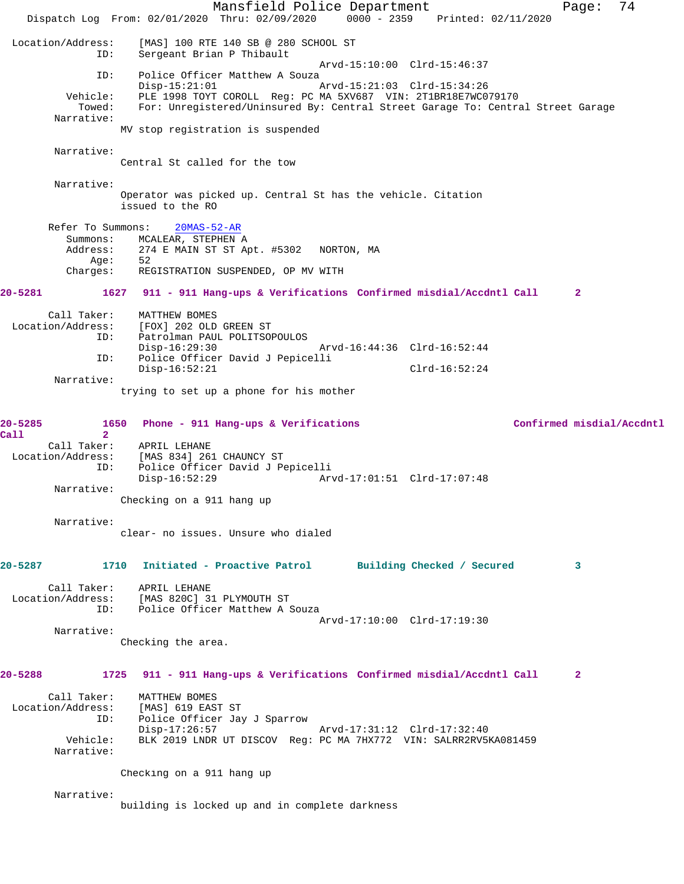```
Location/Address:    [MAS] 100 RTE 140 SB @ 280 SCHOOL ST
              ID:    Sergeant Brian P Thibault
                                          Arvd-15:10:00  Clrd-15:46:37
              ID:    Police Officer Matthew A Souza
                     Disp-15:21:01        Arvd-15:21:03  Clrd-15:34:26
         Vehicle:    PLE 1998 TOYT COROLL  Reg: PC MA 5XV687  VIN: 2T1BR18E7WC079170
           Towed:    For: Unregistered/Uninsured By: Central Street Garage To: Central Street Garage
       Narrative:
                MV stop registration is suspended

       Narrative:
                Central St called for the tow

       Narrative:
                Operator was picked up. Central St has the vehicle. Citation
                issued to the RO

      Refer To Summons:    20MAS-52-AR
         Summons:    MCALEAR, STEPHEN A
         Address:    274 E MAIN ST ST Apt. #5302   NORTON, MA
             Age:    52
         Charges:    REGISTRATION SUSPENDED, OP MV WITH
```

**20-5281 1627 911 - 911 Hang-ups & Verifications Confirmed misdial/Accdntl Call 2**

```
      Call Taker:    MATTHEW BOMES
Location/Address:    [FOX] 202 OLD GREEN ST
              ID:    Patrolman PAUL POLITSOPOULOS
                     Disp-16:29:30        Arvd-16:44:36  Clrd-16:52:44
              ID:    Police Officer David J Pepicelli
                     Disp-16:52:21                       Clrd-16:52:24
       Narrative:
                trying to set up a phone for his mother
```

**20-5285 1650 Phone - 911 Hang-ups & Verifications Confirmed misdial/Accdntl Call 2**

```
      Call Taker:    APRIL LEHANE
Location/Address:    [MAS 834] 261 CHAUNCY ST
              ID:    Police Officer David J Pepicelli
                     Disp-16:52:29        Arvd-17:01:51  Clrd-17:07:48
       Narrative:
                Checking on a 911 hang up

       Narrative:
                clear- no issues. Unsure who dialed
```

**20-5287 1710 Initiated - Proactive Patrol Building Checked / Secured 3**

```
      Call Taker:    APRIL LEHANE
Location/Address:    [MAS 820C] 31 PLYMOUTH ST
              ID:    Police Officer Matthew A Souza
                                          Arvd-17:10:00  Clrd-17:19:30
       Narrative:
                Checking the area.
```

**20-5288 1725 911 - 911 Hang-ups & Verifications Confirmed misdial/Accdntl Call 2**

```
      Call Taker:    MATTHEW BOMES
Location/Address:    [MAS] 619 EAST ST
              ID:    Police Officer Jay J Sparrow
                     Disp-17:26:57        Arvd-17:31:12  Clrd-17:32:40
         Vehicle:    BLK 2019 LNDR UT DISCOV  Reg: PC MA 7HX772  VIN: SALRR2RV5KA081459
       Narrative:

                Checking on a 911 hang up

       Narrative:
                building is locked up and in complete darkness
```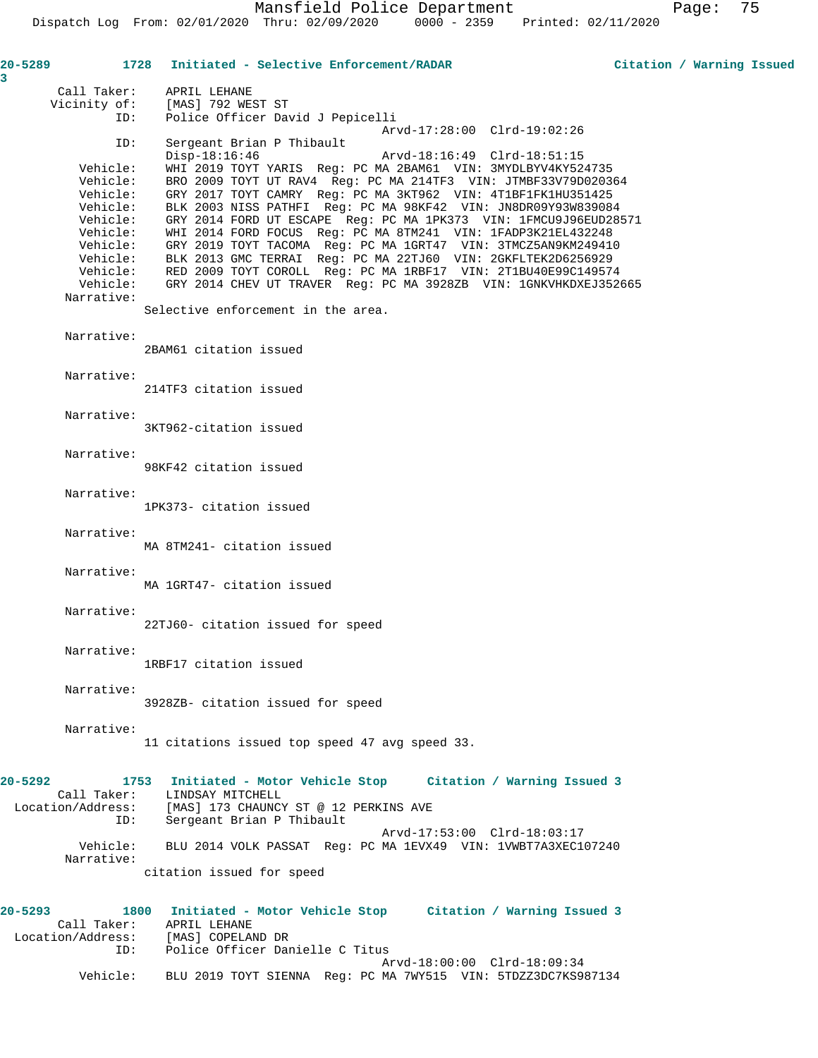**20-5289** 1728 **Initiated - Selective Enforcement/RADAR** **Citation / Warning Issued 3**

```
       Call Taker:    APRIL LEHANE
      Vicinity of:    [MAS] 792 WEST ST
               ID:    Police Officer David J Pepicelli
                                              Arvd-17:28:00  Clrd-19:02:26
               ID:    Sergeant Brian P Thibault
                      Disp-18:16:46           Arvd-18:16:49  Clrd-18:51:15
          Vehicle:    WHI 2019 TOYT YARIS  Reg: PC MA 2BAM61  VIN: 3MYDLBYV4KY524735
          Vehicle:    BRO 2009 TOYT UT RAV4  Reg: PC MA 214TF3  VIN: JTMBF33V79D020364
          Vehicle:    GRY 2017 TOYT CAMRY  Reg: PC MA 3KT962  VIN: 4T1BF1FK1HU351425
          Vehicle:    BLK 2003 NISS PATHFI  Reg: PC MA 98KF42  VIN: JN8DR09Y93W839084
          Vehicle:    GRY 2014 FORD UT ESCAPE  Reg: PC MA 1PK373  VIN: 1FMCU9J96EUD28571
          Vehicle:    WHI 2014 FORD FOCUS  Reg: PC MA 8TM241  VIN: 1FADP3K21EL432248
          Vehicle:    GRY 2019 TOYT TACOMA  Reg: PC MA 1GRT47  VIN: 3TMCZ5AN9KM249410
          Vehicle:    BLK 2013 GMC TERRAI  Reg: PC MA 22TJ60  VIN: 2GKFLTEK2D6256929
          Vehicle:    RED 2009 TOYT COROLL  Reg: PC MA 1RBF17  VIN: 2T1BU40E99C149574
          Vehicle:    GRY 2014 CHEV UT TRAVER  Reg: PC MA 3928ZB  VIN: 1GNKVHKDXEJ352665
        Narrative:
                    Selective enforcement in the area.

        Narrative:
                    2BAM61 citation issued

        Narrative:
                    214TF3 citation issued

        Narrative:
                    3KT962-citation issued

        Narrative:
                    98KF42 citation issued

        Narrative:
                    1PK373- citation issued

        Narrative:
                    MA 8TM241- citation issued

        Narrative:
                    MA 1GRT47- citation issued

        Narrative:
                    22TJ60- citation issued for speed

        Narrative:
                    1RBF17 citation issued

        Narrative:
                    3928ZB- citation issued for speed

        Narrative:
                    11 citations issued top speed 47 avg speed 33.
```

**20-5292** 1753 **Initiated - Motor Vehicle Stop** **Citation / Warning Issued 3**

```
       Call Taker:    LINDSAY MITCHELL
 Location/Address:    [MAS] 173 CHAUNCY ST @ 12 PERKINS AVE
               ID:    Sergeant Brian P Thibault
                                              Arvd-17:53:00  Clrd-18:03:17
          Vehicle:    BLU 2014 VOLK PASSAT  Reg: PC MA 1EVX49  VIN: 1VWBT7A3XEC107240
        Narrative:
                    citation issued for speed
```

**20-5293** 1800 **Initiated - Motor Vehicle Stop** **Citation / Warning Issued 3**

```
       Call Taker:    APRIL LEHANE
 Location/Address:    [MAS] COPELAND DR
               ID:    Police Officer Danielle C Titus
                                              Arvd-18:00:00  Clrd-18:09:34
          Vehicle:    BLU 2019 TOYT SIENNA  Reg: PC MA 7WY515  VIN: 5TDZZ3DC7KS987134
```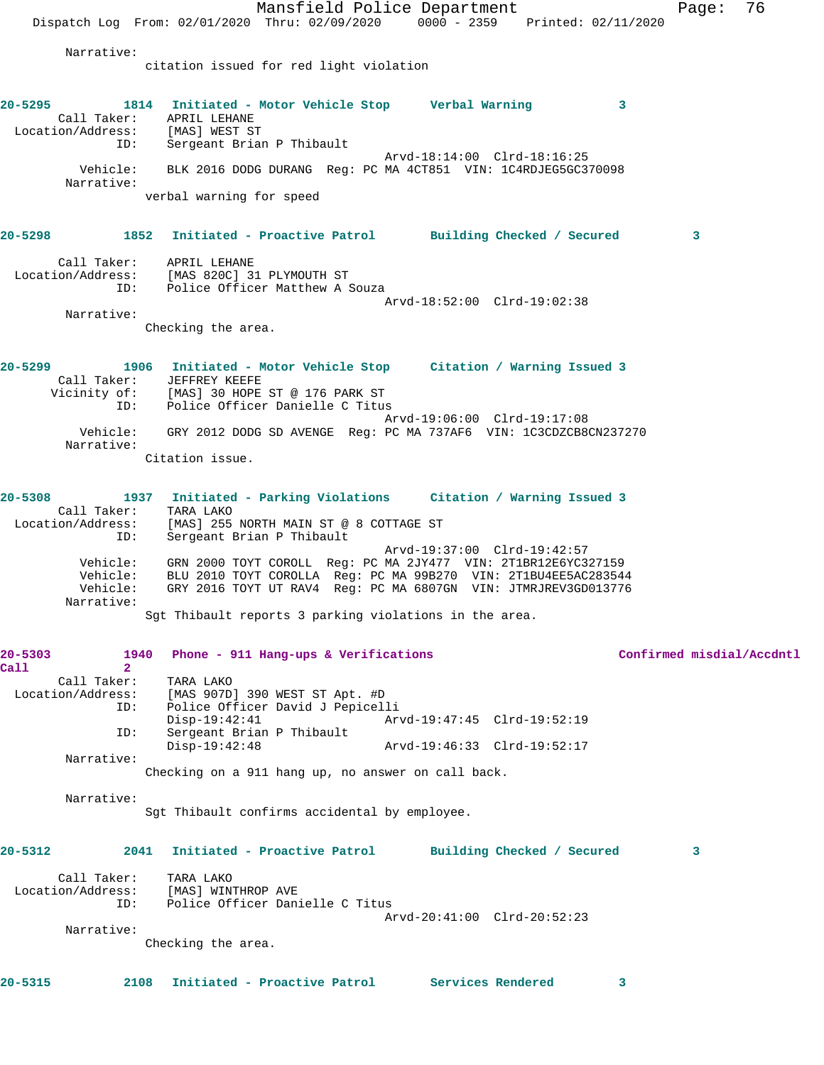Narrative:
citation issued for red light violation

**20-5295** 1814 **Initiated - Motor Vehicle Stop** **Verbal Warning** 3
Call Taker: APRIL LEHANE
Location/Address: [MAS] WEST ST
ID: Sergeant Brian P Thibault
Arvd-18:14:00 Clrd-18:16:25
Vehicle: BLK 2016 DODG DURANG Reg: PC MA 4CT851 VIN: 1C4RDJEG5GC370098
Narrative:
verbal warning for speed

**20-5298** 1852 **Initiated - Proactive Patrol** **Building Checked / Secured** 3
Call Taker: APRIL LEHANE
Location/Address: [MAS 820C] 31 PLYMOUTH ST
ID: Police Officer Matthew A Souza
Arvd-18:52:00 Clrd-19:02:38
Narrative:
Checking the area.

**20-5299** 1906 **Initiated - Motor Vehicle Stop** **Citation / Warning Issued** 3
Call Taker: JEFFREY KEEFE
Vicinity of: [MAS] 30 HOPE ST @ 176 PARK ST
ID: Police Officer Danielle C Titus
Arvd-19:06:00 Clrd-19:17:08
Vehicle: GRY 2012 DODG SD AVENGE Reg: PC MA 737AF6 VIN: 1C3CDZCB8CN237270
Narrative:
Citation issue.

**20-5308** 1937 **Initiated - Parking Violations** **Citation / Warning Issued** 3
Call Taker: TARA LAKO
Location/Address: [MAS] 255 NORTH MAIN ST @ 8 COTTAGE ST
ID: Sergeant Brian P Thibault
Arvd-19:37:00 Clrd-19:42:57
Vehicle: GRN 2000 TOYT COROLL Reg: PC MA 2JY477 VIN: 2T1BR12E6YC327159
Vehicle: BLU 2010 TOYT COROLLA Reg: PC MA 99B270 VIN: 2T1BU4EE5AC283544
Vehicle: GRY 2016 TOYT UT RAV4 Reg: PC MA 6807GN VIN: JTMRJREV3GD013776
Narrative:
Sgt Thibault reports 3 parking violations in the area.

**20-5303** 1940 **Phone - 911 Hang-ups & Verifications** **Confirmed misdial/Accdntl Call** 2
Call Taker: TARA LAKO
Location/Address: [MAS 907D] 390 WEST ST Apt. #D
ID: Police Officer David J Pepicelli
Disp-19:42:41 Arvd-19:47:45 Clrd-19:52:19
ID: Sergeant Brian P Thibault
Disp-19:42:48 Arvd-19:46:33 Clrd-19:52:17
Narrative:
Checking on a 911 hang up, no answer on call back.
Narrative:
Sgt Thibault confirms accidental by employee.

**20-5312** 2041 **Initiated - Proactive Patrol** **Building Checked / Secured** 3
Call Taker: TARA LAKO
Location/Address: [MAS] WINTHROP AVE
ID: Police Officer Danielle C Titus
Arvd-20:41:00 Clrd-20:52:23
Narrative:
Checking the area.

**20-5315** 2108 **Initiated - Proactive Patrol** **Services Rendered** 3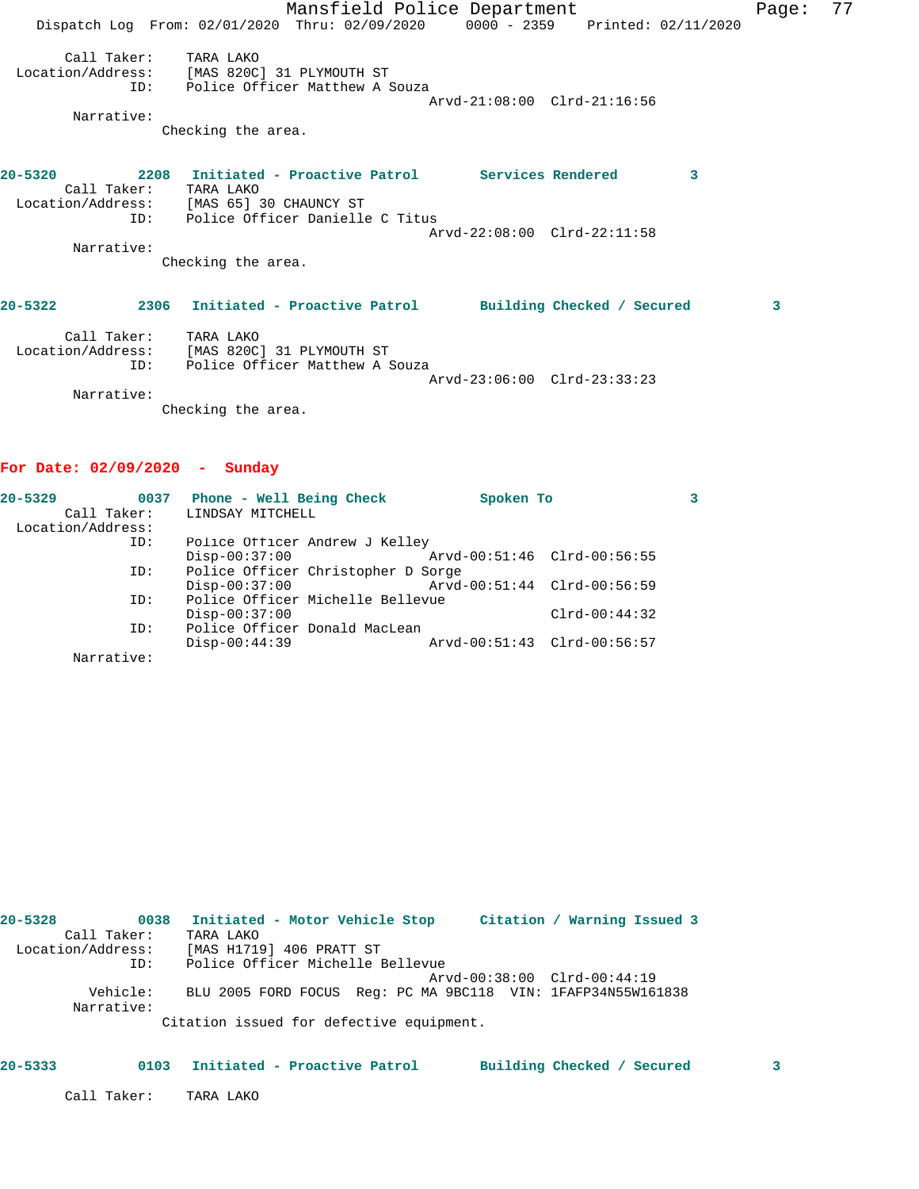Call Taker: TARA LAKO
Location/Address: [MAS 820C] 31 PLYMOUTH ST
ID: Police Officer Matthew A Souza
Arvd-21:08:00 Clrd-21:16:56
Narrative:
Checking the area.

**20-5320 2208 Initiated - Proactive Patrol Services Rendered 3**
Call Taker: TARA LAKO
Location/Address: [MAS 65] 30 CHAUNCY ST
ID: Police Officer Danielle C Titus
Arvd-22:08:00 Clrd-22:11:58
Narrative:
Checking the area.

**20-5322 2306 Initiated - Proactive Patrol Building Checked / Secured 3**
Call Taker: TARA LAKO
Location/Address: [MAS 820C] 31 PLYMOUTH ST
ID: Police Officer Matthew A Souza
Arvd-23:06:00 Clrd-23:33:23
Narrative:
Checking the area.

## For Date: 02/09/2020 - Sunday

**20-5329 0037 Phone - Well Being Check Spoken To 3**
Call Taker: LINDSAY MITCHELL
Location/Address:
ID: Police Officer Andrew J Kelley
Disp-00:37:00 Arvd-00:51:46 Clrd-00:56:55
ID: Police Officer Christopher D Sorge
Disp-00:37:00 Arvd-00:51:44 Clrd-00:56:59
ID: Police Officer Michelle Bellevue
Disp-00:37:00 Clrd-00:44:32
ID: Police Officer Donald MacLean
Disp-00:44:39 Arvd-00:51:43 Clrd-00:56:57
Narrative:

**20-5328 0038 Initiated - Motor Vehicle Stop Citation / Warning Issued 3**
Call Taker: TARA LAKO
Location/Address: [MAS H1719] 406 PRATT ST
ID: Police Officer Michelle Bellevue
Arvd-00:38:00 Clrd-00:44:19
Vehicle: BLU 2005 FORD FOCUS Reg: PC MA 9BC118 VIN: 1FAFP34N55W161838
Narrative:
Citation issued for defective equipment.

**20-5333 0103 Initiated - Proactive Patrol Building Checked / Secured 3**
Call Taker: TARA LAKO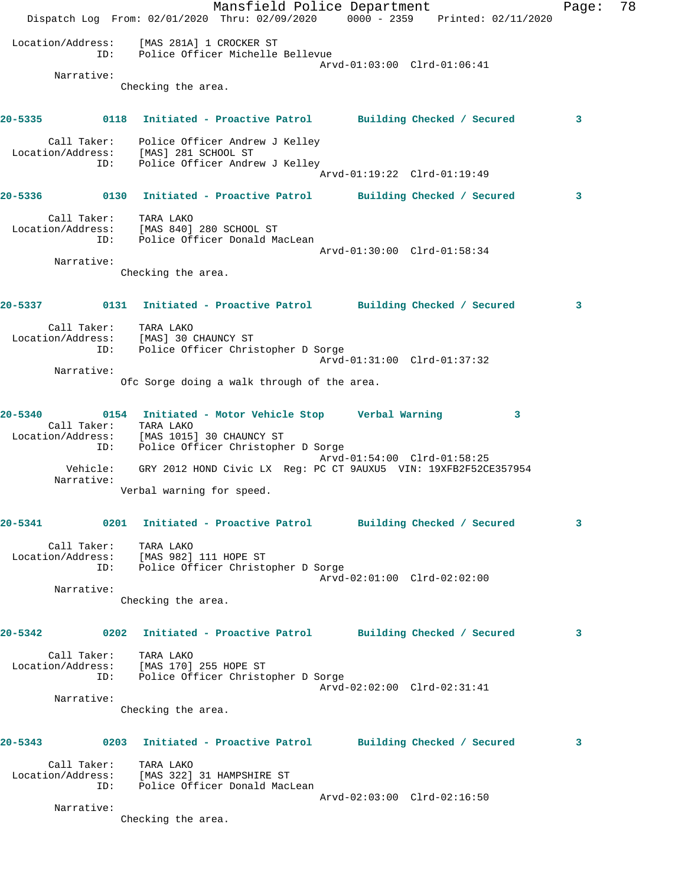Location/Address: [MAS 281A] 1 CROCKER ST
ID: Police Officer Michelle Bellevue
Arvd-01:03:00 Clrd-01:06:41

Narrative:
Checking the area.

**20-5335** 0118 **Initiated - Proactive Patrol** **Building Checked / Secured** 3

Call Taker: Police Officer Andrew J Kelley
Location/Address: [MAS] 281 SCHOOL ST
ID: Police Officer Andrew J Kelley
Arvd-01:19:22 Clrd-01:19:49

**20-5336** 0130 **Initiated - Proactive Patrol** **Building Checked / Secured** 3

Call Taker: TARA LAKO
Location/Address: [MAS 840] 280 SCHOOL ST
ID: Police Officer Donald MacLean
Arvd-01:30:00 Clrd-01:58:34

Narrative:
Checking the area.

**20-5337** 0131 **Initiated - Proactive Patrol** **Building Checked / Secured** 3

Call Taker: TARA LAKO
Location/Address: [MAS] 30 CHAUNCY ST
ID: Police Officer Christopher D Sorge
Arvd-01:31:00 Clrd-01:37:32

Narrative:
Ofc Sorge doing a walk through of the area.

**20-5340** 0154 **Initiated - Motor Vehicle Stop** **Verbal Warning** 3

Call Taker: TARA LAKO
Location/Address: [MAS 1015] 30 CHAUNCY ST
ID: Police Officer Christopher D Sorge
Arvd-01:54:00 Clrd-01:58:25
Vehicle: GRY 2012 HOND Civic LX Reg: PC CT 9AUXU5 VIN: 19XFB2F52CE357954

Narrative:
Verbal warning for speed.

**20-5341** 0201 **Initiated - Proactive Patrol** **Building Checked / Secured** 3

Call Taker: TARA LAKO
Location/Address: [MAS 982] 111 HOPE ST
ID: Police Officer Christopher D Sorge
Arvd-02:01:00 Clrd-02:02:00

Narrative:
Checking the area.

**20-5342** 0202 **Initiated - Proactive Patrol** **Building Checked / Secured** 3

Call Taker: TARA LAKO
Location/Address: [MAS 170] 255 HOPE ST
ID: Police Officer Christopher D Sorge
Arvd-02:02:00 Clrd-02:31:41

Narrative:
Checking the area.

**20-5343** 0203 **Initiated - Proactive Patrol** **Building Checked / Secured** 3

Call Taker: TARA LAKO
Location/Address: [MAS 322] 31 HAMPSHIRE ST
ID: Police Officer Donald MacLean
Arvd-02:03:00 Clrd-02:16:50

Narrative:
Checking the area.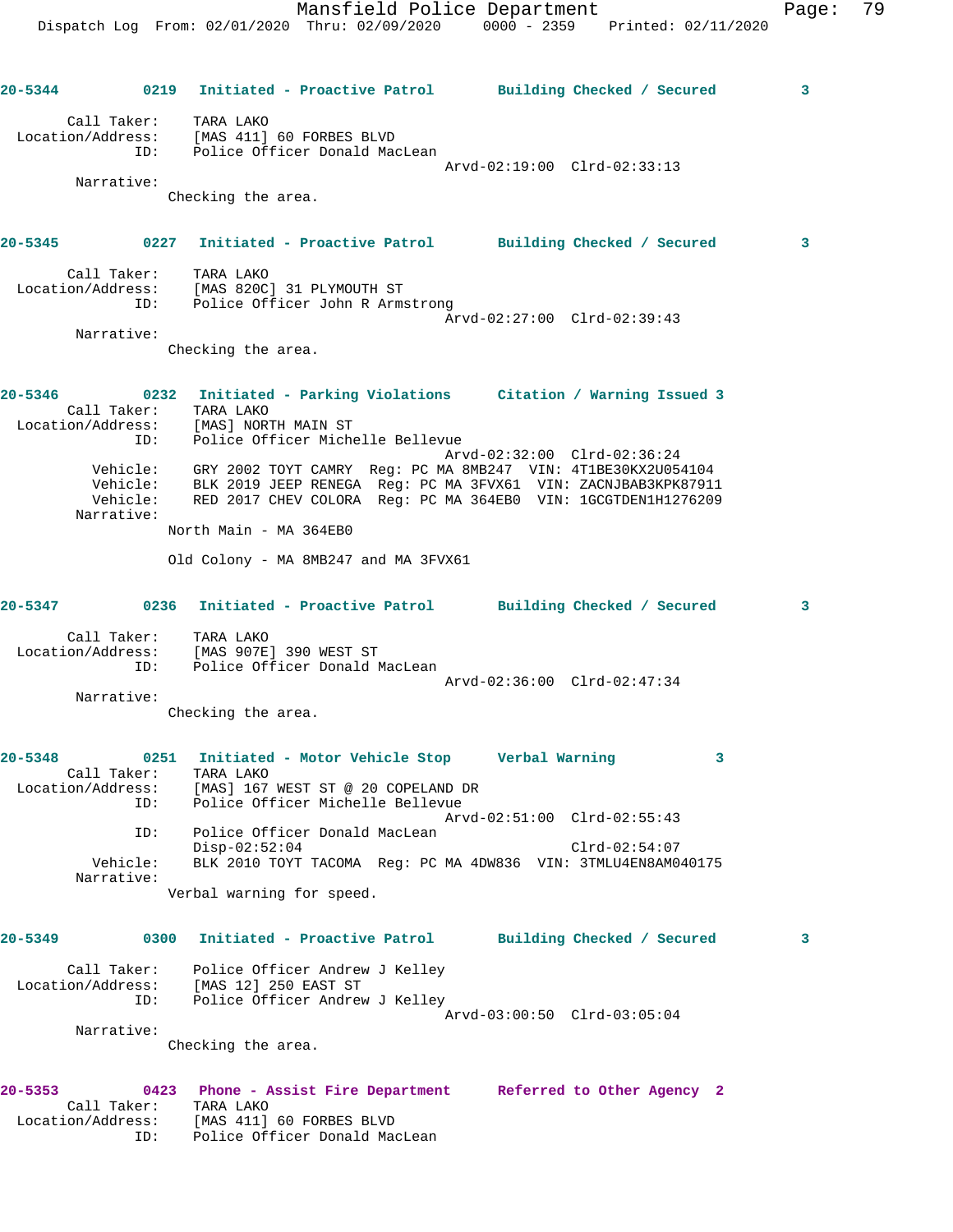**20-5344** 0219 **Initiated - Proactive Patrol** **Building Checked / Secured** 3

Call Taker: TARA LAKO
Location/Address: [MAS 411] 60 FORBES BLVD
ID: Police Officer Donald MacLean
Arvd-02:19:00 Clrd-02:33:13
Narrative:
Checking the area.

**20-5345** 0227 **Initiated - Proactive Patrol** **Building Checked / Secured** 3

Call Taker: TARA LAKO
Location/Address: [MAS 820C] 31 PLYMOUTH ST
ID: Police Officer John R Armstrong
Arvd-02:27:00 Clrd-02:39:43
Narrative:
Checking the area.

**20-5346** 0232 **Initiated - Parking Violations** **Citation / Warning Issued** 3

Call Taker: TARA LAKO
Location/Address: [MAS] NORTH MAIN ST
ID: Police Officer Michelle Bellevue
Arvd-02:32:00 Clrd-02:36:24
Vehicle: GRY 2002 TOYT CAMRY Reg: PC MA 8MB247 VIN: 4T1BE30KX2U054104
Vehicle: BLK 2019 JEEP RENEGA Reg: PC MA 3FVX61 VIN: ZACNJBAB3KPK87911
Vehicle: RED 2017 CHEV COLORA Reg: PC MA 364EB0 VIN: 1GCGTDEN1H1276209
Narrative:
North Main - MA 364EB0

Old Colony - MA 8MB247 and MA 3FVX61

**20-5347** 0236 **Initiated - Proactive Patrol** **Building Checked / Secured** 3

Call Taker: TARA LAKO
Location/Address: [MAS 907E] 390 WEST ST
ID: Police Officer Donald MacLean
Arvd-02:36:00 Clrd-02:47:34
Narrative:
Checking the area.

**20-5348** 0251 **Initiated - Motor Vehicle Stop** **Verbal Warning** 3

Call Taker: TARA LAKO
Location/Address: [MAS] 167 WEST ST @ 20 COPELAND DR
ID: Police Officer Michelle Bellevue
Arvd-02:51:00 Clrd-02:55:43
ID: Police Officer Donald MacLean
Disp-02:52:04 Clrd-02:54:07
Vehicle: BLK 2010 TOYT TACOMA Reg: PC MA 4DW836 VIN: 3TMLU4EN8AM040175
Narrative:
Verbal warning for speed.

**20-5349** 0300 **Initiated - Proactive Patrol** **Building Checked / Secured** 3

Call Taker: Police Officer Andrew J Kelley
Location/Address: [MAS 12] 250 EAST ST
ID: Police Officer Andrew J Kelley
Arvd-03:00:50 Clrd-03:05:04
Narrative:
Checking the area.

**20-5353** 0423 **Phone - Assist Fire Department** **Referred to Other Agency** 2

Call Taker: TARA LAKO
Location/Address: [MAS 411] 60 FORBES BLVD
ID: Police Officer Donald MacLean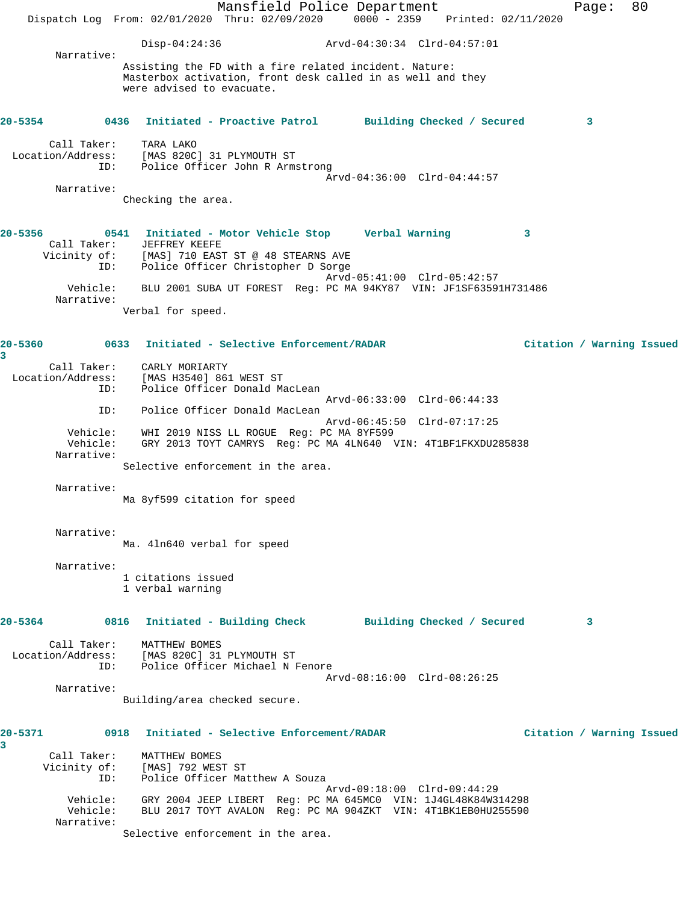Disp-04:24:36 Arvd-04:30:34 Clrd-04:57:01

Narrative:

Assisting the FD with a fire related incident. Nature: Masterbox activation, front desk called in as well and they were advised to evacuate.

**20-5354 0436 Initiated - Proactive Patrol Building Checked / Secured 3**

Call Taker: TARA LAKO
Location/Address: [MAS 820C] 31 PLYMOUTH ST
ID: Police Officer John R Armstrong
Arvd-04:36:00 Clrd-04:44:57

Narrative:

Checking the area.

**20-5356 0541 Initiated - Motor Vehicle Stop Verbal Warning 3**

Call Taker: JEFFREY KEEFE
Vicinity of: [MAS] 710 EAST ST @ 48 STEARNS AVE
ID: Police Officer Christopher D Sorge
Arvd-05:41:00 Clrd-05:42:57
Vehicle: BLU 2001 SUBA UT FOREST Reg: PC MA 94KY87 VIN: JF1SF63591H731486

Narrative:

Verbal for speed.

**20-5360 0633 Initiated - Selective Enforcement/RADAR Citation / Warning Issued 3**

Call Taker: CARLY MORIARTY
Location/Address: [MAS H3540] 861 WEST ST
ID: Police Officer Donald MacLean
Arvd-06:33:00 Clrd-06:44:33
ID: Police Officer Donald MacLean
Arvd-06:45:50 Clrd-07:17:25
Vehicle: WHI 2019 NISS LL ROGUE Reg: PC MA 8YF599
Vehicle: GRY 2013 TOYT CAMRYS Reg: PC MA 4LN640 VIN: 4T1BF1FKXDU285838

Narrative:

Selective enforcement in the area.

Narrative:

Ma 8yf599 citation for speed

Narrative:

Ma. 4ln640 verbal for speed

Narrative:

1 citations issued
1 verbal warning

**20-5364 0816 Initiated - Building Check Building Checked / Secured 3**

Call Taker: MATTHEW BOMES
Location/Address: [MAS 820C] 31 PLYMOUTH ST
ID: Police Officer Michael N Fenore
Arvd-08:16:00 Clrd-08:26:25

Narrative:

Building/area checked secure.

**20-5371 0918 Initiated - Selective Enforcement/RADAR Citation / Warning Issued 3**

Call Taker: MATTHEW BOMES
Vicinity of: [MAS] 792 WEST ST
ID: Police Officer Matthew A Souza
Arvd-09:18:00 Clrd-09:44:29
Vehicle: GRY 2004 JEEP LIBERT Reg: PC MA 645MC0 VIN: 1J4GL48K84W314298
Vehicle: BLU 2017 TOYT AVALON Reg: PC MA 904ZKT VIN: 4T1BK1EB0HU255590

Narrative:

Selective enforcement in the area.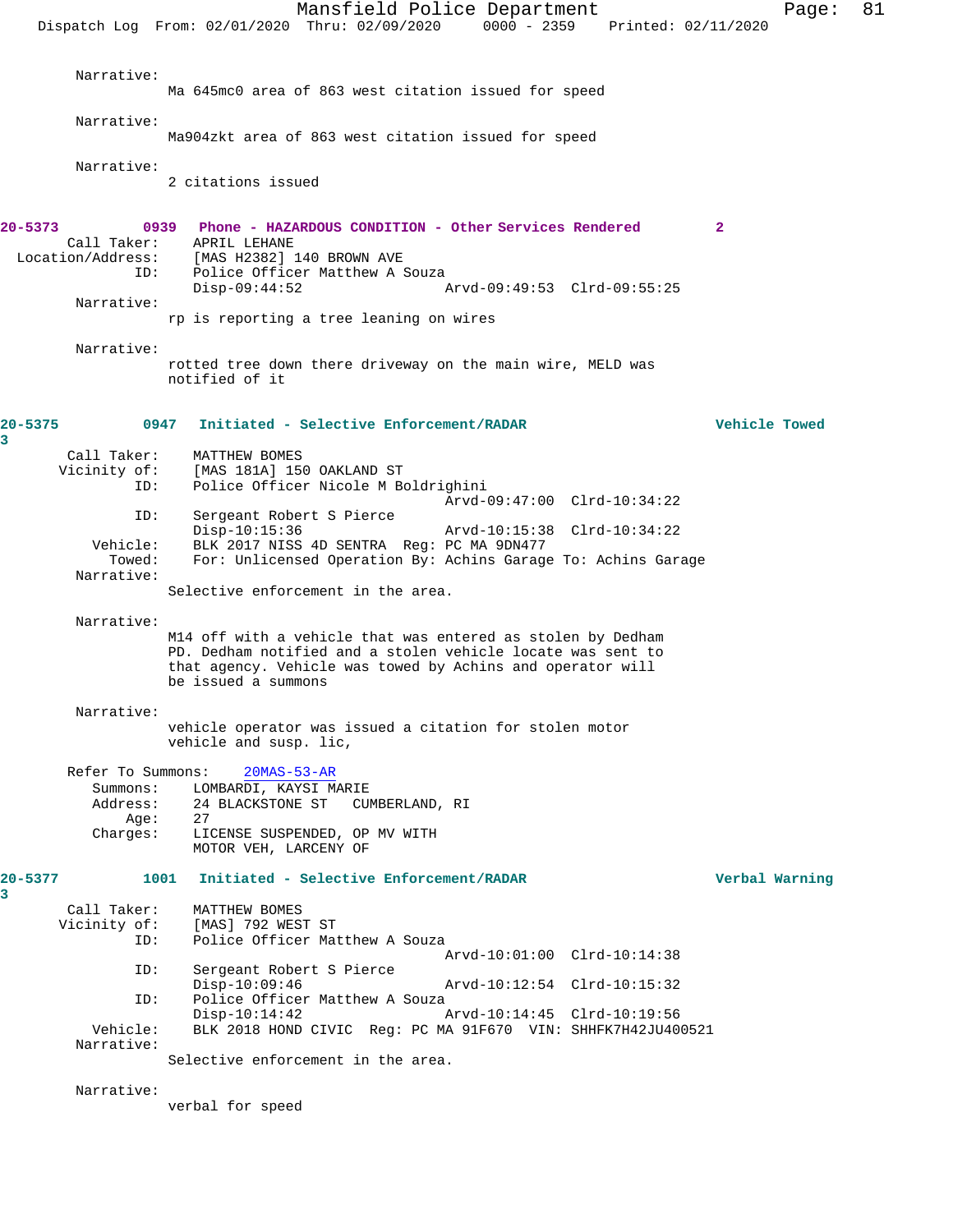Narrative:
Ma 645mc0 area of 863 west citation issued for speed

Narrative:
Ma904zkt area of 863 west citation issued for speed

Narrative:
2 citations issued

**20-5373 0939 Phone - HAZARDOUS CONDITION - Other Services Rendered 2**

Call Taker: APRIL LEHANE
Location/Address: [MAS H2382] 140 BROWN AVE
ID: Police Officer Matthew A Souza
Disp-09:44:52 Arvd-09:49:53 Clrd-09:55:25

Narrative:
rp is reporting a tree leaning on wires

Narrative:
rotted tree down there driveway on the main wire, MELD was notified of it

**20-5375 0947 Initiated - Selective Enforcement/RADAR Vehicle Towed 3**

Call Taker: MATTHEW BOMES
Vicinity of: [MAS 181A] 150 OAKLAND ST
ID: Police Officer Nicole M Boldrighini
Arvd-09:47:00 Clrd-10:34:22
ID: Sergeant Robert S Pierce
Disp-10:15:36 Arvd-10:15:38 Clrd-10:34:22
Vehicle: BLK 2017 NISS 4D SENTRA Reg: PC MA 9DN477
Towed: For: Unlicensed Operation By: Achins Garage To: Achins Garage

Narrative:
Selective enforcement in the area.

Narrative:
M14 off with a vehicle that was entered as stolen by Dedham PD. Dedham notified and a stolen vehicle locate was sent to that agency. Vehicle was towed by Achins and operator will be issued a summons

Narrative:
vehicle operator was issued a citation for stolen motor vehicle and susp. lic,

Refer To Summons: 20MAS-53-AR
Summons: LOMBARDI, KAYSI MARIE
Address: 24 BLACKSTONE ST CUMBERLAND, RI
Age: 27
Charges: LICENSE SUSPENDED, OP MV WITH
MOTOR VEH, LARCENY OF

**20-5377 1001 Initiated - Selective Enforcement/RADAR Verbal Warning 3**

Call Taker: MATTHEW BOMES
Vicinity of: [MAS] 792 WEST ST
ID: Police Officer Matthew A Souza
Arvd-10:01:00 Clrd-10:14:38
ID: Sergeant Robert S Pierce
Disp-10:09:46 Arvd-10:12:54 Clrd-10:15:32
ID: Police Officer Matthew A Souza
Disp-10:14:42 Arvd-10:14:45 Clrd-10:19:56
Vehicle: BLK 2018 HOND CIVIC Reg: PC MA 91F670 VIN: SHHFK7H42JU400521

Narrative:
Selective enforcement in the area.

Narrative:
verbal for speed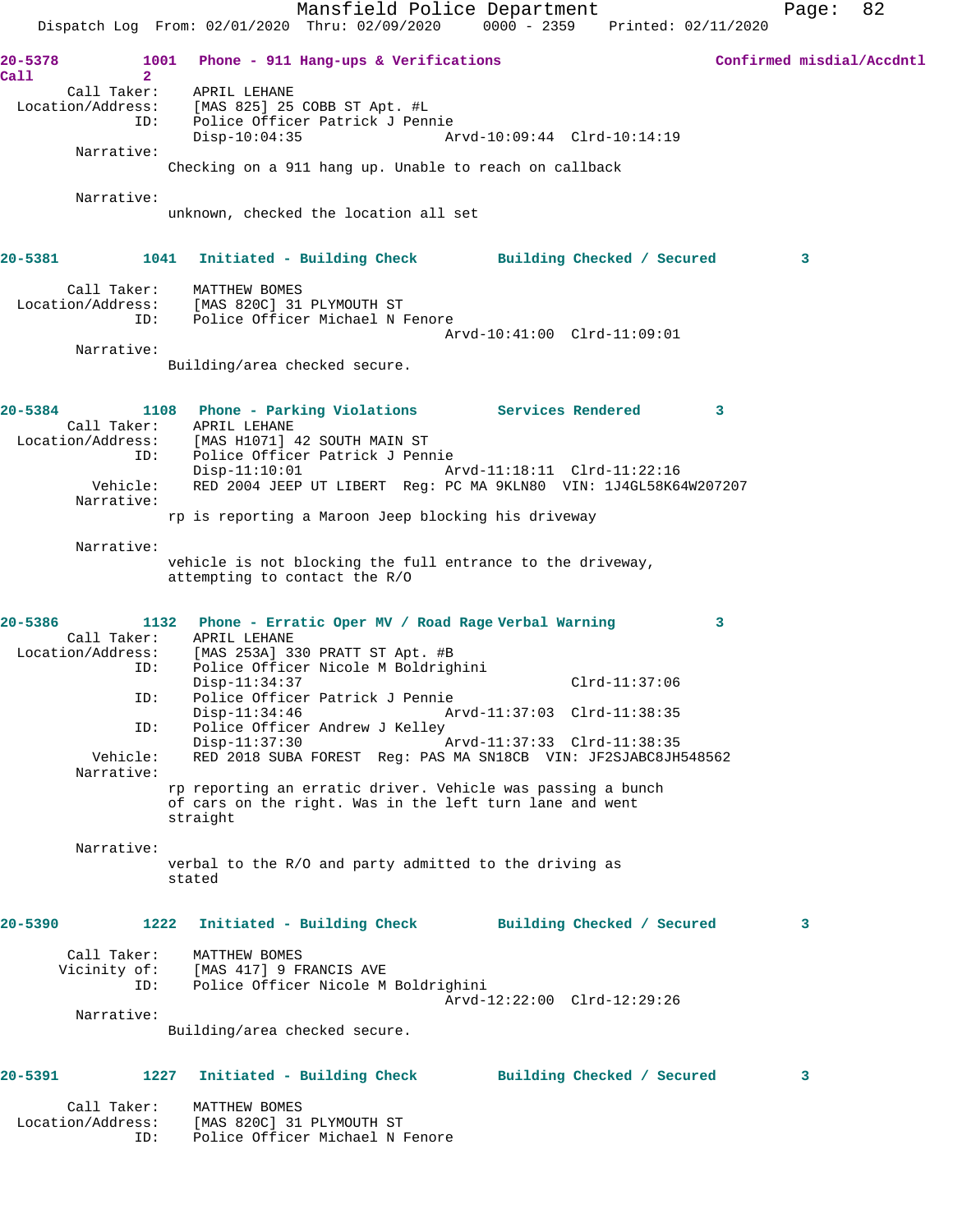**20-5378 1001 Phone - 911 Hang-ups & Verifications — Confirmed misdial/Accdntl Call 2**

Call Taker: APRIL LEHANE
Location/Address: [MAS 825] 25 COBB ST Apt. #L
ID: Police Officer Patrick J Pennie
Disp-10:04:35 Arvd-10:09:44 Clrd-10:14:19

Narrative:
Checking on a 911 hang up. Unable to reach on callback

Narrative:
unknown, checked the location all set

**20-5381 1041 Initiated - Building Check — Building Checked / Secured 3**

Call Taker: MATTHEW BOMES
Location/Address: [MAS 820C] 31 PLYMOUTH ST
ID: Police Officer Michael N Fenore
Arvd-10:41:00 Clrd-11:09:01

Narrative:
Building/area checked secure.

**20-5384 1108 Phone - Parking Violations — Services Rendered 3**

Call Taker: APRIL LEHANE
Location/Address: [MAS H1071] 42 SOUTH MAIN ST
ID: Police Officer Patrick J Pennie
Disp-11:10:01 Arvd-11:18:11 Clrd-11:22:16
Vehicle: RED 2004 JEEP UT LIBERT Reg: PC MA 9KLN80 VIN: 1J4GL58K64W207207

Narrative:
rp is reporting a Maroon Jeep blocking his driveway

Narrative:
vehicle is not blocking the full entrance to the driveway, attempting to contact the R/O

**20-5386 1132 Phone - Erratic Oper MV / Road Rage — Verbal Warning 3**

Call Taker: APRIL LEHANE
Location/Address: [MAS 253A] 330 PRATT ST Apt. #B
ID: Police Officer Nicole M Boldrighini
Disp-11:34:37 Clrd-11:37:06
ID: Police Officer Patrick J Pennie
Disp-11:34:46 Arvd-11:37:03 Clrd-11:38:35
ID: Police Officer Andrew J Kelley
Disp-11:37:30 Arvd-11:37:33 Clrd-11:38:35
Vehicle: RED 2018 SUBA FOREST Reg: PAS MA SN18CB VIN: JF2SJABC8JH548562

Narrative:
rp reporting an erratic driver. Vehicle was passing a bunch of cars on the right. Was in the left turn lane and went straight

Narrative:
verbal to the R/O and party admitted to the driving as stated

**20-5390 1222 Initiated - Building Check — Building Checked / Secured 3**

Call Taker: MATTHEW BOMES
Vicinity of: [MAS 417] 9 FRANCIS AVE
ID: Police Officer Nicole M Boldrighini
Arvd-12:22:00 Clrd-12:29:26

Narrative:
Building/area checked secure.

**20-5391 1227 Initiated - Building Check — Building Checked / Secured 3**

Call Taker: MATTHEW BOMES
Location/Address: [MAS 820C] 31 PLYMOUTH ST
ID: Police Officer Michael N Fenore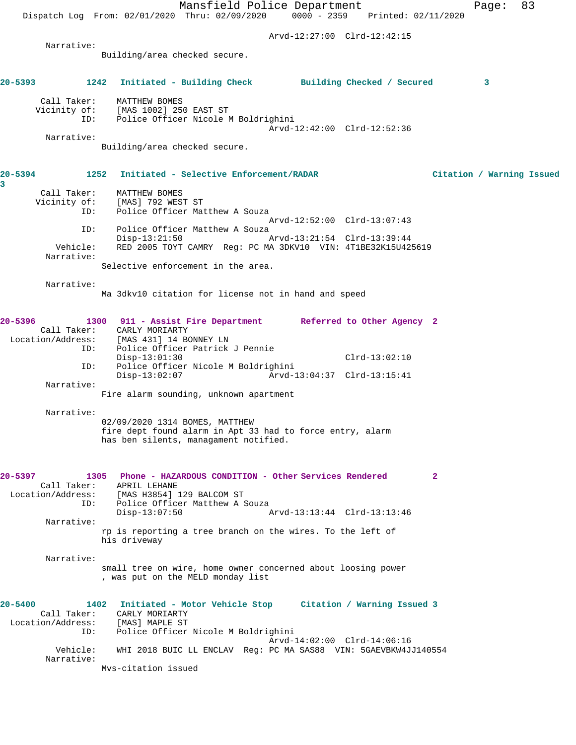Arvd-12:27:00 Clrd-12:42:15

Narrative:
Building/area checked secure.

**20-5393 1242 Initiated - Building Check Building Checked / Secured 3**

Call Taker: MATTHEW BOMES
Vicinity of: [MAS 1002] 250 EAST ST
ID: Police Officer Nicole M Boldrighini
Arvd-12:42:00 Clrd-12:52:36

Narrative:
Building/area checked secure.

**20-5394 1252 Initiated - Selective Enforcement/RADAR Citation / Warning Issued 3**

Call Taker: MATTHEW BOMES
Vicinity of: [MAS] 792 WEST ST
ID: Police Officer Matthew A Souza
Arvd-12:52:00 Clrd-13:07:43
ID: Police Officer Matthew A Souza
Disp-13:21:50 Arvd-13:21:54 Clrd-13:39:44
Vehicle: RED 2005 TOYT CAMRY Reg: PC MA 3DKV10 VIN: 4T1BE32K15U425619

Narrative:
Selective enforcement in the area.

Narrative:
Ma 3dkv10 citation for license not in hand and speed

**20-5396 1300 911 - Assist Fire Department Referred to Other Agency 2**

Call Taker: CARLY MORIARTY
Location/Address: [MAS 431] 14 BONNEY LN
ID: Police Officer Patrick J Pennie
Disp-13:01:30 Clrd-13:02:10
ID: Police Officer Nicole M Boldrighini
Disp-13:02:07 Arvd-13:04:37 Clrd-13:15:41

Narrative:
Fire alarm sounding, unknown apartment

Narrative:
02/09/2020 1314 BOMES, MATTHEW
fire dept found alarm in Apt 33 had to force entry, alarm has ben silents, managament notified.

**20-5397 1305 Phone - HAZARDOUS CONDITION - Other Services Rendered 2**

Call Taker: APRIL LEHANE
Location/Address: [MAS H3854] 129 BALCOM ST
ID: Police Officer Matthew A Souza
Disp-13:07:50 Arvd-13:13:44 Clrd-13:13:46

Narrative:
rp is reporting a tree branch on the wires. To the left of his driveway

Narrative:
small tree on wire, home owner concerned about loosing power , was put on the MELD monday list

**20-5400 1402 Initiated - Motor Vehicle Stop Citation / Warning Issued 3**

Call Taker: CARLY MORIARTY
Location/Address: [MAS] MAPLE ST
ID: Police Officer Nicole M Boldrighini
Arvd-14:02:00 Clrd-14:06:16
Vehicle: WHI 2018 BUIC LL ENCLAV Reg: PC MA SAS88 VIN: 5GAEVBKW4JJ140554

Narrative:
Mvs-citation issued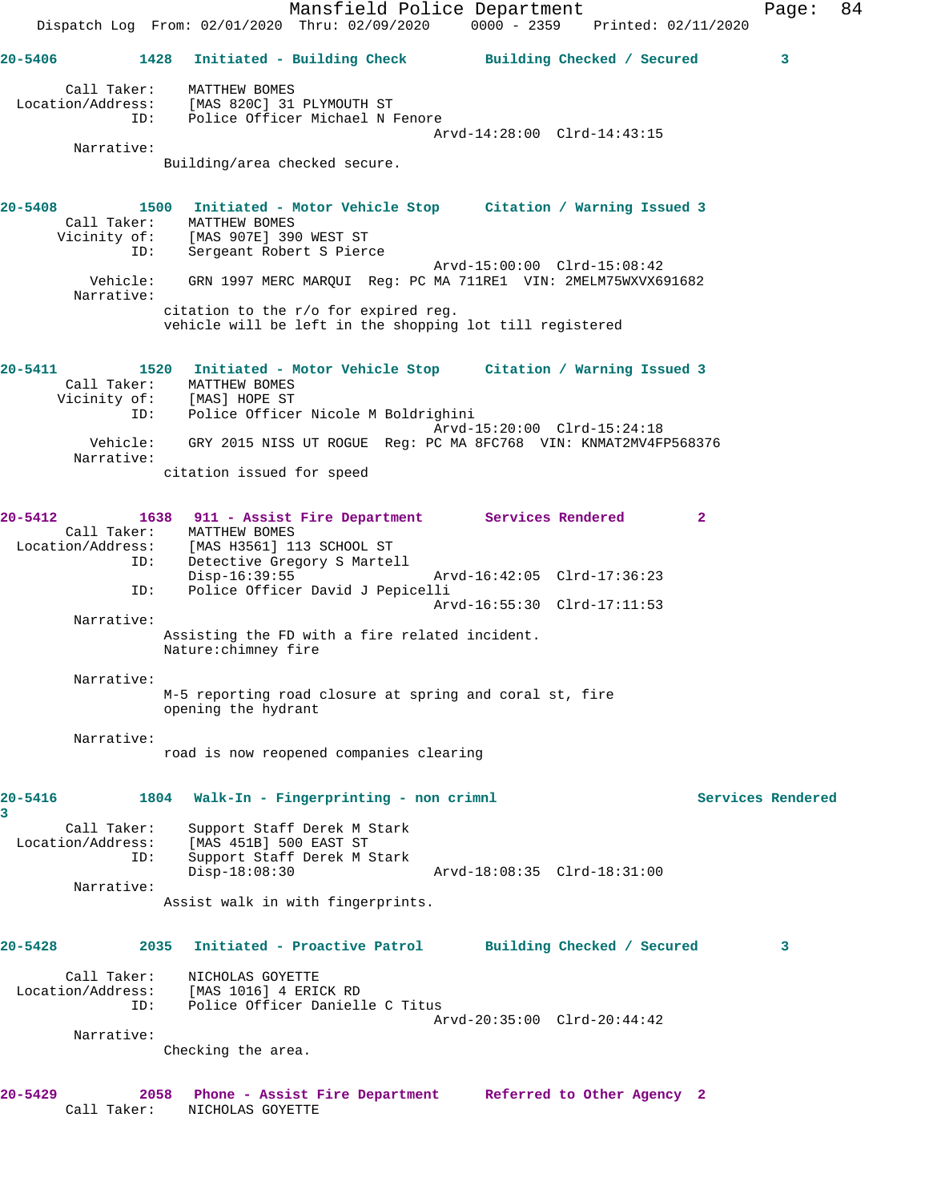**20-5406** 1428 Initiated - Building Check — Building Checked / Secured 3

Call Taker: MATTHEW BOMES
Location/Address: [MAS 820C] 31 PLYMOUTH ST
ID: Police Officer Michael N Fenore
Arvd-14:28:00 Clrd-14:43:15

Narrative:
Building/area checked secure.

**20-5408** 1500 Initiated - Motor Vehicle Stop — Citation / Warning Issued 3

Call Taker: MATTHEW BOMES
Vicinity of: [MAS 907E] 390 WEST ST
ID: Sergeant Robert S Pierce
Arvd-15:00:00 Clrd-15:08:42
Vehicle: GRN 1997 MERC MARQUI Reg: PC MA 711RE1 VIN: 2MELM75WXVX691682

Narrative:
citation to the r/o for expired reg.
vehicle will be left in the shopping lot till registered

**20-5411** 1520 Initiated - Motor Vehicle Stop — Citation / Warning Issued 3

Call Taker: MATTHEW BOMES
Vicinity of: [MAS] HOPE ST
ID: Police Officer Nicole M Boldrighini
Arvd-15:20:00 Clrd-15:24:18
Vehicle: GRY 2015 NISS UT ROGUE Reg: PC MA 8FC768 VIN: KNMAT2MV4FP568376

Narrative:
citation issued for speed

**20-5412** 1638 911 - Assist Fire Department — Services Rendered 2

Call Taker: MATTHEW BOMES
Location/Address: [MAS H3561] 113 SCHOOL ST
ID: Detective Gregory S Martell
Disp-16:39:55 Arvd-16:42:05 Clrd-17:36:23
ID: Police Officer David J Pepicelli
Arvd-16:55:30 Clrd-17:11:53

Narrative:
Assisting the FD with a fire related incident.
Nature:chimney fire

Narrative:
M-5 reporting road closure at spring and coral st, fire opening the hydrant

Narrative:
road is now reopened companies clearing

**20-5416** 1804 Walk-In - Fingerprinting - non crimnl — Services Rendered 3

Call Taker: Support Staff Derek M Stark
Location/Address: [MAS 451B] 500 EAST ST
ID: Support Staff Derek M Stark
Disp-18:08:30 Arvd-18:08:35 Clrd-18:31:00

Narrative:
Assist walk in with fingerprints.

**20-5428** 2035 Initiated - Proactive Patrol — Building Checked / Secured 3

Call Taker: NICHOLAS GOYETTE
Location/Address: [MAS 1016] 4 ERICK RD
ID: Police Officer Danielle C Titus
Arvd-20:35:00 Clrd-20:44:42

Narrative:
Checking the area.

**20-5429** 2058 Phone - Assist Fire Department — Referred to Other Agency 2

Call Taker: NICHOLAS GOYETTE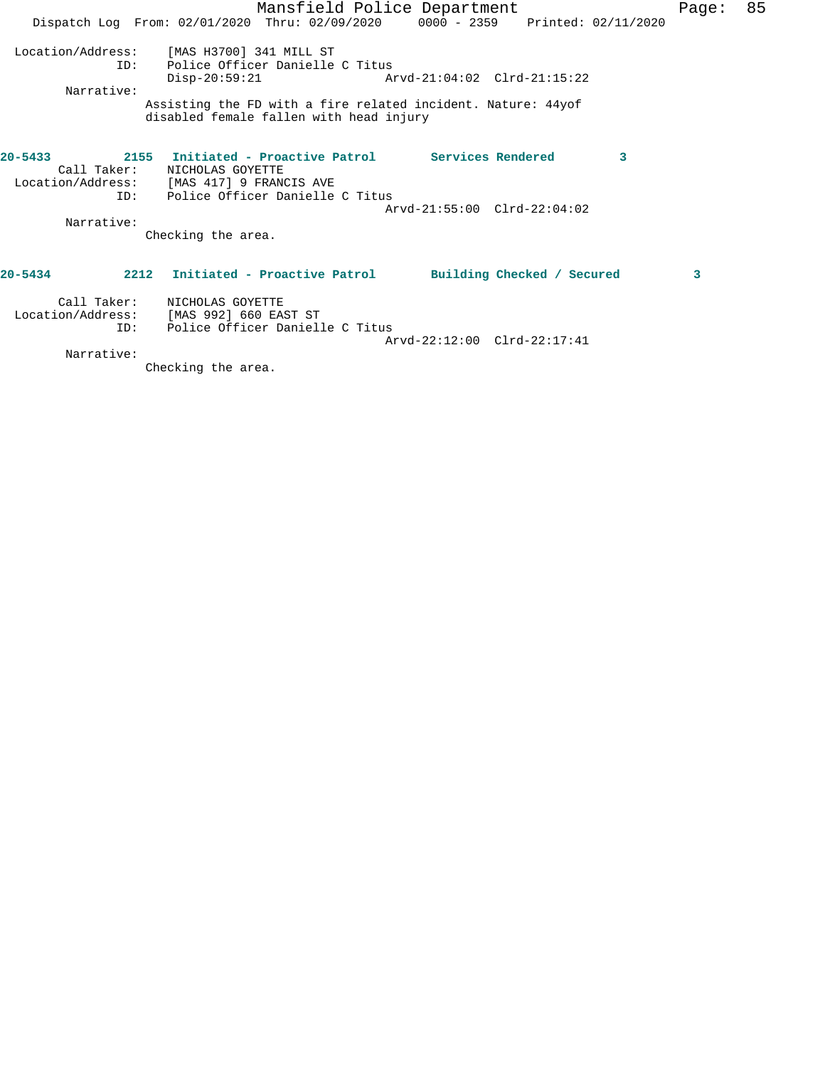Location/Address: [MAS H3700] 341 MILL ST
ID: Police Officer Danielle C Titus
Disp-20:59:21 Arvd-21:04:02 Clrd-21:15:22

Narrative:
Assisting the FD with a fire related incident. Nature: 44yof disabled female fallen with head injury

**20-5433** **2155** **Initiated - Proactive Patrol** **Services Rendered** **3**

Call Taker: NICHOLAS GOYETTE
Location/Address: [MAS 417] 9 FRANCIS AVE
ID: Police Officer Danielle C Titus
Arvd-21:55:00 Clrd-22:04:02

Narrative:
Checking the area.

**20-5434** **2212** **Initiated - Proactive Patrol** **Building Checked / Secured** **3**

Call Taker: NICHOLAS GOYETTE
Location/Address: [MAS 992] 660 EAST ST
ID: Police Officer Danielle C Titus
Arvd-22:12:00 Clrd-22:17:41

Narrative:
Checking the area.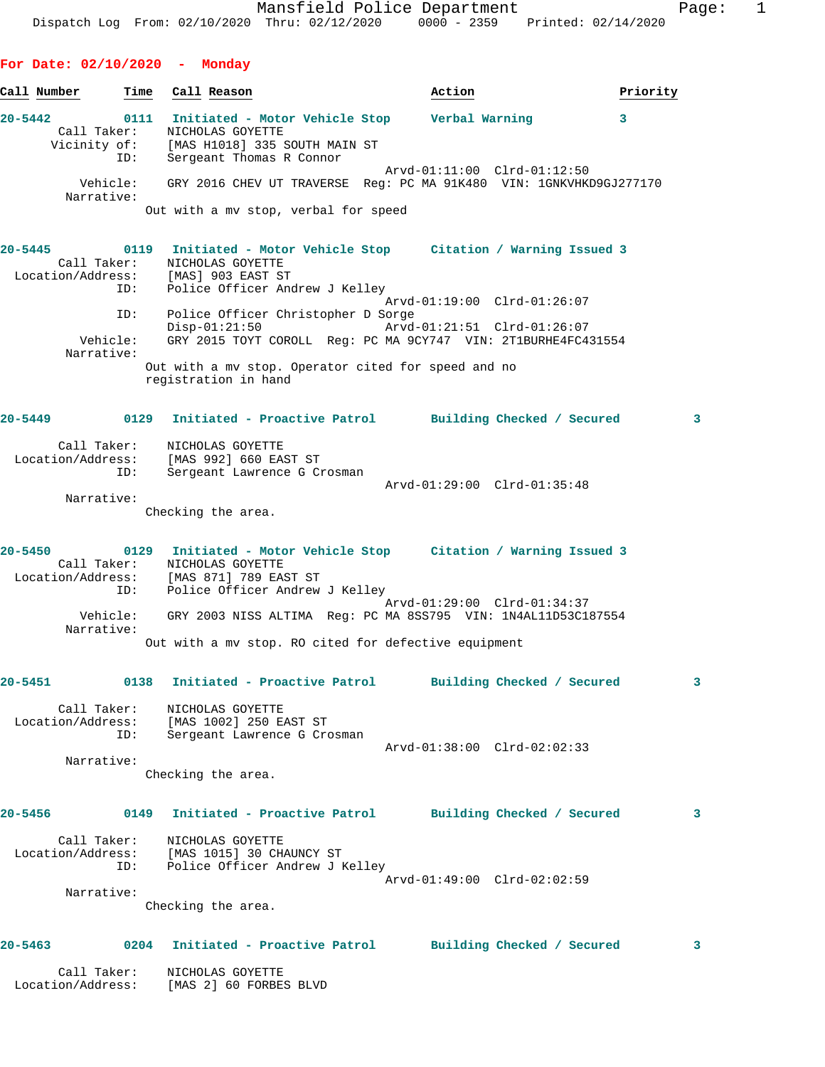**For Date: 02/10/2020 - Monday**

| Call Number | Time | Call Reason | Action | Priority |
|---|---|---|---|---|

**20-5442** 0111 Initiated - Motor Vehicle Stop — Verbal Warning — 3

Call Taker: NICHOLAS GOYETTE
Vicinity of: [MAS H1018] 335 SOUTH MAIN ST
ID: Sergeant Thomas R Connor
Arvd-01:11:00 Clrd-01:12:50
Vehicle: GRY 2016 CHEV UT TRAVERSE Reg: PC MA 91K480 VIN: 1GNKVHKD9GJ277170
Narrative:
Out with a mv stop, verbal for speed

**20-5445** 0119 Initiated - Motor Vehicle Stop — Citation / Warning Issued — 3

Call Taker: NICHOLAS GOYETTE
Location/Address: [MAS] 903 EAST ST
ID: Police Officer Andrew J Kelley
Arvd-01:19:00 Clrd-01:26:07
ID: Police Officer Christopher D Sorge
Disp-01:21:50 Arvd-01:21:51 Clrd-01:26:07
Vehicle: GRY 2015 TOYT COROLL Reg: PC MA 9CY747 VIN: 2T1BURHE4FC431554
Narrative:
Out with a mv stop. Operator cited for speed and no registration in hand

**20-5449** 0129 Initiated - Proactive Patrol — Building Checked / Secured — 3

Call Taker: NICHOLAS GOYETTE
Location/Address: [MAS 992] 660 EAST ST
ID: Sergeant Lawrence G Crosman
Arvd-01:29:00 Clrd-01:35:48
Narrative:
Checking the area.

**20-5450** 0129 Initiated - Motor Vehicle Stop — Citation / Warning Issued — 3

Call Taker: NICHOLAS GOYETTE
Location/Address: [MAS 871] 789 EAST ST
ID: Police Officer Andrew J Kelley
Arvd-01:29:00 Clrd-01:34:37
Vehicle: GRY 2003 NISS ALTIMA Reg: PC MA 8SS795 VIN: 1N4AL11D53C187554
Narrative:
Out with a mv stop. RO cited for defective equipment

**20-5451** 0138 Initiated - Proactive Patrol — Building Checked / Secured — 3

Call Taker: NICHOLAS GOYETTE
Location/Address: [MAS 1002] 250 EAST ST
ID: Sergeant Lawrence G Crosman
Arvd-01:38:00 Clrd-02:02:33
Narrative:
Checking the area.

**20-5456** 0149 Initiated - Proactive Patrol — Building Checked / Secured — 3

Call Taker: NICHOLAS GOYETTE
Location/Address: [MAS 1015] 30 CHAUNCY ST
ID: Police Officer Andrew J Kelley
Arvd-01:49:00 Clrd-02:02:59
Narrative:
Checking the area.

**20-5463** 0204 Initiated - Proactive Patrol — Building Checked / Secured — 3

Call Taker: NICHOLAS GOYETTE
Location/Address: [MAS 2] 60 FORBES BLVD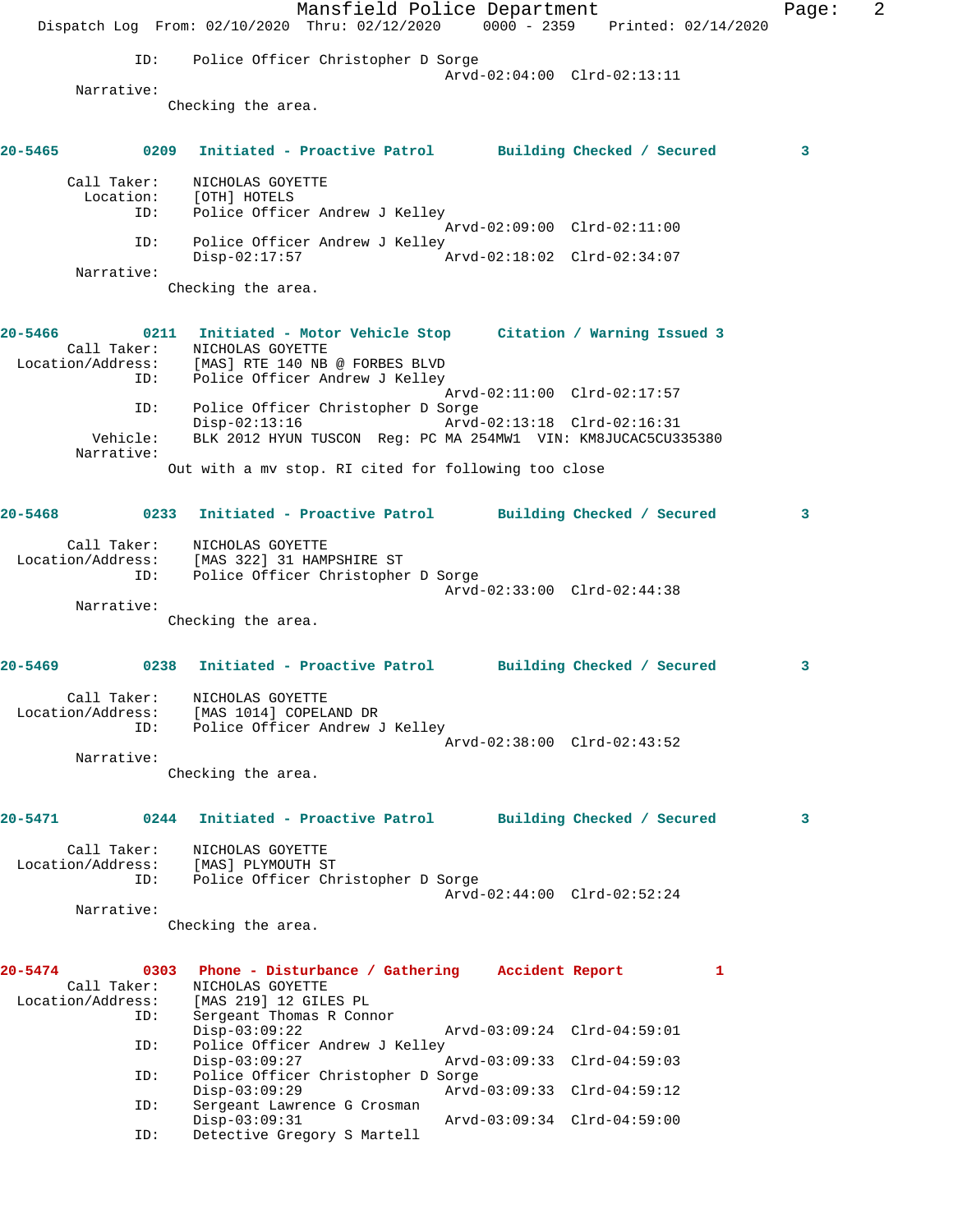ID: Police Officer Christopher D Sorge
Arvd-02:04:00 Clrd-02:13:11

Narrative:
Checking the area.

**20-5465 0209 Initiated - Proactive Patrol Building Checked / Secured 3**

Call Taker: NICHOLAS GOYETTE
Location: [OTH] HOTELS
ID: Police Officer Andrew J Kelley
Arvd-02:09:00 Clrd-02:11:00
ID: Police Officer Andrew J Kelley
Disp-02:17:57 Arvd-02:18:02 Clrd-02:34:07

Narrative:
Checking the area.

**20-5466 0211 Initiated - Motor Vehicle Stop Citation / Warning Issued 3**

Call Taker: NICHOLAS GOYETTE
Location/Address: [MAS] RTE 140 NB @ FORBES BLVD
ID: Police Officer Andrew J Kelley
Arvd-02:11:00 Clrd-02:17:57
ID: Police Officer Christopher D Sorge
Disp-02:13:16 Arvd-02:13:18 Clrd-02:16:31
Vehicle: BLK 2012 HYUN TUSCON Reg: PC MA 254MW1 VIN: KM8JUCAC5CU335380

Narrative:
Out with a mv stop. RI cited for following too close

**20-5468 0233 Initiated - Proactive Patrol Building Checked / Secured 3**

Call Taker: NICHOLAS GOYETTE
Location/Address: [MAS 322] 31 HAMPSHIRE ST
ID: Police Officer Christopher D Sorge
Arvd-02:33:00 Clrd-02:44:38

Narrative:
Checking the area.

**20-5469 0238 Initiated - Proactive Patrol Building Checked / Secured 3**

Call Taker: NICHOLAS GOYETTE
Location/Address: [MAS 1014] COPELAND DR
ID: Police Officer Andrew J Kelley
Arvd-02:38:00 Clrd-02:43:52

Narrative:
Checking the area.

**20-5471 0244 Initiated - Proactive Patrol Building Checked / Secured 3**

Call Taker: NICHOLAS GOYETTE
Location/Address: [MAS] PLYMOUTH ST
ID: Police Officer Christopher D Sorge
Arvd-02:44:00 Clrd-02:52:24

Narrative:
Checking the area.

**20-5474 0303 Phone - Disturbance / Gathering Accident Report 1**

Call Taker: NICHOLAS GOYETTE
Location/Address: [MAS 219] 12 GILES PL
ID: Sergeant Thomas R Connor
Disp-03:09:22 Arvd-03:09:24 Clrd-04:59:01
ID: Police Officer Andrew J Kelley
Disp-03:09:27 Arvd-03:09:33 Clrd-04:59:03
ID: Police Officer Christopher D Sorge
Disp-03:09:29 Arvd-03:09:33 Clrd-04:59:12
ID: Sergeant Lawrence G Crosman
Disp-03:09:31 Arvd-03:09:34 Clrd-04:59:00
ID: Detective Gregory S Martell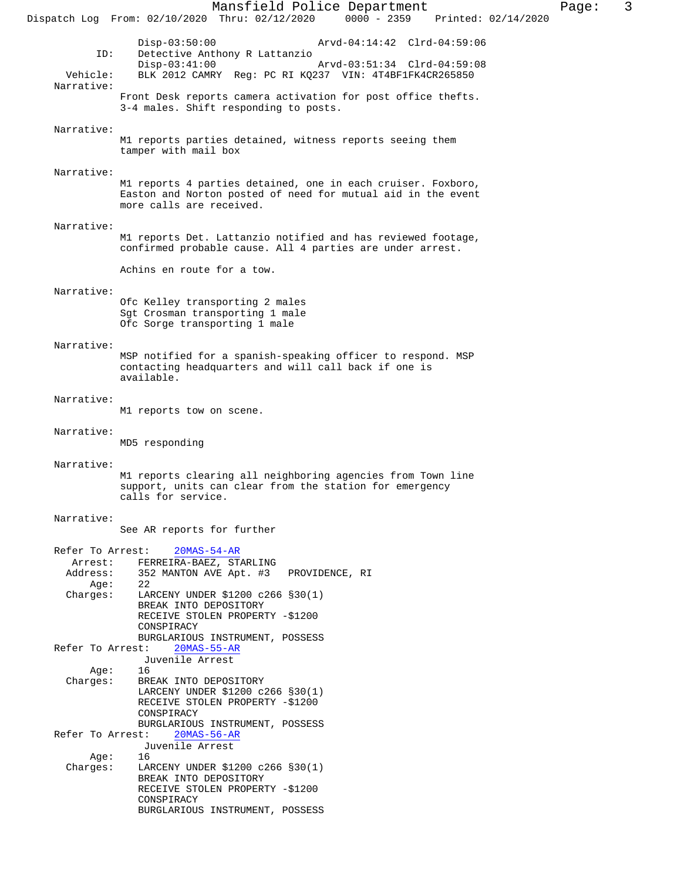Disp-03:50:00 Arvd-04:14:42 Clrd-04:59:06

ID: Detective Anthony R Lattanzio
Disp-03:41:00 Arvd-03:51:34 Clrd-04:59:08

Vehicle: BLK 2012 CAMRY Reg: PC RI KQ237 VIN: 4T4BF1FK4CR265850

Narrative:
Front Desk reports camera activation for post office thefts. 3-4 males. Shift responding to posts.

Narrative:
M1 reports parties detained, witness reports seeing them tamper with mail box

Narrative:
M1 reports 4 parties detained, one in each cruiser. Foxboro, Easton and Norton posted of need for mutual aid in the event more calls are received.

Narrative:
M1 reports Det. Lattanzio notified and has reviewed footage, confirmed probable cause. All 4 parties are under arrest.

Achins en route for a tow.

Narrative:
Ofc Kelley transporting 2 males
Sgt Crosman transporting 1 male
Ofc Sorge transporting 1 male

Narrative:
MSP notified for a spanish-speaking officer to respond. MSP contacting headquarters and will call back if one is available.

Narrative:
M1 reports tow on scene.

Narrative:
MD5 responding

Narrative:
M1 reports clearing all neighboring agencies from Town line support, units can clear from the station for emergency calls for service.

Narrative:
See AR reports for further

Refer To Arrest: 20MAS-54-AR
Arrest: FERREIRA-BAEZ, STARLING
Address: 352 MANTON AVE Apt. #3 PROVIDENCE, RI
Age: 22
Charges: LARCENY UNDER $1200 c266 §30(1)
BREAK INTO DEPOSITORY
RECEIVE STOLEN PROPERTY -$1200
CONSPIRACY
BURGLARIOUS INSTRUMENT, POSSESS

Refer To Arrest: 20MAS-55-AR
Juvenile Arrest
Age: 16
Charges: BREAK INTO DEPOSITORY
LARCENY UNDER $1200 c266 §30(1)
RECEIVE STOLEN PROPERTY -$1200
CONSPIRACY
BURGLARIOUS INSTRUMENT, POSSESS

Refer To Arrest: 20MAS-56-AR
Juvenile Arrest
Age: 16
Charges: LARCENY UNDER $1200 c266 §30(1)
BREAK INTO DEPOSITORY
RECEIVE STOLEN PROPERTY -$1200
CONSPIRACY
BURGLARIOUS INSTRUMENT, POSSESS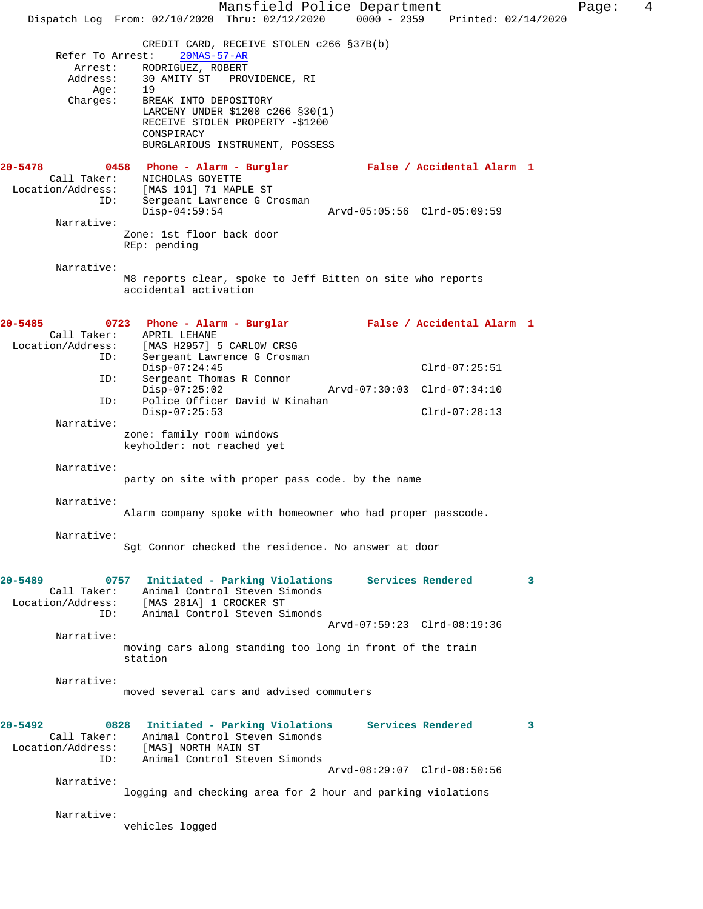CREDIT CARD, RECEIVE STOLEN c266 §37B(b)

Refer To Arrest: 20MAS-57-AR

Arrest: RODRIGUEZ, ROBERT
Address: 30 AMITY ST PROVIDENCE, RI
Age: 19
Charges: BREAK INTO DEPOSITORY
LARCENY UNDER $1200 c266 §30(1)
RECEIVE STOLEN PROPERTY -$1200
CONSPIRACY
BURGLARIOUS INSTRUMENT, POSSESS

**20-5478 0458 Phone - Alarm - Burglar False / Accidental Alarm 1**

Call Taker: NICHOLAS GOYETTE
Location/Address: [MAS 191] 71 MAPLE ST
ID: Sergeant Lawrence G Crosman
Disp-04:59:54 Arvd-05:05:56 Clrd-05:09:59

Narrative:
Zone: 1st floor back door
REp: pending

Narrative:
M8 reports clear, spoke to Jeff Bitten on site who reports accidental activation

**20-5485 0723 Phone - Alarm - Burglar False / Accidental Alarm 1**

Call Taker: APRIL LEHANE
Location/Address: [MAS H2957] 5 CARLOW CRSG
ID: Sergeant Lawrence G Crosman
Disp-07:24:45 Clrd-07:25:51
ID: Sergeant Thomas R Connor
Disp-07:25:02 Arvd-07:30:03 Clrd-07:34:10
ID: Police Officer David W Kinahan
Disp-07:25:53 Clrd-07:28:13

Narrative:
zone: family room windows
keyholder: not reached yet

Narrative:
party on site with proper pass code. by the name

Narrative:
Alarm company spoke with homeowner who had proper passcode.

Narrative:
Sgt Connor checked the residence. No answer at door

**20-5489 0757 Initiated - Parking Violations Services Rendered 3**

Call Taker: Animal Control Steven Simonds
Location/Address: [MAS 281A] 1 CROCKER ST
ID: Animal Control Steven Simonds
Arvd-07:59:23 Clrd-08:19:36

Narrative:
moving cars along standing too long in front of the train station

Narrative:
moved several cars and advised commuters

**20-5492 0828 Initiated - Parking Violations Services Rendered 3**

Call Taker: Animal Control Steven Simonds
Location/Address: [MAS] NORTH MAIN ST
ID: Animal Control Steven Simonds
Arvd-08:29:07 Clrd-08:50:56

Narrative:
logging and checking area for 2 hour and parking violations

Narrative:
vehicles logged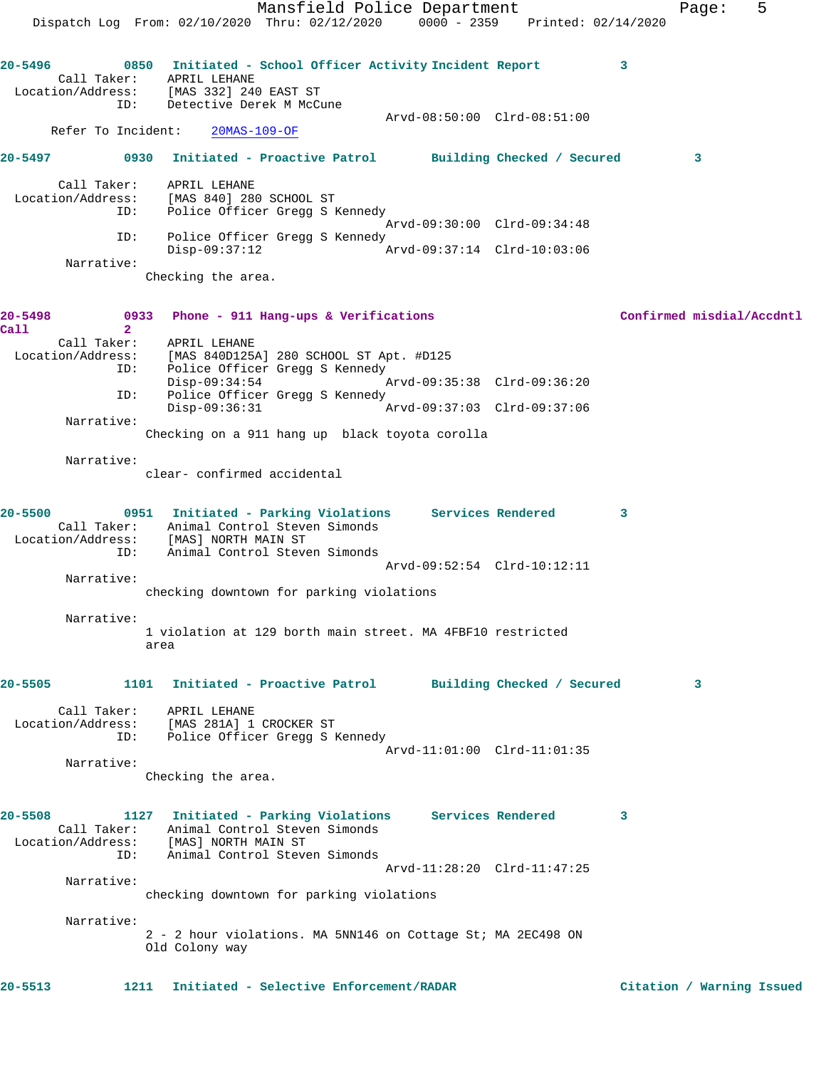20-5496 0850 Initiated - School Officer Activity Incident Report 3
Call Taker: APRIL LEHANE
Location/Address: [MAS 332] 240 EAST ST
ID: Detective Derek M McCune
Arvd-08:50:00 Clrd-08:51:00
Refer To Incident: 20MAS-109-OF

20-5497 0930 Initiated - Proactive Patrol Building Checked / Secured 3

Call Taker: APRIL LEHANE
Location/Address: [MAS 840] 280 SCHOOL ST
ID: Police Officer Gregg S Kennedy
Arvd-09:30:00 Clrd-09:34:48
ID: Police Officer Gregg S Kennedy
Disp-09:37:12 Arvd-09:37:14 Clrd-10:03:06
Narrative:
Checking the area.

20-5498 0933 Phone - 911 Hang-ups & Verifications Confirmed misdial/Accdntl Call 2
Call Taker: APRIL LEHANE
Location/Address: [MAS 840D125A] 280 SCHOOL ST Apt. #D125
ID: Police Officer Gregg S Kennedy
Disp-09:34:54 Arvd-09:35:38 Clrd-09:36:20
ID: Police Officer Gregg S Kennedy
Disp-09:36:31 Arvd-09:37:03 Clrd-09:37:06
Narrative:
Checking on a 911 hang up black toyota corolla

Narrative:
clear- confirmed accidental

20-5500 0951 Initiated - Parking Violations Services Rendered 3
Call Taker: Animal Control Steven Simonds
Location/Address: [MAS] NORTH MAIN ST
ID: Animal Control Steven Simonds
Arvd-09:52:54 Clrd-10:12:11
Narrative:
checking downtown for parking violations

Narrative:
1 violation at 129 borth main street. MA 4FBF10 restricted area

20-5505 1101 Initiated - Proactive Patrol Building Checked / Secured 3

Call Taker: APRIL LEHANE
Location/Address: [MAS 281A] 1 CROCKER ST
ID: Police Officer Gregg S Kennedy
Arvd-11:01:00 Clrd-11:01:35
Narrative:
Checking the area.

20-5508 1127 Initiated - Parking Violations Services Rendered 3
Call Taker: Animal Control Steven Simonds
Location/Address: [MAS] NORTH MAIN ST
ID: Animal Control Steven Simonds
Arvd-11:28:20 Clrd-11:47:25
Narrative:
checking downtown for parking violations

Narrative:
2 - 2 hour violations. MA 5NN146 on Cottage St; MA 2EC498 ON Old Colony way

20-5513 1211 Initiated - Selective Enforcement/RADAR Citation / Warning Issued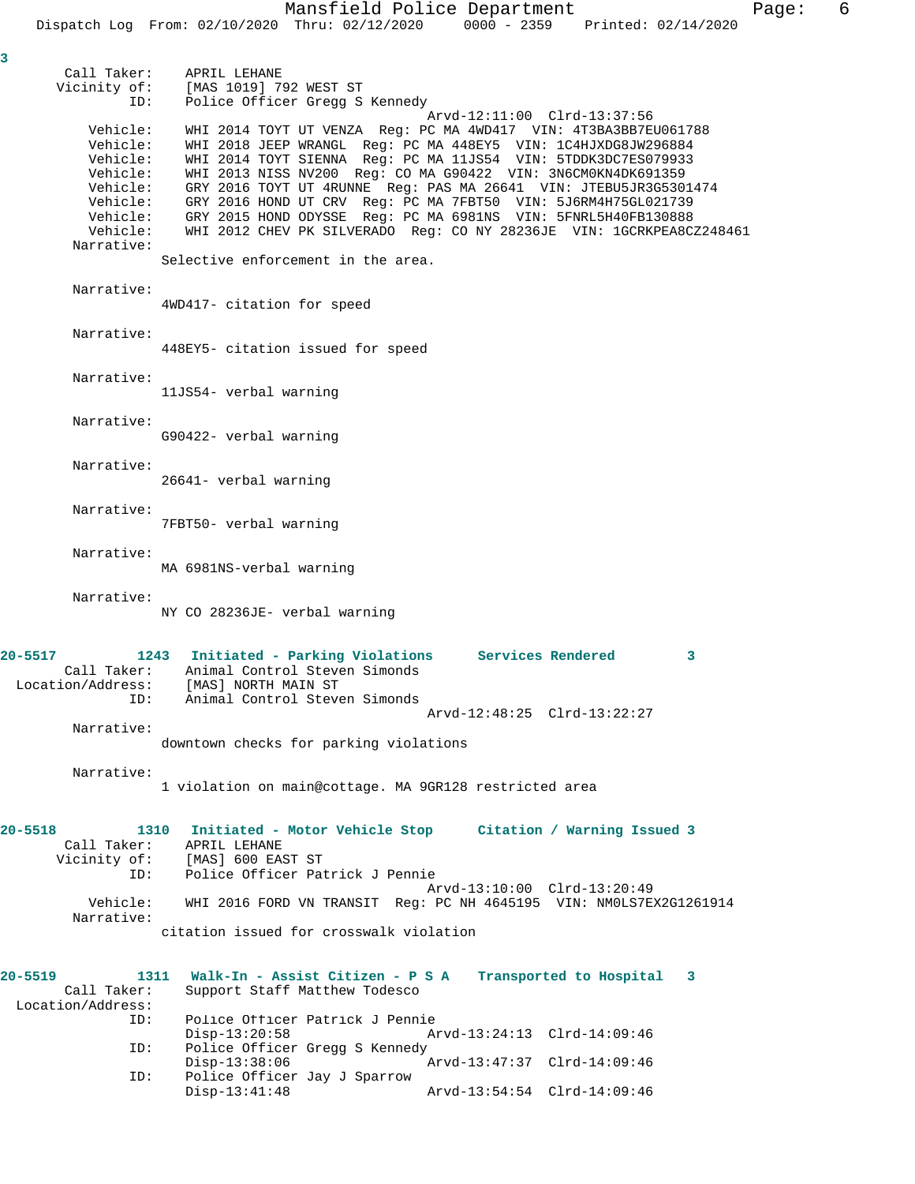3

```
       Call Taker:    APRIL LEHANE
      Vicinity of:    [MAS 1019] 792 WEST ST
               ID:    Police Officer Gregg S Kennedy
                                                Arvd-12:11:00  Clrd-13:37:56
          Vehicle:    WHI 2014 TOYT UT VENZA  Reg: PC MA 4WD417  VIN: 4T3BA3BB7EU061788
          Vehicle:    WHI 2018 JEEP WRANGL  Reg: PC MA 448EY5  VIN: 1C4HJXDG8JW296884
          Vehicle:    WHI 2014 TOYT SIENNA  Reg: PC MA 11JS54  VIN: 5TDDK3DC7ES079933
          Vehicle:    WHI 2013 NISS NV200  Reg: CO MA G90422  VIN: 3N6CM0KN4DK691359
          Vehicle:    GRY 2016 TOYT UT 4RUNNE  Reg: PAS MA 26641  VIN: JTEBU5JR3G5301474
          Vehicle:    GRY 2016 HOND UT CRV  Reg: PC MA 7FBT50  VIN: 5J6RM4H75GL021739
          Vehicle:    GRY 2015 HOND ODYSSE  Reg: PC MA 6981NS  VIN: 5FNRL5H40FB130888
          Vehicle:    WHI 2012 CHEV PK SILVERADO  Reg: CO NY 28236JE  VIN: 1GCRKPEA8CZ248461
        Narrative:
                 Selective enforcement in the area.

        Narrative:
                 4WD417- citation for speed

        Narrative:
                 448EY5- citation issued for speed

        Narrative:
                 11JS54- verbal warning

        Narrative:
                 G90422- verbal warning

        Narrative:
                 26641- verbal warning

        Narrative:
                 7FBT50- verbal warning

        Narrative:
                 MA 6981NS-verbal warning

        Narrative:
                 NY CO 28236JE- verbal warning


20-5517         1243   Initiated - Parking Violations      Services Rendered         3
       Call Taker:    Animal Control Steven Simonds
 Location/Address:    [MAS] NORTH MAIN ST
               ID:    Animal Control Steven Simonds
                                                Arvd-12:48:25  Clrd-13:22:27
        Narrative:
                 downtown checks for parking violations

        Narrative:
                 1 violation on main@cottage. MA 9GR128 restricted area


20-5518         1310   Initiated - Motor Vehicle Stop      Citation / Warning Issued 3
       Call Taker:    APRIL LEHANE
      Vicinity of:    [MAS] 600 EAST ST
               ID:    Police Officer Patrick J Pennie
                                                Arvd-13:10:00  Clrd-13:20:49
          Vehicle:    WHI 2016 FORD VN TRANSIT  Reg: PC NH 4645195  VIN: NM0LS7EX2G1261914
        Narrative:
                 citation issued for crosswalk violation


20-5519         1311   Walk-In - Assist Citizen - P S A    Transported to Hospital   3
       Call Taker:    Support Staff Matthew Todesco
 Location/Address:
               ID:    Police Officer Patrick J Pennie
                      Disp-13:20:58             Arvd-13:24:13  Clrd-14:09:46
               ID:    Police Officer Gregg S Kennedy
                      Disp-13:38:06             Arvd-13:47:37  Clrd-14:09:46
               ID:    Police Officer Jay J Sparrow
                      Disp-13:41:48             Arvd-13:54:54  Clrd-14:09:46
```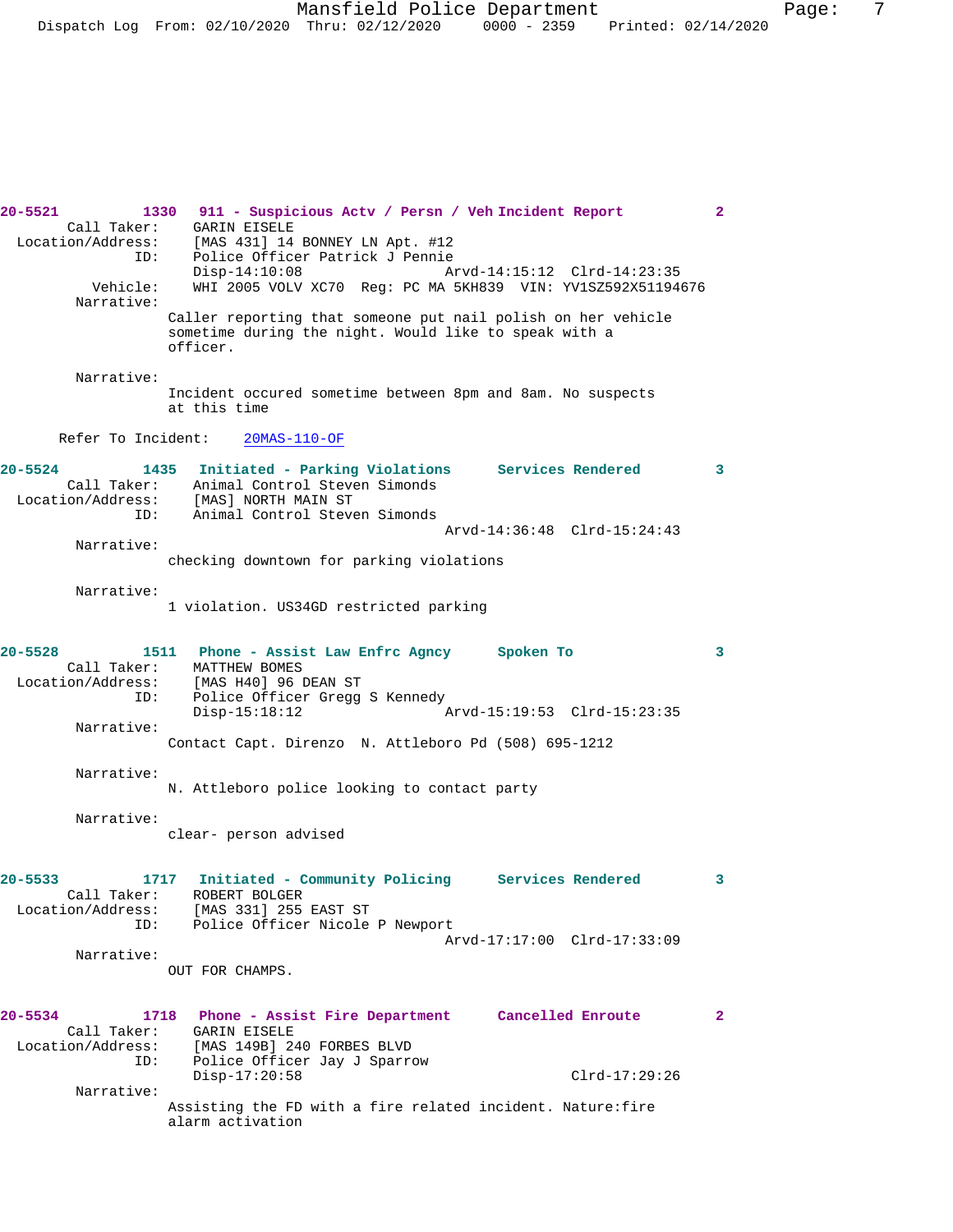**20-5521** 1330 **911 - Suspicious Actv / Persn / Veh** **Incident Report** 2

Call Taker: GARIN EISELE
Location/Address: [MAS 431] 14 BONNEY LN Apt. #12
ID: Police Officer Patrick J Pennie
Disp-14:10:08 Arvd-14:15:12 Clrd-14:23:35
Vehicle: WHI 2005 VOLV XC70 Reg: PC MA 5KH839 VIN: YV1SZ592X51194676
Narrative:
Caller reporting that someone put nail polish on her vehicle sometime during the night. Would like to speak with a officer.

Narrative:
Incident occured sometime between 8pm and 8am. No suspects at this time

Refer To Incident: 20MAS-110-OF

**20-5524** 1435 **Initiated - Parking Violations** **Services Rendered** 3

Call Taker: Animal Control Steven Simonds
Location/Address: [MAS] NORTH MAIN ST
ID: Animal Control Steven Simonds
Arvd-14:36:48 Clrd-15:24:43
Narrative:
checking downtown for parking violations

Narrative:
1 violation. US34GD restricted parking

**20-5528** 1511 **Phone - Assist Law Enfrc Agncy** **Spoken To** 3

Call Taker: MATTHEW BOMES
Location/Address: [MAS H40] 96 DEAN ST
ID: Police Officer Gregg S Kennedy
Disp-15:18:12 Arvd-15:19:53 Clrd-15:23:35
Narrative:
Contact Capt. Direnzo N. Attleboro Pd (508) 695-1212

Narrative:
N. Attleboro police looking to contact party

Narrative:
clear- person advised

**20-5533** 1717 **Initiated - Community Policing** **Services Rendered** 3

Call Taker: ROBERT BOLGER
Location/Address: [MAS 331] 255 EAST ST
ID: Police Officer Nicole P Newport
Arvd-17:17:00 Clrd-17:33:09
Narrative:
OUT FOR CHAMPS.

**20-5534** 1718 **Phone - Assist Fire Department** **Cancelled Enroute** 2

Call Taker: GARIN EISELE
Location/Address: [MAS 149B] 240 FORBES BLVD
ID: Police Officer Jay J Sparrow
Disp-17:20:58 Clrd-17:29:26
Narrative:
Assisting the FD with a fire related incident. Nature:fire alarm activation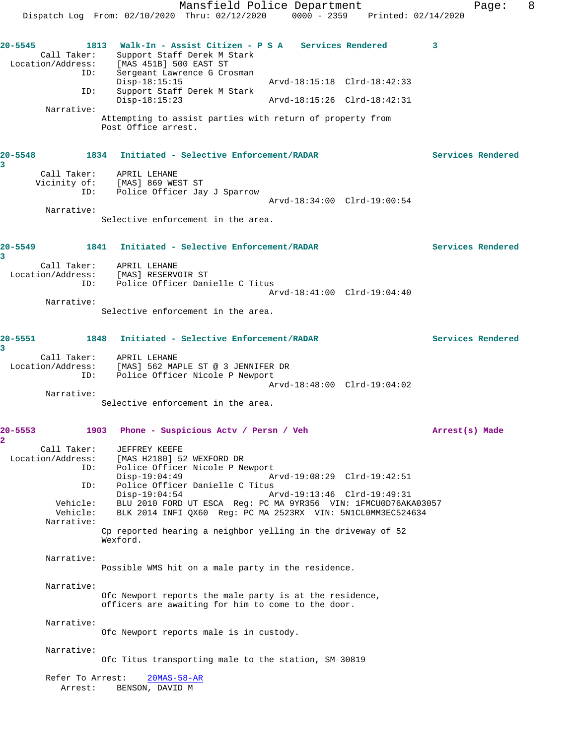**20-5545** 1813 **Walk-In - Assist Citizen - P S A** **Services Rendered** 3

```
        Call Taker:    Support Staff Derek M Stark
  Location/Address:    [MAS 451B] 500 EAST ST
                ID:    Sergeant Lawrence G Crosman
                       Disp-18:15:15                Arvd-18:15:18  Clrd-18:42:33
                ID:    Support Staff Derek M Stark
                       Disp-18:15:23                Arvd-18:15:26  Clrd-18:42:31
         Narrative:
                        Attempting to assist parties with return of property from
                        Post Office arrest.
```

**20-5548** 1834 **Initiated - Selective Enforcement/RADAR** **Services Rendered** 3

```
        Call Taker:    APRIL LEHANE
       Vicinity of:    [MAS] 869 WEST ST
                ID:    Police Officer Jay J Sparrow
                                                    Arvd-18:34:00  Clrd-19:00:54
         Narrative:
                        Selective enforcement in the area.
```

**20-5549** 1841 **Initiated - Selective Enforcement/RADAR** **Services Rendered** 3

```
        Call Taker:    APRIL LEHANE
  Location/Address:    [MAS] RESERVOIR ST
                ID:    Police Officer Danielle C Titus
                                                    Arvd-18:41:00  Clrd-19:04:40
         Narrative:
                        Selective enforcement in the area.
```

**20-5551** 1848 **Initiated - Selective Enforcement/RADAR** **Services Rendered** 3

```
        Call Taker:    APRIL LEHANE
  Location/Address:    [MAS] 562 MAPLE ST @ 3 JENNIFER DR
                ID:    Police Officer Nicole P Newport
                                                    Arvd-18:48:00  Clrd-19:04:02
         Narrative:
                        Selective enforcement in the area.
```

**20-5553** 1903 **Phone - Suspicious Actv / Persn / Veh** **Arrest(s) Made** 2

```
        Call Taker:    JEFFREY KEEFE
  Location/Address:    [MAS H2180] 52 WEXFORD DR
                ID:    Police Officer Nicole P Newport
                       Disp-19:04:49                Arvd-19:08:29  Clrd-19:42:51
                ID:    Police Officer Danielle C Titus
                       Disp-19:04:54                Arvd-19:13:46  Clrd-19:49:31
           Vehicle:    BLU 2010 FORD UT ESCA  Reg: PC MA 9YR356  VIN: 1FMCU0D76AKA03057
           Vehicle:    BLK 2014 INFI QX60  Reg: PC MA 2523RX  VIN: 5N1CL0MM3EC524634
         Narrative:
                        Cp reported hearing a neighbor yelling in the driveway of 52
                        Wexford.

         Narrative:
                        Possible WMS hit on a male party in the residence.

         Narrative:
                        Ofc Newport reports the male party is at the residence,
                        officers are awaiting for him to come to the door.

         Narrative:
                        Ofc Newport reports male is in custody.

         Narrative:
                        Ofc Titus transporting male to the station, SM 30819

         Refer To Arrest:    20MAS-58-AR
            Arrest:    BENSON, DAVID M
```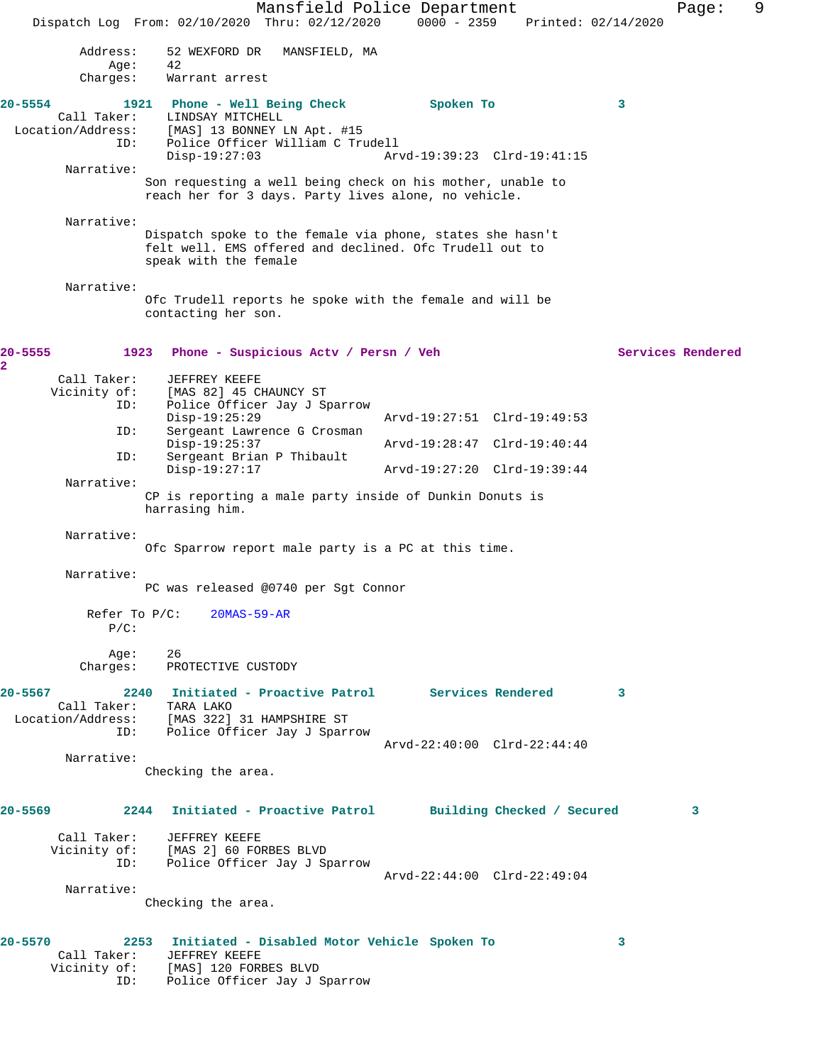Address: 52 WEXFORD DR MANSFIELD, MA
Age: 42
Charges: Warrant arrest

**20-5554** 1921 **Phone - Well Being Check** Spoken To 3
Call Taker: LINDSAY MITCHELL
Location/Address: [MAS] 13 BONNEY LN Apt. #15
ID: Police Officer William C Trudell
Disp-19:27:03 Arvd-19:39:23 Clrd-19:41:15

Narrative:
Son requesting a well being check on his mother, unable to reach her for 3 days. Party lives alone, no vehicle.

Narrative:
Dispatch spoke to the female via phone, states she hasn't felt well. EMS offered and declined. Ofc Trudell out to speak with the female

Narrative:
Ofc Trudell reports he spoke with the female and will be contacting her son.

**20-5555** 1923 **Phone - Suspicious Actv / Persn / Veh** Services Rendered 2
Call Taker: JEFFREY KEEFE
Vicinity of: [MAS 82] 45 CHAUNCY ST
ID: Police Officer Jay J Sparrow
Disp-19:25:29 Arvd-19:27:51 Clrd-19:49:53
ID: Sergeant Lawrence G Crosman
Disp-19:25:37 Arvd-19:28:47 Clrd-19:40:44
ID: Sergeant Brian P Thibault
Disp-19:27:17 Arvd-19:27:20 Clrd-19:39:44

Narrative:
CP is reporting a male party inside of Dunkin Donuts is harrasing him.

Narrative:
Ofc Sparrow report male party is a PC at this time.

Narrative:
PC was released @0740 per Sgt Connor

Refer To P/C: 20MAS-59-AR
P/C:

Age: 26
Charges: PROTECTIVE CUSTODY

**20-5567** 2240 **Initiated - Proactive Patrol** Services Rendered 3
Call Taker: TARA LAKO
Location/Address: [MAS 322] 31 HAMPSHIRE ST
ID: Police Officer Jay J Sparrow
Arvd-22:40:00 Clrd-22:44:40

Narrative:
Checking the area.

**20-5569** 2244 **Initiated - Proactive Patrol** Building Checked / Secured 3
Call Taker: JEFFREY KEEFE
Vicinity of: [MAS 2] 60 FORBES BLVD
ID: Police Officer Jay J Sparrow
Arvd-22:44:00 Clrd-22:49:04

Narrative:
Checking the area.

**20-5570** 2253 **Initiated - Disabled Motor Vehicle** Spoken To 3
Call Taker: JEFFREY KEEFE
Vicinity of: [MAS] 120 FORBES BLVD
ID: Police Officer Jay J Sparrow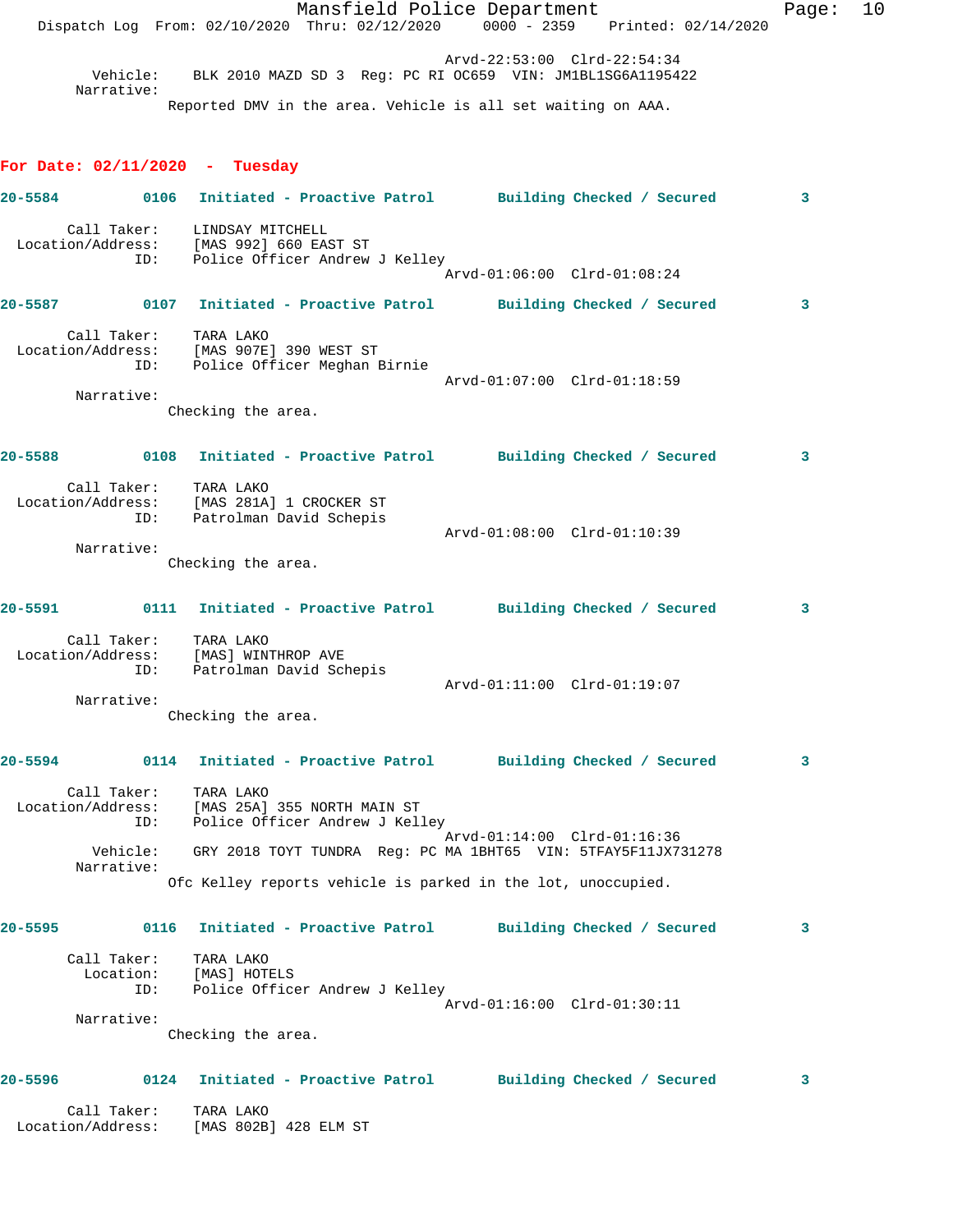Arvd-22:53:00 Clrd-22:54:34

Vehicle: BLK 2010 MAZD SD 3 Reg: PC RI OC659 VIN: JM1BL1SG6A1195422

Narrative:

Reported DMV in the area. Vehicle is all set waiting on AAA.

## For Date: 02/11/2020 - Tuesday

**20-5584 0106 Initiated - Proactive Patrol Building Checked / Secured 3**

Call Taker: LINDSAY MITCHELL
Location/Address: [MAS 992] 660 EAST ST
ID: Police Officer Andrew J Kelley
Arvd-01:06:00 Clrd-01:08:24

**20-5587 0107 Initiated - Proactive Patrol Building Checked / Secured 3**

Call Taker: TARA LAKO
Location/Address: [MAS 907E] 390 WEST ST
ID: Police Officer Meghan Birnie
Arvd-01:07:00 Clrd-01:18:59

Narrative:

Checking the area.

**20-5588 0108 Initiated - Proactive Patrol Building Checked / Secured 3**

Call Taker: TARA LAKO
Location/Address: [MAS 281A] 1 CROCKER ST
ID: Patrolman David Schepis
Arvd-01:08:00 Clrd-01:10:39

Narrative:

Checking the area.

**20-5591 0111 Initiated - Proactive Patrol Building Checked / Secured 3**

Call Taker: TARA LAKO
Location/Address: [MAS] WINTHROP AVE
ID: Patrolman David Schepis
Arvd-01:11:00 Clrd-01:19:07

Narrative:

Checking the area.

**20-5594 0114 Initiated - Proactive Patrol Building Checked / Secured 3**

Call Taker: TARA LAKO
Location/Address: [MAS 25A] 355 NORTH MAIN ST
ID: Police Officer Andrew J Kelley
Arvd-01:14:00 Clrd-01:16:36

Vehicle: GRY 2018 TOYT TUNDRA Reg: PC MA 1BHT65 VIN: 5TFAY5F11JX731278

Narrative:

Ofc Kelley reports vehicle is parked in the lot, unoccupied.

**20-5595 0116 Initiated - Proactive Patrol Building Checked / Secured 3**

Call Taker: TARA LAKO
Location: [MAS] HOTELS
ID: Police Officer Andrew J Kelley
Arvd-01:16:00 Clrd-01:30:11

Narrative:

Checking the area.

**20-5596 0124 Initiated - Proactive Patrol Building Checked / Secured 3**

Call Taker: TARA LAKO
Location/Address: [MAS 802B] 428 ELM ST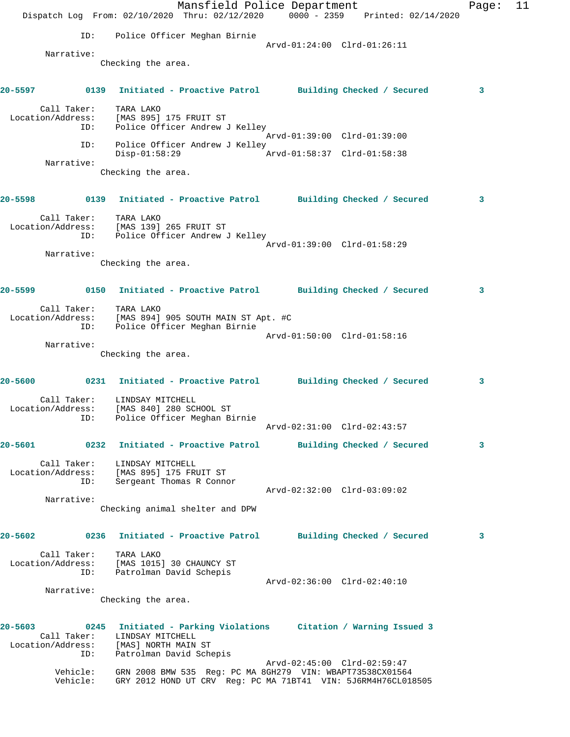ID: Police Officer Meghan Birnie
Arvd-01:24:00 Clrd-01:26:11

Narrative:
Checking the area.

**20-5597 0139 Initiated - Proactive Patrol Building Checked / Secured 3**

Call Taker: TARA LAKO
Location/Address: [MAS 895] 175 FRUIT ST
ID: Police Officer Andrew J Kelley
Arvd-01:39:00 Clrd-01:39:00
ID: Police Officer Andrew J Kelley
Disp-01:58:29 Arvd-01:58:37 Clrd-01:58:38

Narrative:
Checking the area.

**20-5598 0139 Initiated - Proactive Patrol Building Checked / Secured 3**

Call Taker: TARA LAKO
Location/Address: [MAS 139] 265 FRUIT ST
ID: Police Officer Andrew J Kelley
Arvd-01:39:00 Clrd-01:58:29

Narrative:
Checking the area.

**20-5599 0150 Initiated - Proactive Patrol Building Checked / Secured 3**

Call Taker: TARA LAKO
Location/Address: [MAS 894] 905 SOUTH MAIN ST Apt. #C
ID: Police Officer Meghan Birnie
Arvd-01:50:00 Clrd-01:58:16

Narrative:
Checking the area.

**20-5600 0231 Initiated - Proactive Patrol Building Checked / Secured 3**

Call Taker: LINDSAY MITCHELL
Location/Address: [MAS 840] 280 SCHOOL ST
ID: Police Officer Meghan Birnie
Arvd-02:31:00 Clrd-02:43:57

**20-5601 0232 Initiated - Proactive Patrol Building Checked / Secured 3**

Call Taker: LINDSAY MITCHELL
Location/Address: [MAS 895] 175 FRUIT ST
ID: Sergeant Thomas R Connor
Arvd-02:32:00 Clrd-03:09:02

Narrative:
Checking animal shelter and DPW

**20-5602 0236 Initiated - Proactive Patrol Building Checked / Secured 3**

Call Taker: TARA LAKO
Location/Address: [MAS 1015] 30 CHAUNCY ST
ID: Patrolman David Schepis
Arvd-02:36:00 Clrd-02:40:10

Narrative:
Checking the area.

**20-5603 0245 Initiated - Parking Violations Citation / Warning Issued 3**

Call Taker: LINDSAY MITCHELL
Location/Address: [MAS] NORTH MAIN ST
ID: Patrolman David Schepis
Arvd-02:45:00 Clrd-02:59:47
Vehicle: GRN 2008 BMW 535 Reg: PC MA 8GH279 VIN: WBAPT73538CX01564
Vehicle: GRY 2012 HOND UT CRV Reg: PC MA 71BT41 VIN: 5J6RM4H76CL018505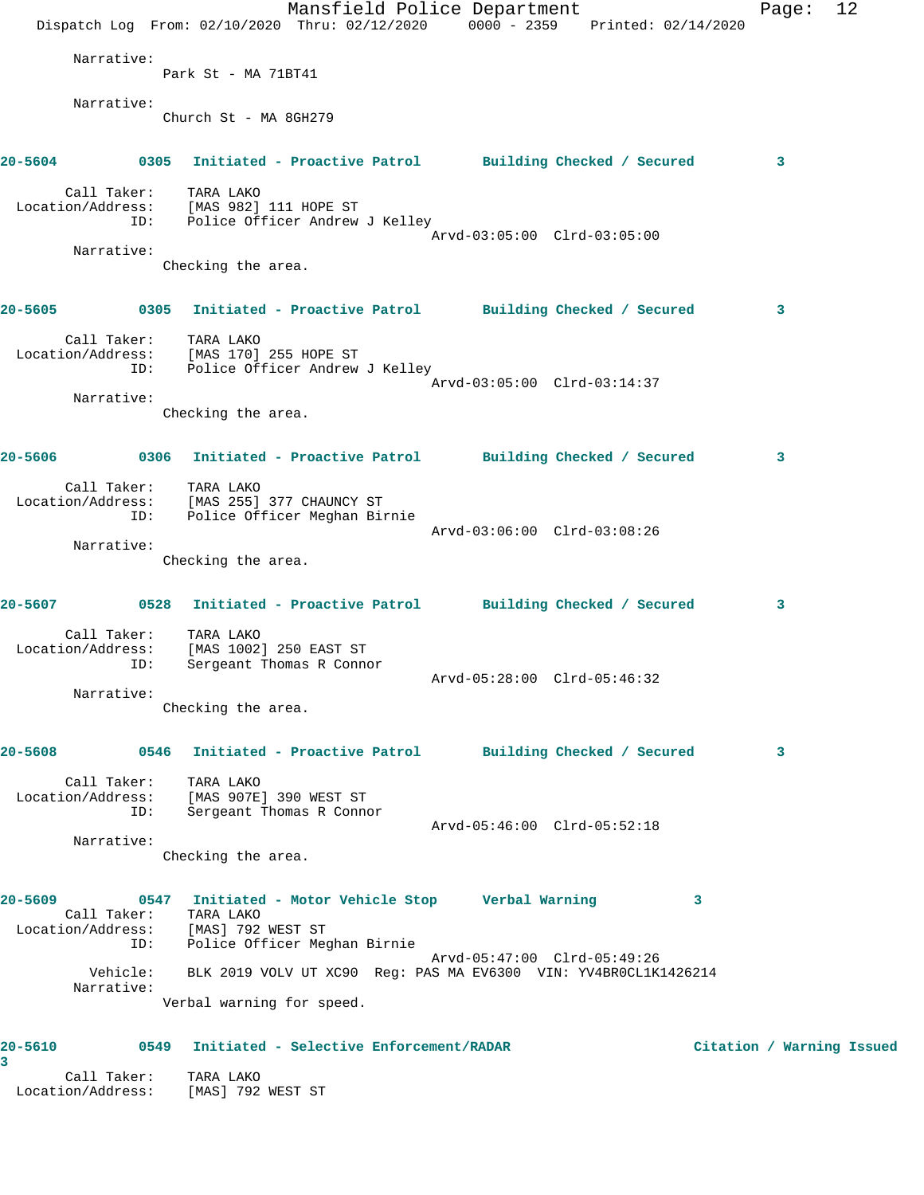Narrative:
Park St - MA 71BT41

Narrative:
Church St - MA 8GH279

**20-5604 0305 Initiated - Proactive Patrol Building Checked / Secured 3**

Call Taker: TARA LAKO
Location/Address: [MAS 982] 111 HOPE ST
ID: Police Officer Andrew J Kelley
Arvd-03:05:00 Clrd-03:05:00
Narrative:
Checking the area.

**20-5605 0305 Initiated - Proactive Patrol Building Checked / Secured 3**

Call Taker: TARA LAKO
Location/Address: [MAS 170] 255 HOPE ST
ID: Police Officer Andrew J Kelley
Arvd-03:05:00 Clrd-03:14:37
Narrative:
Checking the area.

**20-5606 0306 Initiated - Proactive Patrol Building Checked / Secured 3**

Call Taker: TARA LAKO
Location/Address: [MAS 255] 377 CHAUNCY ST
ID: Police Officer Meghan Birnie
Arvd-03:06:00 Clrd-03:08:26
Narrative:
Checking the area.

**20-5607 0528 Initiated - Proactive Patrol Building Checked / Secured 3**

Call Taker: TARA LAKO
Location/Address: [MAS 1002] 250 EAST ST
ID: Sergeant Thomas R Connor
Arvd-05:28:00 Clrd-05:46:32
Narrative:
Checking the area.

**20-5608 0546 Initiated - Proactive Patrol Building Checked / Secured 3**

Call Taker: TARA LAKO
Location/Address: [MAS 907E] 390 WEST ST
ID: Sergeant Thomas R Connor
Arvd-05:46:00 Clrd-05:52:18
Narrative:
Checking the area.

**20-5609 0547 Initiated - Motor Vehicle Stop Verbal Warning 3**
Call Taker: TARA LAKO
Location/Address: [MAS] 792 WEST ST
ID: Police Officer Meghan Birnie
Arvd-05:47:00 Clrd-05:49:26
Vehicle: BLK 2019 VOLV UT XC90 Reg: PAS MA EV6300 VIN: YV4BR0CL1K1426214
Narrative:
Verbal warning for speed.

**20-5610 0549 Initiated - Selective Enforcement/RADAR Citation / Warning Issued 3**
Call Taker: TARA LAKO
Location/Address: [MAS] 792 WEST ST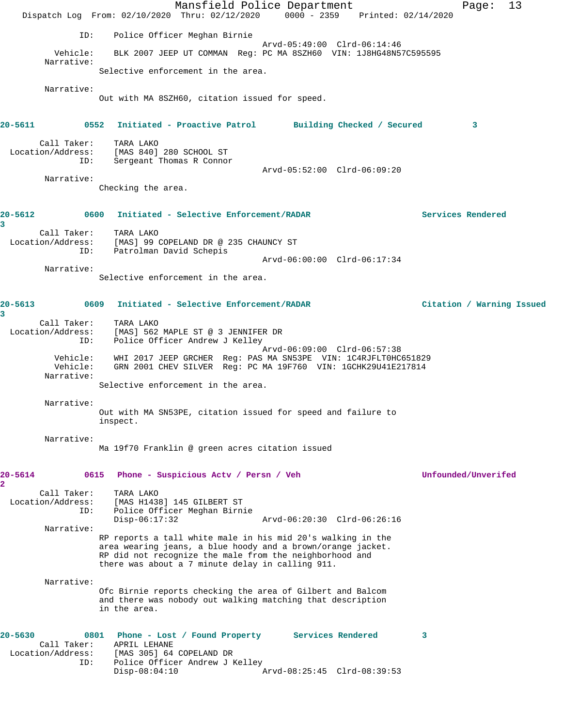ID: Police Officer Meghan Birnie
Arvd-05:49:00 Clrd-06:14:46

Vehicle: BLK 2007 JEEP UT COMMAN Reg: PC MA 8SZH60 VIN: 1J8HG48N57C595595

Narrative:
Selective enforcement in the area.

Narrative:
Out with MA 8SZH60, citation issued for speed.

**20-5611** 0552 **Initiated - Proactive Patrol** **Building Checked / Secured** 3

Call Taker: TARA LAKO
Location/Address: [MAS 840] 280 SCHOOL ST
ID: Sergeant Thomas R Connor
Arvd-05:52:00 Clrd-06:09:20

Narrative:
Checking the area.

**20-5612** 0600 **Initiated - Selective Enforcement/RADAR** **Services Rendered** 3

Call Taker: TARA LAKO
Location/Address: [MAS] 99 COPELAND DR @ 235 CHAUNCY ST
ID: Patrolman David Schepis
Arvd-06:00:00 Clrd-06:17:34

Narrative:
Selective enforcement in the area.

**20-5613** 0609 **Initiated - Selective Enforcement/RADAR** **Citation / Warning Issued** 3

Call Taker: TARA LAKO
Location/Address: [MAS] 562 MAPLE ST @ 3 JENNIFER DR
ID: Police Officer Andrew J Kelley
Arvd-06:09:00 Clrd-06:57:38

Vehicle: WHI 2017 JEEP GRCHER Reg: PAS MA SN53PE VIN: 1C4RJFLT0HC651829
Vehicle: GRN 2001 CHEV SILVER Reg: PC MA 19F760 VIN: 1GCHK29U41E217814

Narrative:
Selective enforcement in the area.

Narrative:
Out with MA SN53PE, citation issued for speed and failure to inspect.

Narrative:
Ma 19f70 Franklin @ green acres citation issued

**20-5614** 0615 **Phone - Suspicious Actv / Persn / Veh** **Unfounded/Unverifed** 2

Call Taker: TARA LAKO
Location/Address: [MAS H1438] 145 GILBERT ST
ID: Police Officer Meghan Birnie
Disp-06:17:32 Arvd-06:20:30 Clrd-06:26:16

Narrative:
RP reports a tall white male in his mid 20's walking in the area wearing jeans, a blue hoody and a brown/orange jacket. RP did not recognize the male from the neighborhood and there was about a 7 minute delay in calling 911.

Narrative:
Ofc Birnie reports checking the area of Gilbert and Balcom and there was nobody out walking matching that description in the area.

**20-5630** 0801 **Phone - Lost / Found Property** **Services Rendered** 3

Call Taker: APRIL LEHANE
Location/Address: [MAS 305] 64 COPELAND DR
ID: Police Officer Andrew J Kelley
Disp-08:04:10 Arvd-08:25:45 Clrd-08:39:53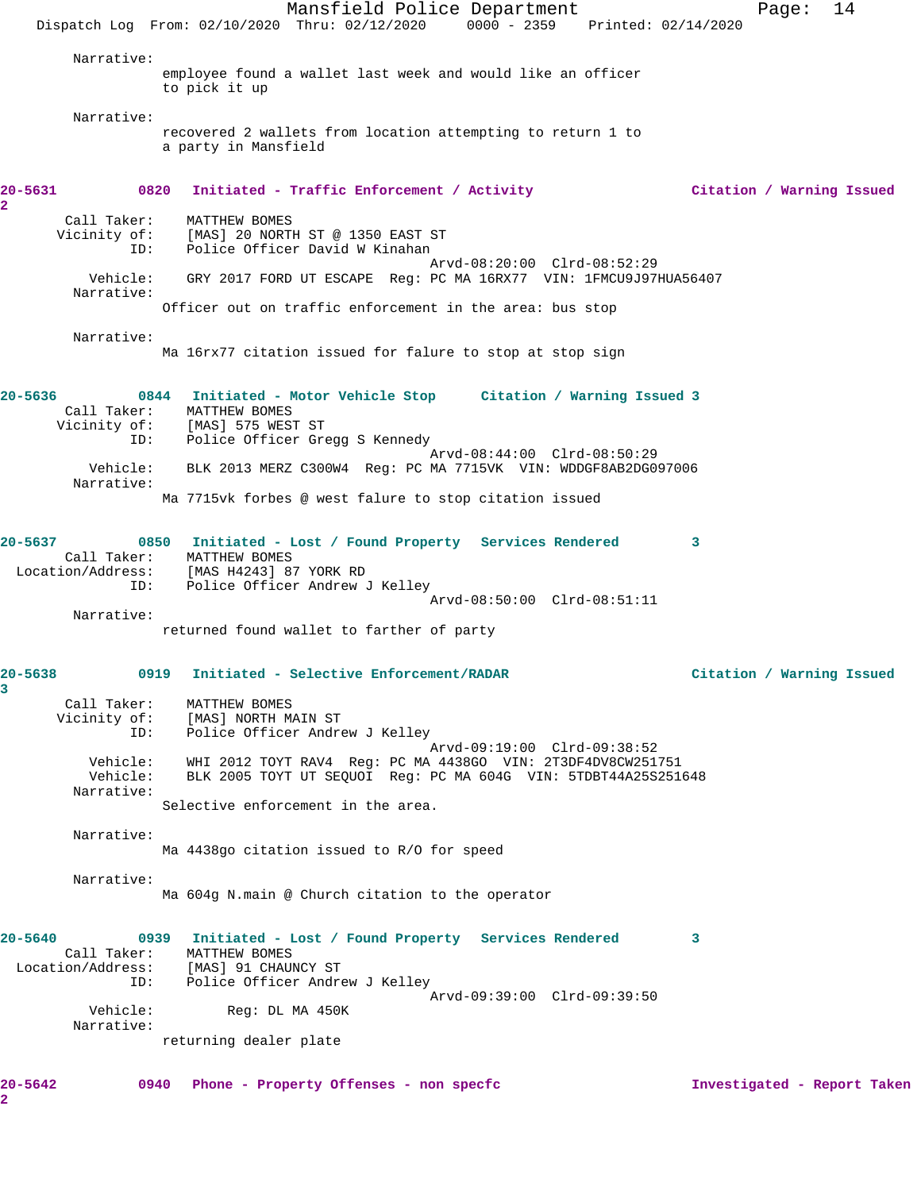Narrative:
employee found a wallet last week and would like an officer to pick it up

Narrative:
recovered 2 wallets from location attempting to return 1 to a party in Mansfield

**20-5631 0820 Initiated - Traffic Enforcement / Activity — Citation / Warning Issued 2**

Call Taker: MATTHEW BOMES
Vicinity of: [MAS] 20 NORTH ST @ 1350 EAST ST
ID: Police Officer David W Kinahan
Arvd-08:20:00 Clrd-08:52:29
Vehicle: GRY 2017 FORD UT ESCAPE Reg: PC MA 16RX77 VIN: 1FMCU9J97HUA56407
Narrative:
Officer out on traffic enforcement in the area: bus stop

Narrative:
Ma 16rx77 citation issued for falure to stop at stop sign

**20-5636 0844 Initiated - Motor Vehicle Stop — Citation / Warning Issued 3**

Call Taker: MATTHEW BOMES
Vicinity of: [MAS] 575 WEST ST
ID: Police Officer Gregg S Kennedy
Arvd-08:44:00 Clrd-08:50:29
Vehicle: BLK 2013 MERZ C300W4 Reg: PC MA 7715VK VIN: WDDGF8AB2DG097006
Narrative:
Ma 7715vk forbes @ west falure to stop citation issued

**20-5637 0850 Initiated - Lost / Found Property — Services Rendered 3**

Call Taker: MATTHEW BOMES
Location/Address: [MAS H4243] 87 YORK RD
ID: Police Officer Andrew J Kelley
Arvd-08:50:00 Clrd-08:51:11
Narrative:
returned found wallet to farther of party

**20-5638 0919 Initiated - Selective Enforcement/RADAR — Citation / Warning Issued 3**

Call Taker: MATTHEW BOMES
Vicinity of: [MAS] NORTH MAIN ST
ID: Police Officer Andrew J Kelley
Arvd-09:19:00 Clrd-09:38:52
Vehicle: WHI 2012 TOYT RAV4 Reg: PC MA 4438GO VIN: 2T3DF4DV8CW251751
Vehicle: BLK 2005 TOYT UT SEQUOI Reg: PC MA 604G VIN: 5TDBT44A25S251648
Narrative:
Selective enforcement in the area.

Narrative:
Ma 4438go citation issued to R/O for speed

Narrative:
Ma 604g N.main @ Church citation to the operator

**20-5640 0939 Initiated - Lost / Found Property — Services Rendered 3**

Call Taker: MATTHEW BOMES
Location/Address: [MAS] 91 CHAUNCY ST
ID: Police Officer Andrew J Kelley
Arvd-09:39:00 Clrd-09:39:50
Vehicle: Reg: DL MA 450K
Narrative:
returning dealer plate

**20-5642 0940 Phone - Property Offenses - non specfc — Investigated - Report Taken 2**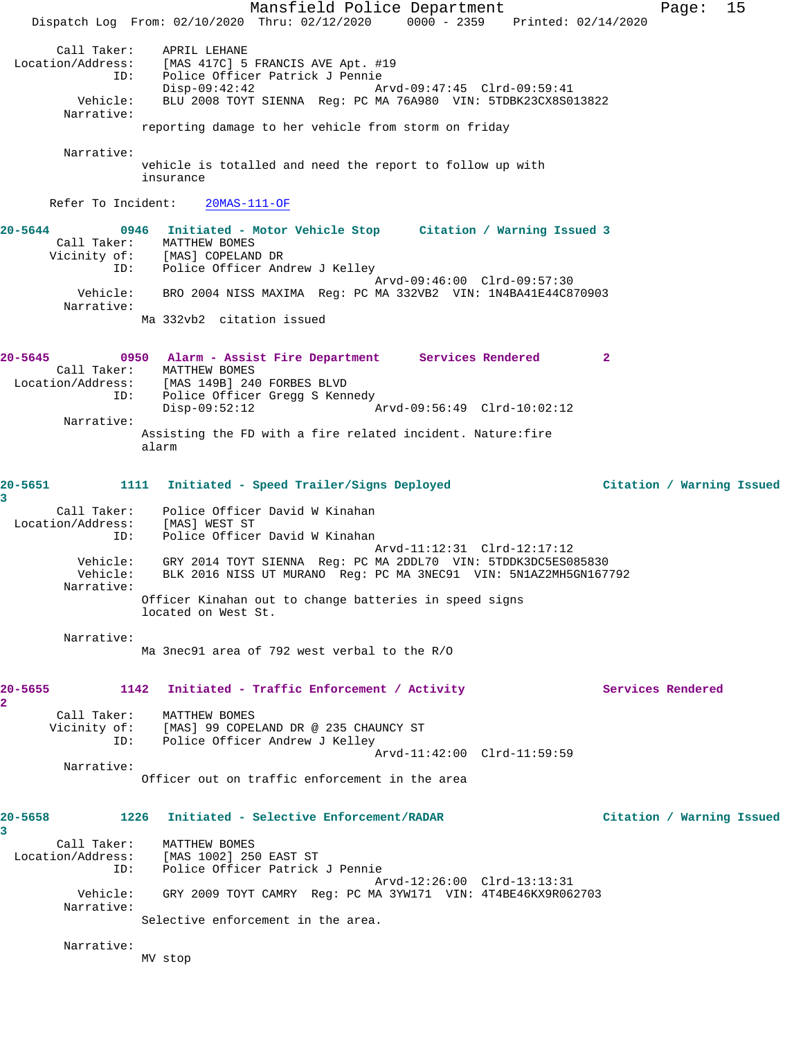Call Taker: APRIL LEHANE
Location/Address: [MAS 417C] 5 FRANCIS AVE Apt. #19
ID: Police Officer Patrick J Pennie
Disp-09:42:42 Arvd-09:47:45 Clrd-09:59:41
Vehicle: BLU 2008 TOYT SIENNA Reg: PC MA 76A980 VIN: 5TDBK23CX8S013822
Narrative:
reporting damage to her vehicle from storm on friday

Narrative:
vehicle is totalled and need the report to follow up with insurance

Refer To Incident: 20MAS-111-OF

**20-5644 0946 Initiated - Motor Vehicle Stop Citation / Warning Issued 3**
Call Taker: MATTHEW BOMES
Vicinity of: [MAS] COPELAND DR
ID: Police Officer Andrew J Kelley
Arvd-09:46:00 Clrd-09:57:30
Vehicle: BRO 2004 NISS MAXIMA Reg: PC MA 332VB2 VIN: 1N4BA41E44C870903
Narrative:
Ma 332vb2 citation issued

**20-5645 0950 Alarm - Assist Fire Department Services Rendered 2**
Call Taker: MATTHEW BOMES
Location/Address: [MAS 149B] 240 FORBES BLVD
ID: Police Officer Gregg S Kennedy
Disp-09:52:12 Arvd-09:56:49 Clrd-10:02:12
Narrative:
Assisting the FD with a fire related incident. Nature:fire alarm

**20-5651 1111 Initiated - Speed Trailer/Signs Deployed Citation / Warning Issued 3**
Call Taker: Police Officer David W Kinahan
Location/Address: [MAS] WEST ST
ID: Police Officer David W Kinahan
Arvd-11:12:31 Clrd-12:17:12
Vehicle: GRY 2014 TOYT SIENNA Reg: PC MA 2DDL70 VIN: 5TDDK3DC5ES085830
Vehicle: BLK 2016 NISS UT MURANO Reg: PC MA 3NEC91 VIN: 5N1AZ2MH5GN167792
Narrative:
Officer Kinahan out to change batteries in speed signs located on West St.

Narrative:
Ma 3nec91 area of 792 west verbal to the R/O

**20-5655 1142 Initiated - Traffic Enforcement / Activity Services Rendered 2**
Call Taker: MATTHEW BOMES
Vicinity of: [MAS] 99 COPELAND DR @ 235 CHAUNCY ST
ID: Police Officer Andrew J Kelley
Arvd-11:42:00 Clrd-11:59:59
Narrative:
Officer out on traffic enforcement in the area

**20-5658 1226 Initiated - Selective Enforcement/RADAR Citation / Warning Issued 3**
Call Taker: MATTHEW BOMES
Location/Address: [MAS 1002] 250 EAST ST
ID: Police Officer Patrick J Pennie
Arvd-12:26:00 Clrd-13:13:31
Vehicle: GRY 2009 TOYT CAMRY Reg: PC MA 3YW171 VIN: 4T4BE46KX9R062703
Narrative:
Selective enforcement in the area.

Narrative:
MV stop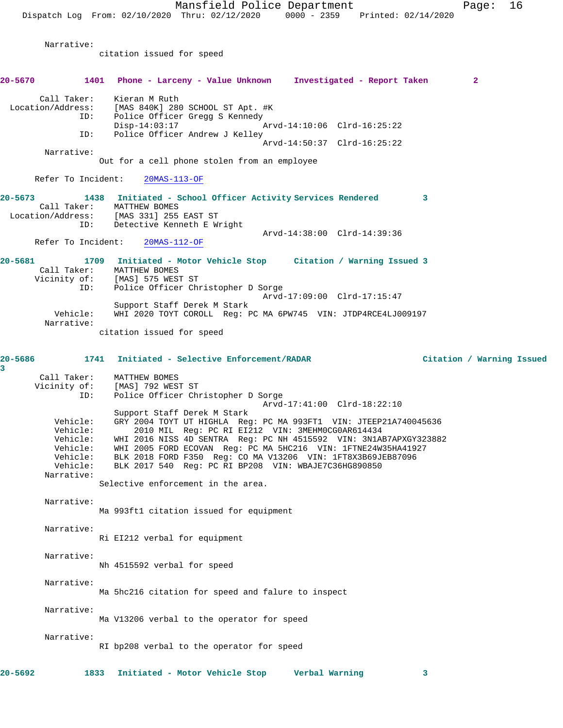Narrative:
citation issued for speed

**20-5670 1401 Phone - Larceny - Value Unknown Investigated - Report Taken 2**

Call Taker: Kieran M Ruth
Location/Address: [MAS 840K] 280 SCHOOL ST Apt. #K
ID: Police Officer Gregg S Kennedy
Disp-14:03:17 Arvd-14:10:06 Clrd-16:25:22
ID: Police Officer Andrew J Kelley
Arvd-14:50:37 Clrd-16:25:22
Narrative:
Out for a cell phone stolen from an employee

Refer To Incident: 20MAS-113-OF

**20-5673 1438 Initiated - School Officer Activity Services Rendered 3**
Call Taker: MATTHEW BOMES
Location/Address: [MAS 331] 255 EAST ST
ID: Detective Kenneth E Wright
Arvd-14:38:00 Clrd-14:39:36
Refer To Incident: 20MAS-112-OF

**20-5681 1709 Initiated - Motor Vehicle Stop Citation / Warning Issued 3**
Call Taker: MATTHEW BOMES
Vicinity of: [MAS] 575 WEST ST
ID: Police Officer Christopher D Sorge
Arvd-17:09:00 Clrd-17:15:47
Support Staff Derek M Stark
Vehicle: WHI 2020 TOYT COROLL Reg: PC MA 6PW745 VIN: JTDP4RCE4LJ009197
Narrative:
citation issued for speed

**20-5686 1741 Initiated - Selective Enforcement/RADAR Citation / Warning Issued 3**
Call Taker: MATTHEW BOMES
Vicinity of: [MAS] 792 WEST ST
ID: Police Officer Christopher D Sorge
Arvd-17:41:00 Clrd-18:22:10
Support Staff Derek M Stark
Vehicle: GRY 2004 TOYT UT HIGHLA Reg: PC MA 993FT1 VIN: JTEEP21A740045636
Vehicle: 2010 MIL Reg: PC RI EI212 VIN: 3MEHM0CG0AR614434
Vehicle: WHI 2016 NISS 4D SENTRA Reg: PC NH 4515592 VIN: 3N1AB7APXGY323882
Vehicle: WHI 2005 FORD ECOVAN Reg: PC MA 5HC216 VIN: 1FTNE24W35HA41927
Vehicle: BLK 2018 FORD F350 Reg: CO MA V13206 VIN: 1FT8X3B69JEB87096
Vehicle: BLK 2017 540 Reg: PC RI BP208 VIN: WBAJE7C36HG890850
Narrative:
Selective enforcement in the area.

Narrative:
Ma 993ft1 citation issued for equipment

Narrative:
Ri EI212 verbal for equipment

Narrative:
Nh 4515592 verbal for speed

Narrative:
Ma 5hc216 citation for speed and falure to inspect

Narrative:
Ma V13206 verbal to the operator for speed

Narrative:
RI bp208 verbal to the operator for speed

**20-5692 1833 Initiated - Motor Vehicle Stop Verbal Warning 3**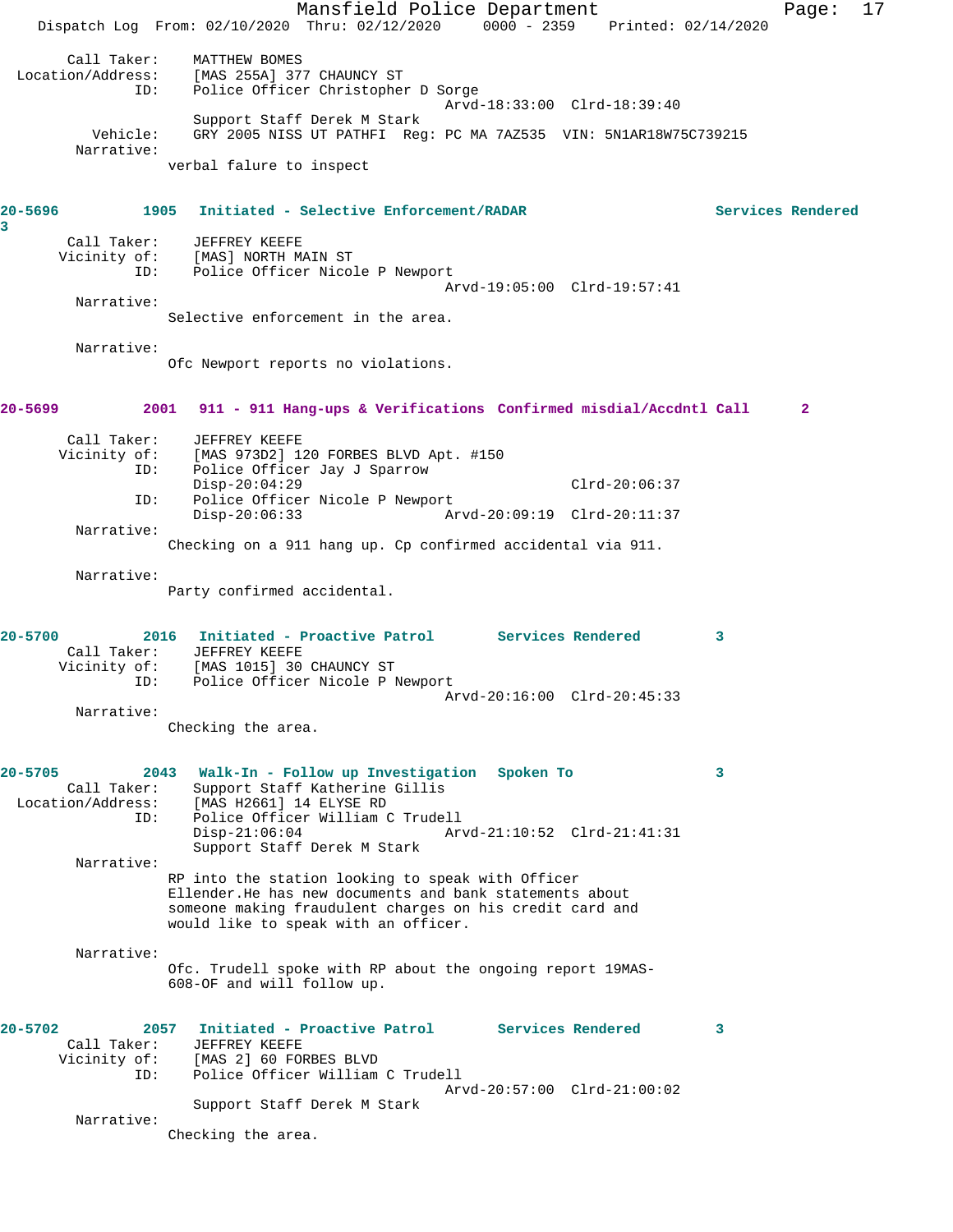```
Call Taker:     MATTHEW BOMES
Location/Address:     [MAS 255A] 377 CHAUNCY ST
            ID:     Police Officer Christopher D Sorge
                                             Arvd-18:33:00  Clrd-18:39:40
                    Support Staff Derek M Stark
       Vehicle:     GRY 2005 NISS UT PATHFI  Reg: PC MA 7AZ535  VIN: 5N1AR18W75C739215
     Narrative:
                  verbal falure to inspect
```

**20-5696 1905 Initiated - Selective Enforcement/RADAR Services Rendered 3**

```
    Call Taker:     JEFFREY KEEFE
   Vicinity of:     [MAS] NORTH MAIN ST
            ID:     Police Officer Nicole P Newport
                                             Arvd-19:05:00  Clrd-19:57:41
     Narrative:
                  Selective enforcement in the area.

     Narrative:
                  Ofc Newport reports no violations.
```

**20-5699 2001 911 - 911 Hang-ups & Verifications Confirmed misdial/Accdntl Call 2**

```
    Call Taker:     JEFFREY KEEFE
   Vicinity of:     [MAS 973D2] 120 FORBES BLVD Apt. #150
            ID:     Police Officer Jay J Sparrow
                    Disp-20:04:29                       Clrd-20:06:37
            ID:     Police Officer Nicole P Newport
                    Disp-20:06:33            Arvd-20:09:19  Clrd-20:11:37
     Narrative:
                  Checking on a 911 hang up. Cp confirmed accidental via 911.

     Narrative:
                  Party confirmed accidental.
```

**20-5700 2016 Initiated - Proactive Patrol Services Rendered 3**

```
    Call Taker:     JEFFREY KEEFE
   Vicinity of:     [MAS 1015] 30 CHAUNCY ST
            ID:     Police Officer Nicole P Newport
                                             Arvd-20:16:00  Clrd-20:45:33
     Narrative:
                  Checking the area.
```

**20-5705 2043 Walk-In - Follow up Investigation Spoken To 3**

```
    Call Taker:     Support Staff Katherine Gillis
Location/Address:     [MAS H2661] 14 ELYSE RD
            ID:     Police Officer William C Trudell
                    Disp-21:06:04            Arvd-21:10:52  Clrd-21:41:31
                    Support Staff Derek M Stark
     Narrative:
                  RP into the station looking to speak with Officer
                  Ellender.He has new documents and bank statements about
                  someone making fraudulent charges on his credit card and
                  would like to speak with an officer.

     Narrative:
                  Ofc. Trudell spoke with RP about the ongoing report 19MAS-
                  608-OF and will follow up.
```

**20-5702 2057 Initiated - Proactive Patrol Services Rendered 3**

```
    Call Taker:     JEFFREY KEEFE
   Vicinity of:     [MAS 2] 60 FORBES BLVD
            ID:     Police Officer William C Trudell
                                             Arvd-20:57:00  Clrd-21:00:02
                    Support Staff Derek M Stark
     Narrative:
                  Checking the area.
```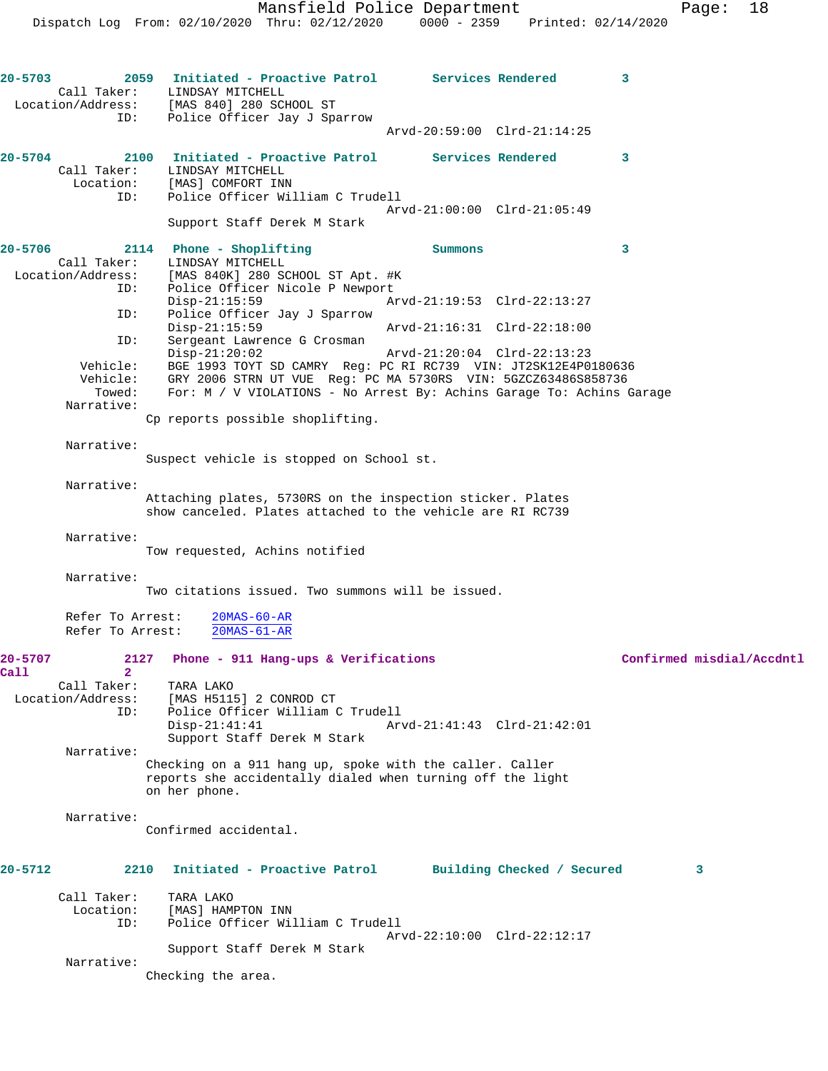**20-5703** 2059 **Initiated - Proactive Patrol** **Services Rendered** 3

Call Taker: LINDSAY MITCHELL
Location/Address: [MAS 840] 280 SCHOOL ST
ID: Police Officer Jay J Sparrow
Arvd-20:59:00 Clrd-21:14:25

**20-5704** 2100 **Initiated - Proactive Patrol** **Services Rendered** 3

Call Taker: LINDSAY MITCHELL
Location: [MAS] COMFORT INN
ID: Police Officer William C Trudell
Arvd-21:00:00 Clrd-21:05:49
Support Staff Derek M Stark

**20-5706** 2114 **Phone - Shoplifting** **Summons** 3

Call Taker: LINDSAY MITCHELL
Location/Address: [MAS 840K] 280 SCHOOL ST Apt. #K
ID: Police Officer Nicole P Newport
Disp-21:15:59 Arvd-21:19:53 Clrd-22:13:27
ID: Police Officer Jay J Sparrow
Disp-21:15:59 Arvd-21:16:31 Clrd-22:18:00
ID: Sergeant Lawrence G Crosman
Disp-21:20:02 Arvd-21:20:04 Clrd-22:13:23
Vehicle: BGE 1993 TOYT SD CAMRY Reg: PC RI RC739 VIN: JT2SK12E4P0180636
Vehicle: GRY 2006 STRN UT VUE Reg: PC MA 5730RS VIN: 5GZCZ63486S858736
Towed: For: M / V VIOLATIONS - No Arrest By: Achins Garage To: Achins Garage

Narrative:
Cp reports possible shoplifting.

Narrative:
Suspect vehicle is stopped on School st.

Narrative:
Attaching plates, 5730RS on the inspection sticker. Plates show canceled. Plates attached to the vehicle are RI RC739

Narrative:
Tow requested, Achins notified

Narrative:
Two citations issued. Two summons will be issued.

Refer To Arrest: 20MAS-60-AR
Refer To Arrest: 20MAS-61-AR

**20-5707** 2127 **Phone - 911 Hang-ups & Verifications** **Confirmed misdial/Accdntl Call** 2

Call Taker: TARA LAKO
Location/Address: [MAS H5115] 2 CONROD CT
ID: Police Officer William C Trudell
Disp-21:41:41 Arvd-21:41:43 Clrd-21:42:01
Support Staff Derek M Stark

Narrative:
Checking on a 911 hang up, spoke with the caller. Caller reports she accidentally dialed when turning off the light on her phone.

Narrative:
Confirmed accidental.

**20-5712** 2210 **Initiated - Proactive Patrol** **Building Checked / Secured** 3

Call Taker: TARA LAKO
Location: [MAS] HAMPTON INN
ID: Police Officer William C Trudell
Arvd-22:10:00 Clrd-22:12:17
Support Staff Derek M Stark

Narrative:
Checking the area.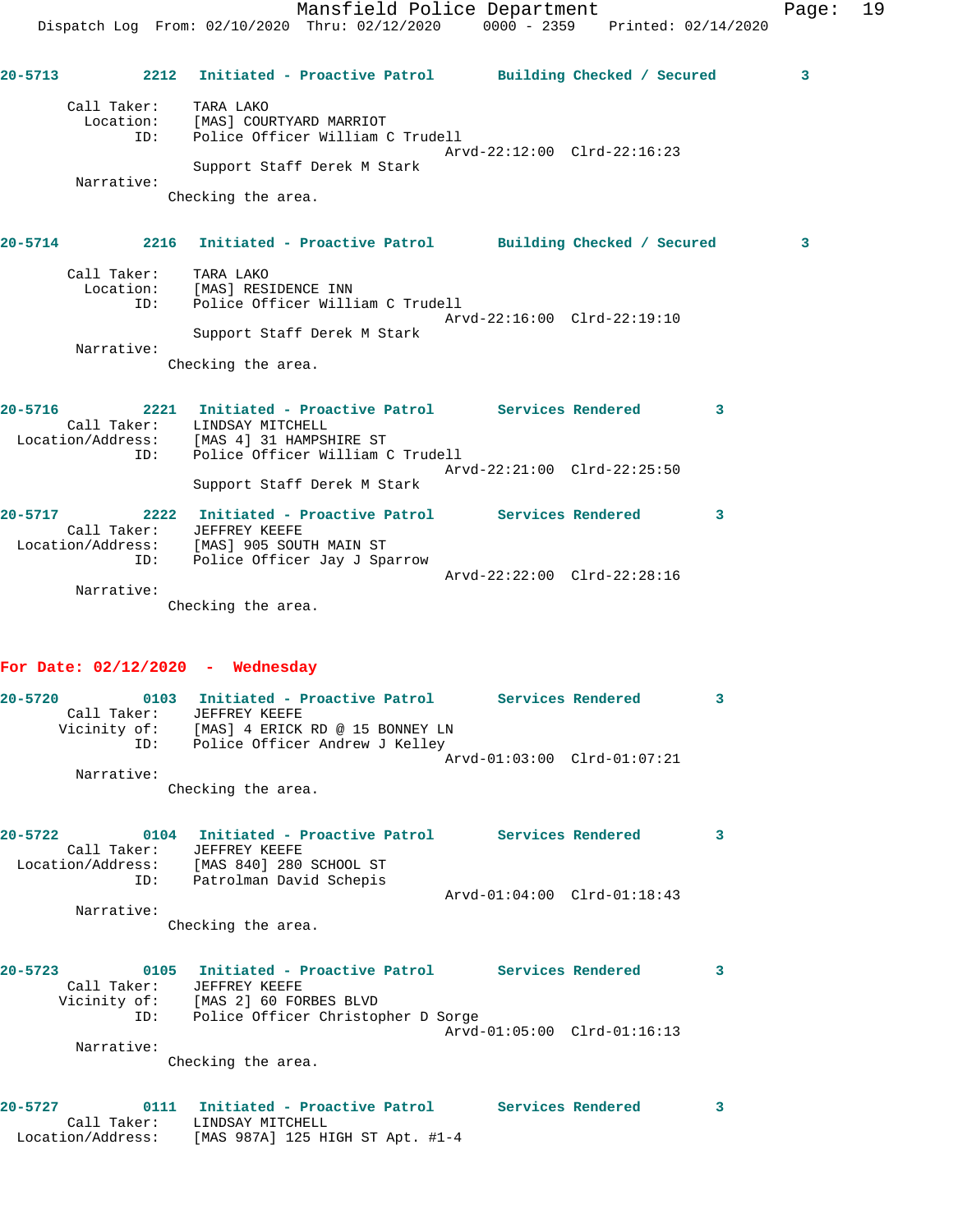**20-5713** 2212 **Initiated - Proactive Patrol** **Building Checked / Secured** 3

Call Taker: TARA LAKO
Location: [MAS] COURTYARD MARRIOT
ID: Police Officer William C Trudell
Arvd-22:12:00 Clrd-22:16:23
Support Staff Derek M Stark
Narrative:
Checking the area.

**20-5714** 2216 **Initiated - Proactive Patrol** **Building Checked / Secured** 3

Call Taker: TARA LAKO
Location: [MAS] RESIDENCE INN
ID: Police Officer William C Trudell
Arvd-22:16:00 Clrd-22:19:10
Support Staff Derek M Stark
Narrative:
Checking the area.

**20-5716** 2221 **Initiated - Proactive Patrol** **Services Rendered** 3
Call Taker: LINDSAY MITCHELL
Location/Address: [MAS 4] 31 HAMPSHIRE ST
ID: Police Officer William C Trudell
Arvd-22:21:00 Clrd-22:25:50
Support Staff Derek M Stark

**20-5717** 2222 **Initiated - Proactive Patrol** **Services Rendered** 3
Call Taker: JEFFREY KEEFE
Location/Address: [MAS] 905 SOUTH MAIN ST
ID: Police Officer Jay J Sparrow
Arvd-22:22:00 Clrd-22:28:16
Narrative:
Checking the area.

## For Date: 02/12/2020 - Wednesday

**20-5720** 0103 **Initiated - Proactive Patrol** **Services Rendered** 3
Call Taker: JEFFREY KEEFE
Vicinity of: [MAS] 4 ERICK RD @ 15 BONNEY LN
ID: Police Officer Andrew J Kelley
Arvd-01:03:00 Clrd-01:07:21
Narrative:
Checking the area.

**20-5722** 0104 **Initiated - Proactive Patrol** **Services Rendered** 3
Call Taker: JEFFREY KEEFE
Location/Address: [MAS 840] 280 SCHOOL ST
ID: Patrolman David Schepis
Arvd-01:04:00 Clrd-01:18:43
Narrative:
Checking the area.

**20-5723** 0105 **Initiated - Proactive Patrol** **Services Rendered** 3
Call Taker: JEFFREY KEEFE
Vicinity of: [MAS 2] 60 FORBES BLVD
ID: Police Officer Christopher D Sorge
Arvd-01:05:00 Clrd-01:16:13
Narrative:
Checking the area.

**20-5727** 0111 **Initiated - Proactive Patrol** **Services Rendered** 3
Call Taker: LINDSAY MITCHELL
Location/Address: [MAS 987A] 125 HIGH ST Apt. #1-4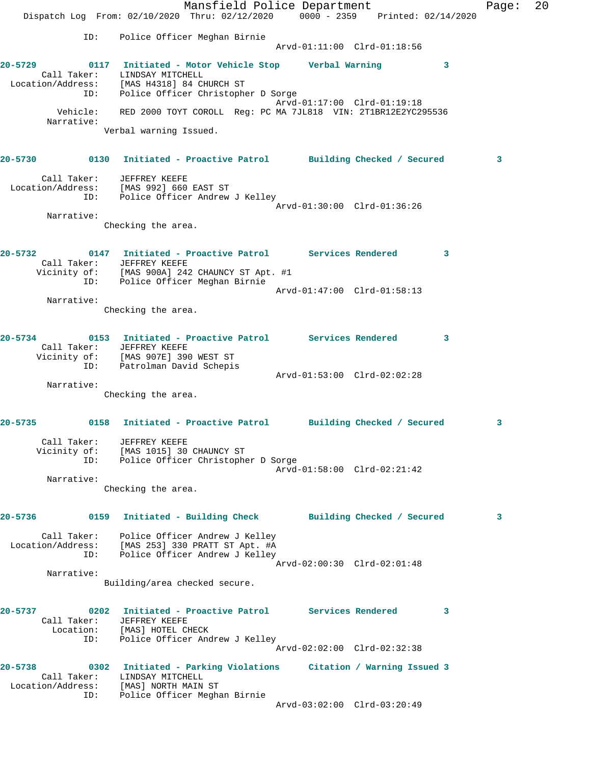ID: Police Officer Meghan Birnie
Arvd-01:11:00 Clrd-01:18:56

**20-5729** 0117 **Initiated - Motor Vehicle Stop** **Verbal Warning** **3**
Call Taker: LINDSAY MITCHELL
Location/Address: [MAS H4318] 84 CHURCH ST
ID: Police Officer Christopher D Sorge
Arvd-01:17:00 Clrd-01:19:18
Vehicle: RED 2000 TOYT COROLL Reg: PC MA 7JL818 VIN: 2T1BR12E2YC295536
Narrative:
Verbal warning Issued.

**20-5730** 0130 **Initiated - Proactive Patrol** **Building Checked / Secured** **3**
Call Taker: JEFFREY KEEFE
Location/Address: [MAS 992] 660 EAST ST
ID: Police Officer Andrew J Kelley
Arvd-01:30:00 Clrd-01:36:26
Narrative:
Checking the area.

**20-5732** 0147 **Initiated - Proactive Patrol** **Services Rendered** **3**
Call Taker: JEFFREY KEEFE
Vicinity of: [MAS 900A] 242 CHAUNCY ST Apt. #1
ID: Police Officer Meghan Birnie
Arvd-01:47:00 Clrd-01:58:13
Narrative:
Checking the area.

**20-5734** 0153 **Initiated - Proactive Patrol** **Services Rendered** **3**
Call Taker: JEFFREY KEEFE
Vicinity of: [MAS 907E] 390 WEST ST
ID: Patrolman David Schepis
Arvd-01:53:00 Clrd-02:02:28
Narrative:
Checking the area.

**20-5735** 0158 **Initiated - Proactive Patrol** **Building Checked / Secured** **3**
Call Taker: JEFFREY KEEFE
Vicinity of: [MAS 1015] 30 CHAUNCY ST
ID: Police Officer Christopher D Sorge
Arvd-01:58:00 Clrd-02:21:42
Narrative:
Checking the area.

**20-5736** 0159 **Initiated - Building Check** **Building Checked / Secured** **3**
Call Taker: Police Officer Andrew J Kelley
Location/Address: [MAS 253] 330 PRATT ST Apt. #A
ID: Police Officer Andrew J Kelley
Arvd-02:00:30 Clrd-02:01:48
Narrative:
Building/area checked secure.

**20-5737** 0202 **Initiated - Proactive Patrol** **Services Rendered** **3**
Call Taker: JEFFREY KEEFE
Location: [MAS] HOTEL CHECK
ID: Police Officer Andrew J Kelley
Arvd-02:02:00 Clrd-02:32:38

**20-5738** 0302 **Initiated - Parking Violations** **Citation / Warning Issued** **3**
Call Taker: LINDSAY MITCHELL
Location/Address: [MAS] NORTH MAIN ST
ID: Police Officer Meghan Birnie
Arvd-03:02:00 Clrd-03:20:49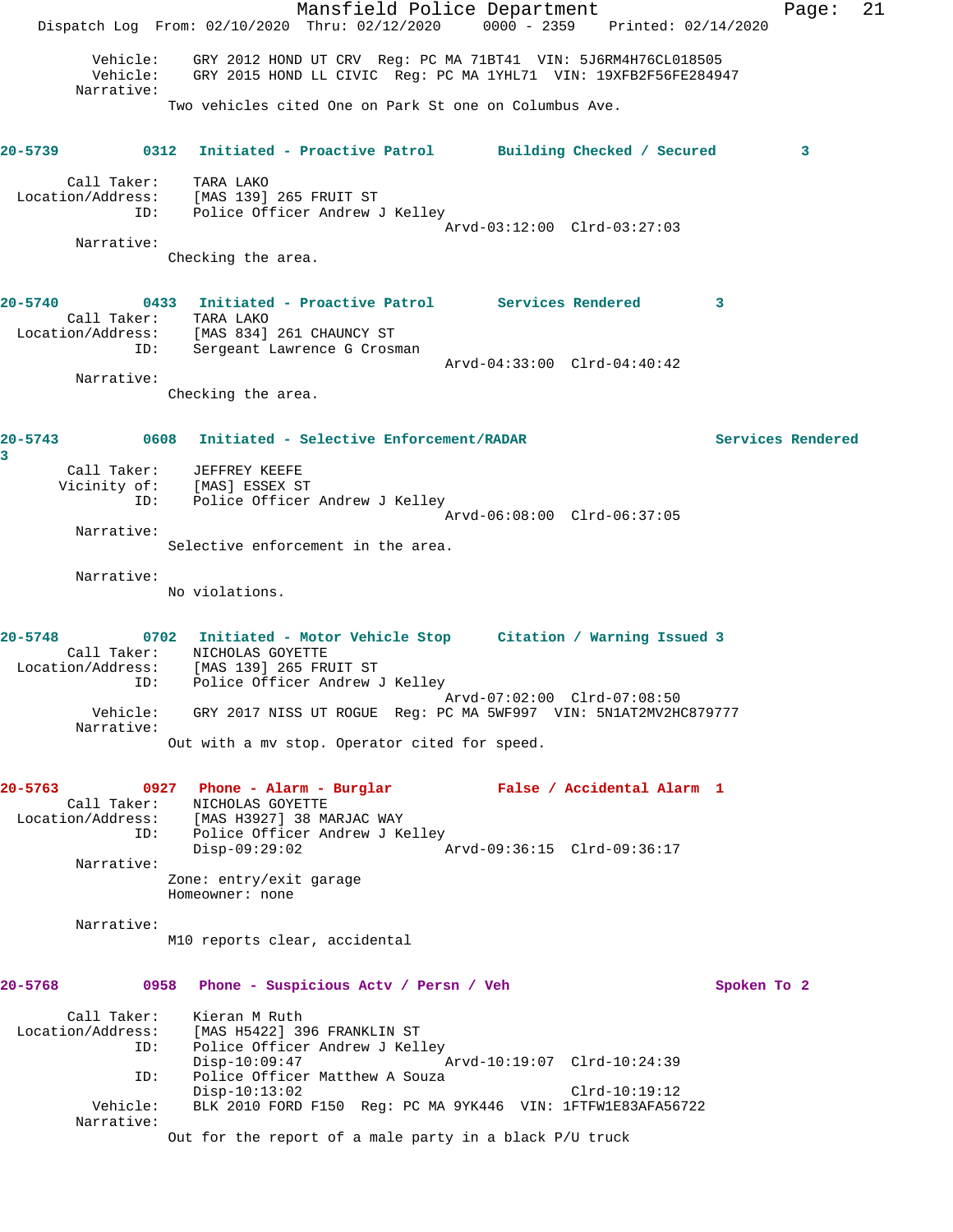```
        Vehicle:    GRY 2012 HOND UT CRV  Reg: PC MA 71BT41  VIN: 5J6RM4H76CL018505
        Vehicle:    GRY 2015 HOND LL CIVIC  Reg: PC MA 1YHL71  VIN: 19XFB2F56FE284947
      Narrative:
                Two vehicles cited One on Park St one on Columbus Ave.
```

**20-5739** 0312 **Initiated - Proactive Patrol** **Building Checked / Secured** 3

```
      Call Taker:    TARA LAKO
Location/Address:    [MAS 139] 265 FRUIT ST
              ID:    Police Officer Andrew J Kelley
                                          Arvd-03:12:00  Clrd-03:27:03
      Narrative:
                Checking the area.
```

**20-5740** 0433 **Initiated - Proactive Patrol** **Services Rendered** 3

```
      Call Taker:    TARA LAKO
Location/Address:    [MAS 834] 261 CHAUNCY ST
              ID:    Sergeant Lawrence G Crosman
                                          Arvd-04:33:00  Clrd-04:40:42
      Narrative:
                Checking the area.
```

**20-5743** 0608 **Initiated - Selective Enforcement/RADAR** **Services Rendered** 3

```
      Call Taker:    JEFFREY KEEFE
     Vicinity of:    [MAS] ESSEX ST
              ID:    Police Officer Andrew J Kelley
                                          Arvd-06:08:00  Clrd-06:37:05
      Narrative:
                Selective enforcement in the area.

      Narrative:
                No violations.
```

**20-5748** 0702 **Initiated - Motor Vehicle Stop** **Citation / Warning Issued** 3

```
      Call Taker:    NICHOLAS GOYETTE
Location/Address:    [MAS 139] 265 FRUIT ST
              ID:    Police Officer Andrew J Kelley
                                          Arvd-07:02:00  Clrd-07:08:50
         Vehicle:    GRY 2017 NISS UT ROGUE  Reg: PC MA 5WF997  VIN: 5N1AT2MV2HC879777
      Narrative:
                Out with a mv stop. Operator cited for speed.
```

**20-5763** 0927 **Phone - Alarm - Burglar** **False / Accidental Alarm** 1

```
      Call Taker:    NICHOLAS GOYETTE
Location/Address:    [MAS H3927] 38 MARJAC WAY
              ID:    Police Officer Andrew J Kelley
                     Disp-09:29:02              Arvd-09:36:15  Clrd-09:36:17
      Narrative:
                Zone: entry/exit garage
                Homeowner: none

      Narrative:
                M10 reports clear, accidental
```

**20-5768** 0958 **Phone - Suspicious Actv / Persn / Veh** **Spoken To** 2

```
      Call Taker:    Kieran M Ruth
Location/Address:    [MAS H5422] 396 FRANKLIN ST
              ID:    Police Officer Andrew J Kelley
                     Disp-10:09:47              Arvd-10:19:07  Clrd-10:24:39
              ID:    Police Officer Matthew A Souza
                     Disp-10:13:02                             Clrd-10:19:12
         Vehicle:    BLK 2010 FORD F150  Reg: PC MA 9YK446  VIN: 1FTFW1E83AFA56722
      Narrative:
                Out for the report of a male party in a black P/U truck
```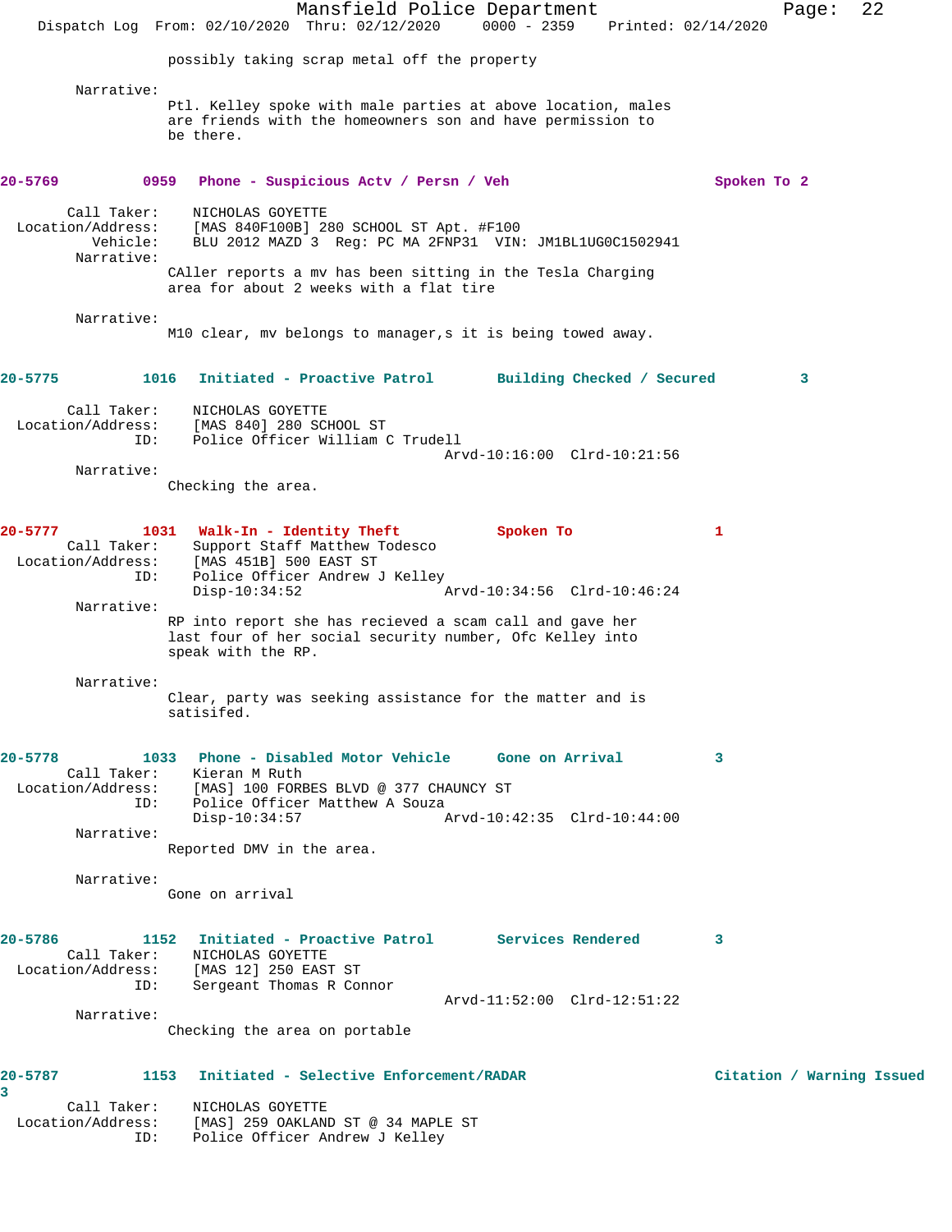possibly taking scrap metal off the property

Narrative:
Ptl. Kelley spoke with male parties at above location, males are friends with the homeowners son and have permission to be there.

**20-5769 0959 Phone - Suspicious Actv / Persn / Veh Spoken To 2**

Call Taker: NICHOLAS GOYETTE
Location/Address: [MAS 840F100B] 280 SCHOOL ST Apt. #F100
Vehicle: BLU 2012 MAZD 3 Reg: PC MA 2FNP31 VIN: JM1BL1UG0C1502941
Narrative:
CAller reports a mv has been sitting in the Tesla Charging area for about 2 weeks with a flat tire

Narrative:
M10 clear, mv belongs to manager,s it is being towed away.

**20-5775 1016 Initiated - Proactive Patrol Building Checked / Secured 3**

Call Taker: NICHOLAS GOYETTE
Location/Address: [MAS 840] 280 SCHOOL ST
ID: Police Officer William C Trudell
Arvd-10:16:00 Clrd-10:21:56
Narrative:
Checking the area.

**20-5777 1031 Walk-In - Identity Theft Spoken To 1**

Call Taker: Support Staff Matthew Todesco
Location/Address: [MAS 451B] 500 EAST ST
ID: Police Officer Andrew J Kelley
Disp-10:34:52 Arvd-10:34:56 Clrd-10:46:24
Narrative:
RP into report she has recieved a scam call and gave her last four of her social security number, Ofc Kelley into speak with the RP.

Narrative:
Clear, party was seeking assistance for the matter and is satisifed.

**20-5778 1033 Phone - Disabled Motor Vehicle Gone on Arrival 3**

Call Taker: Kieran M Ruth
Location/Address: [MAS] 100 FORBES BLVD @ 377 CHAUNCY ST
ID: Police Officer Matthew A Souza
Disp-10:34:57 Arvd-10:42:35 Clrd-10:44:00
Narrative:
Reported DMV in the area.

Narrative:
Gone on arrival

**20-5786 1152 Initiated - Proactive Patrol Services Rendered 3**

Call Taker: NICHOLAS GOYETTE
Location/Address: [MAS 12] 250 EAST ST
ID: Sergeant Thomas R Connor
Arvd-11:52:00 Clrd-12:51:22
Narrative:
Checking the area on portable

**20-5787 1153 Initiated - Selective Enforcement/RADAR Citation / Warning Issued 3**

Call Taker: NICHOLAS GOYETTE
Location/Address: [MAS] 259 OAKLAND ST @ 34 MAPLE ST
ID: Police Officer Andrew J Kelley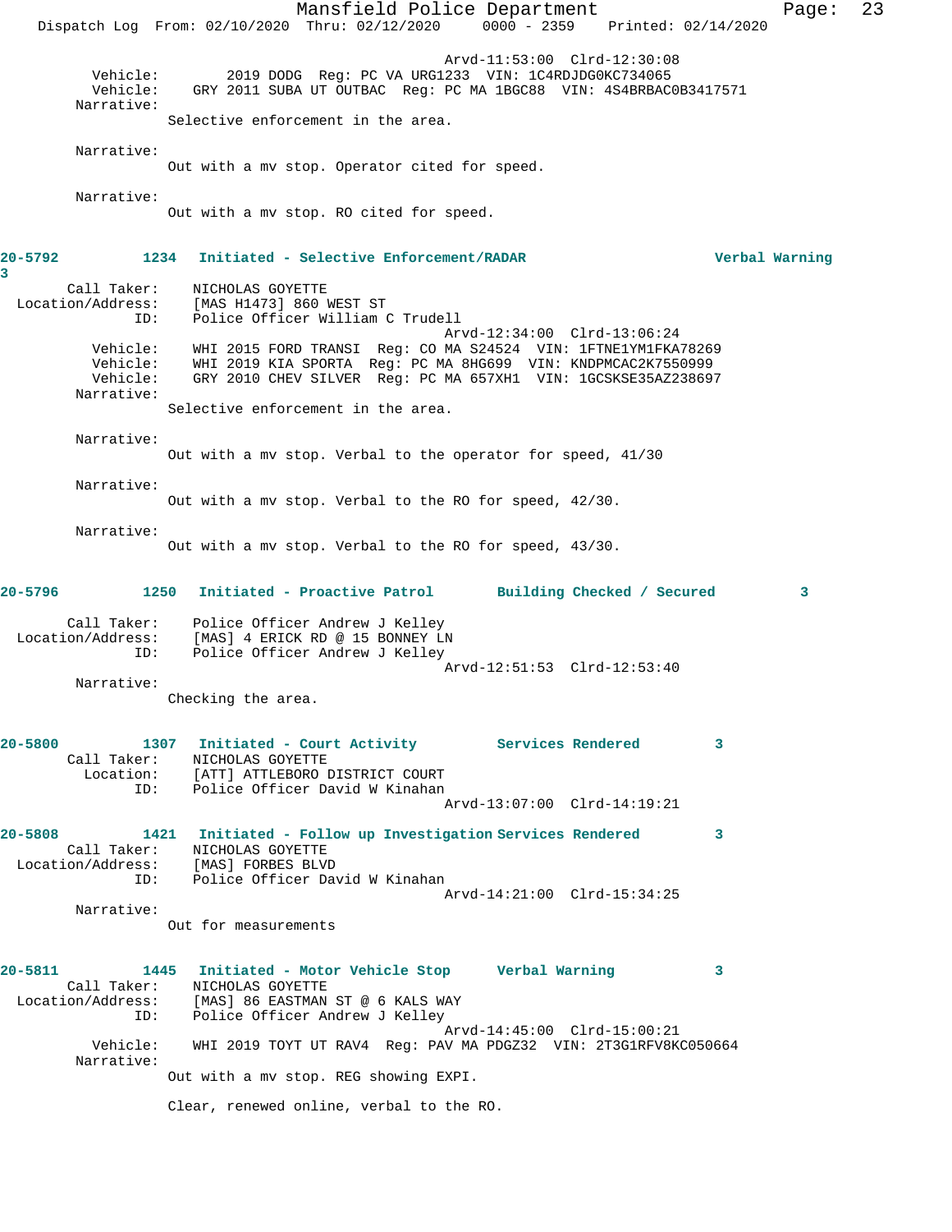Arvd-11:53:00 Clrd-12:30:08

Vehicle: 2019 DODG Reg: PC VA URG1233 VIN: 1C4RDJDG0KC734065
Vehicle: GRY 2011 SUBA UT OUTBAC Reg: PC MA 1BGC88 VIN: 4S4BRBAC0B3417571

Narrative:
Selective enforcement in the area.

Narrative:
Out with a mv stop. Operator cited for speed.

Narrative:
Out with a mv stop. RO cited for speed.

**20-5792 1234 Initiated - Selective Enforcement/RADAR Verbal Warning 3**

Call Taker: NICHOLAS GOYETTE
Location/Address: [MAS H1473] 860 WEST ST
ID: Police Officer William C Trudell
Arvd-12:34:00 Clrd-13:06:24

Vehicle: WHI 2015 FORD TRANSI Reg: CO MA S24524 VIN: 1FTNE1YM1FKA78269
Vehicle: WHI 2019 KIA SPORTA Reg: PC MA 8HG699 VIN: KNDPMCAC2K7550999
Vehicle: GRY 2010 CHEV SILVER Reg: PC MA 657XH1 VIN: 1GCSKSE35AZ238697

Narrative:
Selective enforcement in the area.

Narrative:
Out with a mv stop. Verbal to the operator for speed, 41/30

Narrative:
Out with a mv stop. Verbal to the RO for speed, 42/30.

Narrative:
Out with a mv stop. Verbal to the RO for speed, 43/30.

**20-5796 1250 Initiated - Proactive Patrol Building Checked / Secured 3**

Call Taker: Police Officer Andrew J Kelley
Location/Address: [MAS] 4 ERICK RD @ 15 BONNEY LN
ID: Police Officer Andrew J Kelley
Arvd-12:51:53 Clrd-12:53:40

Narrative:
Checking the area.

**20-5800 1307 Initiated - Court Activity Services Rendered 3**

Call Taker: NICHOLAS GOYETTE
Location: [ATT] ATTLEBORO DISTRICT COURT
ID: Police Officer David W Kinahan
Arvd-13:07:00 Clrd-14:19:21

**20-5808 1421 Initiated - Follow up Investigation Services Rendered 3**

Call Taker: NICHOLAS GOYETTE
Location/Address: [MAS] FORBES BLVD
ID: Police Officer David W Kinahan
Arvd-14:21:00 Clrd-15:34:25

Narrative:
Out for measurements

**20-5811 1445 Initiated - Motor Vehicle Stop Verbal Warning 3**

Call Taker: NICHOLAS GOYETTE
Location/Address: [MAS] 86 EASTMAN ST @ 6 KALS WAY
ID: Police Officer Andrew J Kelley
Arvd-14:45:00 Clrd-15:00:21

Vehicle: WHI 2019 TOYT UT RAV4 Reg: PAV MA PDGZ32 VIN: 2T3G1RFV8KC050664

Narrative:
Out with a mv stop. REG showing EXPI.

Clear, renewed online, verbal to the RO.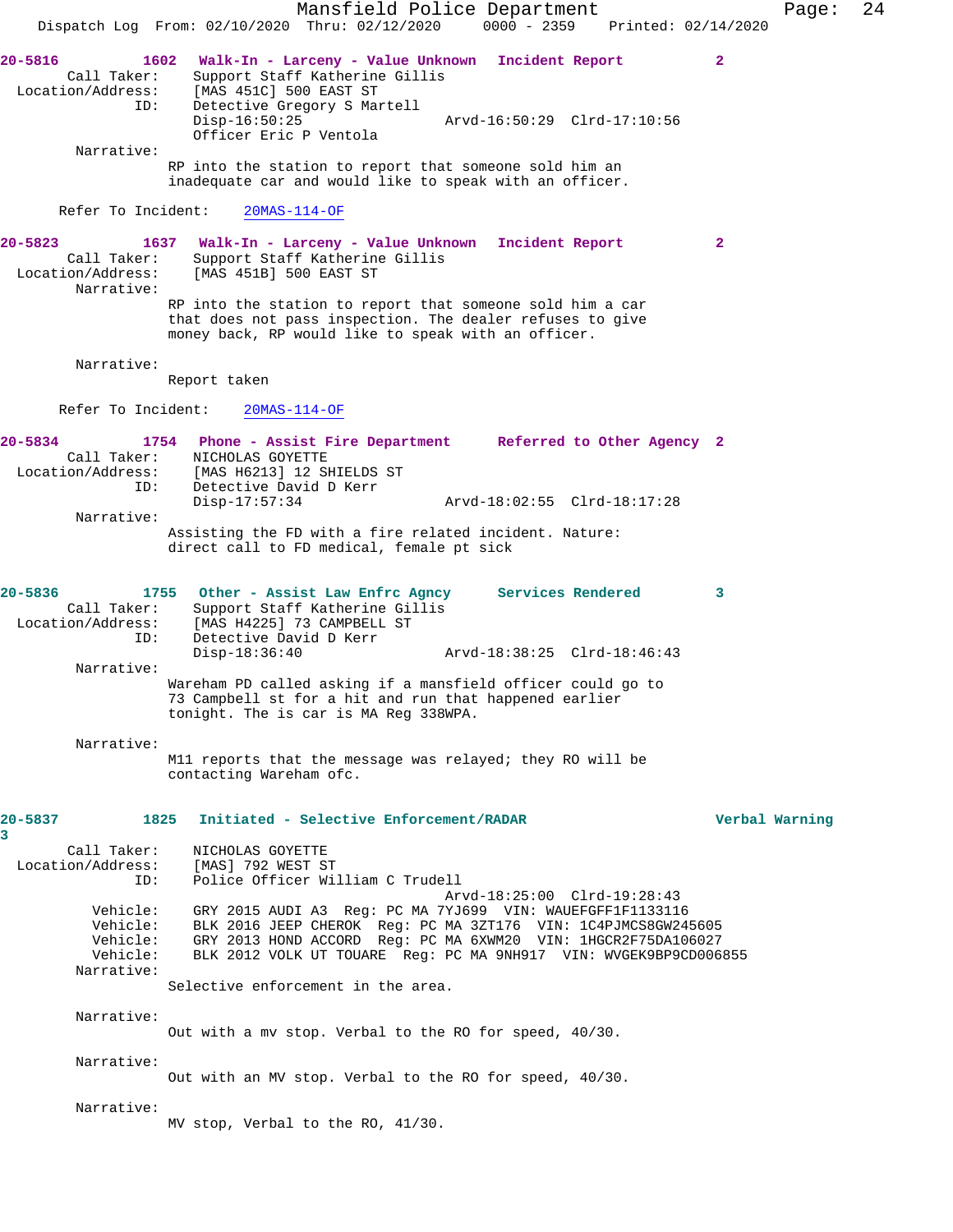**20-5816** 1602 **Walk-In - Larceny - Value Unknown** **Incident Report** 2

Call Taker: Support Staff Katherine Gillis
Location/Address: [MAS 451C] 500 EAST ST
ID: Detective Gregory S Martell
Disp-16:50:25 Arvd-16:50:29 Clrd-17:10:56
Officer Eric P Ventola

Narrative:
RP into the station to report that someone sold him an inadequate car and would like to speak with an officer.

Refer To Incident: 20MAS-114-OF

**20-5823** 1637 **Walk-In - Larceny - Value Unknown** **Incident Report** 2

Call Taker: Support Staff Katherine Gillis
Location/Address: [MAS 451B] 500 EAST ST

Narrative:
RP into the station to report that someone sold him a car that does not pass inspection. The dealer refuses to give money back, RP would like to speak with an officer.

Narrative:
Report taken

Refer To Incident: 20MAS-114-OF

**20-5834** 1754 **Phone - Assist Fire Department** **Referred to Other Agency** 2

Call Taker: NICHOLAS GOYETTE
Location/Address: [MAS H6213] 12 SHIELDS ST
ID: Detective David D Kerr
Disp-17:57:34 Arvd-18:02:55 Clrd-18:17:28

Narrative:
Assisting the FD with a fire related incident. Nature: direct call to FD medical, female pt sick

**20-5836** 1755 **Other - Assist Law Enfrc Agncy** **Services Rendered** 3

Call Taker: Support Staff Katherine Gillis
Location/Address: [MAS H4225] 73 CAMPBELL ST
ID: Detective David D Kerr
Disp-18:36:40 Arvd-18:38:25 Clrd-18:46:43

Narrative:
Wareham PD called asking if a mansfield officer could go to 73 Campbell st for a hit and run that happened earlier tonight. The is car is MA Reg 338WPA.

Narrative:
M11 reports that the message was relayed; they RO will be contacting Wareham ofc.

**20-5837** 1825 **Initiated - Selective Enforcement/RADAR** **Verbal Warning** 3

Call Taker: NICHOLAS GOYETTE
Location/Address: [MAS] 792 WEST ST
ID: Police Officer William C Trudell
Arvd-18:25:00 Clrd-19:28:43
Vehicle: GRY 2015 AUDI A3 Reg: PC MA 7YJ699 VIN: WAUEFGFF1F1133116
Vehicle: BLK 2016 JEEP CHEROK Reg: PC MA 3ZT176 VIN: 1C4PJMCS8GW245605
Vehicle: GRY 2013 HOND ACCORD Reg: PC MA 6XWM20 VIN: 1HGCR2F75DA106027
Vehicle: BLK 2012 VOLK UT TOUARE Reg: PC MA 9NH917 VIN: WVGEK9BP9CD006855

Narrative:
Selective enforcement in the area.

Narrative:
Out with a mv stop. Verbal to the RO for speed, 40/30.

Narrative:
Out with an MV stop. Verbal to the RO for speed, 40/30.

Narrative:
MV stop, Verbal to the RO, 41/30.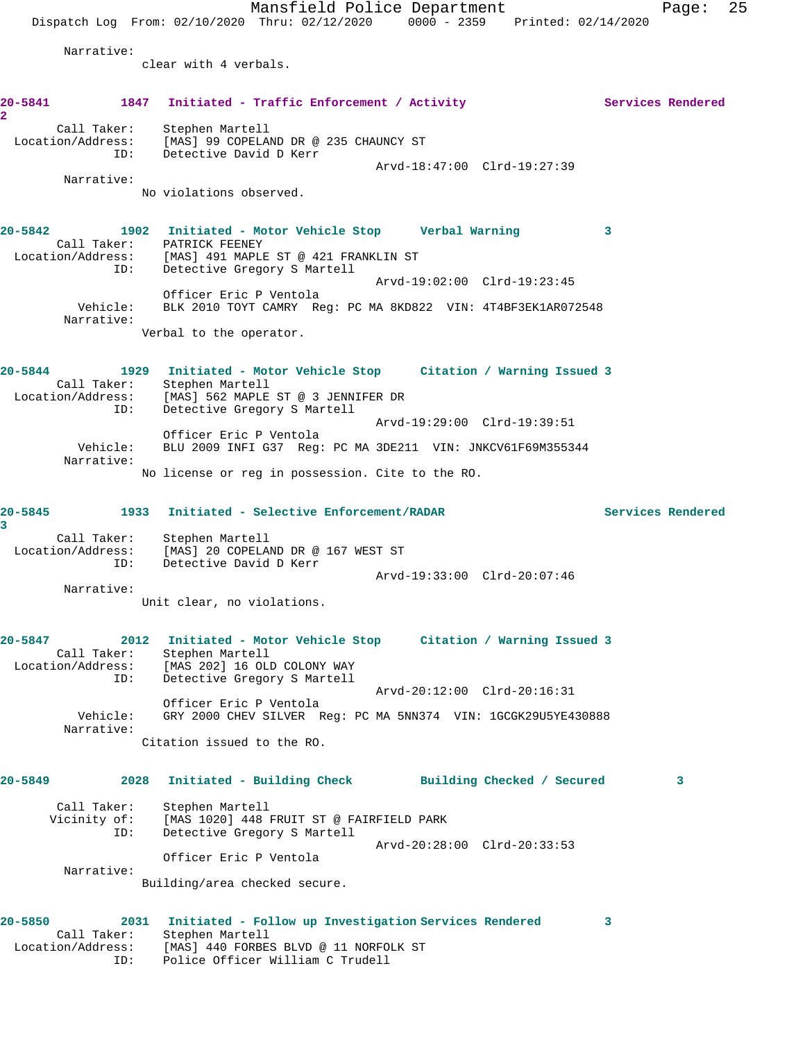Narrative:
clear with 4 verbals.

**20-5841 1847 Initiated - Traffic Enforcement / Activity Services Rendered 2**

Call Taker: Stephen Martell
Location/Address: [MAS] 99 COPELAND DR @ 235 CHAUNCY ST
ID: Detective David D Kerr
Arvd-18:47:00 Clrd-19:27:39
Narrative:
No violations observed.

**20-5842 1902 Initiated - Motor Vehicle Stop Verbal Warning 3**

Call Taker: PATRICK FEENEY
Location/Address: [MAS] 491 MAPLE ST @ 421 FRANKLIN ST
ID: Detective Gregory S Martell
Arvd-19:02:00 Clrd-19:23:45
Officer Eric P Ventola
Vehicle: BLK 2010 TOYT CAMRY Reg: PC MA 8KD822 VIN: 4T4BF3EK1AR072548
Narrative:
Verbal to the operator.

**20-5844 1929 Initiated - Motor Vehicle Stop Citation / Warning Issued 3**

Call Taker: Stephen Martell
Location/Address: [MAS] 562 MAPLE ST @ 3 JENNIFER DR
ID: Detective Gregory S Martell
Arvd-19:29:00 Clrd-19:39:51
Officer Eric P Ventola
Vehicle: BLU 2009 INFI G37 Reg: PC MA 3DE211 VIN: JNKCV61F69M355344
Narrative:
No license or reg in possession. Cite to the RO.

**20-5845 1933 Initiated - Selective Enforcement/RADAR Services Rendered 3**

Call Taker: Stephen Martell
Location/Address: [MAS] 20 COPELAND DR @ 167 WEST ST
ID: Detective David D Kerr
Arvd-19:33:00 Clrd-20:07:46
Narrative:
Unit clear, no violations.

**20-5847 2012 Initiated - Motor Vehicle Stop Citation / Warning Issued 3**

Call Taker: Stephen Martell
Location/Address: [MAS 202] 16 OLD COLONY WAY
ID: Detective Gregory S Martell
Arvd-20:12:00 Clrd-20:16:31
Officer Eric P Ventola
Vehicle: GRY 2000 CHEV SILVER Reg: PC MA 5NN374 VIN: 1GCGK29U5YE430888
Narrative:
Citation issued to the RO.

**20-5849 2028 Initiated - Building Check Building Checked / Secured 3**

Call Taker: Stephen Martell
Vicinity of: [MAS 1020] 448 FRUIT ST @ FAIRFIELD PARK
ID: Detective Gregory S Martell
Arvd-20:28:00 Clrd-20:33:53
Officer Eric P Ventola
Narrative:
Building/area checked secure.

**20-5850 2031 Initiated - Follow up Investigation Services Rendered 3**

Call Taker: Stephen Martell
Location/Address: [MAS] 440 FORBES BLVD @ 11 NORFOLK ST
ID: Police Officer William C Trudell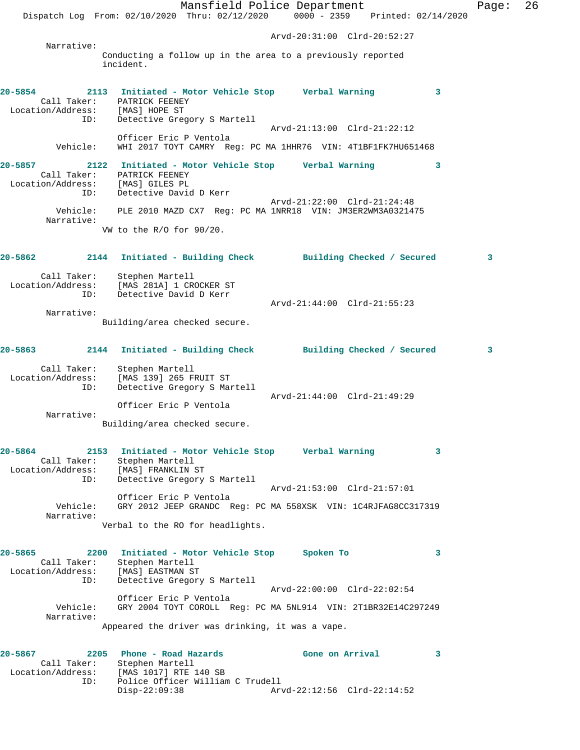Arvd-20:31:00 Clrd-20:52:27

Narrative:
Conducting a follow up in the area to a previously reported incident.

**20-5854 2113 Initiated - Motor Vehicle Stop Verbal Warning 3**

Call Taker: PATRICK FEENEY
Location/Address: [MAS] HOPE ST
ID: Detective Gregory S Martell
Arvd-21:13:00 Clrd-21:22:12
Officer Eric P Ventola
Vehicle: WHI 2017 TOYT CAMRY Reg: PC MA 1HHR76 VIN: 4T1BF1FK7HU651468

**20-5857 2122 Initiated - Motor Vehicle Stop Verbal Warning 3**

Call Taker: PATRICK FEENEY
Location/Address: [MAS] GILES PL
ID: Detective David D Kerr
Arvd-21:22:00 Clrd-21:24:48
Vehicle: PLE 2010 MAZD CX7 Reg: PC MA 1NRR18 VIN: JM3ER2WM3A0321475
Narrative:
VW to the R/O for 90/20.

**20-5862 2144 Initiated - Building Check Building Checked / Secured 3**

Call Taker: Stephen Martell
Location/Address: [MAS 281A] 1 CROCKER ST
ID: Detective David D Kerr
Arvd-21:44:00 Clrd-21:55:23
Narrative:
Building/area checked secure.

**20-5863 2144 Initiated - Building Check Building Checked / Secured 3**

Call Taker: Stephen Martell
Location/Address: [MAS 139] 265 FRUIT ST
ID: Detective Gregory S Martell
Arvd-21:44:00 Clrd-21:49:29
Officer Eric P Ventola
Narrative:
Building/area checked secure.

**20-5864 2153 Initiated - Motor Vehicle Stop Verbal Warning 3**

Call Taker: Stephen Martell
Location/Address: [MAS] FRANKLIN ST
ID: Detective Gregory S Martell
Arvd-21:53:00 Clrd-21:57:01
Officer Eric P Ventola
Vehicle: GRY 2012 JEEP GRANDC Reg: PC MA 558XSK VIN: 1C4RJFAG8CC317319
Narrative:
Verbal to the RO for headlights.

**20-5865 2200 Initiated - Motor Vehicle Stop Spoken To 3**

Call Taker: Stephen Martell
Location/Address: [MAS] EASTMAN ST
ID: Detective Gregory S Martell
Arvd-22:00:00 Clrd-22:02:54
Officer Eric P Ventola
Vehicle: GRY 2004 TOYT COROLL Reg: PC MA 5NL914 VIN: 2T1BR32E14C297249
Narrative:
Appeared the driver was drinking, it was a vape.

**20-5867 2205 Phone - Road Hazards Gone on Arrival 3**

Call Taker: Stephen Martell
Location/Address: [MAS 1017] RTE 140 SB
ID: Police Officer William C Trudell
Disp-22:09:38 Arvd-22:12:56 Clrd-22:14:52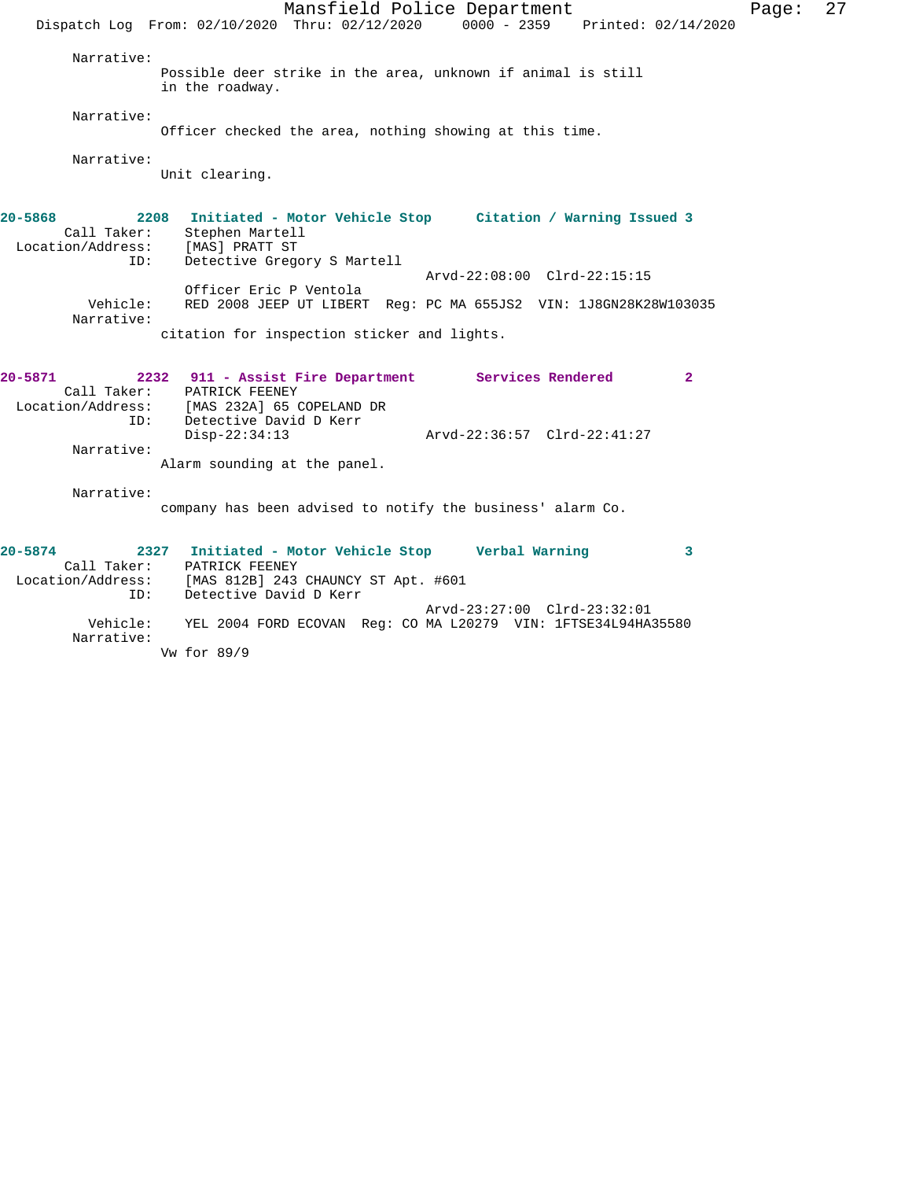Narrative:
Possible deer strike in the area, unknown if animal is still in the roadway.

Narrative:
Officer checked the area, nothing showing at this time.

Narrative:
Unit clearing.

**20-5868 2208 Initiated - Motor Vehicle Stop Citation / Warning Issued 3**

Call Taker: Stephen Martell
Location/Address: [MAS] PRATT ST
ID: Detective Gregory S Martell
Arvd-22:08:00 Clrd-22:15:15
Officer Eric P Ventola
Vehicle: RED 2008 JEEP UT LIBERT Reg: PC MA 655JS2 VIN: 1J8GN28K28W103035
Narrative:
citation for inspection sticker and lights.

**20-5871 2232 911 - Assist Fire Department Services Rendered 2**

Call Taker: PATRICK FEENEY
Location/Address: [MAS 232A] 65 COPELAND DR
ID: Detective David D Kerr
Disp-22:34:13 Arvd-22:36:57 Clrd-22:41:27
Narrative:
Alarm sounding at the panel.

Narrative:
company has been advised to notify the business' alarm Co.

**20-5874 2327 Initiated - Motor Vehicle Stop Verbal Warning 3**

Call Taker: PATRICK FEENEY
Location/Address: [MAS 812B] 243 CHAUNCY ST Apt. #601
ID: Detective David D Kerr
Arvd-23:27:00 Clrd-23:32:01
Vehicle: YEL 2004 FORD ECOVAN Reg: CO MA L20279 VIN: 1FTSE34L94HA35580
Narrative:
Vw for 89/9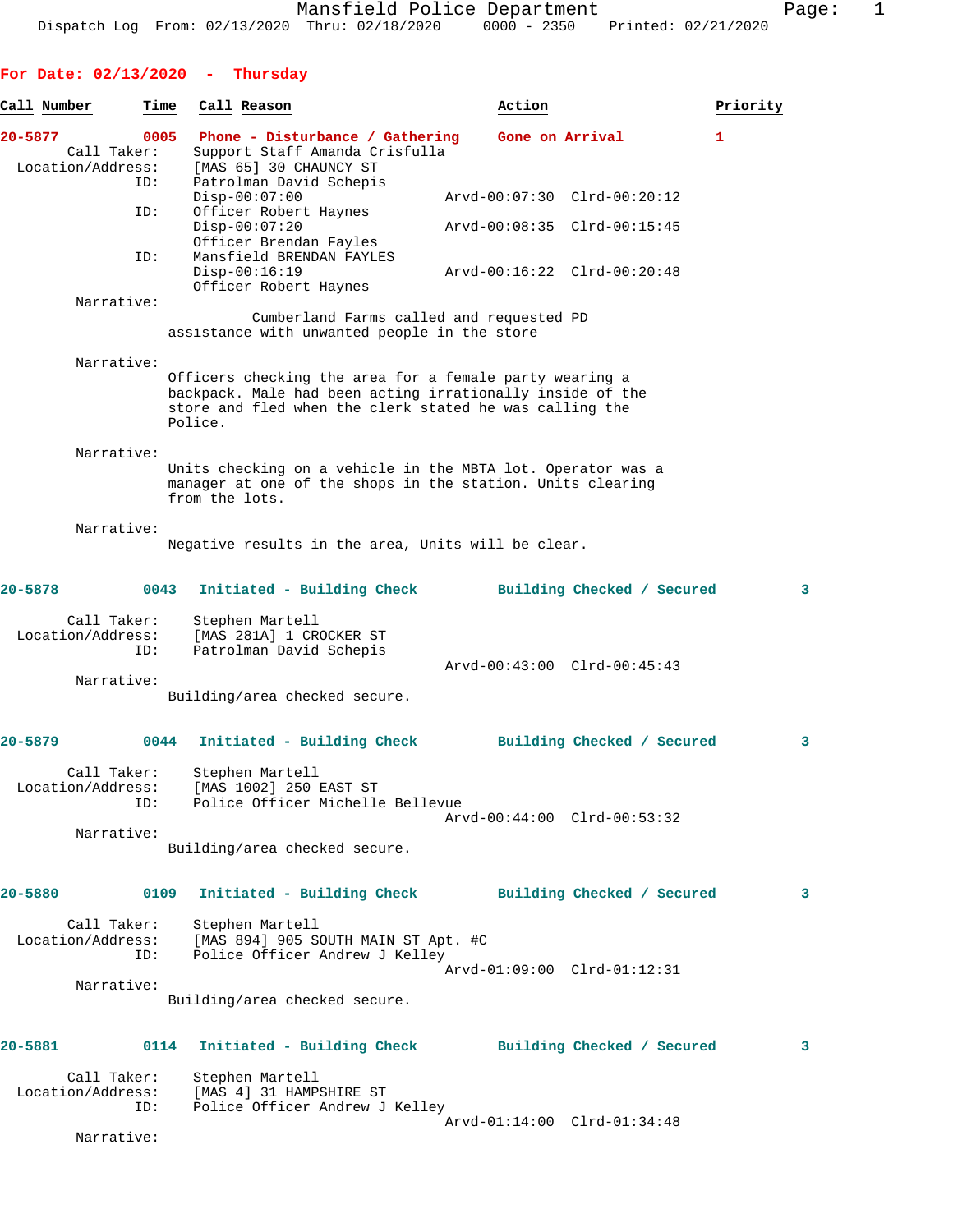Mansfield Police Department
Dispatch Log From: 02/13/2020 Thru: 02/18/2020 0000 - 2350 Printed: 02/21/2020

## For Date: 02/13/2020 - Thursday

| Call Number | Time | Call Reason | Action | Priority |
|---|---|---|---|---|
| 20-5877 | 0005 | Phone - Disturbance / Gathering | Gone on Arrival | 1 |

Call Taker: Support Staff Amanda Crisfulla
Location/Address: [MAS 65] 30 CHAUNCY ST
ID: Patrolman David Schepis
Disp-00:07:00 Arvd-00:07:30 Clrd-00:20:12
ID: Officer Robert Haynes
Disp-00:07:20 Arvd-00:08:35 Clrd-00:15:45
Officer Brendan Fayles
ID: Mansfield BRENDAN FAYLES
Disp-00:16:19 Arvd-00:16:22 Clrd-00:20:48
Officer Robert Haynes

Narrative:
Cumberland Farms called and requested PD assistance with unwanted people in the store

Narrative:
Officers checking the area for a female party wearing a backpack. Male had been acting irrationally inside of the store and fled when the clerk stated he was calling the Police.

Narrative:
Units checking on a vehicle in the MBTA lot. Operator was a manager at one of the shops in the station. Units clearing from the lots.

Narrative:
Negative results in the area, Units will be clear.

| Call Number | Time | Call Reason | Action | Priority |
|---|---|---|---|---|
| 20-5878 | 0043 | Initiated - Building Check | Building Checked / Secured | 3 |

Call Taker: Stephen Martell
Location/Address: [MAS 281A] 1 CROCKER ST
ID: Patrolman David Schepis
Arvd-00:43:00 Clrd-00:45:43

Narrative:
Building/area checked secure.

| Call Number | Time | Call Reason | Action | Priority |
|---|---|---|---|---|
| 20-5879 | 0044 | Initiated - Building Check | Building Checked / Secured | 3 |

Call Taker: Stephen Martell
Location/Address: [MAS 1002] 250 EAST ST
ID: Police Officer Michelle Bellevue
Arvd-00:44:00 Clrd-00:53:32

Narrative:
Building/area checked secure.

| Call Number | Time | Call Reason | Action | Priority |
|---|---|---|---|---|
| 20-5880 | 0109 | Initiated - Building Check | Building Checked / Secured | 3 |

Call Taker: Stephen Martell
Location/Address: [MAS 894] 905 SOUTH MAIN ST Apt. #C
ID: Police Officer Andrew J Kelley
Arvd-01:09:00 Clrd-01:12:31

Narrative:
Building/area checked secure.

| Call Number | Time | Call Reason | Action | Priority |
|---|---|---|---|---|
| 20-5881 | 0114 | Initiated - Building Check | Building Checked / Secured | 3 |

Call Taker: Stephen Martell
Location/Address: [MAS 4] 31 HAMPSHIRE ST
ID: Police Officer Andrew J Kelley
Arvd-01:14:00 Clrd-01:34:48

Narrative: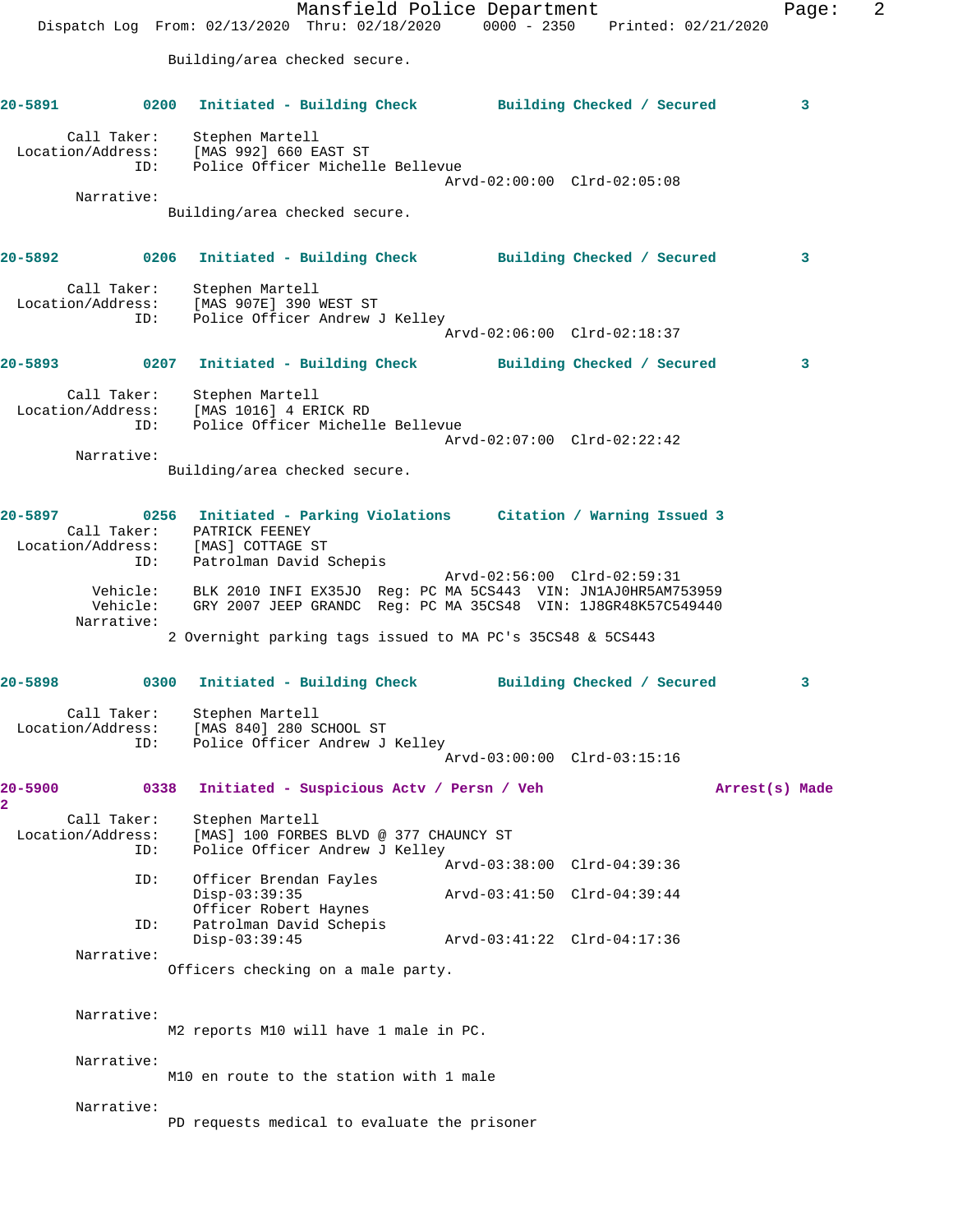Building/area checked secure.

**20-5891 0200 Initiated - Building Check Building Checked / Secured 3**

Call Taker: Stephen Martell
Location/Address: [MAS 992] 660 EAST ST
ID: Police Officer Michelle Bellevue
Arvd-02:00:00 Clrd-02:05:08
Narrative:
Building/area checked secure.

**20-5892 0206 Initiated - Building Check Building Checked / Secured 3**

Call Taker: Stephen Martell
Location/Address: [MAS 907E] 390 WEST ST
ID: Police Officer Andrew J Kelley
Arvd-02:06:00 Clrd-02:18:37

**20-5893 0207 Initiated - Building Check Building Checked / Secured 3**

Call Taker: Stephen Martell
Location/Address: [MAS 1016] 4 ERICK RD
ID: Police Officer Michelle Bellevue
Arvd-02:07:00 Clrd-02:22:42
Narrative:
Building/area checked secure.

**20-5897 0256 Initiated - Parking Violations Citation / Warning Issued 3**

Call Taker: PATRICK FEENEY
Location/Address: [MAS] COTTAGE ST
ID: Patrolman David Schepis
Arvd-02:56:00 Clrd-02:59:31
Vehicle: BLK 2010 INFI EX35JO Reg: PC MA 5CS443 VIN: JN1AJ0HR5AM753959
Vehicle: GRY 2007 JEEP GRANDC Reg: PC MA 35CS48 VIN: 1J8GR48K57C549440
Narrative:
2 Overnight parking tags issued to MA PC's 35CS48 & 5CS443

**20-5898 0300 Initiated - Building Check Building Checked / Secured 3**

Call Taker: Stephen Martell
Location/Address: [MAS 840] 280 SCHOOL ST
ID: Police Officer Andrew J Kelley
Arvd-03:00:00 Clrd-03:15:16

**20-5900 0338 Initiated - Suspicious Actv / Persn / Veh Arrest(s) Made 2**

Call Taker: Stephen Martell
Location/Address: [MAS] 100 FORBES BLVD @ 377 CHAUNCY ST
ID: Police Officer Andrew J Kelley
Arvd-03:38:00 Clrd-04:39:36
ID: Officer Brendan Fayles
Disp-03:39:35 Arvd-03:41:50 Clrd-04:39:44
Officer Robert Haynes
ID: Patrolman David Schepis
Disp-03:39:45 Arvd-03:41:22 Clrd-04:17:36
Narrative:
Officers checking on a male party.

Narrative:
M2 reports M10 will have 1 male in PC.

Narrative:
M10 en route to the station with 1 male

Narrative:
PD requests medical to evaluate the prisoner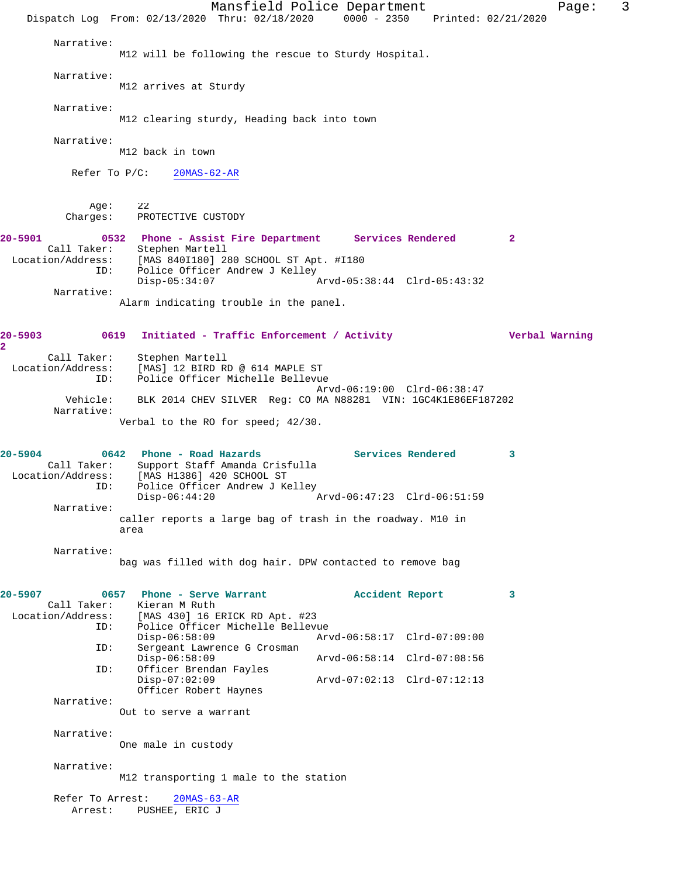Narrative:
M12 will be following the rescue to Sturdy Hospital.

Narrative:
M12 arrives at Sturdy

Narrative:
M12 clearing sturdy, Heading back into town

Narrative:
M12 back in town

Refer To P/C: 20MAS-62-AR

Age: 22
Charges: PROTECTIVE CUSTODY

**20-5901 0532 Phone - Assist Fire Department Services Rendered 2**
Call Taker: Stephen Martell
Location/Address: [MAS 840I180] 280 SCHOOL ST Apt. #I180
ID: Police Officer Andrew J Kelley
Disp-05:34:07 Arvd-05:38:44 Clrd-05:43:32
Narrative:
Alarm indicating trouble in the panel.

**20-5903 0619 Initiated - Traffic Enforcement / Activity Verbal Warning 2**
Call Taker: Stephen Martell
Location/Address: [MAS] 12 BIRD RD @ 614 MAPLE ST
ID: Police Officer Michelle Bellevue
Arvd-06:19:00 Clrd-06:38:47
Vehicle: BLK 2014 CHEV SILVER Reg: CO MA N88281 VIN: 1GC4K1E86EF187202
Narrative:
Verbal to the RO for speed; 42/30.

**20-5904 0642 Phone - Road Hazards Services Rendered 3**
Call Taker: Support Staff Amanda Crisfulla
Location/Address: [MAS H1386] 420 SCHOOL ST
ID: Police Officer Andrew J Kelley
Disp-06:44:20 Arvd-06:47:23 Clrd-06:51:59
Narrative:
caller reports a large bag of trash in the roadway. M10 in area

Narrative:
bag was filled with dog hair. DPW contacted to remove bag

**20-5907 0657 Phone - Serve Warrant Accident Report 3**
Call Taker: Kieran M Ruth
Location/Address: [MAS 430] 16 ERICK RD Apt. #23
ID: Police Officer Michelle Bellevue
Disp-06:58:09 Arvd-06:58:17 Clrd-07:09:00
ID: Sergeant Lawrence G Crosman
Disp-06:58:09 Arvd-06:58:14 Clrd-07:08:56
ID: Officer Brendan Fayles
Disp-07:02:09 Arvd-07:02:13 Clrd-07:12:13
Officer Robert Haynes
Narrative:
Out to serve a warrant

Narrative:
One male in custody

Narrative:
M12 transporting 1 male to the station

Refer To Arrest: 20MAS-63-AR
Arrest: PUSHEE, ERIC J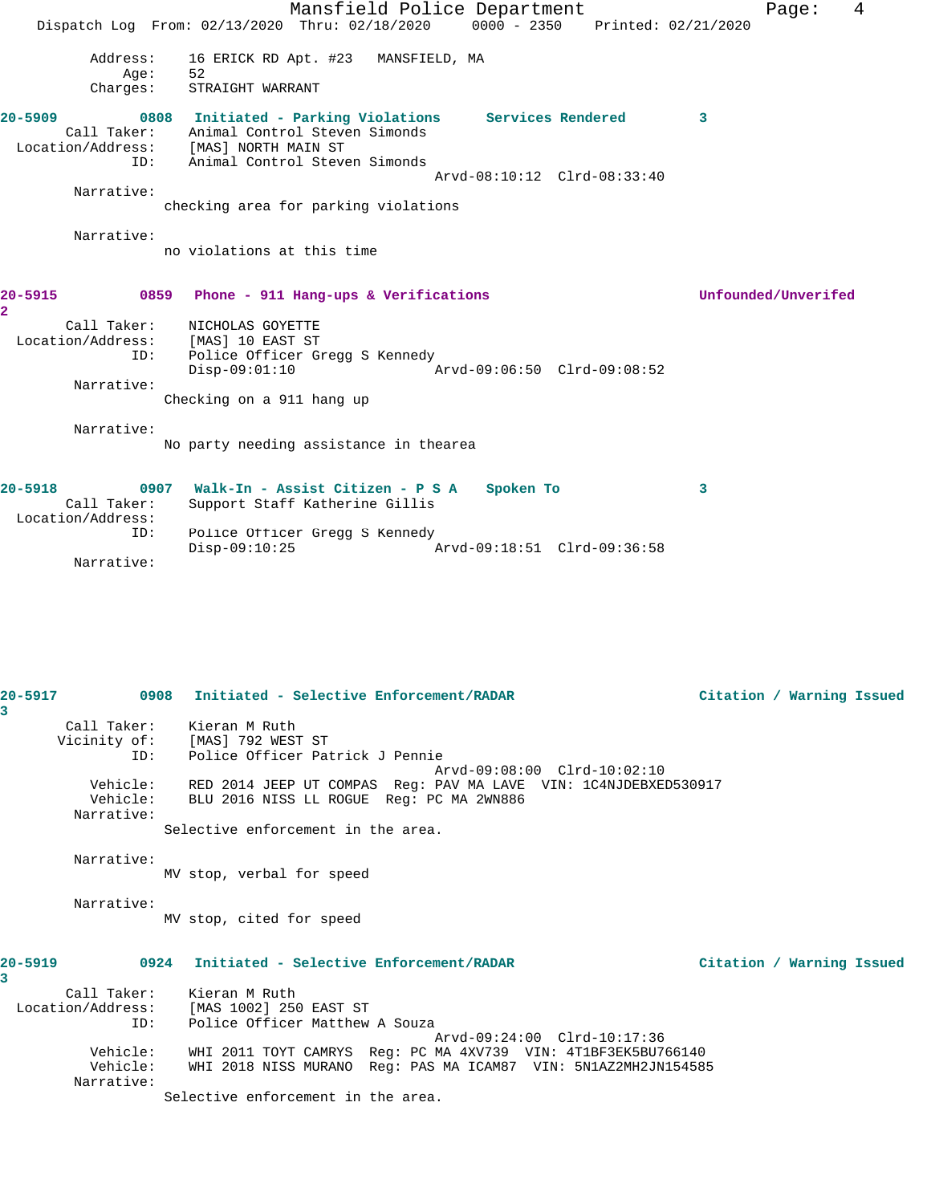Address: 16 ERICK RD Apt. #23 MANSFIELD, MA
Age: 52
Charges: STRAIGHT WARRANT

**20-5909 0808 Initiated - Parking Violations Services Rendered 3**

Call Taker: Animal Control Steven Simonds
Location/Address: [MAS] NORTH MAIN ST
ID: Animal Control Steven Simonds
Arvd-08:10:12 Clrd-08:33:40

Narrative:
checking area for parking violations

Narrative:
no violations at this time

**20-5915 0859 Phone - 911 Hang-ups & Verifications Unfounded/Unverifed 2**

Call Taker: NICHOLAS GOYETTE
Location/Address: [MAS] 10 EAST ST
ID: Police Officer Gregg S Kennedy
Disp-09:01:10 Arvd-09:06:50 Clrd-09:08:52

Narrative:
Checking on a 911 hang up

Narrative:
No party needing assistance in thearea

**20-5918 0907 Walk-In - Assist Citizen - P S A Spoken To 3**

Call Taker: Support Staff Katherine Gillis
Location/Address:
ID: Police Officer Gregg S Kennedy
Disp-09:10:25 Arvd-09:18:51 Clrd-09:36:58

Narrative:

**20-5917 0908 Initiated - Selective Enforcement/RADAR Citation / Warning Issued 3**

Call Taker: Kieran M Ruth
Vicinity of: [MAS] 792 WEST ST
ID: Police Officer Patrick J Pennie
Arvd-09:08:00 Clrd-10:02:10
Vehicle: RED 2014 JEEP UT COMPAS Reg: PAV MA LAVE VIN: 1C4NJDEBXED530917
Vehicle: BLU 2016 NISS LL ROGUE Reg: PC MA 2WN886

Narrative:
Selective enforcement in the area.

Narrative:
MV stop, verbal for speed

Narrative:
MV stop, cited for speed

**20-5919 0924 Initiated - Selective Enforcement/RADAR Citation / Warning Issued 3**

Call Taker: Kieran M Ruth
Location/Address: [MAS 1002] 250 EAST ST
ID: Police Officer Matthew A Souza
Arvd-09:24:00 Clrd-10:17:36
Vehicle: WHI 2011 TOYT CAMRYS Reg: PC MA 4XV739 VIN: 4T1BF3EK5BU766140
Vehicle: WHI 2018 NISS MURANO Reg: PAS MA ICAM87 VIN: 5N1AZ2MH2JN154585

Narrative:
Selective enforcement in the area.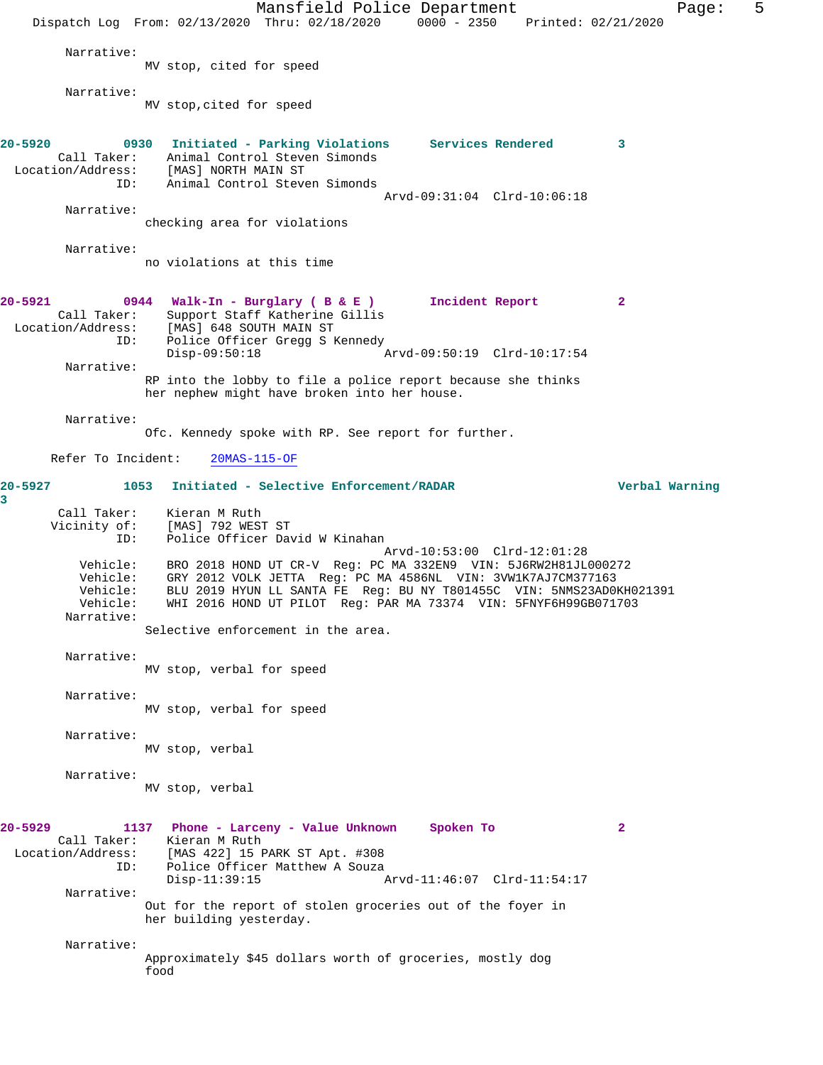Narrative:
MV stop, cited for speed

Narrative:
MV stop,cited for speed

**20-5920 0930 Initiated - Parking Violations Services Rendered 3**
Call Taker: Animal Control Steven Simonds
Location/Address: [MAS] NORTH MAIN ST
ID: Animal Control Steven Simonds
Arvd-09:31:04 Clrd-10:06:18
Narrative:
checking area for violations

Narrative:
no violations at this time

**20-5921 0944 Walk-In - Burglary ( B & E ) Incident Report 2**
Call Taker: Support Staff Katherine Gillis
Location/Address: [MAS] 648 SOUTH MAIN ST
ID: Police Officer Gregg S Kennedy
Disp-09:50:18 Arvd-09:50:19 Clrd-10:17:54
Narrative:
RP into the lobby to file a police report because she thinks her nephew might have broken into her house.

Narrative:
Ofc. Kennedy spoke with RP. See report for further.

Refer To Incident: 20MAS-115-OF

**20-5927 1053 Initiated - Selective Enforcement/RADAR Verbal Warning 3**
Call Taker: Kieran M Ruth
Vicinity of: [MAS] 792 WEST ST
ID: Police Officer David W Kinahan
Arvd-10:53:00 Clrd-12:01:28
Vehicle: BRO 2018 HOND UT CR-V Reg: PC MA 332EN9 VIN: 5J6RW2H81JL000272
Vehicle: GRY 2012 VOLK JETTA Reg: PC MA 4586NL VIN: 3VW1K7AJ7CM377163
Vehicle: BLU 2019 HYUN LL SANTA FE Reg: BU NY T801455C VIN: 5NMS23AD0KH021391
Vehicle: WHI 2016 HOND UT PILOT Reg: PAR MA 73374 VIN: 5FNYF6H99GB071703
Narrative:
Selective enforcement in the area.

Narrative:
MV stop, verbal for speed

Narrative:
MV stop, verbal for speed

Narrative:
MV stop, verbal

Narrative:
MV stop, verbal

**20-5929 1137 Phone - Larceny - Value Unknown Spoken To 2**
Call Taker: Kieran M Ruth
Location/Address: [MAS 422] 15 PARK ST Apt. #308
ID: Police Officer Matthew A Souza
Disp-11:39:15 Arvd-11:46:07 Clrd-11:54:17
Narrative:
Out for the report of stolen groceries out of the foyer in her building yesterday.

Narrative:
Approximately $45 dollars worth of groceries, mostly dog food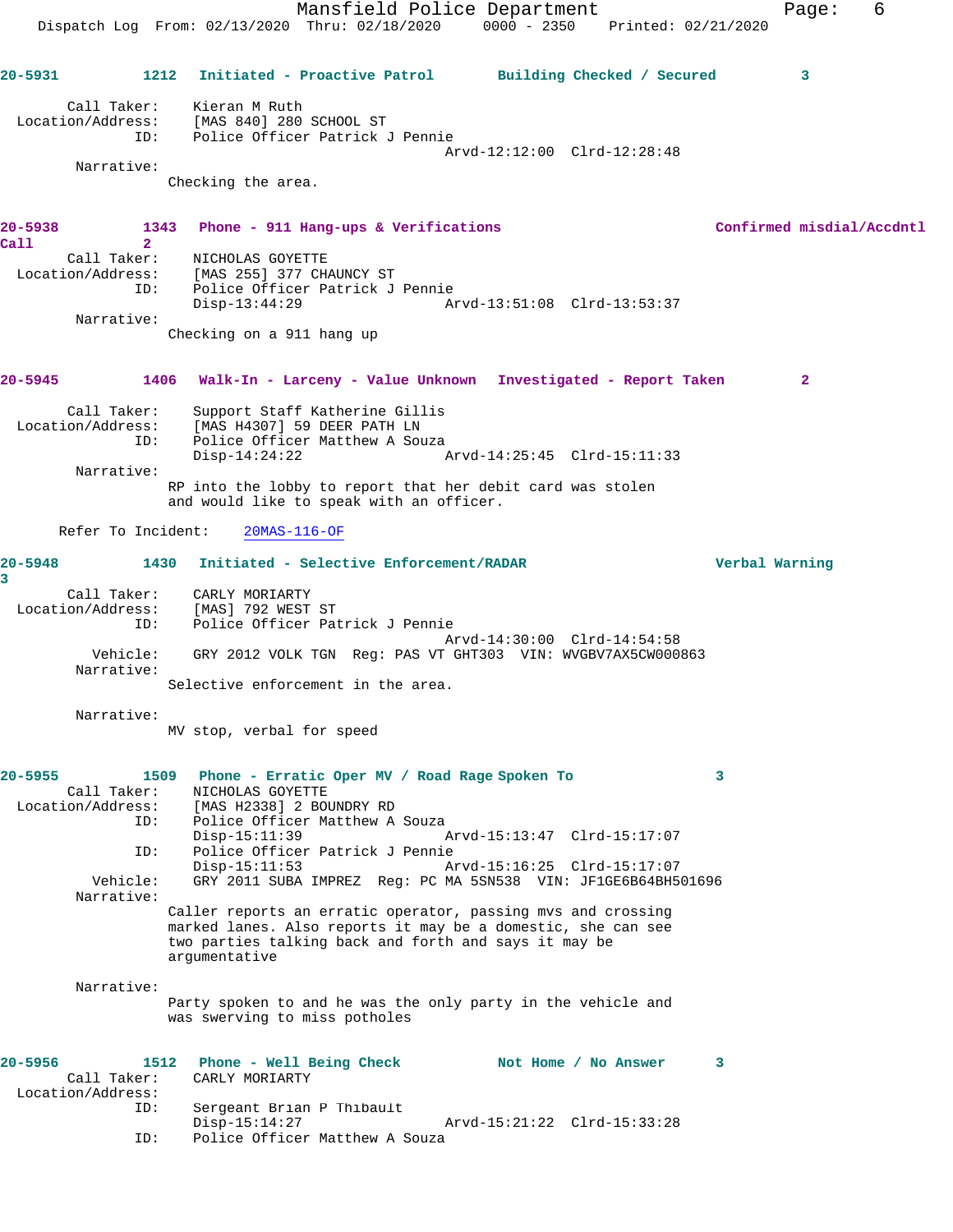**20-5931** 1212 **Initiated - Proactive Patrol** **Building Checked / Secured** 3

Call Taker: Kieran M Ruth
Location/Address: [MAS 840] 280 SCHOOL ST
ID: Police Officer Patrick J Pennie
Arvd-12:12:00 Clrd-12:28:48
Narrative:
Checking the area.

**20-5938** 1343 **Phone - 911 Hang-ups & Verifications** **Confirmed misdial/Accdntl Call** 2

Call Taker: NICHOLAS GOYETTE
Location/Address: [MAS 255] 377 CHAUNCY ST
ID: Police Officer Patrick J Pennie
Disp-13:44:29 Arvd-13:51:08 Clrd-13:53:37
Narrative:
Checking on a 911 hang up

**20-5945** 1406 **Walk-In - Larceny - Value Unknown** **Investigated - Report Taken** 2

Call Taker: Support Staff Katherine Gillis
Location/Address: [MAS H4307] 59 DEER PATH LN
ID: Police Officer Matthew A Souza
Disp-14:24:22 Arvd-14:25:45 Clrd-15:11:33
Narrative:
RP into the lobby to report that her debit card was stolen and would like to speak with an officer.

Refer To Incident: 20MAS-116-OF

**20-5948** 1430 **Initiated - Selective Enforcement/RADAR** **Verbal Warning** 3

Call Taker: CARLY MORIARTY
Location/Address: [MAS] 792 WEST ST
ID: Police Officer Patrick J Pennie
Arvd-14:30:00 Clrd-14:54:58
Vehicle: GRY 2012 VOLK TGN Reg: PAS VT GHT303 VIN: WVGBV7AX5CW000863
Narrative:
Selective enforcement in the area.

Narrative:
MV stop, verbal for speed

**20-5955** 1509 **Phone - Erratic Oper MV / Road Rage** **Spoken To** 3

Call Taker: NICHOLAS GOYETTE
Location/Address: [MAS H2338] 2 BOUNDRY RD
ID: Police Officer Matthew A Souza
Disp-15:11:39 Arvd-15:13:47 Clrd-15:17:07
ID: Police Officer Patrick J Pennie
Disp-15:11:53 Arvd-15:16:25 Clrd-15:17:07
Vehicle: GRY 2011 SUBA IMPREZ Reg: PC MA 5SN538 VIN: JF1GE6B64BH501696
Narrative:
Caller reports an erratic operator, passing mvs and crossing marked lanes. Also reports it may be a domestic, she can see two parties talking back and forth and says it may be argumentative

Narrative:
Party spoken to and he was the only party in the vehicle and was swerving to miss potholes

**20-5956** 1512 **Phone - Well Being Check** **Not Home / No Answer** 3

Call Taker: CARLY MORIARTY
Location/Address:
ID: Sergeant Brian P Thibault
Disp-15:14:27 Arvd-15:21:22 Clrd-15:33:28
ID: Police Officer Matthew A Souza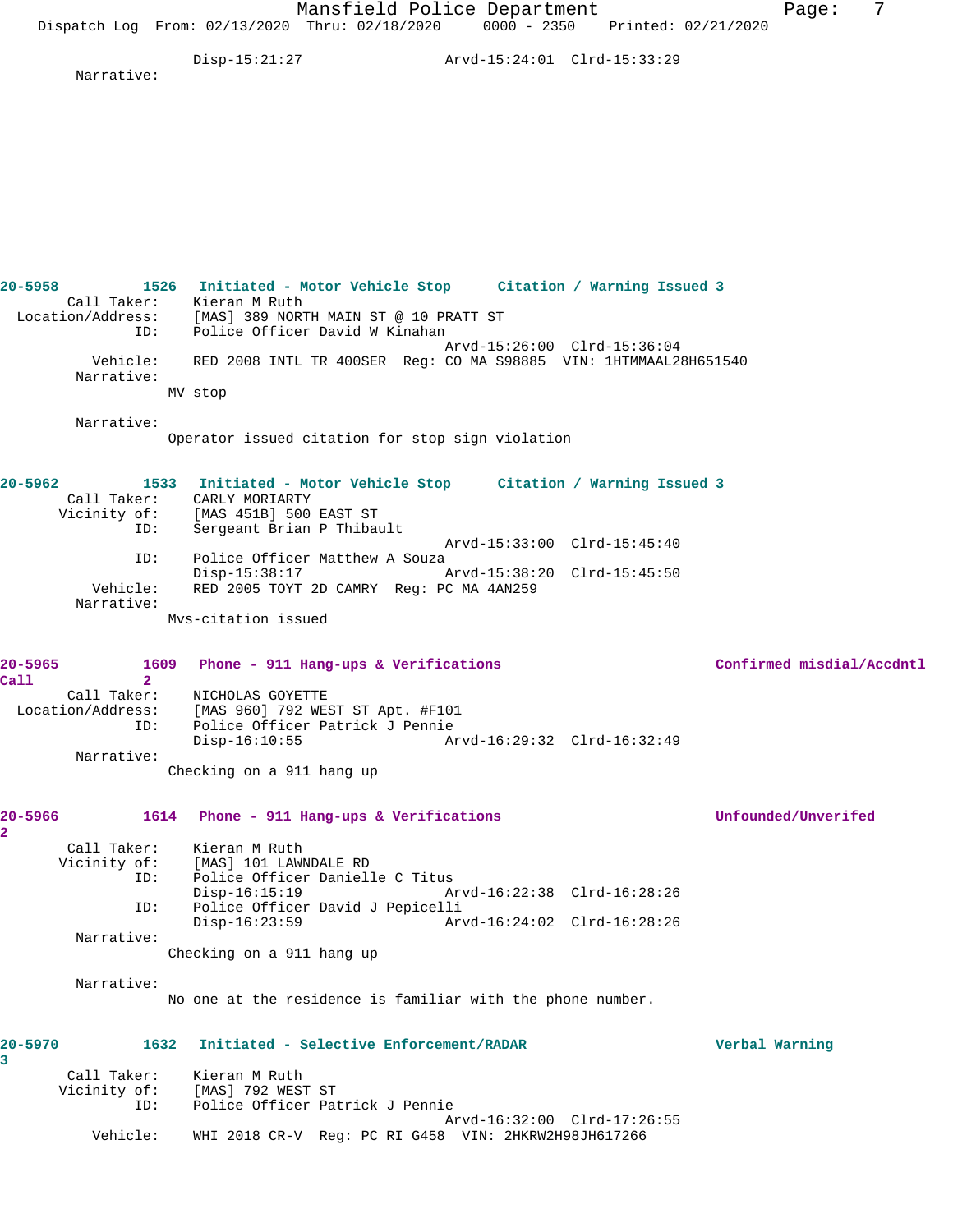Disp-15:21:27 Arvd-15:24:01 Clrd-15:33:29

Narrative:

**20-5958 1526 Initiated - Motor Vehicle Stop Citation / Warning Issued 3**

Call Taker: Kieran M Ruth
Location/Address: [MAS] 389 NORTH MAIN ST @ 10 PRATT ST
ID: Police Officer David W Kinahan
Arvd-15:26:00 Clrd-15:36:04
Vehicle: RED 2008 INTL TR 400SER Reg: CO MA S98885 VIN: 1HTMMAAL28H651540
Narrative:
MV stop

Narrative:
Operator issued citation for stop sign violation

**20-5962 1533 Initiated - Motor Vehicle Stop Citation / Warning Issued 3**

Call Taker: CARLY MORIARTY
Vicinity of: [MAS 451B] 500 EAST ST
ID: Sergeant Brian P Thibault
Arvd-15:33:00 Clrd-15:45:40
ID: Police Officer Matthew A Souza
Disp-15:38:17 Arvd-15:38:20 Clrd-15:45:50
Vehicle: RED 2005 TOYT 2D CAMRY Reg: PC MA 4AN259
Narrative:
Mvs-citation issued

**20-5965 1609 Phone - 911 Hang-ups & Verifications Confirmed misdial/Accdntl Call 2**

Call Taker: NICHOLAS GOYETTE
Location/Address: [MAS 960] 792 WEST ST Apt. #F101
ID: Police Officer Patrick J Pennie
Disp-16:10:55 Arvd-16:29:32 Clrd-16:32:49
Narrative:
Checking on a 911 hang up

**20-5966 1614 Phone - 911 Hang-ups & Verifications Unfounded/Unverifed 2**

Call Taker: Kieran M Ruth
Vicinity of: [MAS] 101 LAWNDALE RD
ID: Police Officer Danielle C Titus
Disp-16:15:19 Arvd-16:22:38 Clrd-16:28:26
ID: Police Officer David J Pepicelli
Disp-16:23:59 Arvd-16:24:02 Clrd-16:28:26
Narrative:
Checking on a 911 hang up

Narrative:
No one at the residence is familiar with the phone number.

**20-5970 1632 Initiated - Selective Enforcement/RADAR Verbal Warning 3**

Call Taker: Kieran M Ruth
Vicinity of: [MAS] 792 WEST ST
ID: Police Officer Patrick J Pennie
Arvd-16:32:00 Clrd-17:26:55
Vehicle: WHI 2018 CR-V Reg: PC RI G458 VIN: 2HKRW2H98JH617266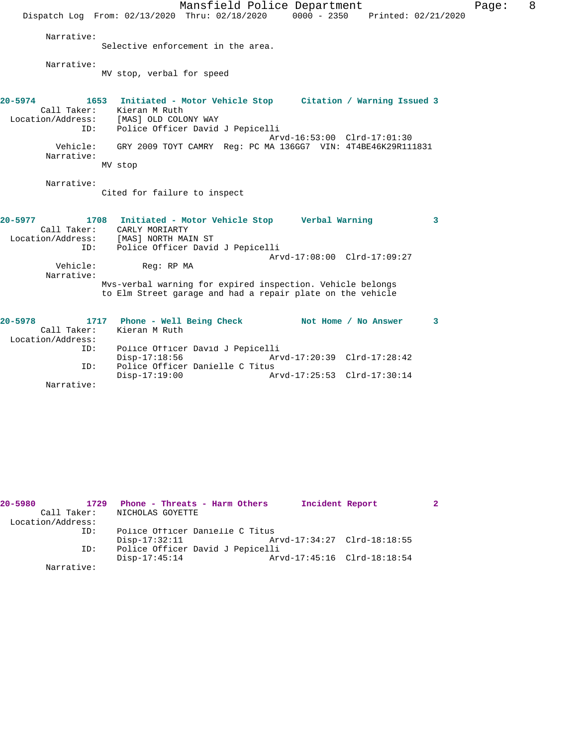Narrative:
Selective enforcement in the area.

Narrative:
MV stop, verbal for speed

**20-5974 1653 Initiated - Motor Vehicle Stop — Citation / Warning Issued 3**

Call Taker: Kieran M Ruth
Location/Address: [MAS] OLD COLONY WAY
ID: Police Officer David J Pepicelli
Arvd-16:53:00 Clrd-17:01:30
Vehicle: GRY 2009 TOYT CAMRY Reg: PC MA 136GG7 VIN: 4T4BE46K29R111831
Narrative:
MV stop

Narrative:
Cited for failure to inspect

**20-5977 1708 Initiated - Motor Vehicle Stop — Verbal Warning 3**

Call Taker: CARLY MORIARTY
Location/Address: [MAS] NORTH MAIN ST
ID: Police Officer David J Pepicelli
Arvd-17:08:00 Clrd-17:09:27
Vehicle: Reg: RP MA
Narrative:
Mvs-verbal warning for expired inspection. Vehicle belongs to Elm Street garage and had a repair plate on the vehicle

**20-5978 1717 Phone - Well Being Check — Not Home / No Answer 3**

Call Taker: Kieran M Ruth
Location/Address:
ID: Police Officer David J Pepicelli
Disp-17:18:56 Arvd-17:20:39 Clrd-17:28:42
ID: Police Officer Danielle C Titus
Disp-17:19:00 Arvd-17:25:53 Clrd-17:30:14
Narrative:

**20-5980 1729 Phone - Threats - Harm Others — Incident Report 2**

Call Taker: NICHOLAS GOYETTE
Location/Address:
ID: Police Officer Danielle C Titus
Disp-17:32:11 Arvd-17:34:27 Clrd-18:18:55
ID: Police Officer David J Pepicelli
Disp-17:45:14 Arvd-17:45:16 Clrd-18:18:54
Narrative: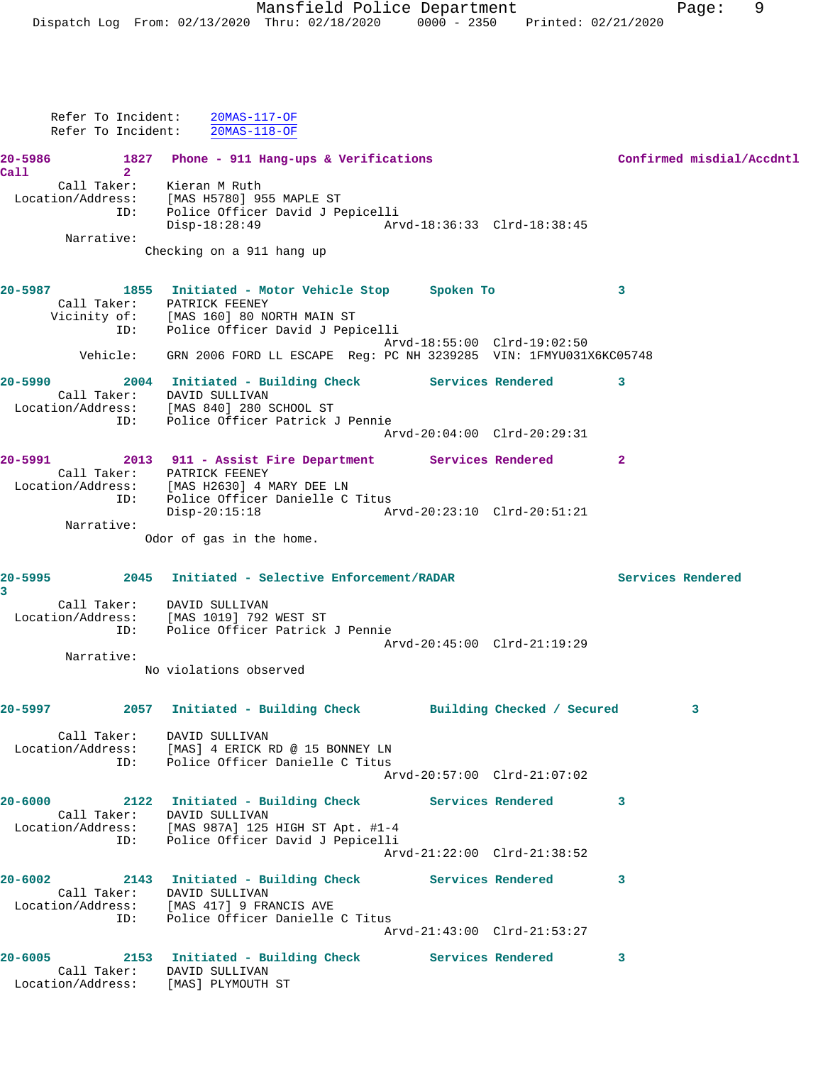Refer To Incident: 20MAS-117-OF
Refer To Incident: 20MAS-118-OF

**20-5986 1827 Phone - 911 Hang-ups & Verifications** Confirmed misdial/Accdntl Call 2

Call Taker: Kieran M Ruth
Location/Address: [MAS H5780] 955 MAPLE ST
ID: Police Officer David J Pepicelli
Disp-18:28:49 Arvd-18:36:33 Clrd-18:38:45

Narrative:
Checking on a 911 hang up

**20-5987 1855 Initiated - Motor Vehicle Stop** Spoken To 3

Call Taker: PATRICK FEENEY
Vicinity of: [MAS 160] 80 NORTH MAIN ST
ID: Police Officer David J Pepicelli
Arvd-18:55:00 Clrd-19:02:50
Vehicle: GRN 2006 FORD LL ESCAPE Reg: PC NH 3239285 VIN: 1FMYU031X6KC05748

**20-5990 2004 Initiated - Building Check** Services Rendered 3

Call Taker: DAVID SULLIVAN
Location/Address: [MAS 840] 280 SCHOOL ST
ID: Police Officer Patrick J Pennie
Arvd-20:04:00 Clrd-20:29:31

**20-5991 2013 911 - Assist Fire Department** Services Rendered 2

Call Taker: PATRICK FEENEY
Location/Address: [MAS H2630] 4 MARY DEE LN
ID: Police Officer Danielle C Titus
Disp-20:15:18 Arvd-20:23:10 Clrd-20:51:21

Narrative:
Odor of gas in the home.

**20-5995 2045 Initiated - Selective Enforcement/RADAR** Services Rendered 3

Call Taker: DAVID SULLIVAN
Location/Address: [MAS 1019] 792 WEST ST
ID: Police Officer Patrick J Pennie
Arvd-20:45:00 Clrd-21:19:29

Narrative:
No violations observed

**20-5997 2057 Initiated - Building Check** Building Checked / Secured 3

Call Taker: DAVID SULLIVAN
Location/Address: [MAS] 4 ERICK RD @ 15 BONNEY LN
ID: Police Officer Danielle C Titus
Arvd-20:57:00 Clrd-21:07:02

**20-6000 2122 Initiated - Building Check** Services Rendered 3

Call Taker: DAVID SULLIVAN
Location/Address: [MAS 987A] 125 HIGH ST Apt. #1-4
ID: Police Officer David J Pepicelli
Arvd-21:22:00 Clrd-21:38:52

**20-6002 2143 Initiated - Building Check** Services Rendered 3

Call Taker: DAVID SULLIVAN
Location/Address: [MAS 417] 9 FRANCIS AVE
ID: Police Officer Danielle C Titus
Arvd-21:43:00 Clrd-21:53:27

**20-6005 2153 Initiated - Building Check** Services Rendered 3

Call Taker: DAVID SULLIVAN
Location/Address: [MAS] PLYMOUTH ST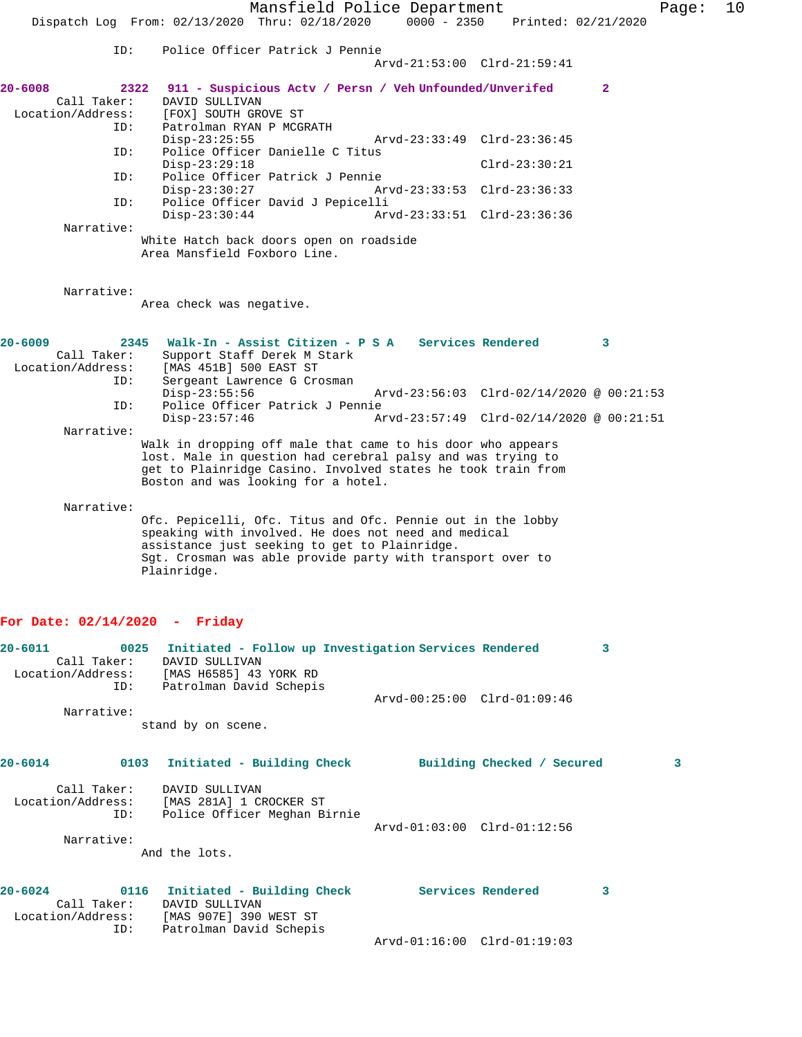```
            ID:    Police Officer Patrick J Pennie
                                         Arvd-21:53:00  Clrd-21:59:41

20-6008          2322   911 - Suspicious Actv / Persn / Veh Unfounded/Unverifed       2
       Call Taker:    DAVID SULLIVAN
  Location/Address:   [FOX] SOUTH GROVE ST
                ID:   Patrolman RYAN P MCGRATH
                      Disp-23:25:55              Arvd-23:33:49  Clrd-23:36:45
                ID:   Police Officer Danielle C Titus
                      Disp-23:29:18                             Clrd-23:30:21
                ID:   Police Officer Patrick J Pennie
                      Disp-23:30:27              Arvd-23:33:53  Clrd-23:36:33
                ID:   Police Officer David J Pepicelli
                      Disp-23:30:44              Arvd-23:33:51  Clrd-23:36:36
         Narrative:
                     White Hatch back doors open on roadside
                     Area Mansfield Foxboro Line.


         Narrative:
                     Area check was negative.


20-6009          2345   Walk-In - Assist Citizen - P S A    Services Rendered        3
       Call Taker:    Support Staff Derek M Stark
  Location/Address:   [MAS 451B] 500 EAST ST
                ID:   Sergeant Lawrence G Crosman
                      Disp-23:55:56              Arvd-23:56:03  Clrd-02/14/2020 @ 00:21:53
                ID:   Police Officer Patrick J Pennie
                      Disp-23:57:46              Arvd-23:57:49  Clrd-02/14/2020 @ 00:21:51
         Narrative:
                     Walk in dropping off male that came to his door who appears
                     lost. Male in question had cerebral palsy and was trying to
                     get to Plainridge Casino. Involved states he took train from
                     Boston and was looking for a hotel.

         Narrative:
                     Ofc. Pepicelli, Ofc. Titus and Ofc. Pennie out in the lobby
                     speaking with involved. He does not need and medical
                     assistance just seeking to get to Plainridge.
                     Sgt. Crosman was able provide party with transport over to
                     Plainridge.
```

**For Date: 02/14/2020 - Friday**

```
20-6011          0025   Initiated - Follow up Investigation Services Rendered        3
       Call Taker:    DAVID SULLIVAN
  Location/Address:   [MAS H6585] 43 YORK RD
                ID:   Patrolman David Schepis
                                                 Arvd-00:25:00  Clrd-01:09:46
         Narrative:
                     stand by on scene.

20-6014          0103   Initiated - Building Check         Building Checked / Secured         3

       Call Taker:    DAVID SULLIVAN
  Location/Address:   [MAS 281A] 1 CROCKER ST
                ID:   Police Officer Meghan Birnie
                                                 Arvd-01:03:00  Clrd-01:12:56
         Narrative:
                     And the lots.

20-6024          0116   Initiated - Building Check         Services Rendered        3
       Call Taker:    DAVID SULLIVAN
  Location/Address:   [MAS 907E] 390 WEST ST
                ID:   Patrolman David Schepis
                                                 Arvd-01:16:00  Clrd-01:19:03
```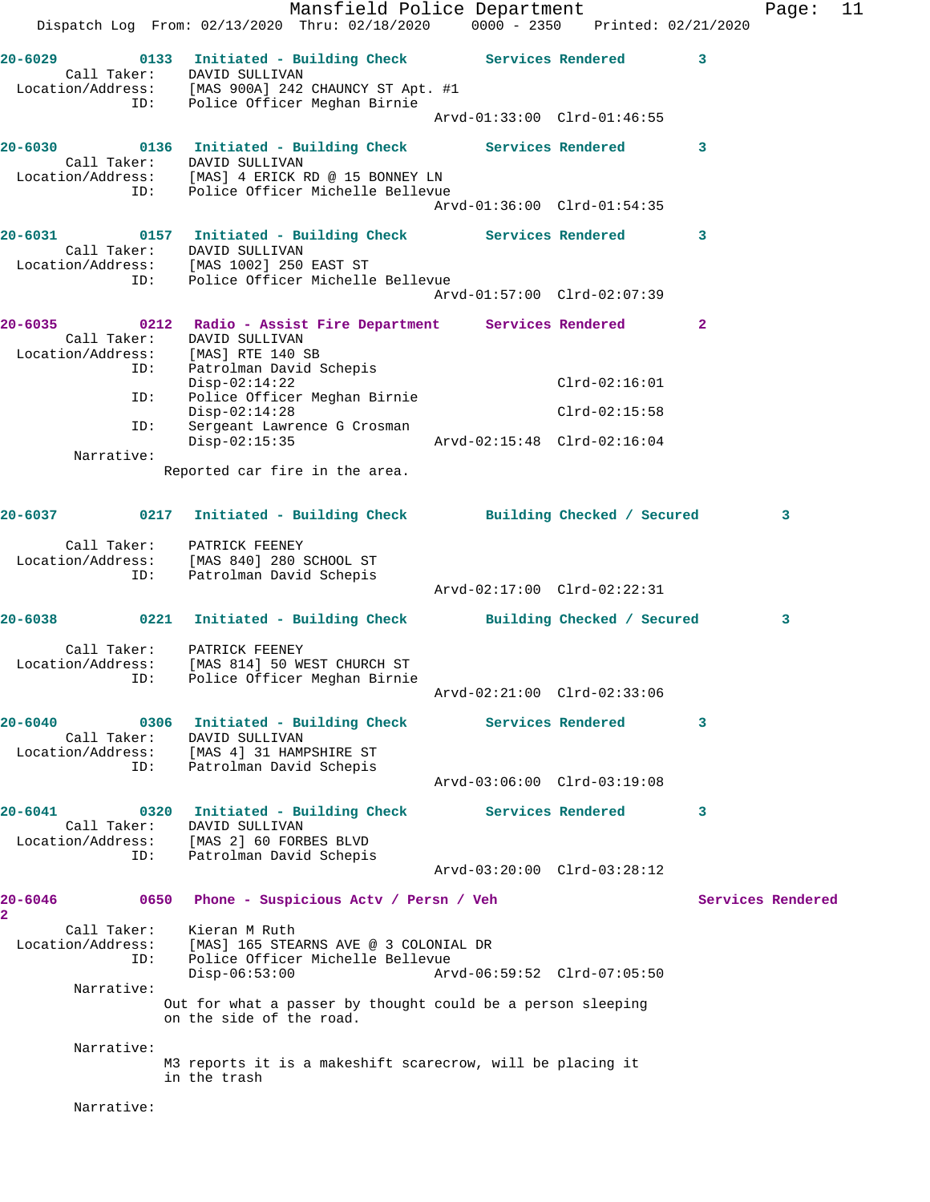20-6029 0133 Initiated - Building Check Services Rendered 3
Call Taker: DAVID SULLIVAN
Location/Address: [MAS 900A] 242 CHAUNCY ST Apt. #1
ID: Police Officer Meghan Birnie
Arvd-01:33:00 Clrd-01:46:55

20-6030 0136 Initiated - Building Check Services Rendered 3
Call Taker: DAVID SULLIVAN
Location/Address: [MAS] 4 ERICK RD @ 15 BONNEY LN
ID: Police Officer Michelle Bellevue
Arvd-01:36:00 Clrd-01:54:35

20-6031 0157 Initiated - Building Check Services Rendered 3
Call Taker: DAVID SULLIVAN
Location/Address: [MAS 1002] 250 EAST ST
ID: Police Officer Michelle Bellevue
Arvd-01:57:00 Clrd-02:07:39

20-6035 0212 Radio - Assist Fire Department Services Rendered 2
Call Taker: DAVID SULLIVAN
Location/Address: [MAS] RTE 140 SB
ID: Patrolman David Schepis
Disp-02:14:22 Clrd-02:16:01
ID: Police Officer Meghan Birnie
Disp-02:14:28 Clrd-02:15:58
ID: Sergeant Lawrence G Crosman
Disp-02:15:35 Arvd-02:15:48 Clrd-02:16:04
Narrative:
Reported car fire in the area.

20-6037 0217 Initiated - Building Check Building Checked / Secured 3
Call Taker: PATRICK FEENEY
Location/Address: [MAS 840] 280 SCHOOL ST
ID: Patrolman David Schepis
Arvd-02:17:00 Clrd-02:22:31

20-6038 0221 Initiated - Building Check Building Checked / Secured 3
Call Taker: PATRICK FEENEY
Location/Address: [MAS 814] 50 WEST CHURCH ST
ID: Police Officer Meghan Birnie
Arvd-02:21:00 Clrd-02:33:06

20-6040 0306 Initiated - Building Check Services Rendered 3
Call Taker: DAVID SULLIVAN
Location/Address: [MAS 4] 31 HAMPSHIRE ST
ID: Patrolman David Schepis
Arvd-03:06:00 Clrd-03:19:08

20-6041 0320 Initiated - Building Check Services Rendered 3
Call Taker: DAVID SULLIVAN
Location/Address: [MAS 2] 60 FORBES BLVD
ID: Patrolman David Schepis
Arvd-03:20:00 Clrd-03:28:12

20-6046 0650 Phone - Suspicious Actv / Persn / Veh Services Rendered 2
Call Taker: Kieran M Ruth
Location/Address: [MAS] 165 STEARNS AVE @ 3 COLONIAL DR
ID: Police Officer Michelle Bellevue
Disp-06:53:00 Arvd-06:59:52 Clrd-07:05:50
Narrative:
Out for what a passer by thought could be a person sleeping on the side of the road.

Narrative:
M3 reports it is a makeshift scarecrow, will be placing it in the trash

Narrative: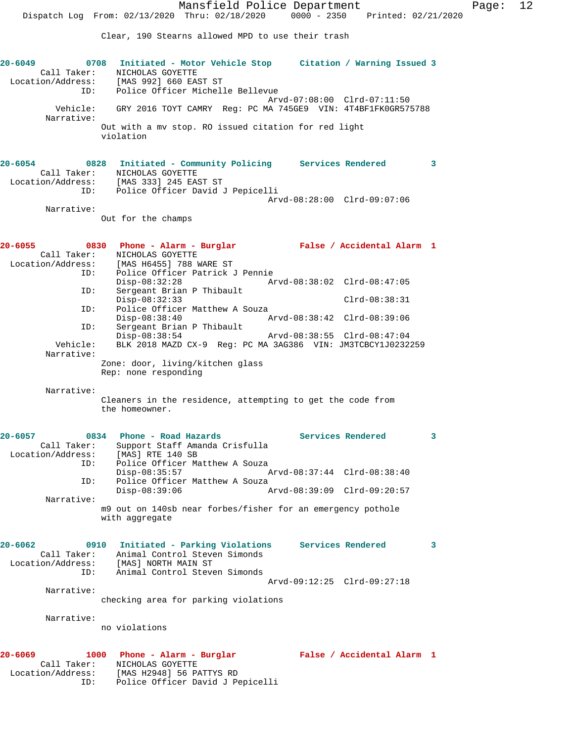Clear, 190 Stearns allowed MPD to use their trash

**20-6049 0708 Initiated - Motor Vehicle Stop Citation / Warning Issued 3**

Call Taker: NICHOLAS GOYETTE
Location/Address: [MAS 992] 660 EAST ST
ID: Police Officer Michelle Bellevue
Arvd-07:08:00 Clrd-07:11:50
Vehicle: GRY 2016 TOYT CAMRY Reg: PC MA 745GE9 VIN: 4T4BF1FK0GR575788
Narrative:
Out with a mv stop. RO issued citation for red light violation

**20-6054 0828 Initiated - Community Policing Services Rendered 3**

Call Taker: NICHOLAS GOYETTE
Location/Address: [MAS 333] 245 EAST ST
ID: Police Officer David J Pepicelli
Arvd-08:28:00 Clrd-09:07:06
Narrative:
Out for the champs

**20-6055 0830 Phone - Alarm - Burglar False / Accidental Alarm 1**

Call Taker: NICHOLAS GOYETTE
Location/Address: [MAS H6455] 788 WARE ST
ID: Police Officer Patrick J Pennie
Disp-08:32:28 Arvd-08:38:02 Clrd-08:47:05
ID: Sergeant Brian P Thibault
Disp-08:32:33 Clrd-08:38:31
ID: Police Officer Matthew A Souza
Disp-08:38:40 Arvd-08:38:42 Clrd-08:39:06
ID: Sergeant Brian P Thibault
Disp-08:38:54 Arvd-08:38:55 Clrd-08:47:04
Vehicle: BLK 2018 MAZD CX-9 Reg: PC MA 3AG386 VIN: JM3TCBCY1J0232259
Narrative:
Zone: door, living/kitchen glass
Rep: none responding

Narrative:
Cleaners in the residence, attempting to get the code from the homeowner.

**20-6057 0834 Phone - Road Hazards Services Rendered 3**

Call Taker: Support Staff Amanda Crisfulla
Location/Address: [MAS] RTE 140 SB
ID: Police Officer Matthew A Souza
Disp-08:35:57 Arvd-08:37:44 Clrd-08:38:40
ID: Police Officer Matthew A Souza
Disp-08:39:06 Arvd-08:39:09 Clrd-09:20:57
Narrative:
m9 out on 140sb near forbes/fisher for an emergency pothole with aggregate

**20-6062 0910 Initiated - Parking Violations Services Rendered 3**

Call Taker: Animal Control Steven Simonds
Location/Address: [MAS] NORTH MAIN ST
ID: Animal Control Steven Simonds
Arvd-09:12:25 Clrd-09:27:18
Narrative:
checking area for parking violations

Narrative:
no violations

**20-6069 1000 Phone - Alarm - Burglar False / Accidental Alarm 1**

Call Taker: NICHOLAS GOYETTE
Location/Address: [MAS H2948] 56 PATTYS RD
ID: Police Officer David J Pepicelli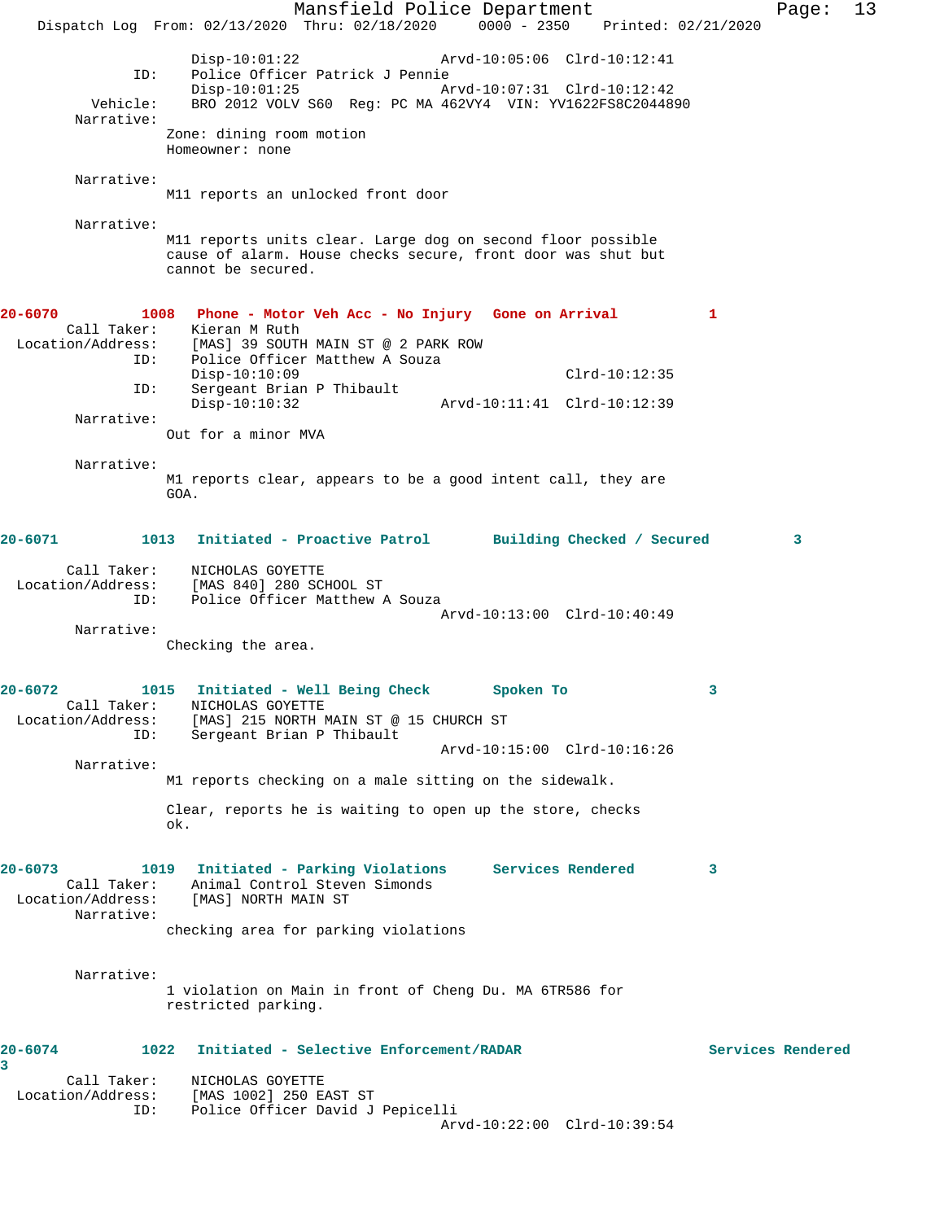```
                Disp-10:01:22                 Arvd-10:05:06  Clrd-10:12:41
            ID:    Police Officer Patrick J Pennie
                Disp-10:01:25                 Arvd-10:07:31  Clrd-10:12:42
       Vehicle:    BRO 2012 VOLV S60  Reg: PC MA 462VY4  VIN: YV1622FS8C2044890
     Narrative:
               Zone: dining room motion
               Homeowner: none

     Narrative:
               M11 reports an unlocked front door

     Narrative:
               M11 reports units clear. Large dog on second floor possible
               cause of alarm. House checks secure, front door was shut but
               cannot be secured.


20-6070          1008   Phone - Motor Veh Acc - No Injury   Gone on Arrival          1
        Call Taker:    Kieran M Ruth
  Location/Address:    [MAS] 39 SOUTH MAIN ST @ 2 PARK ROW
                ID:    Police Officer Matthew A Souza
                       Disp-10:10:09                         Clrd-10:12:35
                ID:    Sergeant Brian P Thibault
                       Disp-10:10:32             Arvd-10:11:41  Clrd-10:12:39
         Narrative:
                       Out for a minor MVA

         Narrative:
                       M1 reports clear, appears to be a good intent call, they are
                       GOA.


20-6071          1013   Initiated - Proactive Patrol       Building Checked / Secured         3

        Call Taker:    NICHOLAS GOYETTE
  Location/Address:    [MAS 840] 280 SCHOOL ST
                ID:    Police Officer Matthew A Souza
                                                 Arvd-10:13:00  Clrd-10:40:49
         Narrative:
                       Checking the area.


20-6072          1015   Initiated - Well Being Check       Spoken To                 3
        Call Taker:    NICHOLAS GOYETTE
  Location/Address:    [MAS] 215 NORTH MAIN ST @ 15 CHURCH ST
                ID:    Sergeant Brian P Thibault
                                                 Arvd-10:15:00  Clrd-10:16:26
         Narrative:
                       M1 reports checking on a male sitting on the sidewalk.

                       Clear, reports he is waiting to open up the store, checks
                       ok.


20-6073          1019   Initiated - Parking Violations     Services Rendered         3
        Call Taker:    Animal Control Steven Simonds
  Location/Address:    [MAS] NORTH MAIN ST
         Narrative:
                       checking area for parking violations


         Narrative:
                       1 violation on Main in front of Cheng Du. MA 6TR586 for
                       restricted parking.


20-6074          1022   Initiated - Selective Enforcement/RADAR                Services Rendered
3
        Call Taker:    NICHOLAS GOYETTE
  Location/Address:    [MAS 1002] 250 EAST ST
                ID:    Police Officer David J Pepicelli
                                                 Arvd-10:22:00  Clrd-10:39:54
```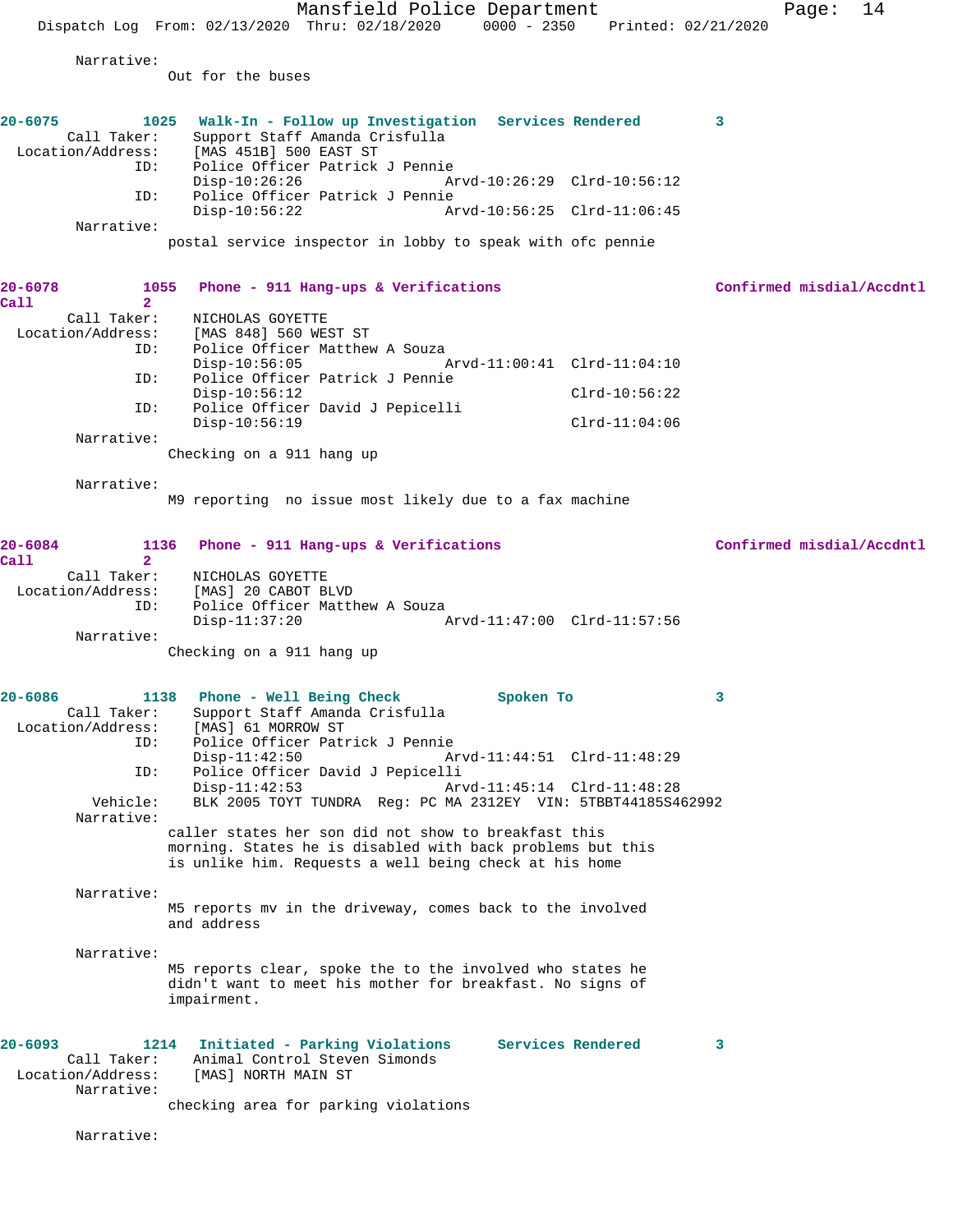Narrative:
Out for the buses

**20-6075** 1025 **Walk-In - Follow up Investigation** **Services Rendered** 3

Call Taker: Support Staff Amanda Crisfulla
Location/Address: [MAS 451B] 500 EAST ST
ID: Police Officer Patrick J Pennie
Disp-10:26:26 Arvd-10:26:29 Clrd-10:56:12
ID: Police Officer Patrick J Pennie
Disp-10:56:22 Arvd-10:56:25 Clrd-11:06:45
Narrative:
postal service inspector in lobby to speak with ofc pennie

**20-6078** 1055 **Phone - 911 Hang-ups & Verifications** **Confirmed misdial/Accdntl Call** 2

Call Taker: NICHOLAS GOYETTE
Location/Address: [MAS 848] 560 WEST ST
ID: Police Officer Matthew A Souza
Disp-10:56:05 Arvd-11:00:41 Clrd-11:04:10
ID: Police Officer Patrick J Pennie
Disp-10:56:12 Clrd-10:56:22
ID: Police Officer David J Pepicelli
Disp-10:56:19 Clrd-11:04:06
Narrative:
Checking on a 911 hang up

Narrative:
M9 reporting no issue most likely due to a fax machine

**20-6084** 1136 **Phone - 911 Hang-ups & Verifications** **Confirmed misdial/Accdntl Call** 2

Call Taker: NICHOLAS GOYETTE
Location/Address: [MAS] 20 CABOT BLVD
ID: Police Officer Matthew A Souza
Disp-11:37:20 Arvd-11:47:00 Clrd-11:57:56
Narrative:
Checking on a 911 hang up

**20-6086** 1138 **Phone - Well Being Check** **Spoken To** 3

Call Taker: Support Staff Amanda Crisfulla
Location/Address: [MAS] 61 MORROW ST
ID: Police Officer Patrick J Pennie
Disp-11:42:50 Arvd-11:44:51 Clrd-11:48:29
ID: Police Officer David J Pepicelli
Disp-11:42:53 Arvd-11:45:14 Clrd-11:48:28
Vehicle: BLK 2005 TOYT TUNDRA Reg: PC MA 2312EY VIN: 5TBBT44185S462992
Narrative:
caller states her son did not show to breakfast this morning. States he is disabled with back problems but this is unlike him. Requests a well being check at his home

Narrative:
M5 reports mv in the driveway, comes back to the involved and address

Narrative:
M5 reports clear, spoke the to the involved who states he didn't want to meet his mother for breakfast. No signs of impairment.

**20-6093** 1214 **Initiated - Parking Violations** **Services Rendered** 3

Call Taker: Animal Control Steven Simonds
Location/Address: [MAS] NORTH MAIN ST
Narrative:
checking area for parking violations

Narrative: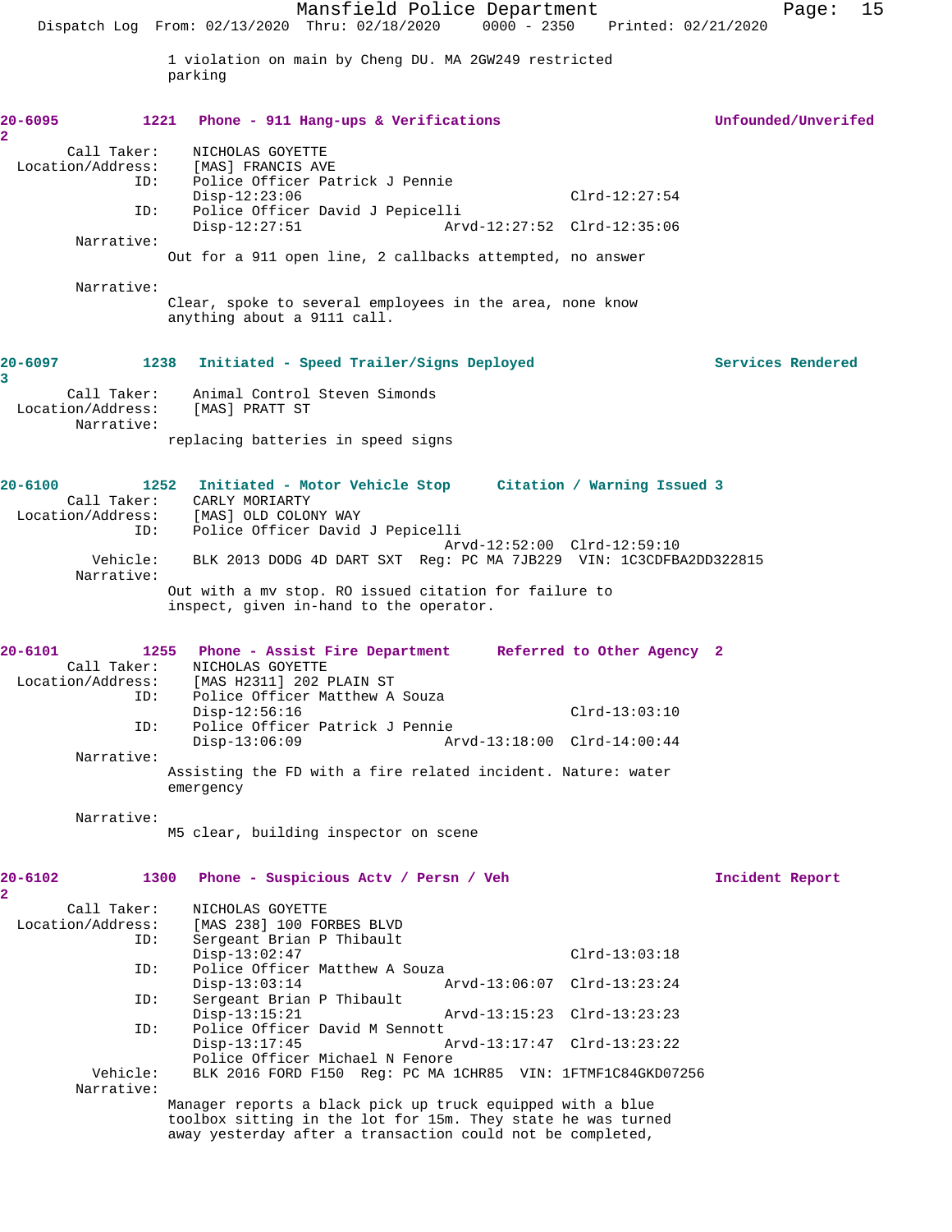1 violation on main by Cheng DU. MA 2GW249 restricted parking

**20-6095** 1221 **Phone - 911 Hang-ups & Verifications** **Unfounded/Unverifed 2**

Call Taker: NICHOLAS GOYETTE
Location/Address: [MAS] FRANCIS AVE
ID: Police Officer Patrick J Pennie
Disp-12:23:06 Clrd-12:27:54
ID: Police Officer David J Pepicelli
Disp-12:27:51 Arvd-12:27:52 Clrd-12:35:06
Narrative:
Out for a 911 open line, 2 callbacks attempted, no answer

Narrative:
Clear, spoke to several employees in the area, none know anything about a 9111 call.

**20-6097** 1238 **Initiated - Speed Trailer/Signs Deployed** **Services Rendered 3**

Call Taker: Animal Control Steven Simonds
Location/Address: [MAS] PRATT ST
Narrative:
replacing batteries in speed signs

**20-6100** 1252 **Initiated - Motor Vehicle Stop** **Citation / Warning Issued 3**

Call Taker: CARLY MORIARTY
Location/Address: [MAS] OLD COLONY WAY
ID: Police Officer David J Pepicelli
Arvd-12:52:00 Clrd-12:59:10
Vehicle: BLK 2013 DODG 4D DART SXT Reg: PC MA 7JB229 VIN: 1C3CDFBA2DD322815
Narrative:
Out with a mv stop. RO issued citation for failure to inspect, given in-hand to the operator.

**20-6101** 1255 **Phone - Assist Fire Department** **Referred to Other Agency 2**

Call Taker: NICHOLAS GOYETTE
Location/Address: [MAS H2311] 202 PLAIN ST
ID: Police Officer Matthew A Souza
Disp-12:56:16 Clrd-13:03:10
ID: Police Officer Patrick J Pennie
Disp-13:06:09 Arvd-13:18:00 Clrd-14:00:44
Narrative:
Assisting the FD with a fire related incident. Nature: water emergency

Narrative:
M5 clear, building inspector on scene

**20-6102** 1300 **Phone - Suspicious Actv / Persn / Veh** **Incident Report 2**

Call Taker: NICHOLAS GOYETTE
Location/Address: [MAS 238] 100 FORBES BLVD
ID: Sergeant Brian P Thibault
Disp-13:02:47 Clrd-13:03:18
ID: Police Officer Matthew A Souza
Disp-13:03:14 Arvd-13:06:07 Clrd-13:23:24
ID: Sergeant Brian P Thibault
Disp-13:15:21 Arvd-13:15:23 Clrd-13:23:23
ID: Police Officer David M Sennott
Disp-13:17:45 Arvd-13:17:47 Clrd-13:23:22
Police Officer Michael N Fenore
Vehicle: BLK 2016 FORD F150 Reg: PC MA 1CHR85 VIN: 1FTMF1C84GKD07256
Narrative:
Manager reports a black pick up truck equipped with a blue toolbox sitting in the lot for 15m. They state he was turned away yesterday after a transaction could not be completed,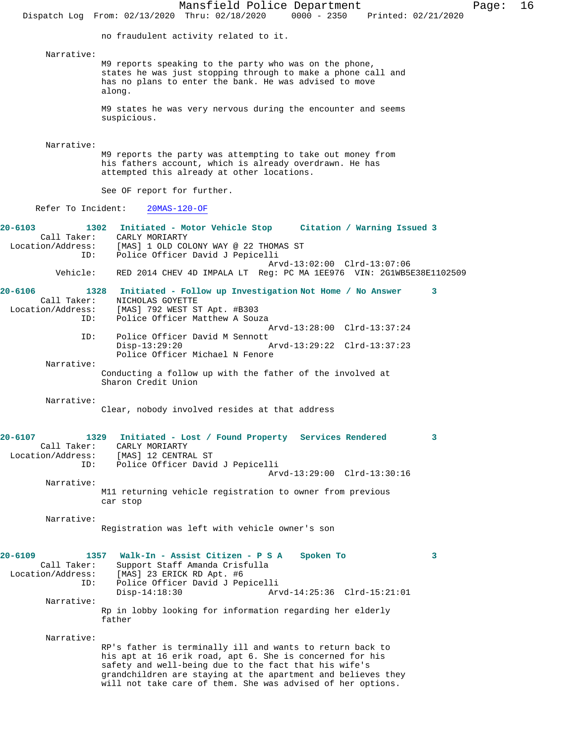no fraudulent activity related to it.

Narrative:
M9 reports speaking to the party who was on the phone, states he was just stopping through to make a phone call and has no plans to enter the bank. He was advised to move along.

M9 states he was very nervous during the encounter and seems suspicious.

Narrative:
M9 reports the party was attempting to take out money from his fathers account, which is already overdrawn. He has attempted this already at other locations.

See OF report for further.

Refer To Incident: 20MAS-120-OF

**20-6103 1302 Initiated - Motor Vehicle Stop Citation / Warning Issued 3**

Call Taker: CARLY MORIARTY
Location/Address: [MAS] 1 OLD COLONY WAY @ 22 THOMAS ST
ID: Police Officer David J Pepicelli
Arvd-13:02:00 Clrd-13:07:06
Vehicle: RED 2014 CHEV 4D IMPALA LT Reg: PC MA 1EE976 VIN: 2G1WB5E38E1102509

**20-6106 1328 Initiated - Follow up Investigation Not Home / No Answer 3**

Call Taker: NICHOLAS GOYETTE
Location/Address: [MAS] 792 WEST ST Apt. #B303
ID: Police Officer Matthew A Souza
Arvd-13:28:00 Clrd-13:37:24
ID: Police Officer David M Sennott
Disp-13:29:20 Arvd-13:29:22 Clrd-13:37:23
Police Officer Michael N Fenore

Narrative:
Conducting a follow up with the father of the involved at Sharon Credit Union

Narrative:
Clear, nobody involved resides at that address

**20-6107 1329 Initiated - Lost / Found Property Services Rendered 3**

Call Taker: CARLY MORIARTY
Location/Address: [MAS] 12 CENTRAL ST
ID: Police Officer David J Pepicelli
Arvd-13:29:00 Clrd-13:30:16

Narrative:
M11 returning vehicle registration to owner from previous car stop

Narrative:
Registration was left with vehicle owner's son

**20-6109 1357 Walk-In - Assist Citizen - P S A Spoken To 3**

Call Taker: Support Staff Amanda Crisfulla
Location/Address: [MAS] 23 ERICK RD Apt. #6
ID: Police Officer David J Pepicelli
Disp-14:18:30 Arvd-14:25:36 Clrd-15:21:01

Narrative:
Rp in lobby looking for information regarding her elderly father

Narrative:
RP's father is terminally ill and wants to return back to his apt at 16 erik road, apt 6. She is concerned for his safety and well-being due to the fact that his wife's grandchildren are staying at the apartment and believes they will not take care of them. She was advised of her options.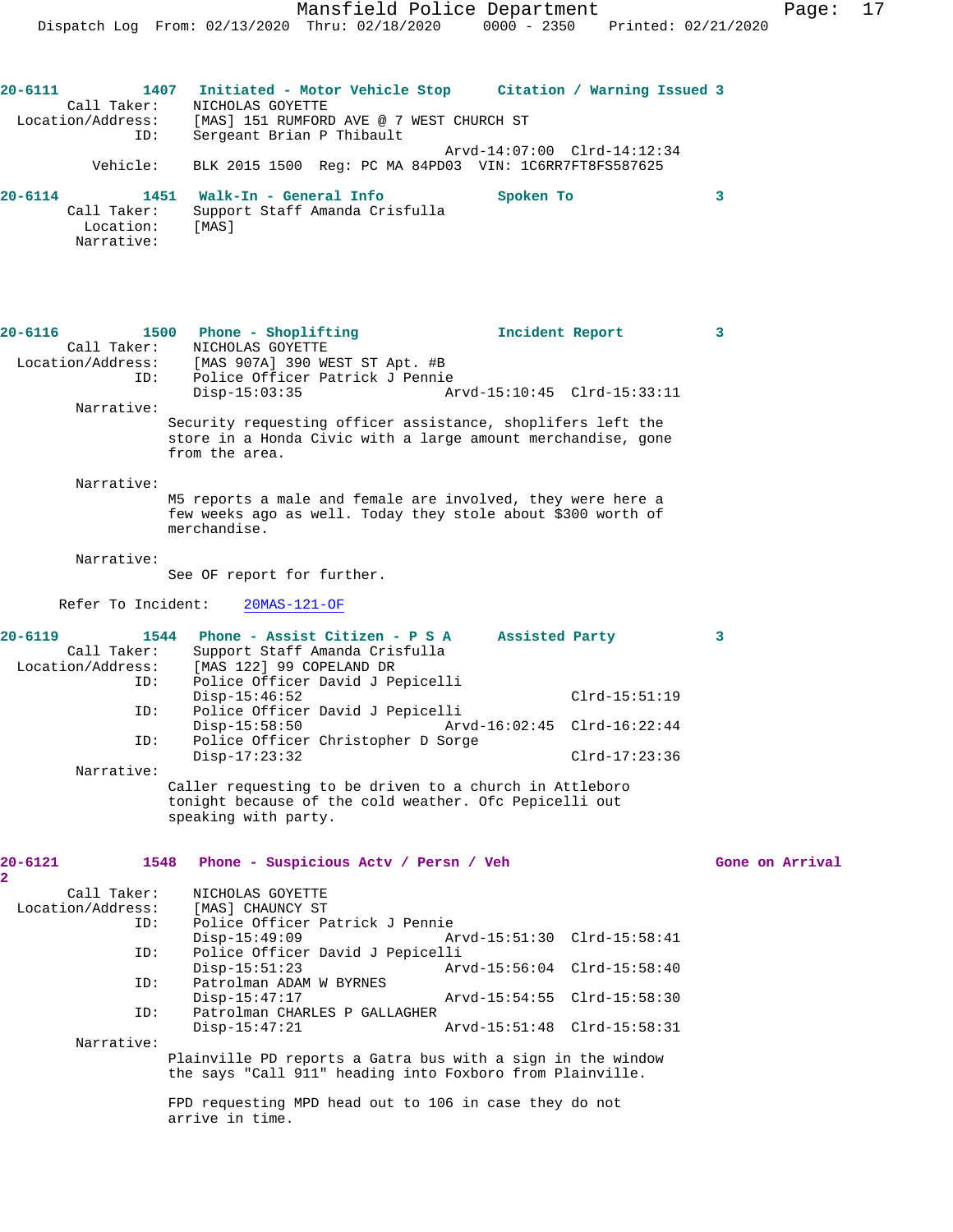**20-6111** 1407 **Initiated - Motor Vehicle Stop** **Citation / Warning Issued 3**

Call Taker: NICHOLAS GOYETTE
Location/Address: [MAS] 151 RUMFORD AVE @ 7 WEST CHURCH ST
ID: Sergeant Brian P Thibault
Arvd-14:07:00 Clrd-14:12:34
Vehicle: BLK 2015 1500 Reg: PC MA 84PD03 VIN: 1C6RR7FT8FS587625

**20-6114** 1451 **Walk-In - General Info** **Spoken To** **3**

Call Taker: Support Staff Amanda Crisfulla
Location: [MAS]
Narrative:

**20-6116** 1500 **Phone - Shoplifting** **Incident Report** **3**

Call Taker: NICHOLAS GOYETTE
Location/Address: [MAS 907A] 390 WEST ST Apt. #B
ID: Police Officer Patrick J Pennie
Disp-15:03:35 Arvd-15:10:45 Clrd-15:33:11
Narrative:
Security requesting officer assistance, shoplifers left the store in a Honda Civic with a large amount merchandise, gone from the area.

Narrative:
M5 reports a male and female are involved, they were here a few weeks ago as well. Today they stole about $300 worth of merchandise.

Narrative:
See OF report for further.

Refer To Incident: 20MAS-121-OF

**20-6119** 1544 **Phone - Assist Citizen - P S A** **Assisted Party** **3**

Call Taker: Support Staff Amanda Crisfulla
Location/Address: [MAS 122] 99 COPELAND DR
ID: Police Officer David J Pepicelli
Disp-15:46:52 Clrd-15:51:19
ID: Police Officer David J Pepicelli
Disp-15:58:50 Arvd-16:02:45 Clrd-16:22:44
ID: Police Officer Christopher D Sorge
Disp-17:23:32 Clrd-17:23:36
Narrative:
Caller requesting to be driven to a church in Attleboro tonight because of the cold weather. Ofc Pepicelli out speaking with party.

**20-6121** 1548 **Phone - Suspicious Actv / Persn / Veh** **Gone on Arrival** **2**

Call Taker: NICHOLAS GOYETTE
Location/Address: [MAS] CHAUNCY ST
ID: Police Officer Patrick J Pennie
Disp-15:49:09 Arvd-15:51:30 Clrd-15:58:41
ID: Police Officer David J Pepicelli
Disp-15:51:23 Arvd-15:56:04 Clrd-15:58:40
ID: Patrolman ADAM W BYRNES
Disp-15:47:17 Arvd-15:54:55 Clrd-15:58:30
ID: Patrolman CHARLES P GALLAGHER
Disp-15:47:21 Arvd-15:51:48 Clrd-15:58:31
Narrative:
Plainville PD reports a Gatra bus with a sign in the window the says "Call 911" heading into Foxboro from Plainville.

FPD requesting MPD head out to 106 in case they do not arrive in time.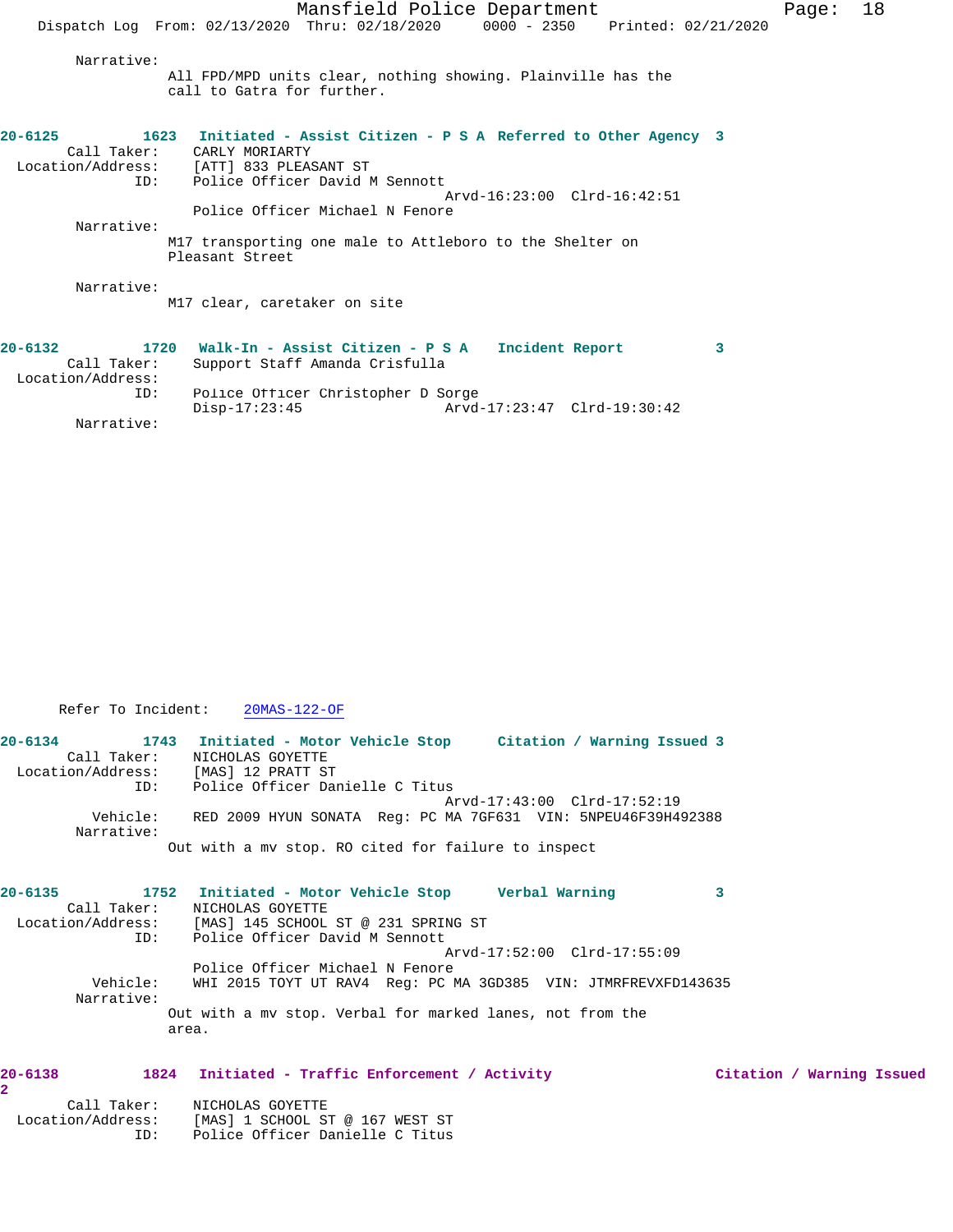Narrative:
All FPD/MPD units clear, nothing showing. Plainville has the call to Gatra for further.

**20-6125 1623 Initiated - Assist Citizen - P S A Referred to Other Agency 3**

Call Taker: CARLY MORIARTY
Location/Address: [ATT] 833 PLEASANT ST
ID: Police Officer David M Sennott
Arvd-16:23:00 Clrd-16:42:51
Police Officer Michael N Fenore

Narrative:
M17 transporting one male to Attleboro to the Shelter on Pleasant Street

Narrative:
M17 clear, caretaker on site

**20-6132 1720 Walk-In - Assist Citizen - P S A Incident Report 3**

Call Taker: Support Staff Amanda Crisfulla
Location/Address:
ID: Police Officer Christopher D Sorge
Disp-17:23:45 Arvd-17:23:47 Clrd-19:30:42

Narrative:

Refer To Incident: 20MAS-122-OF

**20-6134 1743 Initiated - Motor Vehicle Stop Citation / Warning Issued 3**

Call Taker: NICHOLAS GOYETTE
Location/Address: [MAS] 12 PRATT ST
ID: Police Officer Danielle C Titus
Arvd-17:43:00 Clrd-17:52:19
Vehicle: RED 2009 HYUN SONATA Reg: PC MA 7GF631 VIN: 5NPEU46F39H492388

Narrative:
Out with a mv stop. RO cited for failure to inspect

**20-6135 1752 Initiated - Motor Vehicle Stop Verbal Warning 3**

Call Taker: NICHOLAS GOYETTE
Location/Address: [MAS] 145 SCHOOL ST @ 231 SPRING ST
ID: Police Officer David M Sennott
Arvd-17:52:00 Clrd-17:55:09
Police Officer Michael N Fenore
Vehicle: WHI 2015 TOYT UT RAV4 Reg: PC MA 3GD385 VIN: JTMRFREVXFD143635

Narrative:
Out with a mv stop. Verbal for marked lanes, not from the area.

**20-6138 1824 Initiated - Traffic Enforcement / Activity Citation / Warning Issued 2**

Call Taker: NICHOLAS GOYETTE
Location/Address: [MAS] 1 SCHOOL ST @ 167 WEST ST
ID: Police Officer Danielle C Titus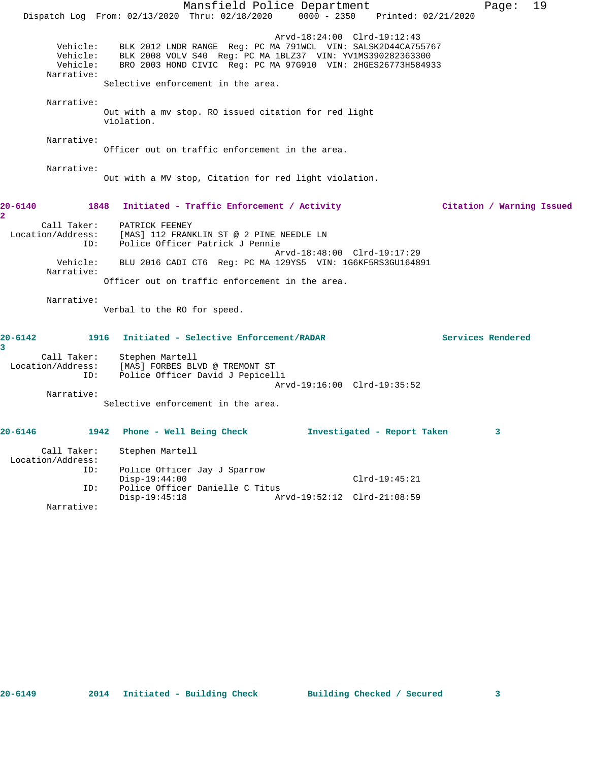Arvd-18:24:00  Clrd-19:12:43

Vehicle: BLK 2012 LNDR RANGE  Reg: PC MA 791WCL  VIN: SALSK2D44CA755767
Vehicle: BLK 2008 VOLV S40  Reg: PC MA 1BLZ37  VIN: YV1MS390282363300
Vehicle: BRO 2003 HOND CIVIC  Reg: PC MA 97G910  VIN: 2HGES26773H584933

Narrative:
Selective enforcement in the area.

Narrative:
Out with a mv stop. RO issued citation for red light violation.

Narrative:
Officer out on traffic enforcement in the area.

Narrative:
Out with a MV stop, Citation for red light violation.

**20-6140  1848  Initiated - Traffic Enforcement / Activity  Citation / Warning Issued  2**

Call Taker: PATRICK FEENEY
Location/Address: [MAS] 112 FRANKLIN ST @ 2 PINE NEEDLE LN
ID: Police Officer Patrick J Pennie
Arvd-18:48:00  Clrd-19:17:29
Vehicle: BLU 2016 CADI CT6  Reg: PC MA 129YS5  VIN: 1G6KF5RS3GU164891

Narrative:
Officer out on traffic enforcement in the area.

Narrative:
Verbal to the RO for speed.

**20-6142  1916  Initiated - Selective Enforcement/RADAR  Services Rendered  3**

Call Taker: Stephen Martell
Location/Address: [MAS] FORBES BLVD @ TREMONT ST
ID: Police Officer David J Pepicelli
Arvd-19:16:00  Clrd-19:35:52

Narrative:
Selective enforcement in the area.

**20-6146  1942  Phone - Well Being Check  Investigated - Report Taken  3**

Call Taker: Stephen Martell
Location/Address:
ID: Police Officer Jay J Sparrow
Disp-19:44:00  Clrd-19:45:21
ID: Police Officer Danielle C Titus
Disp-19:45:18  Arvd-19:52:12  Clrd-21:08:59

Narrative:

**20-6149  2014  Initiated - Building Check  Building Checked / Secured  3**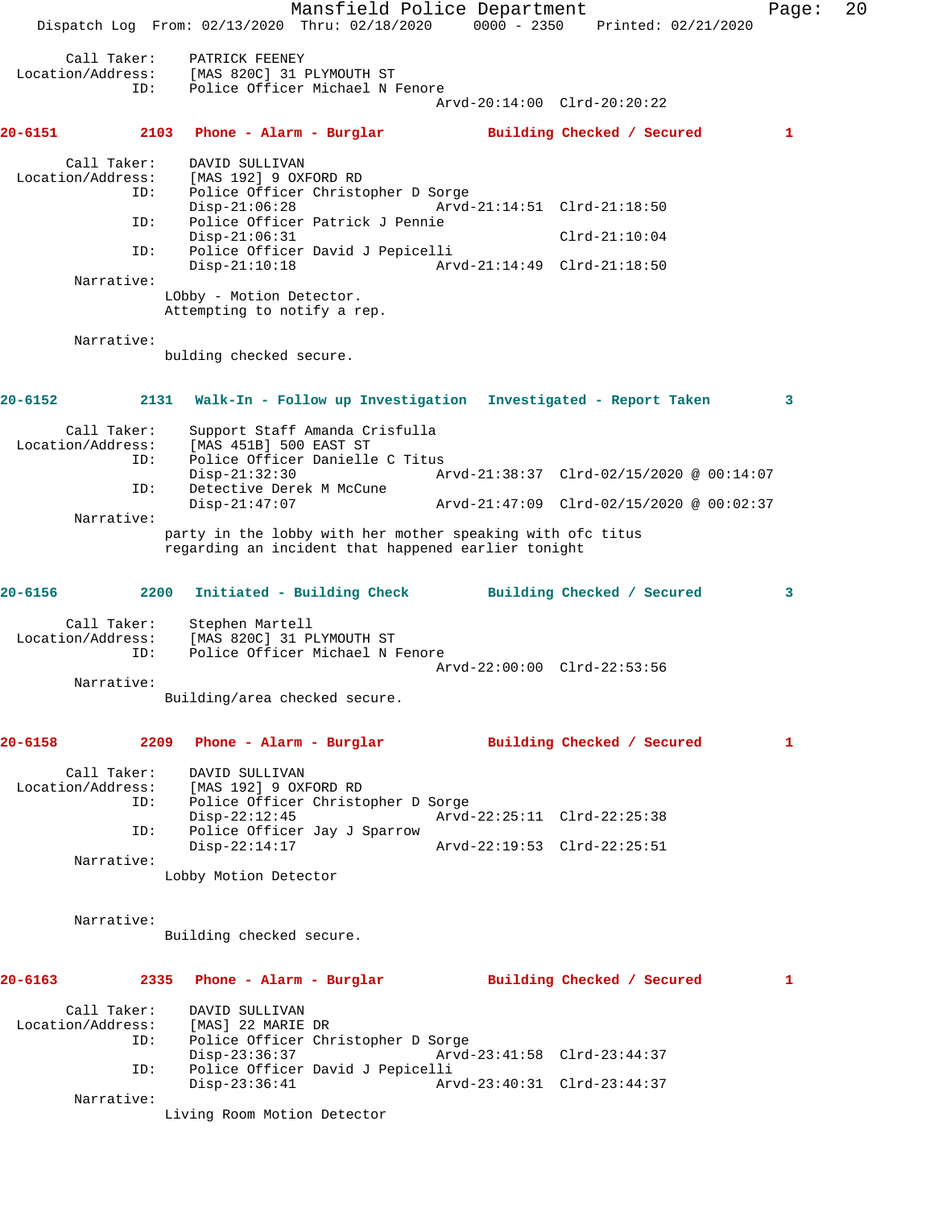Call Taker: PATRICK FEENEY
Location/Address: [MAS 820C] 31 PLYMOUTH ST
ID: Police Officer Michael N Fenore
Arvd-20:14:00 Clrd-20:20:22

**20-6151 2103 Phone - Alarm - Burglar Building Checked / Secured 1**

Call Taker: DAVID SULLIVAN
Location/Address: [MAS 192] 9 OXFORD RD
ID: Police Officer Christopher D Sorge
Disp-21:06:28 Arvd-21:14:51 Clrd-21:18:50
ID: Police Officer Patrick J Pennie
Disp-21:06:31 Clrd-21:10:04
ID: Police Officer David J Pepicelli
Disp-21:10:18 Arvd-21:14:49 Clrd-21:18:50
Narrative:
LObby - Motion Detector.
Attempting to notify a rep.

Narrative:
bulding checked secure.

**20-6152 2131 Walk-In - Follow up Investigation Investigated - Report Taken 3**

Call Taker: Support Staff Amanda Crisfulla
Location/Address: [MAS 451B] 500 EAST ST
ID: Police Officer Danielle C Titus
Disp-21:32:30 Arvd-21:38:37 Clrd-02/15/2020 @ 00:14:07
ID: Detective Derek M McCune
Disp-21:47:07 Arvd-21:47:09 Clrd-02/15/2020 @ 00:02:37
Narrative:
party in the lobby with her mother speaking with ofc titus
regarding an incident that happened earlier tonight

**20-6156 2200 Initiated - Building Check Building Checked / Secured 3**

Call Taker: Stephen Martell
Location/Address: [MAS 820C] 31 PLYMOUTH ST
ID: Police Officer Michael N Fenore
Arvd-22:00:00 Clrd-22:53:56
Narrative:
Building/area checked secure.

**20-6158 2209 Phone - Alarm - Burglar Building Checked / Secured 1**

Call Taker: DAVID SULLIVAN
Location/Address: [MAS 192] 9 OXFORD RD
ID: Police Officer Christopher D Sorge
Disp-22:12:45 Arvd-22:25:11 Clrd-22:25:38
ID: Police Officer Jay J Sparrow
Disp-22:14:17 Arvd-22:19:53 Clrd-22:25:51
Narrative:
Lobby Motion Detector

Narrative:
Building checked secure.

**20-6163 2335 Phone - Alarm - Burglar Building Checked / Secured 1**

Call Taker: DAVID SULLIVAN
Location/Address: [MAS] 22 MARIE DR
ID: Police Officer Christopher D Sorge
Disp-23:36:37 Arvd-23:41:58 Clrd-23:44:37
ID: Police Officer David J Pepicelli
Disp-23:36:41 Arvd-23:40:31 Clrd-23:44:37
Narrative:
Living Room Motion Detector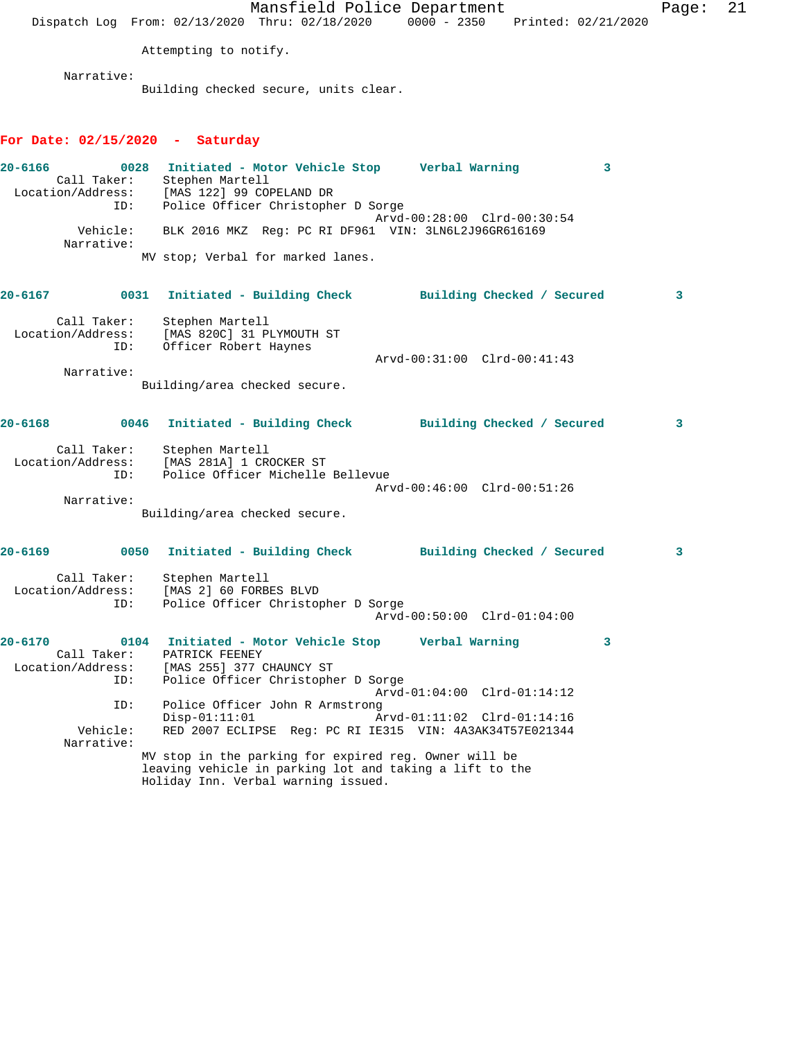Attempting to notify.

Narrative:
Building checked secure, units clear.

## For Date: 02/15/2020 - Saturday

**20-6166** 0028 **Initiated - Motor Vehicle Stop** **Verbal Warning** 3

Call Taker: Stephen Martell
Location/Address: [MAS 122] 99 COPELAND DR
ID: Police Officer Christopher D Sorge
Arvd-00:28:00 Clrd-00:30:54
Vehicle: BLK 2016 MKZ Reg: PC RI DF961 VIN: 3LN6L2J96GR616169
Narrative:
MV stop; Verbal for marked lanes.

**20-6167** 0031 **Initiated - Building Check** **Building Checked / Secured** 3

Call Taker: Stephen Martell
Location/Address: [MAS 820C] 31 PLYMOUTH ST
ID: Officer Robert Haynes
Arvd-00:31:00 Clrd-00:41:43
Narrative:
Building/area checked secure.

**20-6168** 0046 **Initiated - Building Check** **Building Checked / Secured** 3

Call Taker: Stephen Martell
Location/Address: [MAS 281A] 1 CROCKER ST
ID: Police Officer Michelle Bellevue
Arvd-00:46:00 Clrd-00:51:26
Narrative:
Building/area checked secure.

**20-6169** 0050 **Initiated - Building Check** **Building Checked / Secured** 3

Call Taker: Stephen Martell
Location/Address: [MAS 2] 60 FORBES BLVD
ID: Police Officer Christopher D Sorge
Arvd-00:50:00 Clrd-01:04:00

**20-6170** 0104 **Initiated - Motor Vehicle Stop** **Verbal Warning** 3

Call Taker: PATRICK FEENEY
Location/Address: [MAS 255] 377 CHAUNCY ST
ID: Police Officer Christopher D Sorge
Arvd-01:04:00 Clrd-01:14:12
ID: Police Officer John R Armstrong
Disp-01:11:01 Arvd-01:11:02 Clrd-01:14:16
Vehicle: RED 2007 ECLIPSE Reg: PC RI IE315 VIN: 4A3AK34T57E021344
Narrative:
MV stop in the parking for expired reg. Owner will be leaving vehicle in parking lot and taking a lift to the Holiday Inn. Verbal warning issued.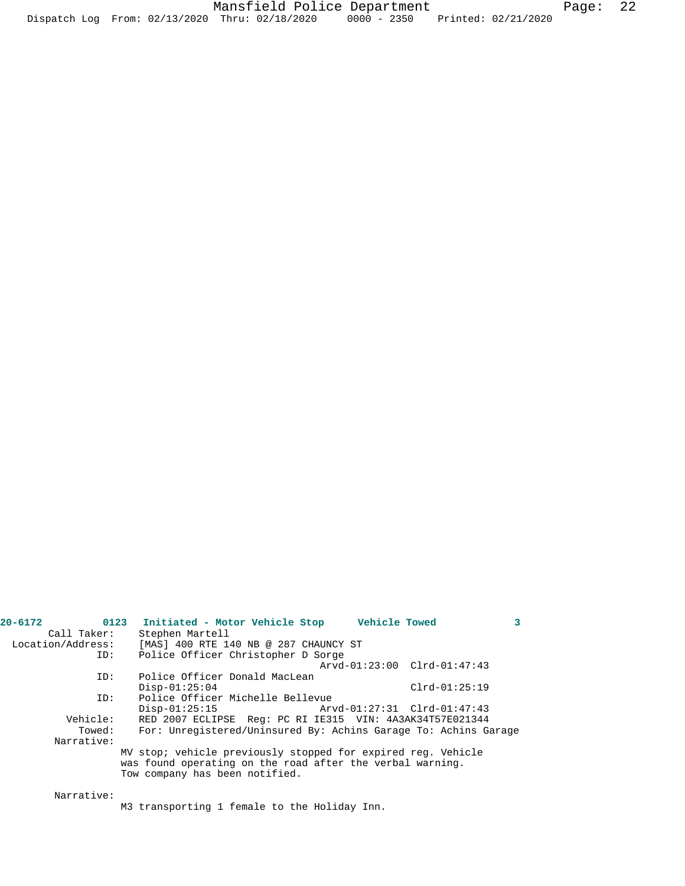**20-6172 0123 Initiated - Motor Vehicle Stop Vehicle Towed 3**

```
       Call Taker:    Stephen Martell
 Location/Address:    [MAS] 400 RTE 140 NB @ 287 CHAUNCY ST
               ID:    Police Officer Christopher D Sorge
                                          Arvd-01:23:00  Clrd-01:47:43
               ID:    Police Officer Donald MacLean
                      Disp-01:25:04                      Clrd-01:25:19
               ID:    Police Officer Michelle Bellevue
                      Disp-01:25:15       Arvd-01:27:31  Clrd-01:47:43
          Vehicle:    RED 2007 ECLIPSE  Reg: PC RI IE315  VIN: 4A3AK34T57E021344
            Towed:    For: Unregistered/Uninsured By: Achins Garage To: Achins Garage
        Narrative:
                    MV stop; vehicle previously stopped for expired reg. Vehicle
                    was found operating on the road after the verbal warning.
                    Tow company has been notified.

        Narrative:
                    M3 transporting 1 female to the Holiday Inn.
```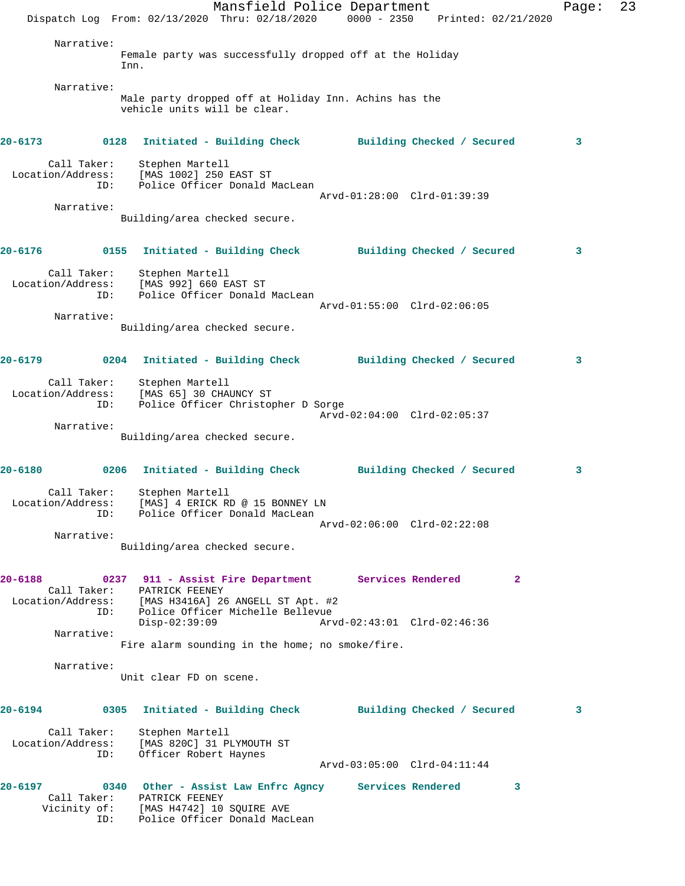Narrative:
Female party was successfully dropped off at the Holiday Inn.

Narrative:
Male party dropped off at Holiday Inn. Achins has the vehicle units will be clear.

**20-6173 0128 Initiated - Building Check — Building Checked / Secured — 3**

Call Taker: Stephen Martell
Location/Address: [MAS 1002] 250 EAST ST
ID: Police Officer Donald MacLean
Arvd-01:28:00 Clrd-01:39:39

Narrative:
Building/area checked secure.

**20-6176 0155 Initiated - Building Check — Building Checked / Secured — 3**

Call Taker: Stephen Martell
Location/Address: [MAS 992] 660 EAST ST
ID: Police Officer Donald MacLean
Arvd-01:55:00 Clrd-02:06:05

Narrative:
Building/area checked secure.

**20-6179 0204 Initiated - Building Check — Building Checked / Secured — 3**

Call Taker: Stephen Martell
Location/Address: [MAS 65] 30 CHAUNCY ST
ID: Police Officer Christopher D Sorge
Arvd-02:04:00 Clrd-02:05:37

Narrative:
Building/area checked secure.

**20-6180 0206 Initiated - Building Check — Building Checked / Secured — 3**

Call Taker: Stephen Martell
Location/Address: [MAS] 4 ERICK RD @ 15 BONNEY LN
ID: Police Officer Donald MacLean
Arvd-02:06:00 Clrd-02:22:08

Narrative:
Building/area checked secure.

**20-6188 0237 911 - Assist Fire Department — Services Rendered — 2**

Call Taker: PATRICK FEENEY
Location/Address: [MAS H3416A] 26 ANGELL ST Apt. #2
ID: Police Officer Michelle Bellevue
Disp-02:39:09 Arvd-02:43:01 Clrd-02:46:36

Narrative:
Fire alarm sounding in the home; no smoke/fire.

Narrative:
Unit clear FD on scene.

**20-6194 0305 Initiated - Building Check — Building Checked / Secured — 3**

Call Taker: Stephen Martell
Location/Address: [MAS 820C] 31 PLYMOUTH ST
ID: Officer Robert Haynes
Arvd-03:05:00 Clrd-04:11:44

**20-6197 0340 Other - Assist Law Enfrc Agncy — Services Rendered — 3**

Call Taker: PATRICK FEENEY
Vicinity of: [MAS H4742] 10 SQUIRE AVE
ID: Police Officer Donald MacLean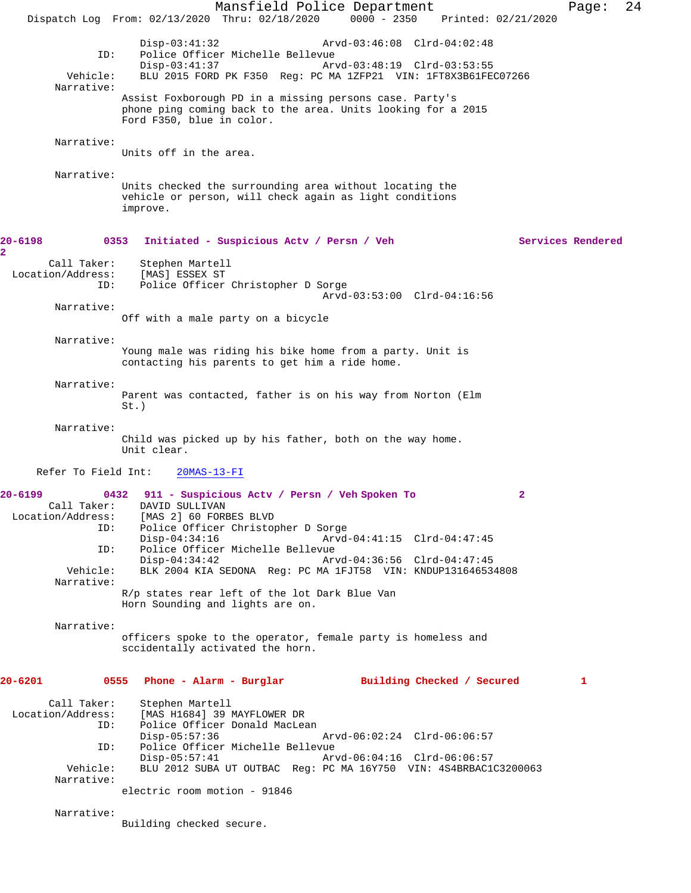Disp-03:41:32 Arvd-03:46:08 Clrd-04:02:48
ID: Police Officer Michelle Bellevue
Disp-03:41:37 Arvd-03:48:19 Clrd-03:53:55
Vehicle: BLU 2015 FORD PK F350 Reg: PC MA 1ZFP21 VIN: 1FT8X3B61FEC07266
Narrative:
Assist Foxborough PD in a missing persons case. Party's phone ping coming back to the area. Units looking for a 2015 Ford F350, blue in color.

Narrative:
Units off in the area.

Narrative:
Units checked the surrounding area without locating the vehicle or person, will check again as light conditions improve.

**20-6198 0353 Initiated - Suspicious Actv / Persn / Veh Services Rendered 2**

Call Taker: Stephen Martell
Location/Address: [MAS] ESSEX ST
ID: Police Officer Christopher D Sorge
Arvd-03:53:00 Clrd-04:16:56
Narrative:
Off with a male party on a bicycle

Narrative:
Young male was riding his bike home from a party. Unit is contacting his parents to get him a ride home.

Narrative:
Parent was contacted, father is on his way from Norton (Elm St.)

Narrative:
Child was picked up by his father, both on the way home. Unit clear.

Refer To Field Int: 20MAS-13-FI

**20-6199 0432 911 - Suspicious Actv / Persn / Veh Spoken To 2**

Call Taker: DAVID SULLIVAN
Location/Address: [MAS 2] 60 FORBES BLVD
ID: Police Officer Christopher D Sorge
Disp-04:34:16 Arvd-04:41:15 Clrd-04:47:45
ID: Police Officer Michelle Bellevue
Disp-04:34:42 Arvd-04:36:56 Clrd-04:47:45
Vehicle: BLK 2004 KIA SEDONA Reg: PC MA 1FJT58 VIN: KNDUP131646534808
Narrative:
R/p states rear left of the lot Dark Blue Van Horn Sounding and lights are on.

Narrative:
officers spoke to the operator, female party is homeless and sccidentally activated the horn.

**20-6201 0555 Phone - Alarm - Burglar Building Checked / Secured 1**

Call Taker: Stephen Martell
Location/Address: [MAS H1684] 39 MAYFLOWER DR
ID: Police Officer Donald MacLean
Disp-05:57:36 Arvd-06:02:24 Clrd-06:06:57
ID: Police Officer Michelle Bellevue
Disp-05:57:41 Arvd-06:04:16 Clrd-06:06:57
Vehicle: BLU 2012 SUBA UT OUTBAC Reg: PC MA 16Y750 VIN: 4S4BRBAC1C3200063
Narrative:
electric room motion - 91846

Narrative:
Building checked secure.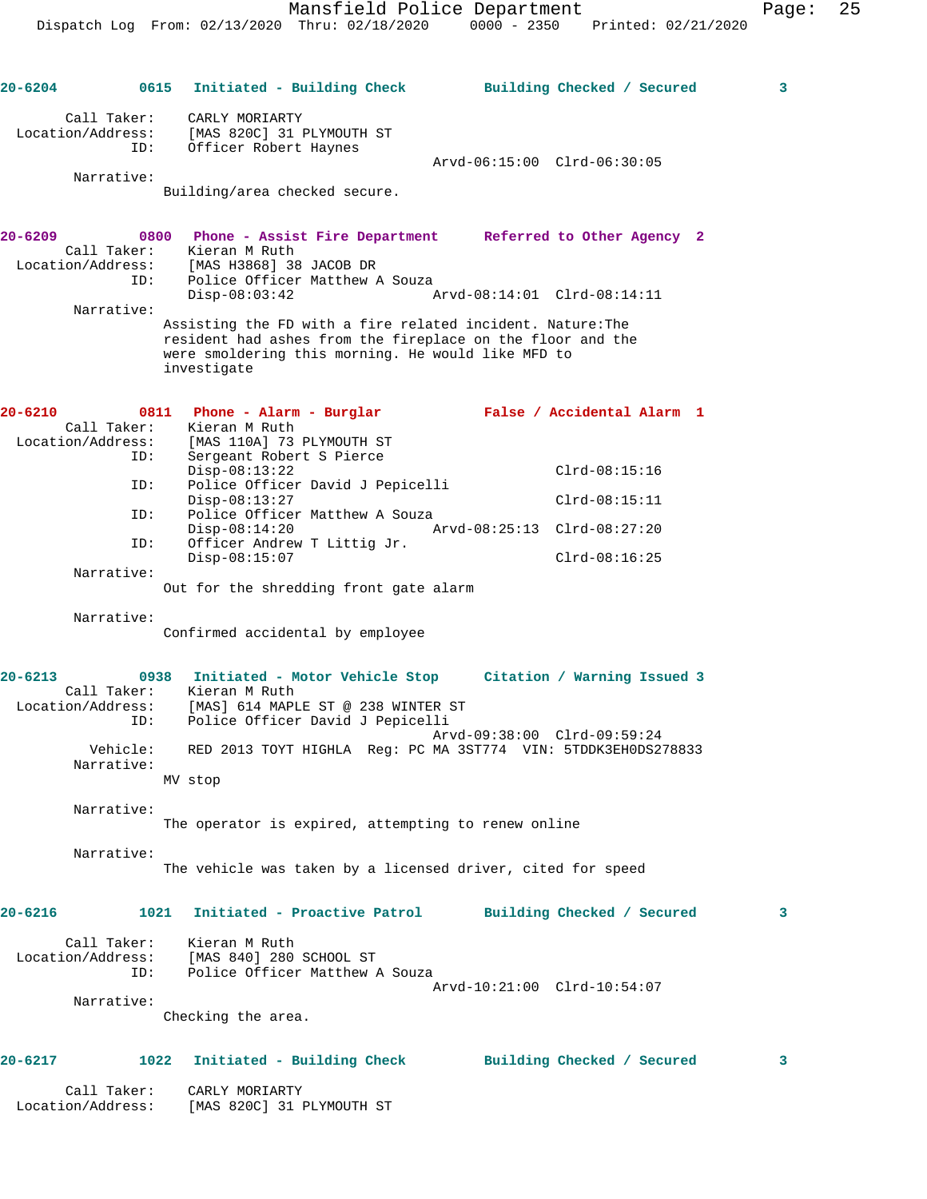**20-6204** 0615 Initiated - Building Check — Building Checked / Secured 3

Call Taker: CARLY MORIARTY
Location/Address: [MAS 820C] 31 PLYMOUTH ST
ID: Officer Robert Haynes
Arvd-06:15:00 Clrd-06:30:05

Narrative:
Building/area checked secure.

**20-6209** 0800 Phone - Assist Fire Department — Referred to Other Agency 2

Call Taker: Kieran M Ruth
Location/Address: [MAS H3868] 38 JACOB DR
ID: Police Officer Matthew A Souza
Disp-08:03:42 Arvd-08:14:01 Clrd-08:14:11

Narrative:
Assisting the FD with a fire related incident. Nature:The resident had ashes from the fireplace on the floor and the were smoldering this morning. He would like MFD to investigate

**20-6210** 0811 Phone - Alarm - Burglar — False / Accidental Alarm 1

Call Taker: Kieran M Ruth
Location/Address: [MAS 110A] 73 PLYMOUTH ST
ID: Sergeant Robert S Pierce
Disp-08:13:22 Clrd-08:15:16
ID: Police Officer David J Pepicelli
Disp-08:13:27 Clrd-08:15:11
ID: Police Officer Matthew A Souza
Disp-08:14:20 Arvd-08:25:13 Clrd-08:27:20
ID: Officer Andrew T Littig Jr.
Disp-08:15:07 Clrd-08:16:25

Narrative:
Out for the shredding front gate alarm

Narrative:
Confirmed accidental by employee

**20-6213** 0938 Initiated - Motor Vehicle Stop — Citation / Warning Issued 3

Call Taker: Kieran M Ruth
Location/Address: [MAS] 614 MAPLE ST @ 238 WINTER ST
ID: Police Officer David J Pepicelli
Arvd-09:38:00 Clrd-09:59:24
Vehicle: RED 2013 TOYT HIGHLA Reg: PC MA 3ST774 VIN: 5TDDK3EH0DS278833

Narrative:
MV stop

Narrative:
The operator is expired, attempting to renew online

Narrative:
The vehicle was taken by a licensed driver, cited for speed

**20-6216** 1021 Initiated - Proactive Patrol — Building Checked / Secured 3

Call Taker: Kieran M Ruth
Location/Address: [MAS 840] 280 SCHOOL ST
ID: Police Officer Matthew A Souza
Arvd-10:21:00 Clrd-10:54:07

Narrative:
Checking the area.

**20-6217** 1022 Initiated - Building Check — Building Checked / Secured 3

Call Taker: CARLY MORIARTY
Location/Address: [MAS 820C] 31 PLYMOUTH ST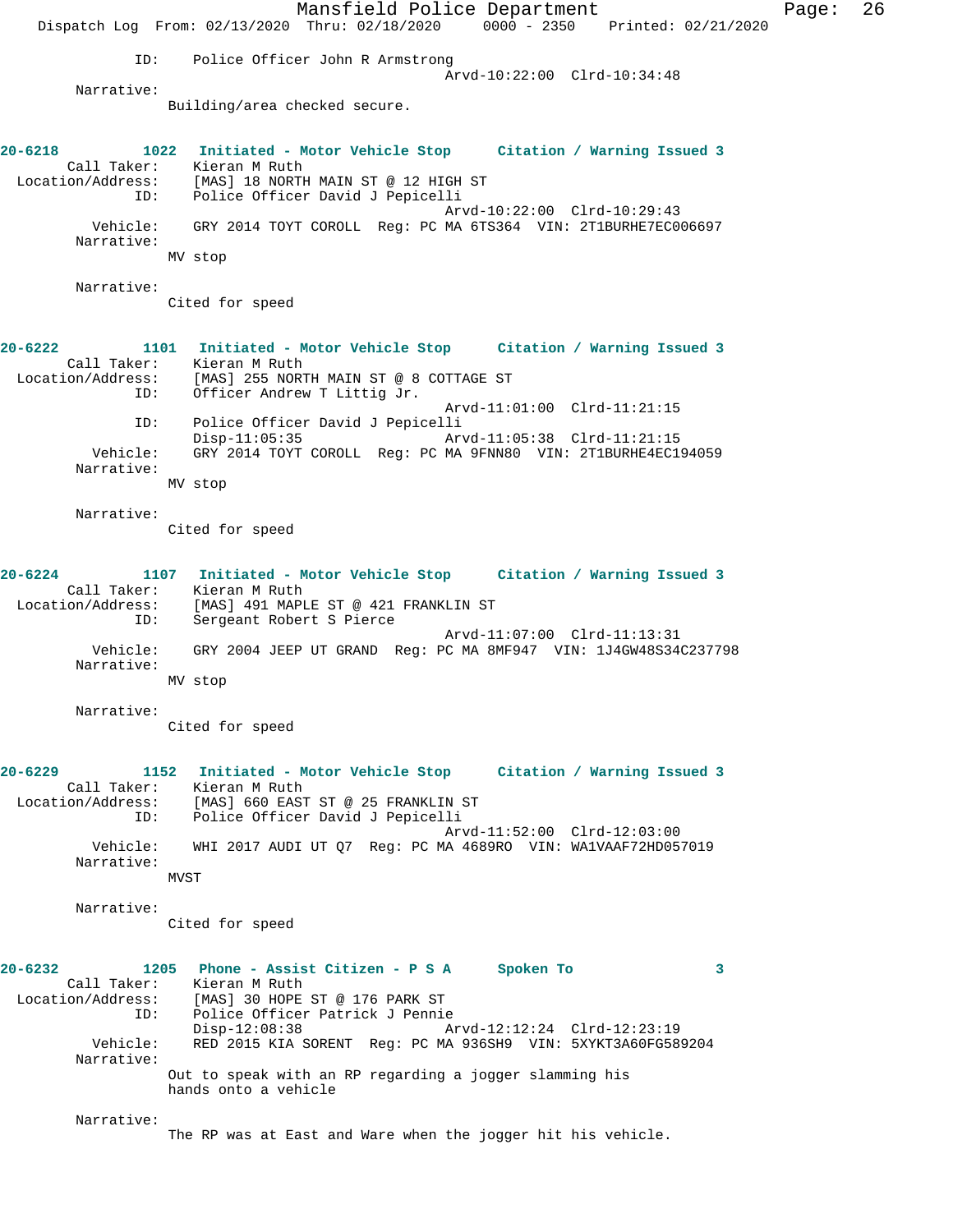ID: Police Officer John R Armstrong
Arvd-10:22:00 Clrd-10:34:48

Narrative:
Building/area checked secure.

**20-6218 1022 Initiated - Motor Vehicle Stop Citation / Warning Issued 3**

Call Taker: Kieran M Ruth
Location/Address: [MAS] 18 NORTH MAIN ST @ 12 HIGH ST
ID: Police Officer David J Pepicelli
Arvd-10:22:00 Clrd-10:29:43
Vehicle: GRY 2014 TOYT COROLL Reg: PC MA 6TS364 VIN: 2T1BURHE7EC006697
Narrative:
MV stop

Narrative:
Cited for speed

**20-6222 1101 Initiated - Motor Vehicle Stop Citation / Warning Issued 3**

Call Taker: Kieran M Ruth
Location/Address: [MAS] 255 NORTH MAIN ST @ 8 COTTAGE ST
ID: Officer Andrew T Littig Jr.
Arvd-11:01:00 Clrd-11:21:15
ID: Police Officer David J Pepicelli
Disp-11:05:35 Arvd-11:05:38 Clrd-11:21:15
Vehicle: GRY 2014 TOYT COROLL Reg: PC MA 9FNN80 VIN: 2T1BURHE4EC194059
Narrative:
MV stop

Narrative:
Cited for speed

**20-6224 1107 Initiated - Motor Vehicle Stop Citation / Warning Issued 3**

Call Taker: Kieran M Ruth
Location/Address: [MAS] 491 MAPLE ST @ 421 FRANKLIN ST
ID: Sergeant Robert S Pierce
Arvd-11:07:00 Clrd-11:13:31
Vehicle: GRY 2004 JEEP UT GRAND Reg: PC MA 8MF947 VIN: 1J4GW48S34C237798
Narrative:
MV stop

Narrative:
Cited for speed

**20-6229 1152 Initiated - Motor Vehicle Stop Citation / Warning Issued 3**

Call Taker: Kieran M Ruth
Location/Address: [MAS] 660 EAST ST @ 25 FRANKLIN ST
ID: Police Officer David J Pepicelli
Arvd-11:52:00 Clrd-12:03:00
Vehicle: WHI 2017 AUDI UT Q7 Reg: PC MA 4689RO VIN: WA1VAAF72HD057019
Narrative:
MVST

Narrative:
Cited for speed

**20-6232 1205 Phone - Assist Citizen - P S A Spoken To 3**

Call Taker: Kieran M Ruth
Location/Address: [MAS] 30 HOPE ST @ 176 PARK ST
ID: Police Officer Patrick J Pennie
Disp-12:08:38 Arvd-12:12:24 Clrd-12:23:19
Vehicle: RED 2015 KIA SORENT Reg: PC MA 936SH9 VIN: 5XYKT3A60FG589204
Narrative:
Out to speak with an RP regarding a jogger slamming his hands onto a vehicle

Narrative:
The RP was at East and Ware when the jogger hit his vehicle.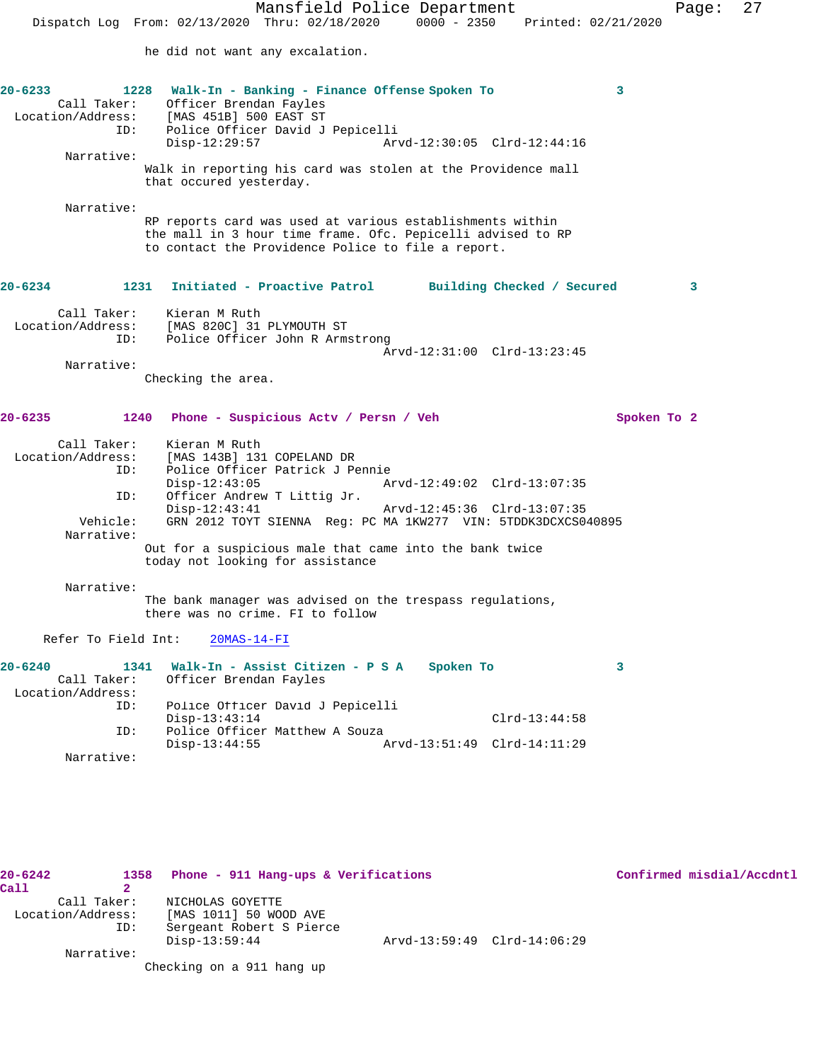he did not want any excalation.

**20-6233** 1228 **Walk-In - Banking - Finance Offense Spoken To** 3

Call Taker: Officer Brendan Fayles
Location/Address: [MAS 451B] 500 EAST ST
ID: Police Officer David J Pepicelli
Disp-12:29:57 Arvd-12:30:05 Clrd-12:44:16

Narrative:
Walk in reporting his card was stolen at the Providence mall that occured yesterday.

Narrative:
RP reports card was used at various establishments within the mall in 3 hour time frame. Ofc. Pepicelli advised to RP to contact the Providence Police to file a report.

**20-6234** 1231 **Initiated - Proactive Patrol Building Checked / Secured** 3

Call Taker: Kieran M Ruth
Location/Address: [MAS 820C] 31 PLYMOUTH ST
ID: Police Officer John R Armstrong
Arvd-12:31:00 Clrd-13:23:45

Narrative:
Checking the area.

**20-6235** 1240 **Phone - Suspicious Actv / Persn / Veh Spoken To** 2

Call Taker: Kieran M Ruth
Location/Address: [MAS 143B] 131 COPELAND DR
ID: Police Officer Patrick J Pennie
Disp-12:43:05 Arvd-12:49:02 Clrd-13:07:35
ID: Officer Andrew T Littig Jr.
Disp-12:43:41 Arvd-12:45:36 Clrd-13:07:35
Vehicle: GRN 2012 TOYT SIENNA Reg: PC MA 1KW277 VIN: 5TDDK3DCXCS040895

Narrative:
Out for a suspicious male that came into the bank twice today not looking for assistance

Narrative:
The bank manager was advised on the trespass regulations, there was no crime. FI to follow

Refer To Field Int: 20MAS-14-FI

**20-6240** 1341 **Walk-In - Assist Citizen - P S A Spoken To** 3

Call Taker: Officer Brendan Fayles
Location/Address:
ID: Police Officer David J Pepicelli
Disp-13:43:14 Clrd-13:44:58
ID: Police Officer Matthew A Souza
Disp-13:44:55 Arvd-13:51:49 Clrd-14:11:29

Narrative:

**20-6242** 1358 **Phone - 911 Hang-ups & Verifications Confirmed misdial/Accdntl Call** 2

Call Taker: NICHOLAS GOYETTE
Location/Address: [MAS 1011] 50 WOOD AVE
ID: Sergeant Robert S Pierce
Disp-13:59:44 Arvd-13:59:49 Clrd-14:06:29

Narrative:
Checking on a 911 hang up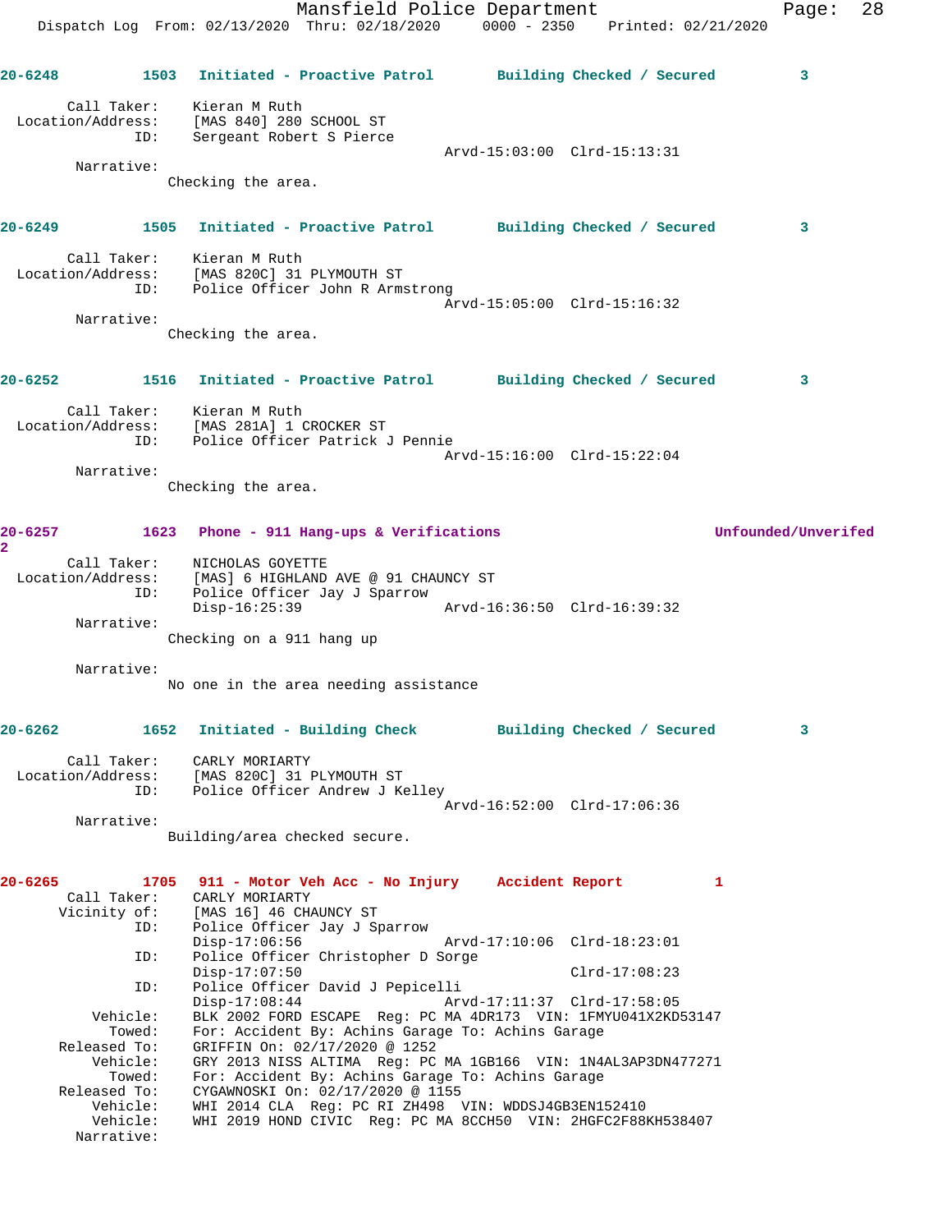**20-6248** 1503 Initiated - Proactive Patrol Building Checked / Secured 3

Call Taker: Kieran M Ruth
Location/Address: [MAS 840] 280 SCHOOL ST
ID: Sergeant Robert S Pierce
Arvd-15:03:00 Clrd-15:13:31

Narrative:
Checking the area.

**20-6249** 1505 Initiated - Proactive Patrol Building Checked / Secured 3

Call Taker: Kieran M Ruth
Location/Address: [MAS 820C] 31 PLYMOUTH ST
ID: Police Officer John R Armstrong
Arvd-15:05:00 Clrd-15:16:32

Narrative:
Checking the area.

**20-6252** 1516 Initiated - Proactive Patrol Building Checked / Secured 3

Call Taker: Kieran M Ruth
Location/Address: [MAS 281A] 1 CROCKER ST
ID: Police Officer Patrick J Pennie
Arvd-15:16:00 Clrd-15:22:04

Narrative:
Checking the area.

**20-6257** 1623 Phone - 911 Hang-ups & Verifications Unfounded/Unverifed 2

Call Taker: NICHOLAS GOYETTE
Location/Address: [MAS] 6 HIGHLAND AVE @ 91 CHAUNCY ST
ID: Police Officer Jay J Sparrow
Disp-16:25:39 Arvd-16:36:50 Clrd-16:39:32

Narrative:
Checking on a 911 hang up

Narrative:
No one in the area needing assistance

**20-6262** 1652 Initiated - Building Check Building Checked / Secured 3

Call Taker: CARLY MORIARTY
Location/Address: [MAS 820C] 31 PLYMOUTH ST
ID: Police Officer Andrew J Kelley
Arvd-16:52:00 Clrd-17:06:36

Narrative:
Building/area checked secure.

**20-6265** 1705 911 - Motor Veh Acc - No Injury Accident Report 1

Call Taker: CARLY MORIARTY
Vicinity of: [MAS 16] 46 CHAUNCY ST
ID: Police Officer Jay J Sparrow
Disp-17:06:56 Arvd-17:10:06 Clrd-18:23:01
ID: Police Officer Christopher D Sorge
Disp-17:07:50 Clrd-17:08:23
ID: Police Officer David J Pepicelli
Disp-17:08:44 Arvd-17:11:37 Clrd-17:58:05
Vehicle: BLK 2002 FORD ESCAPE Reg: PC MA 4DR173 VIN: 1FMYU041X2KD53147
Towed: For: Accident By: Achins Garage To: Achins Garage
Released To: GRIFFIN On: 02/17/2020 @ 1252
Vehicle: GRY 2013 NISS ALTIMA Reg: PC MA 1GB166 VIN: 1N4AL3AP3DN477271
Towed: For: Accident By: Achins Garage To: Achins Garage
Released To: CYGAWNOSKI On: 02/17/2020 @ 1155
Vehicle: WHI 2014 CLA Reg: PC RI ZH498 VIN: WDDSJ4GB3EN152410
Vehicle: WHI 2019 HOND CIVIC Reg: PC MA 8CCH50 VIN: 2HGFC2F88KH538407
Narrative: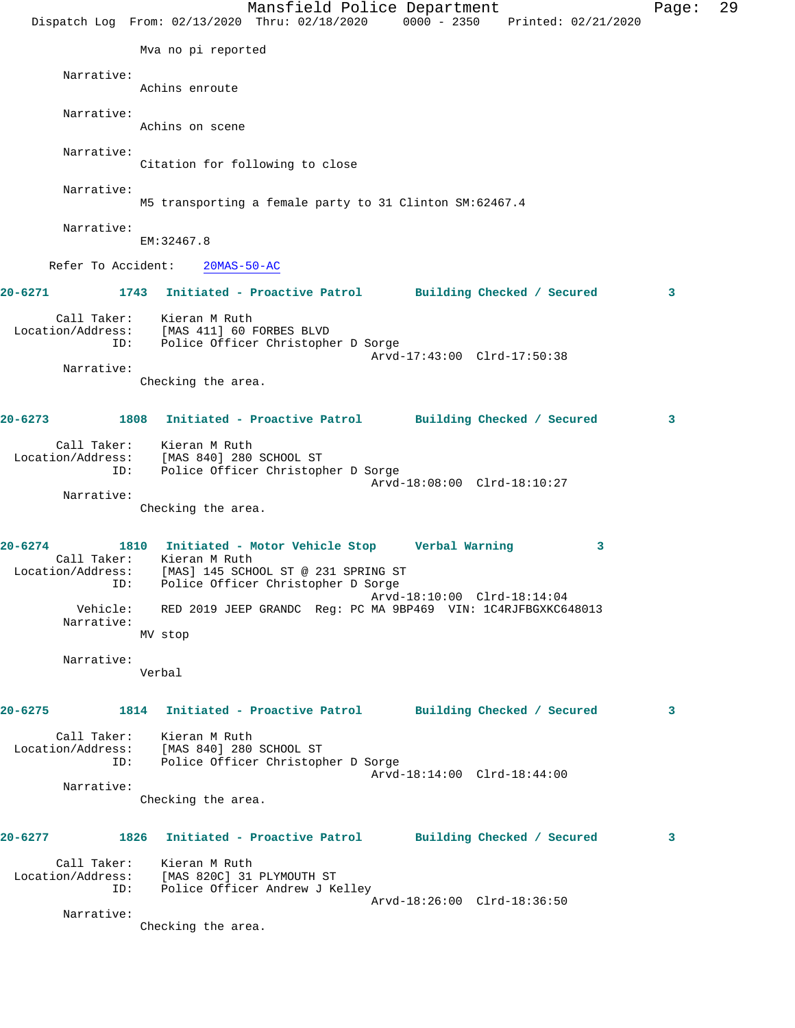Mva no pi reported

Narrative:
Achins enroute

Narrative:
Achins on scene

Narrative:
Citation for following to close

Narrative:
M5 transporting a female party to 31 Clinton SM:62467.4

Narrative:
EM:32467.8

Refer To Accident: 20MAS-50-AC

**20-6271 1743 Initiated - Proactive Patrol Building Checked / Secured 3**

Call Taker: Kieran M Ruth
Location/Address: [MAS 411] 60 FORBES BLVD
ID: Police Officer Christopher D Sorge
Arvd-17:43:00 Clrd-17:50:38
Narrative:
Checking the area.

**20-6273 1808 Initiated - Proactive Patrol Building Checked / Secured 3**

Call Taker: Kieran M Ruth
Location/Address: [MAS 840] 280 SCHOOL ST
ID: Police Officer Christopher D Sorge
Arvd-18:08:00 Clrd-18:10:27
Narrative:
Checking the area.

**20-6274 1810 Initiated - Motor Vehicle Stop Verbal Warning 3**

Call Taker: Kieran M Ruth
Location/Address: [MAS] 145 SCHOOL ST @ 231 SPRING ST
ID: Police Officer Christopher D Sorge
Arvd-18:10:00 Clrd-18:14:04
Vehicle: RED 2019 JEEP GRANDC Reg: PC MA 9BP469 VIN: 1C4RJFBGXKC648013
Narrative:
MV stop

Narrative:
Verbal

**20-6275 1814 Initiated - Proactive Patrol Building Checked / Secured 3**

Call Taker: Kieran M Ruth
Location/Address: [MAS 840] 280 SCHOOL ST
ID: Police Officer Christopher D Sorge
Arvd-18:14:00 Clrd-18:44:00
Narrative:
Checking the area.

**20-6277 1826 Initiated - Proactive Patrol Building Checked / Secured 3**

Call Taker: Kieran M Ruth
Location/Address: [MAS 820C] 31 PLYMOUTH ST
ID: Police Officer Andrew J Kelley
Arvd-18:26:00 Clrd-18:36:50
Narrative:
Checking the area.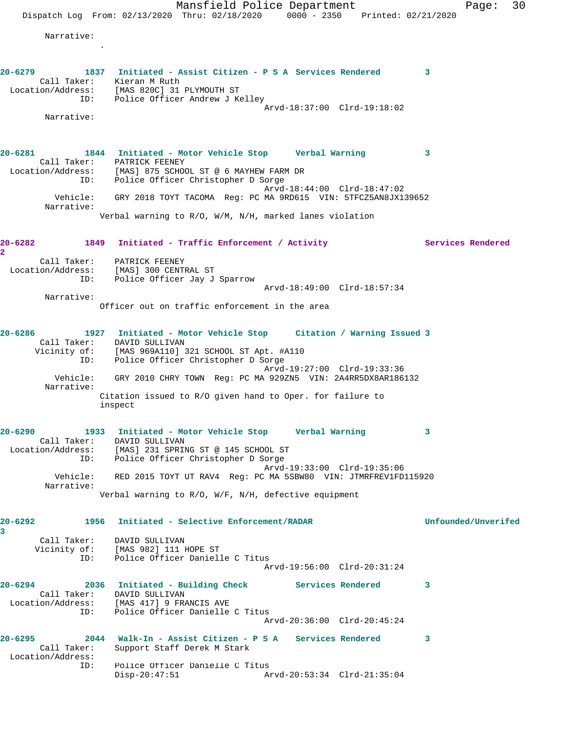Narrative:

.

**20-6279 1837 Initiated - Assist Citizen - P S A Services Rendered 3**

Call Taker: Kieran M Ruth
Location/Address: [MAS 820C] 31 PLYMOUTH ST
ID: Police Officer Andrew J Kelley
Arvd-18:37:00 Clrd-19:18:02

Narrative:

**20-6281 1844 Initiated - Motor Vehicle Stop Verbal Warning 3**

Call Taker: PATRICK FEENEY
Location/Address: [MAS] 875 SCHOOL ST @ 6 MAYHEW FARM DR
ID: Police Officer Christopher D Sorge
Arvd-18:44:00 Clrd-18:47:02
Vehicle: GRY 2018 TOYT TACOMA Reg: PC MA 9RD615 VIN: 5TFCZ5AN8JX139652

Narrative:
Verbal warning to R/O, W/M, N/H, marked lanes violation

**20-6282 1849 Initiated - Traffic Enforcement / Activity Services Rendered 2**

Call Taker: PATRICK FEENEY
Location/Address: [MAS] 300 CENTRAL ST
ID: Police Officer Jay J Sparrow
Arvd-18:49:00 Clrd-18:57:34

Narrative:
Officer out on traffic enforcement in the area

**20-6286 1927 Initiated - Motor Vehicle Stop Citation / Warning Issued 3**

Call Taker: DAVID SULLIVAN
Vicinity of: [MAS 969A110] 321 SCHOOL ST Apt. #A110
ID: Police Officer Christopher D Sorge
Arvd-19:27:00 Clrd-19:33:36
Vehicle: GRY 2010 CHRY TOWN Reg: PC MA 929ZN5 VIN: 2A4RR5DX8AR186132

Narrative:
Citation issued to R/O given hand to Oper. for failure to inspect

**20-6290 1933 Initiated - Motor Vehicle Stop Verbal Warning 3**

Call Taker: DAVID SULLIVAN
Location/Address: [MAS] 231 SPRING ST @ 145 SCHOOL ST
ID: Police Officer Christopher D Sorge
Arvd-19:33:00 Clrd-19:35:06
Vehicle: RED 2015 TOYT UT RAV4 Reg: PC MA 5SBW80 VIN: JTMRFREV1FD115920

Narrative:
Verbal warning to R/O, W/F, N/H, defective equipment

**20-6292 1956 Initiated - Selective Enforcement/RADAR Unfounded/Unverifed 3**

Call Taker: DAVID SULLIVAN
Vicinity of: [MAS 982] 111 HOPE ST
ID: Police Officer Danielle C Titus
Arvd-19:56:00 Clrd-20:31:24

**20-6294 2036 Initiated - Building Check Services Rendered 3**

Call Taker: DAVID SULLIVAN
Location/Address: [MAS 417] 9 FRANCIS AVE
ID: Police Officer Danielle C Titus
Arvd-20:36:00 Clrd-20:45:24

**20-6295 2044 Walk-In - Assist Citizen - P S A Services Rendered 3**

Call Taker: Support Staff Derek M Stark
Location/Address:
ID: Police Officer Danielle C Titus
Disp-20:47:51 Arvd-20:53:34 Clrd-21:35:04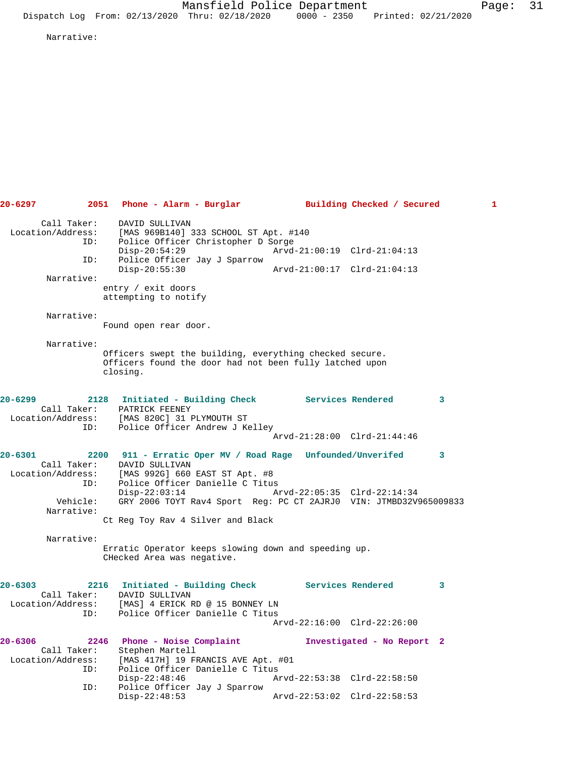Narrative:

**20-6297 2051 Phone - Alarm - Burglar Building Checked / Secured 1**

Call Taker: DAVID SULLIVAN
Location/Address: [MAS 969B140] 333 SCHOOL ST Apt. #140
ID: Police Officer Christopher D Sorge
Disp-20:54:29 Arvd-21:00:19 Clrd-21:04:13
ID: Police Officer Jay J Sparrow
Disp-20:55:30 Arvd-21:00:17 Clrd-21:04:13

Narrative:
entry / exit doors
attempting to notify

Narrative:
Found open rear door.

Narrative:
Officers swept the building, everything checked secure.
Officers found the door had not been fully latched upon closing.

**20-6299 2128 Initiated - Building Check Services Rendered 3**

Call Taker: PATRICK FEENEY
Location/Address: [MAS 820C] 31 PLYMOUTH ST
ID: Police Officer Andrew J Kelley
Arvd-21:28:00 Clrd-21:44:46

**20-6301 2200 911 - Erratic Oper MV / Road Rage Unfounded/Unverifed 3**

Call Taker: DAVID SULLIVAN
Location/Address: [MAS 992G] 660 EAST ST Apt. #8
ID: Police Officer Danielle C Titus
Disp-22:03:14 Arvd-22:05:35 Clrd-22:14:34
Vehicle: GRY 2006 TOYT Rav4 Sport Reg: PC CT 2AJRJ0 VIN: JTMBD32V965009833

Narrative:
Ct Reg Toy Rav 4 Silver and Black

Narrative:
Erratic Operator keeps slowing down and speeding up.
CHecked Area was negative.

**20-6303 2216 Initiated - Building Check Services Rendered 3**

Call Taker: DAVID SULLIVAN
Location/Address: [MAS] 4 ERICK RD @ 15 BONNEY LN
ID: Police Officer Danielle C Titus
Arvd-22:16:00 Clrd-22:26:00

**20-6306 2246 Phone - Noise Complaint Investigated - No Report 2**

Call Taker: Stephen Martell
Location/Address: [MAS 417H] 19 FRANCIS AVE Apt. #01
ID: Police Officer Danielle C Titus
Disp-22:48:46 Arvd-22:53:38 Clrd-22:58:50
ID: Police Officer Jay J Sparrow
Disp-22:48:53 Arvd-22:53:02 Clrd-22:58:53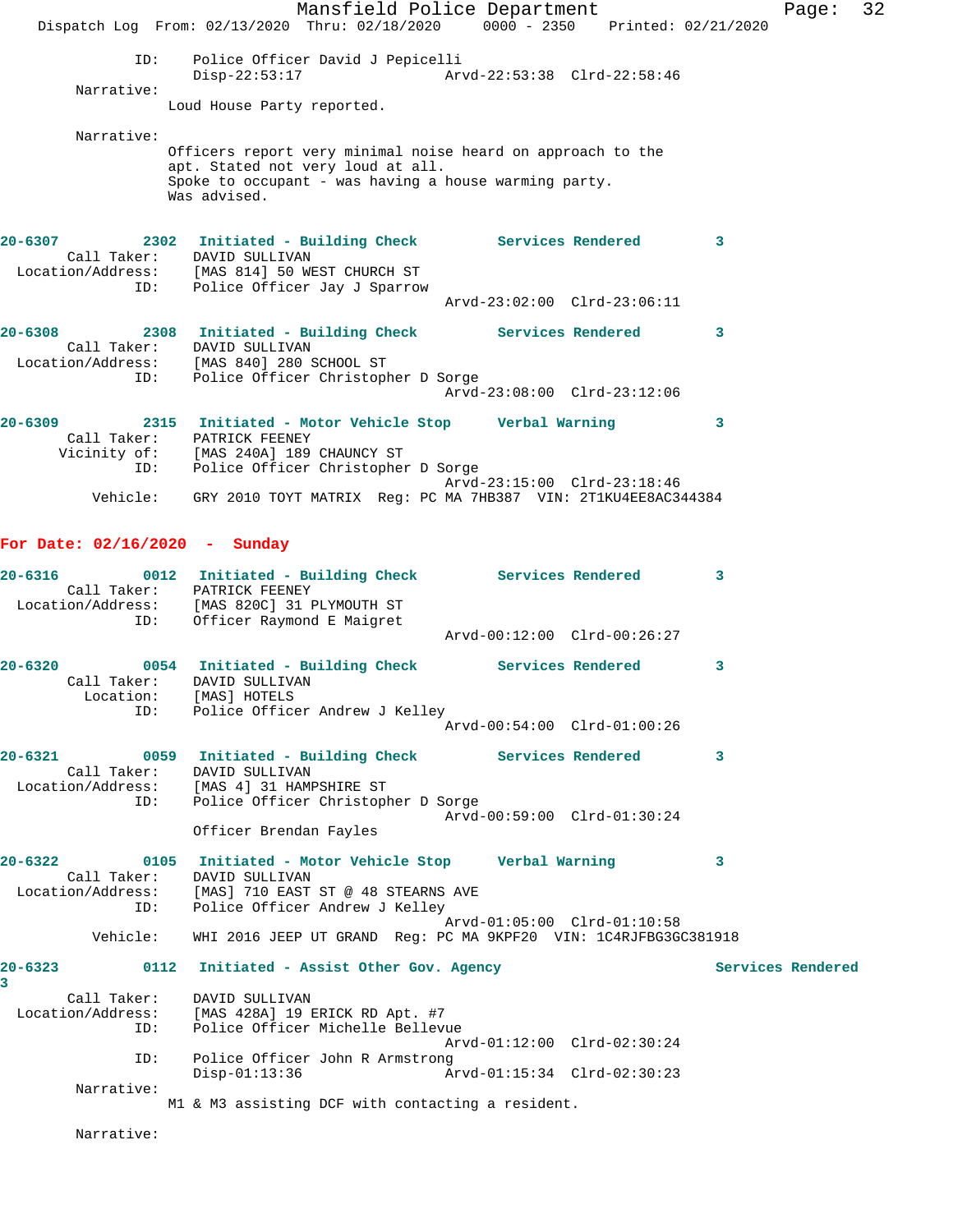ID: Police Officer David J Pepicelli
Disp-22:53:17 Arvd-22:53:38 Clrd-22:58:46

Narrative:
Loud House Party reported.

Narrative:
Officers report very minimal noise heard on approach to the apt. Stated not very loud at all.
Spoke to occupant - was having a house warming party.
Was advised.

**20-6307 2302 Initiated - Building Check Services Rendered 3**
Call Taker: DAVID SULLIVAN
Location/Address: [MAS 814] 50 WEST CHURCH ST
ID: Police Officer Jay J Sparrow
Arvd-23:02:00 Clrd-23:06:11

**20-6308 2308 Initiated - Building Check Services Rendered 3**
Call Taker: DAVID SULLIVAN
Location/Address: [MAS 840] 280 SCHOOL ST
ID: Police Officer Christopher D Sorge
Arvd-23:08:00 Clrd-23:12:06

**20-6309 2315 Initiated - Motor Vehicle Stop Verbal Warning 3**
Call Taker: PATRICK FEENEY
Vicinity of: [MAS 240A] 189 CHAUNCY ST
ID: Police Officer Christopher D Sorge
Arvd-23:15:00 Clrd-23:18:46
Vehicle: GRY 2010 TOYT MATRIX Reg: PC MA 7HB387 VIN: 2T1KU4EE8AC344384

## For Date: 02/16/2020 - Sunday

**20-6316 0012 Initiated - Building Check Services Rendered 3**
Call Taker: PATRICK FEENEY
Location/Address: [MAS 820C] 31 PLYMOUTH ST
ID: Officer Raymond E Maigret
Arvd-00:12:00 Clrd-00:26:27

**20-6320 0054 Initiated - Building Check Services Rendered 3**
Call Taker: DAVID SULLIVAN
Location: [MAS] HOTELS
ID: Police Officer Andrew J Kelley
Arvd-00:54:00 Clrd-01:00:26

**20-6321 0059 Initiated - Building Check Services Rendered 3**
Call Taker: DAVID SULLIVAN
Location/Address: [MAS 4] 31 HAMPSHIRE ST
ID: Police Officer Christopher D Sorge
Arvd-00:59:00 Clrd-01:30:24
Officer Brendan Fayles

**20-6322 0105 Initiated - Motor Vehicle Stop Verbal Warning 3**
Call Taker: DAVID SULLIVAN
Location/Address: [MAS] 710 EAST ST @ 48 STEARNS AVE
ID: Police Officer Andrew J Kelley
Arvd-01:05:00 Clrd-01:10:58
Vehicle: WHI 2016 JEEP UT GRAND Reg: PC MA 9KPF20 VIN: 1C4RJFBG3GC381918

**20-6323 0112 Initiated - Assist Other Gov. Agency Services Rendered 3**
Call Taker: DAVID SULLIVAN
Location/Address: [MAS 428A] 19 ERICK RD Apt. #7
ID: Police Officer Michelle Bellevue
Arvd-01:12:00 Clrd-02:30:24
ID: Police Officer John R Armstrong
Disp-01:13:36 Arvd-01:15:34 Clrd-02:30:23

Narrative:
M1 & M3 assisting DCF with contacting a resident.

Narrative: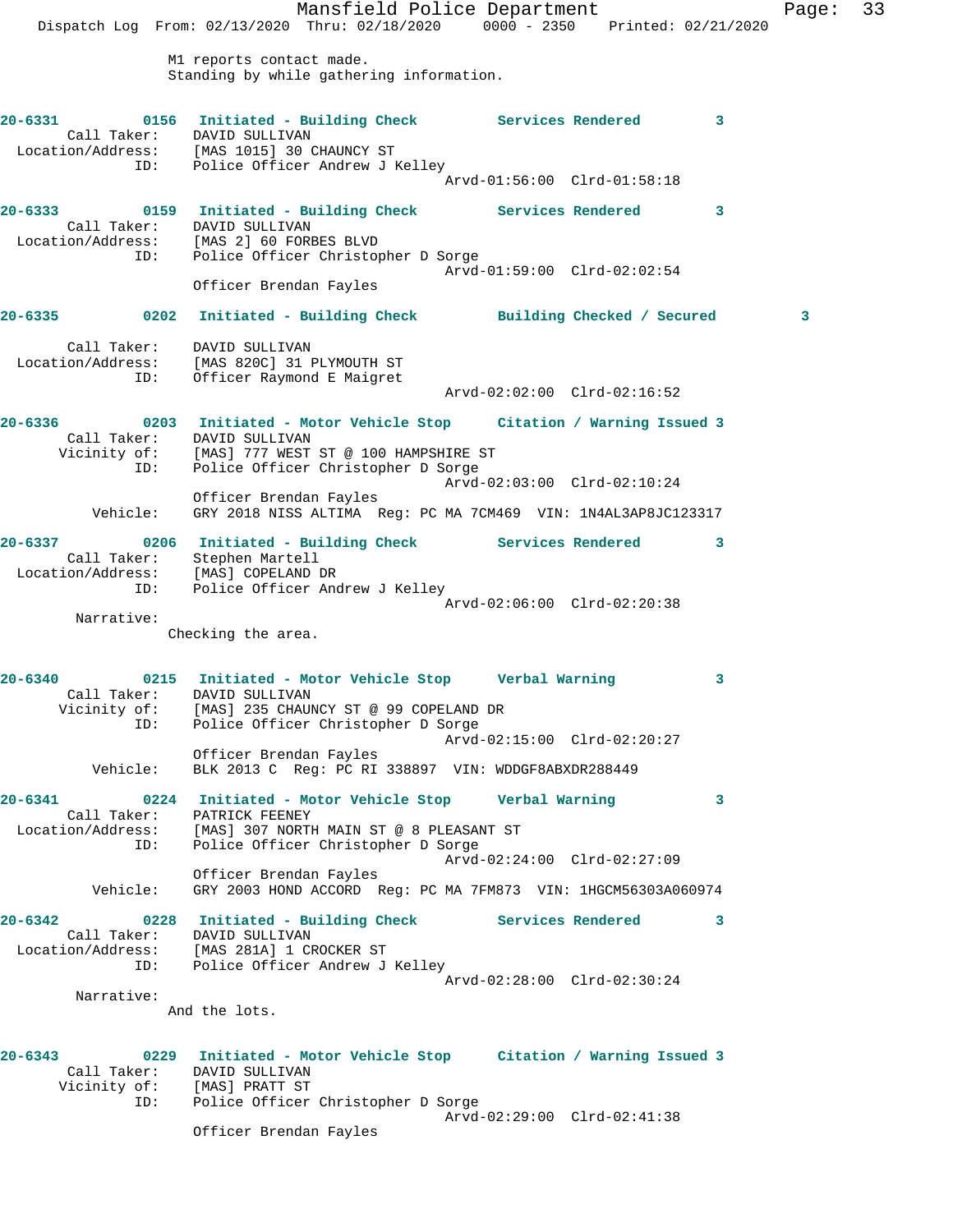M1 reports contact made.
Standing by while gathering information.

**20-6331** 0156 **Initiated - Building Check** **Services Rendered** 3
Call Taker: DAVID SULLIVAN
Location/Address: [MAS 1015] 30 CHAUNCY ST
ID: Police Officer Andrew J Kelley
Arvd-01:56:00 Clrd-01:58:18

**20-6333** 0159 **Initiated - Building Check** **Services Rendered** 3
Call Taker: DAVID SULLIVAN
Location/Address: [MAS 2] 60 FORBES BLVD
ID: Police Officer Christopher D Sorge
Arvd-01:59:00 Clrd-02:02:54
Officer Brendan Fayles

**20-6335** 0202 **Initiated - Building Check** **Building Checked / Secured** 3
Call Taker: DAVID SULLIVAN
Location/Address: [MAS 820C] 31 PLYMOUTH ST
ID: Officer Raymond E Maigret
Arvd-02:02:00 Clrd-02:16:52

**20-6336** 0203 **Initiated - Motor Vehicle Stop** **Citation / Warning Issued** 3
Call Taker: DAVID SULLIVAN
Vicinity of: [MAS] 777 WEST ST @ 100 HAMPSHIRE ST
ID: Police Officer Christopher D Sorge
Arvd-02:03:00 Clrd-02:10:24
Officer Brendan Fayles
Vehicle: GRY 2018 NISS ALTIMA Reg: PC MA 7CM469 VIN: 1N4AL3AP8JC123317

**20-6337** 0206 **Initiated - Building Check** **Services Rendered** 3
Call Taker: Stephen Martell
Location/Address: [MAS] COPELAND DR
ID: Police Officer Andrew J Kelley
Arvd-02:06:00 Clrd-02:20:38
Narrative:
Checking the area.

**20-6340** 0215 **Initiated - Motor Vehicle Stop** **Verbal Warning** 3
Call Taker: DAVID SULLIVAN
Vicinity of: [MAS] 235 CHAUNCY ST @ 99 COPELAND DR
ID: Police Officer Christopher D Sorge
Arvd-02:15:00 Clrd-02:20:27
Officer Brendan Fayles
Vehicle: BLK 2013 C Reg: PC RI 338897 VIN: WDDGF8ABXDR288449

**20-6341** 0224 **Initiated - Motor Vehicle Stop** **Verbal Warning** 3
Call Taker: PATRICK FEENEY
Location/Address: [MAS] 307 NORTH MAIN ST @ 8 PLEASANT ST
ID: Police Officer Christopher D Sorge
Arvd-02:24:00 Clrd-02:27:09
Officer Brendan Fayles
Vehicle: GRY 2003 HOND ACCORD Reg: PC MA 7FM873 VIN: 1HGCM56303A060974

**20-6342** 0228 **Initiated - Building Check** **Services Rendered** 3
Call Taker: DAVID SULLIVAN
Location/Address: [MAS 281A] 1 CROCKER ST
ID: Police Officer Andrew J Kelley
Arvd-02:28:00 Clrd-02:30:24
Narrative:
And the lots.

**20-6343** 0229 **Initiated - Motor Vehicle Stop** **Citation / Warning Issued** 3
Call Taker: DAVID SULLIVAN
Vicinity of: [MAS] PRATT ST
ID: Police Officer Christopher D Sorge
Arvd-02:29:00 Clrd-02:41:38
Officer Brendan Fayles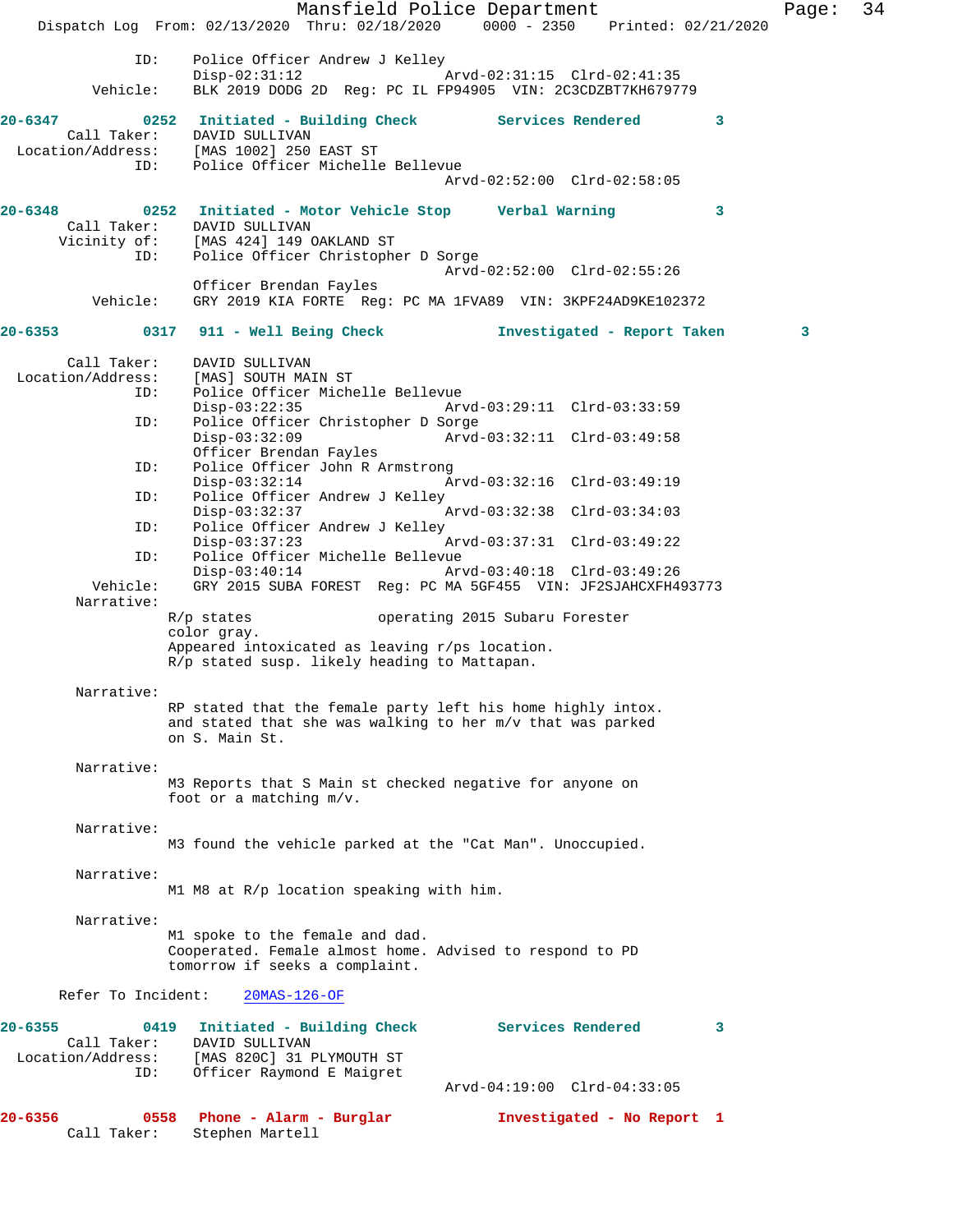```
            ID:      Police Officer Andrew J Kelley
                     Disp-02:31:12                 Arvd-02:31:15  Clrd-02:41:35
       Vehicle:      BLK 2019 DODG 2D  Reg: PC IL FP94905  VIN: 2C3CDZBT7KH679779
```

**20-6347          0252   Initiated - Building Check          Services Rendered         3**

```
    Call Taker:      DAVID SULLIVAN
  Location/Address:  [MAS 1002] 250 EAST ST
            ID:      Police Officer Michelle Bellevue
                                                   Arvd-02:52:00  Clrd-02:58:05
```

**20-6348          0252   Initiated - Motor Vehicle Stop      Verbal Warning            3**

```
    Call Taker:      DAVID SULLIVAN
      Vicinity of:   [MAS 424] 149 OAKLAND ST
            ID:      Police Officer Christopher D Sorge
                                                   Arvd-02:52:00  Clrd-02:55:26
                     Officer Brendan Fayles
       Vehicle:      GRY 2019 KIA FORTE  Reg: PC MA 1FVA89  VIN: 3KPF24AD9KE102372
```

**20-6353          0317   911 - Well Being Check              Investigated - Report Taken         3**

```
    Call Taker:      DAVID SULLIVAN
  Location/Address:  [MAS] SOUTH MAIN ST
            ID:      Police Officer Michelle Bellevue
                     Disp-03:22:35                 Arvd-03:29:11  Clrd-03:33:59
            ID:      Police Officer Christopher D Sorge
                     Disp-03:32:09                 Arvd-03:32:11  Clrd-03:49:58
                     Officer Brendan Fayles
            ID:      Police Officer John R Armstrong
                     Disp-03:32:14                 Arvd-03:32:16  Clrd-03:49:19
            ID:      Police Officer Andrew J Kelley
                     Disp-03:32:37                 Arvd-03:32:38  Clrd-03:34:03
            ID:      Police Officer Andrew J Kelley
                     Disp-03:37:23                 Arvd-03:37:31  Clrd-03:49:22
            ID:      Police Officer Michelle Bellevue
                     Disp-03:40:14                 Arvd-03:40:18  Clrd-03:49:26
       Vehicle:      GRY 2015 SUBA FOREST  Reg: PC MA 5GF455  VIN: JF2SJAHCXFH493773
     Narrative:
                    R/p states              operating 2015 Subaru Forester
                    color gray.
                    Appeared intoxicated as leaving r/ps location.
                    R/p stated susp. likely heading to Mattapan.

     Narrative:
                    RP stated that the female party left his home highly intox.
                    and stated that she was walking to her m/v that was parked
                    on S. Main St.

     Narrative:
                    M3 Reports that S Main st checked negative for anyone on
                    foot or a matching m/v.

     Narrative:
                    M3 found the vehicle parked at the "Cat Man". Unoccupied.

     Narrative:
                    M1 M8 at R/p location speaking with him.

     Narrative:
                    M1 spoke to the female and dad.
                    Cooperated. Female almost home. Advised to respond to PD
                    tomorrow if seeks a complaint.

    Refer To Incident:    20MAS-126-OF
```

**20-6355          0419   Initiated - Building Check          Services Rendered         3**

```
    Call Taker:      DAVID SULLIVAN
  Location/Address:  [MAS 820C] 31 PLYMOUTH ST
            ID:      Officer Raymond E Maigret
                                                   Arvd-04:19:00  Clrd-04:33:05
```

**20-6356          0558   Phone - Alarm - Burglar             Investigated - No Report  1**

```
    Call Taker:      Stephen Martell
```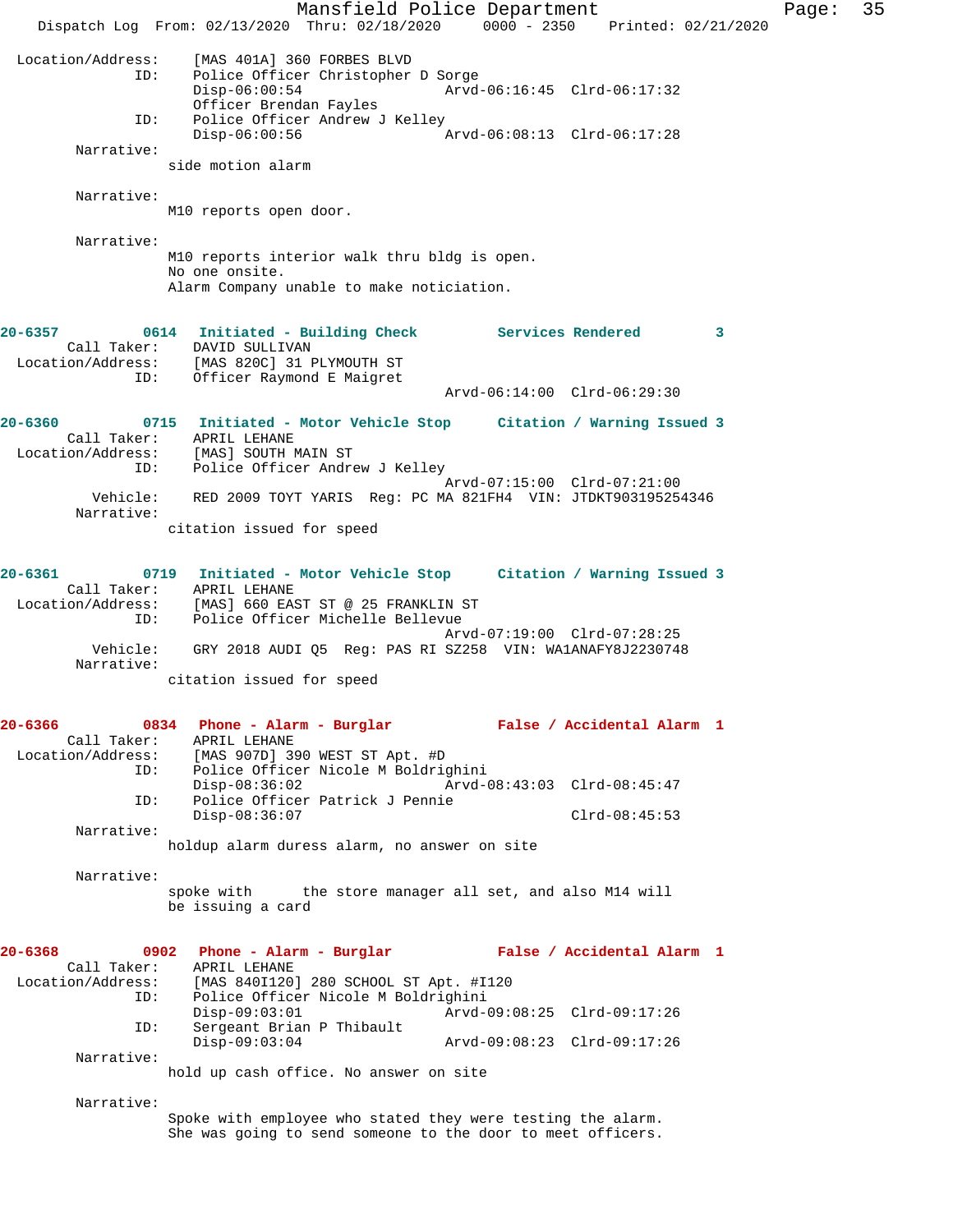```
 Location/Address:     [MAS 401A] 360 FORBES BLVD
               ID:     Police Officer Christopher D Sorge
                       Disp-06:00:54                 Arvd-06:16:45  Clrd-06:17:32
                       Officer Brendan Fayles
               ID:     Police Officer Andrew J Kelley
                       Disp-06:00:56                 Arvd-06:08:13  Clrd-06:17:28
        Narrative:
                      side motion alarm

        Narrative:
                      M10 reports open door.

        Narrative:
                      M10 reports interior walk thru bldg is open.
                      No one onsite.
                      Alarm Company unable to make noticiation.


20-6357          0614  Initiated - Building Check         Services Rendered        3
       Call Taker:     DAVID SULLIVAN
 Location/Address:     [MAS 820C] 31 PLYMOUTH ST
               ID:     Officer Raymond E Maigret
                                                     Arvd-06:14:00  Clrd-06:29:30

20-6360          0715  Initiated - Motor Vehicle Stop     Citation / Warning Issued 3
       Call Taker:     APRIL LEHANE
 Location/Address:     [MAS] SOUTH MAIN ST
               ID:     Police Officer Andrew J Kelley
                                                     Arvd-07:15:00  Clrd-07:21:00
          Vehicle:     RED 2009 TOYT YARIS  Reg: PC MA 821FH4  VIN: JTDKT903195254346
        Narrative:
                      citation issued for speed


20-6361          0719  Initiated - Motor Vehicle Stop     Citation / Warning Issued 3
       Call Taker:     APRIL LEHANE
 Location/Address:     [MAS] 660 EAST ST @ 25 FRANKLIN ST
               ID:     Police Officer Michelle Bellevue
                                                     Arvd-07:19:00  Clrd-07:28:25
          Vehicle:     GRY 2018 AUDI Q5  Reg: PAS RI SZ258  VIN: WA1ANAFY8J2230748
        Narrative:
                      citation issued for speed


20-6366          0834  Phone - Alarm - Burglar            False / Accidental Alarm  1
       Call Taker:     APRIL LEHANE
 Location/Address:     [MAS 907D] 390 WEST ST Apt. #D
               ID:     Police Officer Nicole M Boldrighini
                       Disp-08:36:02                 Arvd-08:43:03  Clrd-08:45:47
               ID:     Police Officer Patrick J Pennie
                       Disp-08:36:07                                Clrd-08:45:53
        Narrative:
                      holdup alarm duress alarm, no answer on site

        Narrative:
                      spoke with      the store manager all set, and also M14 will
                      be issuing a card


20-6368          0902  Phone - Alarm - Burglar            False / Accidental Alarm  1
       Call Taker:     APRIL LEHANE
 Location/Address:     [MAS 840I120] 280 SCHOOL ST Apt. #I120
               ID:     Police Officer Nicole M Boldrighini
                       Disp-09:03:01                 Arvd-09:08:25  Clrd-09:17:26
               ID:     Sergeant Brian P Thibault
                       Disp-09:03:04                 Arvd-09:08:23  Clrd-09:17:26
        Narrative:
                      hold up cash office. No answer on site

        Narrative:
                      Spoke with employee who stated they were testing the alarm.
                      She was going to send someone to the door to meet officers.
```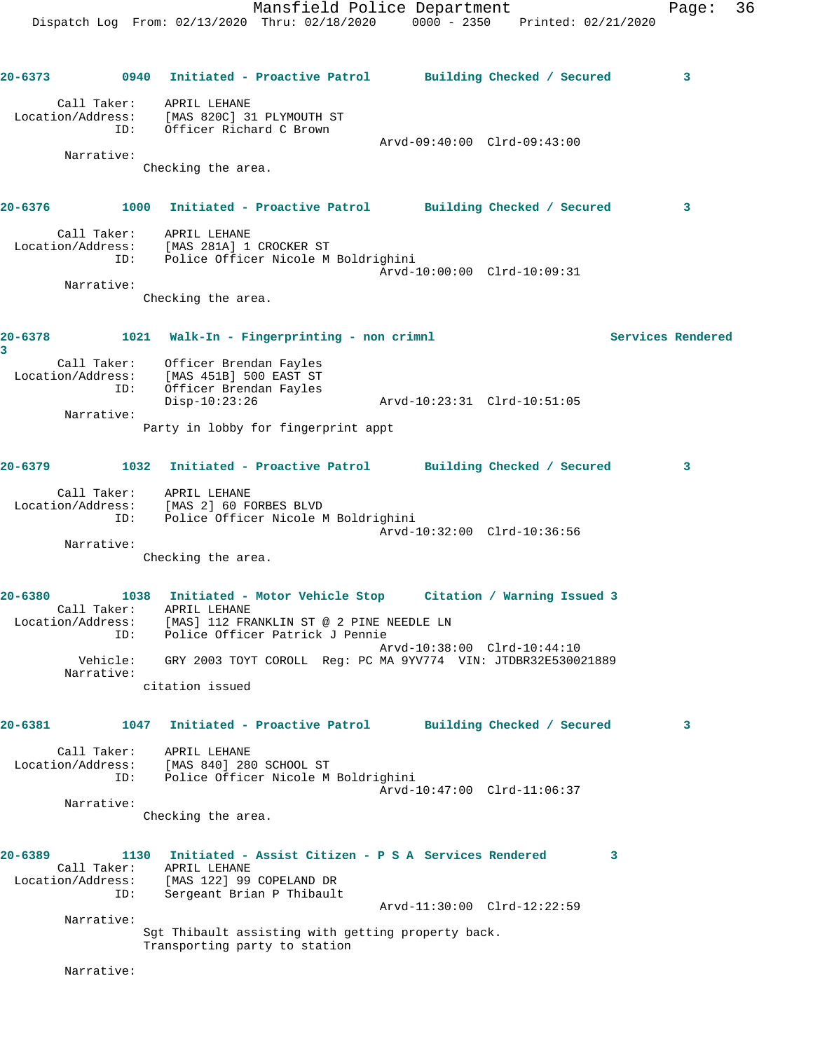**20-6373** 0940 **Initiated - Proactive Patrol** **Building Checked / Secured** 3

Call Taker: APRIL LEHANE
Location/Address: [MAS 820C] 31 PLYMOUTH ST
ID: Officer Richard C Brown
Arvd-09:40:00 Clrd-09:43:00
Narrative:
Checking the area.

**20-6376** 1000 **Initiated - Proactive Patrol** **Building Checked / Secured** 3

Call Taker: APRIL LEHANE
Location/Address: [MAS 281A] 1 CROCKER ST
ID: Police Officer Nicole M Boldrighini
Arvd-10:00:00 Clrd-10:09:31
Narrative:
Checking the area.

**20-6378** 1021 **Walk-In - Fingerprinting - non crimnl** **Services Rendered** 3

Call Taker: Officer Brendan Fayles
Location/Address: [MAS 451B] 500 EAST ST
ID: Officer Brendan Fayles
Disp-10:23:26 Arvd-10:23:31 Clrd-10:51:05
Narrative:
Party in lobby for fingerprint appt

**20-6379** 1032 **Initiated - Proactive Patrol** **Building Checked / Secured** 3

Call Taker: APRIL LEHANE
Location/Address: [MAS 2] 60 FORBES BLVD
ID: Police Officer Nicole M Boldrighini
Arvd-10:32:00 Clrd-10:36:56
Narrative:
Checking the area.

**20-6380** 1038 **Initiated - Motor Vehicle Stop** **Citation / Warning Issued** 3

Call Taker: APRIL LEHANE
Location/Address: [MAS] 112 FRANKLIN ST @ 2 PINE NEEDLE LN
ID: Police Officer Patrick J Pennie
Arvd-10:38:00 Clrd-10:44:10
Vehicle: GRY 2003 TOYT COROLL Reg: PC MA 9YV774 VIN: JTDBR32E530021889
Narrative:
citation issued

**20-6381** 1047 **Initiated - Proactive Patrol** **Building Checked / Secured** 3

Call Taker: APRIL LEHANE
Location/Address: [MAS 840] 280 SCHOOL ST
ID: Police Officer Nicole M Boldrighini
Arvd-10:47:00 Clrd-11:06:37
Narrative:
Checking the area.

**20-6389** 1130 **Initiated - Assist Citizen - P S A** **Services Rendered** 3

Call Taker: APRIL LEHANE
Location/Address: [MAS 122] 99 COPELAND DR
ID: Sergeant Brian P Thibault
Arvd-11:30:00 Clrd-12:22:59
Narrative:
Sgt Thibault assisting with getting property back.
Transporting party to station

Narrative: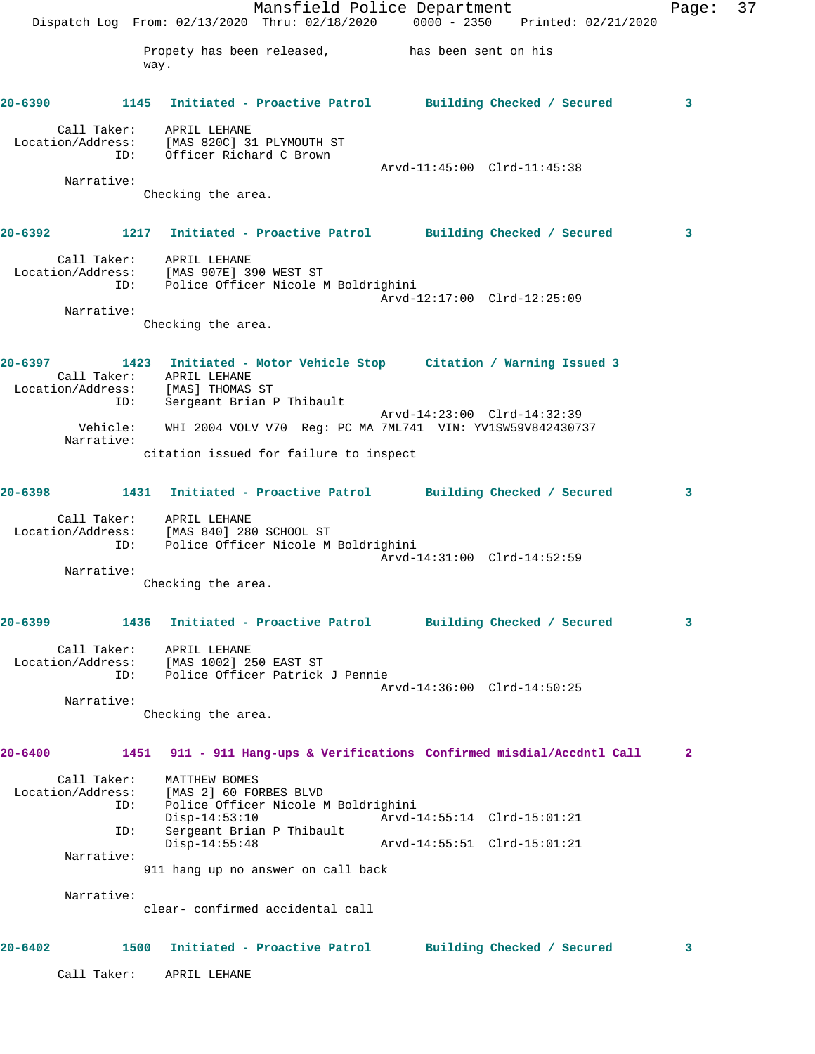Propety has been released, has been sent on his way.

**20-6390 1145 Initiated - Proactive Patrol Building Checked / Secured 3**

Call Taker: APRIL LEHANE
Location/Address: [MAS 820C] 31 PLYMOUTH ST
ID: Officer Richard C Brown
Arvd-11:45:00 Clrd-11:45:38
Narrative:
Checking the area.

**20-6392 1217 Initiated - Proactive Patrol Building Checked / Secured 3**

Call Taker: APRIL LEHANE
Location/Address: [MAS 907E] 390 WEST ST
ID: Police Officer Nicole M Boldrighini
Arvd-12:17:00 Clrd-12:25:09
Narrative:
Checking the area.

**20-6397 1423 Initiated - Motor Vehicle Stop Citation / Warning Issued 3**

Call Taker: APRIL LEHANE
Location/Address: [MAS] THOMAS ST
ID: Sergeant Brian P Thibault
Arvd-14:23:00 Clrd-14:32:39
Vehicle: WHI 2004 VOLV V70 Reg: PC MA 7ML741 VIN: YV1SW59V842430737
Narrative:
citation issued for failure to inspect

**20-6398 1431 Initiated - Proactive Patrol Building Checked / Secured 3**

Call Taker: APRIL LEHANE
Location/Address: [MAS 840] 280 SCHOOL ST
ID: Police Officer Nicole M Boldrighini
Arvd-14:31:00 Clrd-14:52:59
Narrative:
Checking the area.

**20-6399 1436 Initiated - Proactive Patrol Building Checked / Secured 3**

Call Taker: APRIL LEHANE
Location/Address: [MAS 1002] 250 EAST ST
ID: Police Officer Patrick J Pennie
Arvd-14:36:00 Clrd-14:50:25
Narrative:
Checking the area.

**20-6400 1451 911 - 911 Hang-ups & Verifications Confirmed misdial/Accdntl Call 2**

Call Taker: MATTHEW BOMES
Location/Address: [MAS 2] 60 FORBES BLVD
ID: Police Officer Nicole M Boldrighini
Disp-14:53:10 Arvd-14:55:14 Clrd-15:01:21
ID: Sergeant Brian P Thibault
Disp-14:55:48 Arvd-14:55:51 Clrd-15:01:21
Narrative:
911 hang up no answer on call back

Narrative:
clear- confirmed accidental call

**20-6402 1500 Initiated - Proactive Patrol Building Checked / Secured 3**

Call Taker: APRIL LEHANE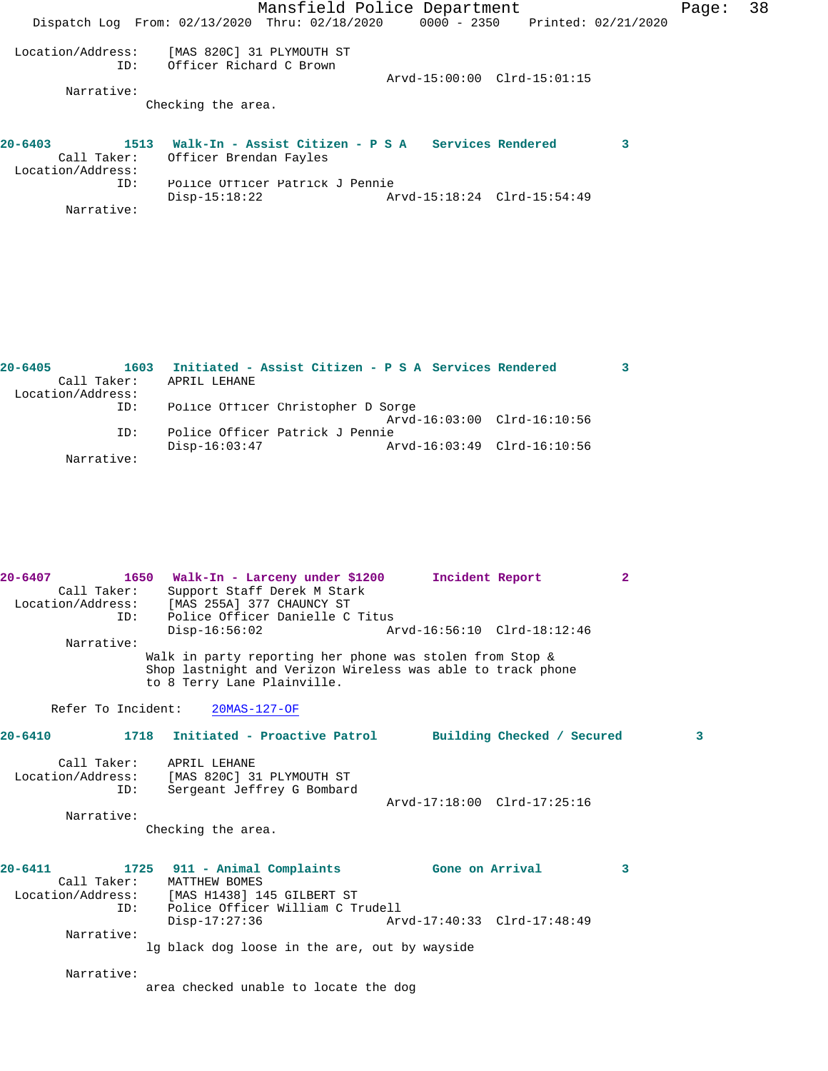Location/Address: [MAS 820C] 31 PLYMOUTH ST
ID: Officer Richard C Brown
Arvd-15:00:00 Clrd-15:01:15
Narrative:
Checking the area.

**20-6403 1513 Walk-In - Assist Citizen - P S A Services Rendered 3**
Call Taker: Officer Brendan Fayles
Location/Address:
ID: Police Officer Patrick J Pennie
Disp-15:18:22 Arvd-15:18:24 Clrd-15:54:49
Narrative:

**20-6405 1603 Initiated - Assist Citizen - P S A Services Rendered 3**
Call Taker: APRIL LEHANE
Location/Address:
ID: Police Officer Christopher D Sorge
Arvd-16:03:00 Clrd-16:10:56
ID: Police Officer Patrick J Pennie
Disp-16:03:47 Arvd-16:03:49 Clrd-16:10:56
Narrative:

**20-6407 1650 Walk-In - Larceny under $1200 Incident Report 2**
Call Taker: Support Staff Derek M Stark
Location/Address: [MAS 255A] 377 CHAUNCY ST
ID: Police Officer Danielle C Titus
Disp-16:56:02 Arvd-16:56:10 Clrd-18:12:46
Narrative:
Walk in party reporting her phone was stolen from Stop & Shop lastnight and Verizon Wireless was able to track phone to 8 Terry Lane Plainville.

Refer To Incident: 20MAS-127-OF

**20-6410 1718 Initiated - Proactive Patrol Building Checked / Secured 3**
Call Taker: APRIL LEHANE
Location/Address: [MAS 820C] 31 PLYMOUTH ST
ID: Sergeant Jeffrey G Bombard
Arvd-17:18:00 Clrd-17:25:16
Narrative:
Checking the area.

**20-6411 1725 911 - Animal Complaints Gone on Arrival 3**
Call Taker: MATTHEW BOMES
Location/Address: [MAS H1438] 145 GILBERT ST
ID: Police Officer William C Trudell
Disp-17:27:36 Arvd-17:40:33 Clrd-17:48:49
Narrative:
lg black dog loose in the are, out by wayside

Narrative:
area checked unable to locate the dog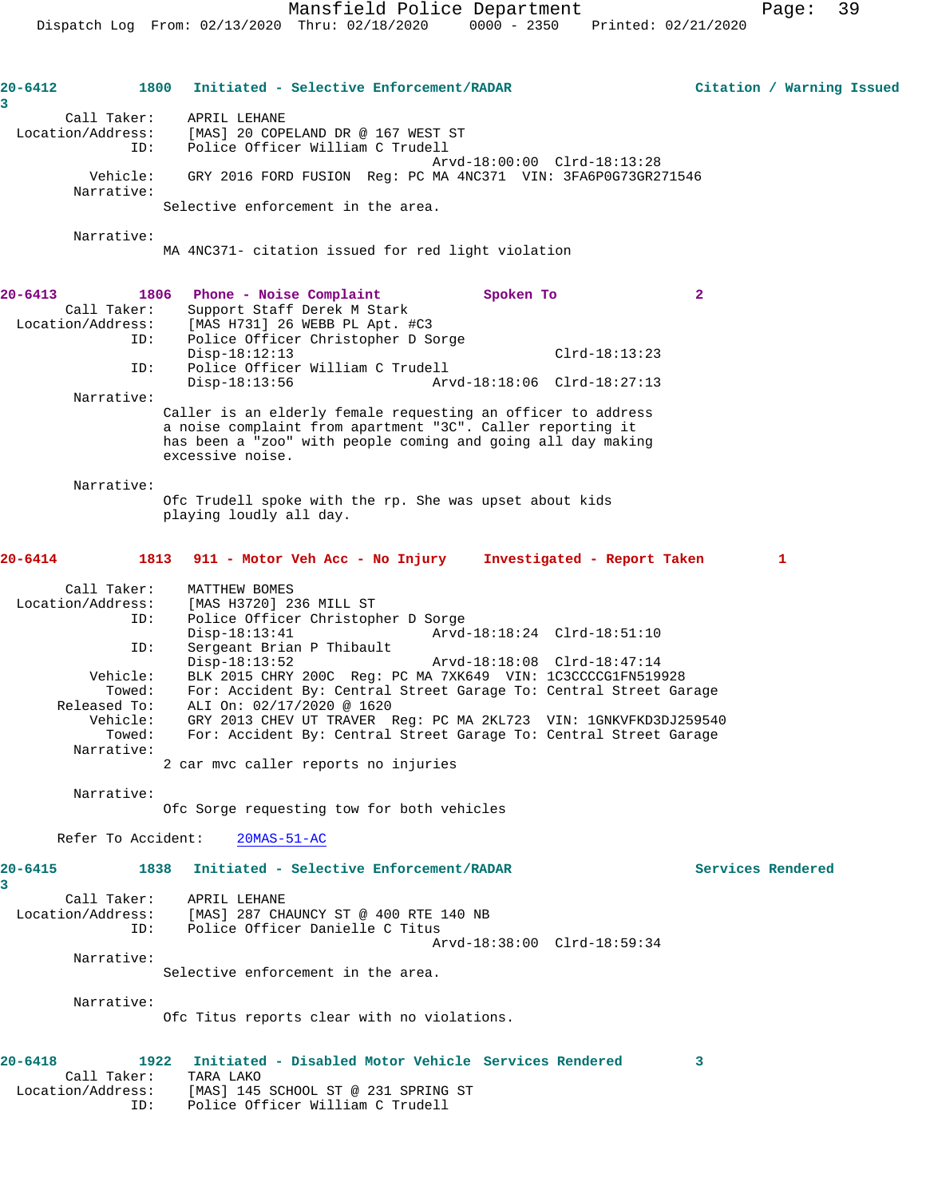**20-6412** 1800 **Initiated - Selective Enforcement/RADAR** **Citation / Warning Issued** 3

Call Taker: APRIL LEHANE
Location/Address: [MAS] 20 COPELAND DR @ 167 WEST ST
ID: Police Officer William C Trudell
Arvd-18:00:00 Clrd-18:13:28
Vehicle: GRY 2016 FORD FUSION Reg: PC MA 4NC371 VIN: 3FA6P0G73GR271546
Narrative:
Selective enforcement in the area.

Narrative:
MA 4NC371- citation issued for red light violation

**20-6413** 1806 **Phone - Noise Complaint** **Spoken To** 2

Call Taker: Support Staff Derek M Stark
Location/Address: [MAS H731] 26 WEBB PL Apt. #C3
ID: Police Officer Christopher D Sorge
Disp-18:12:13 Clrd-18:13:23
ID: Police Officer William C Trudell
Disp-18:13:56 Arvd-18:18:06 Clrd-18:27:13
Narrative:
Caller is an elderly female requesting an officer to address a noise complaint from apartment "3C". Caller reporting it has been a "zoo" with people coming and going all day making excessive noise.

Narrative:
Ofc Trudell spoke with the rp. She was upset about kids playing loudly all day.

**20-6414** 1813 **911 - Motor Veh Acc - No Injury** **Investigated - Report Taken** 1

Call Taker: MATTHEW BOMES
Location/Address: [MAS H3720] 236 MILL ST
ID: Police Officer Christopher D Sorge
Disp-18:13:41 Arvd-18:18:24 Clrd-18:51:10
ID: Sergeant Brian P Thibault
Disp-18:13:52 Arvd-18:18:08 Clrd-18:47:14
Vehicle: BLK 2015 CHRY 200C Reg: PC MA 7XK649 VIN: 1C3CCCCG1FN519928
Towed: For: Accident By: Central Street Garage To: Central Street Garage
Released To: ALI On: 02/17/2020 @ 1620
Vehicle: GRY 2013 CHEV UT TRAVER Reg: PC MA 2KL723 VIN: 1GNKVFKD3DJ259540
Towed: For: Accident By: Central Street Garage To: Central Street Garage
Narrative:
2 car mvc caller reports no injuries

Narrative:
Ofc Sorge requesting tow for both vehicles

Refer To Accident: 20MAS-51-AC

**20-6415** 1838 **Initiated - Selective Enforcement/RADAR** **Services Rendered** 3

Call Taker: APRIL LEHANE
Location/Address: [MAS] 287 CHAUNCY ST @ 400 RTE 140 NB
ID: Police Officer Danielle C Titus
Arvd-18:38:00 Clrd-18:59:34
Narrative:
Selective enforcement in the area.

Narrative:
Ofc Titus reports clear with no violations.

**20-6418** 1922 **Initiated - Disabled Motor Vehicle** **Services Rendered** 3

Call Taker: TARA LAKO
Location/Address: [MAS] 145 SCHOOL ST @ 231 SPRING ST
ID: Police Officer William C Trudell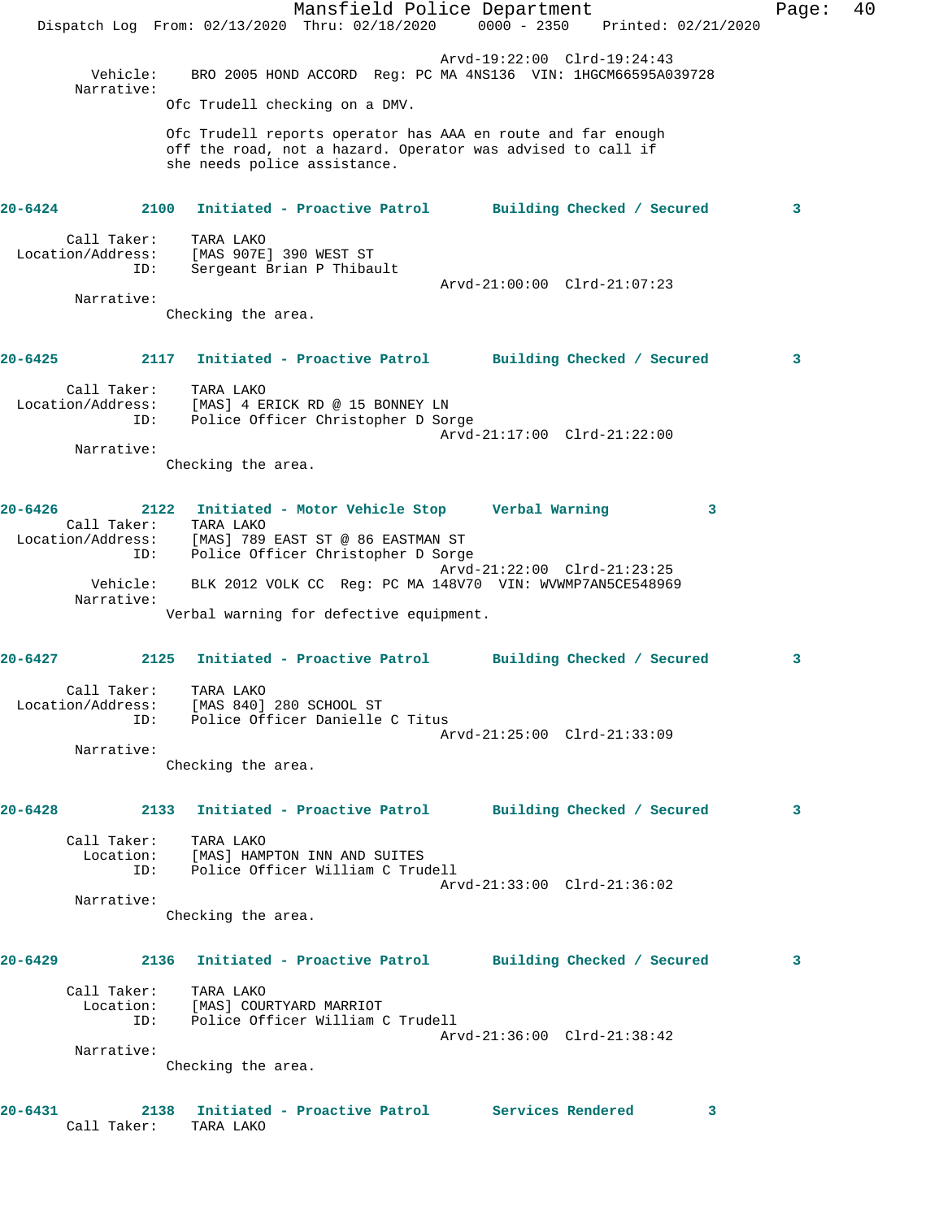Arvd-19:22:00  Clrd-19:24:43

Vehicle: BRO 2005 HOND ACCORD  Reg: PC MA 4NS136  VIN: 1HGCM66595A039728

Narrative:

Ofc Trudell checking on a DMV.

Ofc Trudell reports operator has AAA en route and far enough off the road, not a hazard. Operator was advised to call if she needs police assistance.

**20-6424  2100  Initiated - Proactive Patrol  Building Checked / Secured  3**

Call Taker: TARA LAKO
Location/Address: [MAS 907E] 390 WEST ST
ID: Sergeant Brian P Thibault
Arvd-21:00:00  Clrd-21:07:23

Narrative:

Checking the area.

**20-6425  2117  Initiated - Proactive Patrol  Building Checked / Secured  3**

Call Taker: TARA LAKO
Location/Address: [MAS] 4 ERICK RD @ 15 BONNEY LN
ID: Police Officer Christopher D Sorge
Arvd-21:17:00  Clrd-21:22:00

Narrative:

Checking the area.

**20-6426  2122  Initiated - Motor Vehicle Stop  Verbal Warning  3**

Call Taker: TARA LAKO
Location/Address: [MAS] 789 EAST ST @ 86 EASTMAN ST
ID: Police Officer Christopher D Sorge
Arvd-21:22:00  Clrd-21:23:25
Vehicle: BLK 2012 VOLK CC  Reg: PC MA 148V70  VIN: WVWMP7AN5CE548969

Narrative:

Verbal warning for defective equipment.

**20-6427  2125  Initiated - Proactive Patrol  Building Checked / Secured  3**

Call Taker: TARA LAKO
Location/Address: [MAS 840] 280 SCHOOL ST
ID: Police Officer Danielle C Titus
Arvd-21:25:00  Clrd-21:33:09

Narrative:

Checking the area.

**20-6428  2133  Initiated - Proactive Patrol  Building Checked / Secured  3**

Call Taker: TARA LAKO
Location: [MAS] HAMPTON INN AND SUITES
ID: Police Officer William C Trudell
Arvd-21:33:00  Clrd-21:36:02

Narrative:

Checking the area.

**20-6429  2136  Initiated - Proactive Patrol  Building Checked / Secured  3**

Call Taker: TARA LAKO
Location: [MAS] COURTYARD MARRIOT
ID: Police Officer William C Trudell
Arvd-21:36:00  Clrd-21:38:42

Narrative:

Checking the area.

**20-6431  2138  Initiated - Proactive Patrol  Services Rendered  3**

Call Taker: TARA LAKO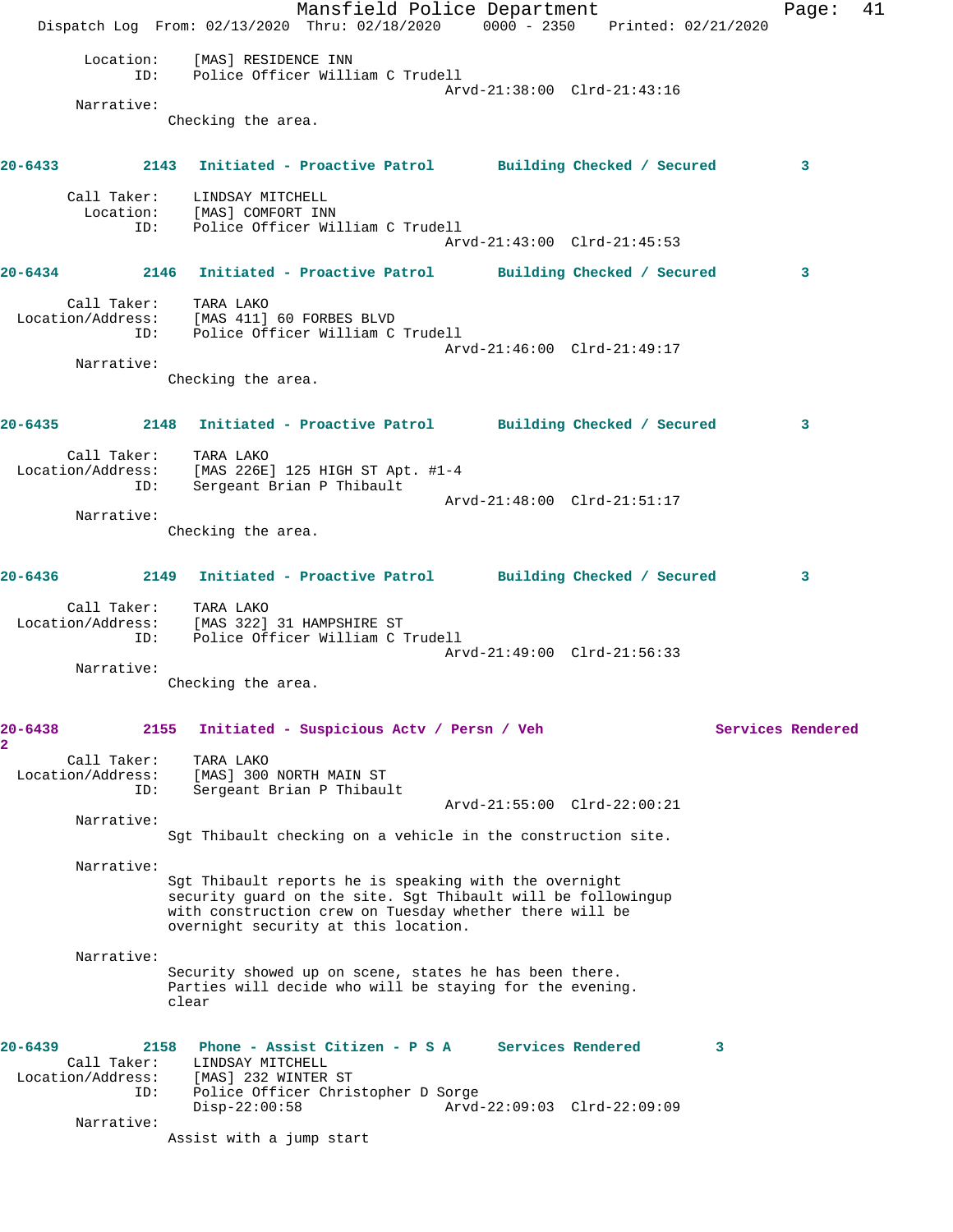Location: [MAS] RESIDENCE INN
ID: Police Officer William C Trudell
Arvd-21:38:00 Clrd-21:43:16

Narrative:
Checking the area.

**20-6433 2143 Initiated - Proactive Patrol Building Checked / Secured 3**

Call Taker: LINDSAY MITCHELL
Location: [MAS] COMFORT INN
ID: Police Officer William C Trudell
Arvd-21:43:00 Clrd-21:45:53

**20-6434 2146 Initiated - Proactive Patrol Building Checked / Secured 3**

Call Taker: TARA LAKO
Location/Address: [MAS 411] 60 FORBES BLVD
ID: Police Officer William C Trudell
Arvd-21:46:00 Clrd-21:49:17

Narrative:
Checking the area.

**20-6435 2148 Initiated - Proactive Patrol Building Checked / Secured 3**

Call Taker: TARA LAKO
Location/Address: [MAS 226E] 125 HIGH ST Apt. #1-4
ID: Sergeant Brian P Thibault
Arvd-21:48:00 Clrd-21:51:17

Narrative:
Checking the area.

**20-6436 2149 Initiated - Proactive Patrol Building Checked / Secured 3**

Call Taker: TARA LAKO
Location/Address: [MAS 322] 31 HAMPSHIRE ST
ID: Police Officer William C Trudell
Arvd-21:49:00 Clrd-21:56:33

Narrative:
Checking the area.

**20-6438 2155 Initiated - Suspicious Actv / Persn / Veh Services Rendered 2**

Call Taker: TARA LAKO
Location/Address: [MAS] 300 NORTH MAIN ST
ID: Sergeant Brian P Thibault
Arvd-21:55:00 Clrd-22:00:21

Narrative:
Sgt Thibault checking on a vehicle in the construction site.

Narrative:
Sgt Thibault reports he is speaking with the overnight security guard on the site. Sgt Thibault will be followingup with construction crew on Tuesday whether there will be overnight security at this location.

Narrative:
Security showed up on scene, states he has been there. Parties will decide who will be staying for the evening. clear

**20-6439 2158 Phone - Assist Citizen - P S A Services Rendered 3**

Call Taker: LINDSAY MITCHELL
Location/Address: [MAS] 232 WINTER ST
ID: Police Officer Christopher D Sorge
Disp-22:00:58 Arvd-22:09:03 Clrd-22:09:09

Narrative:
Assist with a jump start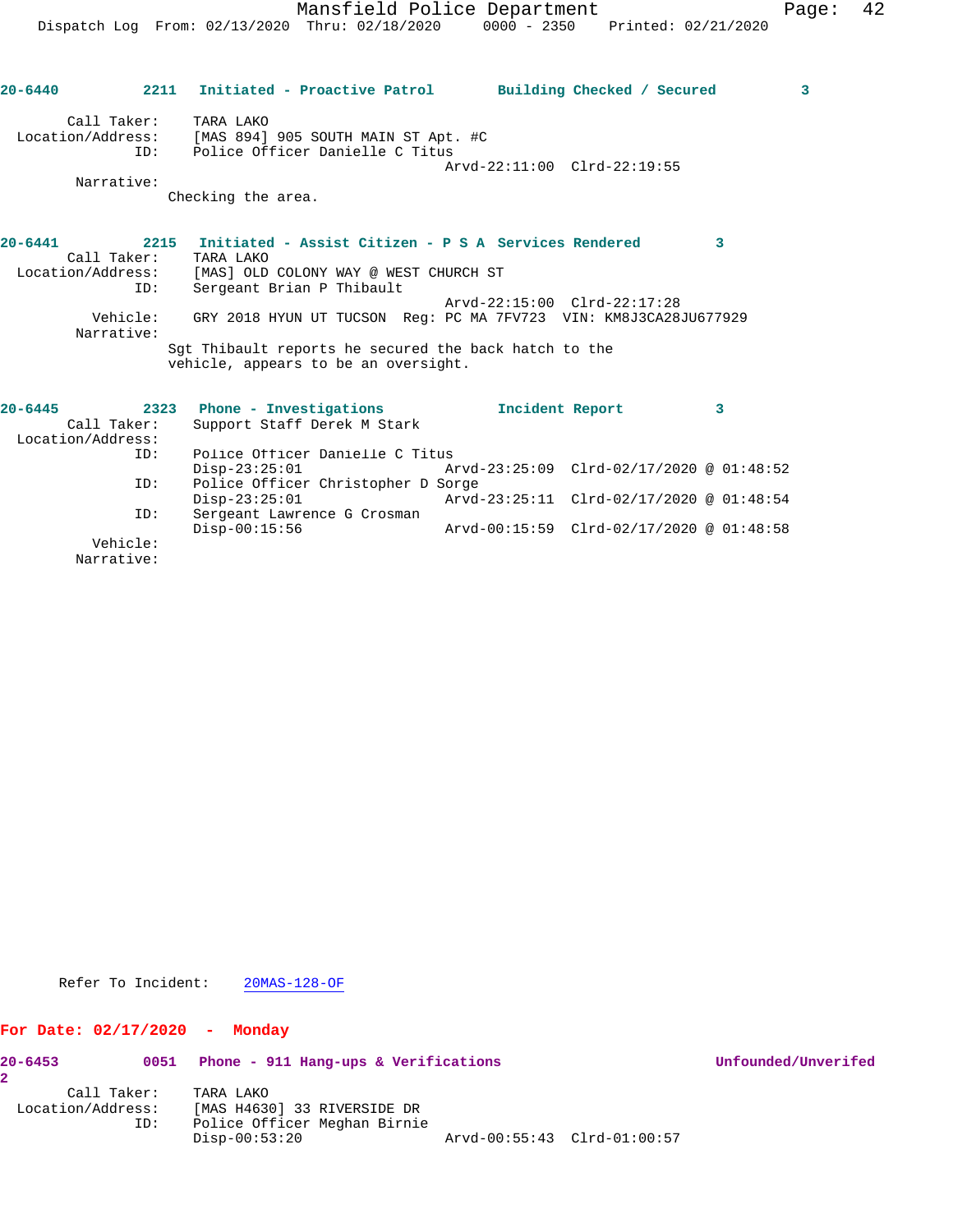**20-6440 2211 Initiated - Proactive Patrol Building Checked / Secured 3**

Call Taker: TARA LAKO
Location/Address: [MAS 894] 905 SOUTH MAIN ST Apt. #C
ID: Police Officer Danielle C Titus
Arvd-22:11:00 Clrd-22:19:55
Narrative:
Checking the area.

**20-6441 2215 Initiated - Assist Citizen - P S A Services Rendered 3**

Call Taker: TARA LAKO
Location/Address: [MAS] OLD COLONY WAY @ WEST CHURCH ST
ID: Sergeant Brian P Thibault
Arvd-22:15:00 Clrd-22:17:28
Vehicle: GRY 2018 HYUN UT TUCSON Reg: PC MA 7FV723 VIN: KM8J3CA28JU677929
Narrative:
Sgt Thibault reports he secured the back hatch to the vehicle, appears to be an oversight.

**20-6445 2323 Phone - Investigations Incident Report 3**

Call Taker: Support Staff Derek M Stark
Location/Address:
ID: Police Officer Danielle C Titus
Disp-23:25:01 Arvd-23:25:09 Clrd-02/17/2020 @ 01:48:52
ID: Police Officer Christopher D Sorge
Disp-23:25:01 Arvd-23:25:11 Clrd-02/17/2020 @ 01:48:54
ID: Sergeant Lawrence G Crosman
Disp-00:15:56 Arvd-00:15:59 Clrd-02/17/2020 @ 01:48:58
Vehicle:
Narrative:

Refer To Incident: 20MAS-128-OF

## For Date: 02/17/2020 - Monday

**20-6453 0051 Phone - 911 Hang-ups & Verifications Unfounded/Unverifed 2**

Call Taker: TARA LAKO
Location/Address: [MAS H4630] 33 RIVERSIDE DR
ID: Police Officer Meghan Birnie
Disp-00:53:20 Arvd-00:55:43 Clrd-01:00:57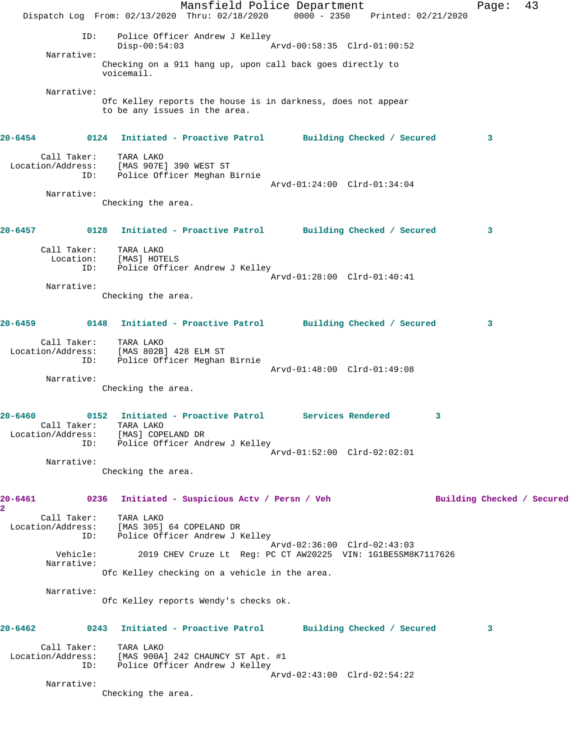ID: Police Officer Andrew J Kelley
Disp-00:54:03 Arvd-00:58:35 Clrd-01:00:52

Narrative:
Checking on a 911 hang up, upon call back goes directly to voicemail.

Narrative:
Ofc Kelley reports the house is in darkness, does not appear to be any issues in the area.

**20-6454** 0124 **Initiated - Proactive Patrol** **Building Checked / Secured** 3

Call Taker: TARA LAKO
Location/Address: [MAS 907E] 390 WEST ST
ID: Police Officer Meghan Birnie
Arvd-01:24:00 Clrd-01:34:04

Narrative:
Checking the area.

**20-6457** 0128 **Initiated - Proactive Patrol** **Building Checked / Secured** 3

Call Taker: TARA LAKO
Location: [MAS] HOTELS
ID: Police Officer Andrew J Kelley
Arvd-01:28:00 Clrd-01:40:41

Narrative:
Checking the area.

**20-6459** 0148 **Initiated - Proactive Patrol** **Building Checked / Secured** 3

Call Taker: TARA LAKO
Location/Address: [MAS 802B] 428 ELM ST
ID: Police Officer Meghan Birnie
Arvd-01:48:00 Clrd-01:49:08

Narrative:
Checking the area.

**20-6460** 0152 **Initiated - Proactive Patrol** **Services Rendered** 3

Call Taker: TARA LAKO
Location/Address: [MAS] COPELAND DR
ID: Police Officer Andrew J Kelley
Arvd-01:52:00 Clrd-02:02:01

Narrative:
Checking the area.

**20-6461** 0236 **Initiated - Suspicious Actv / Persn / Veh** **Building Checked / Secured** 2

Call Taker: TARA LAKO
Location/Address: [MAS 305] 64 COPELAND DR
ID: Police Officer Andrew J Kelley
Arvd-02:36:00 Clrd-02:43:03
Vehicle: 2019 CHEV Cruze Lt Reg: PC CT AW20225 VIN: 1G1BE5SM8K7117626

Narrative:
Ofc Kelley checking on a vehicle in the area.

Narrative:
Ofc Kelley reports Wendy's checks ok.

**20-6462** 0243 **Initiated - Proactive Patrol** **Building Checked / Secured** 3

Call Taker: TARA LAKO
Location/Address: [MAS 900A] 242 CHAUNCY ST Apt. #1
ID: Police Officer Andrew J Kelley
Arvd-02:43:00 Clrd-02:54:22

Narrative:
Checking the area.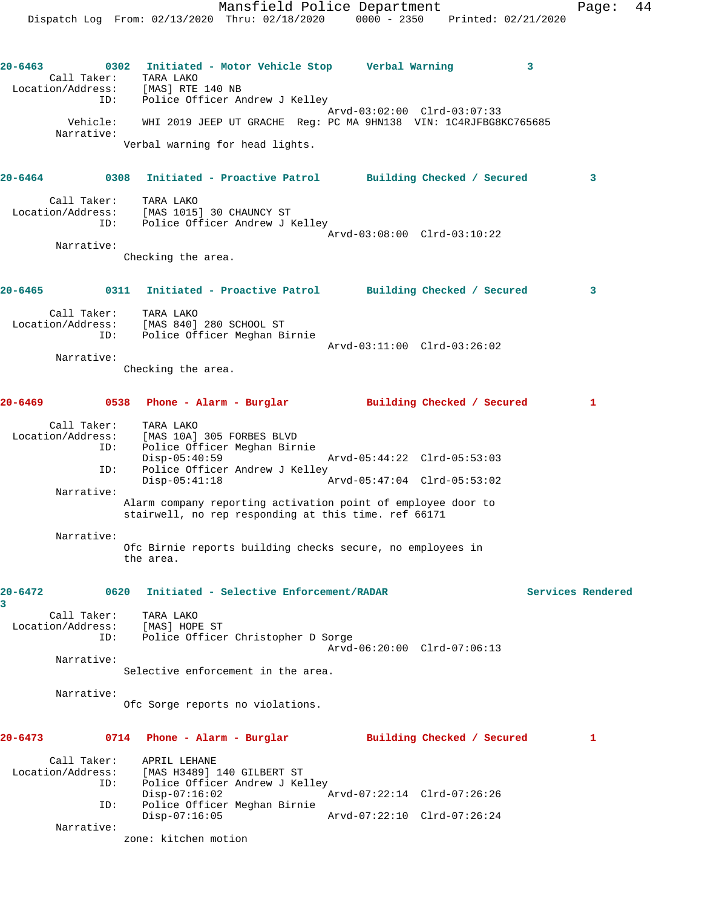**20-6463** 0302 Initiated - Motor Vehicle Stop — Verbal Warning — 3

Call Taker: TARA LAKO
Location/Address: [MAS] RTE 140 NB
ID: Police Officer Andrew J Kelley
Arvd-03:02:00 Clrd-03:07:33
Vehicle: WHI 2019 JEEP UT GRACHE Reg: PC MA 9HN138 VIN: 1C4RJFBG8KC765685
Narrative:
Verbal warning for head lights.

**20-6464** 0308 Initiated - Proactive Patrol — Building Checked / Secured — 3

Call Taker: TARA LAKO
Location/Address: [MAS 1015] 30 CHAUNCY ST
ID: Police Officer Andrew J Kelley
Arvd-03:08:00 Clrd-03:10:22
Narrative:
Checking the area.

**20-6465** 0311 Initiated - Proactive Patrol — Building Checked / Secured — 3

Call Taker: TARA LAKO
Location/Address: [MAS 840] 280 SCHOOL ST
ID: Police Officer Meghan Birnie
Arvd-03:11:00 Clrd-03:26:02
Narrative:
Checking the area.

**20-6469** 0538 Phone - Alarm - Burglar — Building Checked / Secured — 1

Call Taker: TARA LAKO
Location/Address: [MAS 10A] 305 FORBES BLVD
ID: Police Officer Meghan Birnie
Disp-05:40:59 Arvd-05:44:22 Clrd-05:53:03
ID: Police Officer Andrew J Kelley
Disp-05:41:18 Arvd-05:47:04 Clrd-05:53:02
Narrative:
Alarm company reporting activation point of employee door to stairwell, no rep responding at this time. ref 66171

Narrative:
Ofc Birnie reports building checks secure, no employees in the area.

**20-6472** 0620 Initiated - Selective Enforcement/RADAR — Services Rendered — 3

Call Taker: TARA LAKO
Location/Address: [MAS] HOPE ST
ID: Police Officer Christopher D Sorge
Arvd-06:20:00 Clrd-07:06:13
Narrative:
Selective enforcement in the area.

Narrative:
Ofc Sorge reports no violations.

**20-6473** 0714 Phone - Alarm - Burglar — Building Checked / Secured — 1

Call Taker: APRIL LEHANE
Location/Address: [MAS H3489] 140 GILBERT ST
ID: Police Officer Andrew J Kelley
Disp-07:16:02 Arvd-07:22:14 Clrd-07:26:26
ID: Police Officer Meghan Birnie
Disp-07:16:05 Arvd-07:22:10 Clrd-07:26:24
Narrative:
zone: kitchen motion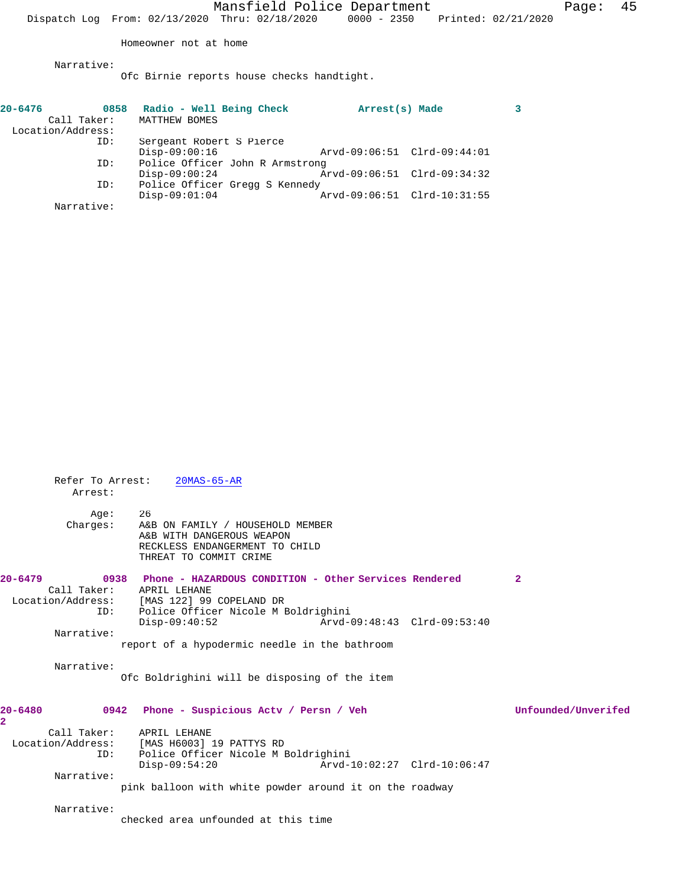Homeowner not at home

Narrative:
Ofc Birnie reports house checks handtight.

**20-6476 0858 Radio - Well Being Check Arrest(s) Made 3**

Call Taker: MATTHEW BOMES
Location/Address:
ID: Sergeant Robert S Pierce
Disp-09:00:16 Arvd-09:06:51 Clrd-09:44:01
ID: Police Officer John R Armstrong
Disp-09:00:24 Arvd-09:06:51 Clrd-09:34:32
ID: Police Officer Gregg S Kennedy
Disp-09:01:04 Arvd-09:06:51 Clrd-10:31:55
Narrative:

Refer To Arrest: 20MAS-65-AR
Arrest:

Age: 26
Charges: A&B ON FAMILY / HOUSEHOLD MEMBER
A&B WITH DANGEROUS WEAPON
RECKLESS ENDANGERMENT TO CHILD
THREAT TO COMMIT CRIME

**20-6479 0938 Phone - HAZARDOUS CONDITION - Other Services Rendered 2**

Call Taker: APRIL LEHANE
Location/Address: [MAS 122] 99 COPELAND DR
ID: Police Officer Nicole M Boldrighini
Disp-09:40:52 Arvd-09:48:43 Clrd-09:53:40
Narrative:
report of a hypodermic needle in the bathroom

Narrative:
Ofc Boldrighini will be disposing of the item

**20-6480 0942 Phone - Suspicious Actv / Persn / Veh Unfounded/Unverifed 2**

Call Taker: APRIL LEHANE
Location/Address: [MAS H6003] 19 PATTYS RD
ID: Police Officer Nicole M Boldrighini
Disp-09:54:20 Arvd-10:02:27 Clrd-10:06:47
Narrative:
pink balloon with white powder around it on the roadway

Narrative:
checked area unfounded at this time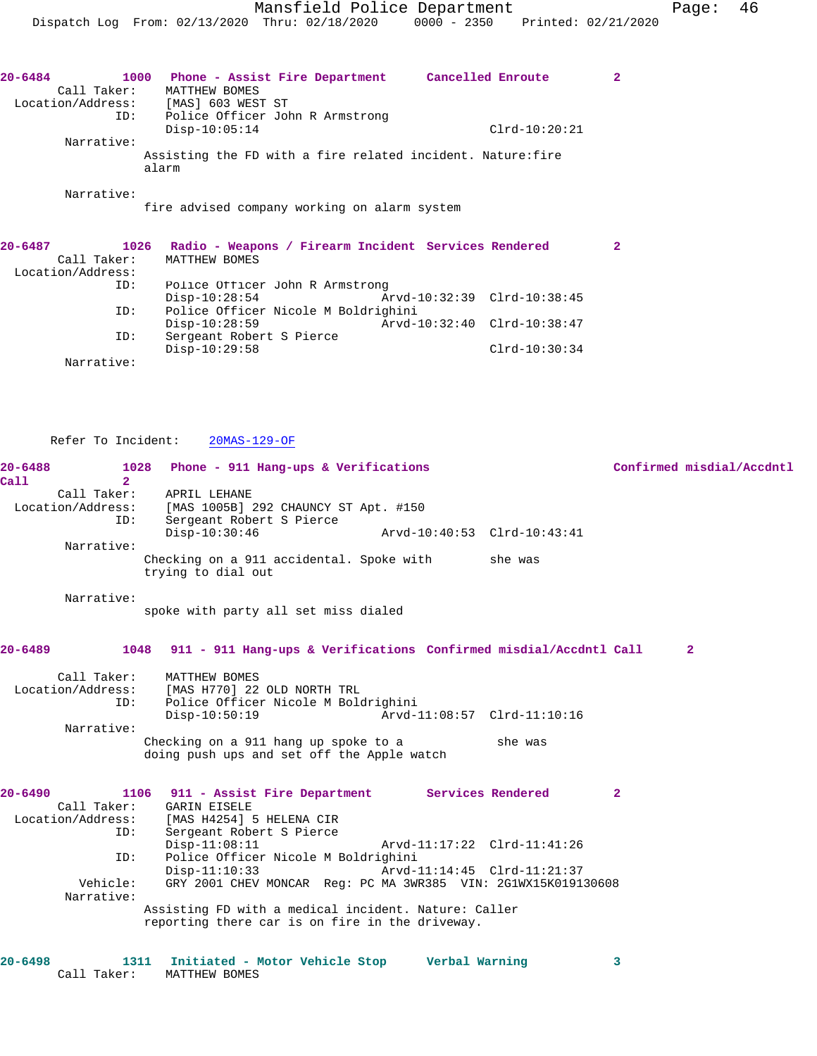**20-6484** 1000 **Phone - Assist Fire Department** **Cancelled Enroute** 2

Call Taker: MATTHEW BOMES
Location/Address: [MAS] 603 WEST ST
ID: Police Officer John R Armstrong
Disp-10:05:14 Clrd-10:20:21

Narrative:
Assisting the FD with a fire related incident. Nature:fire alarm

Narrative:
fire advised company working on alarm system

**20-6487** 1026 **Radio - Weapons / Firearm Incident** **Services Rendered** 2

Call Taker: MATTHEW BOMES
Location/Address:
ID: Police Officer John R Armstrong
Disp-10:28:54 Arvd-10:32:39 Clrd-10:38:45
ID: Police Officer Nicole M Boldrighini
Disp-10:28:59 Arvd-10:32:40 Clrd-10:38:47
ID: Sergeant Robert S Pierce
Disp-10:29:58 Clrd-10:30:34

Narrative:

Refer To Incident: 20MAS-129-OF

**20-6488** 1028 **Phone - 911 Hang-ups & Verifications** **Confirmed misdial/Accdntl Call** 2

Call Taker: APRIL LEHANE
Location/Address: [MAS 1005B] 292 CHAUNCY ST Apt. #150
ID: Sergeant Robert S Pierce
Disp-10:30:46 Arvd-10:40:53 Clrd-10:43:41

Narrative:
Checking on a 911 accidental. Spoke with she was trying to dial out

Narrative:
spoke with party all set miss dialed

**20-6489** 1048 **911 - 911 Hang-ups & Verifications** **Confirmed misdial/Accdntl Call** 2

Call Taker: MATTHEW BOMES
Location/Address: [MAS H770] 22 OLD NORTH TRL
ID: Police Officer Nicole M Boldrighini
Disp-10:50:19 Arvd-11:08:57 Clrd-11:10:16

Narrative:
Checking on a 911 hang up spoke to a she was doing push ups and set off the Apple watch

**20-6490** 1106 **911 - Assist Fire Department** **Services Rendered** 2

Call Taker: GARIN EISELE
Location/Address: [MAS H4254] 5 HELENA CIR
ID: Sergeant Robert S Pierce
Disp-11:08:11 Arvd-11:17:22 Clrd-11:41:26
ID: Police Officer Nicole M Boldrighini
Disp-11:10:33 Arvd-11:14:45 Clrd-11:21:37
Vehicle: GRY 2001 CHEV MONCAR Reg: PC MA 3WR385 VIN: 2G1WX15K019130608

Narrative:
Assisting FD with a medical incident. Nature: Caller reporting there car is on fire in the driveway.

**20-6498** 1311 **Initiated - Motor Vehicle Stop** **Verbal Warning** 3

Call Taker: MATTHEW BOMES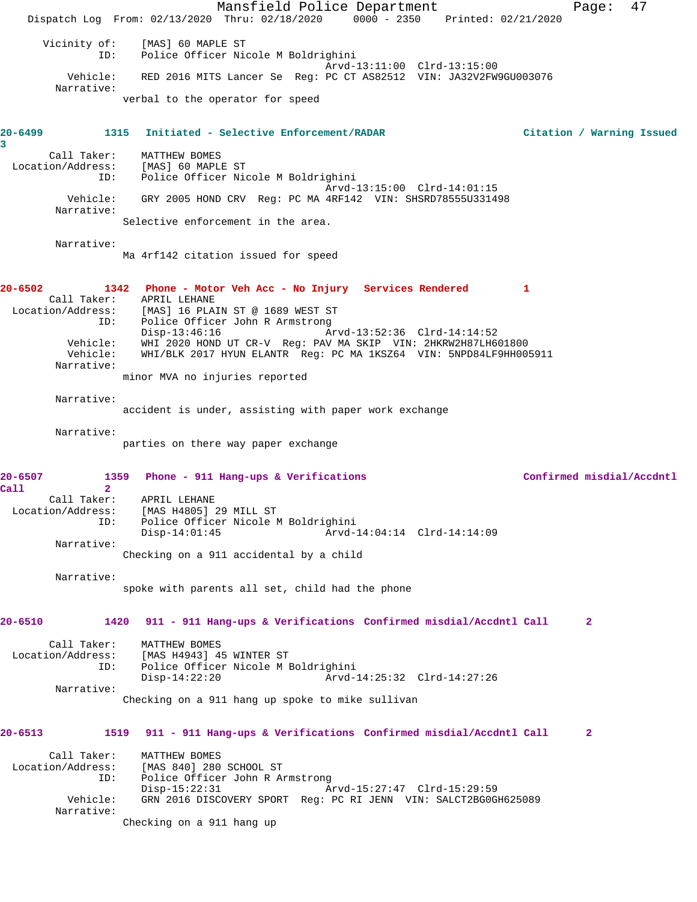Vicinity of: [MAS] 60 MAPLE ST
ID: Police Officer Nicole M Boldrighini
Arvd-13:11:00 Clrd-13:15:00
Vehicle: RED 2016 MITS Lancer Se Reg: PC CT AS82512 VIN: JA32V2FW9GU003076
Narrative:
verbal to the operator for speed

**20-6499 1315 Initiated - Selective Enforcement/RADAR Citation / Warning Issued 3**

Call Taker: MATTHEW BOMES
Location/Address: [MAS] 60 MAPLE ST
ID: Police Officer Nicole M Boldrighini
Arvd-13:15:00 Clrd-14:01:15
Vehicle: GRY 2005 HOND CRV Reg: PC MA 4RF142 VIN: SHSRD78555U331498
Narrative:
Selective enforcement in the area.

Narrative:
Ma 4rf142 citation issued for speed

**20-6502 1342 Phone - Motor Veh Acc - No Injury Services Rendered 1**

Call Taker: APRIL LEHANE
Location/Address: [MAS] 16 PLAIN ST @ 1689 WEST ST
ID: Police Officer John R Armstrong
Disp-13:46:16 Arvd-13:52:36 Clrd-14:14:52
Vehicle: WHI 2020 HOND UT CR-V Reg: PAV MA SKIP VIN: 2HKRW2H87LH601800
Vehicle: WHI/BLK 2017 HYUN ELANTR Reg: PC MA 1KSZ64 VIN: 5NPD84LF9HH005911
Narrative:
minor MVA no injuries reported

Narrative:
accident is under, assisting with paper work exchange

Narrative:
parties on there way paper exchange

**20-6507 1359 Phone - 911 Hang-ups & Verifications Confirmed misdial/Accdntl Call 2**

Call Taker: APRIL LEHANE
Location/Address: [MAS H4805] 29 MILL ST
ID: Police Officer Nicole M Boldrighini
Disp-14:01:45 Arvd-14:04:14 Clrd-14:14:09
Narrative:
Checking on a 911 accidental by a child

Narrative:
spoke with parents all set, child had the phone

**20-6510 1420 911 - 911 Hang-ups & Verifications Confirmed misdial/Accdntl Call 2**

Call Taker: MATTHEW BOMES
Location/Address: [MAS H4943] 45 WINTER ST
ID: Police Officer Nicole M Boldrighini
Disp-14:22:20 Arvd-14:25:32 Clrd-14:27:26
Narrative:
Checking on a 911 hang up spoke to mike sullivan

**20-6513 1519 911 - 911 Hang-ups & Verifications Confirmed misdial/Accdntl Call 2**

Call Taker: MATTHEW BOMES
Location/Address: [MAS 840] 280 SCHOOL ST
ID: Police Officer John R Armstrong
Disp-15:22:31 Arvd-15:27:47 Clrd-15:29:59
Vehicle: GRN 2016 DISCOVERY SPORT Reg: PC RI JENN VIN: SALCT2BG0GH625089
Narrative:
Checking on a 911 hang up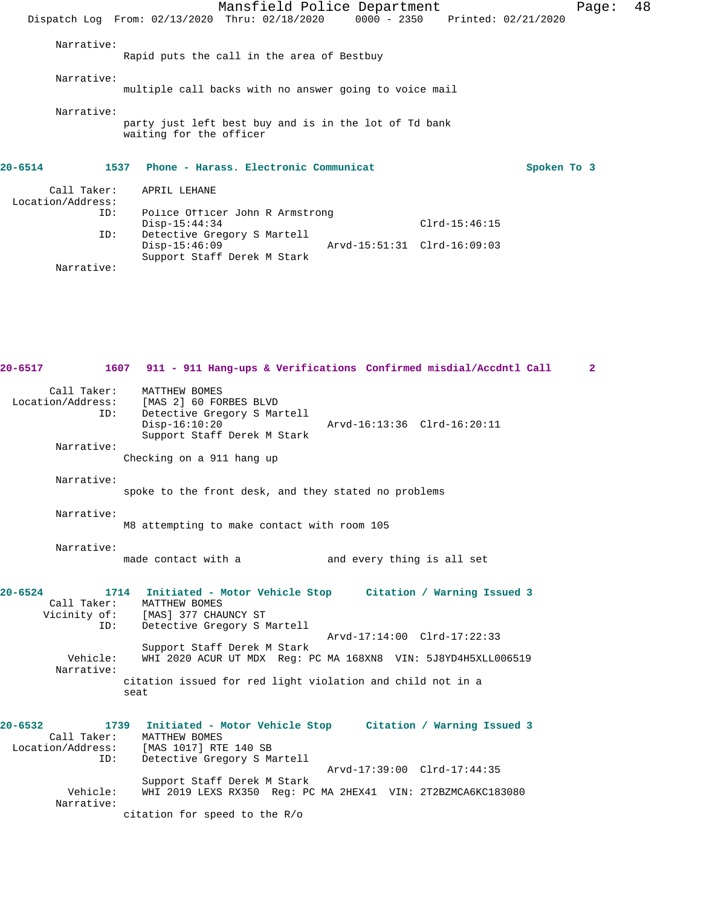Narrative:
Rapid puts the call in the area of Bestbuy

Narrative:
multiple call backs with no answer going to voice mail

Narrative:
party just left best buy and is in the lot of Td bank waiting for the officer

**20-6514 1537 Phone - Harass. Electronic Communicat Spoken To 3**

Call Taker: APRIL LEHANE
Location/Address:
ID: Police Officer John R Armstrong
Disp-15:44:34 Clrd-15:46:15
ID: Detective Gregory S Martell
Disp-15:46:09 Arvd-15:51:31 Clrd-16:09:03
Support Staff Derek M Stark
Narrative:

**20-6517 1607 911 - 911 Hang-ups & Verifications Confirmed misdial/Accdntl Call 2**

Call Taker: MATTHEW BOMES
Location/Address: [MAS 2] 60 FORBES BLVD
ID: Detective Gregory S Martell
Disp-16:10:20 Arvd-16:13:36 Clrd-16:20:11
Support Staff Derek M Stark
Narrative:
Checking on a 911 hang up

Narrative:
spoke to the front desk, and they stated no problems

Narrative:
M8 attempting to make contact with room 105

Narrative:
made contact with a and every thing is all set

**20-6524 1714 Initiated - Motor Vehicle Stop Citation / Warning Issued 3**

Call Taker: MATTHEW BOMES
Vicinity of: [MAS] 377 CHAUNCY ST
ID: Detective Gregory S Martell
Arvd-17:14:00 Clrd-17:22:33
Support Staff Derek M Stark
Vehicle: WHI 2020 ACUR UT MDX Reg: PC MA 168XN8 VIN: 5J8YD4H5XLL006519
Narrative:
citation issued for red light violation and child not in a seat

**20-6532 1739 Initiated - Motor Vehicle Stop Citation / Warning Issued 3**

Call Taker: MATTHEW BOMES
Location/Address: [MAS 1017] RTE 140 SB
ID: Detective Gregory S Martell
Arvd-17:39:00 Clrd-17:44:35
Support Staff Derek M Stark
Vehicle: WHI 2019 LEXS RX350 Reg: PC MA 2HEX41 VIN: 2T2BZMCA6KC183080
Narrative:
citation for speed to the R/o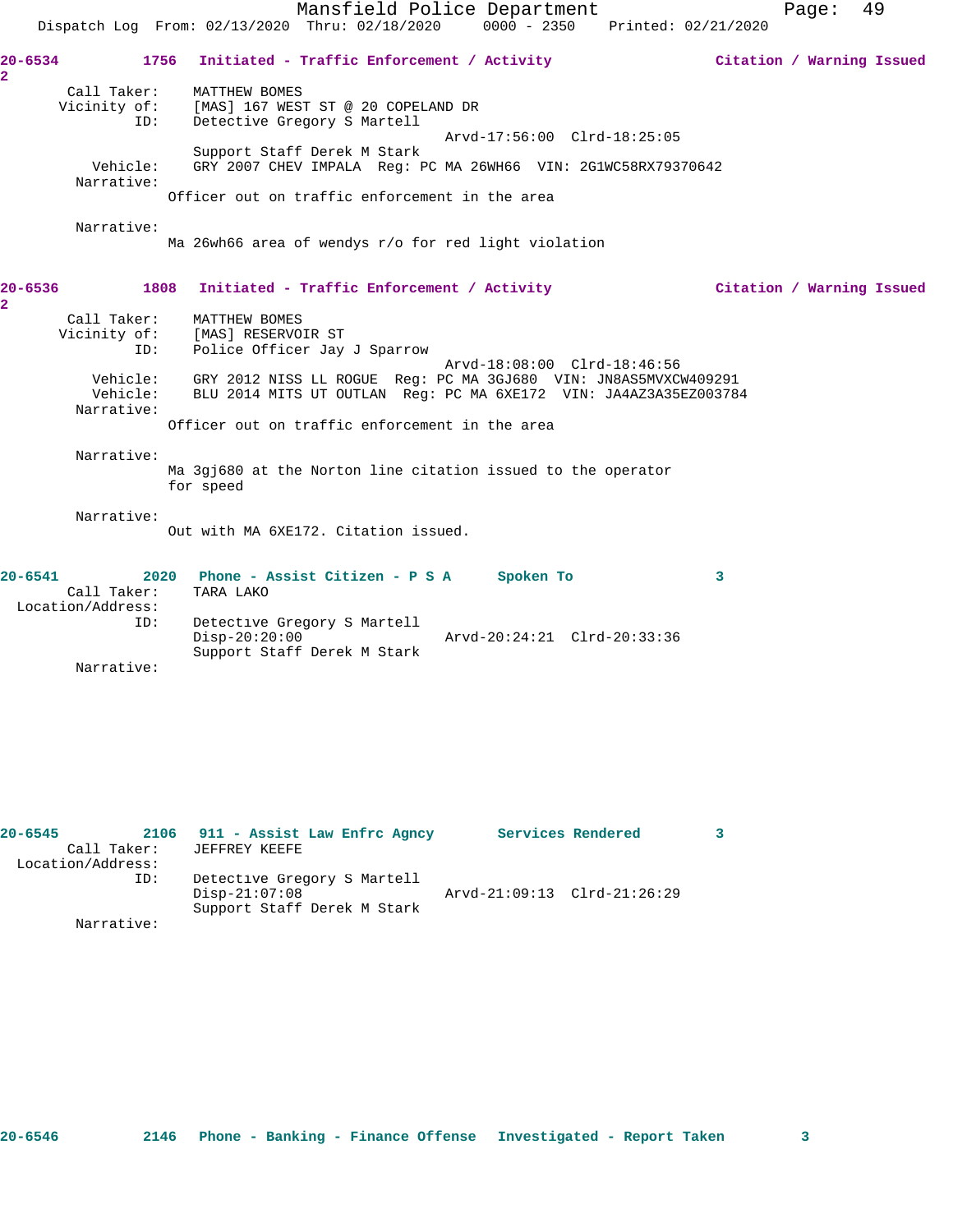**20-6534** 1756 Initiated - Traffic Enforcement / Activity — Citation / Warning Issued 2

Call Taker: MATTHEW BOMES
Vicinity of: [MAS] 167 WEST ST @ 20 COPELAND DR
ID: Detective Gregory S Martell
Arvd-17:56:00 Clrd-18:25:05
Support Staff Derek M Stark
Vehicle: GRY 2007 CHEV IMPALA Reg: PC MA 26WH66 VIN: 2G1WC58RX79370642
Narrative:
Officer out on traffic enforcement in the area

Narrative:
Ma 26wh66 area of wendys r/o for red light violation

**20-6536** 1808 Initiated - Traffic Enforcement / Activity — Citation / Warning Issued 2

Call Taker: MATTHEW BOMES
Vicinity of: [MAS] RESERVOIR ST
ID: Police Officer Jay J Sparrow
Arvd-18:08:00 Clrd-18:46:56
Vehicle: GRY 2012 NISS LL ROGUE Reg: PC MA 3GJ680 VIN: JN8AS5MVXCW409291
Vehicle: BLU 2014 MITS UT OUTLAN Reg: PC MA 6XE172 VIN: JA4AZ3A35EZ003784
Narrative:
Officer out on traffic enforcement in the area

Narrative:
Ma 3gj680 at the Norton line citation issued to the operator for speed

Narrative:
Out with MA 6XE172. Citation issued.

**20-6541** 2020 Phone - Assist Citizen - P S A — Spoken To 3

Call Taker: TARA LAKO
Location/Address:
ID: Detective Gregory S Martell
Disp-20:20:00 Arvd-20:24:21 Clrd-20:33:36
Support Staff Derek M Stark
Narrative:

**20-6545** 2106 911 - Assist Law Enfrc Agncy — Services Rendered 3

Call Taker: JEFFREY KEEFE
Location/Address:
ID: Detective Gregory S Martell
Disp-21:07:08 Arvd-21:09:13 Clrd-21:26:29
Support Staff Derek M Stark
Narrative:

**20-6546** 2146 Phone - Banking - Finance Offense — Investigated - Report Taken 3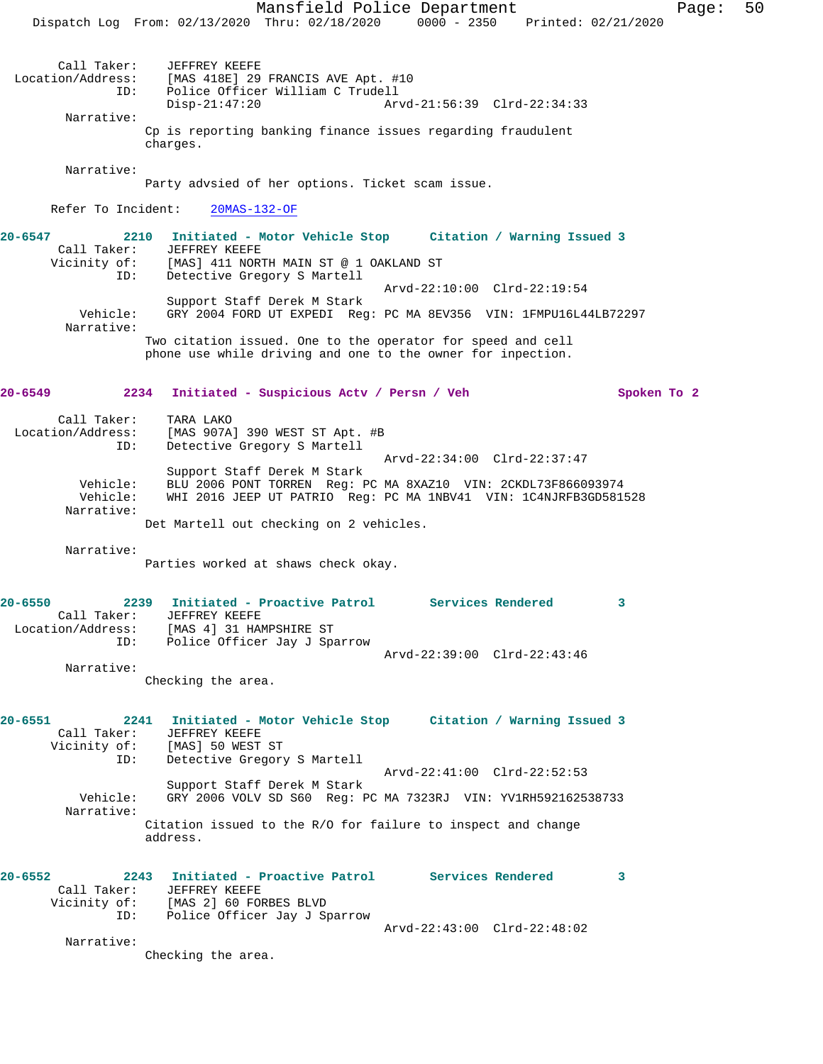Call Taker: JEFFREY KEEFE
Location/Address: [MAS 418E] 29 FRANCIS AVE Apt. #10
ID: Police Officer William C Trudell
Disp-21:47:20 Arvd-21:56:39 Clrd-22:34:33

Narrative:
Cp is reporting banking finance issues regarding fraudulent charges.

Narrative:
Party advsied of her options. Ticket scam issue.

Refer To Incident: 20MAS-132-OF

**20-6547 2210 Initiated - Motor Vehicle Stop Citation / Warning Issued 3**

Call Taker: JEFFREY KEEFE
Vicinity of: [MAS] 411 NORTH MAIN ST @ 1 OAKLAND ST
ID: Detective Gregory S Martell
Arvd-22:10:00 Clrd-22:19:54
Support Staff Derek M Stark
Vehicle: GRY 2004 FORD UT EXPEDI Reg: PC MA 8EV356 VIN: 1FMPU16L44LB72297

Narrative:
Two citation issued. One to the operator for speed and cell phone use while driving and one to the owner for inpection.

**20-6549 2234 Initiated - Suspicious Actv / Persn / Veh Spoken To 2**

Call Taker: TARA LAKO
Location/Address: [MAS 907A] 390 WEST ST Apt. #B
ID: Detective Gregory S Martell
Arvd-22:34:00 Clrd-22:37:47
Support Staff Derek M Stark
Vehicle: BLU 2006 PONT TORREN Reg: PC MA 8XAZ10 VIN: 2CKDL73F866093974
Vehicle: WHI 2016 JEEP UT PATRIO Reg: PC MA 1NBV41 VIN: 1C4NJRFB3GD581528

Narrative:
Det Martell out checking on 2 vehicles.

Narrative:
Parties worked at shaws check okay.

**20-6550 2239 Initiated - Proactive Patrol Services Rendered 3**

Call Taker: JEFFREY KEEFE
Location/Address: [MAS 4] 31 HAMPSHIRE ST
ID: Police Officer Jay J Sparrow
Arvd-22:39:00 Clrd-22:43:46

Narrative:
Checking the area.

**20-6551 2241 Initiated - Motor Vehicle Stop Citation / Warning Issued 3**

Call Taker: JEFFREY KEEFE
Vicinity of: [MAS] 50 WEST ST
ID: Detective Gregory S Martell
Arvd-22:41:00 Clrd-22:52:53
Support Staff Derek M Stark
Vehicle: GRY 2006 VOLV SD S60 Reg: PC MA 7323RJ VIN: YV1RH592162538733

Narrative:
Citation issued to the R/O for failure to inspect and change address.

**20-6552 2243 Initiated - Proactive Patrol Services Rendered 3**

Call Taker: JEFFREY KEEFE
Vicinity of: [MAS 2] 60 FORBES BLVD
ID: Police Officer Jay J Sparrow
Arvd-22:43:00 Clrd-22:48:02

Narrative:
Checking the area.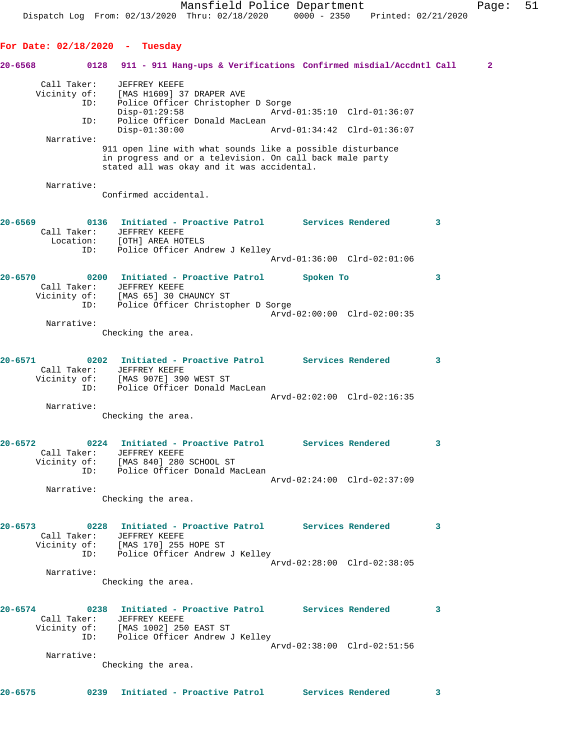**For Date: 02/18/2020 - Tuesday**

**20-6568 0128 911 - 911 Hang-ups & Verifications Confirmed misdial/Accdntl Call 2**

```
        Call Taker:    JEFFREY KEEFE
        Vicinity of:   [MAS H1609] 37 DRAPER AVE
                ID:    Police Officer Christopher D Sorge
                       Disp-01:29:58              Arvd-01:35:10  Clrd-01:36:07
                ID:    Police Officer Donald MacLean
                       Disp-01:30:00              Arvd-01:34:42  Clrd-01:36:07
         Narrative:
                    911 open line with what sounds like a possible disturbance
                    in progress and or a television. On call back male party
                    stated all was okay and it was accidental.

         Narrative:
                    Confirmed accidental.
```

**20-6569 0136 Initiated - Proactive Patrol Services Rendered 3**

```
        Call Taker:    JEFFREY KEEFE
          Location:    [OTH] AREA HOTELS
                ID:    Police Officer Andrew J Kelley
                                                  Arvd-01:36:00  Clrd-02:01:06
```

**20-6570 0200 Initiated - Proactive Patrol Spoken To 3**

```
        Call Taker:    JEFFREY KEEFE
        Vicinity of:   [MAS 65] 30 CHAUNCY ST
                ID:    Police Officer Christopher D Sorge
                                                  Arvd-02:00:00  Clrd-02:00:35
         Narrative:
                    Checking the area.
```

**20-6571 0202 Initiated - Proactive Patrol Services Rendered 3**

```
        Call Taker:    JEFFREY KEEFE
        Vicinity of:   [MAS 907E] 390 WEST ST
                ID:    Police Officer Donald MacLean
                                                  Arvd-02:02:00  Clrd-02:16:35
         Narrative:
                    Checking the area.
```

**20-6572 0224 Initiated - Proactive Patrol Services Rendered 3**

```
        Call Taker:    JEFFREY KEEFE
        Vicinity of:   [MAS 840] 280 SCHOOL ST
                ID:    Police Officer Donald MacLean
                                                  Arvd-02:24:00  Clrd-02:37:09
         Narrative:
                    Checking the area.
```

**20-6573 0228 Initiated - Proactive Patrol Services Rendered 3**

```
        Call Taker:    JEFFREY KEEFE
        Vicinity of:   [MAS 170] 255 HOPE ST
                ID:    Police Officer Andrew J Kelley
                                                  Arvd-02:28:00  Clrd-02:38:05
         Narrative:
                    Checking the area.
```

**20-6574 0238 Initiated - Proactive Patrol Services Rendered 3**

```
        Call Taker:    JEFFREY KEEFE
        Vicinity of:   [MAS 1002] 250 EAST ST
                ID:    Police Officer Andrew J Kelley
                                                  Arvd-02:38:00  Clrd-02:51:56
         Narrative:
                    Checking the area.
```

**20-6575 0239 Initiated - Proactive Patrol Services Rendered 3**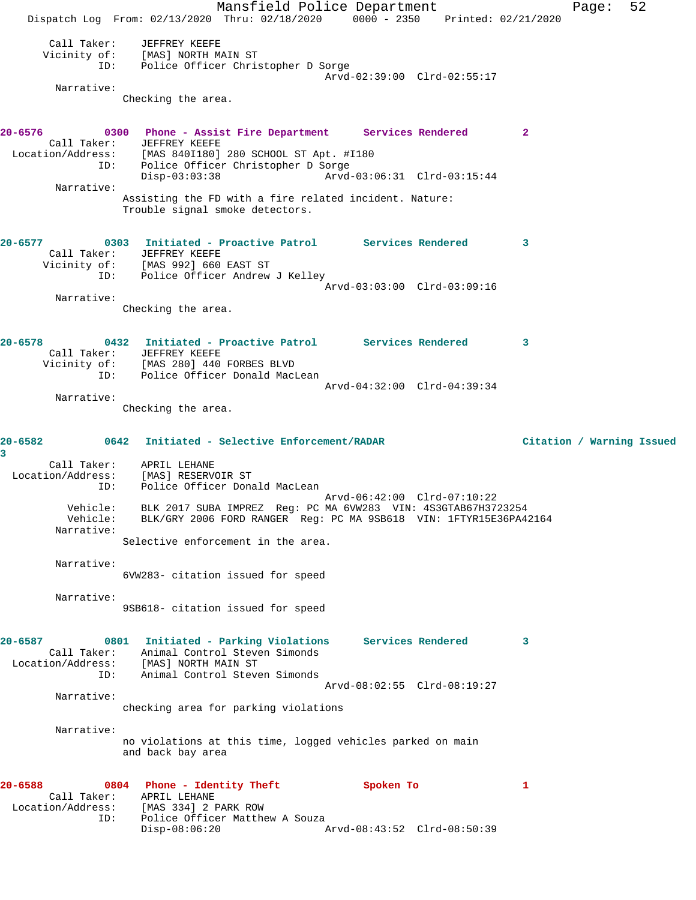Call Taker: JEFFREY KEEFE
Vicinity of: [MAS] NORTH MAIN ST
ID: Police Officer Christopher D Sorge
Arvd-02:39:00 Clrd-02:55:17
Narrative:
Checking the area.

**20-6576 0300 Phone - Assist Fire Department Services Rendered 2**
Call Taker: JEFFREY KEEFE
Location/Address: [MAS 840I180] 280 SCHOOL ST Apt. #I180
ID: Police Officer Christopher D Sorge
Disp-03:03:38 Arvd-03:06:31 Clrd-03:15:44
Narrative:
Assisting the FD with a fire related incident. Nature: Trouble signal smoke detectors.

**20-6577 0303 Initiated - Proactive Patrol Services Rendered 3**
Call Taker: JEFFREY KEEFE
Vicinity of: [MAS 992] 660 EAST ST
ID: Police Officer Andrew J Kelley
Arvd-03:03:00 Clrd-03:09:16
Narrative:
Checking the area.

**20-6578 0432 Initiated - Proactive Patrol Services Rendered 3**
Call Taker: JEFFREY KEEFE
Vicinity of: [MAS 280] 440 FORBES BLVD
ID: Police Officer Donald MacLean
Arvd-04:32:00 Clrd-04:39:34
Narrative:
Checking the area.

**20-6582 0642 Initiated - Selective Enforcement/RADAR Citation / Warning Issued 3**
Call Taker: APRIL LEHANE
Location/Address: [MAS] RESERVOIR ST
ID: Police Officer Donald MacLean
Arvd-06:42:00 Clrd-07:10:22
Vehicle: BLK 2017 SUBA IMPREZ Reg: PC MA 6VW283 VIN: 4S3GTAB67H3723254
Vehicle: BLK/GRY 2006 FORD RANGER Reg: PC MA 9SB618 VIN: 1FTYR15E36PA42164
Narrative:
Selective enforcement in the area.

Narrative:
6VW283- citation issued for speed

Narrative:
9SB618- citation issued for speed

**20-6587 0801 Initiated - Parking Violations Services Rendered 3**
Call Taker: Animal Control Steven Simonds
Location/Address: [MAS] NORTH MAIN ST
ID: Animal Control Steven Simonds
Arvd-08:02:55 Clrd-08:19:27
Narrative:
checking area for parking violations

Narrative:
no violations at this time, logged vehicles parked on main and back bay area

**20-6588 0804 Phone - Identity Theft Spoken To 1**
Call Taker: APRIL LEHANE
Location/Address: [MAS 334] 2 PARK ROW
ID: Police Officer Matthew A Souza
Disp-08:06:20 Arvd-08:43:52 Clrd-08:50:39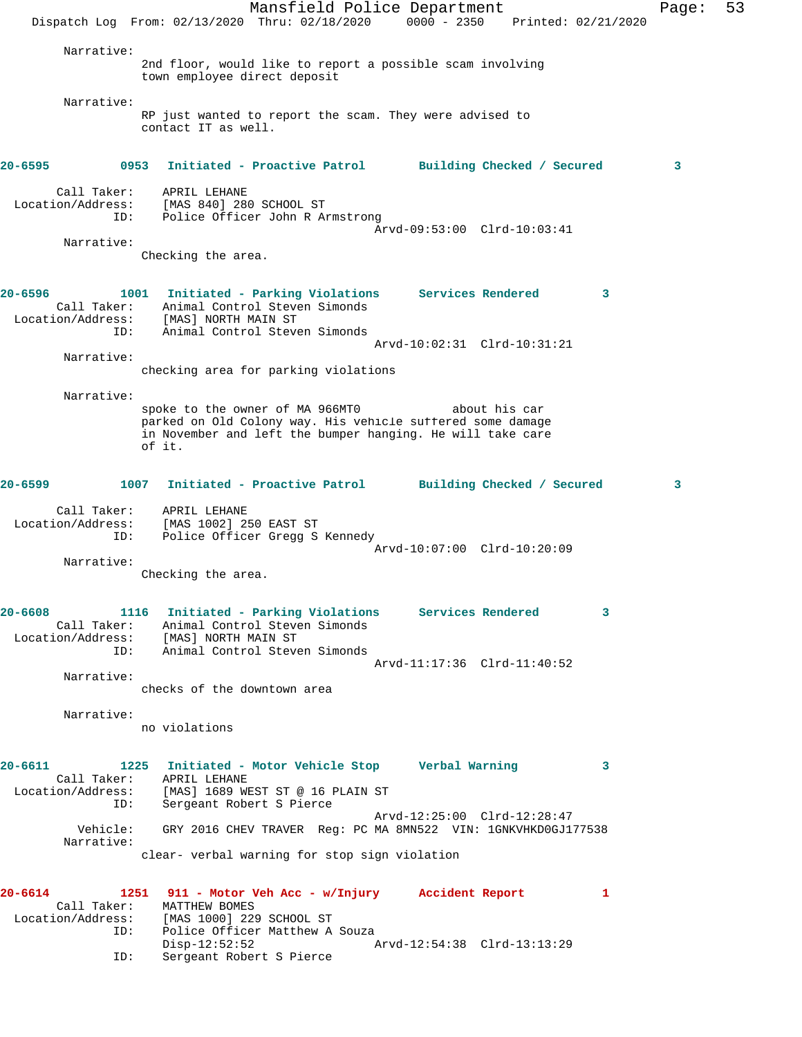Narrative:
2nd floor, would like to report a possible scam involving town employee direct deposit

Narrative:
RP just wanted to report the scam. They were advised to contact IT as well.

**20-6595 0953 Initiated - Proactive Patrol Building Checked / Secured 3**

Call Taker: APRIL LEHANE
Location/Address: [MAS 840] 280 SCHOOL ST
ID: Police Officer John R Armstrong
Arvd-09:53:00 Clrd-10:03:41

Narrative:
Checking the area.

**20-6596 1001 Initiated - Parking Violations Services Rendered 3**

Call Taker: Animal Control Steven Simonds
Location/Address: [MAS] NORTH MAIN ST
ID: Animal Control Steven Simonds
Arvd-10:02:31 Clrd-10:31:21

Narrative:
checking area for parking violations

Narrative:
spoke to the owner of MA 966MT0 about his car parked on Old Colony way. His vehicle suffered some damage in November and left the bumper hanging. He will take care of it.

**20-6599 1007 Initiated - Proactive Patrol Building Checked / Secured 3**

Call Taker: APRIL LEHANE
Location/Address: [MAS 1002] 250 EAST ST
ID: Police Officer Gregg S Kennedy
Arvd-10:07:00 Clrd-10:20:09

Narrative:
Checking the area.

**20-6608 1116 Initiated - Parking Violations Services Rendered 3**

Call Taker: Animal Control Steven Simonds
Location/Address: [MAS] NORTH MAIN ST
ID: Animal Control Steven Simonds
Arvd-11:17:36 Clrd-11:40:52

Narrative:
checks of the downtown area

Narrative:
no violations

**20-6611 1225 Initiated - Motor Vehicle Stop Verbal Warning 3**

Call Taker: APRIL LEHANE
Location/Address: [MAS] 1689 WEST ST @ 16 PLAIN ST
ID: Sergeant Robert S Pierce
Arvd-12:25:00 Clrd-12:28:47
Vehicle: GRY 2016 CHEV TRAVER Reg: PC MA 8MN522 VIN: 1GNKVHKD0GJ177538

Narrative:
clear- verbal warning for stop sign violation

**20-6614 1251 911 - Motor Veh Acc - w/Injury Accident Report 1**

Call Taker: MATTHEW BOMES
Location/Address: [MAS 1000] 229 SCHOOL ST
ID: Police Officer Matthew A Souza
Disp-12:52:52 Arvd-12:54:38 Clrd-13:13:29
ID: Sergeant Robert S Pierce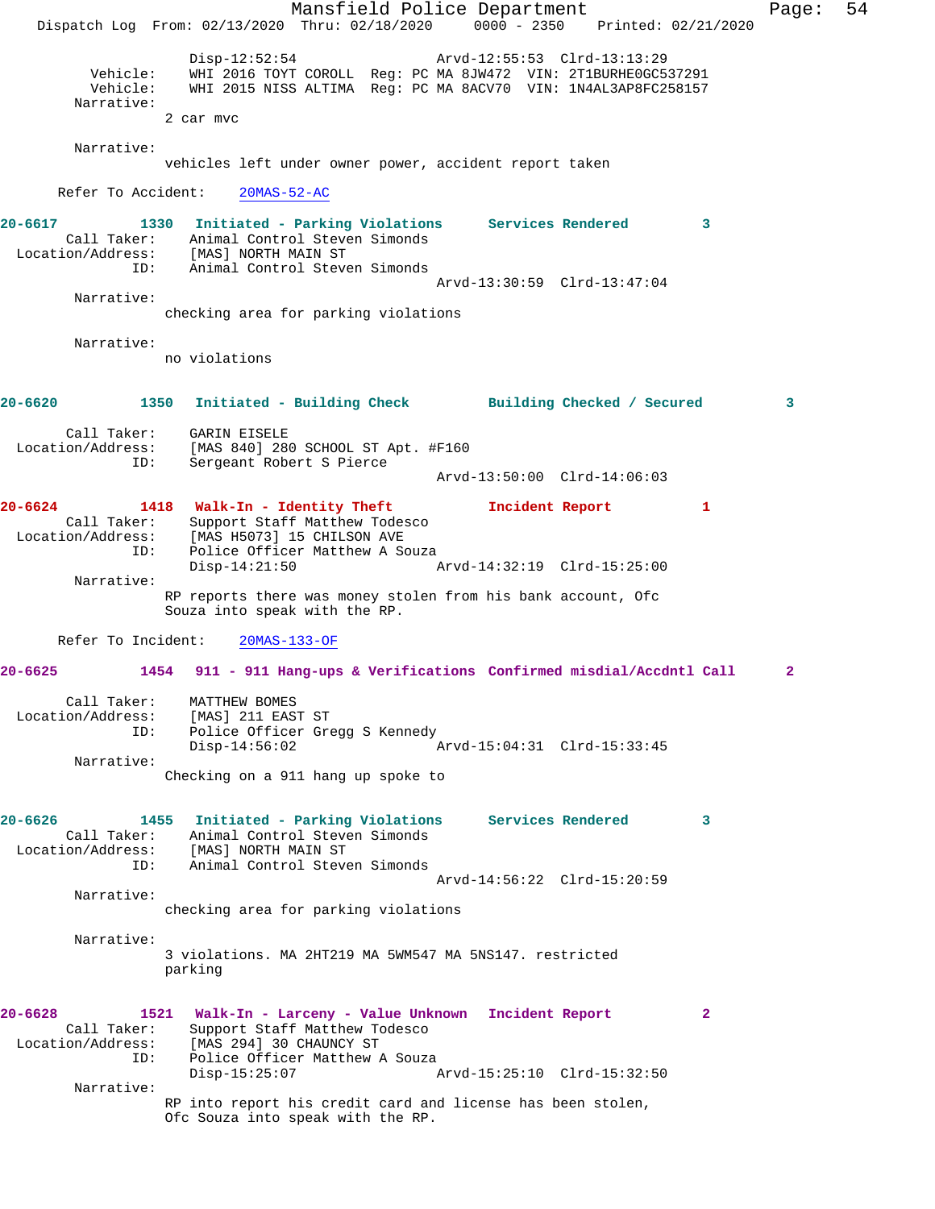Disp-12:52:54 Arvd-12:55:53 Clrd-13:13:29
Vehicle: WHI 2016 TOYT COROLL Reg: PC MA 8JW472 VIN: 2T1BURHE0GC537291
Vehicle: WHI 2015 NISS ALTIMA Reg: PC MA 8ACV70 VIN: 1N4AL3AP8FC258157
Narrative:
2 car mvc

Narrative:
vehicles left under owner power, accident report taken

Refer To Accident: 20MAS-52-AC

**20-6617 1330 Initiated - Parking Violations Services Rendered 3**
Call Taker: Animal Control Steven Simonds
Location/Address: [MAS] NORTH MAIN ST
ID: Animal Control Steven Simonds
Arvd-13:30:59 Clrd-13:47:04
Narrative:
checking area for parking violations

Narrative:
no violations

**20-6620 1350 Initiated - Building Check Building Checked / Secured 3**
Call Taker: GARIN EISELE
Location/Address: [MAS 840] 280 SCHOOL ST Apt. #F160
ID: Sergeant Robert S Pierce
Arvd-13:50:00 Clrd-14:06:03

**20-6624 1418 Walk-In - Identity Theft Incident Report 1**
Call Taker: Support Staff Matthew Todesco
Location/Address: [MAS H5073] 15 CHILSON AVE
ID: Police Officer Matthew A Souza
Disp-14:21:50 Arvd-14:32:19 Clrd-15:25:00
Narrative:
RP reports there was money stolen from his bank account, Ofc Souza into speak with the RP.

Refer To Incident: 20MAS-133-OF

**20-6625 1454 911 - 911 Hang-ups & Verifications Confirmed misdial/Accdntl Call 2**
Call Taker: MATTHEW BOMES
Location/Address: [MAS] 211 EAST ST
ID: Police Officer Gregg S Kennedy
Disp-14:56:02 Arvd-15:04:31 Clrd-15:33:45
Narrative:
Checking on a 911 hang up spoke to

**20-6626 1455 Initiated - Parking Violations Services Rendered 3**
Call Taker: Animal Control Steven Simonds
Location/Address: [MAS] NORTH MAIN ST
ID: Animal Control Steven Simonds
Arvd-14:56:22 Clrd-15:20:59
Narrative:
checking area for parking violations

Narrative:
3 violations. MA 2HT219 MA 5WM547 MA 5NS147. restricted parking

**20-6628 1521 Walk-In - Larceny - Value Unknown Incident Report 2**
Call Taker: Support Staff Matthew Todesco
Location/Address: [MAS 294] 30 CHAUNCY ST
ID: Police Officer Matthew A Souza
Disp-15:25:07 Arvd-15:25:10 Clrd-15:32:50
Narrative:
RP into report his credit card and license has been stolen, Ofc Souza into speak with the RP.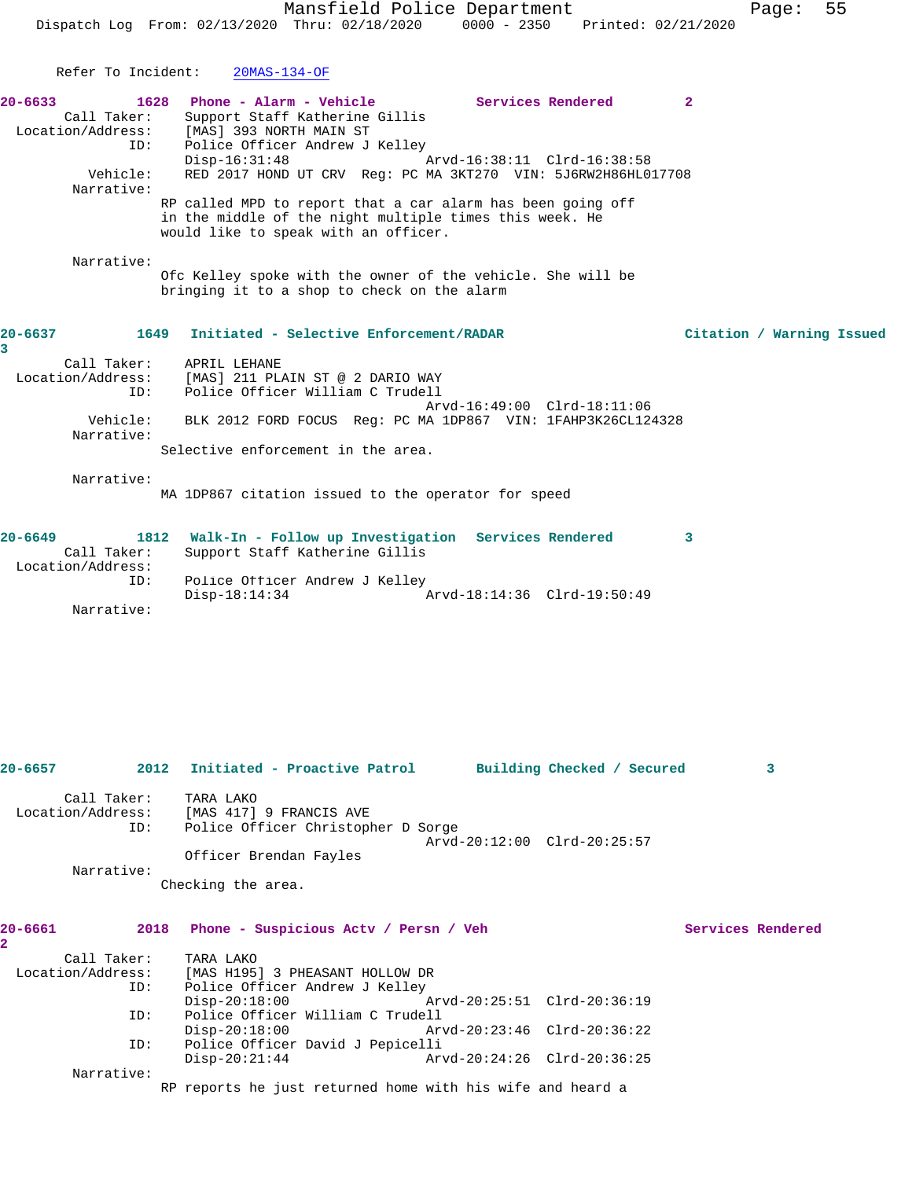Refer To Incident: 20MAS-134-OF

**20-6633** 1628 Phone - Alarm - Vehicle Services Rendered 2

Call Taker: Support Staff Katherine Gillis
Location/Address: [MAS] 393 NORTH MAIN ST
ID: Police Officer Andrew J Kelley
Disp-16:31:48 Arvd-16:38:11 Clrd-16:38:58
Vehicle: RED 2017 HOND UT CRV Reg: PC MA 3KT270 VIN: 5J6RW2H86HL017708
Narrative:
RP called MPD to report that a car alarm has been going off in the middle of the night multiple times this week. He would like to speak with an officer.

Narrative:
Ofc Kelley spoke with the owner of the vehicle. She will be bringing it to a shop to check on the alarm

**20-6637** 1649 Initiated - Selective Enforcement/RADAR Citation / Warning Issued 3

Call Taker: APRIL LEHANE
Location/Address: [MAS] 211 PLAIN ST @ 2 DARIO WAY
ID: Police Officer William C Trudell
Arvd-16:49:00 Clrd-18:11:06
Vehicle: BLK 2012 FORD FOCUS Reg: PC MA 1DP867 VIN: 1FAHP3K26CL124328
Narrative:
Selective enforcement in the area.

Narrative:
MA 1DP867 citation issued to the operator for speed

**20-6649** 1812 Walk-In - Follow up Investigation Services Rendered 3

Call Taker: Support Staff Katherine Gillis
Location/Address:
ID: Police Officer Andrew J Kelley
Disp-18:14:34 Arvd-18:14:36 Clrd-19:50:49
Narrative:

**20-6657** 2012 Initiated - Proactive Patrol Building Checked / Secured 3

Call Taker: TARA LAKO
Location/Address: [MAS 417] 9 FRANCIS AVE
ID: Police Officer Christopher D Sorge
Arvd-20:12:00 Clrd-20:25:57
Officer Brendan Fayles
Narrative:
Checking the area.

**20-6661** 2018 Phone - Suspicious Actv / Persn / Veh Services Rendered 2

Call Taker: TARA LAKO
Location/Address: [MAS H195] 3 PHEASANT HOLLOW DR
ID: Police Officer Andrew J Kelley
Disp-20:18:00 Arvd-20:25:51 Clrd-20:36:19
ID: Police Officer William C Trudell
Disp-20:18:00 Arvd-20:23:46 Clrd-20:36:22
ID: Police Officer David J Pepicelli
Disp-20:21:44 Arvd-20:24:26 Clrd-20:36:25
Narrative:
RP reports he just returned home with his wife and heard a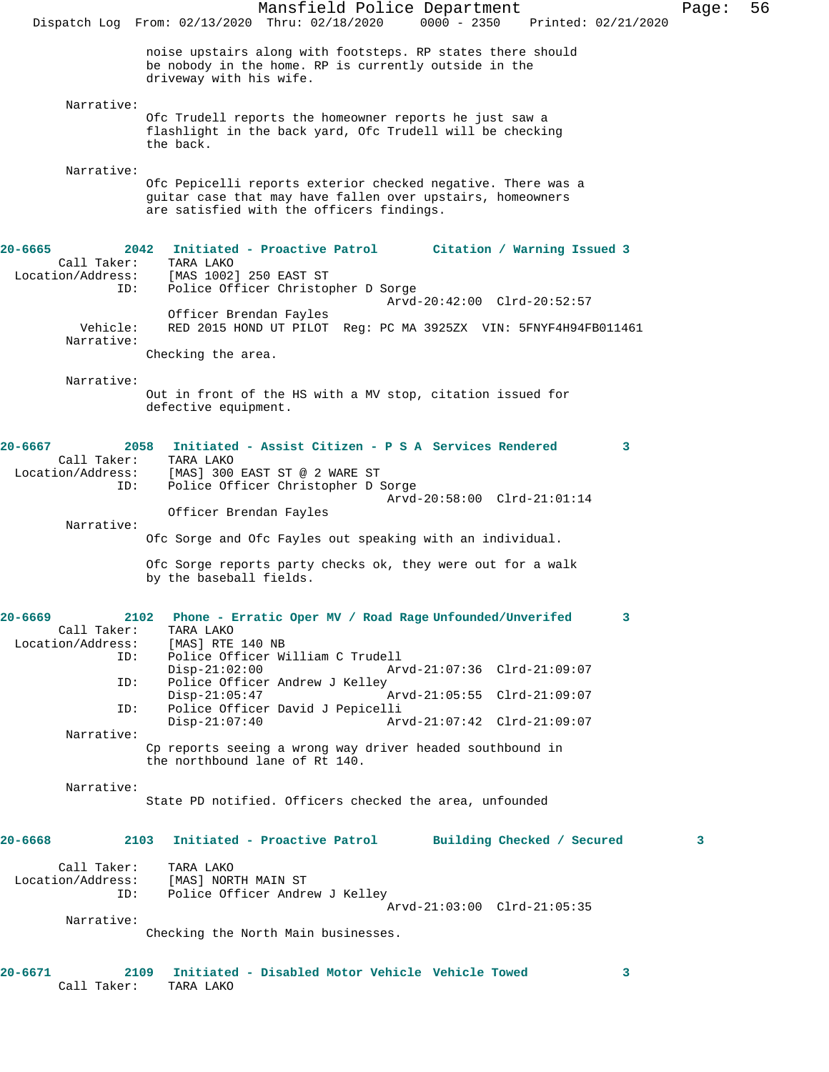noise upstairs along with footsteps. RP states there should be nobody in the home. RP is currently outside in the driveway with his wife.

Narrative:
Ofc Trudell reports the homeowner reports he just saw a flashlight in the back yard, Ofc Trudell will be checking the back.

Narrative:
Ofc Pepicelli reports exterior checked negative. There was a guitar case that may have fallen over upstairs, homeowners are satisfied with the officers findings.

**20-6665 2042 Initiated - Proactive Patrol Citation / Warning Issued 3**

Call Taker: TARA LAKO
Location/Address: [MAS 1002] 250 EAST ST
ID: Police Officer Christopher D Sorge
Arvd-20:42:00 Clrd-20:52:57
Officer Brendan Fayles
Vehicle: RED 2015 HOND UT PILOT Reg: PC MA 3925ZX VIN: 5FNYF4H94FB011461
Narrative:
Checking the area.

Narrative:
Out in front of the HS with a MV stop, citation issued for defective equipment.

**20-6667 2058 Initiated - Assist Citizen - P S A Services Rendered 3**

Call Taker: TARA LAKO
Location/Address: [MAS] 300 EAST ST @ 2 WARE ST
ID: Police Officer Christopher D Sorge
Arvd-20:58:00 Clrd-21:01:14
Officer Brendan Fayles
Narrative:
Ofc Sorge and Ofc Fayles out speaking with an individual.

Ofc Sorge reports party checks ok, they were out for a walk by the baseball fields.

**20-6669 2102 Phone - Erratic Oper MV / Road Rage Unfounded/Unverifed 3**

Call Taker: TARA LAKO
Location/Address: [MAS] RTE 140 NB
ID: Police Officer William C Trudell
Disp-21:02:00 Arvd-21:07:36 Clrd-21:09:07
ID: Police Officer Andrew J Kelley
Disp-21:05:47 Arvd-21:05:55 Clrd-21:09:07
ID: Police Officer David J Pepicelli
Disp-21:07:40 Arvd-21:07:42 Clrd-21:09:07
Narrative:
Cp reports seeing a wrong way driver headed southbound in the northbound lane of Rt 140.

Narrative:
State PD notified. Officers checked the area, unfounded

**20-6668 2103 Initiated - Proactive Patrol Building Checked / Secured 3**

Call Taker: TARA LAKO
Location/Address: [MAS] NORTH MAIN ST
ID: Police Officer Andrew J Kelley
Arvd-21:03:00 Clrd-21:05:35
Narrative:
Checking the North Main businesses.

**20-6671 2109 Initiated - Disabled Motor Vehicle Vehicle Towed 3**

Call Taker: TARA LAKO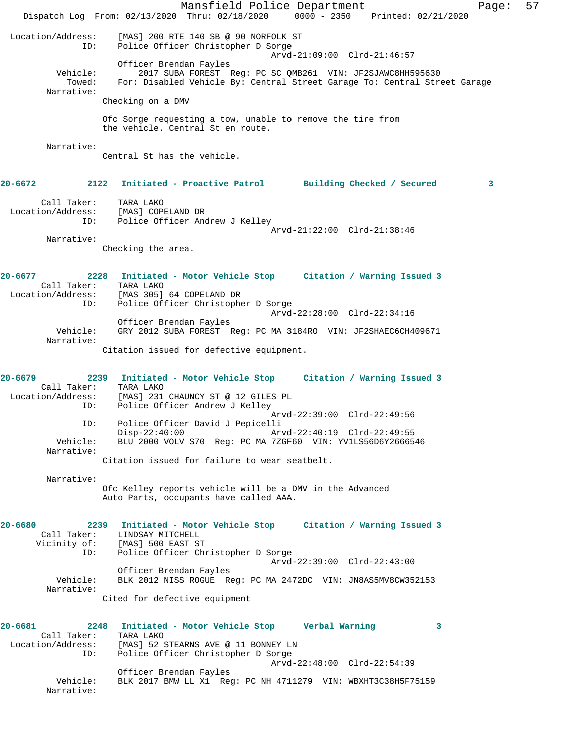```
 Location/Address:    [MAS] 200 RTE 140 SB @ 90 NORFOLK ST
               ID:    Police Officer Christopher D Sorge
                                                Arvd-21:09:00  Clrd-21:46:57
                      Officer Brendan Fayles
          Vehicle:        2017 SUBA FOREST  Reg: PC SC QMB261  VIN: JF2SJAWC8HH595630
            Towed:    For: Disabled Vehicle By: Central Street Garage To: Central Street Garage
        Narrative:
                   Checking on a DMV

                   Ofc Sorge requesting a tow, unable to remove the tire from
                   the vehicle. Central St en route.

        Narrative:
                   Central St has the vehicle.


20-6672          2122   Initiated - Proactive Patrol       Building Checked / Secured         3

       Call Taker:    TARA LAKO
 Location/Address:    [MAS] COPELAND DR
               ID:    Police Officer Andrew J Kelley
                                                Arvd-21:22:00  Clrd-21:38:46
        Narrative:
                   Checking the area.


20-6677          2228   Initiated - Motor Vehicle Stop     Citation / Warning Issued 3
       Call Taker:    TARA LAKO
 Location/Address:    [MAS 305] 64 COPELAND DR
               ID:    Police Officer Christopher D Sorge
                                                Arvd-22:28:00  Clrd-22:34:16
                      Officer Brendan Fayles
          Vehicle:    GRY 2012 SUBA FOREST  Reg: PC MA 3184RO  VIN: JF2SHAEC6CH409671
        Narrative:
                   Citation issued for defective equipment.


20-6679          2239   Initiated - Motor Vehicle Stop     Citation / Warning Issued 3
       Call Taker:    TARA LAKO
 Location/Address:    [MAS] 231 CHAUNCY ST @ 12 GILES PL
               ID:    Police Officer Andrew J Kelley
                                                Arvd-22:39:00  Clrd-22:49:56
               ID:    Police Officer David J Pepicelli
                      Disp-22:40:00             Arvd-22:40:19  Clrd-22:49:55
          Vehicle:    BLU 2000 VOLV S70  Reg: PC MA 7ZGF60  VIN: YV1LS56D6Y2666546
        Narrative:
                   Citation issued for failure to wear seatbelt.

        Narrative:
                   Ofc Kelley reports vehicle will be a DMV in the Advanced
                   Auto Parts, occupants have called AAA.


20-6680          2239   Initiated - Motor Vehicle Stop     Citation / Warning Issued 3
       Call Taker:    LINDSAY MITCHELL
      Vicinity of:    [MAS] 500 EAST ST
               ID:    Police Officer Christopher D Sorge
                                                Arvd-22:39:00  Clrd-22:43:00
                      Officer Brendan Fayles
          Vehicle:    BLK 2012 NISS ROGUE  Reg: PC MA 2472DC  VIN: JN8AS5MV8CW352153
        Narrative:
                   Cited for defective equipment


20-6681          2248   Initiated - Motor Vehicle Stop     Verbal Warning             3
       Call Taker:    TARA LAKO
 Location/Address:    [MAS] 52 STEARNS AVE @ 11 BONNEY LN
               ID:    Police Officer Christopher D Sorge
                                                Arvd-22:48:00  Clrd-22:54:39
                      Officer Brendan Fayles
          Vehicle:    BLK 2017 BMW LL X1  Reg: PC NH 4711279  VIN: WBXHT3C38H5F75159
        Narrative:
```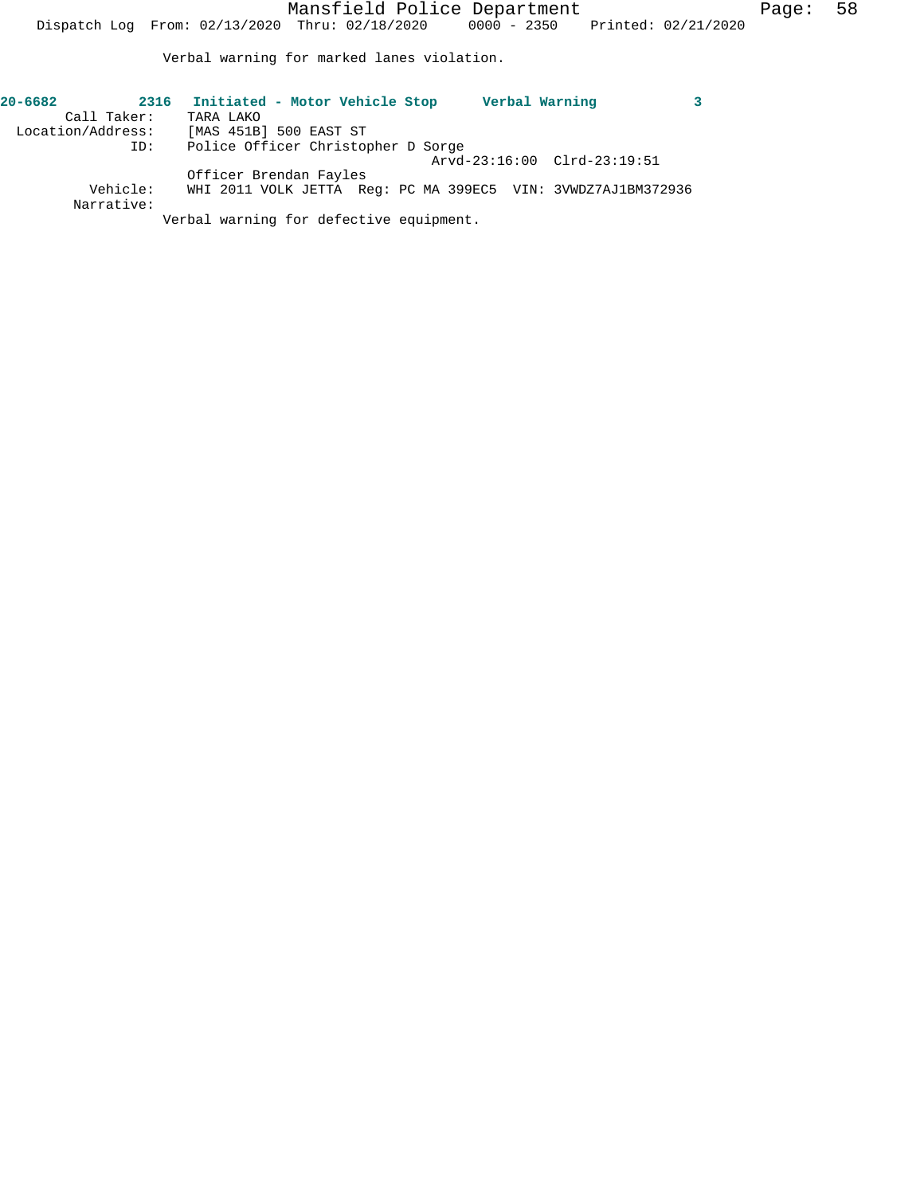Verbal warning for marked lanes violation.

**20-6682 2316 Initiated - Motor Vehicle Stop Verbal Warning 3**

Call Taker: TARA LAKO
Location/Address: [MAS 451B] 500 EAST ST
ID: Police Officer Christopher D Sorge
Arvd-23:16:00 Clrd-23:19:51
Officer Brendan Fayles
Vehicle: WHI 2011 VOLK JETTA Reg: PC MA 399EC5 VIN: 3VWDZ7AJ1BM372936
Narrative:
Verbal warning for defective equipment.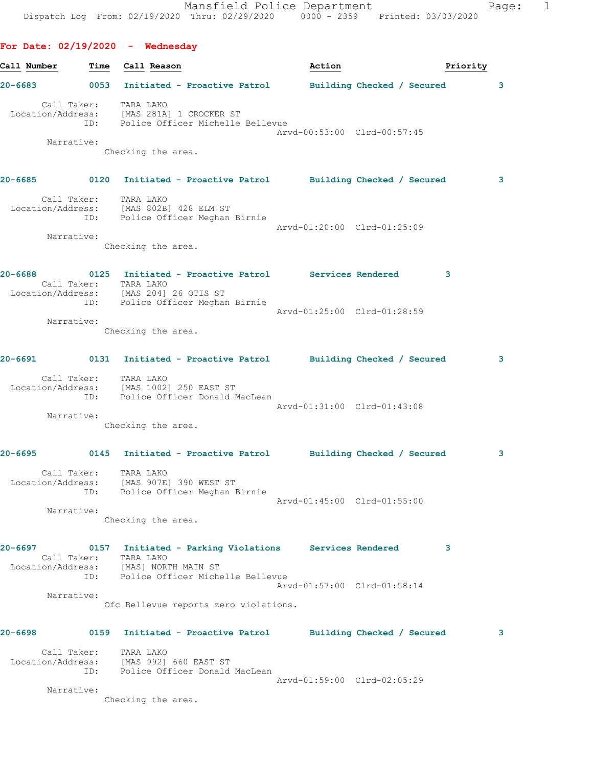For Date: 02/19/2020 - Wednesday

| Call Number | Time | Call Reason | Action | Priority |
|---|---|---|---|---|

**20-6683 0053 Initiated - Proactive Patrol — Building Checked / Secured — 3**

Call Taker: TARA LAKO
Location/Address: [MAS 281A] 1 CROCKER ST
ID: Police Officer Michelle Bellevue
Arvd-00:53:00 Clrd-00:57:45
Narrative:
Checking the area.

**20-6685 0120 Initiated - Proactive Patrol — Building Checked / Secured — 3**

Call Taker: TARA LAKO
Location/Address: [MAS 802B] 428 ELM ST
ID: Police Officer Meghan Birnie
Arvd-01:20:00 Clrd-01:25:09
Narrative:
Checking the area.

**20-6688 0125 Initiated - Proactive Patrol — Services Rendered — 3**

Call Taker: TARA LAKO
Location/Address: [MAS 204] 26 OTIS ST
ID: Police Officer Meghan Birnie
Arvd-01:25:00 Clrd-01:28:59
Narrative:
Checking the area.

**20-6691 0131 Initiated - Proactive Patrol — Building Checked / Secured — 3**

Call Taker: TARA LAKO
Location/Address: [MAS 1002] 250 EAST ST
ID: Police Officer Donald MacLean
Arvd-01:31:00 Clrd-01:43:08
Narrative:
Checking the area.

**20-6695 0145 Initiated - Proactive Patrol — Building Checked / Secured — 3**

Call Taker: TARA LAKO
Location/Address: [MAS 907E] 390 WEST ST
ID: Police Officer Meghan Birnie
Arvd-01:45:00 Clrd-01:55:00
Narrative:
Checking the area.

**20-6697 0157 Initiated - Parking Violations — Services Rendered — 3**

Call Taker: TARA LAKO
Location/Address: [MAS] NORTH MAIN ST
ID: Police Officer Michelle Bellevue
Arvd-01:57:00 Clrd-01:58:14
Narrative:
Ofc Bellevue reports zero violations.

**20-6698 0159 Initiated - Proactive Patrol — Building Checked / Secured — 3**

Call Taker: TARA LAKO
Location/Address: [MAS 992] 660 EAST ST
ID: Police Officer Donald MacLean
Arvd-01:59:00 Clrd-02:05:29
Narrative:
Checking the area.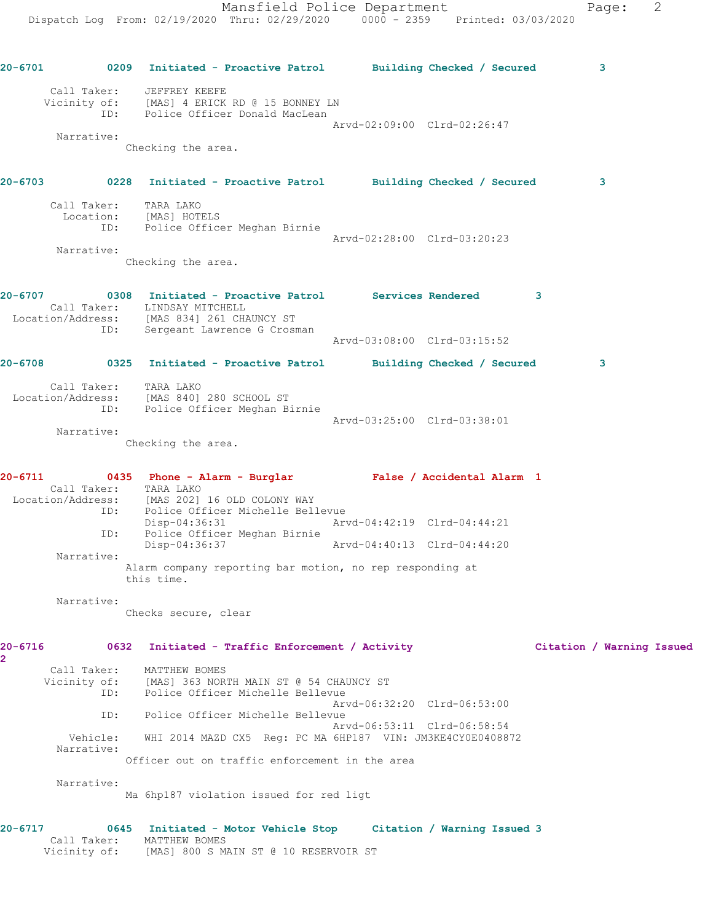**20-6701** 0209 **Initiated - Proactive Patrol** **Building Checked / Secured** 3

Call Taker: JEFFREY KEEFE
Vicinity of: [MAS] 4 ERICK RD @ 15 BONNEY LN
ID: Police Officer Donald MacLean
Arvd-02:09:00 Clrd-02:26:47
Narrative:
Checking the area.

**20-6703** 0228 **Initiated - Proactive Patrol** **Building Checked / Secured** 3

Call Taker: TARA LAKO
Location: [MAS] HOTELS
ID: Police Officer Meghan Birnie
Arvd-02:28:00 Clrd-03:20:23
Narrative:
Checking the area.

**20-6707** 0308 **Initiated - Proactive Patrol** **Services Rendered** 3
Call Taker: LINDSAY MITCHELL
Location/Address: [MAS 834] 261 CHAUNCY ST
ID: Sergeant Lawrence G Crosman
Arvd-03:08:00 Clrd-03:15:52

**20-6708** 0325 **Initiated - Proactive Patrol** **Building Checked / Secured** 3

Call Taker: TARA LAKO
Location/Address: [MAS 840] 280 SCHOOL ST
ID: Police Officer Meghan Birnie
Arvd-03:25:00 Clrd-03:38:01
Narrative:
Checking the area.

**20-6711** 0435 **Phone - Alarm - Burglar** **False / Accidental Alarm** 1
Call Taker: TARA LAKO
Location/Address: [MAS 202] 16 OLD COLONY WAY
ID: Police Officer Michelle Bellevue
Disp-04:36:31 Arvd-04:42:19 Clrd-04:44:21
ID: Police Officer Meghan Birnie
Disp-04:36:37 Arvd-04:40:13 Clrd-04:44:20
Narrative:
Alarm company reporting bar motion, no rep responding at this time.

Narrative:
Checks secure, clear

**20-6716** 0632 **Initiated - Traffic Enforcement / Activity** **Citation / Warning Issued** 2
Call Taker: MATTHEW BOMES
Vicinity of: [MAS] 363 NORTH MAIN ST @ 54 CHAUNCY ST
ID: Police Officer Michelle Bellevue
Arvd-06:32:20 Clrd-06:53:00
ID: Police Officer Michelle Bellevue
Arvd-06:53:11 Clrd-06:58:54
Vehicle: WHI 2014 MAZD CX5 Reg: PC MA 6HP187 VIN: JM3KE4CY0E0408872
Narrative:
Officer out on traffic enforcement in the area

Narrative:
Ma 6hp187 violation issued for red ligt

**20-6717** 0645 **Initiated - Motor Vehicle Stop** **Citation / Warning Issued** 3
Call Taker: MATTHEW BOMES
Vicinity of: [MAS] 800 S MAIN ST @ 10 RESERVOIR ST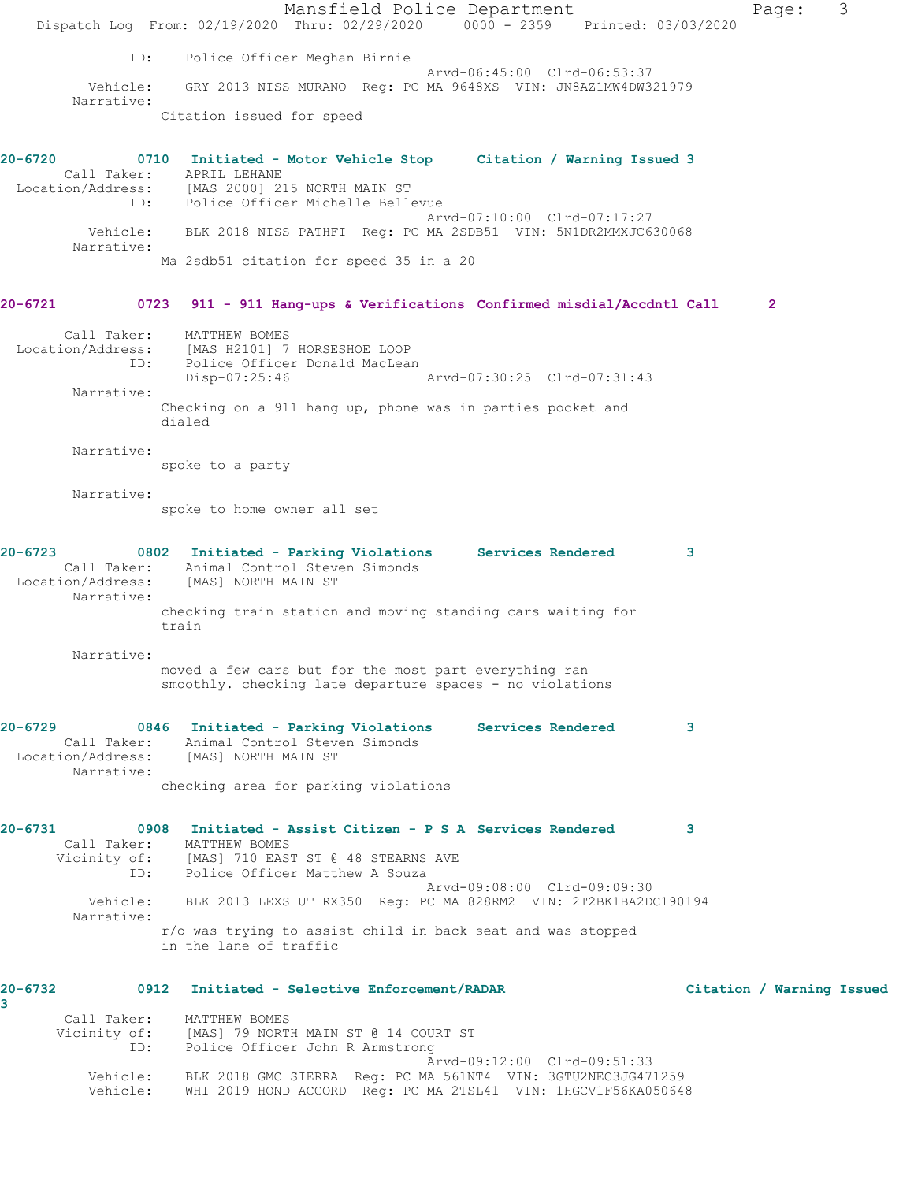ID: Police Officer Meghan Birnie
Arvd-06:45:00 Clrd-06:53:37
Vehicle: GRY 2013 NISS MURANO Reg: PC MA 9648XS VIN: JN8AZ1MW4DW321979
Narrative:
Citation issued for speed

**20-6720 0710 Initiated - Motor Vehicle Stop Citation / Warning Issued 3**
Call Taker: APRIL LEHANE
Location/Address: [MAS 2000] 215 NORTH MAIN ST
ID: Police Officer Michelle Bellevue
Arvd-07:10:00 Clrd-07:17:27
Vehicle: BLK 2018 NISS PATHFI Reg: PC MA 2SDB51 VIN: 5N1DR2MMXJC630068
Narrative:
Ma 2sdb51 citation for speed 35 in a 20

**20-6721 0723 911 - 911 Hang-ups & Verifications Confirmed misdial/Accdntl Call 2**
Call Taker: MATTHEW BOMES
Location/Address: [MAS H2101] 7 HORSESHOE LOOP
ID: Police Officer Donald MacLean
Disp-07:25:46 Arvd-07:30:25 Clrd-07:31:43
Narrative:
Checking on a 911 hang up, phone was in parties pocket and dialed

Narrative:
spoke to a party

Narrative:
spoke to home owner all set

**20-6723 0802 Initiated - Parking Violations Services Rendered 3**
Call Taker: Animal Control Steven Simonds
Location/Address: [MAS] NORTH MAIN ST
Narrative:
checking train station and moving standing cars waiting for train

Narrative:
moved a few cars but for the most part everything ran smoothly. checking late departure spaces - no violations

**20-6729 0846 Initiated - Parking Violations Services Rendered 3**
Call Taker: Animal Control Steven Simonds
Location/Address: [MAS] NORTH MAIN ST
Narrative:
checking area for parking violations

**20-6731 0908 Initiated - Assist Citizen - P S A Services Rendered 3**
Call Taker: MATTHEW BOMES
Vicinity of: [MAS] 710 EAST ST @ 48 STEARNS AVE
ID: Police Officer Matthew A Souza
Arvd-09:08:00 Clrd-09:09:30
Vehicle: BLK 2013 LEXS UT RX350 Reg: PC MA 828RM2 VIN: 2T2BK1BA2DC190194
Narrative:
r/o was trying to assist child in back seat and was stopped in the lane of traffic

**20-6732 0912 Initiated - Selective Enforcement/RADAR Citation / Warning Issued 3**
Call Taker: MATTHEW BOMES
Vicinity of: [MAS] 79 NORTH MAIN ST @ 14 COURT ST
ID: Police Officer John R Armstrong
Arvd-09:12:00 Clrd-09:51:33
Vehicle: BLK 2018 GMC SIERRA Reg: PC MA 561NT4 VIN: 3GTU2NEC3JG471259
Vehicle: WHI 2019 HOND ACCORD Reg: PC MA 2TSL41 VIN: 1HGCV1F56KA050648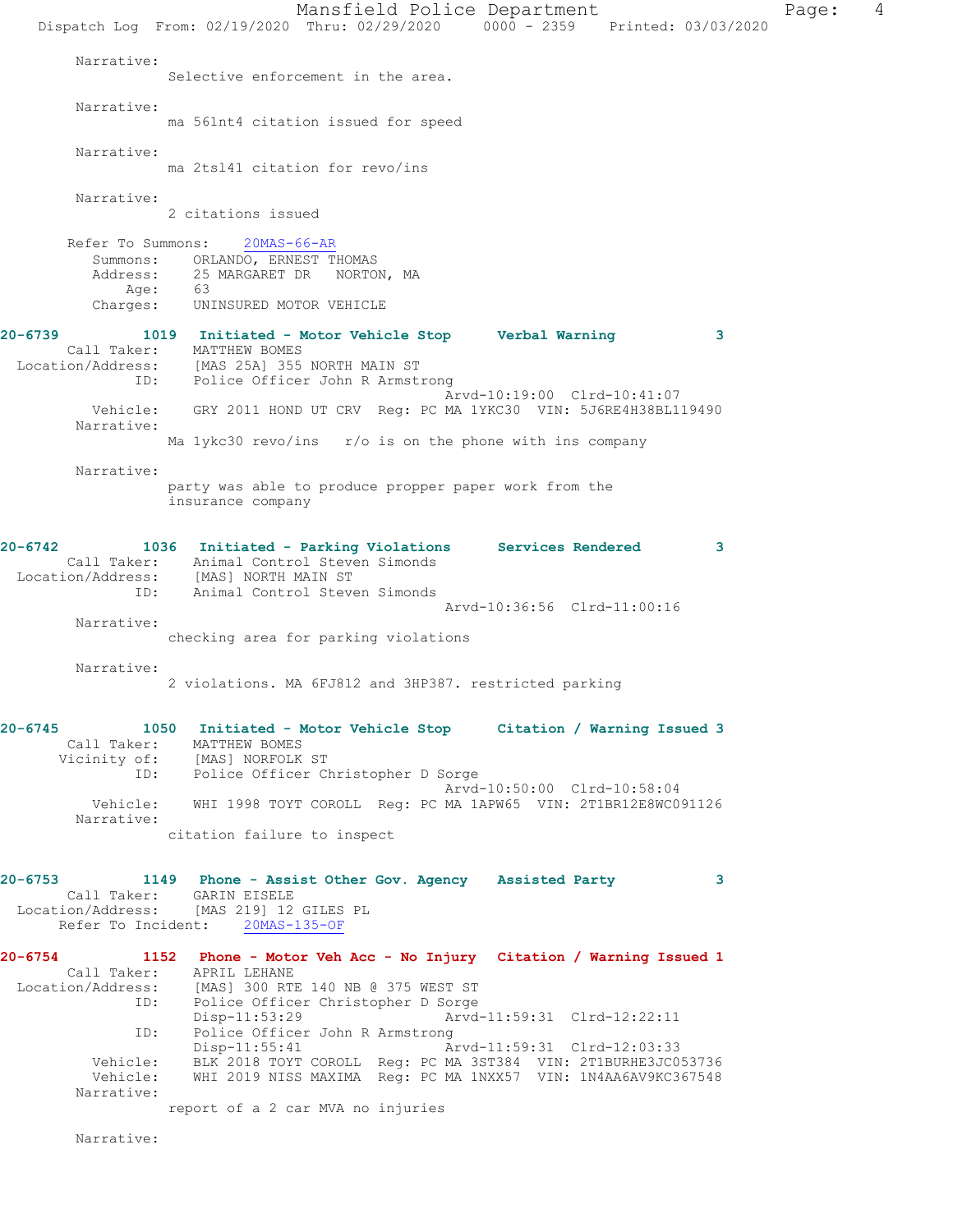Narrative:
Selective enforcement in the area.

Narrative:
ma 561nt4 citation issued for speed

Narrative:
ma 2ts141 citation for revo/ins

Narrative:
2 citations issued

Refer To Summons: 20MAS-66-AR
Summons: ORLANDO, ERNEST THOMAS
Address: 25 MARGARET DR NORTON, MA
Age: 63
Charges: UNINSURED MOTOR VEHICLE

**20-6739 1019 Initiated - Motor Vehicle Stop Verbal Warning 3**
Call Taker: MATTHEW BOMES
Location/Address: [MAS 25A] 355 NORTH MAIN ST
ID: Police Officer John R Armstrong
Arvd-10:19:00 Clrd-10:41:07
Vehicle: GRY 2011 HOND UT CRV Reg: PC MA 1YKC30 VIN: 5J6RE4H38BL119490
Narrative:
Ma 1ykc30 revo/ins r/o is on the phone with ins company

Narrative:
party was able to produce propper paper work from the insurance company

**20-6742 1036 Initiated - Parking Violations Services Rendered 3**
Call Taker: Animal Control Steven Simonds
Location/Address: [MAS] NORTH MAIN ST
ID: Animal Control Steven Simonds
Arvd-10:36:56 Clrd-11:00:16
Narrative:
checking area for parking violations

Narrative:
2 violations. MA 6FJ812 and 3HP387. restricted parking

**20-6745 1050 Initiated - Motor Vehicle Stop Citation / Warning Issued 3**
Call Taker: MATTHEW BOMES
Vicinity of: [MAS] NORFOLK ST
ID: Police Officer Christopher D Sorge
Arvd-10:50:00 Clrd-10:58:04
Vehicle: WHI 1998 TOYT COROLL Reg: PC MA 1APW65 VIN: 2T1BR12E8WC091126
Narrative:
citation failure to inspect

**20-6753 1149 Phone - Assist Other Gov. Agency Assisted Party 3**
Call Taker: GARIN EISELE
Location/Address: [MAS 219] 12 GILES PL
Refer To Incident: 20MAS-135-OF

**20-6754 1152 Phone - Motor Veh Acc - No Injury Citation / Warning Issued 1**
Call Taker: APRIL LEHANE
Location/Address: [MAS] 300 RTE 140 NB @ 375 WEST ST
ID: Police Officer Christopher D Sorge
Disp-11:53:29 Arvd-11:59:31 Clrd-12:22:11
ID: Police Officer John R Armstrong
Disp-11:55:41 Arvd-11:59:31 Clrd-12:03:33
Vehicle: BLK 2018 TOYT COROLL Reg: PC MA 3ST384 VIN: 2T1BURHE3JC053736
Vehicle: WHI 2019 NISS MAXIMA Reg: PC MA 1NXX57 VIN: 1N4AA6AV9KC367548
Narrative:
report of a 2 car MVA no injuries

Narrative: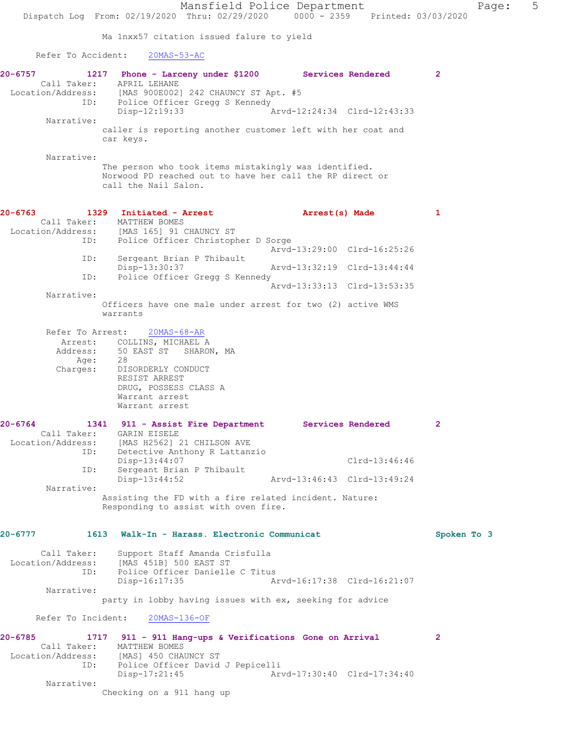Ma 1nxx57 citation issued falure to yield

Refer To Accident: 20MAS-53-AC

**20-6757 1217 Phone - Larceny under $1200 Services Rendered 2**

Call Taker: APRIL LEHANE
Location/Address: [MAS 900E002] 242 CHAUNCY ST Apt. #5
ID: Police Officer Gregg S Kennedy
Disp-12:19:33 Arvd-12:24:34 Clrd-12:43:33

Narrative:
caller is reporting another customer left with her coat and car keys.

Narrative:
The person who took items mistakingly was identified. Norwood PD reached out to have her call the RP direct or call the Nail Salon.

**20-6763 1329 Initiated - Arrest Arrest(s) Made 1**

Call Taker: MATTHEW BOMES
Location/Address: [MAS 165] 91 CHAUNCY ST
ID: Police Officer Christopher D Sorge
Arvd-13:29:00 Clrd-16:25:26
ID: Sergeant Brian P Thibault
Disp-13:30:37 Arvd-13:32:19 Clrd-13:44:44
ID: Police Officer Gregg S Kennedy
Arvd-13:33:13 Clrd-13:53:35

Narrative:
Officers have one male under arrest for two (2) active WMS warrants

Refer To Arrest: 20MAS-68-AR
Arrest: COLLINS, MICHAEL A
Address: 50 EAST ST SHARON, MA
Age: 28
Charges: DISORDERLY CONDUCT
RESIST ARREST
DRUG, POSSESS CLASS A
Warrant arrest
Warrant arrest

**20-6764 1341 911 - Assist Fire Department Services Rendered 2**

Call Taker: GARIN EISELE
Location/Address: [MAS H2562] 21 CHILSON AVE
ID: Detective Anthony R Lattanzio
Disp-13:44:07 Clrd-13:46:46
ID: Sergeant Brian P Thibault
Disp-13:44:52 Arvd-13:46:43 Clrd-13:49:24

Narrative:
Assisting the FD with a fire related incident. Nature: Responding to assist with oven fire.

**20-6777 1613 Walk-In - Harass. Electronic Communicat Spoken To 3**

Call Taker: Support Staff Amanda Crisfulla
Location/Address: [MAS 451B] 500 EAST ST
ID: Police Officer Danielle C Titus
Disp-16:17:35 Arvd-16:17:38 Clrd-16:21:07

Narrative:
party in lobby having issues with ex, seeking for advice

Refer To Incident: 20MAS-136-OF

**20-6785 1717 911 - 911 Hang-ups & Verifications Gone on Arrival 2**

Call Taker: MATTHEW BOMES
Location/Address: [MAS] 450 CHAUNCY ST
ID: Police Officer David J Pepicelli
Disp-17:21:45 Arvd-17:30:40 Clrd-17:34:40

Narrative:
Checking on a 911 hang up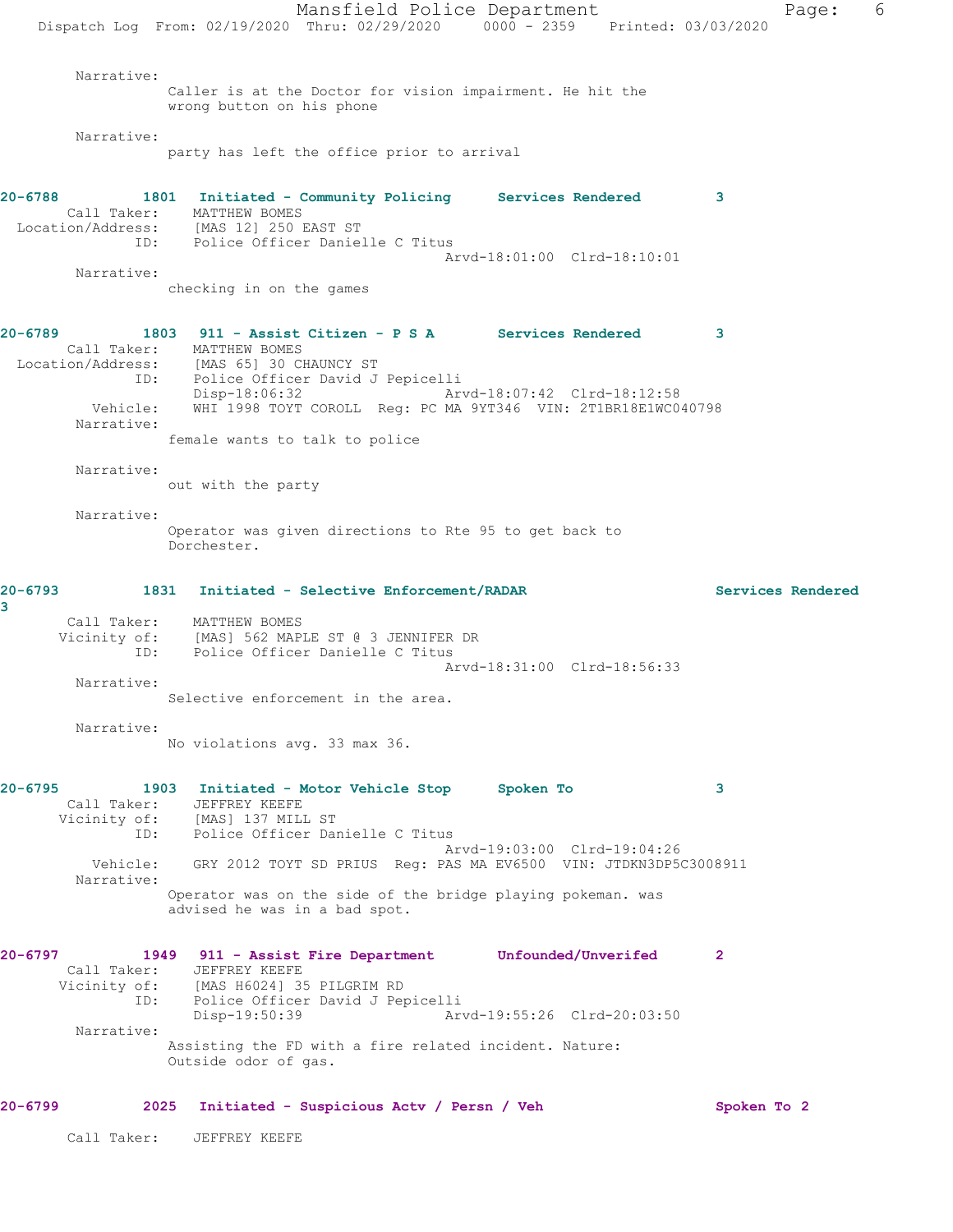Narrative:
Caller is at the Doctor for vision impairment. He hit the wrong button on his phone

Narrative:
party has left the office prior to arrival

**20-6788** 1801 **Initiated - Community Policing** **Services Rendered** 3
Call Taker: MATTHEW BOMES
Location/Address: [MAS 12] 250 EAST ST
ID: Police Officer Danielle C Titus
Arvd-18:01:00 Clrd-18:10:01
Narrative:
checking in on the games

**20-6789** 1803 **911 - Assist Citizen - P S A** **Services Rendered** 3
Call Taker: MATTHEW BOMES
Location/Address: [MAS 65] 30 CHAUNCY ST
ID: Police Officer David J Pepicelli
Disp-18:06:32 Arvd-18:07:42 Clrd-18:12:58
Vehicle: WHI 1998 TOYT COROLL Reg: PC MA 9YT346 VIN: 2T1BR18E1WC040798
Narrative:
female wants to talk to police

Narrative:
out with the party

Narrative:
Operator was given directions to Rte 95 to get back to Dorchester.

**20-6793** 1831 **Initiated - Selective Enforcement/RADAR** **Services Rendered** 3
Call Taker: MATTHEW BOMES
Vicinity of: [MAS] 562 MAPLE ST @ 3 JENNIFER DR
ID: Police Officer Danielle C Titus
Arvd-18:31:00 Clrd-18:56:33
Narrative:
Selective enforcement in the area.

Narrative:
No violations avg. 33 max 36.

**20-6795** 1903 **Initiated - Motor Vehicle Stop** **Spoken To** 3
Call Taker: JEFFREY KEEFE
Vicinity of: [MAS] 137 MILL ST
ID: Police Officer Danielle C Titus
Arvd-19:03:00 Clrd-19:04:26
Vehicle: GRY 2012 TOYT SD PRIUS Reg: PAS MA EV6500 VIN: JTDKN3DP5C3008911
Narrative:
Operator was on the side of the bridge playing pokeman. was advised he was in a bad spot.

**20-6797** 1949 **911 - Assist Fire Department** **Unfounded/Unverifed** 2
Call Taker: JEFFREY KEEFE
Vicinity of: [MAS H6024] 35 PILGRIM RD
ID: Police Officer David J Pepicelli
Disp-19:50:39 Arvd-19:55:26 Clrd-20:03:50
Narrative:
Assisting the FD with a fire related incident. Nature: Outside odor of gas.

**20-6799** 2025 **Initiated - Suspicious Actv / Persn / Veh** **Spoken To** 2
Call Taker: JEFFREY KEEFE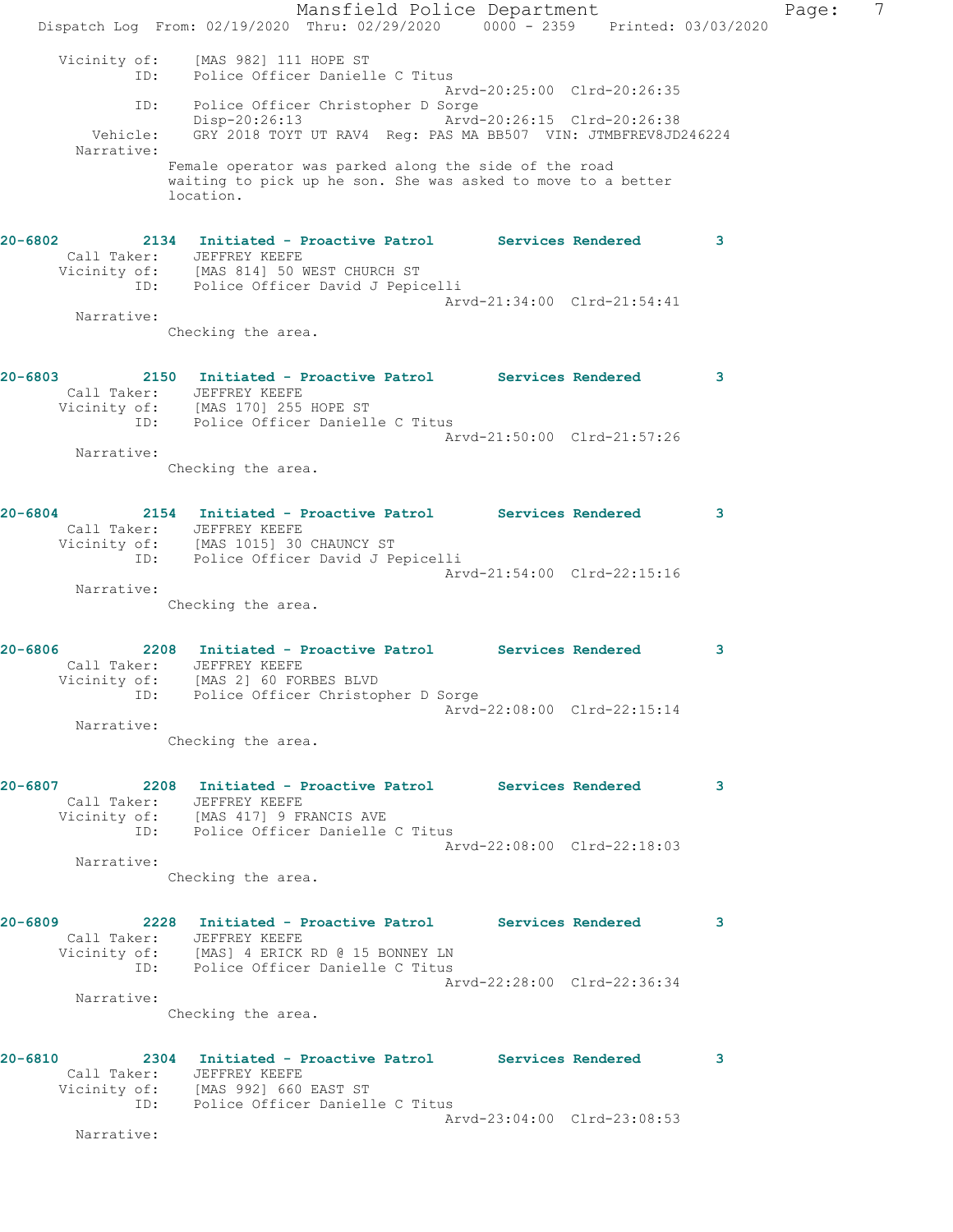```
     Vicinity of:    [MAS 982] 111 HOPE ST
              ID:    Police Officer Danielle C Titus
                                                 Arvd-20:25:00  Clrd-20:26:35
              ID:    Police Officer Christopher D Sorge
                     Disp-20:26:13               Arvd-20:26:15  Clrd-20:26:38
         Vehicle:    GRY 2018 TOYT UT RAV4  Reg: PAS MA BB507  VIN: JTMBFREV8JD246224
       Narrative:
                  Female operator was parked along the side of the road
                  waiting to pick up he son. She was asked to move to a better
                  location.


20-6802        2134   Initiated - Proactive Patrol       Services Rendered          3
       Call Taker:    JEFFREY KEEFE
     Vicinity of:    [MAS 814] 50 WEST CHURCH ST
              ID:    Police Officer David J Pepicelli
                                                 Arvd-21:34:00  Clrd-21:54:41
       Narrative:
                  Checking the area.


20-6803        2150   Initiated - Proactive Patrol       Services Rendered          3
       Call Taker:    JEFFREY KEEFE
     Vicinity of:    [MAS 170] 255 HOPE ST
              ID:    Police Officer Danielle C Titus
                                                 Arvd-21:50:00  Clrd-21:57:26
       Narrative:
                  Checking the area.


20-6804        2154   Initiated - Proactive Patrol       Services Rendered          3
       Call Taker:    JEFFREY KEEFE
     Vicinity of:    [MAS 1015] 30 CHAUNCY ST
              ID:    Police Officer David J Pepicelli
                                                 Arvd-21:54:00  Clrd-22:15:16
       Narrative:
                  Checking the area.


20-6806        2208   Initiated - Proactive Patrol       Services Rendered          3
       Call Taker:    JEFFREY KEEFE
     Vicinity of:    [MAS 2] 60 FORBES BLVD
              ID:    Police Officer Christopher D Sorge
                                                 Arvd-22:08:00  Clrd-22:15:14
       Narrative:
                  Checking the area.


20-6807        2208   Initiated - Proactive Patrol       Services Rendered          3
       Call Taker:    JEFFREY KEEFE
     Vicinity of:    [MAS 417] 9 FRANCIS AVE
              ID:    Police Officer Danielle C Titus
                                                 Arvd-22:08:00  Clrd-22:18:03
       Narrative:
                  Checking the area.


20-6809        2228   Initiated - Proactive Patrol       Services Rendered          3
       Call Taker:    JEFFREY KEEFE
     Vicinity of:    [MAS] 4 ERICK RD @ 15 BONNEY LN
              ID:    Police Officer Danielle C Titus
                                                 Arvd-22:28:00  Clrd-22:36:34
       Narrative:
                  Checking the area.


20-6810        2304   Initiated - Proactive Patrol       Services Rendered          3
       Call Taker:    JEFFREY KEEFE
     Vicinity of:    [MAS 992] 660 EAST ST
              ID:    Police Officer Danielle C Titus
                                                 Arvd-23:04:00  Clrd-23:08:53
       Narrative:
```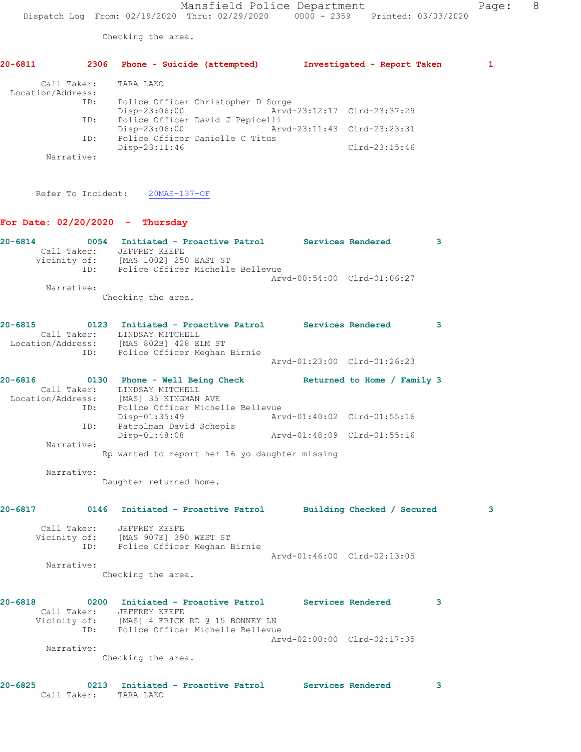Checking the area.

**20-6811 2306 Phone - Suicide (attempted) Investigated - Report Taken 1**

```
        Call Taker:    TARA LAKO
  Location/Address:
               ID:     Police Officer Christopher D Sorge
                       Disp-23:06:00              Arvd-23:12:17  Clrd-23:37:29
               ID:     Police Officer David J Pepicelli
                       Disp-23:06:00              Arvd-23:11:43  Clrd-23:23:31
               ID:     Police Officer Danielle C Titus
                       Disp-23:11:46                             Clrd-23:15:46
         Narrative:
```

Refer To Incident: 20MAS-137-OF

## For Date: 02/20/2020 - Thursday

**20-6814 0054 Initiated - Proactive Patrol Services Rendered 3**

```
        Call Taker:    JEFFREY KEEFE
        Vicinity of:   [MAS 1002] 250 EAST ST
               ID:     Police Officer Michelle Bellevue
                                                  Arvd-00:54:00  Clrd-01:06:27
         Narrative:
                    Checking the area.
```

**20-6815 0123 Initiated - Proactive Patrol Services Rendered 3**

```
        Call Taker:    LINDSAY MITCHELL
  Location/Address:    [MAS 802B] 428 ELM ST
               ID:     Police Officer Meghan Birnie
                                                  Arvd-01:23:00  Clrd-01:26:23
```

**20-6816 0130 Phone - Well Being Check Returned to Home / Family 3**

```
        Call Taker:    LINDSAY MITCHELL
  Location/Address:    [MAS] 35 KINGMAN AVE
               ID:     Police Officer Michelle Bellevue
                       Disp-01:35:49              Arvd-01:40:02  Clrd-01:55:16
               ID:     Patrolman David Schepis
                       Disp-01:48:08              Arvd-01:48:09  Clrd-01:55:16
         Narrative:
                    Rp wanted to report her 16 yo daughter missing

         Narrative:
                    Daughter returned home.
```

**20-6817 0146 Initiated - Proactive Patrol Building Checked / Secured 3**

```
        Call Taker:    JEFFREY KEEFE
        Vicinity of:   [MAS 907E] 390 WEST ST
               ID:     Police Officer Meghan Birnie
                                                  Arvd-01:46:00  Clrd-02:13:05
         Narrative:
                    Checking the area.
```

**20-6818 0200 Initiated - Proactive Patrol Services Rendered 3**

```
        Call Taker:    JEFFREY KEEFE
        Vicinity of:   [MAS] 4 ERICK RD @ 15 BONNEY LN
               ID:     Police Officer Michelle Bellevue
                                                  Arvd-02:00:00  Clrd-02:17:35
         Narrative:
                    Checking the area.
```

**20-6825 0213 Initiated - Proactive Patrol Services Rendered 3**

```
        Call Taker:    TARA LAKO
```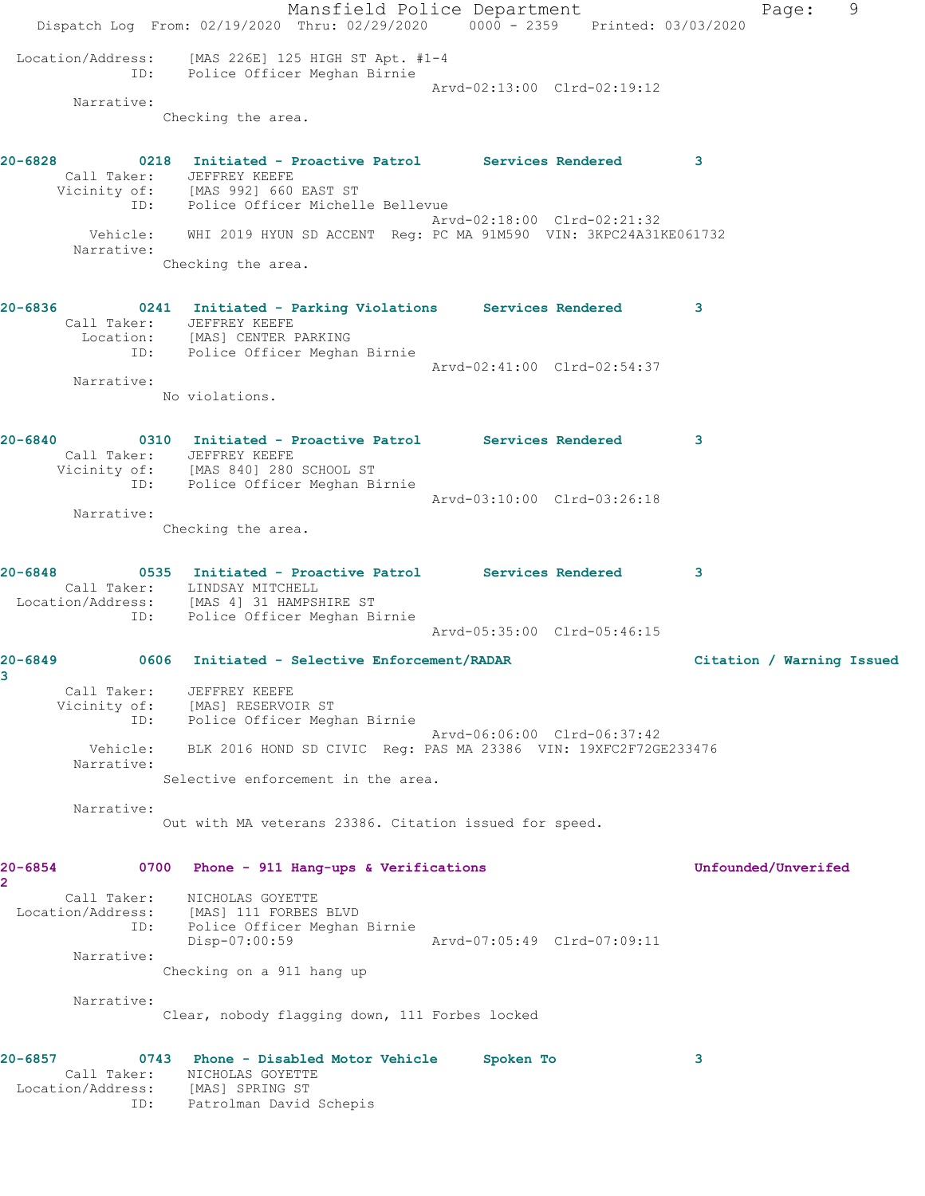```
 Location/Address:     [MAS 226E] 125 HIGH ST Apt. #1-4
              ID:      Police Officer Meghan Birnie
                                               Arvd-02:13:00  Clrd-02:19:12
       Narrative:
                 Checking the area.


20-6828         0218   Initiated - Proactive Patrol       Services Rendered        3
      Call Taker:      JEFFREY KEEFE
     Vicinity of:      [MAS 992] 660 EAST ST
              ID:      Police Officer Michelle Bellevue
                                               Arvd-02:18:00  Clrd-02:21:32
         Vehicle:      WHI 2019 HYUN SD ACCENT  Reg: PC MA 91M590  VIN: 3KPC24A31KE061732
       Narrative:
                 Checking the area.


20-6836         0241   Initiated - Parking Violations     Services Rendered        3
      Call Taker:      JEFFREY KEEFE
        Location:      [MAS] CENTER PARKING
              ID:      Police Officer Meghan Birnie
                                               Arvd-02:41:00  Clrd-02:54:37
       Narrative:
                 No violations.


20-6840         0310   Initiated - Proactive Patrol       Services Rendered        3
      Call Taker:      JEFFREY KEEFE
     Vicinity of:      [MAS 840] 280 SCHOOL ST
              ID:      Police Officer Meghan Birnie
                                               Arvd-03:10:00  Clrd-03:26:18
       Narrative:
                 Checking the area.


20-6848         0535   Initiated - Proactive Patrol       Services Rendered        3
      Call Taker:      LINDSAY MITCHELL
 Location/Address:     [MAS 4] 31 HAMPSHIRE ST
              ID:      Police Officer Meghan Birnie
                                               Arvd-05:35:00  Clrd-05:46:15

20-6849         0606   Initiated - Selective Enforcement/RADAR              Citation / Warning Issued
3
      Call Taker:      JEFFREY KEEFE
     Vicinity of:      [MAS] RESERVOIR ST
              ID:      Police Officer Meghan Birnie
                                               Arvd-06:06:00  Clrd-06:37:42
         Vehicle:      BLK 2016 HOND SD CIVIC  Reg: PAS MA 23386  VIN: 19XFC2F72GE233476
       Narrative:
                 Selective enforcement in the area.

       Narrative:
                 Out with MA veterans 23386. Citation issued for speed.


20-6854         0700   Phone - 911 Hang-ups & Verifications                 Unfounded/Unverifed
2
      Call Taker:      NICHOLAS GOYETTE
 Location/Address:     [MAS] 111 FORBES BLVD
              ID:      Police Officer Meghan Birnie
                       Disp-07:00:59              Arvd-07:05:49  Clrd-07:09:11
       Narrative:
                 Checking on a 911 hang up

       Narrative:
                 Clear, nobody flagging down, 111 Forbes locked


20-6857         0743   Phone - Disabled Motor Vehicle     Spoken To                3
      Call Taker:      NICHOLAS GOYETTE
 Location/Address:     [MAS] SPRING ST
              ID:      Patrolman David Schepis
```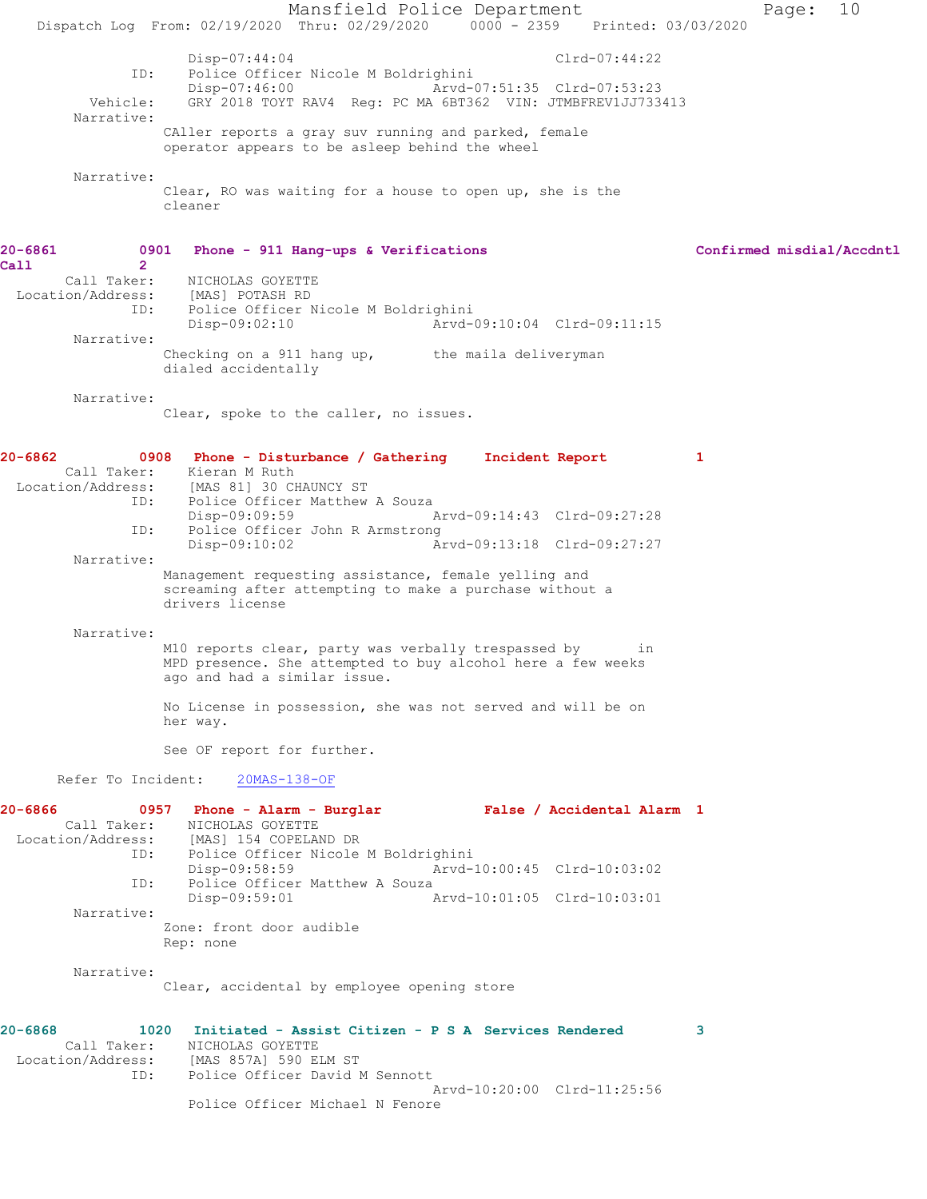Disp-07:44:04 Clrd-07:44:22
ID: Police Officer Nicole M Boldrighini
Disp-07:46:00 Arvd-07:51:35 Clrd-07:53:23
Vehicle: GRY 2018 TOYT RAV4 Reg: PC MA 6BT362 VIN: JTMBFREV1JJ733413
Narrative:
CAller reports a gray suv running and parked, female operator appears to be asleep behind the wheel

Narrative:
Clear, RO was waiting for a house to open up, she is the cleaner

**20-6861 0901 Phone - 911 Hang-ups & Verifications Confirmed misdial/Accdntl Call 2**
Call Taker: NICHOLAS GOYETTE
Location/Address: [MAS] POTASH RD
ID: Police Officer Nicole M Boldrighini
Disp-09:02:10 Arvd-09:10:04 Clrd-09:11:15
Narrative:
Checking on a 911 hang up, the maila deliveryman dialed accidentally

Narrative:
Clear, spoke to the caller, no issues.

**20-6862 0908 Phone - Disturbance / Gathering Incident Report 1**
Call Taker: Kieran M Ruth
Location/Address: [MAS 81] 30 CHAUNCY ST
ID: Police Officer Matthew A Souza
Disp-09:09:59 Arvd-09:14:43 Clrd-09:27:28
ID: Police Officer John R Armstrong
Disp-09:10:02 Arvd-09:13:18 Clrd-09:27:27
Narrative:
Management requesting assistance, female yelling and screaming after attempting to make a purchase without a drivers license

Narrative:
M10 reports clear, party was verbally trespassed by in MPD presence. She attempted to buy alcohol here a few weeks ago and had a similar issue.

No License in possession, she was not served and will be on her way.

See OF report for further.

Refer To Incident: 20MAS-138-OF

**20-6866 0957 Phone - Alarm - Burglar False / Accidental Alarm 1**
Call Taker: NICHOLAS GOYETTE
Location/Address: [MAS] 154 COPELAND DR
ID: Police Officer Nicole M Boldrighini
Disp-09:58:59 Arvd-10:00:45 Clrd-10:03:02
ID: Police Officer Matthew A Souza
Disp-09:59:01 Arvd-10:01:05 Clrd-10:03:01
Narrative:
Zone: front door audible
Rep: none

Narrative:
Clear, accidental by employee opening store

**20-6868 1020 Initiated - Assist Citizen - P S A Services Rendered 3**
Call Taker: NICHOLAS GOYETTE
Location/Address: [MAS 857A] 590 ELM ST
ID: Police Officer David M Sennott
Arvd-10:20:00 Clrd-11:25:56
Police Officer Michael N Fenore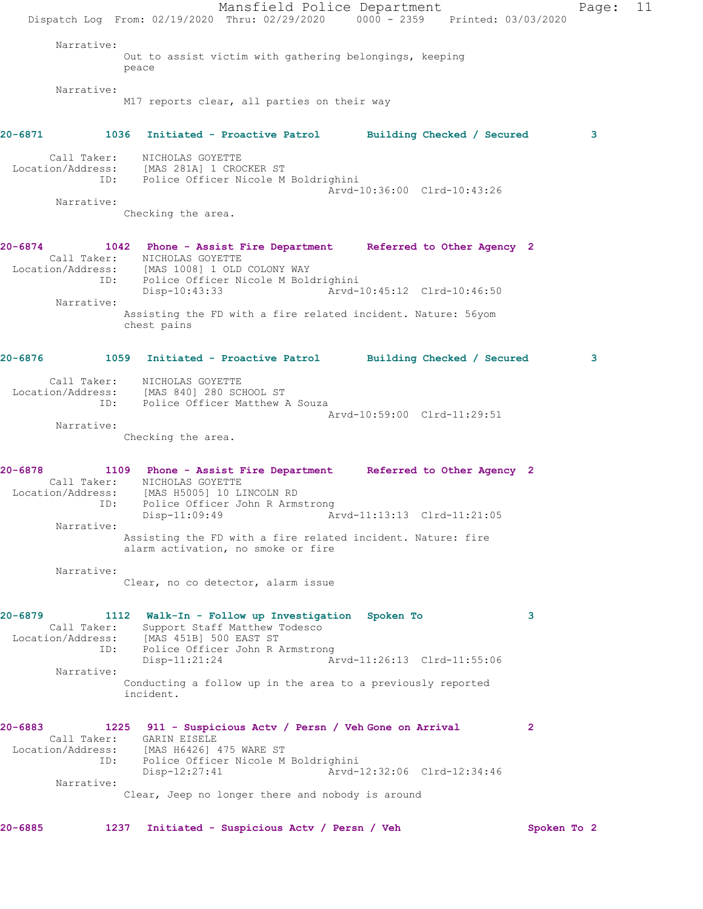Narrative:
Out to assist victim with gathering belongings, keeping peace

Narrative:
M17 reports clear, all parties on their way

**20-6871 1036 Initiated - Proactive Patrol Building Checked / Secured 3**

Call Taker: NICHOLAS GOYETTE
Location/Address: [MAS 281A] 1 CROCKER ST
ID: Police Officer Nicole M Boldrighini
Arvd-10:36:00 Clrd-10:43:26

Narrative:
Checking the area.

**20-6874 1042 Phone - Assist Fire Department Referred to Other Agency 2**

Call Taker: NICHOLAS GOYETTE
Location/Address: [MAS 1008] 1 OLD COLONY WAY
ID: Police Officer Nicole M Boldrighini
Disp-10:43:33 Arvd-10:45:12 Clrd-10:46:50

Narrative:
Assisting the FD with a fire related incident. Nature: 56yom chest pains

**20-6876 1059 Initiated - Proactive Patrol Building Checked / Secured 3**

Call Taker: NICHOLAS GOYETTE
Location/Address: [MAS 840] 280 SCHOOL ST
ID: Police Officer Matthew A Souza
Arvd-10:59:00 Clrd-11:29:51

Narrative:
Checking the area.

**20-6878 1109 Phone - Assist Fire Department Referred to Other Agency 2**

Call Taker: NICHOLAS GOYETTE
Location/Address: [MAS H5005] 10 LINCOLN RD
ID: Police Officer John R Armstrong
Disp-11:09:49 Arvd-11:13:13 Clrd-11:21:05

Narrative:
Assisting the FD with a fire related incident. Nature: fire alarm activation, no smoke or fire

Narrative:
Clear, no co detector, alarm issue

**20-6879 1112 Walk-In - Follow up Investigation Spoken To 3**

Call Taker: Support Staff Matthew Todesco
Location/Address: [MAS 451B] 500 EAST ST
ID: Police Officer John R Armstrong
Disp-11:21:24 Arvd-11:26:13 Clrd-11:55:06

Narrative:
Conducting a follow up in the area to a previously reported incident.

**20-6883 1225 911 - Suspicious Actv / Persn / Veh Gone on Arrival 2**

Call Taker: GARIN EISELE
Location/Address: [MAS H6426] 475 WARE ST
ID: Police Officer Nicole M Boldrighini
Disp-12:27:41 Arvd-12:32:06 Clrd-12:34:46

Narrative:
Clear, Jeep no longer there and nobody is around

**20-6885 1237 Initiated - Suspicious Actv / Persn / Veh Spoken To 2**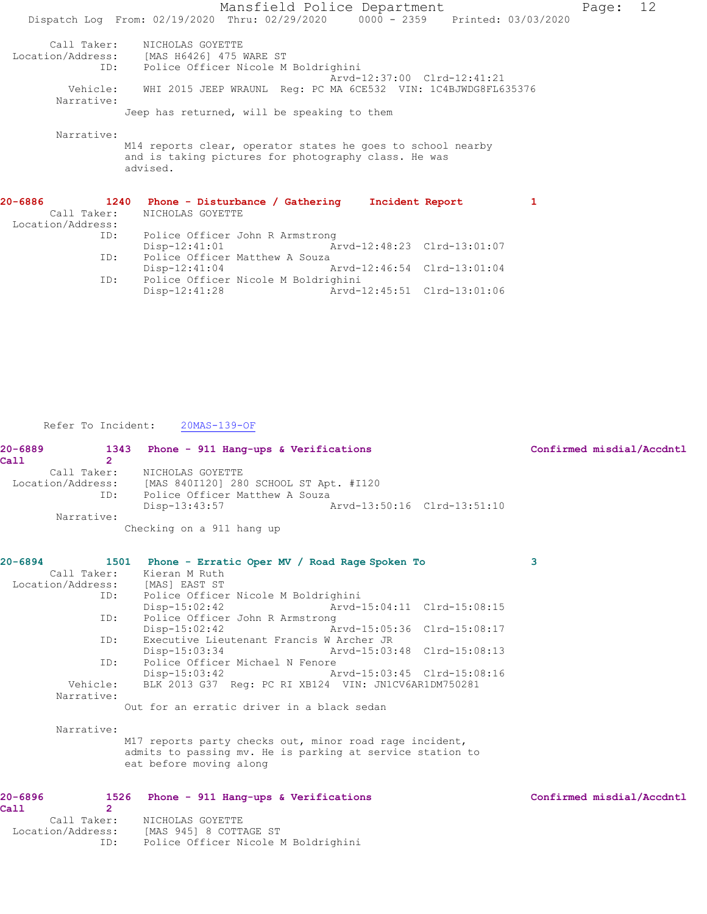```
       Call Taker:    NICHOLAS GOYETTE
  Location/Address:    [MAS H6426] 475 WARE ST
                ID:    Police Officer Nicole M Boldrighini
                                              Arvd-12:37:00  Clrd-12:41:21
           Vehicle:    WHI 2015 JEEP WRAUNL  Reg: PC MA 6CE532  VIN: 1C4BJWDG8FL635376
         Narrative:    
                    Jeep has returned, will be speaking to them

         Narrative:    
                    M14 reports clear, operator states he goes to school nearby
                    and is taking pictures for photography class. He was
                    advised.
```

**20-6886        1240   Phone - Disturbance / Gathering     Incident Report          1**

```
       Call Taker:    NICHOLAS GOYETTE
  Location/Address:    
                ID:    Police Officer John R Armstrong
                       Disp-12:41:01              Arvd-12:48:23  Clrd-13:01:07
                ID:    Police Officer Matthew A Souza
                       Disp-12:41:04              Arvd-12:46:54  Clrd-13:01:04
                ID:    Police Officer Nicole M Boldrighini
                       Disp-12:41:28              Arvd-12:45:51  Clrd-13:01:06
```

Refer To Incident:    20MAS-139-OF

**20-6889        1343   Phone - 911 Hang-ups & Verifications                    Confirmed misdial/Accdntl Call          2**

```
       Call Taker:    NICHOLAS GOYETTE
  Location/Address:    [MAS 840I120] 280 SCHOOL ST Apt. #I120
                ID:    Police Officer Matthew A Souza
                       Disp-13:43:57              Arvd-13:50:16  Clrd-13:51:10
         Narrative:    
                    Checking on a 911 hang up
```

**20-6894        1501   Phone - Erratic Oper MV / Road Rage Spoken To            3**

```
       Call Taker:    Kieran M Ruth
  Location/Address:    [MAS] EAST ST
                ID:    Police Officer Nicole M Boldrighini
                       Disp-15:02:42              Arvd-15:04:11  Clrd-15:08:15
                ID:    Police Officer John R Armstrong
                       Disp-15:02:42              Arvd-15:05:36  Clrd-15:08:17
                ID:    Executive Lieutenant Francis W Archer JR
                       Disp-15:03:34              Arvd-15:03:48  Clrd-15:08:13
                ID:    Police Officer Michael N Fenore
                       Disp-15:03:42              Arvd-15:03:45  Clrd-15:08:16
           Vehicle:    BLK 2013 G37  Reg: PC RI XB124  VIN: JN1CV6AR1DM750281
         Narrative:    
                    Out for an erratic driver in a black sedan

         Narrative:    
                    M17 reports party checks out, minor road rage incident,
                    admits to passing mv. He is parking at service station to
                    eat before moving along
```

**20-6896        1526   Phone - 911 Hang-ups & Verifications                    Confirmed misdial/Accdntl Call          2**

```
       Call Taker:    NICHOLAS GOYETTE
  Location/Address:    [MAS 945] 8 COTTAGE ST
                ID:    Police Officer Nicole M Boldrighini
```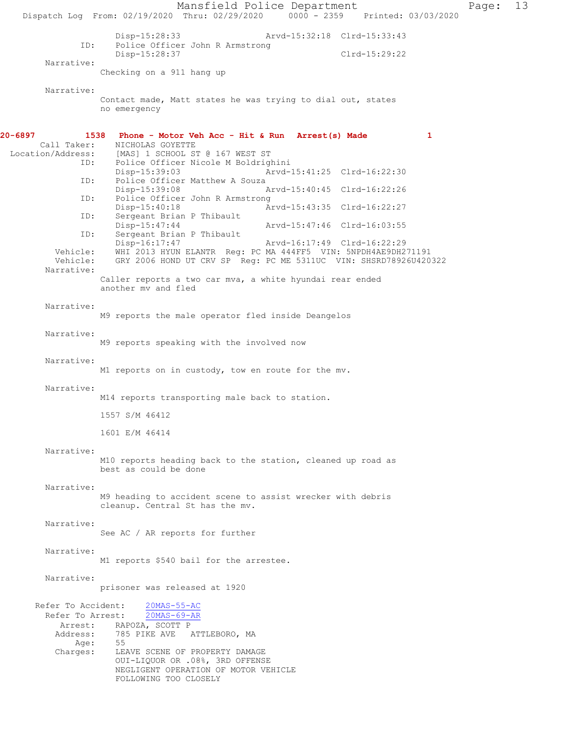```
              Disp-15:28:33                    Arvd-15:32:18  Clrd-15:33:43
          ID:   Police Officer John R Armstrong
              Disp-15:28:37                                   Clrd-15:29:22
     Narrative:
              Checking on a 911 hang up

     Narrative:
              Contact made, Matt states he was trying to dial out, states
              no emergency
```

**20-6897 1538 Phone - Motor Veh Acc - Hit & Run Arrest(s) Made 1**

```
     Call Taker:    NICHOLAS GOYETTE
Location/Address:   [MAS] 1 SCHOOL ST @ 167 WEST ST
            ID:     Police Officer Nicole M Boldrighini
                    Disp-15:39:03              Arvd-15:41:25  Clrd-16:22:30
            ID:     Police Officer Matthew A Souza
                    Disp-15:39:08              Arvd-15:40:45  Clrd-16:22:26
            ID:     Police Officer John R Armstrong
                    Disp-15:40:18              Arvd-15:43:35  Clrd-16:22:27
            ID:     Sergeant Brian P Thibault
                    Disp-15:47:44              Arvd-15:47:46  Clrd-16:03:55
            ID:     Sergeant Brian P Thibault
                    Disp-16:17:47              Arvd-16:17:49  Clrd-16:22:29
       Vehicle:     WHI 2013 HYUN ELANTR  Reg: PC MA 444FF5  VIN: 5NPDH4AE9DH271191
       Vehicle:     GRY 2006 HOND UT CRV SP  Reg: PC ME 5311UC  VIN: SHSRD78926U420322
     Narrative:
              Caller reports a two car mva, a white hyundai rear ended
              another mv and fled

     Narrative:
              M9 reports the male operator fled inside Deangelos

     Narrative:
              M9 reports speaking with the involved now

     Narrative:
              M1 reports on in custody, tow en route for the mv.

     Narrative:
              M14 reports transporting male back to station.

              1557 S/M 46412

              1601 E/M 46414

     Narrative:
              M10 reports heading back to the station, cleaned up road as
              best as could be done

     Narrative:
              M9 heading to accident scene to assist wrecker with debris
              cleanup. Central St has the mv.

     Narrative:
              See AC / AR reports for further

     Narrative:
              M1 reports $540 bail for the arrestee.

     Narrative:
              prisoner was released at 1920

   Refer To Accident:   20MAS-55-AC
     Refer To Arrest:   20MAS-69-AR
          Arrest:   RAPOZA, SCOTT P
         Address:   785 PIKE AVE   ATTLEBORO, MA
             Age:   55
         Charges:   LEAVE SCENE OF PROPERTY DAMAGE
                    OUI-LIQUOR OR .08%, 3RD OFFENSE
                    NEGLIGENT OPERATION OF MOTOR VEHICLE
                    FOLLOWING TOO CLOSELY
```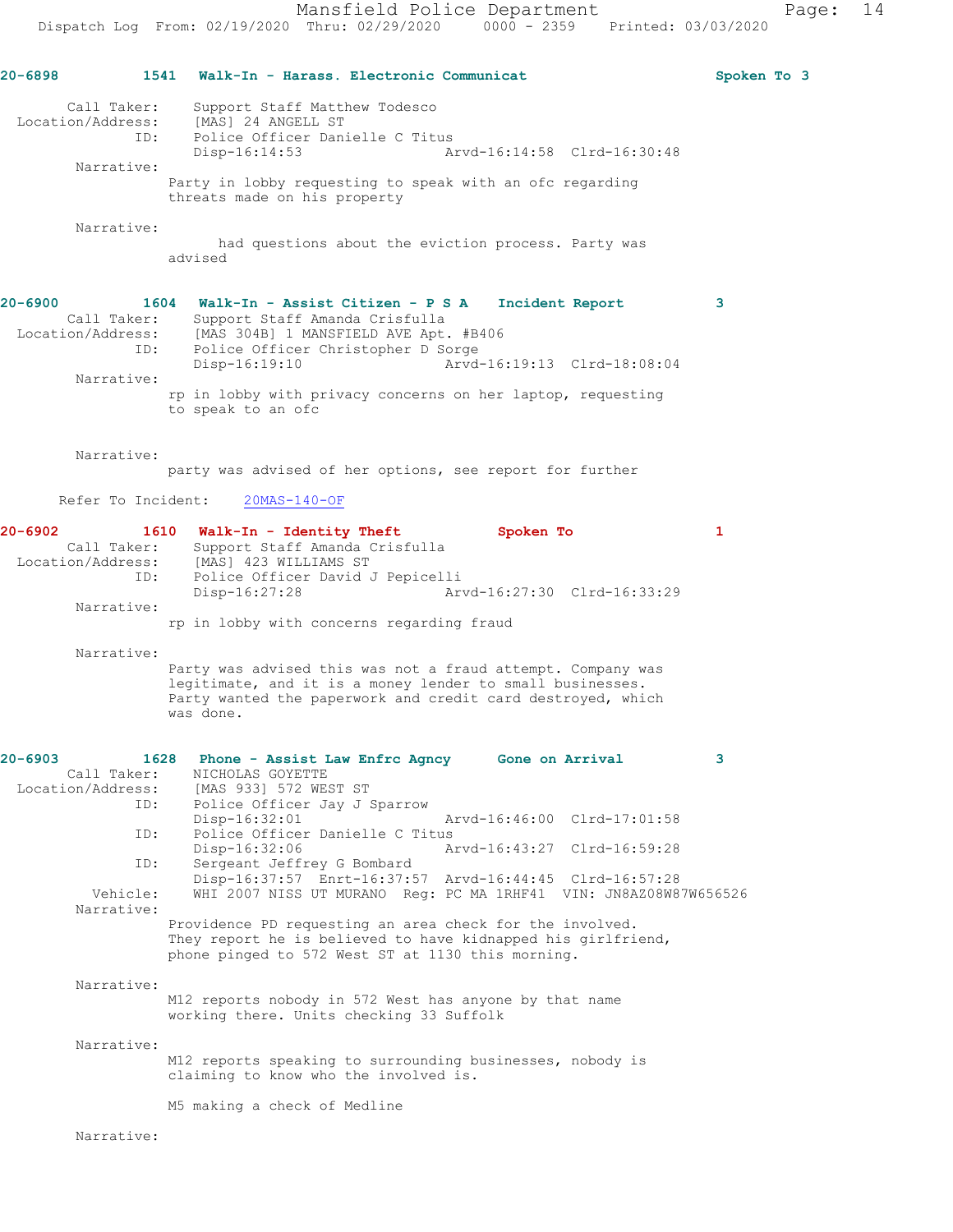**20-6898** 1541 **Walk-In - Harass. Electronic Communicat** **Spoken To 3**

Call Taker: Support Staff Matthew Todesco
Location/Address: [MAS] 24 ANGELL ST
ID: Police Officer Danielle C Titus
Disp-16:14:53 Arvd-16:14:58 Clrd-16:30:48

Narrative:
Party in lobby requesting to speak with an ofc regarding threats made on his property

Narrative:
had questions about the eviction process. Party was advised

**20-6900** 1604 **Walk-In - Assist Citizen - P S A** **Incident Report** **3**

Call Taker: Support Staff Amanda Crisfulla
Location/Address: [MAS 304B] 1 MANSFIELD AVE Apt. #B406
ID: Police Officer Christopher D Sorge
Disp-16:19:10 Arvd-16:19:13 Clrd-18:08:04

Narrative:
rp in lobby with privacy concerns on her laptop, requesting to speak to an ofc

Narrative:
party was advised of her options, see report for further

Refer To Incident: 20MAS-140-OF

**20-6902** 1610 **Walk-In - Identity Theft** **Spoken To** **1**

Call Taker: Support Staff Amanda Crisfulla
Location/Address: [MAS] 423 WILLIAMS ST
ID: Police Officer David J Pepicelli
Disp-16:27:28 Arvd-16:27:30 Clrd-16:33:29

Narrative:
rp in lobby with concerns regarding fraud

Narrative:
Party was advised this was not a fraud attempt. Company was legitimate, and it is a money lender to small businesses. Party wanted the paperwork and credit card destroyed, which was done.

**20-6903** 1628 **Phone - Assist Law Enfrc Agncy** **Gone on Arrival** **3**

Call Taker: NICHOLAS GOYETTE
Location/Address: [MAS 933] 572 WEST ST
ID: Police Officer Jay J Sparrow
Disp-16:32:01 Arvd-16:46:00 Clrd-17:01:58
ID: Police Officer Danielle C Titus
Disp-16:32:06 Arvd-16:43:27 Clrd-16:59:28
ID: Sergeant Jeffrey G Bombard
Disp-16:37:57 Enrt-16:37:57 Arvd-16:44:45 Clrd-16:57:28
Vehicle: WHI 2007 NISS UT MURANO Reg: PC MA 1RHF41 VIN: JN8AZ08W87W656526

Narrative:
Providence PD requesting an area check for the involved. They report he is believed to have kidnapped his girlfriend, phone pinged to 572 West ST at 1130 this morning.

Narrative:
M12 reports nobody in 572 West has anyone by that name working there. Units checking 33 Suffolk

Narrative:
M12 reports speaking to surrounding businesses, nobody is claiming to know who the involved is.

M5 making a check of Medline

Narrative: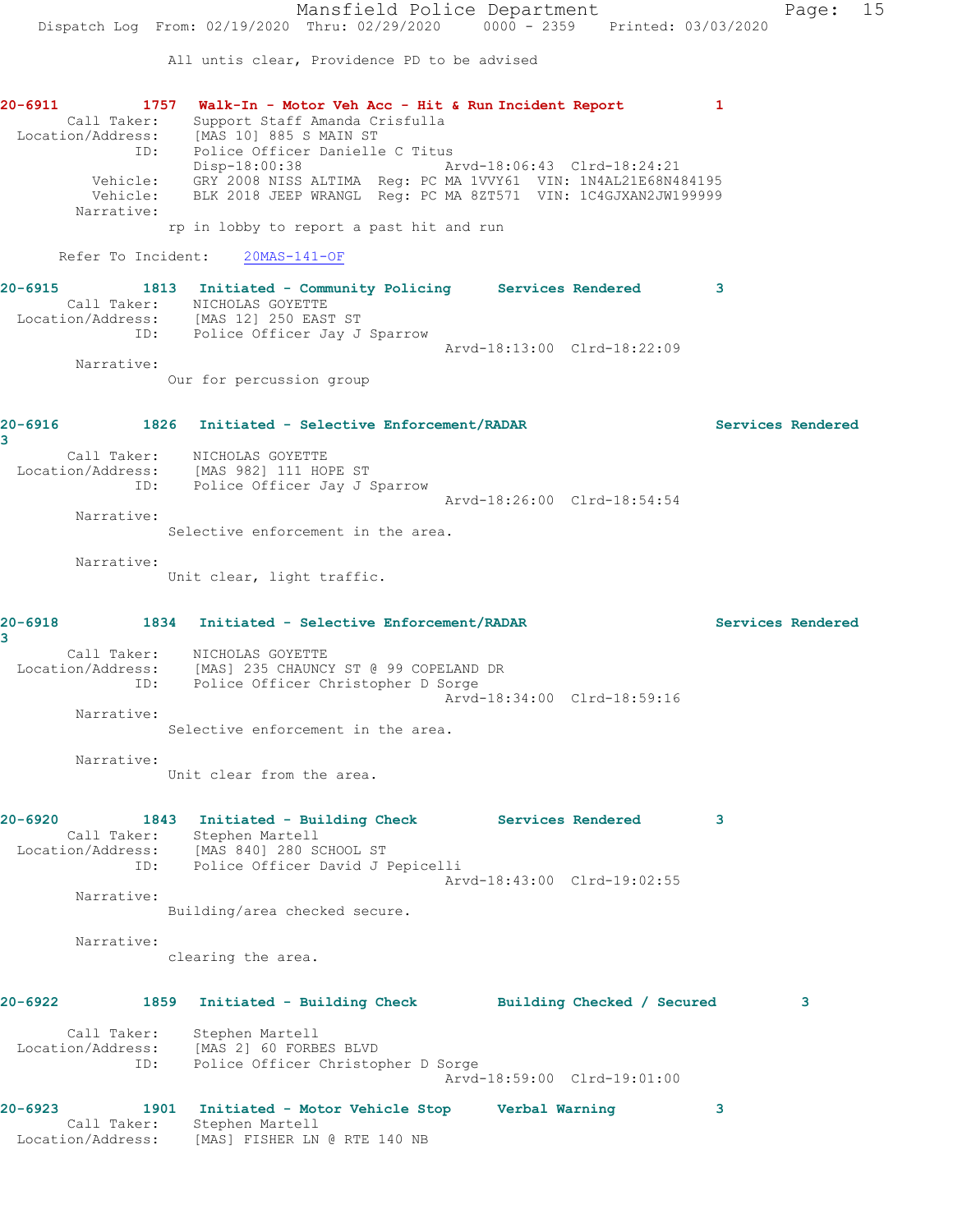All untis clear, Providence PD to be advised

**20-6911 1757 Walk-In - Motor Veh Acc - Hit & Run Incident Report 1**

Call Taker: Support Staff Amanda Crisfulla
Location/Address: [MAS 10] 885 S MAIN ST
ID: Police Officer Danielle C Titus
Disp-18:00:38 Arvd-18:06:43 Clrd-18:24:21
Vehicle: GRY 2008 NISS ALTIMA Reg: PC MA 1VVY61 VIN: 1N4AL21E68N484195
Vehicle: BLK 2018 JEEP WRANGL Reg: PC MA 8ZT571 VIN: 1C4GJXAN2JW199999
Narrative:
rp in lobby to report a past hit and run

Refer To Incident: 20MAS-141-OF

**20-6915 1813 Initiated - Community Policing Services Rendered 3**

Call Taker: NICHOLAS GOYETTE
Location/Address: [MAS 12] 250 EAST ST
ID: Police Officer Jay J Sparrow
Arvd-18:13:00 Clrd-18:22:09
Narrative:
Our for percussion group

**20-6916 1826 Initiated - Selective Enforcement/RADAR Services Rendered 3**

Call Taker: NICHOLAS GOYETTE
Location/Address: [MAS 982] 111 HOPE ST
ID: Police Officer Jay J Sparrow
Arvd-18:26:00 Clrd-18:54:54
Narrative:
Selective enforcement in the area.

Narrative:
Unit clear, light traffic.

**20-6918 1834 Initiated - Selective Enforcement/RADAR Services Rendered 3**

Call Taker: NICHOLAS GOYETTE
Location/Address: [MAS] 235 CHAUNCY ST @ 99 COPELAND DR
ID: Police Officer Christopher D Sorge
Arvd-18:34:00 Clrd-18:59:16
Narrative:
Selective enforcement in the area.

Narrative:
Unit clear from the area.

**20-6920 1843 Initiated - Building Check Services Rendered 3**

Call Taker: Stephen Martell
Location/Address: [MAS 840] 280 SCHOOL ST
ID: Police Officer David J Pepicelli
Arvd-18:43:00 Clrd-19:02:55
Narrative:
Building/area checked secure.

Narrative:
clearing the area.

**20-6922 1859 Initiated - Building Check Building Checked / Secured 3**

Call Taker: Stephen Martell
Location/Address: [MAS 2] 60 FORBES BLVD
ID: Police Officer Christopher D Sorge
Arvd-18:59:00 Clrd-19:01:00

**20-6923 1901 Initiated - Motor Vehicle Stop Verbal Warning 3**

Call Taker: Stephen Martell
Location/Address: [MAS] FISHER LN @ RTE 140 NB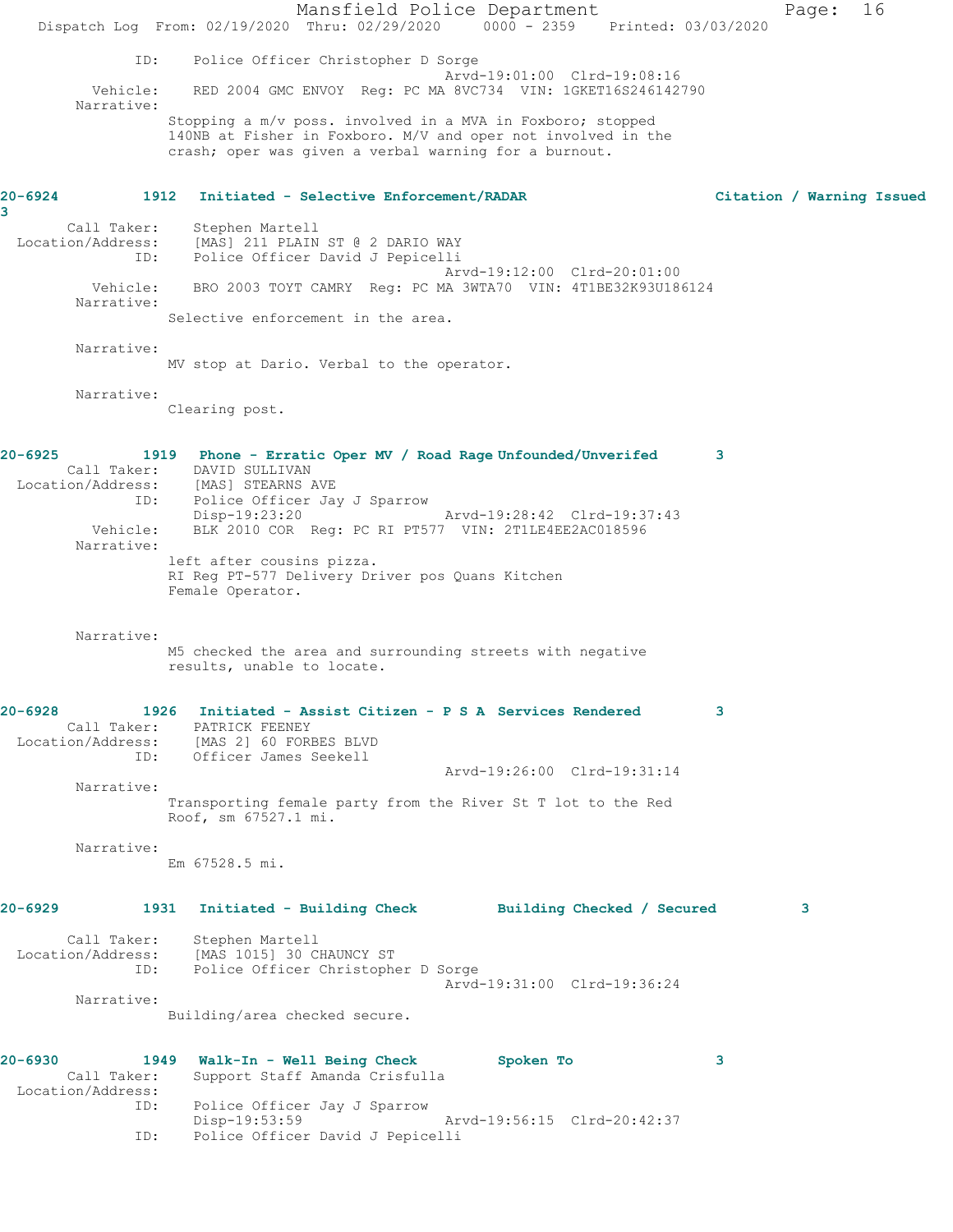ID: Police Officer Christopher D Sorge
Arvd-19:01:00 Clrd-19:08:16
Vehicle: RED 2004 GMC ENVOY Reg: PC MA 8VC734 VIN: 1GKET16S246142790
Narrative:
Stopping a m/v poss. involved in a MVA in Foxboro; stopped 140NB at Fisher in Foxboro. M/V and oper not involved in the crash; oper was given a verbal warning for a burnout.

**20-6924 1912 Initiated - Selective Enforcement/RADAR Citation / Warning Issued 3**

Call Taker: Stephen Martell
Location/Address: [MAS] 211 PLAIN ST @ 2 DARIO WAY
ID: Police Officer David J Pepicelli
Arvd-19:12:00 Clrd-20:01:00
Vehicle: BRO 2003 TOYT CAMRY Reg: PC MA 3WTA70 VIN: 4T1BE32K93U186124
Narrative:
Selective enforcement in the area.

Narrative:
MV stop at Dario. Verbal to the operator.

Narrative:
Clearing post.

**20-6925 1919 Phone - Erratic Oper MV / Road Rage Unfounded/Unverifed 3**

Call Taker: DAVID SULLIVAN
Location/Address: [MAS] STEARNS AVE
ID: Police Officer Jay J Sparrow
Disp-19:23:20 Arvd-19:28:42 Clrd-19:37:43
Vehicle: BLK 2010 COR Reg: PC RI PT577 VIN: 2T1LE4EE2AC018596
Narrative:
left after cousins pizza.
RI Reg PT-577 Delivery Driver pos Quans Kitchen
Female Operator.

Narrative:
M5 checked the area and surrounding streets with negative results, unable to locate.

**20-6928 1926 Initiated - Assist Citizen - P S A Services Rendered 3**

Call Taker: PATRICK FEENEY
Location/Address: [MAS 2] 60 FORBES BLVD
ID: Officer James Seekell
Arvd-19:26:00 Clrd-19:31:14
Narrative:
Transporting female party from the River St T lot to the Red Roof, sm 67527.1 mi.

Narrative:
Em 67528.5 mi.

**20-6929 1931 Initiated - Building Check Building Checked / Secured 3**

Call Taker: Stephen Martell
Location/Address: [MAS 1015] 30 CHAUNCY ST
ID: Police Officer Christopher D Sorge
Arvd-19:31:00 Clrd-19:36:24
Narrative:
Building/area checked secure.

**20-6930 1949 Walk-In - Well Being Check Spoken To 3**

Call Taker: Support Staff Amanda Crisfulla
Location/Address:
ID: Police Officer Jay J Sparrow
Disp-19:53:59 Arvd-19:56:15 Clrd-20:42:37
ID: Police Officer David J Pepicelli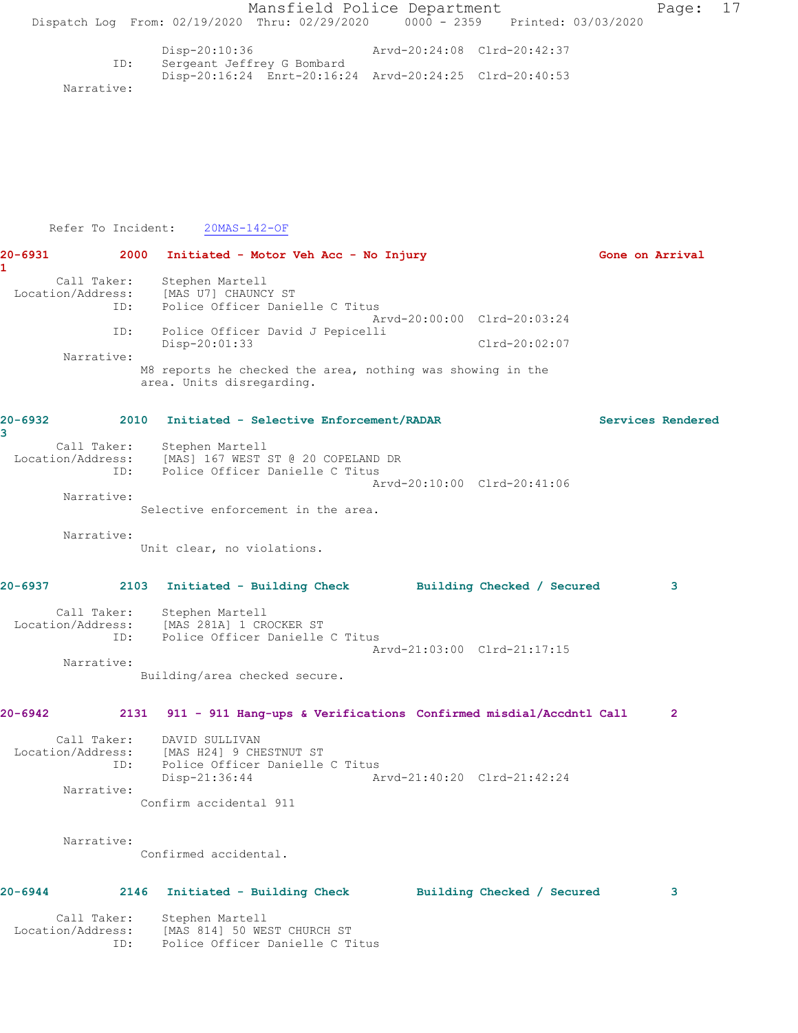```
                Disp-20:10:36                 Arvd-20:24:08  Clrd-20:42:37
           ID:  Sergeant Jeffrey G Bombard
                Disp-20:16:24  Enrt-20:16:24  Arvd-20:24:25  Clrd-20:40:53
     Narrative:
```

Refer To Incident: 20MAS-142-OF

**20-6931 2000 Initiated - Motor Veh Acc - No Injury Gone on Arrival 1**

```
    Call Taker:  Stephen Martell
Location/Address:  [MAS U7] CHAUNCY ST
           ID:  Police Officer Danielle C Titus
                                              Arvd-20:00:00  Clrd-20:03:24
           ID:  Police Officer David J Pepicelli
                Disp-20:01:33                                Clrd-20:02:07
     Narrative:
              M8 reports he checked the area, nothing was showing in the
              area. Units disregarding.
```

**20-6932 2010 Initiated - Selective Enforcement/RADAR Services Rendered 3**

```
    Call Taker:  Stephen Martell
Location/Address:  [MAS] 167 WEST ST @ 20 COPELAND DR
           ID:  Police Officer Danielle C Titus
                                              Arvd-20:10:00  Clrd-20:41:06
     Narrative:
              Selective enforcement in the area.

     Narrative:
              Unit clear, no violations.
```

**20-6937 2103 Initiated - Building Check Building Checked / Secured 3**

```
    Call Taker:  Stephen Martell
Location/Address:  [MAS 281A] 1 CROCKER ST
           ID:  Police Officer Danielle C Titus
                                              Arvd-21:03:00  Clrd-21:17:15
     Narrative:
              Building/area checked secure.
```

**20-6942 2131 911 - 911 Hang-ups & Verifications Confirmed misdial/Accdntl Call 2**

```
    Call Taker:  DAVID SULLIVAN
Location/Address:  [MAS H24] 9 CHESTNUT ST
           ID:  Police Officer Danielle C Titus
                Disp-21:36:44                 Arvd-21:40:20  Clrd-21:42:24
     Narrative:
              Confirm accidental 911

     Narrative:
              Confirmed accidental.
```

**20-6944 2146 Initiated - Building Check Building Checked / Secured 3**

```
    Call Taker:  Stephen Martell
Location/Address:  [MAS 814] 50 WEST CHURCH ST
           ID:  Police Officer Danielle C Titus
```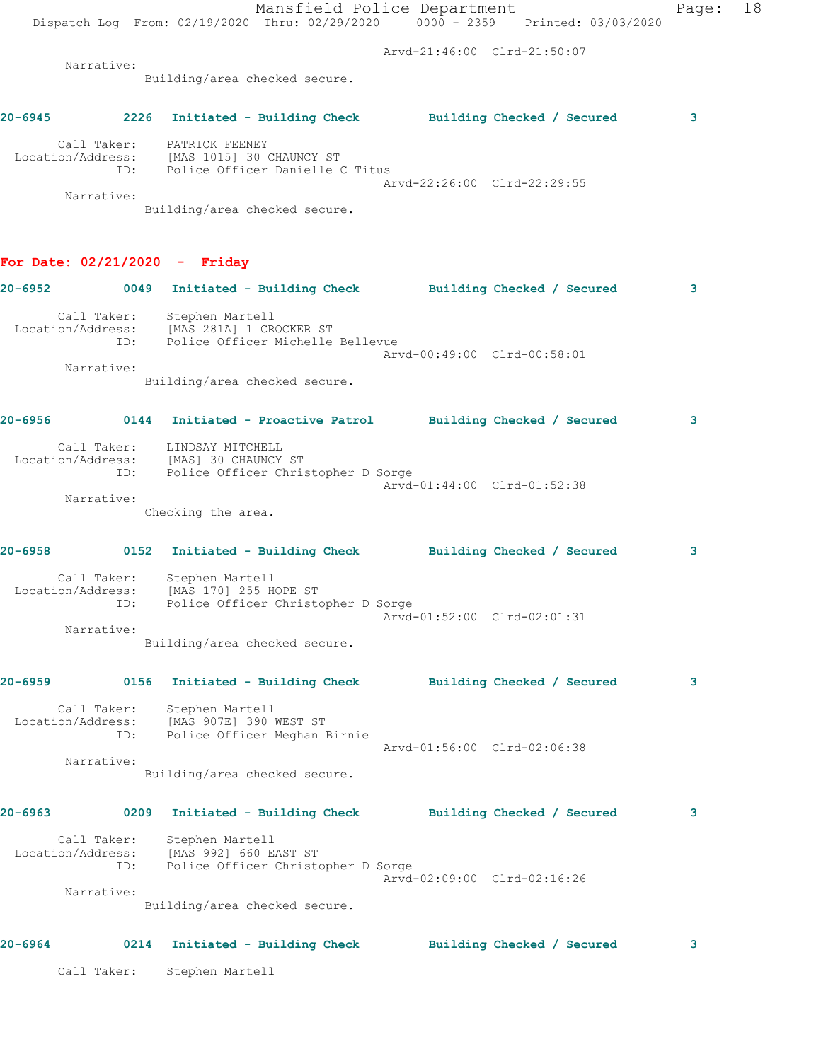Arvd-21:46:00 Clrd-21:50:07

Narrative:
Building/area checked secure.

**20-6945 2226 Initiated - Building Check Building Checked / Secured 3**

Call Taker: PATRICK FEENEY
Location/Address: [MAS 1015] 30 CHAUNCY ST
ID: Police Officer Danielle C Titus
Arvd-22:26:00 Clrd-22:29:55

Narrative:
Building/area checked secure.

## For Date: 02/21/2020 - Friday

**20-6952 0049 Initiated - Building Check Building Checked / Secured 3**

Call Taker: Stephen Martell
Location/Address: [MAS 281A] 1 CROCKER ST
ID: Police Officer Michelle Bellevue
Arvd-00:49:00 Clrd-00:58:01

Narrative:
Building/area checked secure.

**20-6956 0144 Initiated - Proactive Patrol Building Checked / Secured 3**

Call Taker: LINDSAY MITCHELL
Location/Address: [MAS] 30 CHAUNCY ST
ID: Police Officer Christopher D Sorge
Arvd-01:44:00 Clrd-01:52:38

Narrative:
Checking the area.

**20-6958 0152 Initiated - Building Check Building Checked / Secured 3**

Call Taker: Stephen Martell
Location/Address: [MAS 170] 255 HOPE ST
ID: Police Officer Christopher D Sorge
Arvd-01:52:00 Clrd-02:01:31

Narrative:
Building/area checked secure.

**20-6959 0156 Initiated - Building Check Building Checked / Secured 3**

Call Taker: Stephen Martell
Location/Address: [MAS 907E] 390 WEST ST
ID: Police Officer Meghan Birnie
Arvd-01:56:00 Clrd-02:06:38

Narrative:
Building/area checked secure.

**20-6963 0209 Initiated - Building Check Building Checked / Secured 3**

Call Taker: Stephen Martell
Location/Address: [MAS 992] 660 EAST ST
ID: Police Officer Christopher D Sorge
Arvd-02:09:00 Clrd-02:16:26

Narrative:
Building/area checked secure.

**20-6964 0214 Initiated - Building Check Building Checked / Secured 3**

Call Taker: Stephen Martell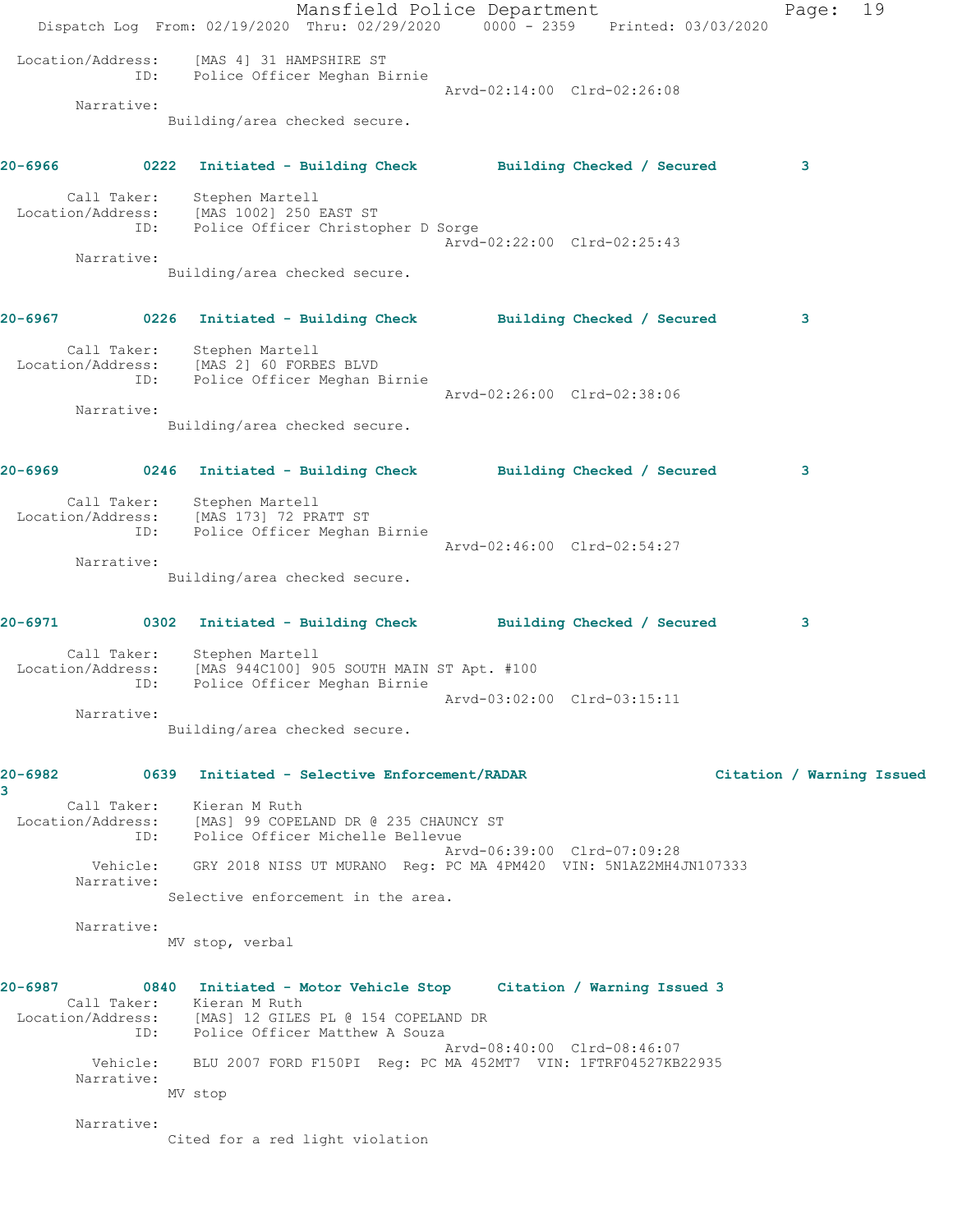Location/Address: [MAS 4] 31 HAMPSHIRE ST
ID: Police Officer Meghan Birnie
Arvd-02:14:00 Clrd-02:26:08
Narrative:
Building/area checked secure.

**20-6966 0222 Initiated - Building Check Building Checked / Secured 3**

Call Taker: Stephen Martell
Location/Address: [MAS 1002] 250 EAST ST
ID: Police Officer Christopher D Sorge
Arvd-02:22:00 Clrd-02:25:43
Narrative:
Building/area checked secure.

**20-6967 0226 Initiated - Building Check Building Checked / Secured 3**

Call Taker: Stephen Martell
Location/Address: [MAS 2] 60 FORBES BLVD
ID: Police Officer Meghan Birnie
Arvd-02:26:00 Clrd-02:38:06
Narrative:
Building/area checked secure.

**20-6969 0246 Initiated - Building Check Building Checked / Secured 3**

Call Taker: Stephen Martell
Location/Address: [MAS 173] 72 PRATT ST
ID: Police Officer Meghan Birnie
Arvd-02:46:00 Clrd-02:54:27
Narrative:
Building/area checked secure.

**20-6971 0302 Initiated - Building Check Building Checked / Secured 3**

Call Taker: Stephen Martell
Location/Address: [MAS 944C100] 905 SOUTH MAIN ST Apt. #100
ID: Police Officer Meghan Birnie
Arvd-03:02:00 Clrd-03:15:11
Narrative:
Building/area checked secure.

**20-6982 0639 Initiated - Selective Enforcement/RADAR Citation / Warning Issued 3**

Call Taker: Kieran M Ruth
Location/Address: [MAS] 99 COPELAND DR @ 235 CHAUNCY ST
ID: Police Officer Michelle Bellevue
Arvd-06:39:00 Clrd-07:09:28
Vehicle: GRY 2018 NISS UT MURANO Reg: PC MA 4PM420 VIN: 5N1AZ2MH4JN107333
Narrative:
Selective enforcement in the area.

Narrative:
MV stop, verbal

**20-6987 0840 Initiated - Motor Vehicle Stop Citation / Warning Issued 3**

Call Taker: Kieran M Ruth
Location/Address: [MAS] 12 GILES PL @ 154 COPELAND DR
ID: Police Officer Matthew A Souza
Arvd-08:40:00 Clrd-08:46:07
Vehicle: BLU 2007 FORD F150PI Reg: PC MA 452MT7 VIN: 1FTRF04527KB22935
Narrative:
MV stop

Narrative:
Cited for a red light violation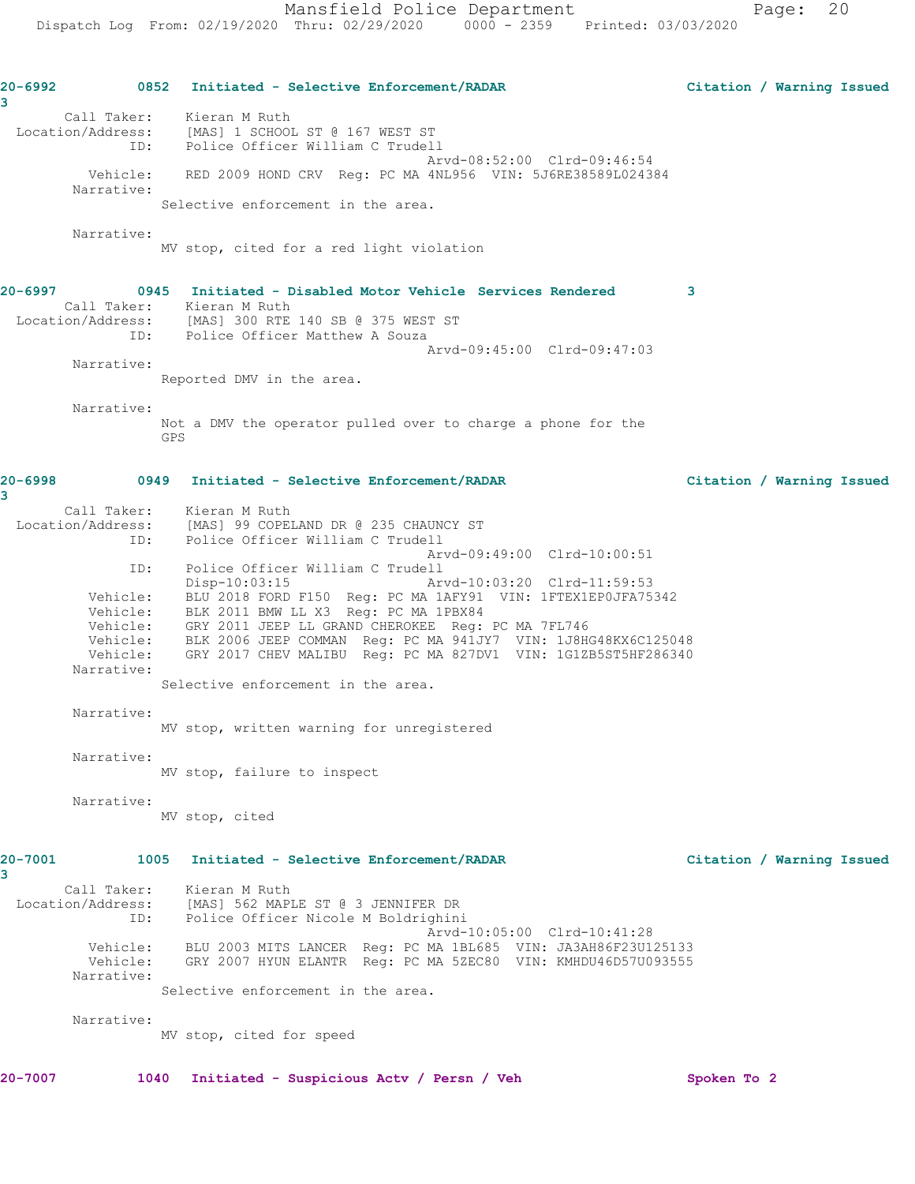20-6992 0852 Initiated - Selective Enforcement/RADAR Citation / Warning Issued 3

Call Taker: Kieran M Ruth
Location/Address: [MAS] 1 SCHOOL ST @ 167 WEST ST
ID: Police Officer William C Trudell
Arvd-08:52:00 Clrd-09:46:54
Vehicle: RED 2009 HOND CRV Reg: PC MA 4NL956 VIN: 5J6RE38589L024384
Narrative:
Selective enforcement in the area.

Narrative:
MV stop, cited for a red light violation

20-6997 0945 Initiated - Disabled Motor Vehicle Services Rendered 3

Call Taker: Kieran M Ruth
Location/Address: [MAS] 300 RTE 140 SB @ 375 WEST ST
ID: Police Officer Matthew A Souza
Arvd-09:45:00 Clrd-09:47:03
Narrative:
Reported DMV in the area.

Narrative:
Not a DMV the operator pulled over to charge a phone for the GPS

20-6998 0949 Initiated - Selective Enforcement/RADAR Citation / Warning Issued 3

Call Taker: Kieran M Ruth
Location/Address: [MAS] 99 COPELAND DR @ 235 CHAUNCY ST
ID: Police Officer William C Trudell
Arvd-09:49:00 Clrd-10:00:51
ID: Police Officer William C Trudell
Disp-10:03:15 Arvd-10:03:20 Clrd-11:59:53
Vehicle: BLU 2018 FORD F150 Reg: PC MA 1AFY91 VIN: 1FTEX1EP0JFA75342
Vehicle: BLK 2011 BMW LL X3 Reg: PC MA 1PBX84
Vehicle: GRY 2011 JEEP LL GRAND CHEROKEE Reg: PC MA 7FL746
Vehicle: BLK 2006 JEEP COMMAN Reg: PC MA 941JY7 VIN: 1J8HG48KX6C125048
Vehicle: GRY 2017 CHEV MALIBU Reg: PC MA 827DV1 VIN: 1G1ZB5ST5HF286340
Narrative:
Selective enforcement in the area.

Narrative:
MV stop, written warning for unregistered

Narrative:
MV stop, failure to inspect

Narrative:
MV stop, cited

20-7001 1005 Initiated - Selective Enforcement/RADAR Citation / Warning Issued 3

Call Taker: Kieran M Ruth
Location/Address: [MAS] 562 MAPLE ST @ 3 JENNIFER DR
ID: Police Officer Nicole M Boldrighini
Arvd-10:05:00 Clrd-10:41:28
Vehicle: BLU 2003 MITS LANCER Reg: PC MA 1BL685 VIN: JA3AH86F23U125133
Vehicle: GRY 2007 HYUN ELANTR Reg: PC MA 5ZEC80 VIN: KMHDU46D57U093555
Narrative:
Selective enforcement in the area.

Narrative:
MV stop, cited for speed

20-7007 1040 Initiated - Suspicious Actv / Persn / Veh Spoken To 2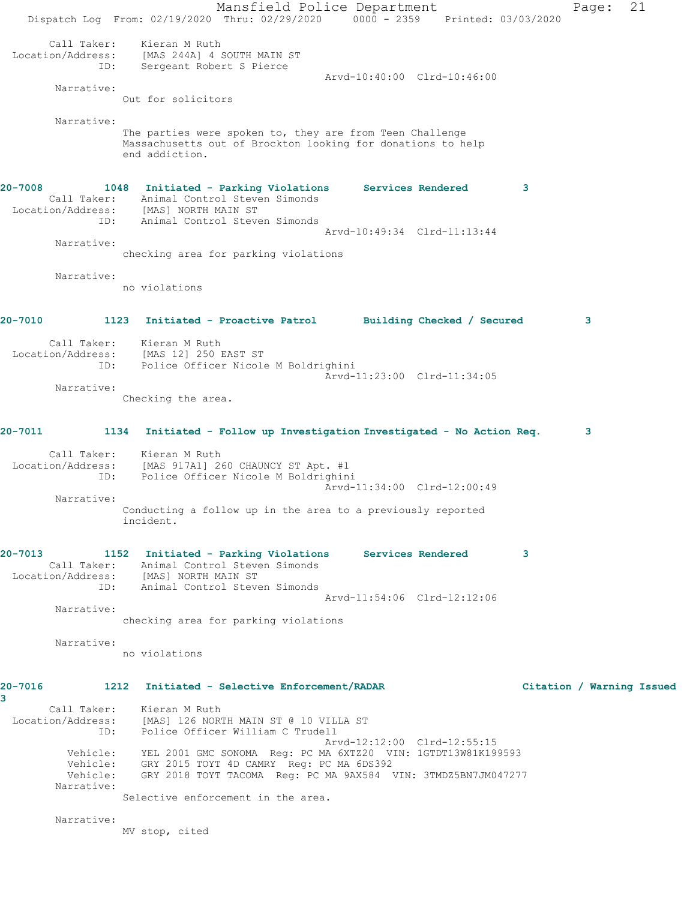Call Taker: Kieran M Ruth
Location/Address: [MAS 244A] 4 SOUTH MAIN ST
ID: Sergeant Robert S Pierce
Arvd-10:40:00 Clrd-10:46:00

Narrative:
Out for solicitors

Narrative:
The parties were spoken to, they are from Teen Challenge Massachusetts out of Brockton looking for donations to help end addiction.

**20-7008 1048 Initiated - Parking Violations Services Rendered 3**

Call Taker: Animal Control Steven Simonds
Location/Address: [MAS] NORTH MAIN ST
ID: Animal Control Steven Simonds
Arvd-10:49:34 Clrd-11:13:44

Narrative:
checking area for parking violations

Narrative:
no violations

**20-7010 1123 Initiated - Proactive Patrol Building Checked / Secured 3**

Call Taker: Kieran M Ruth
Location/Address: [MAS 12] 250 EAST ST
ID: Police Officer Nicole M Boldrighini
Arvd-11:23:00 Clrd-11:34:05

Narrative:
Checking the area.

**20-7011 1134 Initiated - Follow up Investigation Investigated - No Action Req. 3**

Call Taker: Kieran M Ruth
Location/Address: [MAS 917A1] 260 CHAUNCY ST Apt. #1
ID: Police Officer Nicole M Boldrighini
Arvd-11:34:00 Clrd-12:00:49

Narrative:
Conducting a follow up in the area to a previously reported incident.

**20-7013 1152 Initiated - Parking Violations Services Rendered 3**

Call Taker: Animal Control Steven Simonds
Location/Address: [MAS] NORTH MAIN ST
ID: Animal Control Steven Simonds
Arvd-11:54:06 Clrd-12:12:06

Narrative:
checking area for parking violations

Narrative:
no violations

**20-7016 1212 Initiated - Selective Enforcement/RADAR Citation / Warning Issued 3**

Call Taker: Kieran M Ruth
Location/Address: [MAS] 126 NORTH MAIN ST @ 10 VILLA ST
ID: Police Officer William C Trudell
Arvd-12:12:00 Clrd-12:55:15
Vehicle: YEL 2001 GMC SONOMA Reg: PC MA 6XTZ20 VIN: 1GTDT13W81K199593
Vehicle: GRY 2015 TOYT 4D CAMRY Reg: PC MA 6DS392
Vehicle: GRY 2018 TOYT TACOMA Reg: PC MA 9AX584 VIN: 3TMDZ5BN7JM047277

Narrative:
Selective enforcement in the area.

Narrative:
MV stop, cited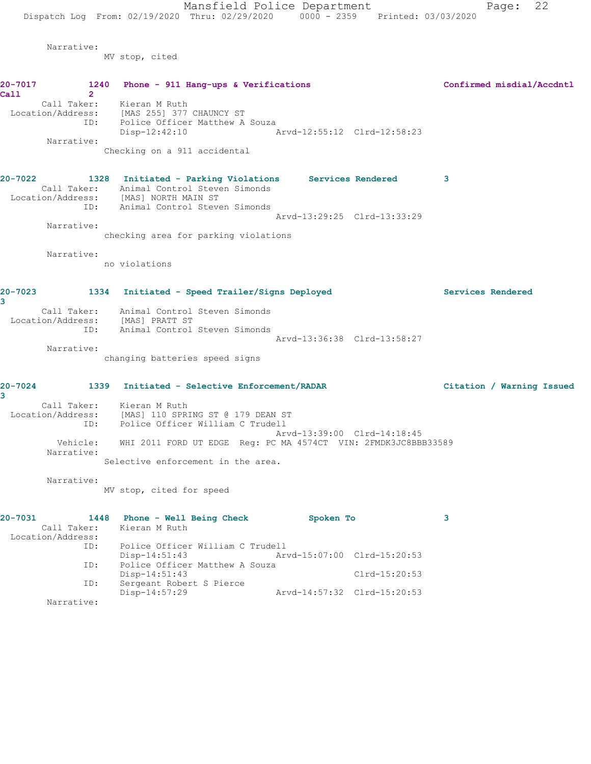Narrative:
MV stop, cited

**20-7017 1240 Phone - 911 Hang-ups & Verifications Confirmed misdial/Accdntl Call 2**

Call Taker: Kieran M Ruth
Location/Address: [MAS 255] 377 CHAUNCY ST
ID: Police Officer Matthew A Souza
Disp-12:42:10 Arvd-12:55:12 Clrd-12:58:23
Narrative:
Checking on a 911 accidental

**20-7022 1328 Initiated - Parking Violations Services Rendered 3**

Call Taker: Animal Control Steven Simonds
Location/Address: [MAS] NORTH MAIN ST
ID: Animal Control Steven Simonds
Arvd-13:29:25 Clrd-13:33:29
Narrative:
checking area for parking violations

Narrative:
no violations

**20-7023 1334 Initiated - Speed Trailer/Signs Deployed Services Rendered 3**

Call Taker: Animal Control Steven Simonds
Location/Address: [MAS] PRATT ST
ID: Animal Control Steven Simonds
Arvd-13:36:38 Clrd-13:58:27
Narrative:
changing batteries speed signs

**20-7024 1339 Initiated - Selective Enforcement/RADAR Citation / Warning Issued 3**

Call Taker: Kieran M Ruth
Location/Address: [MAS] 110 SPRING ST @ 179 DEAN ST
ID: Police Officer William C Trudell
Arvd-13:39:00 Clrd-14:18:45
Vehicle: WHI 2011 FORD UT EDGE Reg: PC MA 4574CT VIN: 2FMDK3JC8BBB33589
Narrative:
Selective enforcement in the area.

Narrative:
MV stop, cited for speed

**20-7031 1448 Phone - Well Being Check Spoken To 3**

Call Taker: Kieran M Ruth
Location/Address:
ID: Police Officer William C Trudell
Disp-14:51:43 Arvd-15:07:00 Clrd-15:20:53
ID: Police Officer Matthew A Souza
Disp-14:51:43 Clrd-15:20:53
ID: Sergeant Robert S Pierce
Disp-14:57:29 Arvd-14:57:32 Clrd-15:20:53
Narrative: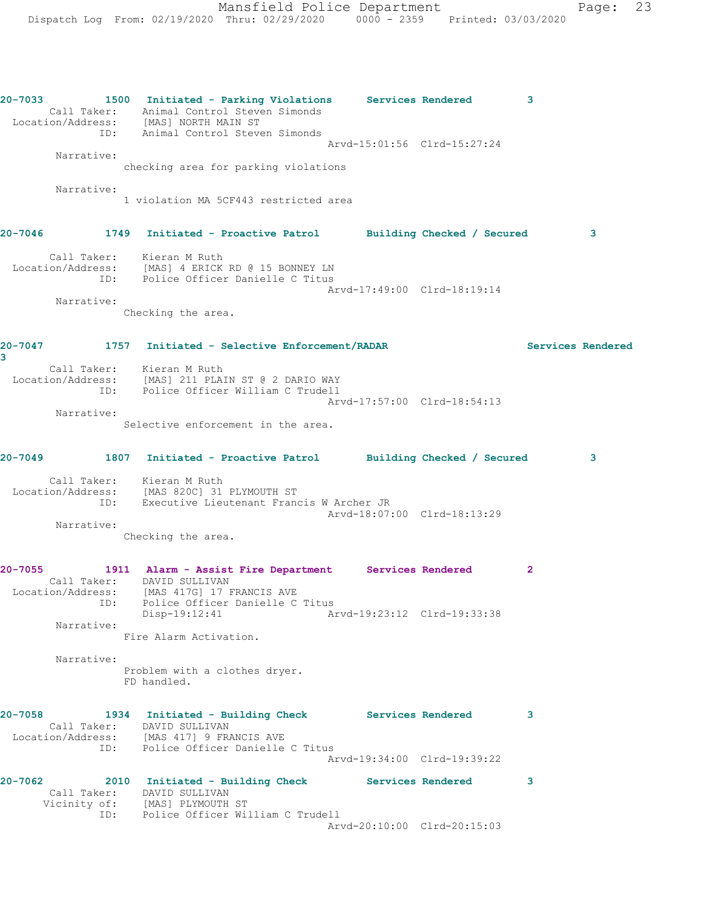20-7033 1500 Initiated - Parking Violations Services Rendered 3
Call Taker: Animal Control Steven Simonds
Location/Address: [MAS] NORTH MAIN ST
ID: Animal Control Steven Simonds
Arvd-15:01:56 Clrd-15:27:24
Narrative:
checking area for parking violations

Narrative:
1 violation MA 5CF443 restricted area

20-7046 1749 Initiated - Proactive Patrol Building Checked / Secured 3
Call Taker: Kieran M Ruth
Location/Address: [MAS] 4 ERICK RD @ 15 BONNEY LN
ID: Police Officer Danielle C Titus
Arvd-17:49:00 Clrd-18:19:14
Narrative:
Checking the area.

20-7047 1757 Initiated - Selective Enforcement/RADAR Services Rendered 3
Call Taker: Kieran M Ruth
Location/Address: [MAS] 211 PLAIN ST @ 2 DARIO WAY
ID: Police Officer William C Trudell
Arvd-17:57:00 Clrd-18:54:13
Narrative:
Selective enforcement in the area.

20-7049 1807 Initiated - Proactive Patrol Building Checked / Secured 3
Call Taker: Kieran M Ruth
Location/Address: [MAS 820C] 31 PLYMOUTH ST
ID: Executive Lieutenant Francis W Archer JR
Arvd-18:07:00 Clrd-18:13:29
Narrative:
Checking the area.

20-7055 1911 Alarm - Assist Fire Department Services Rendered 2
Call Taker: DAVID SULLIVAN
Location/Address: [MAS 417G] 17 FRANCIS AVE
ID: Police Officer Danielle C Titus
Disp-19:12:41 Arvd-19:23:12 Clrd-19:33:38
Narrative:
Fire Alarm Activation.

Narrative:
Problem with a clothes dryer.
FD handled.

20-7058 1934 Initiated - Building Check Services Rendered 3
Call Taker: DAVID SULLIVAN
Location/Address: [MAS 417] 9 FRANCIS AVE
ID: Police Officer Danielle C Titus
Arvd-19:34:00 Clrd-19:39:22

20-7062 2010 Initiated - Building Check Services Rendered 3
Call Taker: DAVID SULLIVAN
Vicinity of: [MAS] PLYMOUTH ST
ID: Police Officer William C Trudell
Arvd-20:10:00 Clrd-20:15:03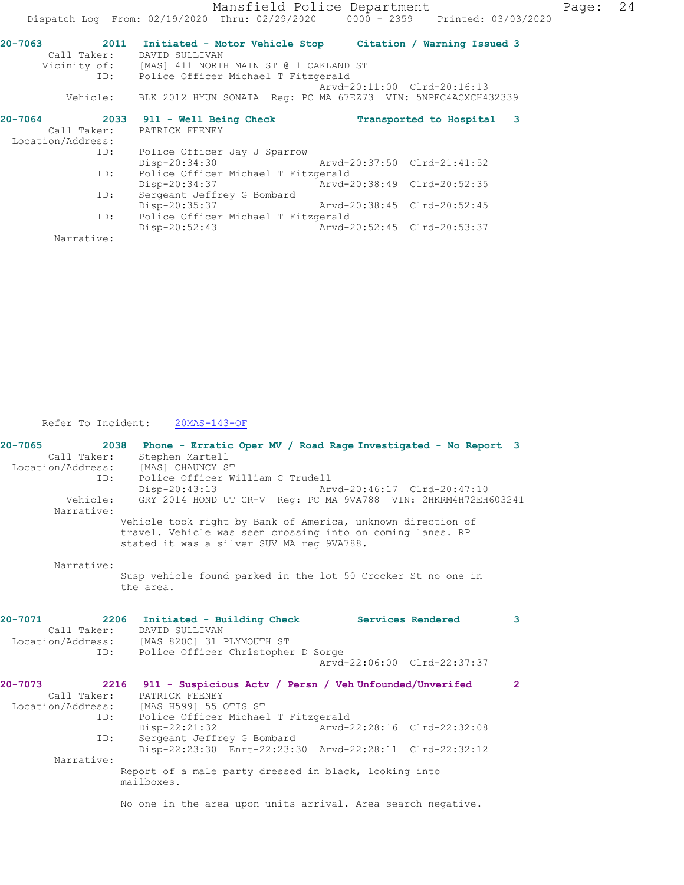**20-7063** 2011 **Initiated - Motor Vehicle Stop** **Citation / Warning Issued 3**
Call Taker: DAVID SULLIVAN
Vicinity of: [MAS] 411 NORTH MAIN ST @ 1 OAKLAND ST
ID: Police Officer Michael T Fitzgerald
Arvd-20:11:00 Clrd-20:16:13
Vehicle: BLK 2012 HYUN SONATA Reg: PC MA 67EZ73 VIN: 5NPEC4ACXCH432339

**20-7064** 2033 **911 - Well Being Check** **Transported to Hospital 3**
Call Taker: PATRICK FEENEY
Location/Address:
ID: Police Officer Jay J Sparrow
Disp-20:34:30 Arvd-20:37:50 Clrd-21:41:52
ID: Police Officer Michael T Fitzgerald
Disp-20:34:37 Arvd-20:38:49 Clrd-20:52:35
ID: Sergeant Jeffrey G Bombard
Disp-20:35:37 Arvd-20:38:45 Clrd-20:52:45
ID: Police Officer Michael T Fitzgerald
Disp-20:52:43 Arvd-20:52:45 Clrd-20:53:37
Narrative:

Refer To Incident: 20MAS-143-OF

**20-7065** 2038 **Phone - Erratic Oper MV / Road Rage** **Investigated - No Report 3**
Call Taker: Stephen Martell
Location/Address: [MAS] CHAUNCY ST
ID: Police Officer William C Trudell
Disp-20:43:13 Arvd-20:46:17 Clrd-20:47:10
Vehicle: GRY 2014 HOND UT CR-V Reg: PC MA 9VA788 VIN: 2HKRM4H72EH603241
Narrative:
Vehicle took right by Bank of America, unknown direction of travel. Vehicle was seen crossing into on coming lanes. RP stated it was a silver SUV MA reg 9VA788.

Narrative:
Susp vehicle found parked in the lot 50 Crocker St no one in the area.

**20-7071** 2206 **Initiated - Building Check** **Services Rendered 3**
Call Taker: DAVID SULLIVAN
Location/Address: [MAS 820C] 31 PLYMOUTH ST
ID: Police Officer Christopher D Sorge
Arvd-22:06:00 Clrd-22:37:37

**20-7073** 2216 **911 - Suspicious Actv / Persn / Veh** **Unfounded/Unverifed 2**
Call Taker: PATRICK FEENEY
Location/Address: [MAS H599] 55 OTIS ST
ID: Police Officer Michael T Fitzgerald
Disp-22:21:32 Arvd-22:28:16 Clrd-22:32:08
ID: Sergeant Jeffrey G Bombard
Disp-22:23:30 Enrt-22:23:30 Arvd-22:28:11 Clrd-22:32:12
Narrative:
Report of a male party dressed in black, looking into mailboxes.

No one in the area upon units arrival. Area search negative.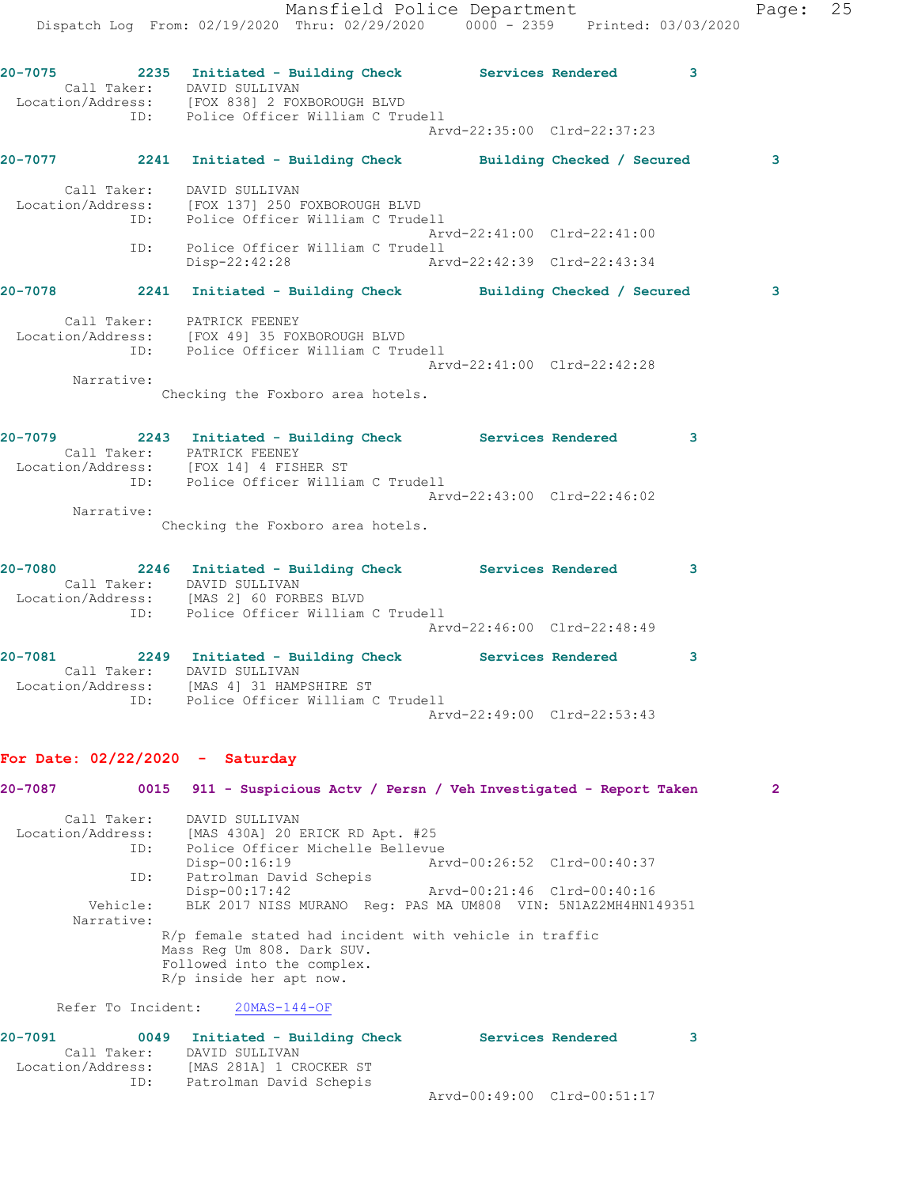20-7075 2235 Initiated - Building Check Services Rendered 3
Call Taker: DAVID SULLIVAN
Location/Address: [FOX 838] 2 FOXBOROUGH BLVD
ID: Police Officer William C Trudell
Arvd-22:35:00 Clrd-22:37:23

20-7077 2241 Initiated - Building Check Building Checked / Secured 3

Call Taker: DAVID SULLIVAN
Location/Address: [FOX 137] 250 FOXBOROUGH BLVD
ID: Police Officer William C Trudell
Arvd-22:41:00 Clrd-22:41:00
ID: Police Officer William C Trudell
Disp-22:42:28 Arvd-22:42:39 Clrd-22:43:34

20-7078 2241 Initiated - Building Check Building Checked / Secured 3

Call Taker: PATRICK FEENEY
Location/Address: [FOX 49] 35 FOXBOROUGH BLVD
ID: Police Officer William C Trudell
Arvd-22:41:00 Clrd-22:42:28
Narrative:
Checking the Foxboro area hotels.

20-7079 2243 Initiated - Building Check Services Rendered 3
Call Taker: PATRICK FEENEY
Location/Address: [FOX 14] 4 FISHER ST
ID: Police Officer William C Trudell
Arvd-22:43:00 Clrd-22:46:02
Narrative:
Checking the Foxboro area hotels.

20-7080 2246 Initiated - Building Check Services Rendered 3
Call Taker: DAVID SULLIVAN
Location/Address: [MAS 2] 60 FORBES BLVD
ID: Police Officer William C Trudell
Arvd-22:46:00 Clrd-22:48:49

20-7081 2249 Initiated - Building Check Services Rendered 3
Call Taker: DAVID SULLIVAN
Location/Address: [MAS 4] 31 HAMPSHIRE ST
ID: Police Officer William C Trudell
Arvd-22:49:00 Clrd-22:53:43

**For Date: 02/22/2020 - Saturday**

20-7087 0015 911 - Suspicious Actv / Persn / Veh Investigated - Report Taken 2

Call Taker: DAVID SULLIVAN
Location/Address: [MAS 430A] 20 ERICK RD Apt. #25
ID: Police Officer Michelle Bellevue
Disp-00:16:19 Arvd-00:26:52 Clrd-00:40:37
ID: Patrolman David Schepis
Disp-00:17:42 Arvd-00:21:46 Clrd-00:40:16
Vehicle: BLK 2017 NISS MURANO Reg: PAS MA UM808 VIN: 5N1AZ2MH4HN149351
Narrative:
R/p female stated had incident with vehicle in traffic
Mass Reg Um 808. Dark SUV.
Followed into the complex.
R/p inside her apt now.

Refer To Incident: 20MAS-144-OF

20-7091 0049 Initiated - Building Check Services Rendered 3
Call Taker: DAVID SULLIVAN
Location/Address: [MAS 281A] 1 CROCKER ST
ID: Patrolman David Schepis
Arvd-00:49:00 Clrd-00:51:17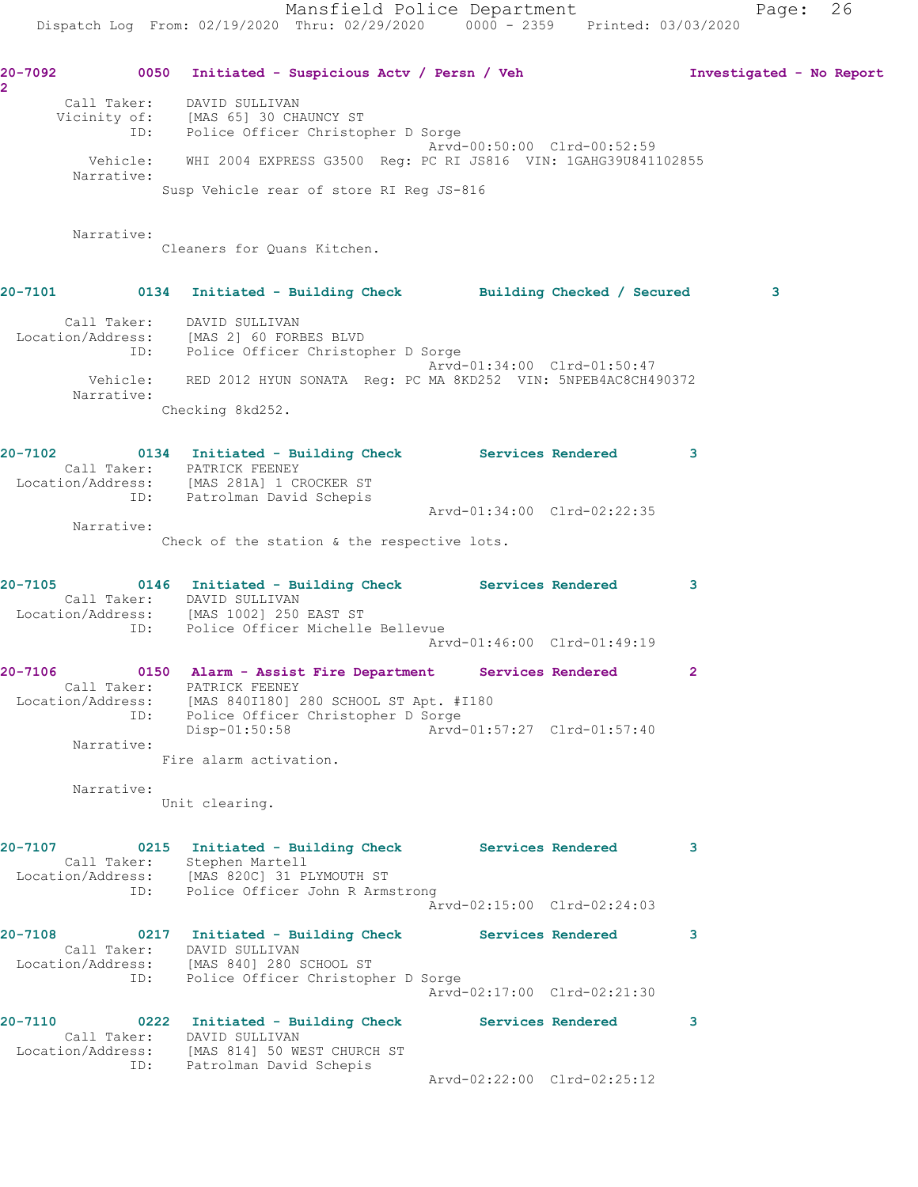20-7092 0050 Initiated - Suspicious Actv / Persn / Veh Investigated - No Report 2

Call Taker: DAVID SULLIVAN
Vicinity of: [MAS 65] 30 CHAUNCY ST
ID: Police Officer Christopher D Sorge
Arvd-00:50:00 Clrd-00:52:59
Vehicle: WHI 2004 EXPRESS G3500 Reg: PC RI JS816 VIN: 1GAHG39U841102855
Narrative:
Susp Vehicle rear of store RI Reg JS-816

Narrative:
Cleaners for Quans Kitchen.

20-7101 0134 Initiated - Building Check Building Checked / Secured 3

Call Taker: DAVID SULLIVAN
Location/Address: [MAS 2] 60 FORBES BLVD
ID: Police Officer Christopher D Sorge
Arvd-01:34:00 Clrd-01:50:47
Vehicle: RED 2012 HYUN SONATA Reg: PC MA 8KD252 VIN: 5NPEB4AC8CH490372
Narrative:
Checking 8kd252.

20-7102 0134 Initiated - Building Check Services Rendered 3
Call Taker: PATRICK FEENEY
Location/Address: [MAS 281A] 1 CROCKER ST
ID: Patrolman David Schepis
Arvd-01:34:00 Clrd-02:22:35
Narrative:
Check of the station & the respective lots.

20-7105 0146 Initiated - Building Check Services Rendered 3
Call Taker: DAVID SULLIVAN
Location/Address: [MAS 1002] 250 EAST ST
ID: Police Officer Michelle Bellevue
Arvd-01:46:00 Clrd-01:49:19

20-7106 0150 Alarm - Assist Fire Department Services Rendered 2
Call Taker: PATRICK FEENEY
Location/Address: [MAS 840I180] 280 SCHOOL ST Apt. #I180
ID: Police Officer Christopher D Sorge
Disp-01:50:58 Arvd-01:57:27 Clrd-01:57:40
Narrative:
Fire alarm activation.

Narrative:
Unit clearing.

20-7107 0215 Initiated - Building Check Services Rendered 3
Call Taker: Stephen Martell
Location/Address: [MAS 820C] 31 PLYMOUTH ST
ID: Police Officer John R Armstrong
Arvd-02:15:00 Clrd-02:24:03

20-7108 0217 Initiated - Building Check Services Rendered 3
Call Taker: DAVID SULLIVAN
Location/Address: [MAS 840] 280 SCHOOL ST
ID: Police Officer Christopher D Sorge
Arvd-02:17:00 Clrd-02:21:30

20-7110 0222 Initiated - Building Check Services Rendered 3
Call Taker: DAVID SULLIVAN
Location/Address: [MAS 814] 50 WEST CHURCH ST
ID: Patrolman David Schepis
Arvd-02:22:00 Clrd-02:25:12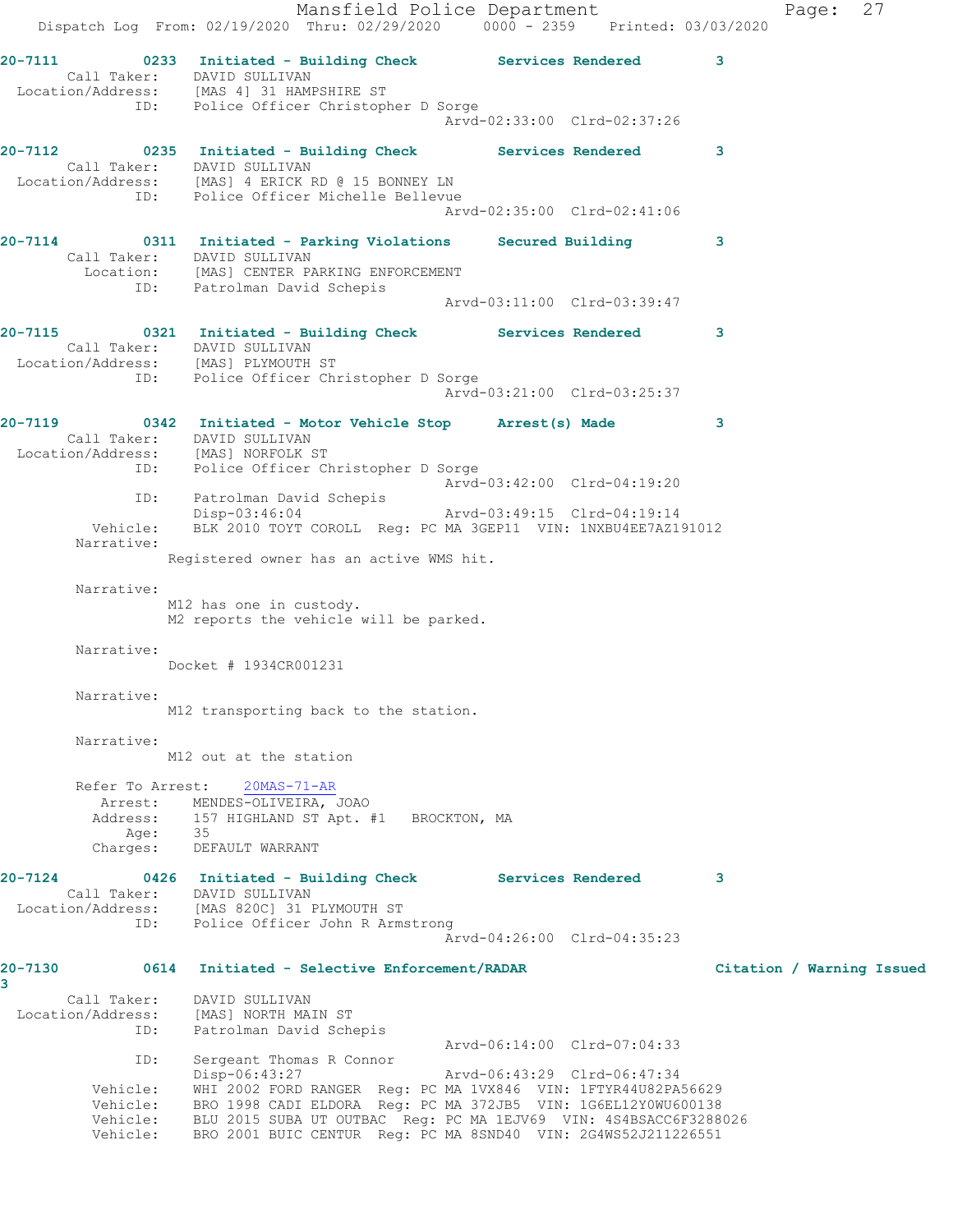20-7111 0233 Initiated - Building Check Services Rendered 3
Call Taker: DAVID SULLIVAN
Location/Address: [MAS 4] 31 HAMPSHIRE ST
ID: Police Officer Christopher D Sorge
Arvd-02:33:00 Clrd-02:37:26

20-7112 0235 Initiated - Building Check Services Rendered 3
Call Taker: DAVID SULLIVAN
Location/Address: [MAS] 4 ERICK RD @ 15 BONNEY LN
ID: Police Officer Michelle Bellevue
Arvd-02:35:00 Clrd-02:41:06

20-7114 0311 Initiated - Parking Violations Secured Building 3
Call Taker: DAVID SULLIVAN
Location: [MAS] CENTER PARKING ENFORCEMENT
ID: Patrolman David Schepis
Arvd-03:11:00 Clrd-03:39:47

20-7115 0321 Initiated - Building Check Services Rendered 3
Call Taker: DAVID SULLIVAN
Location/Address: [MAS] PLYMOUTH ST
ID: Police Officer Christopher D Sorge
Arvd-03:21:00 Clrd-03:25:37

20-7119 0342 Initiated - Motor Vehicle Stop Arrest(s) Made 3
Call Taker: DAVID SULLIVAN
Location/Address: [MAS] NORFOLK ST
ID: Police Officer Christopher D Sorge
Arvd-03:42:00 Clrd-04:19:20
ID: Patrolman David Schepis
Disp-03:46:04 Arvd-03:49:15 Clrd-04:19:14
Vehicle: BLK 2010 TOYT COROLL Reg: PC MA 3GEP11 VIN: 1NXBU4EE7AZ191012
Narrative:
Registered owner has an active WMS hit.

Narrative:
M12 has one in custody.
M2 reports the vehicle will be parked.

Narrative:
Docket # 1934CR001231

Narrative:
M12 transporting back to the station.

Narrative:
M12 out at the station

Refer To Arrest: 20MAS-71-AR
Arrest: MENDES-OLIVEIRA, JOAO
Address: 157 HIGHLAND ST Apt. #1 BROCKTON, MA
Age: 35
Charges: DEFAULT WARRANT

20-7124 0426 Initiated - Building Check Services Rendered 3
Call Taker: DAVID SULLIVAN
Location/Address: [MAS 820C] 31 PLYMOUTH ST
ID: Police Officer John R Armstrong
Arvd-04:26:00 Clrd-04:35:23

20-7130 0614 Initiated - Selective Enforcement/RADAR Citation / Warning Issued 3
Call Taker: DAVID SULLIVAN
Location/Address: [MAS] NORTH MAIN ST
ID: Patrolman David Schepis
Arvd-06:14:00 Clrd-07:04:33
ID: Sergeant Thomas R Connor
Disp-06:43:27 Arvd-06:43:29 Clrd-06:47:34
Vehicle: WHI 2002 FORD RANGER Reg: PC MA 1VX846 VIN: 1FTYR44U82PA56629
Vehicle: BRO 1998 CADI ELDORA Reg: PC MA 372JB5 VIN: 1G6EL12Y0WU600138
Vehicle: BLU 2015 SUBA UT OUTBAC Reg: PC MA 1EJV69 VIN: 4S4BSACC6F3288026
Vehicle: BRO 2001 BUIC CENTUR Reg: PC MA 8SND40 VIN: 2G4WS52J211226551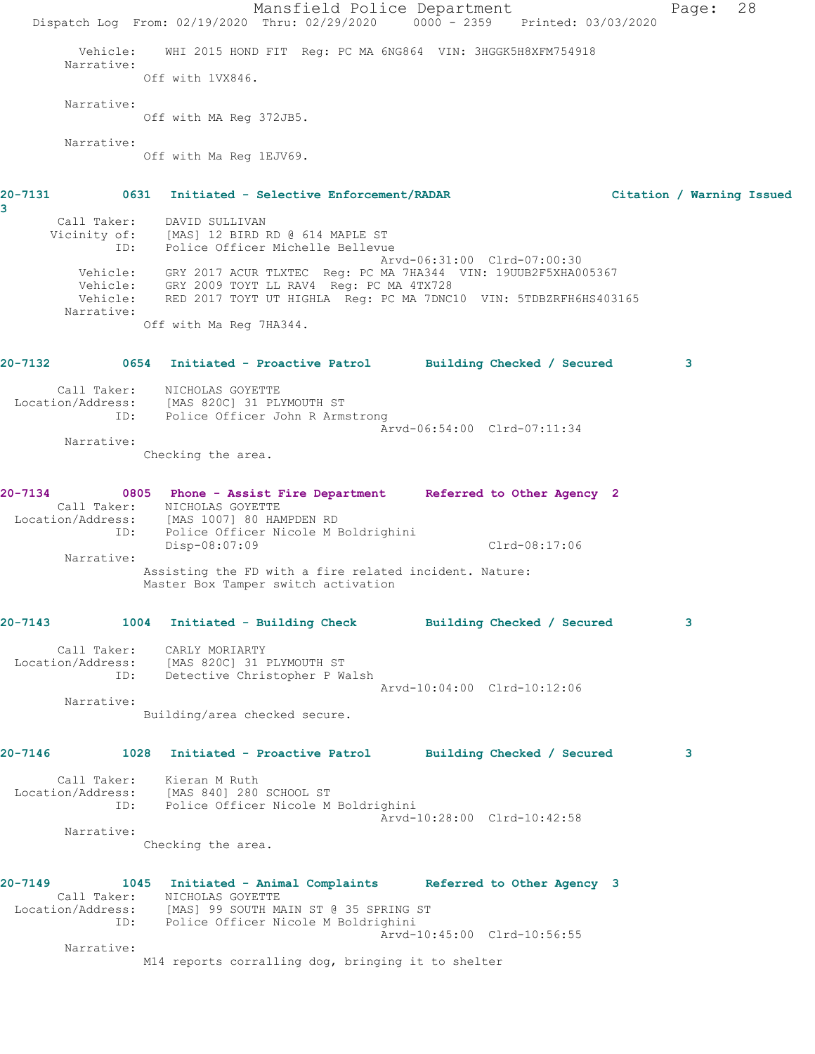Vehicle: WHI 2015 HOND FIT Reg: PC MA 6NG864 VIN: 3HGGK5H8XFM754918

Narrative:

Off with 1VX846.

Narrative:

Off with MA Reg 372JB5.

Narrative:

Off with Ma Reg 1EJV69.

**20-7131 0631 Initiated - Selective Enforcement/RADAR Citation / Warning Issued 3**

Call Taker: DAVID SULLIVAN
Vicinity of: [MAS] 12 BIRD RD @ 614 MAPLE ST
ID: Police Officer Michelle Bellevue
Arvd-06:31:00 Clrd-07:00:30
Vehicle: GRY 2017 ACUR TLXTEC Reg: PC MA 7HA344 VIN: 19UUB2F5XHA005367
Vehicle: GRY 2009 TOYT LL RAV4 Reg: PC MA 4TX728
Vehicle: RED 2017 TOYT UT HIGHLA Reg: PC MA 7DNC10 VIN: 5TDBZRFH6HS403165

Narrative:

Off with Ma Reg 7HA344.

**20-7132 0654 Initiated - Proactive Patrol Building Checked / Secured 3**

Call Taker: NICHOLAS GOYETTE
Location/Address: [MAS 820C] 31 PLYMOUTH ST
ID: Police Officer John R Armstrong
Arvd-06:54:00 Clrd-07:11:34

Narrative:

Checking the area.

**20-7134 0805 Phone - Assist Fire Department Referred to Other Agency 2**

Call Taker: NICHOLAS GOYETTE
Location/Address: [MAS 1007] 80 HAMPDEN RD
ID: Police Officer Nicole M Boldrighini
Disp-08:07:09 Clrd-08:17:06

Narrative:

Assisting the FD with a fire related incident. Nature:
Master Box Tamper switch activation

**20-7143 1004 Initiated - Building Check Building Checked / Secured 3**

Call Taker: CARLY MORIARTY
Location/Address: [MAS 820C] 31 PLYMOUTH ST
ID: Detective Christopher P Walsh
Arvd-10:04:00 Clrd-10:12:06

Narrative:

Building/area checked secure.

**20-7146 1028 Initiated - Proactive Patrol Building Checked / Secured 3**

Call Taker: Kieran M Ruth
Location/Address: [MAS 840] 280 SCHOOL ST
ID: Police Officer Nicole M Boldrighini
Arvd-10:28:00 Clrd-10:42:58

Narrative:

Checking the area.

**20-7149 1045 Initiated - Animal Complaints Referred to Other Agency 3**

Call Taker: NICHOLAS GOYETTE
Location/Address: [MAS] 99 SOUTH MAIN ST @ 35 SPRING ST
ID: Police Officer Nicole M Boldrighini
Arvd-10:45:00 Clrd-10:56:55

Narrative:

M14 reports corralling dog, bringing it to shelter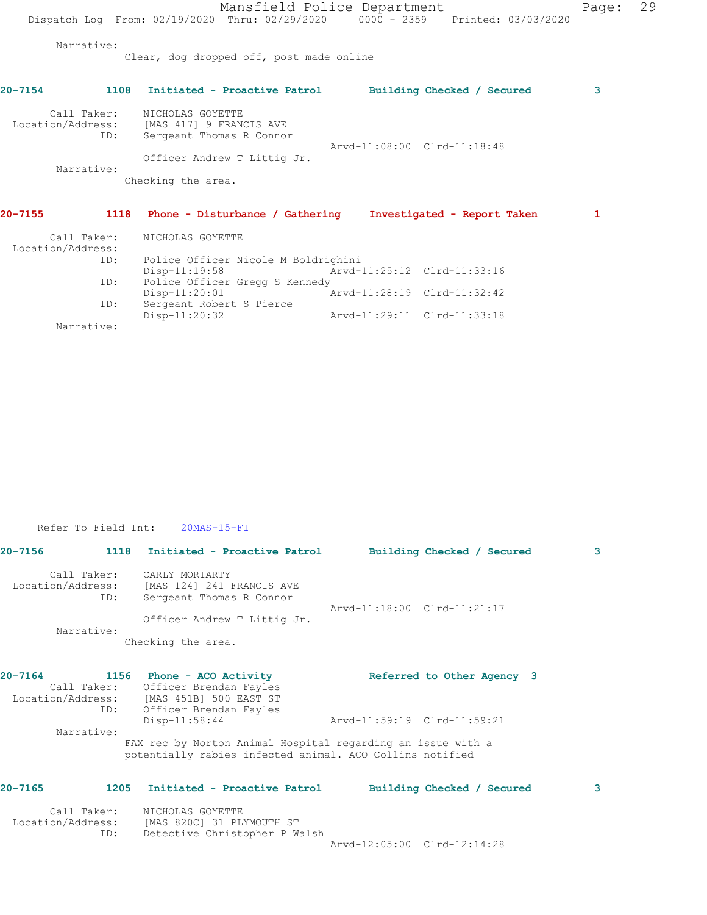Narrative:
Clear, dog dropped off, post made online

**20-7154 1108 Initiated - Proactive Patrol Building Checked / Secured 3**

Call Taker: NICHOLAS GOYETTE
Location/Address: [MAS 417] 9 FRANCIS AVE
ID: Sergeant Thomas R Connor
Arvd-11:08:00 Clrd-11:18:48
Officer Andrew T Littig Jr.
Narrative:
Checking the area.

**20-7155 1118 Phone - Disturbance / Gathering Investigated - Report Taken 1**

Call Taker: NICHOLAS GOYETTE
Location/Address:
ID: Police Officer Nicole M Boldrighini
Disp-11:19:58 Arvd-11:25:12 Clrd-11:33:16
ID: Police Officer Gregg S Kennedy
Disp-11:20:01 Arvd-11:28:19 Clrd-11:32:42
ID: Sergeant Robert S Pierce
Disp-11:20:32 Arvd-11:29:11 Clrd-11:33:18
Narrative:

Refer To Field Int: 20MAS-15-FI

**20-7156 1118 Initiated - Proactive Patrol Building Checked / Secured 3**

Call Taker: CARLY MORIARTY
Location/Address: [MAS 124] 241 FRANCIS AVE
ID: Sergeant Thomas R Connor
Arvd-11:18:00 Clrd-11:21:17
Officer Andrew T Littig Jr.
Narrative:
Checking the area.

**20-7164 1156 Phone - ACO Activity Referred to Other Agency 3**
Call Taker: Officer Brendan Fayles
Location/Address: [MAS 451B] 500 EAST ST
ID: Officer Brendan Fayles
Disp-11:58:44 Arvd-11:59:19 Clrd-11:59:21
Narrative:
FAX rec by Norton Animal Hospital regarding an issue with a potentially rabies infected animal. ACO Collins notified

**20-7165 1205 Initiated - Proactive Patrol Building Checked / Secured 3**

Call Taker: NICHOLAS GOYETTE
Location/Address: [MAS 820C] 31 PLYMOUTH ST
ID: Detective Christopher P Walsh
Arvd-12:05:00 Clrd-12:14:28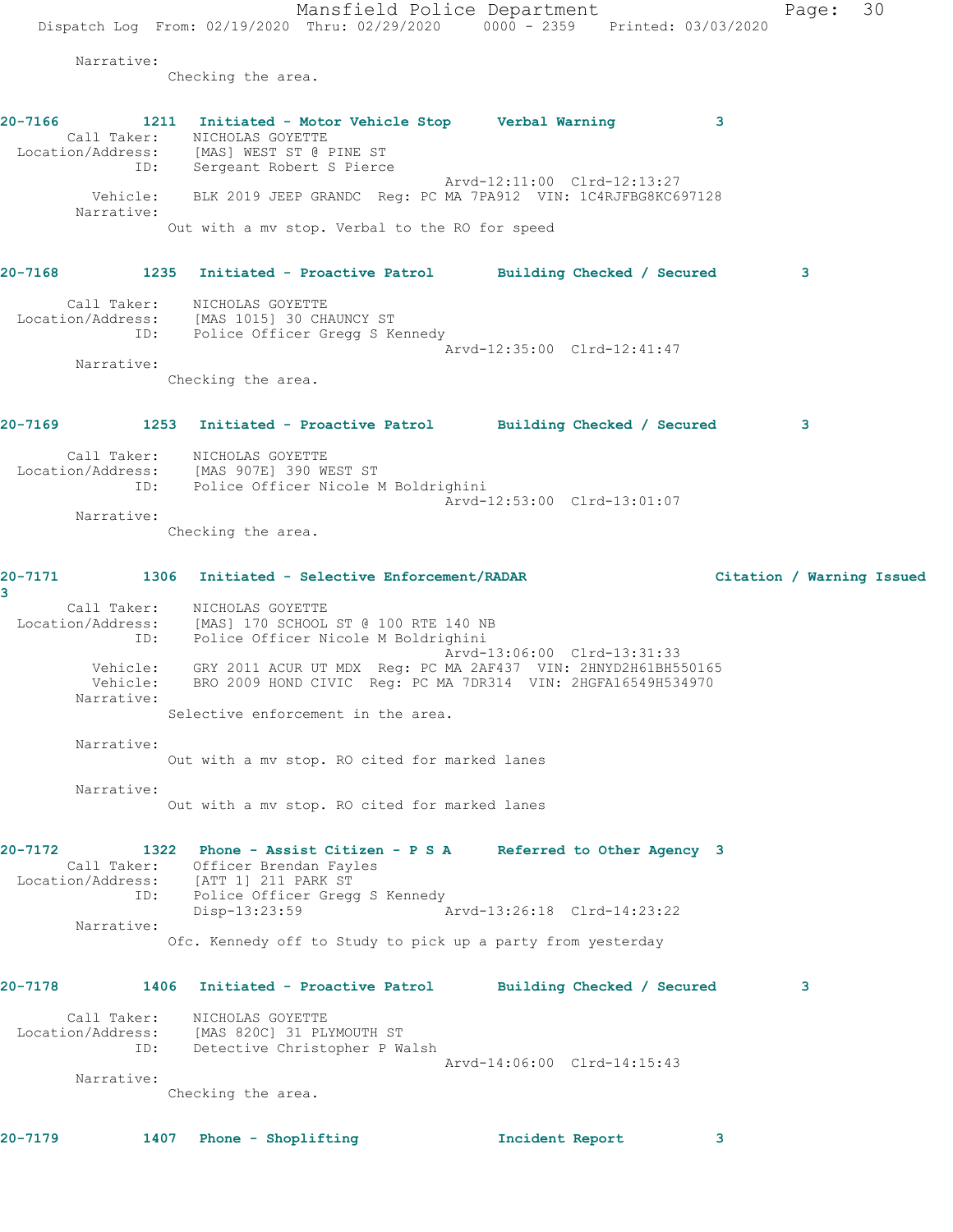Narrative:
Checking the area.

**20-7166 1211 Initiated - Motor Vehicle Stop Verbal Warning 3**

Call Taker: NICHOLAS GOYETTE
Location/Address: [MAS] WEST ST @ PINE ST
ID: Sergeant Robert S Pierce
Arvd-12:11:00 Clrd-12:13:27
Vehicle: BLK 2019 JEEP GRANDC Reg: PC MA 7PA912 VIN: 1C4RJFBG8KC697128
Narrative:
Out with a mv stop. Verbal to the RO for speed

**20-7168 1235 Initiated - Proactive Patrol Building Checked / Secured 3**

Call Taker: NICHOLAS GOYETTE
Location/Address: [MAS 1015] 30 CHAUNCY ST
ID: Police Officer Gregg S Kennedy
Arvd-12:35:00 Clrd-12:41:47
Narrative:
Checking the area.

**20-7169 1253 Initiated - Proactive Patrol Building Checked / Secured 3**

Call Taker: NICHOLAS GOYETTE
Location/Address: [MAS 907E] 390 WEST ST
ID: Police Officer Nicole M Boldrighini
Arvd-12:53:00 Clrd-13:01:07
Narrative:
Checking the area.

**20-7171 1306 Initiated - Selective Enforcement/RADAR Citation / Warning Issued 3**

Call Taker: NICHOLAS GOYETTE
Location/Address: [MAS] 170 SCHOOL ST @ 100 RTE 140 NB
ID: Police Officer Nicole M Boldrighini
Arvd-13:06:00 Clrd-13:31:33
Vehicle: GRY 2011 ACUR UT MDX Reg: PC MA 2AF437 VIN: 2HNYD2H61BH550165
Vehicle: BRO 2009 HOND CIVIC Reg: PC MA 7DR314 VIN: 2HGFA16549H534970
Narrative:
Selective enforcement in the area.

Narrative:
Out with a mv stop. RO cited for marked lanes

Narrative:
Out with a mv stop. RO cited for marked lanes

**20-7172 1322 Phone - Assist Citizen - P S A Referred to Other Agency 3**

Call Taker: Officer Brendan Fayles
Location/Address: [ATT 1] 211 PARK ST
ID: Police Officer Gregg S Kennedy
Disp-13:23:59 Arvd-13:26:18 Clrd-14:23:22
Narrative:
Ofc. Kennedy off to Study to pick up a party from yesterday

**20-7178 1406 Initiated - Proactive Patrol Building Checked / Secured 3**

Call Taker: NICHOLAS GOYETTE
Location/Address: [MAS 820C] 31 PLYMOUTH ST
ID: Detective Christopher P Walsh
Arvd-14:06:00 Clrd-14:15:43
Narrative:
Checking the area.

**20-7179 1407 Phone - Shoplifting Incident Report 3**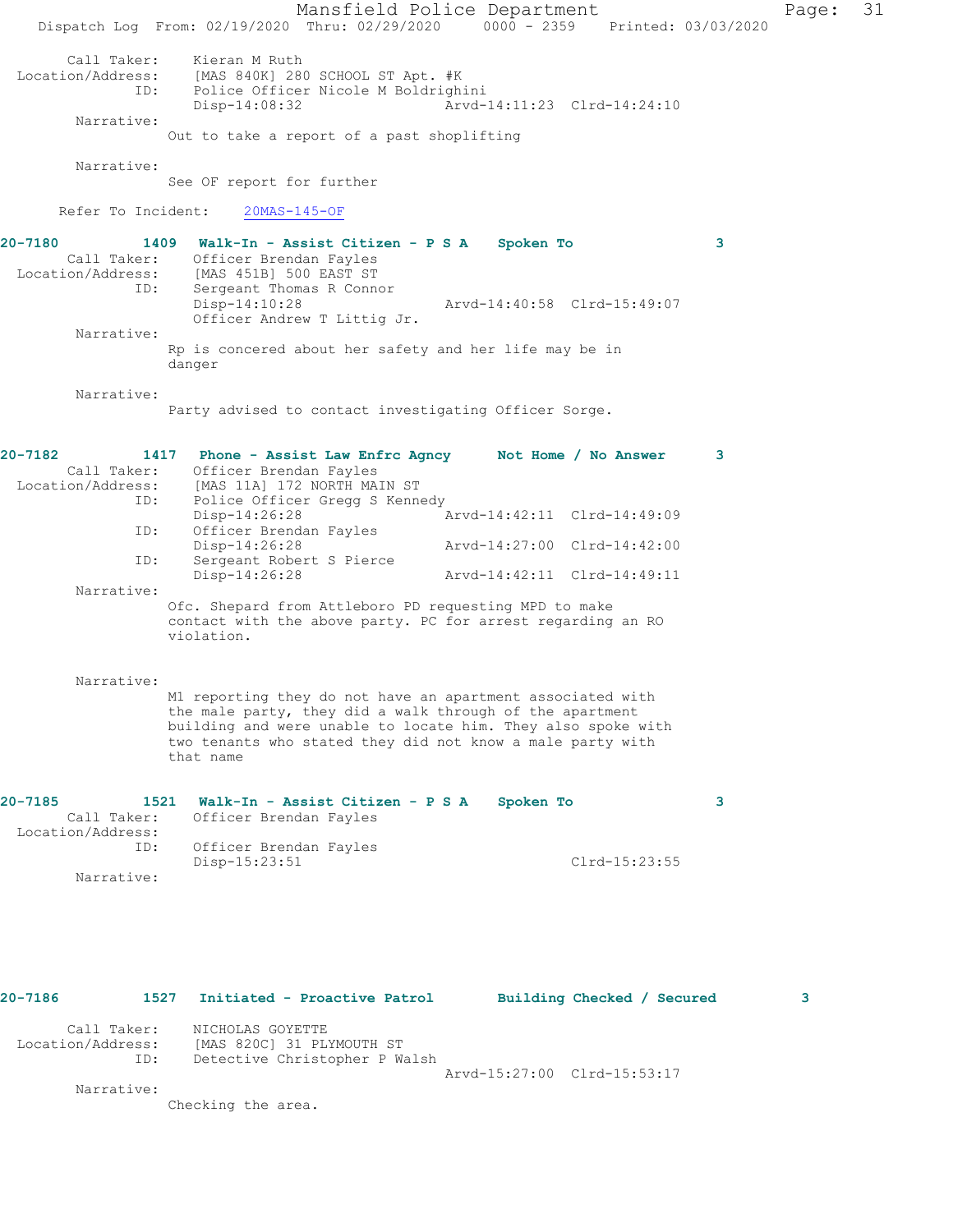Call Taker: Kieran M Ruth
Location/Address: [MAS 840K] 280 SCHOOL ST Apt. #K
ID: Police Officer Nicole M Boldrighini
Disp-14:08:32 Arvd-14:11:23 Clrd-14:24:10

Narrative:
Out to take a report of a past shoplifting

Narrative:
See OF report for further

Refer To Incident: 20MAS-145-OF

**20-7180 1409 Walk-In - Assist Citizen - P S A Spoken To 3**

Call Taker: Officer Brendan Fayles
Location/Address: [MAS 451B] 500 EAST ST
ID: Sergeant Thomas R Connor
Disp-14:10:28 Arvd-14:40:58 Clrd-15:49:07
Officer Andrew T Littig Jr.

Narrative:
Rp is concerned about her safety and her life may be in danger

Narrative:
Party advised to contact investigating Officer Sorge.

**20-7182 1417 Phone - Assist Law Enfrc Agncy Not Home / No Answer 3**

Call Taker: Officer Brendan Fayles
Location/Address: [MAS 11A] 172 NORTH MAIN ST
ID: Police Officer Gregg S Kennedy
Disp-14:26:28 Arvd-14:42:11 Clrd-14:49:09
ID: Officer Brendan Fayles
Disp-14:26:28 Arvd-14:27:00 Clrd-14:42:00
ID: Sergeant Robert S Pierce
Disp-14:26:28 Arvd-14:42:11 Clrd-14:49:11

Narrative:
Ofc. Shepard from Attleboro PD requesting MPD to make contact with the above party. PC for arrest regarding an RO violation.

Narrative:
M1 reporting they do not have an apartment associated with the male party, they did a walk through of the apartment building and were unable to locate him. They also spoke with two tenants who stated they did not know a male party with that name

**20-7185 1521 Walk-In - Assist Citizen - P S A Spoken To 3**

Call Taker: Officer Brendan Fayles
Location/Address:
ID: Officer Brendan Fayles
Disp-15:23:51 Clrd-15:23:55

Narrative:

**20-7186 1527 Initiated - Proactive Patrol Building Checked / Secured 3**

Call Taker: NICHOLAS GOYETTE
Location/Address: [MAS 820C] 31 PLYMOUTH ST
ID: Detective Christopher P Walsh
Arvd-15:27:00 Clrd-15:53:17

Narrative:
Checking the area.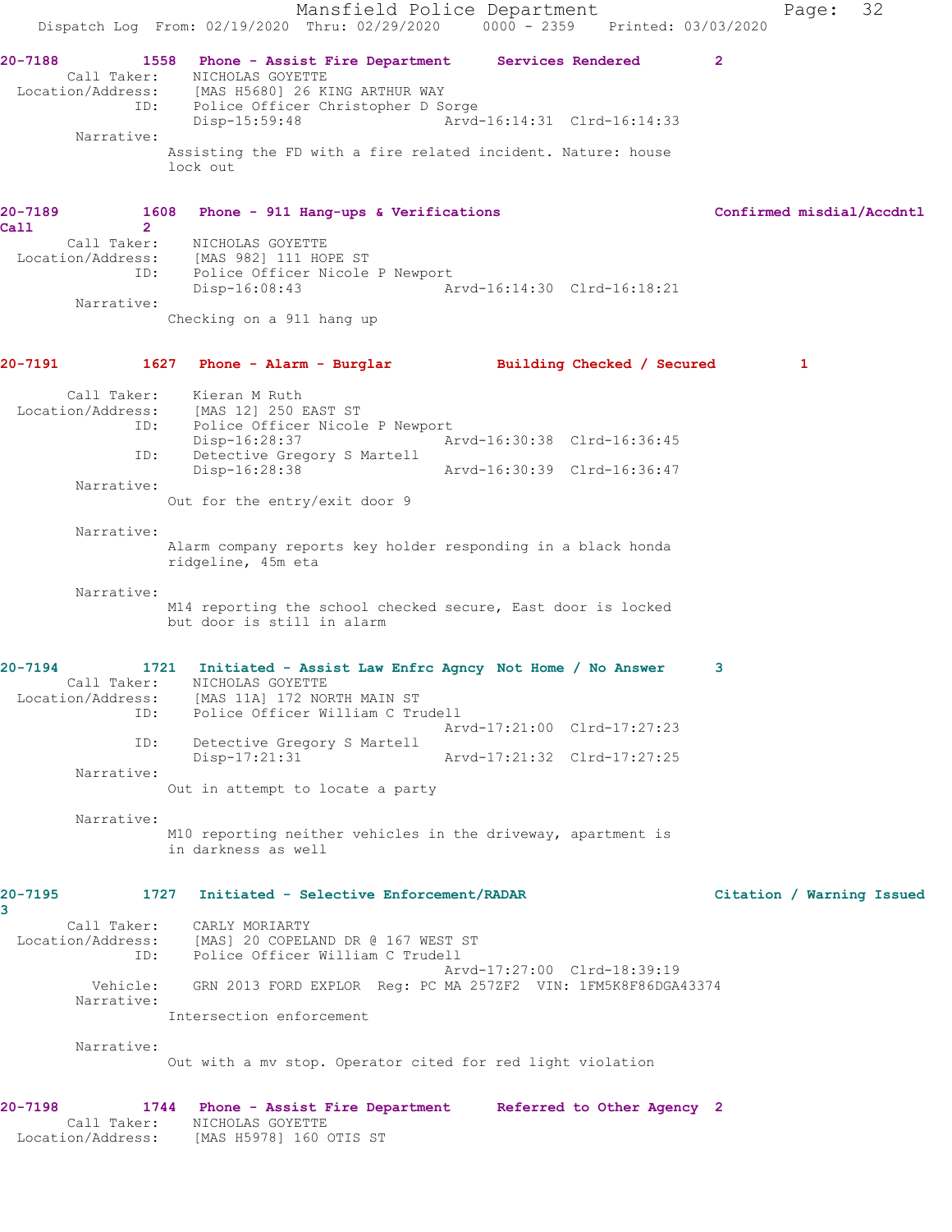**20-7188** 1558 **Phone - Assist Fire Department** **Services Rendered** **2**

Call Taker: NICHOLAS GOYETTE
Location/Address: [MAS H5680] 26 KING ARTHUR WAY
ID: Police Officer Christopher D Sorge
Disp-15:59:48 Arvd-16:14:31 Clrd-16:14:33

Narrative:
Assisting the FD with a fire related incident. Nature: house lock out

**20-7189** 1608 **Phone - 911 Hang-ups & Verifications** **Confirmed misdial/Accdntl Call** **2**

Call Taker: NICHOLAS GOYETTE
Location/Address: [MAS 982] 111 HOPE ST
ID: Police Officer Nicole P Newport
Disp-16:08:43 Arvd-16:14:30 Clrd-16:18:21

Narrative:
Checking on a 911 hang up

**20-7191** 1627 **Phone - Alarm - Burglar** **Building Checked / Secured** **1**

Call Taker: Kieran M Ruth
Location/Address: [MAS 12] 250 EAST ST
ID: Police Officer Nicole P Newport
Disp-16:28:37 Arvd-16:30:38 Clrd-16:36:45
ID: Detective Gregory S Martell
Disp-16:28:38 Arvd-16:30:39 Clrd-16:36:47

Narrative:
Out for the entry/exit door 9

Narrative:
Alarm company reports key holder responding in a black honda ridgeline, 45m eta

Narrative:
M14 reporting the school checked secure, East door is locked but door is still in alarm

**20-7194** 1721 **Initiated - Assist Law Enfrc Agncy** **Not Home / No Answer** **3**

Call Taker: NICHOLAS GOYETTE
Location/Address: [MAS 11A] 172 NORTH MAIN ST
ID: Police Officer William C Trudell
Arvd-17:21:00 Clrd-17:27:23
ID: Detective Gregory S Martell
Disp-17:21:31 Arvd-17:21:32 Clrd-17:27:25

Narrative:
Out in attempt to locate a party

Narrative:
M10 reporting neither vehicles in the driveway, apartment is in darkness as well

**20-7195** 1727 **Initiated - Selective Enforcement/RADAR** **Citation / Warning Issued** **3**

Call Taker: CARLY MORIARTY
Location/Address: [MAS] 20 COPELAND DR @ 167 WEST ST
ID: Police Officer William C Trudell
Arvd-17:27:00 Clrd-18:39:19
Vehicle: GRN 2013 FORD EXPLOR Reg: PC MA 257ZF2 VIN: 1FM5K8F86DGA43374

Narrative:
Intersection enforcement

Narrative:
Out with a mv stop. Operator cited for red light violation

**20-7198** 1744 **Phone - Assist Fire Department** **Referred to Other Agency** **2**

Call Taker: NICHOLAS GOYETTE
Location/Address: [MAS H5978] 160 OTIS ST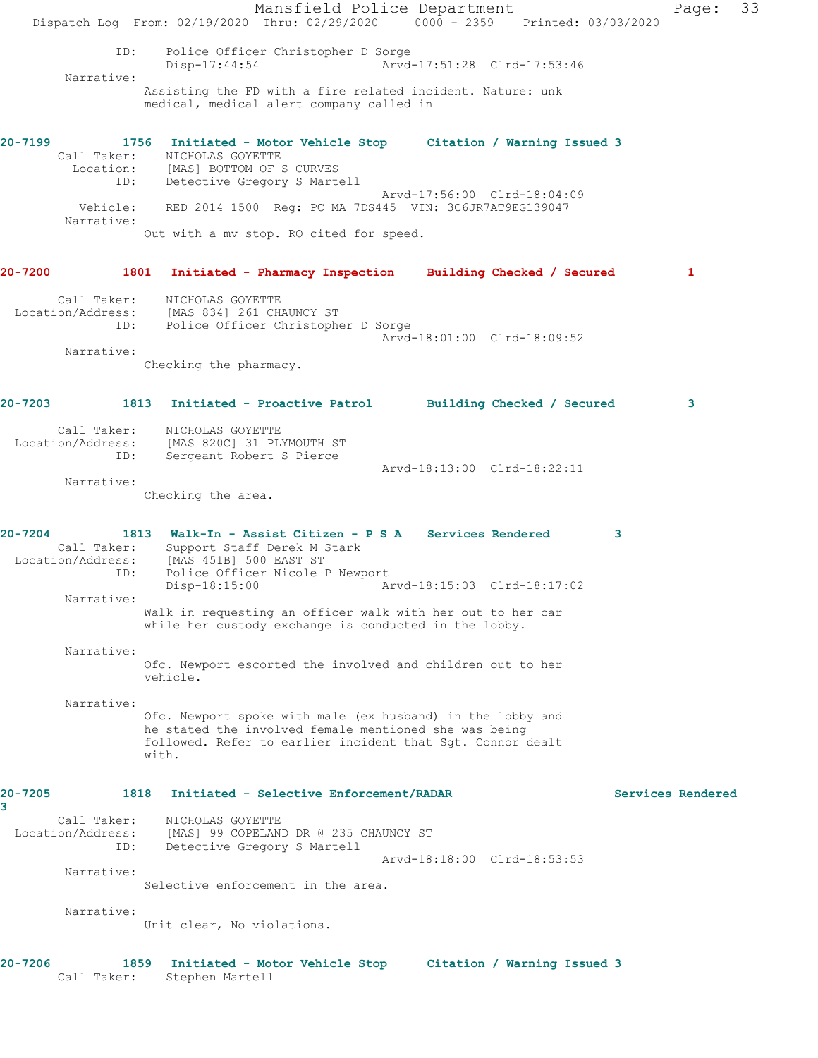```
           ID:    Police Officer Christopher D Sorge
                  Disp-17:44:54              Arvd-17:51:28  Clrd-17:53:46
        Narrative:
              Assisting the FD with a fire related incident. Nature: unk
              medical, medical alert company called in


20-7199        1756   Initiated - Motor Vehicle Stop     Citation / Warning Issued 3
       Call Taker:    NICHOLAS GOYETTE
         Location:    [MAS] BOTTOM OF S CURVES
              ID:     Detective Gregory S Martell
                                             Arvd-17:56:00  Clrd-18:04:09
          Vehicle:    RED 2014 1500  Reg: PC MA 7DS445  VIN: 3C6JR7AT9EG139047
        Narrative:
              Out with a mv stop. RO cited for speed.


20-7200        1801   Initiated - Pharmacy Inspection    Building Checked / Secured         1

       Call Taker:    NICHOLAS GOYETTE
 Location/Address:    [MAS 834] 261 CHAUNCY ST
              ID:     Police Officer Christopher D Sorge
                                             Arvd-18:01:00  Clrd-18:09:52
        Narrative:
              Checking the pharmacy.


20-7203        1813   Initiated - Proactive Patrol       Building Checked / Secured         3

       Call Taker:    NICHOLAS GOYETTE
 Location/Address:    [MAS 820C] 31 PLYMOUTH ST
              ID:     Sergeant Robert S Pierce
                                             Arvd-18:13:00  Clrd-18:22:11
        Narrative:
              Checking the area.


20-7204        1813   Walk-In - Assist Citizen - P S A   Services Rendered        3
       Call Taker:    Support Staff Derek M Stark
 Location/Address:    [MAS 451B] 500 EAST ST
              ID:     Police Officer Nicole P Newport
                      Disp-18:15:00              Arvd-18:15:03  Clrd-18:17:02
        Narrative:
              Walk in requesting an officer walk with her out to her car
              while her custody exchange is conducted in the lobby.

        Narrative:
              Ofc. Newport escorted the involved and children out to her
              vehicle.

        Narrative:
              Ofc. Newport spoke with male (ex husband) in the lobby and
              he stated the involved female mentioned she was being
              followed. Refer to earlier incident that Sgt. Connor dealt
              with.


20-7205        1818   Initiated - Selective Enforcement/RADAR                   Services Rendered
3
       Call Taker:    NICHOLAS GOYETTE
 Location/Address:    [MAS] 99 COPELAND DR @ 235 CHAUNCY ST
              ID:     Detective Gregory S Martell
                                             Arvd-18:18:00  Clrd-18:53:53
        Narrative:
              Selective enforcement in the area.

        Narrative:
              Unit clear, No violations.


20-7206        1859   Initiated - Motor Vehicle Stop     Citation / Warning Issued 3
       Call Taker:    Stephen Martell
```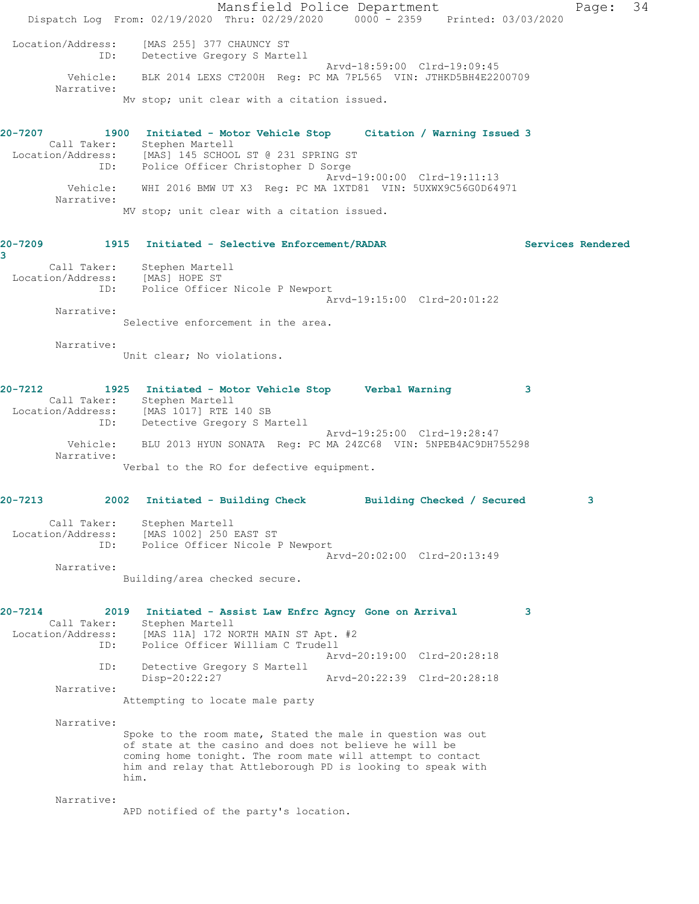Location/Address: [MAS 255] 377 CHAUNCY ST
ID: Detective Gregory S Martell
Arvd-18:59:00 Clrd-19:09:45
Vehicle: BLK 2014 LEXS CT200H Reg: PC MA 7PL565 VIN: JTHKD5BH4E2200709
Narrative:
Mv stop; unit clear with a citation issued.

**20-7207 1900 Initiated - Motor Vehicle Stop Citation / Warning Issued 3**
Call Taker: Stephen Martell
Location/Address: [MAS] 145 SCHOOL ST @ 231 SPRING ST
ID: Police Officer Christopher D Sorge
Arvd-19:00:00 Clrd-19:11:13
Vehicle: WHI 2016 BMW UT X3 Reg: PC MA 1XTD81 VIN: 5UXWX9C56G0D64971
Narrative:
MV stop; unit clear with a citation issued.

**20-7209 1915 Initiated - Selective Enforcement/RADAR Services Rendered 3**
Call Taker: Stephen Martell
Location/Address: [MAS] HOPE ST
ID: Police Officer Nicole P Newport
Arvd-19:15:00 Clrd-20:01:22
Narrative:
Selective enforcement in the area.

Narrative:
Unit clear; No violations.

**20-7212 1925 Initiated - Motor Vehicle Stop Verbal Warning 3**
Call Taker: Stephen Martell
Location/Address: [MAS 1017] RTE 140 SB
ID: Detective Gregory S Martell
Arvd-19:25:00 Clrd-19:28:47
Vehicle: BLU 2013 HYUN SONATA Reg: PC MA 24ZC68 VIN: 5NPEB4AC9DH755298
Narrative:
Verbal to the RO for defective equipment.

**20-7213 2002 Initiated - Building Check Building Checked / Secured 3**
Call Taker: Stephen Martell
Location/Address: [MAS 1002] 250 EAST ST
ID: Police Officer Nicole P Newport
Arvd-20:02:00 Clrd-20:13:49
Narrative:
Building/area checked secure.

**20-7214 2019 Initiated - Assist Law Enfrc Agncy Gone on Arrival 3**
Call Taker: Stephen Martell
Location/Address: [MAS 11A] 172 NORTH MAIN ST Apt. #2
ID: Police Officer William C Trudell
Arvd-20:19:00 Clrd-20:28:18
ID: Detective Gregory S Martell
Disp-20:22:27 Arvd-20:22:39 Clrd-20:28:18
Narrative:
Attempting to locate male party

Narrative:
Spoke to the room mate, Stated the male in question was out of state at the casino and does not believe he will be coming home tonight. The room mate will attempt to contact him and relay that Attleborough PD is looking to speak with him.

Narrative:
APD notified of the party's location.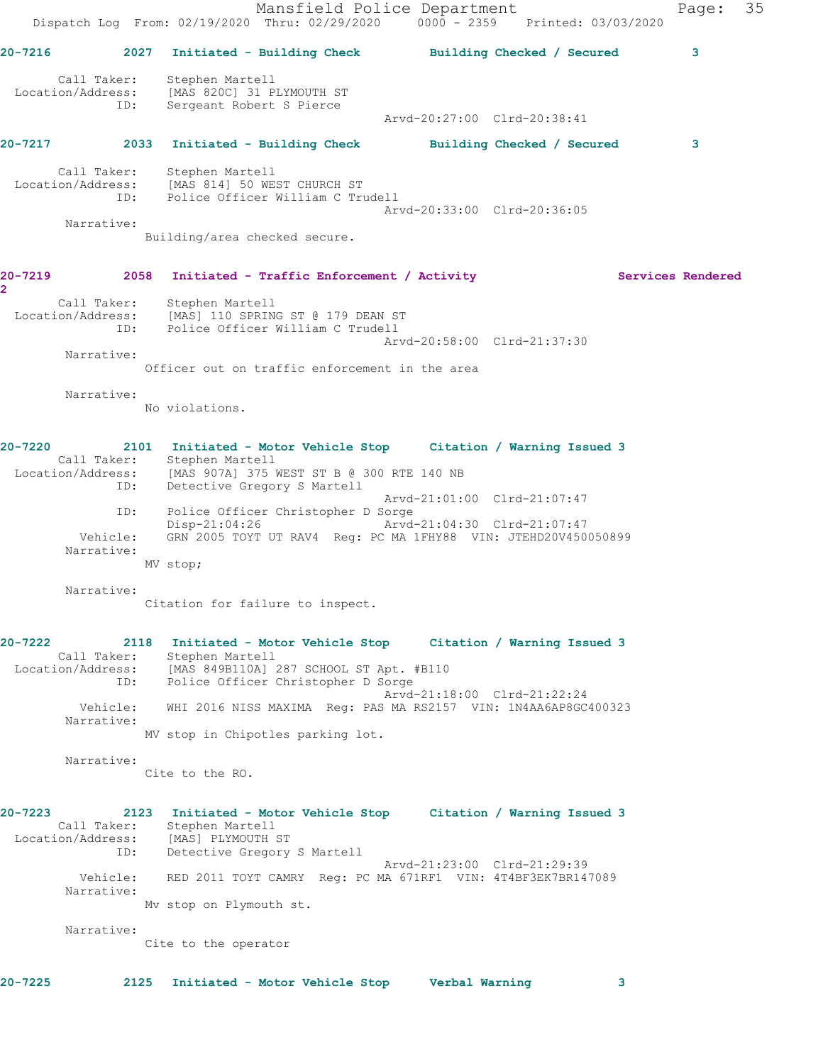**20-7216 2027 Initiated - Building Check Building Checked / Secured 3**

Call Taker: Stephen Martell
Location/Address: [MAS 820C] 31 PLYMOUTH ST
ID: Sergeant Robert S Pierce
Arvd-20:27:00 Clrd-20:38:41

**20-7217 2033 Initiated - Building Check Building Checked / Secured 3**

Call Taker: Stephen Martell
Location/Address: [MAS 814] 50 WEST CHURCH ST
ID: Police Officer William C Trudell
Arvd-20:33:00 Clrd-20:36:05
Narrative:
Building/area checked secure.

**20-7219 2058 Initiated - Traffic Enforcement / Activity Services Rendered 2**

Call Taker: Stephen Martell
Location/Address: [MAS] 110 SPRING ST @ 179 DEAN ST
ID: Police Officer William C Trudell
Arvd-20:58:00 Clrd-21:37:30
Narrative:
Officer out on traffic enforcement in the area

Narrative:
No violations.

**20-7220 2101 Initiated - Motor Vehicle Stop Citation / Warning Issued 3**

Call Taker: Stephen Martell
Location/Address: [MAS 907A] 375 WEST ST B @ 300 RTE 140 NB
ID: Detective Gregory S Martell
Arvd-21:01:00 Clrd-21:07:47
ID: Police Officer Christopher D Sorge
Disp-21:04:26 Arvd-21:04:30 Clrd-21:07:47
Vehicle: GRN 2005 TOYT UT RAV4 Reg: PC MA 1FHY88 VIN: JTEHD20V450050899
Narrative:
MV stop;

Narrative:
Citation for failure to inspect.

**20-7222 2118 Initiated - Motor Vehicle Stop Citation / Warning Issued 3**

Call Taker: Stephen Martell
Location/Address: [MAS 849B110A] 287 SCHOOL ST Apt. #B110
ID: Police Officer Christopher D Sorge
Arvd-21:18:00 Clrd-21:22:24
Vehicle: WHI 2016 NISS MAXIMA Reg: PAS MA RS2157 VIN: 1N4AA6AP8GC400323
Narrative:
MV stop in Chipotles parking lot.

Narrative:
Cite to the RO.

**20-7223 2123 Initiated - Motor Vehicle Stop Citation / Warning Issued 3**

Call Taker: Stephen Martell
Location/Address: [MAS] PLYMOUTH ST
ID: Detective Gregory S Martell
Arvd-21:23:00 Clrd-21:29:39
Vehicle: RED 2011 TOYT CAMRY Reg: PC MA 671RF1 VIN: 4T4BF3EK7BR147089
Narrative:
Mv stop on Plymouth st.

Narrative:
Cite to the operator

**20-7225 2125 Initiated - Motor Vehicle Stop Verbal Warning 3**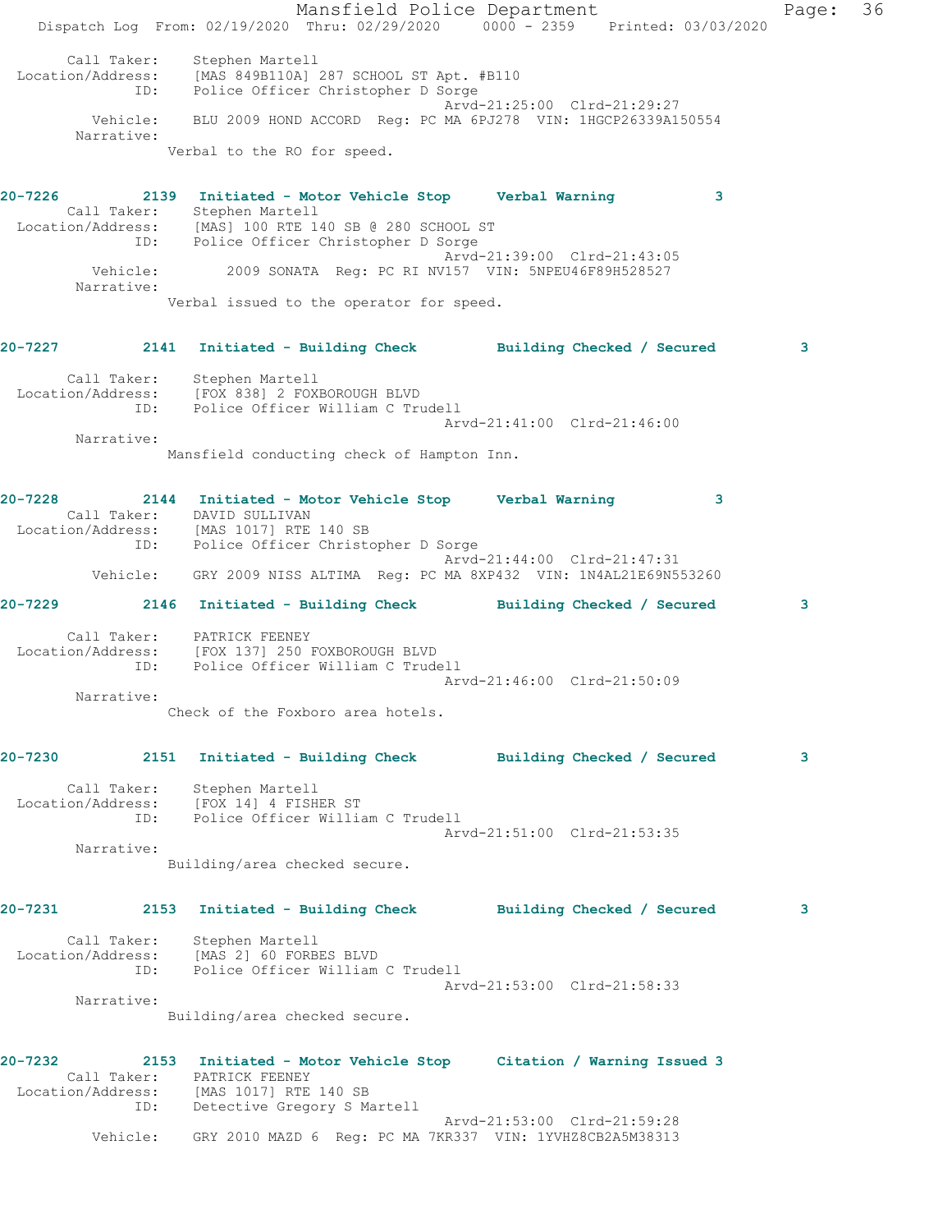Call Taker: Stephen Martell
Location/Address: [MAS 849B110A] 287 SCHOOL ST Apt. #B110
ID: Police Officer Christopher D Sorge
Arvd-21:25:00 Clrd-21:29:27
Vehicle: BLU 2009 HOND ACCORD Reg: PC MA 6PJ278 VIN: 1HGCP26339A150554
Narrative:
Verbal to the RO for speed.

**20-7226** 2139 **Initiated - Motor Vehicle Stop** **Verbal Warning** 3
Call Taker: Stephen Martell
Location/Address: [MAS] 100 RTE 140 SB @ 280 SCHOOL ST
ID: Police Officer Christopher D Sorge
Arvd-21:39:00 Clrd-21:43:05
Vehicle: 2009 SONATA Reg: PC RI NV157 VIN: 5NPEU46F89H528527
Narrative:
Verbal issued to the operator for speed.

**20-7227** 2141 **Initiated - Building Check** **Building Checked / Secured** 3
Call Taker: Stephen Martell
Location/Address: [FOX 838] 2 FOXBOROUGH BLVD
ID: Police Officer William C Trudell
Arvd-21:41:00 Clrd-21:46:00
Narrative:
Mansfield conducting check of Hampton Inn.

**20-7228** 2144 **Initiated - Motor Vehicle Stop** **Verbal Warning** 3
Call Taker: DAVID SULLIVAN
Location/Address: [MAS 1017] RTE 140 SB
ID: Police Officer Christopher D Sorge
Arvd-21:44:00 Clrd-21:47:31
Vehicle: GRY 2009 NISS ALTIMA Reg: PC MA 8XP432 VIN: 1N4AL21E69N553260

**20-7229** 2146 **Initiated - Building Check** **Building Checked / Secured** 3
Call Taker: PATRICK FEENEY
Location/Address: [FOX 137] 250 FOXBOROUGH BLVD
ID: Police Officer William C Trudell
Arvd-21:46:00 Clrd-21:50:09
Narrative:
Check of the Foxboro area hotels.

**20-7230** 2151 **Initiated - Building Check** **Building Checked / Secured** 3
Call Taker: Stephen Martell
Location/Address: [FOX 14] 4 FISHER ST
ID: Police Officer William C Trudell
Arvd-21:51:00 Clrd-21:53:35
Narrative:
Building/area checked secure.

**20-7231** 2153 **Initiated - Building Check** **Building Checked / Secured** 3
Call Taker: Stephen Martell
Location/Address: [MAS 2] 60 FORBES BLVD
ID: Police Officer William C Trudell
Arvd-21:53:00 Clrd-21:58:33
Narrative:
Building/area checked secure.

**20-7232** 2153 **Initiated - Motor Vehicle Stop** **Citation / Warning Issued** 3
Call Taker: PATRICK FEENEY
Location/Address: [MAS 1017] RTE 140 SB
ID: Detective Gregory S Martell
Arvd-21:53:00 Clrd-21:59:28
Vehicle: GRY 2010 MAZD 6 Reg: PC MA 7KR337 VIN: 1YVHZ8CB2A5M38313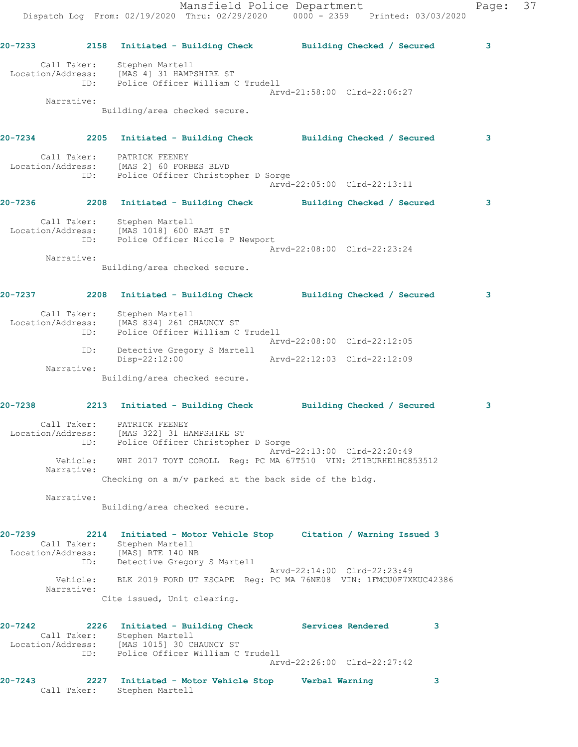20-7233 2158 Initiated - Building Check Building Checked / Secured 3

Call Taker: Stephen Martell
Location/Address: [MAS 4] 31 HAMPSHIRE ST
ID: Police Officer William C Trudell
Arvd-21:58:00 Clrd-22:06:27
Narrative:
Building/area checked secure.

20-7234 2205 Initiated - Building Check Building Checked / Secured 3

Call Taker: PATRICK FEENEY
Location/Address: [MAS 2] 60 FORBES BLVD
ID: Police Officer Christopher D Sorge
Arvd-22:05:00 Clrd-22:13:11

20-7236 2208 Initiated - Building Check Building Checked / Secured 3

Call Taker: Stephen Martell
Location/Address: [MAS 1018] 600 EAST ST
ID: Police Officer Nicole P Newport
Arvd-22:08:00 Clrd-22:23:24
Narrative:
Building/area checked secure.

20-7237 2208 Initiated - Building Check Building Checked / Secured 3

Call Taker: Stephen Martell
Location/Address: [MAS 834] 261 CHAUNCY ST
ID: Police Officer William C Trudell
Arvd-22:08:00 Clrd-22:12:05
ID: Detective Gregory S Martell
Disp-22:12:00 Arvd-22:12:03 Clrd-22:12:09
Narrative:
Building/area checked secure.

20-7238 2213 Initiated - Building Check Building Checked / Secured 3

Call Taker: PATRICK FEENEY
Location/Address: [MAS 322] 31 HAMPSHIRE ST
ID: Police Officer Christopher D Sorge
Arvd-22:13:00 Clrd-22:20:49
Vehicle: WHI 2017 TOYT COROLL Reg: PC MA 67T510 VIN: 2T1BURHE1HC853512
Narrative:
Checking on a m/v parked at the back side of the bldg.

Narrative:
Building/area checked secure.

20-7239 2214 Initiated - Motor Vehicle Stop Citation / Warning Issued 3
Call Taker: Stephen Martell
Location/Address: [MAS] RTE 140 NB
ID: Detective Gregory S Martell
Arvd-22:14:00 Clrd-22:23:49
Vehicle: BLK 2019 FORD UT ESCAPE Reg: PC MA 76NE08 VIN: 1FMCU0F7XKUC42386
Narrative:
Cite issued, Unit clearing.

20-7242 2226 Initiated - Building Check Services Rendered 3
Call Taker: Stephen Martell
Location/Address: [MAS 1015] 30 CHAUNCY ST
ID: Police Officer William C Trudell
Arvd-22:26:00 Clrd-22:27:42

20-7243 2227 Initiated - Motor Vehicle Stop Verbal Warning 3
Call Taker: Stephen Martell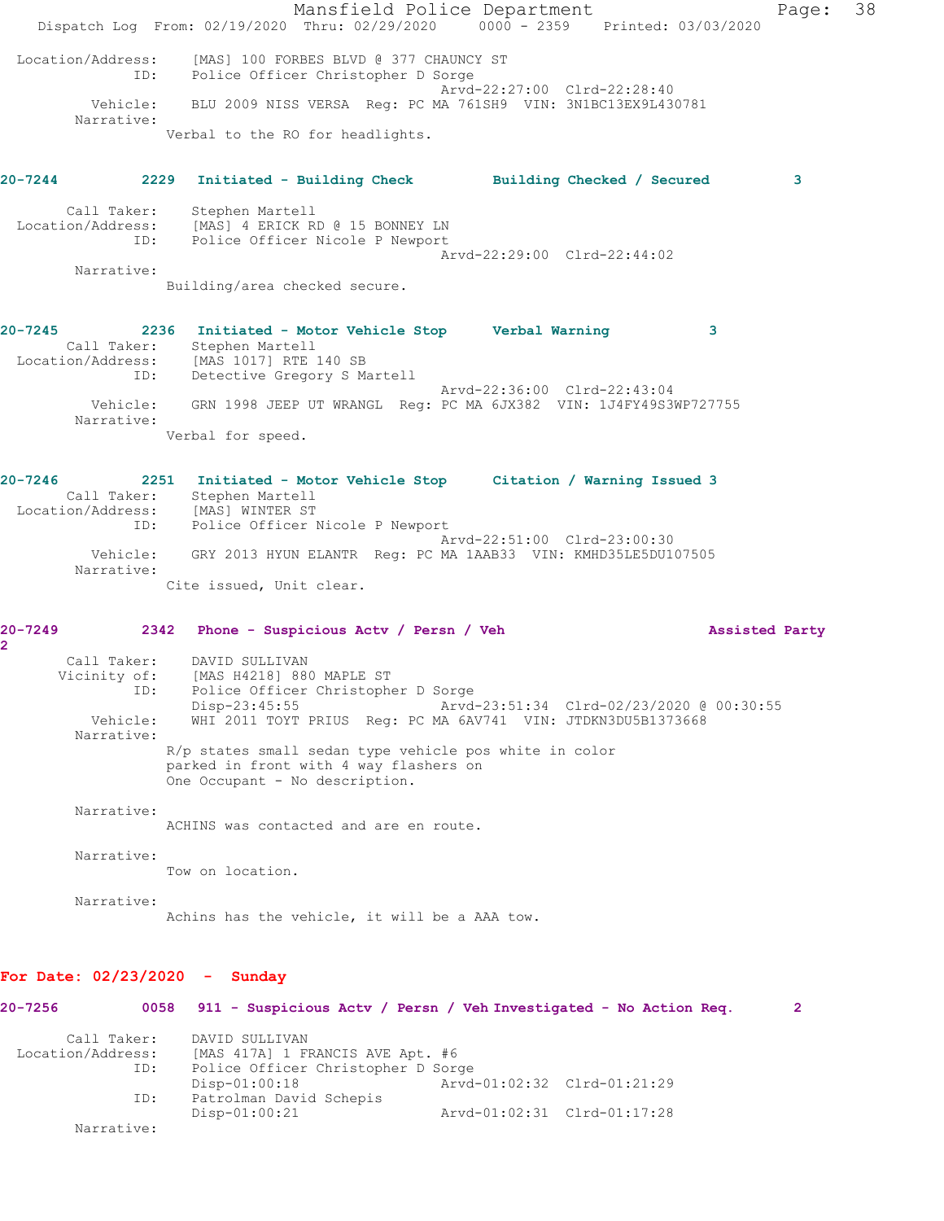Location/Address: [MAS] 100 FORBES BLVD @ 377 CHAUNCY ST
ID: Police Officer Christopher D Sorge
Arvd-22:27:00 Clrd-22:28:40
Vehicle: BLU 2009 NISS VERSA Reg: PC MA 761SH9 VIN: 3N1BC13EX9L430781
Narrative:
Verbal to the RO for headlights.

**20-7244 2229 Initiated - Building Check Building Checked / Secured 3**

Call Taker: Stephen Martell
Location/Address: [MAS] 4 ERICK RD @ 15 BONNEY LN
ID: Police Officer Nicole P Newport
Arvd-22:29:00 Clrd-22:44:02
Narrative:
Building/area checked secure.

**20-7245 2236 Initiated - Motor Vehicle Stop Verbal Warning 3**

Call Taker: Stephen Martell
Location/Address: [MAS 1017] RTE 140 SB
ID: Detective Gregory S Martell
Arvd-22:36:00 Clrd-22:43:04
Vehicle: GRN 1998 JEEP UT WRANGL Reg: PC MA 6JX382 VIN: 1J4FY49S3WP727755
Narrative:
Verbal for speed.

**20-7246 2251 Initiated - Motor Vehicle Stop Citation / Warning Issued 3**

Call Taker: Stephen Martell
Location/Address: [MAS] WINTER ST
ID: Police Officer Nicole P Newport
Arvd-22:51:00 Clrd-23:00:30
Vehicle: GRY 2013 HYUN ELANTR Reg: PC MA 1AAB33 VIN: KMHD35LE5DU107505
Narrative:
Cite issued, Unit clear.

**20-7249 2342 Phone - Suspicious Actv / Persn / Veh Assisted Party 2**

Call Taker: DAVID SULLIVAN
Vicinity of: [MAS H4218] 880 MAPLE ST
ID: Police Officer Christopher D Sorge
Disp-23:45:55 Arvd-23:51:34 Clrd-02/23/2020 @ 00:30:55
Vehicle: WHI 2011 TOYT PRIUS Reg: PC MA 6AV741 VIN: JTDKN3DU5B1373668
Narrative:
R/p states small sedan type vehicle pos white in color
parked in front with 4 way flashers on
One Occupant - No description.

Narrative:
ACHINS was contacted and are en route.

Narrative:
Tow on location.

Narrative:
Achins has the vehicle, it will be a AAA tow.

## For Date: 02/23/2020 - Sunday

**20-7256 0058 911 - Suspicious Actv / Persn / Veh Investigated - No Action Req. 2**

Call Taker: DAVID SULLIVAN
Location/Address: [MAS 417A] 1 FRANCIS AVE Apt. #6
ID: Police Officer Christopher D Sorge
Disp-01:00:18 Arvd-01:02:32 Clrd-01:21:29
ID: Patrolman David Schepis
Disp-01:00:21 Arvd-01:02:31 Clrd-01:17:28
Narrative: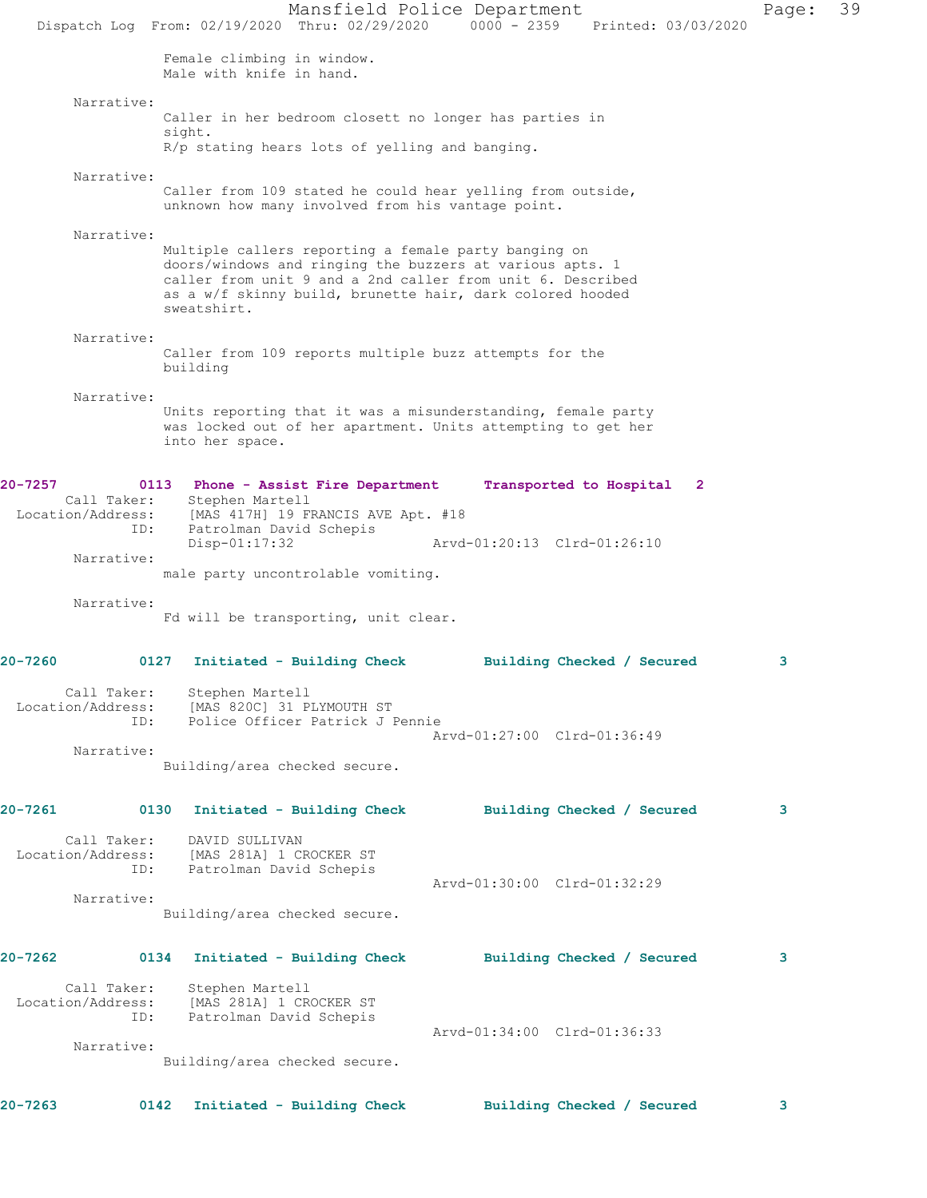Female climbing in window.
Male with knife in hand.

Narrative:
Caller in her bedroom closett no longer has parties in sight.
R/p stating hears lots of yelling and banging.

Narrative:
Caller from 109 stated he could hear yelling from outside, unknown how many involved from his vantage point.

Narrative:
Multiple callers reporting a female party banging on doors/windows and ringing the buzzers at various apts. 1 caller from unit 9 and a 2nd caller from unit 6. Described as a w/f skinny build, brunette hair, dark colored hooded sweatshirt.

Narrative:
Caller from 109 reports multiple buzz attempts for the building

Narrative:
Units reporting that it was a misunderstanding, female party was locked out of her apartment. Units attempting to get her into her space.

**20-7257 0113 Phone - Assist Fire Department — Transported to Hospital 2**

Call Taker: Stephen Martell
Location/Address: [MAS 417H] 19 FRANCIS AVE Apt. #18
ID: Patrolman David Schepis
Disp-01:17:32 Arvd-01:20:13 Clrd-01:26:10

Narrative:
male party uncontrolable vomiting.

Narrative:
Fd will be transporting, unit clear.

**20-7260 0127 Initiated - Building Check — Building Checked / Secured 3**

Call Taker: Stephen Martell
Location/Address: [MAS 820C] 31 PLYMOUTH ST
ID: Police Officer Patrick J Pennie
Arvd-01:27:00 Clrd-01:36:49

Narrative:
Building/area checked secure.

**20-7261 0130 Initiated - Building Check — Building Checked / Secured 3**

Call Taker: DAVID SULLIVAN
Location/Address: [MAS 281A] 1 CROCKER ST
ID: Patrolman David Schepis
Arvd-01:30:00 Clrd-01:32:29

Narrative:
Building/area checked secure.

**20-7262 0134 Initiated - Building Check — Building Checked / Secured 3**

Call Taker: Stephen Martell
Location/Address: [MAS 281A] 1 CROCKER ST
ID: Patrolman David Schepis
Arvd-01:34:00 Clrd-01:36:33

Narrative:
Building/area checked secure.

**20-7263 0142 Initiated - Building Check — Building Checked / Secured 3**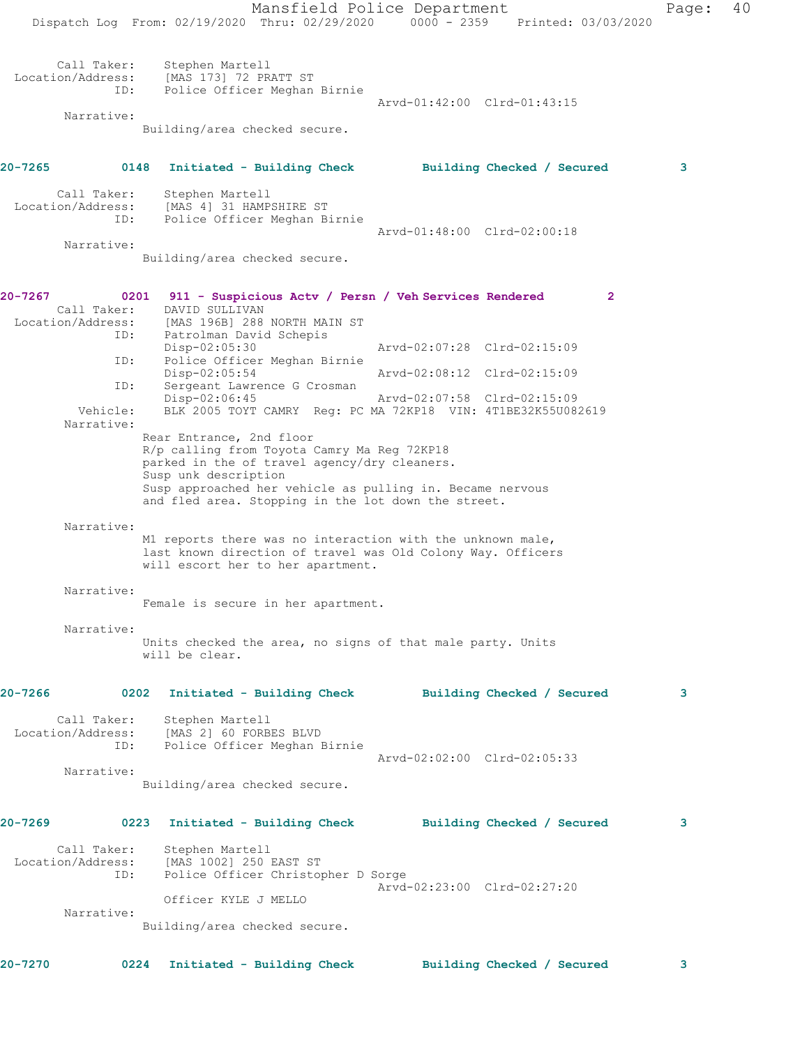Call Taker: Stephen Martell
Location/Address: [MAS 173] 72 PRATT ST
ID: Police Officer Meghan Birnie
Arvd-01:42:00 Clrd-01:43:15
Narrative:
Building/area checked secure.

**20-7265 0148 Initiated - Building Check Building Checked / Secured 3**

Call Taker: Stephen Martell
Location/Address: [MAS 4] 31 HAMPSHIRE ST
ID: Police Officer Meghan Birnie
Arvd-01:48:00 Clrd-02:00:18
Narrative:
Building/area checked secure.

**20-7267 0201 911 - Suspicious Actv / Persn / Veh Services Rendered 2**

Call Taker: DAVID SULLIVAN
Location/Address: [MAS 196B] 288 NORTH MAIN ST
ID: Patrolman David Schepis
Disp-02:05:30 Arvd-02:07:28 Clrd-02:15:09
ID: Police Officer Meghan Birnie
Disp-02:05:54 Arvd-02:08:12 Clrd-02:15:09
ID: Sergeant Lawrence G Crosman
Disp-02:06:45 Arvd-02:07:58 Clrd-02:15:09
Vehicle: BLK 2005 TOYT CAMRY Reg: PC MA 72KP18 VIN: 4T1BE32K55U082619
Narrative:
Rear Entrance, 2nd floor
R/p calling from Toyota Camry Ma Reg 72KP18
parked in the of travel agency/dry cleaners.
Susp unk description
Susp approached her vehicle as pulling in. Became nervous
and fled area. Stopping in the lot down the street.

Narrative:
M1 reports there was no interaction with the unknown male,
last known direction of travel was Old Colony Way. Officers
will escort her to her apartment.

Narrative:
Female is secure in her apartment.

Narrative:
Units checked the area, no signs of that male party. Units
will be clear.

**20-7266 0202 Initiated - Building Check Building Checked / Secured 3**

Call Taker: Stephen Martell
Location/Address: [MAS 2] 60 FORBES BLVD
ID: Police Officer Meghan Birnie
Arvd-02:02:00 Clrd-02:05:33
Narrative:
Building/area checked secure.

**20-7269 0223 Initiated - Building Check Building Checked / Secured 3**

Call Taker: Stephen Martell
Location/Address: [MAS 1002] 250 EAST ST
ID: Police Officer Christopher D Sorge
Arvd-02:23:00 Clrd-02:27:20
Officer KYLE J MELLO
Narrative:
Building/area checked secure.

**20-7270 0224 Initiated - Building Check Building Checked / Secured 3**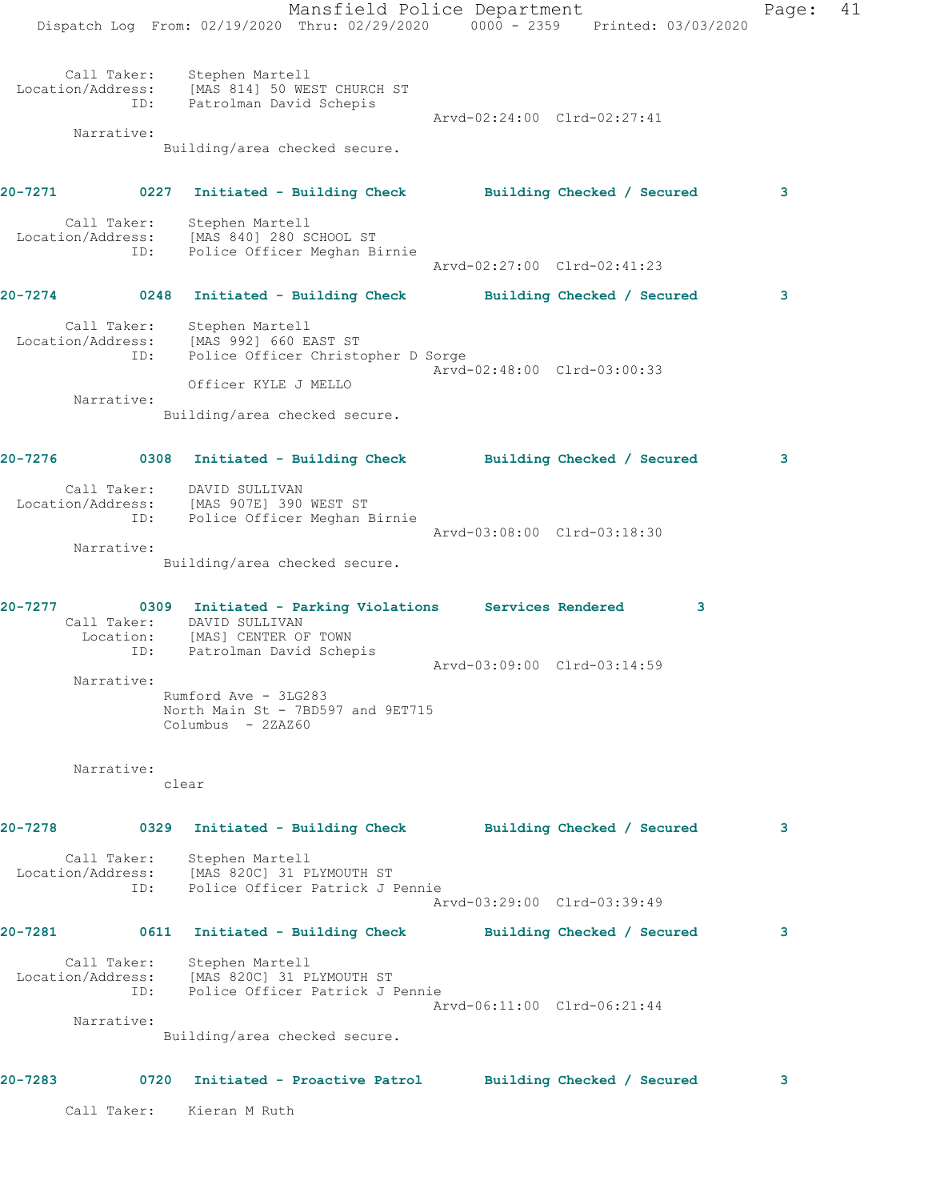Call Taker: Stephen Martell
Location/Address: [MAS 814] 50 WEST CHURCH ST
ID: Patrolman David Schepis
Arvd-02:24:00 Clrd-02:27:41
Narrative:
Building/area checked secure.

**20-7271 0227 Initiated - Building Check Building Checked / Secured 3**

Call Taker: Stephen Martell
Location/Address: [MAS 840] 280 SCHOOL ST
ID: Police Officer Meghan Birnie
Arvd-02:27:00 Clrd-02:41:23

**20-7274 0248 Initiated - Building Check Building Checked / Secured 3**

Call Taker: Stephen Martell
Location/Address: [MAS 992] 660 EAST ST
ID: Police Officer Christopher D Sorge
Arvd-02:48:00 Clrd-03:00:33
Officer KYLE J MELLO
Narrative:
Building/area checked secure.

**20-7276 0308 Initiated - Building Check Building Checked / Secured 3**

Call Taker: DAVID SULLIVAN
Location/Address: [MAS 907E] 390 WEST ST
ID: Police Officer Meghan Birnie
Arvd-03:08:00 Clrd-03:18:30
Narrative:
Building/area checked secure.

**20-7277 0309 Initiated - Parking Violations Services Rendered 3**

Call Taker: DAVID SULLIVAN
Location: [MAS] CENTER OF TOWN
ID: Patrolman David Schepis
Arvd-03:09:00 Clrd-03:14:59
Narrative:
Rumford Ave - 3LG283
North Main St - 7BD597 and 9ET715
Columbus - 2ZAZ60

Narrative:
clear

**20-7278 0329 Initiated - Building Check Building Checked / Secured 3**

Call Taker: Stephen Martell
Location/Address: [MAS 820C] 31 PLYMOUTH ST
ID: Police Officer Patrick J Pennie
Arvd-03:29:00 Clrd-03:39:49

**20-7281 0611 Initiated - Building Check Building Checked / Secured 3**

Call Taker: Stephen Martell
Location/Address: [MAS 820C] 31 PLYMOUTH ST
ID: Police Officer Patrick J Pennie
Arvd-06:11:00 Clrd-06:21:44
Narrative:
Building/area checked secure.

**20-7283 0720 Initiated - Proactive Patrol Building Checked / Secured 3**

Call Taker: Kieran M Ruth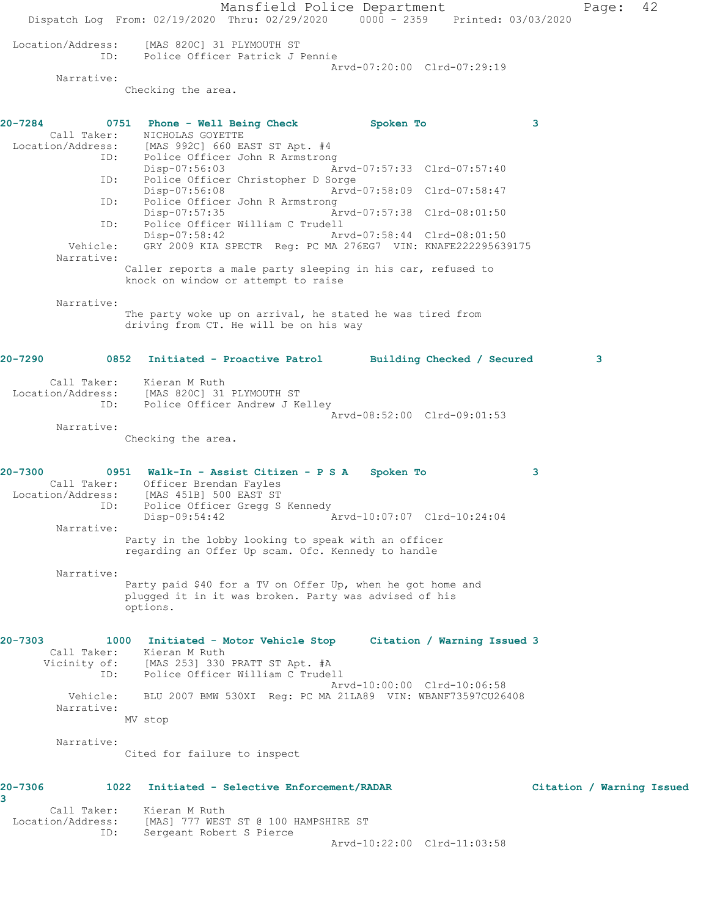Location/Address: [MAS 820C] 31 PLYMOUTH ST
ID: Police Officer Patrick J Pennie
Arvd-07:20:00 Clrd-07:29:19

Narrative:
Checking the area.

**20-7284 0751 Phone - Well Being Check Spoken To 3**

Call Taker: NICHOLAS GOYETTE
Location/Address: [MAS 992C] 660 EAST ST Apt. #4
ID: Police Officer John R Armstrong
Disp-07:56:03 Arvd-07:57:33 Clrd-07:57:40
ID: Police Officer Christopher D Sorge
Disp-07:56:08 Arvd-07:58:09 Clrd-07:58:47
ID: Police Officer John R Armstrong
Disp-07:57:35 Arvd-07:57:38 Clrd-08:01:50
ID: Police Officer William C Trudell
Disp-07:58:42 Arvd-07:58:44 Clrd-08:01:50
Vehicle: GRY 2009 KIA SPECTR Reg: PC MA 276EG7 VIN: KNAFE222295639175

Narrative:
Caller reports a male party sleeping in his car, refused to knock on window or attempt to raise

Narrative:
The party woke up on arrival, he stated he was tired from driving from CT. He will be on his way

**20-7290 0852 Initiated - Proactive Patrol Building Checked / Secured 3**

Call Taker: Kieran M Ruth
Location/Address: [MAS 820C] 31 PLYMOUTH ST
ID: Police Officer Andrew J Kelley
Arvd-08:52:00 Clrd-09:01:53

Narrative:
Checking the area.

**20-7300 0951 Walk-In - Assist Citizen - P S A Spoken To 3**

Call Taker: Officer Brendan Fayles
Location/Address: [MAS 451B] 500 EAST ST
ID: Police Officer Gregg S Kennedy
Disp-09:54:42 Arvd-10:07:07 Clrd-10:24:04

Narrative:
Party in the lobby looking to speak with an officer regarding an Offer Up scam. Ofc. Kennedy to handle

Narrative:
Party paid $40 for a TV on Offer Up, when he got home and plugged it in it was broken. Party was advised of his options.

**20-7303 1000 Initiated - Motor Vehicle Stop Citation / Warning Issued 3**

Call Taker: Kieran M Ruth
Vicinity of: [MAS 253] 330 PRATT ST Apt. #A
ID: Police Officer William C Trudell
Arvd-10:00:00 Clrd-10:06:58
Vehicle: BLU 2007 BMW 530XI Reg: PC MA 21LA89 VIN: WBANF73597CU26408

Narrative:
MV stop

Narrative:
Cited for failure to inspect

**20-7306 1022 Initiated - Selective Enforcement/RADAR Citation / Warning Issued 3**

Call Taker: Kieran M Ruth
Location/Address: [MAS] 777 WEST ST @ 100 HAMPSHIRE ST
ID: Sergeant Robert S Pierce
Arvd-10:22:00 Clrd-11:03:58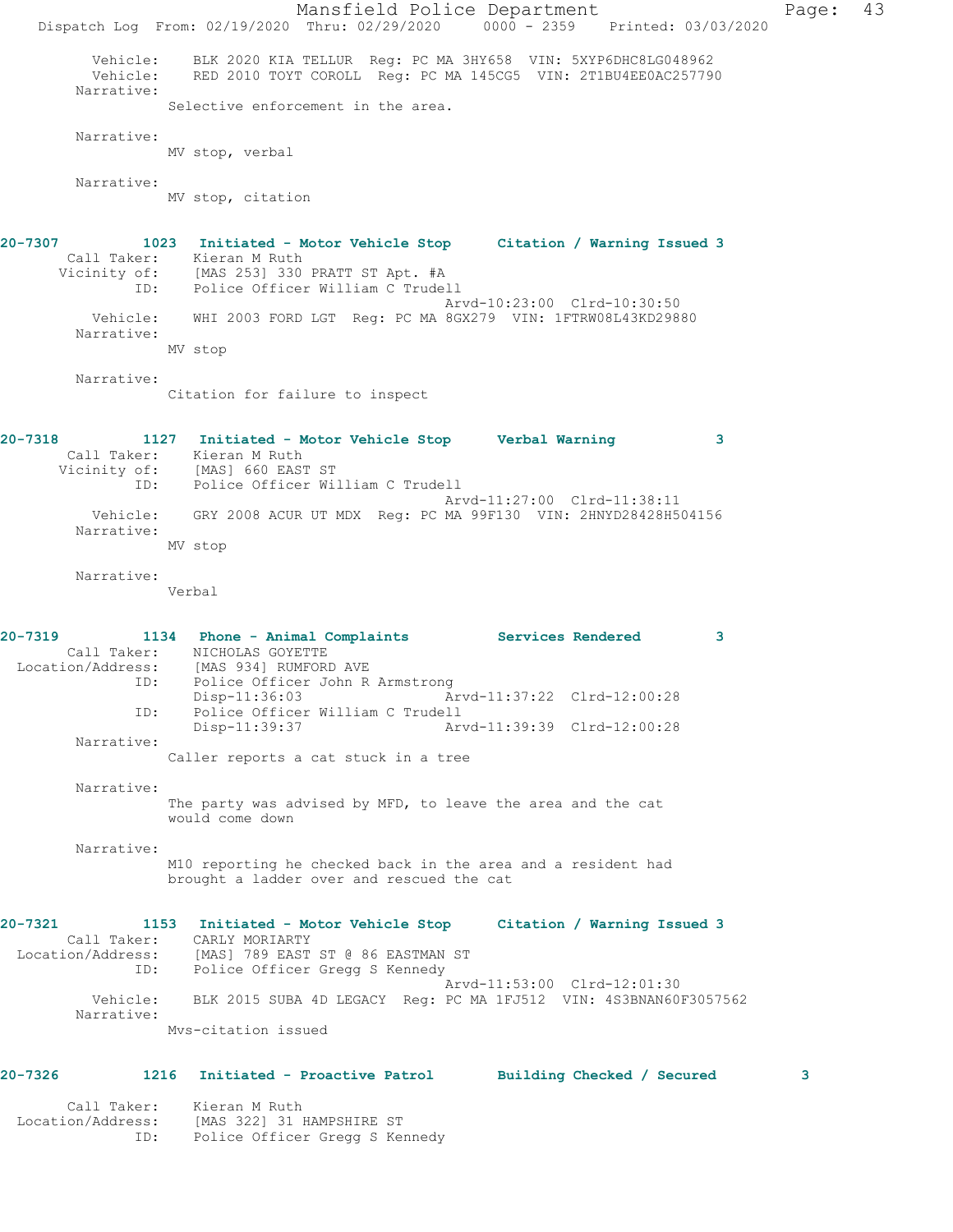```
        Vehicle:    BLK 2020 KIA TELLUR  Reg: PC MA 3HY658  VIN: 5XYP6DHC8LG048962
        Vehicle:    RED 2010 TOYT COROLL  Reg: PC MA 145CG5  VIN: 2T1BU4EE0AC257790
      Narrative:
                Selective enforcement in the area.

      Narrative:
                MV stop, verbal

      Narrative:
                MV stop, citation


20-7307          1023   Initiated - Motor Vehicle Stop      Citation / Warning Issued 3
      Call Taker:     Kieran M Ruth
     Vicinity of:     [MAS 253] 330 PRATT ST Apt. #A
              ID:     Police Officer William C Trudell
                                              Arvd-10:23:00  Clrd-10:30:50
        Vehicle:    WHI 2003 FORD LGT  Reg: PC MA 8GX279  VIN: 1FTRW08L43KD29880
      Narrative:
                MV stop

      Narrative:
                Citation for failure to inspect


20-7318          1127   Initiated - Motor Vehicle Stop      Verbal Warning            3
      Call Taker:     Kieran M Ruth
     Vicinity of:     [MAS] 660 EAST ST
              ID:     Police Officer William C Trudell
                                              Arvd-11:27:00  Clrd-11:38:11
        Vehicle:    GRY 2008 ACUR UT MDX  Reg: PC MA 99F130  VIN: 2HNYD28428H504156
      Narrative:
                MV stop

      Narrative:
                Verbal


20-7319          1134   Phone - Animal Complaints           Services Rendered         3
      Call Taker:     NICHOLAS GOYETTE
 Location/Address:    [MAS 934] RUMFORD AVE
              ID:     Police Officer John R Armstrong
                      Disp-11:36:03           Arvd-11:37:22  Clrd-12:00:28
              ID:     Police Officer William C Trudell
                      Disp-11:39:37           Arvd-11:39:39  Clrd-12:00:28
      Narrative:
                Caller reports a cat stuck in a tree

      Narrative:
                The party was advised by MFD, to leave the area and the cat
                would come down

      Narrative:
                M10 reporting he checked back in the area and a resident had
                brought a ladder over and rescued the cat


20-7321          1153   Initiated - Motor Vehicle Stop      Citation / Warning Issued 3
      Call Taker:     CARLY MORIARTY
 Location/Address:    [MAS] 789 EAST ST @ 86 EASTMAN ST
              ID:     Police Officer Gregg S Kennedy
                                              Arvd-11:53:00  Clrd-12:01:30
        Vehicle:    BLK 2015 SUBA 4D LEGACY  Reg: PC MA 1FJ512  VIN: 4S3BNAN60F3057562
      Narrative:
                Mvs-citation issued


20-7326          1216   Initiated - Proactive Patrol        Building Checked / Secured          3

      Call Taker:     Kieran M Ruth
 Location/Address:    [MAS 322] 31 HAMPSHIRE ST
              ID:     Police Officer Gregg S Kennedy
```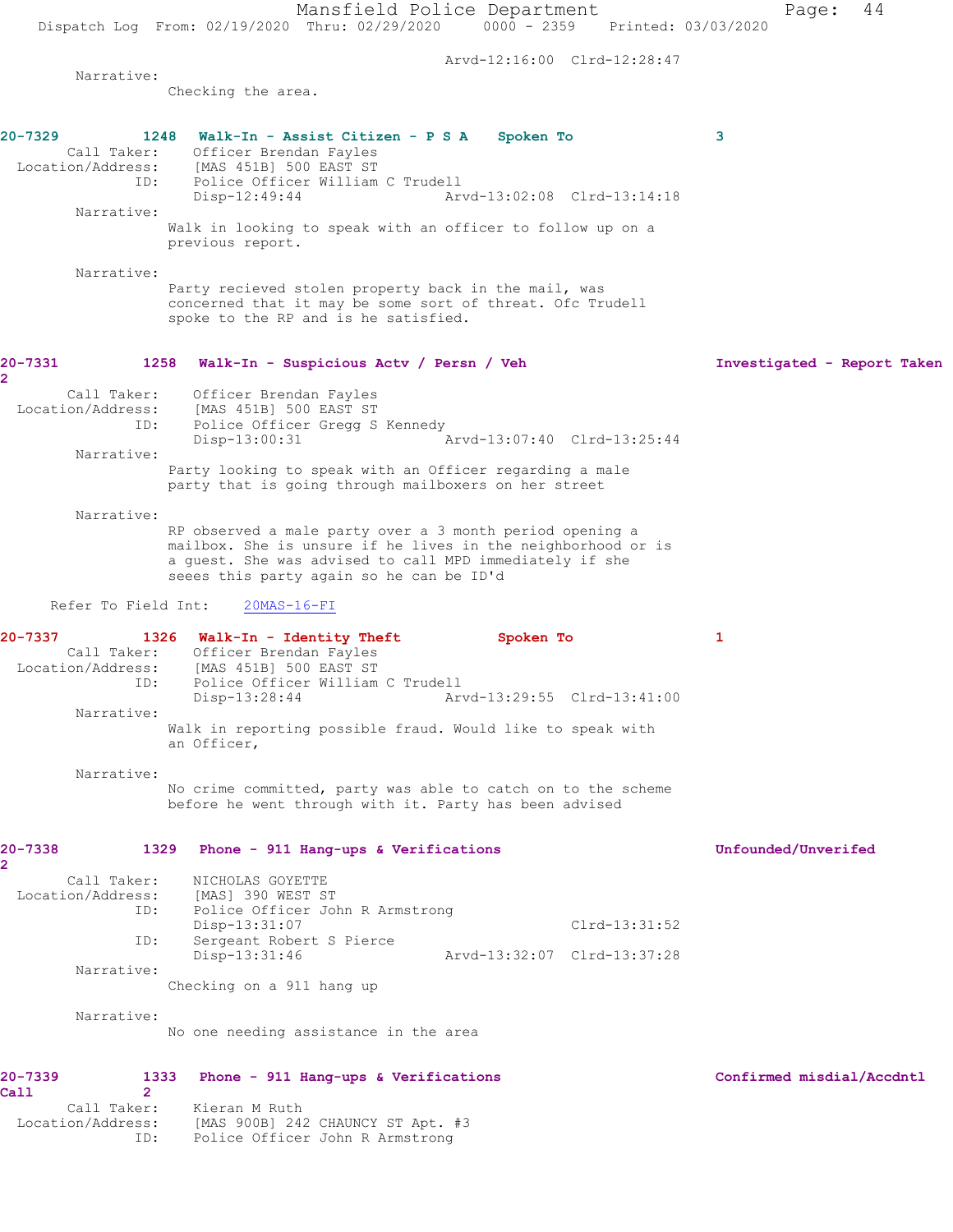Arvd-12:16:00 Clrd-12:28:47

Narrative:
Checking the area.

**20-7329 1248 Walk-In - Assist Citizen - P S A Spoken To 3**

Call Taker: Officer Brendan Fayles
Location/Address: [MAS 451B] 500 EAST ST
ID: Police Officer William C Trudell
Disp-12:49:44 Arvd-13:02:08 Clrd-13:14:18

Narrative:
Walk in looking to speak with an officer to follow up on a previous report.

Narrative:
Party recieved stolen property back in the mail, was concerned that it may be some sort of threat. Ofc Trudell spoke to the RP and is he satisfied.

**20-7331 1258 Walk-In - Suspicious Actv / Persn / Veh Investigated - Report Taken 2**

Call Taker: Officer Brendan Fayles
Location/Address: [MAS 451B] 500 EAST ST
ID: Police Officer Gregg S Kennedy
Disp-13:00:31 Arvd-13:07:40 Clrd-13:25:44

Narrative:
Party looking to speak with an Officer regarding a male party that is going through mailboxers on her street

Narrative:
RP observed a male party over a 3 month period opening a mailbox. She is unsure if he lives in the neighborhood or is a guest. She was advised to call MPD immediately if she seees this party again so he can be ID'd

Refer To Field Int: 20MAS-16-FI

**20-7337 1326 Walk-In - Identity Theft Spoken To 1**

Call Taker: Officer Brendan Fayles
Location/Address: [MAS 451B] 500 EAST ST
ID: Police Officer William C Trudell
Disp-13:28:44 Arvd-13:29:55 Clrd-13:41:00

Narrative:
Walk in reporting possible fraud. Would like to speak with an Officer,

Narrative:
No crime committed, party was able to catch on to the scheme before he went through with it. Party has been advised

**20-7338 1329 Phone - 911 Hang-ups & Verifications Unfounded/Unverifed 2**

Call Taker: NICHOLAS GOYETTE
Location/Address: [MAS] 390 WEST ST
ID: Police Officer John R Armstrong
Disp-13:31:07 Clrd-13:31:52
ID: Sergeant Robert S Pierce
Disp-13:31:46 Arvd-13:32:07 Clrd-13:37:28

Narrative:
Checking on a 911 hang up

Narrative:
No one needing assistance in the area

**20-7339 1333 Phone - 911 Hang-ups & Verifications Confirmed misdial/Accdntl Call 2**

Call Taker: Kieran M Ruth
Location/Address: [MAS 900B] 242 CHAUNCY ST Apt. #3
ID: Police Officer John R Armstrong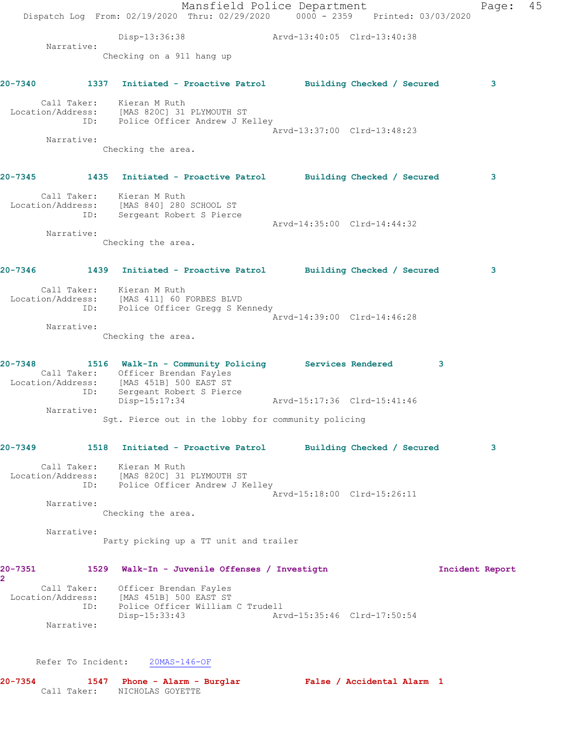Disp-13:36:38 Arvd-13:40:05 Clrd-13:40:38

Narrative:
Checking on a 911 hang up

**20-7340 1337 Initiated - Proactive Patrol Building Checked / Secured 3**

Call Taker: Kieran M Ruth
Location/Address: [MAS 820C] 31 PLYMOUTH ST
ID: Police Officer Andrew J Kelley
Arvd-13:37:00 Clrd-13:48:23

Narrative:
Checking the area.

**20-7345 1435 Initiated - Proactive Patrol Building Checked / Secured 3**

Call Taker: Kieran M Ruth
Location/Address: [MAS 840] 280 SCHOOL ST
ID: Sergeant Robert S Pierce
Arvd-14:35:00 Clrd-14:44:32

Narrative:
Checking the area.

**20-7346 1439 Initiated - Proactive Patrol Building Checked / Secured 3**

Call Taker: Kieran M Ruth
Location/Address: [MAS 411] 60 FORBES BLVD
ID: Police Officer Gregg S Kennedy
Arvd-14:39:00 Clrd-14:46:28

Narrative:
Checking the area.

**20-7348 1516 Walk-In - Community Policing Services Rendered 3**

Call Taker: Officer Brendan Fayles
Location/Address: [MAS 451B] 500 EAST ST
ID: Sergeant Robert S Pierce
Disp-15:17:34 Arvd-15:17:36 Clrd-15:41:46

Narrative:
Sgt. Pierce out in the lobby for community policing

**20-7349 1518 Initiated - Proactive Patrol Building Checked / Secured 3**

Call Taker: Kieran M Ruth
Location/Address: [MAS 820C] 31 PLYMOUTH ST
ID: Police Officer Andrew J Kelley
Arvd-15:18:00 Clrd-15:26:11

Narrative:
Checking the area.

Narrative:
Party picking up a TT unit and trailer

**20-7351 1529 Walk-In - Juvenile Offenses / Investigtn Incident Report 2**

Call Taker: Officer Brendan Fayles
Location/Address: [MAS 451B] 500 EAST ST
ID: Police Officer William C Trudell
Disp-15:33:43 Arvd-15:35:46 Clrd-17:50:54

Narrative:

Refer To Incident: 20MAS-146-OF

**20-7354 1547 Phone - Alarm - Burglar False / Accidental Alarm 1**

Call Taker: NICHOLAS GOYETTE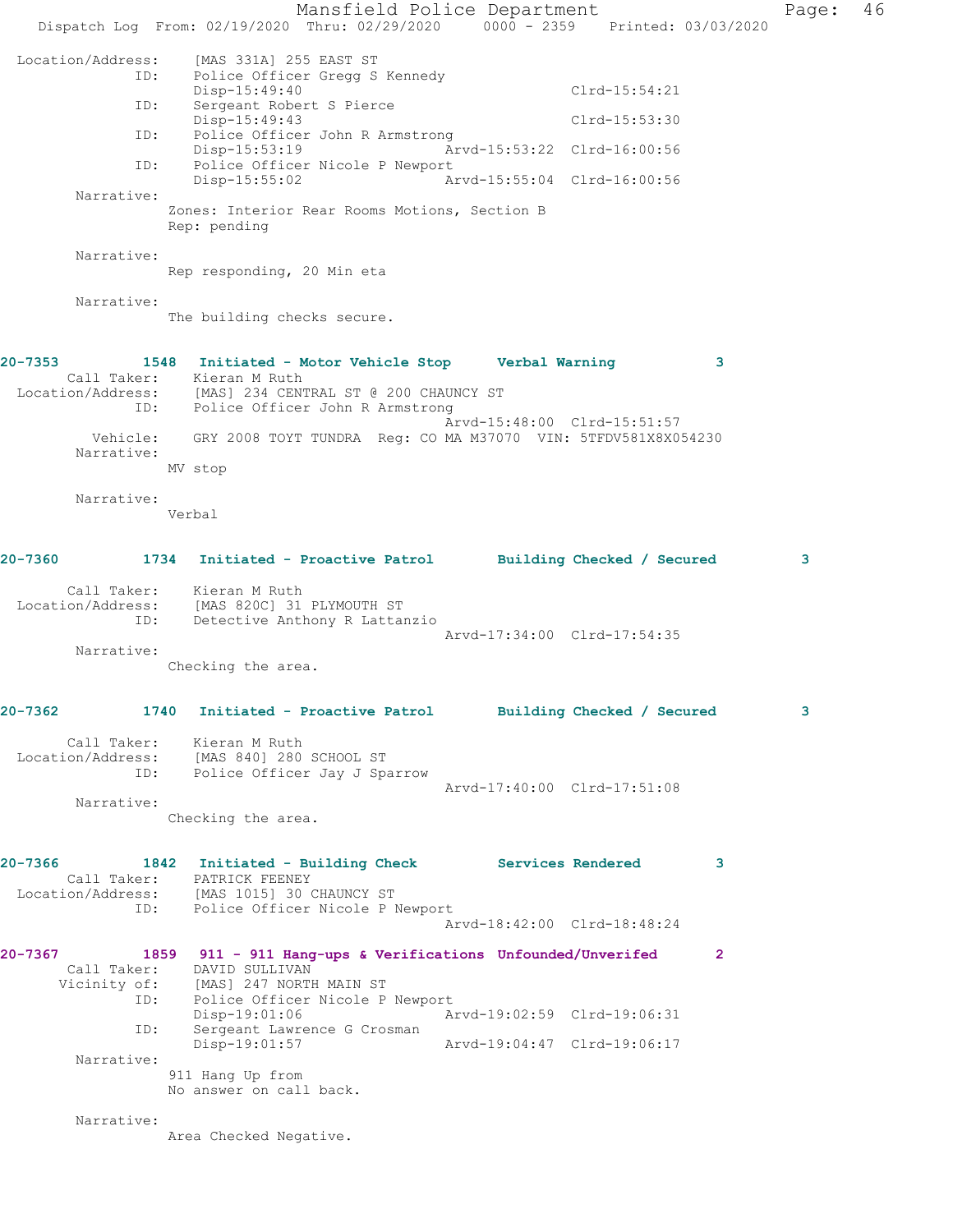```
Location/Address:    [MAS 331A] 255 EAST ST
              ID:    Police Officer Gregg S Kennedy
                     Disp-15:49:40                             Clrd-15:54:21
              ID:    Sergeant Robert S Pierce
                     Disp-15:49:43                             Clrd-15:53:30
              ID:    Police Officer John R Armstrong
                     Disp-15:53:19             Arvd-15:53:22  Clrd-16:00:56
              ID:    Police Officer Nicole P Newport
                     Disp-15:55:02             Arvd-15:55:04  Clrd-16:00:56
       Narrative:
                 Zones: Interior Rear Rooms Motions, Section B
                 Rep: pending

       Narrative:
                 Rep responding, 20 Min eta

       Narrative:
                 The building checks secure.


20-7353         1548   Initiated - Motor Vehicle Stop      Verbal Warning           3
       Call Taker:    Kieran M Ruth
 Location/Address:    [MAS] 234 CENTRAL ST @ 200 CHAUNCY ST
              ID:    Police Officer John R Armstrong
                                               Arvd-15:48:00  Clrd-15:51:57
          Vehicle:    GRY 2008 TOYT TUNDRA  Reg: CO MA M37070  VIN: 5TFDV581X8X054230
       Narrative:
                 MV stop

       Narrative:
                 Verbal


20-7360         1734   Initiated - Proactive Patrol       Building Checked / Secured         3

       Call Taker:    Kieran M Ruth
 Location/Address:    [MAS 820C] 31 PLYMOUTH ST
              ID:    Detective Anthony R Lattanzio
                                               Arvd-17:34:00  Clrd-17:54:35
       Narrative:
                 Checking the area.


20-7362         1740   Initiated - Proactive Patrol       Building Checked / Secured         3

       Call Taker:    Kieran M Ruth
 Location/Address:    [MAS 840] 280 SCHOOL ST
              ID:    Police Officer Jay J Sparrow
                                               Arvd-17:40:00  Clrd-17:51:08
       Narrative:
                 Checking the area.


20-7366         1842   Initiated - Building Check         Services Rendered        3
       Call Taker:    PATRICK FEENEY
 Location/Address:    [MAS 1015] 30 CHAUNCY ST
              ID:    Police Officer Nicole P Newport
                                               Arvd-18:42:00  Clrd-18:48:24

20-7367         1859   911 - 911 Hang-ups & Verifications  Unfounded/Unverifed       2
       Call Taker:    DAVID SULLIVAN
      Vicinity of:    [MAS] 247 NORTH MAIN ST
              ID:    Police Officer Nicole P Newport
                     Disp-19:01:06             Arvd-19:02:59  Clrd-19:06:31
              ID:    Sergeant Lawrence G Crosman
                     Disp-19:01:57             Arvd-19:04:47  Clrd-19:06:17
       Narrative:
                 911 Hang Up from
                 No answer on call back.

       Narrative:
                 Area Checked Negative.
```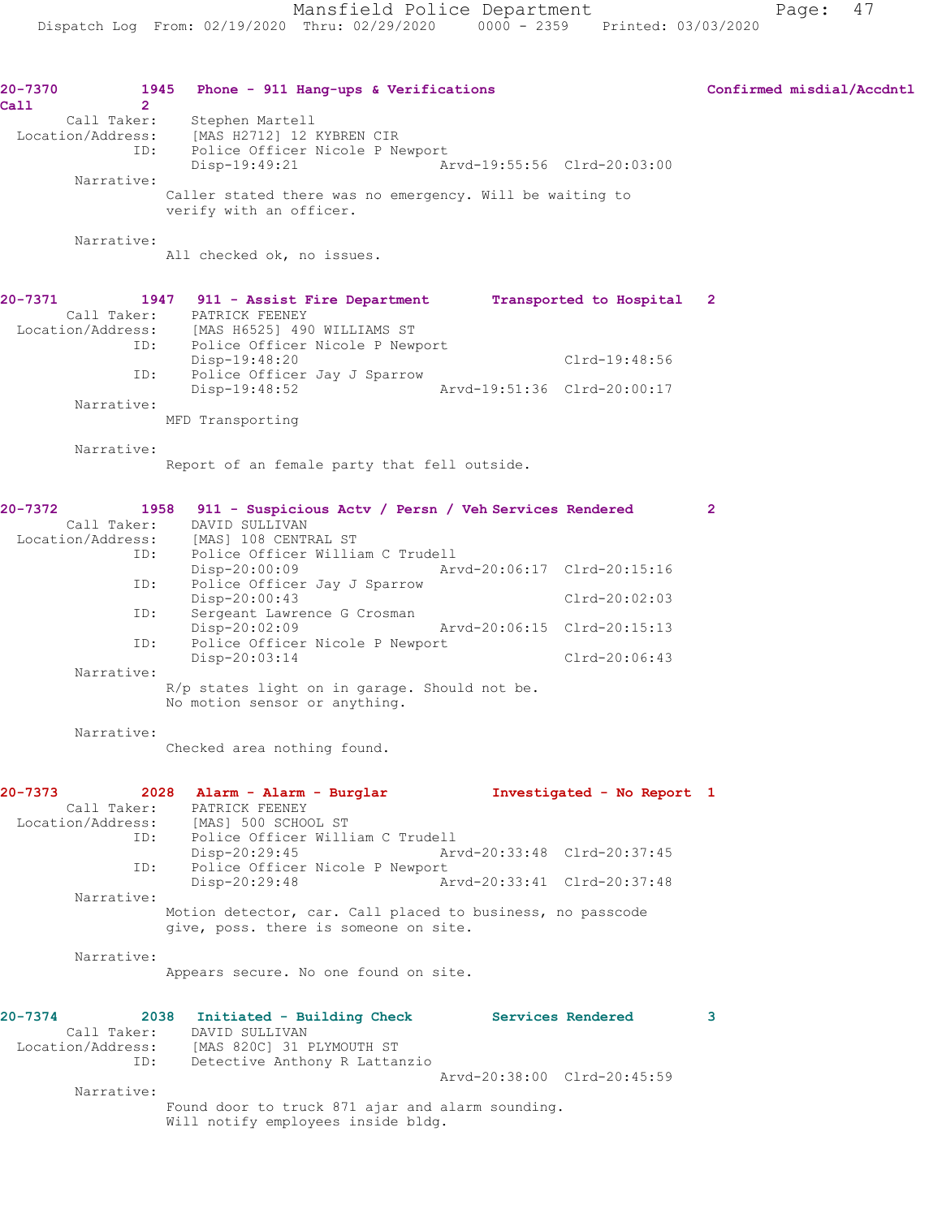20-7370 1945 Phone - 911 Hang-ups & Verifications Confirmed misdial/Accdntl Call 2

Call Taker: Stephen Martell
Location/Address: [MAS H2712] 12 KYBREN CIR
ID: Police Officer Nicole P Newport
Disp-19:49:21 Arvd-19:55:56 Clrd-20:03:00

Narrative:
Caller stated there was no emergency. Will be waiting to verify with an officer.

Narrative:
All checked ok, no issues.

20-7371 1947 911 - Assist Fire Department Transported to Hospital 2

Call Taker: PATRICK FEENEY
Location/Address: [MAS H6525] 490 WILLIAMS ST
ID: Police Officer Nicole P Newport
Disp-19:48:20 Clrd-19:48:56
ID: Police Officer Jay J Sparrow
Disp-19:48:52 Arvd-19:51:36 Clrd-20:00:17

Narrative:
MFD Transporting

Narrative:
Report of an female party that fell outside.

20-7372 1958 911 - Suspicious Actv / Persn / Veh Services Rendered 2

Call Taker: DAVID SULLIVAN
Location/Address: [MAS] 108 CENTRAL ST
ID: Police Officer William C Trudell
Disp-20:00:09 Arvd-20:06:17 Clrd-20:15:16
ID: Police Officer Jay J Sparrow
Disp-20:00:43 Clrd-20:02:03
ID: Sergeant Lawrence G Crosman
Disp-20:02:09 Arvd-20:06:15 Clrd-20:15:13
ID: Police Officer Nicole P Newport
Disp-20:03:14 Clrd-20:06:43

Narrative:
R/p states light on in garage. Should not be. No motion sensor or anything.

Narrative:
Checked area nothing found.

20-7373 2028 Alarm - Alarm - Burglar Investigated - No Report 1

Call Taker: PATRICK FEENEY
Location/Address: [MAS] 500 SCHOOL ST
ID: Police Officer William C Trudell
Disp-20:29:45 Arvd-20:33:48 Clrd-20:37:45
ID: Police Officer Nicole P Newport
Disp-20:29:48 Arvd-20:33:41 Clrd-20:37:48

Narrative:
Motion detector, car. Call placed to business, no passcode give, poss. there is someone on site.

Narrative:
Appears secure. No one found on site.

20-7374 2038 Initiated - Building Check Services Rendered 3

Call Taker: DAVID SULLIVAN
Location/Address: [MAS 820C] 31 PLYMOUTH ST
ID: Detective Anthony R Lattanzio
Arvd-20:38:00 Clrd-20:45:59

Narrative:
Found door to truck 871 ajar and alarm sounding. Will notify employees inside bldg.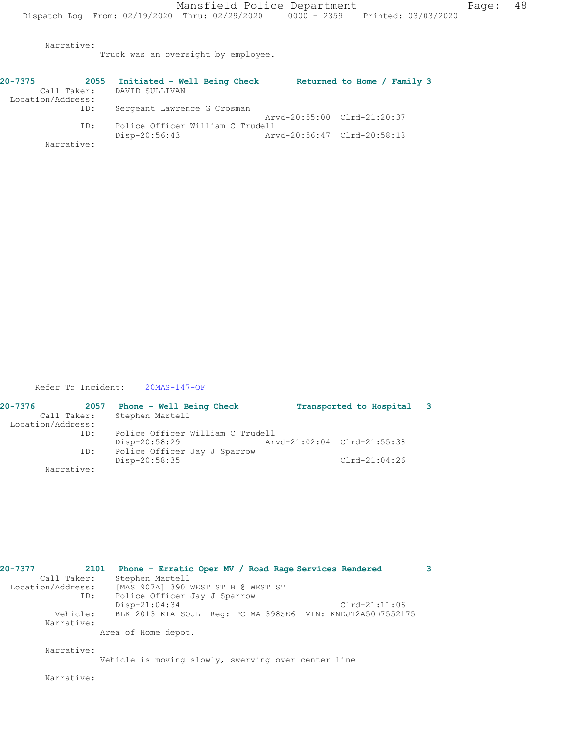Narrative:
Truck was an oversight by employee.

**20-7375 2055 Initiated - Well Being Check Returned to Home / Family 3**

Call Taker: DAVID SULLIVAN
Location/Address:
ID: Sergeant Lawrence G Crosman
Arvd-20:55:00 Clrd-21:20:37
ID: Police Officer William C Trudell
Disp-20:56:43 Arvd-20:56:47 Clrd-20:58:18
Narrative:

Refer To Incident: 20MAS-147-OF

**20-7376 2057 Phone - Well Being Check Transported to Hospital 3**

Call Taker: Stephen Martell
Location/Address:
ID: Police Officer William C Trudell
Disp-20:58:29 Arvd-21:02:04 Clrd-21:55:38
ID: Police Officer Jay J Sparrow
Disp-20:58:35 Clrd-21:04:26
Narrative:

**20-7377 2101 Phone - Erratic Oper MV / Road Rage Services Rendered 3**

Call Taker: Stephen Martell
Location/Address: [MAS 907A] 390 WEST ST B @ WEST ST
ID: Police Officer Jay J Sparrow
Disp-21:04:34 Clrd-21:11:06
Vehicle: BLK 2013 KIA SOUL Reg: PC MA 398SE6 VIN: KNDJT2A50D7552175
Narrative:
Area of Home depot.

Narrative:
Vehicle is moving slowly, swerving over center line

Narrative: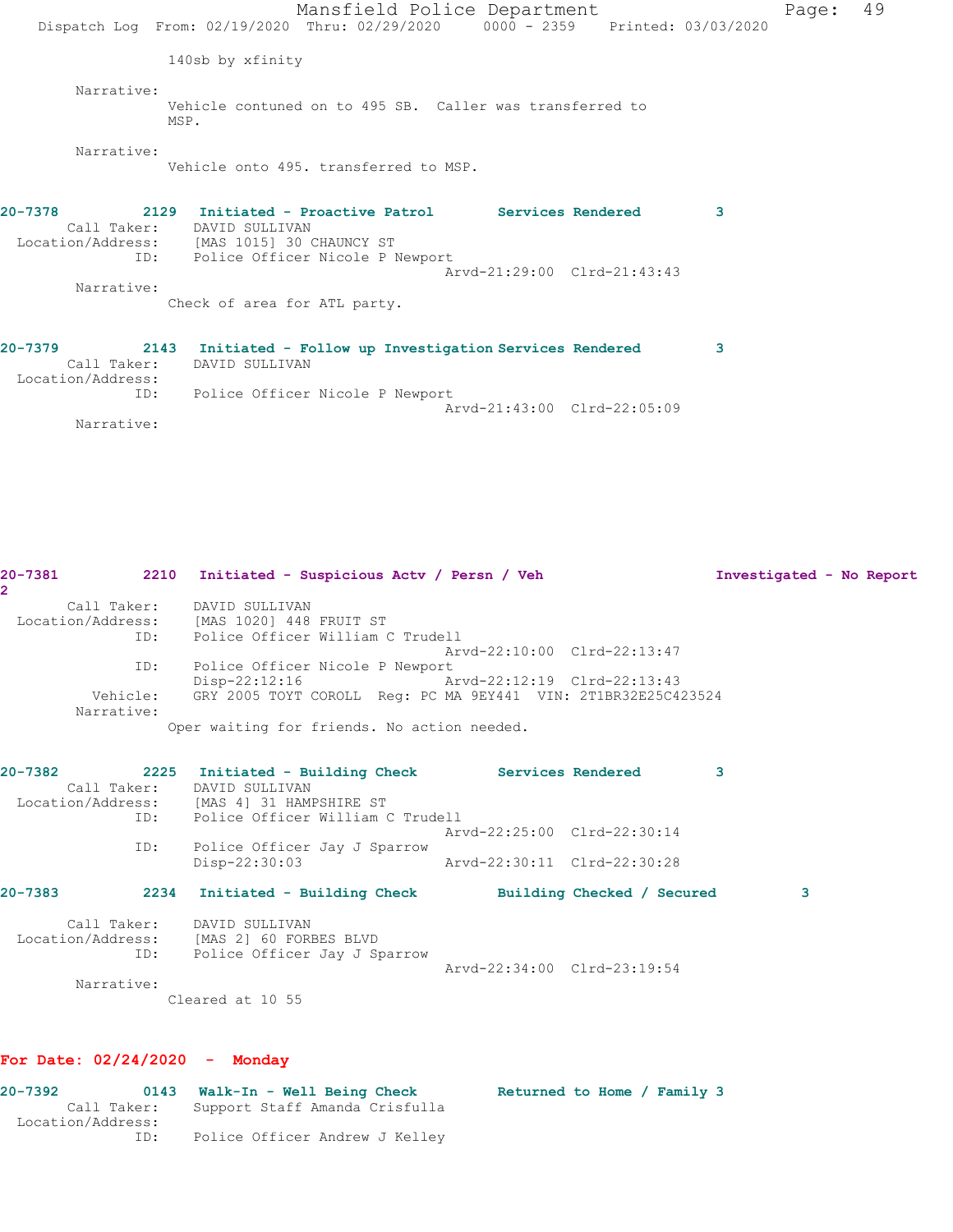140sb by xfinity

Narrative:
Vehicle contuned on to 495 SB. Caller was transferred to MSP.

Narrative:
Vehicle onto 495. transferred to MSP.

**20-7378 2129 Initiated - Proactive Patrol Services Rendered 3**
Call Taker: DAVID SULLIVAN
Location/Address: [MAS 1015] 30 CHAUNCY ST
ID: Police Officer Nicole P Newport
Arvd-21:29:00 Clrd-21:43:43
Narrative:
Check of area for ATL party.

**20-7379 2143 Initiated - Follow up Investigation Services Rendered 3**
Call Taker: DAVID SULLIVAN
Location/Address:
ID: Police Officer Nicole P Newport
Arvd-21:43:00 Clrd-22:05:09
Narrative:

**20-7381 2210 Initiated - Suspicious Actv / Persn / Veh Investigated - No Report 2**
Call Taker: DAVID SULLIVAN
Location/Address: [MAS 1020] 448 FRUIT ST
ID: Police Officer William C Trudell
Arvd-22:10:00 Clrd-22:13:47
ID: Police Officer Nicole P Newport
Disp-22:12:16 Arvd-22:12:19 Clrd-22:13:43
Vehicle: GRY 2005 TOYT COROLL Reg: PC MA 9EY441 VIN: 2T1BR32E25C423524
Narrative:
Oper waiting for friends. No action needed.

**20-7382 2225 Initiated - Building Check Services Rendered 3**
Call Taker: DAVID SULLIVAN
Location/Address: [MAS 4] 31 HAMPSHIRE ST
ID: Police Officer William C Trudell
Arvd-22:25:00 Clrd-22:30:14
ID: Police Officer Jay J Sparrow
Disp-22:30:03 Arvd-22:30:11 Clrd-22:30:28

**20-7383 2234 Initiated - Building Check Building Checked / Secured 3**
Call Taker: DAVID SULLIVAN
Location/Address: [MAS 2] 60 FORBES BLVD
ID: Police Officer Jay J Sparrow
Arvd-22:34:00 Clrd-23:19:54
Narrative:
Cleared at 10 55

## For Date: 02/24/2020 - Monday

**20-7392 0143 Walk-In - Well Being Check Returned to Home / Family 3**
Call Taker: Support Staff Amanda Crisfulla
Location/Address:
ID: Police Officer Andrew J Kelley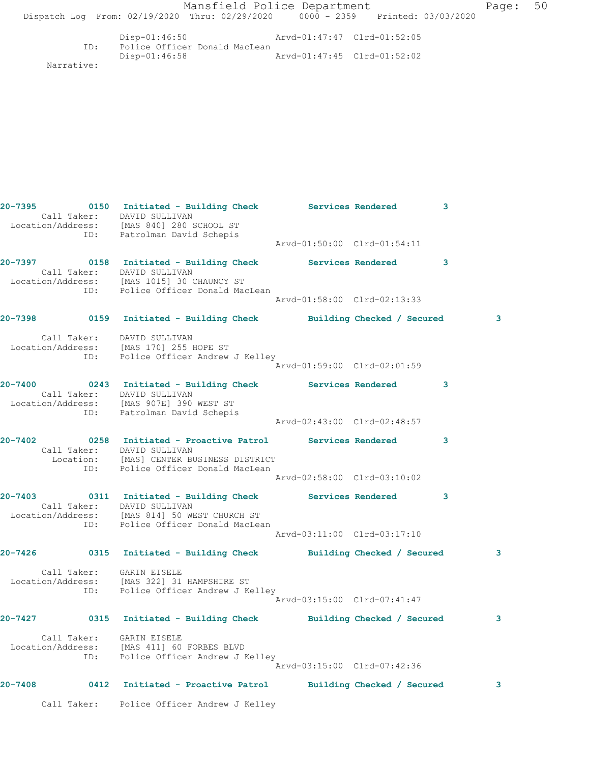```
                Disp-01:46:50                Arvd-01:47:47  Clrd-01:52:05
           ID:  Police Officer Donald MacLean
                Disp-01:46:58                Arvd-01:47:45  Clrd-01:52:02
     Narrative:
```

**20-7395 0150 Initiated - Building Check Services Rendered 3**

```
      Call Taker:    DAVID SULLIVAN
  Location/Address:  [MAS 840] 280 SCHOOL ST
               ID:   Patrolman David Schepis
                                             Arvd-01:50:00  Clrd-01:54:11
```

**20-7397 0158 Initiated - Building Check Services Rendered 3**

```
      Call Taker:    DAVID SULLIVAN
  Location/Address:  [MAS 1015] 30 CHAUNCY ST
               ID:   Police Officer Donald MacLean
                                             Arvd-01:58:00  Clrd-02:13:33
```

**20-7398 0159 Initiated - Building Check Building Checked / Secured 3**

```
      Call Taker:    DAVID SULLIVAN
  Location/Address:  [MAS 170] 255 HOPE ST
               ID:   Police Officer Andrew J Kelley
                                             Arvd-01:59:00  Clrd-02:01:59
```

**20-7400 0243 Initiated - Building Check Services Rendered 3**

```
      Call Taker:    DAVID SULLIVAN
  Location/Address:  [MAS 907E] 390 WEST ST
               ID:   Patrolman David Schepis
                                             Arvd-02:43:00  Clrd-02:48:57
```

**20-7402 0258 Initiated - Proactive Patrol Services Rendered 3**

```
      Call Taker:    DAVID SULLIVAN
        Location:    [MAS] CENTER BUSINESS DISTRICT
               ID:   Police Officer Donald MacLean
                                             Arvd-02:58:00  Clrd-03:10:02
```

**20-7403 0311 Initiated - Building Check Services Rendered 3**

```
      Call Taker:    DAVID SULLIVAN
  Location/Address:  [MAS 814] 50 WEST CHURCH ST
               ID:   Police Officer Donald MacLean
                                             Arvd-03:11:00  Clrd-03:17:10
```

**20-7426 0315 Initiated - Building Check Building Checked / Secured 3**

```
      Call Taker:    GARIN EISELE
  Location/Address:  [MAS 322] 31 HAMPSHIRE ST
               ID:   Police Officer Andrew J Kelley
                                             Arvd-03:15:00  Clrd-07:41:47
```

**20-7427 0315 Initiated - Building Check Building Checked / Secured 3**

```
      Call Taker:    GARIN EISELE
  Location/Address:  [MAS 411] 60 FORBES BLVD
               ID:   Police Officer Andrew J Kelley
                                             Arvd-03:15:00  Clrd-07:42:36
```

**20-7408 0412 Initiated - Proactive Patrol Building Checked / Secured 3**

```
      Call Taker:    Police Officer Andrew J Kelley
```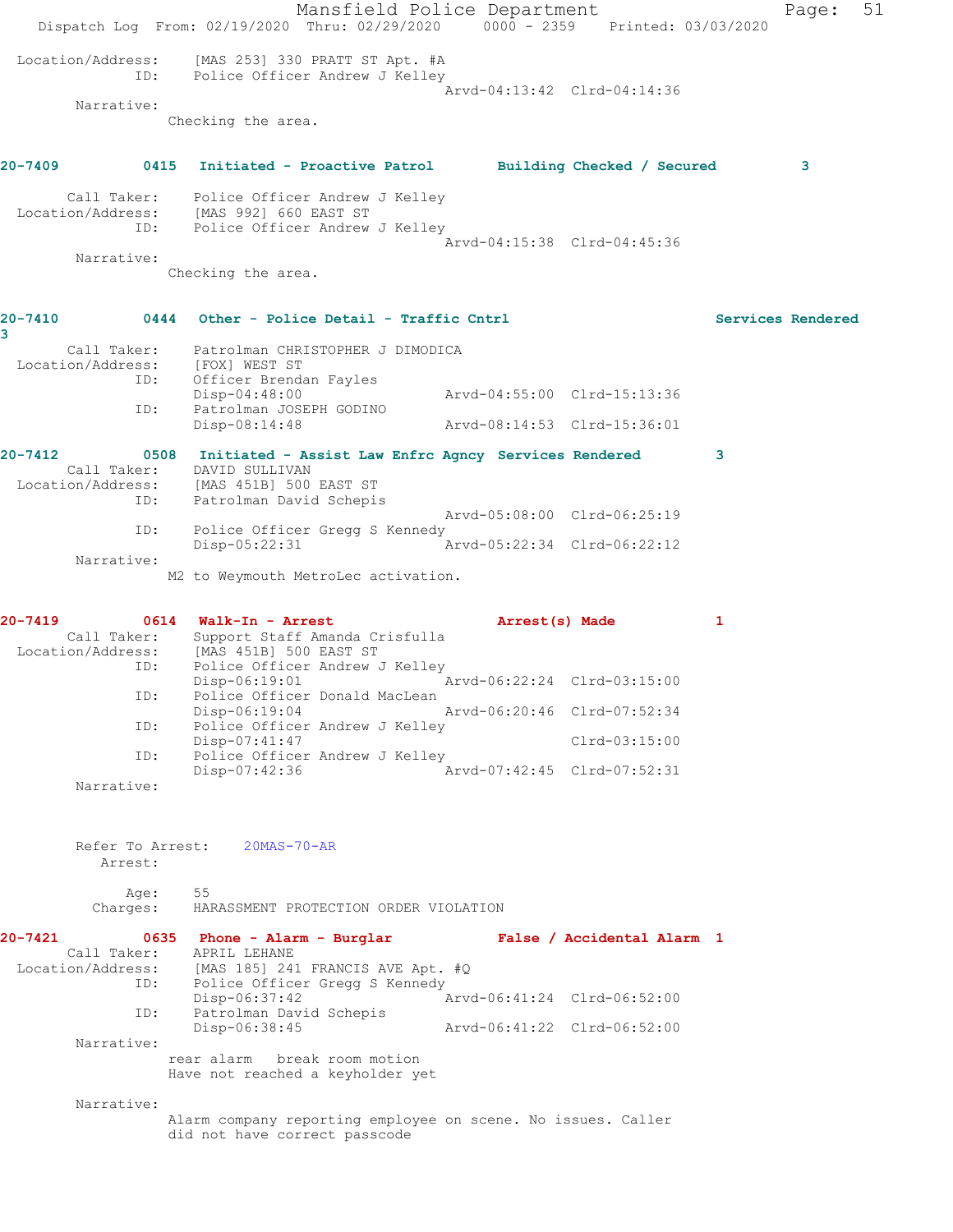```
Location/Address:    [MAS 253] 330 PRATT ST Apt. #A
              ID:    Police Officer Andrew J Kelley
                                          Arvd-04:13:42  Clrd-04:14:36
       Narrative:
             Checking the area.


20-7409         0415  Initiated - Proactive Patrol      Building Checked / Secured          3

       Call Taker:    Police Officer Andrew J Kelley
 Location/Address:    [MAS 992] 660 EAST ST
              ID:    Police Officer Andrew J Kelley
                                          Arvd-04:15:38  Clrd-04:45:36
       Narrative:
             Checking the area.


20-7410         0444  Other - Police Detail - Traffic Cntrl                       Services Rendered
3
       Call Taker:    Patrolman CHRISTOPHER J DIMODICA
 Location/Address:    [FOX] WEST ST
              ID:    Officer Brendan Fayles
                     Disp-04:48:00        Arvd-04:55:00  Clrd-15:13:36
              ID:    Patrolman JOSEPH GODINO
                     Disp-08:14:48        Arvd-08:14:53  Clrd-15:36:01

20-7412         0508  Initiated - Assist Law Enfrc Agncy  Services Rendered        3
       Call Taker:    DAVID SULLIVAN
 Location/Address:    [MAS 451B] 500 EAST ST
              ID:    Patrolman David Schepis
                                          Arvd-05:08:00  Clrd-06:25:19
              ID:    Police Officer Gregg S Kennedy
                     Disp-05:22:31        Arvd-05:22:34  Clrd-06:22:12
       Narrative:
             M2 to Weymouth MetroLec activation.


20-7419         0614  Walk-In - Arrest                  Arrest(s) Made           1
       Call Taker:    Support Staff Amanda Crisfulla
 Location/Address:    [MAS 451B] 500 EAST ST
              ID:    Police Officer Andrew J Kelley
                     Disp-06:19:01        Arvd-06:22:24  Clrd-03:15:00
              ID:    Police Officer Donald MacLean
                     Disp-06:19:04        Arvd-06:20:46  Clrd-07:52:34
              ID:    Police Officer Andrew J Kelley
                     Disp-07:41:47                       Clrd-03:15:00
              ID:    Police Officer Andrew J Kelley
                     Disp-07:42:36        Arvd-07:42:45  Clrd-07:52:31
       Narrative:



       Refer To Arrest:    20MAS-70-AR
          Arrest:

             Age:    55
         Charges:    HARASSMENT PROTECTION ORDER VIOLATION

20-7421         0635  Phone - Alarm - Burglar           False / Accidental Alarm  1
       Call Taker:    APRIL LEHANE
 Location/Address:    [MAS 185] 241 FRANCIS AVE Apt. #Q
              ID:    Police Officer Gregg S Kennedy
                     Disp-06:37:42        Arvd-06:41:24  Clrd-06:52:00
              ID:    Patrolman David Schepis
                     Disp-06:38:45        Arvd-06:41:22  Clrd-06:52:00
       Narrative:
             rear alarm   break room motion
             Have not reached a keyholder yet

       Narrative:
             Alarm company reporting employee on scene. No issues. Caller
             did not have correct passcode
```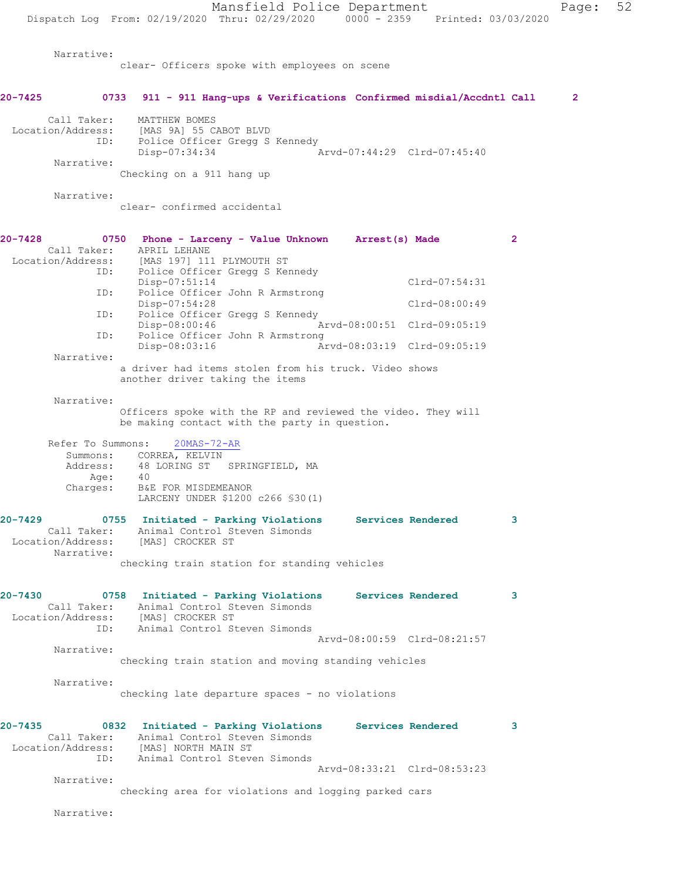Narrative:
clear- Officers spoke with employees on scene

**20-7425 0733 911 - 911 Hang-ups & Verifications Confirmed misdial/Accdntl Call 2**

Call Taker: MATTHEW BOMES
Location/Address: [MAS 9A] 55 CABOT BLVD
ID: Police Officer Gregg S Kennedy
Disp-07:34:34 Arvd-07:44:29 Clrd-07:45:40

Narrative:
Checking on a 911 hang up

Narrative:
clear- confirmed accidental

**20-7428 0750 Phone - Larceny - Value Unknown Arrest(s) Made 2**

Call Taker: APRIL LEHANE
Location/Address: [MAS 197] 111 PLYMOUTH ST
ID: Police Officer Gregg S Kennedy
Disp-07:51:14 Clrd-07:54:31
ID: Police Officer John R Armstrong
Disp-07:54:28 Clrd-08:00:49
ID: Police Officer Gregg S Kennedy
Disp-08:00:46 Arvd-08:00:51 Clrd-09:05:19
ID: Police Officer John R Armstrong
Disp-08:03:16 Arvd-08:03:19 Clrd-09:05:19

Narrative:
a driver had items stolen from his truck. Video shows another driver taking the items

Narrative:
Officers spoke with the RP and reviewed the video. They will be making contact with the party in question.

Refer To Summons: 20MAS-72-AR
Summons: CORREA, KELVIN
Address: 48 LORING ST SPRINGFIELD, MA
Age: 40
Charges: B&E FOR MISDEMEANOR
LARCENY UNDER $1200 c266 §30(1)

**20-7429 0755 Initiated - Parking Violations Services Rendered 3**

Call Taker: Animal Control Steven Simonds
Location/Address: [MAS] CROCKER ST

Narrative:
checking train station for standing vehicles

**20-7430 0758 Initiated - Parking Violations Services Rendered 3**

Call Taker: Animal Control Steven Simonds
Location/Address: [MAS] CROCKER ST
ID: Animal Control Steven Simonds
Arvd-08:00:59 Clrd-08:21:57

Narrative:
checking train station and moving standing vehicles

Narrative:
checking late departure spaces - no violations

**20-7435 0832 Initiated - Parking Violations Services Rendered 3**

Call Taker: Animal Control Steven Simonds
Location/Address: [MAS] NORTH MAIN ST
ID: Animal Control Steven Simonds
Arvd-08:33:21 Clrd-08:53:23

Narrative:
checking area for violations and logging parked cars

Narrative: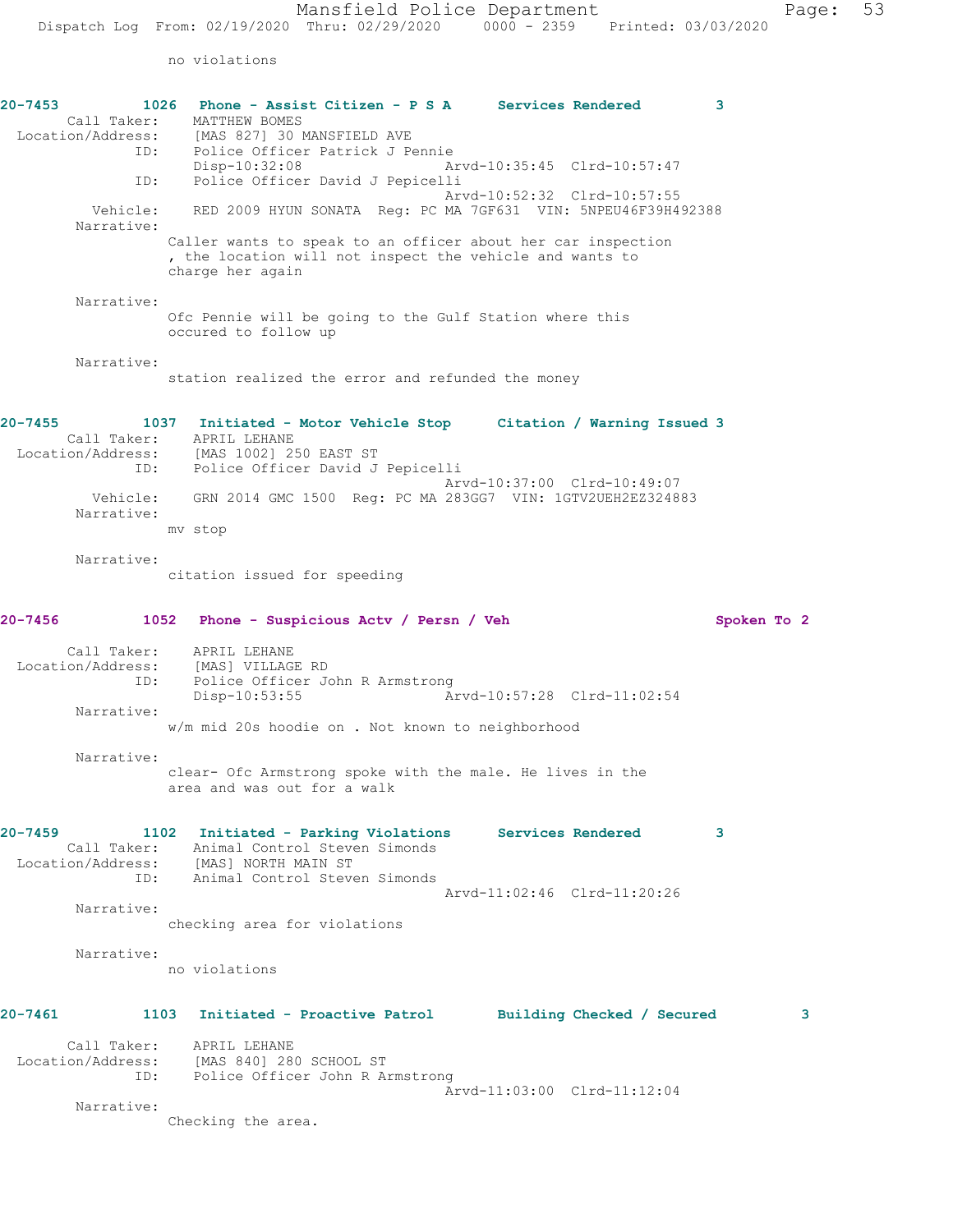no violations

**20-7453 1026 Phone - Assist Citizen - P S A Services Rendered 3**

Call Taker: MATTHEW BOMES
Location/Address: [MAS 827] 30 MANSFIELD AVE
ID: Police Officer Patrick J Pennie
Disp-10:32:08 Arvd-10:35:45 Clrd-10:57:47
ID: Police Officer David J Pepicelli
Arvd-10:52:32 Clrd-10:57:55
Vehicle: RED 2009 HYUN SONATA Reg: PC MA 7GF631 VIN: 5NPEU46F39H492388
Narrative:
Caller wants to speak to an officer about her car inspection , the location will not inspect the vehicle and wants to charge her again

Narrative:
Ofc Pennie will be going to the Gulf Station where this occured to follow up

Narrative:
station realized the error and refunded the money

**20-7455 1037 Initiated - Motor Vehicle Stop Citation / Warning Issued 3**

Call Taker: APRIL LEHANE
Location/Address: [MAS 1002] 250 EAST ST
ID: Police Officer David J Pepicelli
Arvd-10:37:00 Clrd-10:49:07
Vehicle: GRN 2014 GMC 1500 Reg: PC MA 283GG7 VIN: 1GTV2UEH2EZ324883
Narrative:
mv stop

Narrative:
citation issued for speeding

**20-7456 1052 Phone - Suspicious Actv / Persn / Veh Spoken To 2**

Call Taker: APRIL LEHANE
Location/Address: [MAS] VILLAGE RD
ID: Police Officer John R Armstrong
Disp-10:53:55 Arvd-10:57:28 Clrd-11:02:54
Narrative:
w/m mid 20s hoodie on . Not known to neighborhood

Narrative:
clear- Ofc Armstrong spoke with the male. He lives in the area and was out for a walk

**20-7459 1102 Initiated - Parking Violations Services Rendered 3**

Call Taker: Animal Control Steven Simonds
Location/Address: [MAS] NORTH MAIN ST
ID: Animal Control Steven Simonds
Arvd-11:02:46 Clrd-11:20:26
Narrative:
checking area for violations

Narrative:
no violations

**20-7461 1103 Initiated - Proactive Patrol Building Checked / Secured 3**

Call Taker: APRIL LEHANE
Location/Address: [MAS 840] 280 SCHOOL ST
ID: Police Officer John R Armstrong
Arvd-11:03:00 Clrd-11:12:04
Narrative:
Checking the area.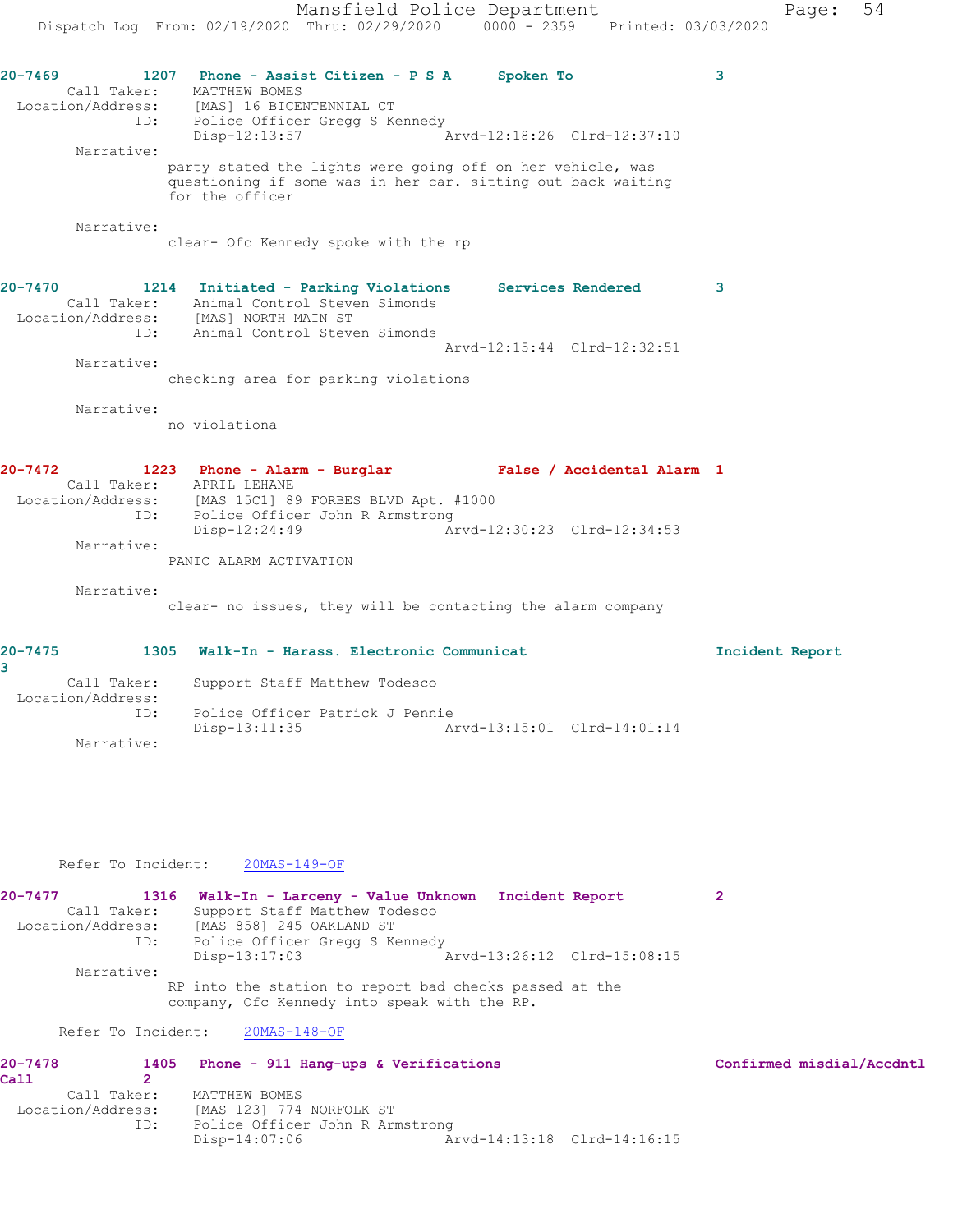**20-7469** 1207 Phone - Assist Citizen - P S A **Spoken To** 3
Call Taker: MATTHEW BOMES
Location/Address: [MAS] 16 BICENTENNIAL CT
ID: Police Officer Gregg S Kennedy
Disp-12:13:57 Arvd-12:18:26 Clrd-12:37:10
Narrative:
party stated the lights were going off on her vehicle, was questioning if some was in her car. sitting out back waiting for the officer

Narrative:
clear- Ofc Kennedy spoke with the rp

**20-7470** 1214 Initiated - Parking Violations **Services Rendered** 3
Call Taker: Animal Control Steven Simonds
Location/Address: [MAS] NORTH MAIN ST
ID: Animal Control Steven Simonds
Arvd-12:15:44 Clrd-12:32:51
Narrative:
checking area for parking violations

Narrative:
no violationa

**20-7472** 1223 Phone - Alarm - Burglar **False / Accidental Alarm** 1
Call Taker: APRIL LEHANE
Location/Address: [MAS 15C1] 89 FORBES BLVD Apt. #1000
ID: Police Officer John R Armstrong
Disp-12:24:49 Arvd-12:30:23 Clrd-12:34:53
Narrative:
PANIC ALARM ACTIVATION

Narrative:
clear- no issues, they will be contacting the alarm company

**20-7475** 1305 Walk-In - Harass. Electronic Communicat **Incident Report** 3
Call Taker: Support Staff Matthew Todesco
Location/Address:
ID: Police Officer Patrick J Pennie
Disp-13:11:35 Arvd-13:15:01 Clrd-14:01:14
Narrative:

Refer To Incident: 20MAS-149-OF

**20-7477** 1316 Walk-In - Larceny - Value Unknown **Incident Report** 2
Call Taker: Support Staff Matthew Todesco
Location/Address: [MAS 858] 245 OAKLAND ST
ID: Police Officer Gregg S Kennedy
Disp-13:17:03 Arvd-13:26:12 Clrd-15:08:15
Narrative:
RP into the station to report bad checks passed at the company, Ofc Kennedy into speak with the RP.

Refer To Incident: 20MAS-148-OF

**20-7478** 1405 Phone - 911 Hang-ups & Verifications **Confirmed misdial/Accdntl Call** 2
Call Taker: MATTHEW BOMES
Location/Address: [MAS 123] 774 NORFOLK ST
ID: Police Officer John R Armstrong
Disp-14:07:06 Arvd-14:13:18 Clrd-14:16:15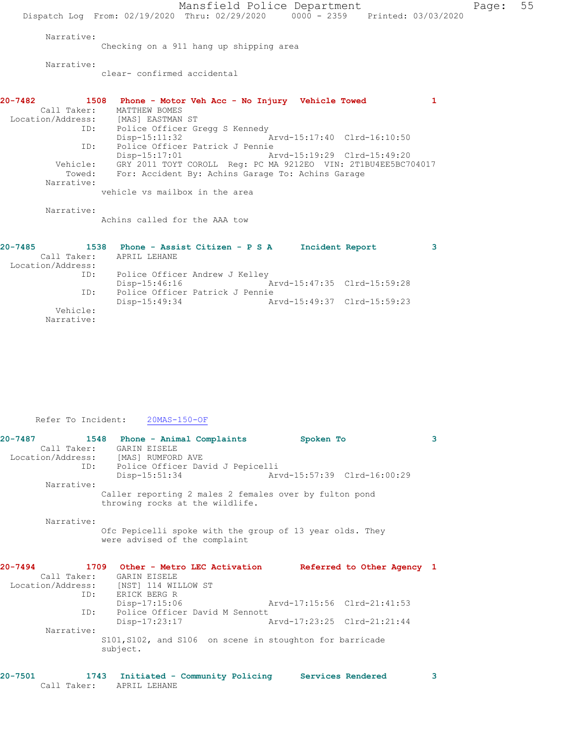Narrative:
Checking on a 911 hang up shipping area

Narrative:
clear- confirmed accidental

**20-7482 1508 Phone - Motor Veh Acc - No Injury Vehicle Towed 1**

Call Taker: MATTHEW BOMES
Location/Address: [MAS] EASTMAN ST
ID: Police Officer Gregg S Kennedy
Disp-15:11:32 Arvd-15:17:40 Clrd-16:10:50
ID: Police Officer Patrick J Pennie
Disp-15:17:01 Arvd-15:19:29 Clrd-15:49:20
Vehicle: GRY 2011 TOYT COROLL Reg: PC MA 9212EO VIN: 2T1BU4EE5BC704017
Towed: For: Accident By: Achins Garage To: Achins Garage
Narrative:
vehicle vs mailbox in the area

Narrative:
Achins called for the AAA tow

**20-7485 1538 Phone - Assist Citizen - P S A Incident Report 3**

Call Taker: APRIL LEHANE
Location/Address:
ID: Police Officer Andrew J Kelley
Disp-15:46:16 Arvd-15:47:35 Clrd-15:59:28
ID: Police Officer Patrick J Pennie
Disp-15:49:34 Arvd-15:49:37 Clrd-15:59:23
Vehicle:
Narrative:

Refer To Incident: 20MAS-150-OF

**20-7487 1548 Phone - Animal Complaints Spoken To 3**

Call Taker: GARIN EISELE
Location/Address: [MAS] RUMFORD AVE
ID: Police Officer David J Pepicelli
Disp-15:51:34 Arvd-15:57:39 Clrd-16:00:29
Narrative:
Caller reporting 2 males 2 females over by fulton pond throwing rocks at the wildlife.

Narrative:
Ofc Pepicelli spoke with the group of 13 year olds. They were advised of the complaint

**20-7494 1709 Other - Metro LEC Activation Referred to Other Agency 1**

Call Taker: GARIN EISELE
Location/Address: [NST] 114 WILLOW ST
ID: ERICK BERG R
Disp-17:15:06 Arvd-17:15:56 Clrd-21:41:53
ID: Police Officer David M Sennott
Disp-17:23:17 Arvd-17:23:25 Clrd-21:21:44
Narrative:
S101,S102, and S106 on scene in stoughton for barricade subject.

**20-7501 1743 Initiated - Community Policing Services Rendered 3**

Call Taker: APRIL LEHANE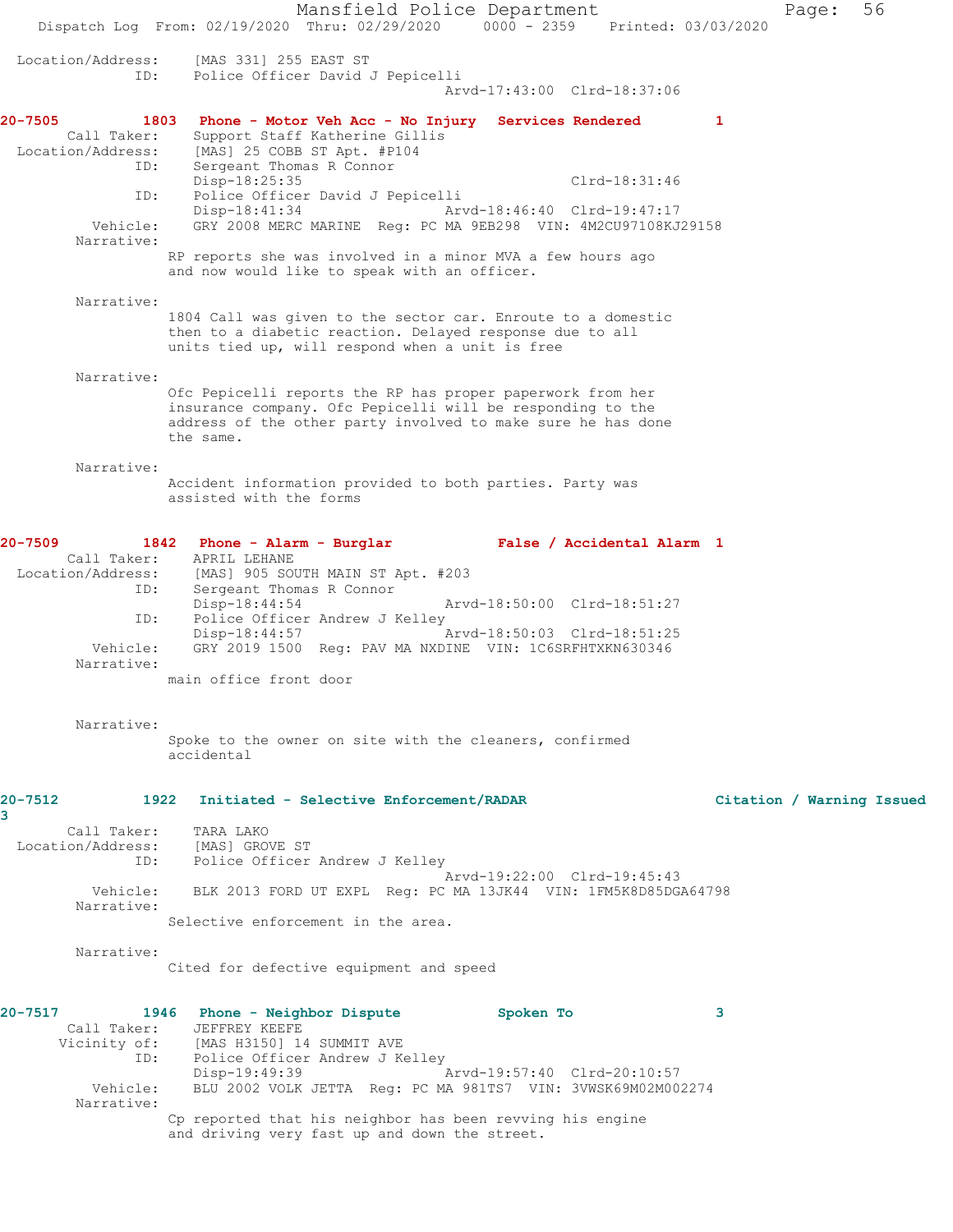```
 Location/Address:    [MAS 331] 255 EAST ST
               ID:    Police Officer David J Pepicelli
                                         Arvd-17:43:00  Clrd-18:37:06
```

**20-7505          1803   Phone - Motor Veh Acc - No Injury   Services Rendered         1**

```
       Call Taker:    Support Staff Katherine Gillis
 Location/Address:    [MAS] 25 COBB ST Apt. #P104
               ID:    Sergeant Thomas R Connor
                      Disp-18:25:35                        Clrd-18:31:46
               ID:    Police Officer David J Pepicelli
                      Disp-18:41:34             Arvd-18:46:40  Clrd-19:47:17
          Vehicle:    GRY 2008 MERC MARINE  Reg: PC MA 9EB298  VIN: 4M2CU97108KJ29158
        Narrative:    
                    RP reports she was involved in a minor MVA a few hours ago
                    and now would like to speak with an officer.

        Narrative:    
                    1804 Call was given to the sector car. Enroute to a domestic
                    then to a diabetic reaction. Delayed response due to all
                    units tied up, will respond when a unit is free

        Narrative:    
                    Ofc Pepicelli reports the RP has proper paperwork from her
                    insurance company. Ofc Pepicelli will be responding to the
                    address of the other party involved to make sure he has done
                    the same.

        Narrative:    
                    Accident information provided to both parties. Party was
                    assisted with the forms
```

**20-7509          1842   Phone - Alarm - Burglar            False / Accidental Alarm  1**

```
       Call Taker:    APRIL LEHANE
 Location/Address:    [MAS] 905 SOUTH MAIN ST Apt. #203
               ID:    Sergeant Thomas R Connor
                      Disp-18:44:54             Arvd-18:50:00  Clrd-18:51:27
               ID:    Police Officer Andrew J Kelley
                      Disp-18:44:57             Arvd-18:50:03  Clrd-18:51:25
          Vehicle:    GRY 2019 1500  Reg: PAV MA NXDINE  VIN: 1C6SRFHTXKN630346
        Narrative:    
                    main office front door

        Narrative:    
                    Spoke to the owner on site with the cleaners, confirmed
                    accidental
```

**20-7512          1922   Initiated - Selective Enforcement/RADAR                    Citation / Warning Issued 3**

```
       Call Taker:    TARA LAKO
 Location/Address:    [MAS] GROVE ST
               ID:    Police Officer Andrew J Kelley
                                                Arvd-19:22:00  Clrd-19:45:43
          Vehicle:    BLK 2013 FORD UT EXPL  Reg: PC MA 13JK44  VIN: 1FM5K8D85DGA64798
        Narrative:    
                    Selective enforcement in the area.

        Narrative:    
                    Cited for defective equipment and speed
```

**20-7517          1946   Phone - Neighbor Dispute           Spoken To                 3**

```
       Call Taker:    JEFFREY KEEFE
      Vicinity of:    [MAS H3150] 14 SUMMIT AVE
               ID:    Police Officer Andrew J Kelley
                      Disp-19:49:39             Arvd-19:57:40  Clrd-20:10:57
          Vehicle:    BLU 2002 VOLK JETTA  Reg: PC MA 981TS7  VIN: 3VWSK69M02M002274
        Narrative:    
                    Cp reported that his neighbor has been revving his engine
                    and driving very fast up and down the street.
```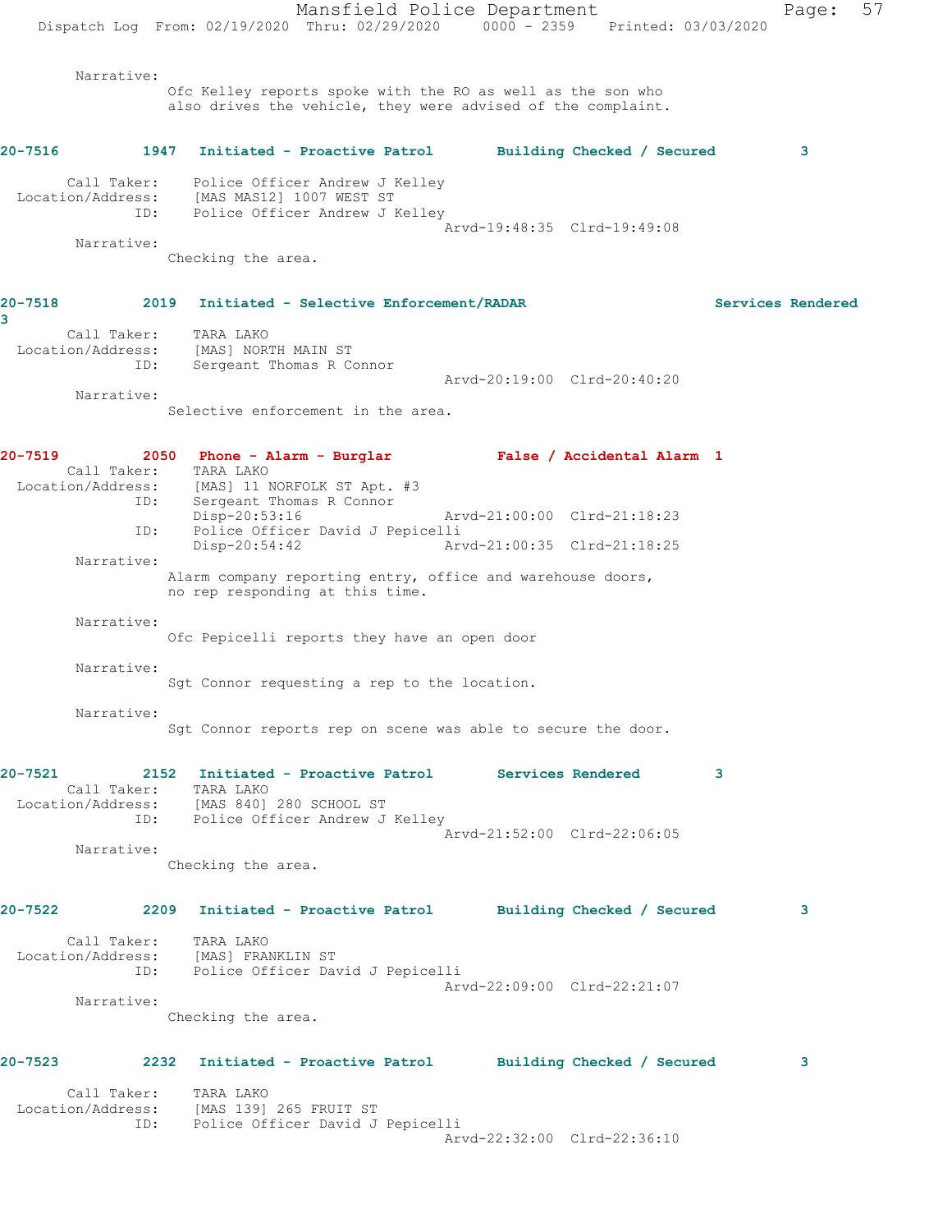Narrative:
Ofc Kelley reports spoke with the RO as well as the son who also drives the vehicle, they were advised of the complaint.

**20-7516 1947 Initiated - Proactive Patrol Building Checked / Secured 3**

Call Taker: Police Officer Andrew J Kelley
Location/Address: [MAS MAS12] 1007 WEST ST
ID: Police Officer Andrew J Kelley
Arvd-19:48:35 Clrd-19:49:08
Narrative:
Checking the area.

**20-7518 2019 Initiated - Selective Enforcement/RADAR Services Rendered 3**

Call Taker: TARA LAKO
Location/Address: [MAS] NORTH MAIN ST
ID: Sergeant Thomas R Connor
Arvd-20:19:00 Clrd-20:40:20
Narrative:
Selective enforcement in the area.

**20-7519 2050 Phone - Alarm - Burglar False / Accidental Alarm 1**

Call Taker: TARA LAKO
Location/Address: [MAS] 11 NORFOLK ST Apt. #3
ID: Sergeant Thomas R Connor
Disp-20:53:16 Arvd-21:00:00 Clrd-21:18:23
ID: Police Officer David J Pepicelli
Disp-20:54:42 Arvd-21:00:35 Clrd-21:18:25
Narrative:
Alarm company reporting entry, office and warehouse doors, no rep responding at this time.

Narrative:
Ofc Pepicelli reports they have an open door

Narrative:
Sgt Connor requesting a rep to the location.

Narrative:
Sgt Connor reports rep on scene was able to secure the door.

**20-7521 2152 Initiated - Proactive Patrol Services Rendered 3**

Call Taker: TARA LAKO
Location/Address: [MAS 840] 280 SCHOOL ST
ID: Police Officer Andrew J Kelley
Arvd-21:52:00 Clrd-22:06:05
Narrative:
Checking the area.

**20-7522 2209 Initiated - Proactive Patrol Building Checked / Secured 3**

Call Taker: TARA LAKO
Location/Address: [MAS] FRANKLIN ST
ID: Police Officer David J Pepicelli
Arvd-22:09:00 Clrd-22:21:07
Narrative:
Checking the area.

**20-7523 2232 Initiated - Proactive Patrol Building Checked / Secured 3**

Call Taker: TARA LAKO
Location/Address: [MAS 139] 265 FRUIT ST
ID: Police Officer David J Pepicelli
Arvd-22:32:00 Clrd-22:36:10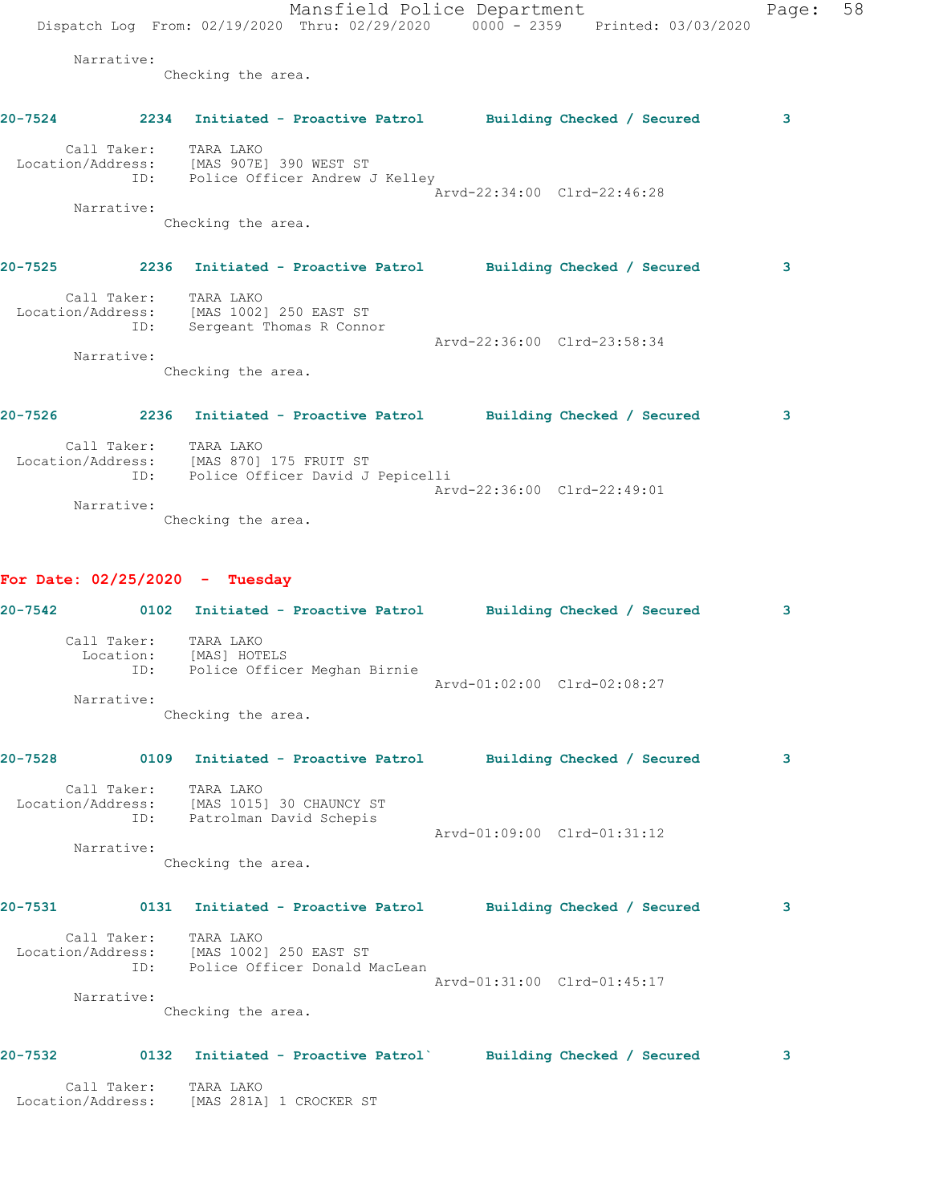Narrative:
Checking the area.

**20-7524** 2234 **Initiated - Proactive Patrol** **Building Checked / Secured** 3

Call Taker: TARA LAKO
Location/Address: [MAS 907E] 390 WEST ST
ID: Police Officer Andrew J Kelley
Arvd-22:34:00 Clrd-22:46:28
Narrative:
Checking the area.

**20-7525** 2236 **Initiated - Proactive Patrol** **Building Checked / Secured** 3

Call Taker: TARA LAKO
Location/Address: [MAS 1002] 250 EAST ST
ID: Sergeant Thomas R Connor
Arvd-22:36:00 Clrd-23:58:34
Narrative:
Checking the area.

**20-7526** 2236 **Initiated - Proactive Patrol** **Building Checked / Secured** 3

Call Taker: TARA LAKO
Location/Address: [MAS 870] 175 FRUIT ST
ID: Police Officer David J Pepicelli
Arvd-22:36:00 Clrd-22:49:01
Narrative:
Checking the area.

**For Date: 02/25/2020 - Tuesday**

**20-7542** 0102 **Initiated - Proactive Patrol** **Building Checked / Secured** 3

Call Taker: TARA LAKO
Location: [MAS] HOTELS
ID: Police Officer Meghan Birnie
Arvd-01:02:00 Clrd-02:08:27
Narrative:
Checking the area.

**20-7528** 0109 **Initiated - Proactive Patrol** **Building Checked / Secured** 3

Call Taker: TARA LAKO
Location/Address: [MAS 1015] 30 CHAUNCY ST
ID: Patrolman David Schepis
Arvd-01:09:00 Clrd-01:31:12
Narrative:
Checking the area.

**20-7531** 0131 **Initiated - Proactive Patrol** **Building Checked / Secured** 3

Call Taker: TARA LAKO
Location/Address: [MAS 1002] 250 EAST ST
ID: Police Officer Donald MacLean
Arvd-01:31:00 Clrd-01:45:17
Narrative:
Checking the area.

**20-7532** 0132 **Initiated - Proactive Patrol`** **Building Checked / Secured** 3

Call Taker: TARA LAKO
Location/Address: [MAS 281A] 1 CROCKER ST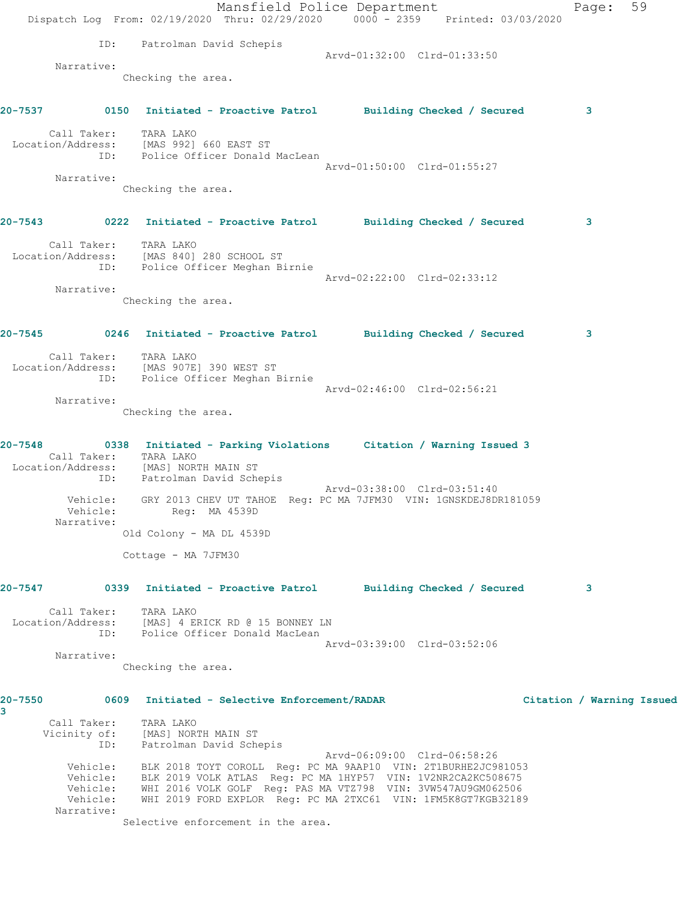ID: Patrolman David Schepis
Arvd-01:32:00 Clrd-01:33:50

Narrative:
Checking the area.

**20-7537 0150 Initiated - Proactive Patrol Building Checked / Secured 3**

Call Taker: TARA LAKO
Location/Address: [MAS 992] 660 EAST ST
ID: Police Officer Donald MacLean
Arvd-01:50:00 Clrd-01:55:27

Narrative:
Checking the area.

**20-7543 0222 Initiated - Proactive Patrol Building Checked / Secured 3**

Call Taker: TARA LAKO
Location/Address: [MAS 840] 280 SCHOOL ST
ID: Police Officer Meghan Birnie
Arvd-02:22:00 Clrd-02:33:12

Narrative:
Checking the area.

**20-7545 0246 Initiated - Proactive Patrol Building Checked / Secured 3**

Call Taker: TARA LAKO
Location/Address: [MAS 907E] 390 WEST ST
ID: Police Officer Meghan Birnie
Arvd-02:46:00 Clrd-02:56:21

Narrative:
Checking the area.

**20-7548 0338 Initiated - Parking Violations Citation / Warning Issued 3**

Call Taker: TARA LAKO
Location/Address: [MAS] NORTH MAIN ST
ID: Patrolman David Schepis
Arvd-03:38:00 Clrd-03:51:40
Vehicle: GRY 2013 CHEV UT TAHOE Reg: PC MA 7JFM30 VIN: 1GNSKDEJ8DR181059
Vehicle: Reg: MA 4539D

Narrative:
Old Colony - MA DL 4539D

Cottage - MA 7JFM30

**20-7547 0339 Initiated - Proactive Patrol Building Checked / Secured 3**

Call Taker: TARA LAKO
Location/Address: [MAS] 4 ERICK RD @ 15 BONNEY LN
ID: Police Officer Donald MacLean
Arvd-03:39:00 Clrd-03:52:06

Narrative:
Checking the area.

**20-7550 0609 Initiated - Selective Enforcement/RADAR Citation / Warning Issued 3**

Call Taker: TARA LAKO
Vicinity of: [MAS] NORTH MAIN ST
ID: Patrolman David Schepis
Arvd-06:09:00 Clrd-06:58:26
Vehicle: BLK 2018 TOYT COROLL Reg: PC MA 9AAP10 VIN: 2T1BURHE2JC981053
Vehicle: BLK 2019 VOLK ATLAS Reg: PC MA 1HYP57 VIN: 1V2NR2CA2KC508675
Vehicle: WHI 2016 VOLK GOLF Reg: PAS MA VTZ798 VIN: 3VW547AU9GM062506
Vehicle: WHI 2019 FORD EXPLOR Reg: PC MA 2TXC61 VIN: 1FM5K8GT7KGB32189

Narrative:
Selective enforcement in the area.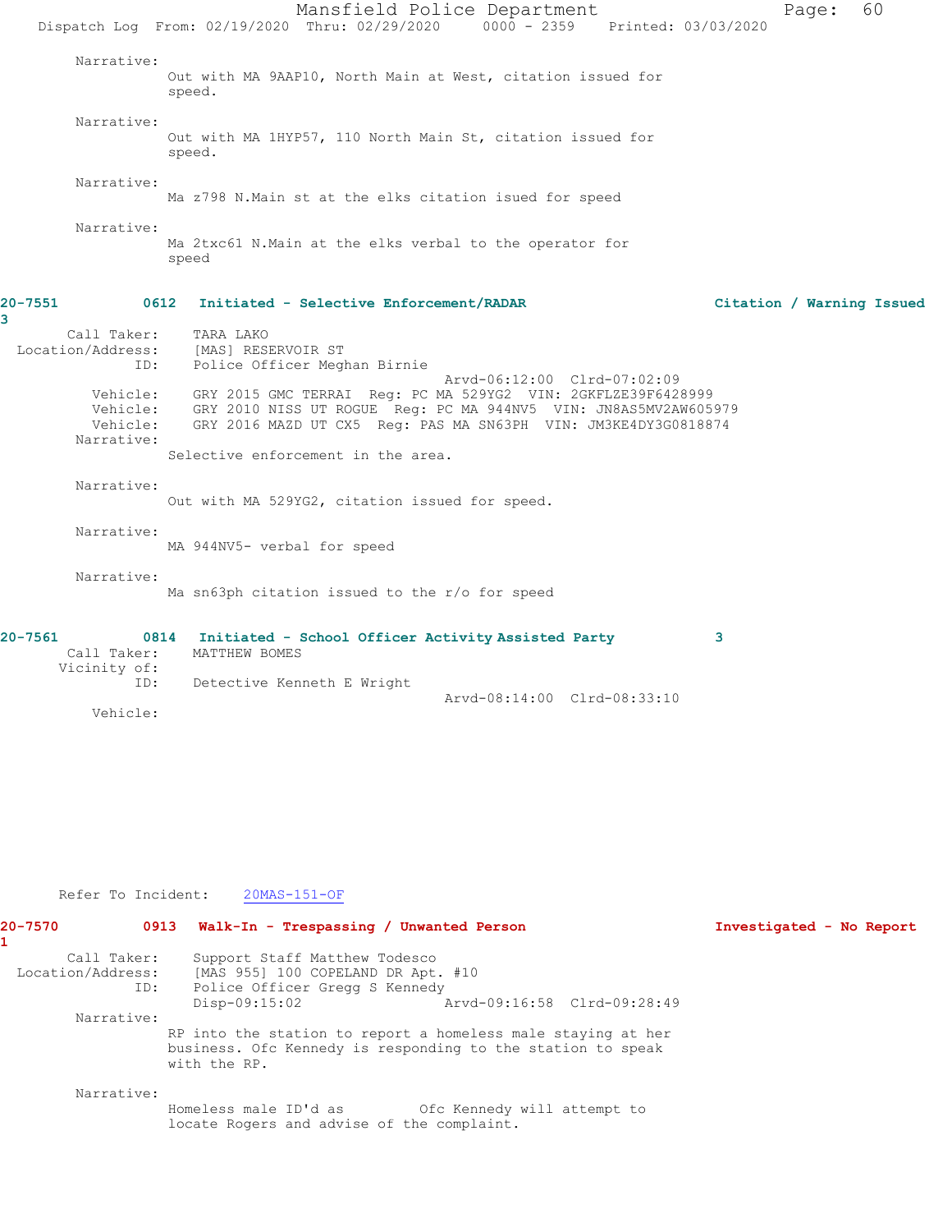Narrative:
Out with MA 9AAP10, North Main at West, citation issued for speed.

Narrative:
Out with MA 1HYP57, 110 North Main St, citation issued for speed.

Narrative:
Ma z798 N.Main st at the elks citation isued for speed

Narrative:
Ma 2txc61 N.Main at the elks verbal to the operator for speed

**20-7551 0612 Initiated - Selective Enforcement/RADAR — Citation / Warning Issued 3**

Call Taker: TARA LAKO
Location/Address: [MAS] RESERVOIR ST
ID: Police Officer Meghan Birnie
Arvd-06:12:00 Clrd-07:02:09
Vehicle: GRY 2015 GMC TERRAI Reg: PC MA 529YG2 VIN: 2GKFLZE39F6428999
Vehicle: GRY 2010 NISS UT ROGUE Reg: PC MA 944NV5 VIN: JN8AS5MV2AW605979
Vehicle: GRY 2016 MAZD UT CX5 Reg: PAS MA SN63PH VIN: JM3KE4DY3G0818874

Narrative:
Selective enforcement in the area.

Narrative:
Out with MA 529YG2, citation issued for speed.

Narrative:
MA 944NV5- verbal for speed

Narrative:
Ma sn63ph citation issued to the r/o for speed

**20-7561 0814 Initiated - School Officer Activity Assisted Party 3**

Call Taker: MATTHEW BOMES
Vicinity of:
ID: Detective Kenneth E Wright
Arvd-08:14:00 Clrd-08:33:10
Vehicle:

Refer To Incident: 20MAS-151-OF

**20-7570 0913 Walk-In - Trespassing / Unwanted Person — Investigated - No Report 1**

Call Taker: Support Staff Matthew Todesco
Location/Address: [MAS 955] 100 COPELAND DR Apt. #10
ID: Police Officer Gregg S Kennedy
Disp-09:15:02 Arvd-09:16:58 Clrd-09:28:49

Narrative:
RP into the station to report a homeless male staying at her business. Ofc Kennedy is responding to the station to speak with the RP.

Narrative:
Homeless male ID'd as Ofc Kennedy will attempt to locate Rogers and advise of the complaint.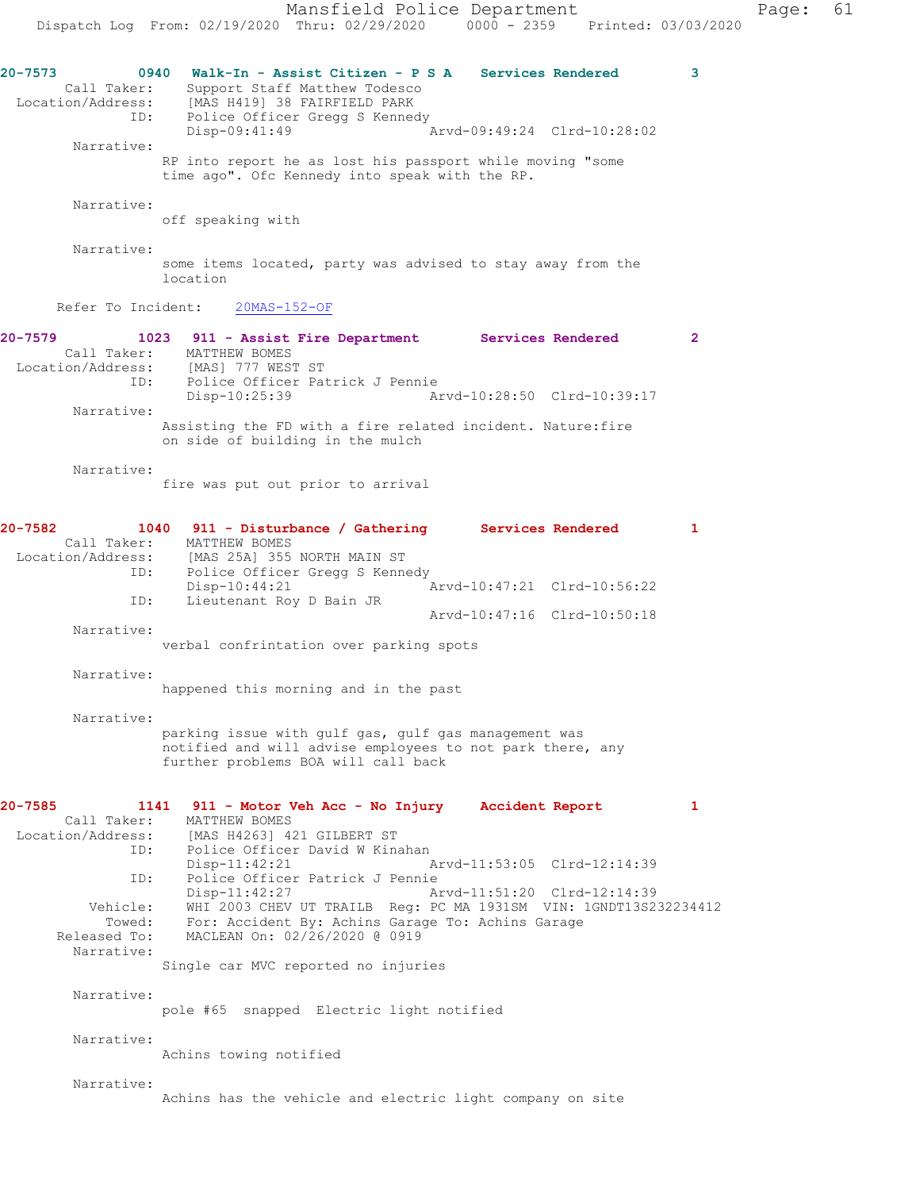**20-7573** 0940 **Walk-In - Assist Citizen - P S A** **Services Rendered** 3

Call Taker: Support Staff Matthew Todesco
Location/Address: [MAS H419] 38 FAIRFIELD PARK
ID: Police Officer Gregg S Kennedy
Disp-09:41:49 Arvd-09:49:24 Clrd-10:28:02

Narrative:
RP into report he as lost his passport while moving "some time ago". Ofc Kennedy into speak with the RP.

Narrative:
off speaking with

Narrative:
some items located, party was advised to stay away from the location

Refer To Incident: 20MAS-152-OF

**20-7579** 1023 **911 - Assist Fire Department** **Services Rendered** 2

Call Taker: MATTHEW BOMES
Location/Address: [MAS] 777 WEST ST
ID: Police Officer Patrick J Pennie
Disp-10:25:39 Arvd-10:28:50 Clrd-10:39:17

Narrative:
Assisting the FD with a fire related incident. Nature:fire on side of building in the mulch

Narrative:
fire was put out prior to arrival

**20-7582** 1040 **911 - Disturbance / Gathering** **Services Rendered** 1

Call Taker: MATTHEW BOMES
Location/Address: [MAS 25A] 355 NORTH MAIN ST
ID: Police Officer Gregg S Kennedy
Disp-10:44:21 Arvd-10:47:21 Clrd-10:56:22
ID: Lieutenant Roy D Bain JR
Arvd-10:47:16 Clrd-10:50:18

Narrative:
verbal confrintation over parking spots

Narrative:
happened this morning and in the past

Narrative:
parking issue with gulf gas, gulf gas management was notified and will advise employees to not park there, any further problems BOA will call back

**20-7585** 1141 **911 - Motor Veh Acc - No Injury** **Accident Report** 1

Call Taker: MATTHEW BOMES
Location/Address: [MAS H4263] 421 GILBERT ST
ID: Police Officer David W Kinahan
Disp-11:42:21 Arvd-11:53:05 Clrd-12:14:39
ID: Police Officer Patrick J Pennie
Disp-11:42:27 Arvd-11:51:20 Clrd-12:14:39
Vehicle: WHI 2003 CHEV UT TRAILB Reg: PC MA 1931SM VIN: 1GNDT13S232234412
Towed: For: Accident By: Achins Garage To: Achins Garage
Released To: MACLEAN On: 02/26/2020 @ 0919

Narrative:
Single car MVC reported no injuries

Narrative:
pole #65 snapped Electric light notified

Narrative:
Achins towing notified

Narrative:
Achins has the vehicle and electric light company on site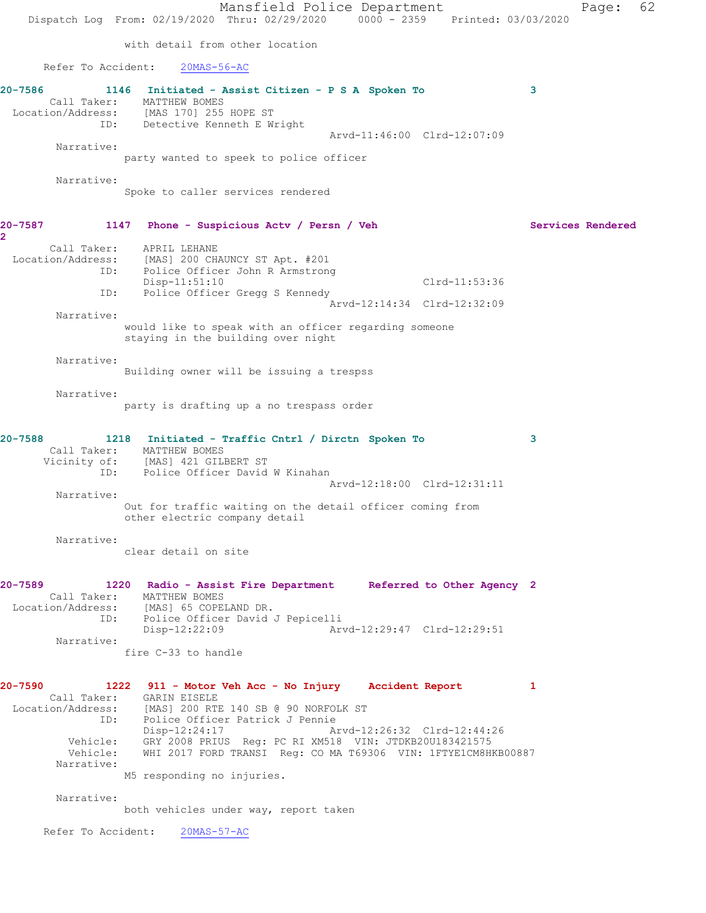with detail from other location

Refer To Accident: 20MAS-56-AC

**20-7586 1146 Initiated - Assist Citizen - P S A Spoken To 3**

Call Taker: MATTHEW BOMES
Location/Address: [MAS 170] 255 HOPE ST
ID: Detective Kenneth E Wright
Arvd-11:46:00 Clrd-12:07:09

Narrative:
party wanted to speek to police officer

Narrative:
Spoke to caller services rendered

**20-7587 1147 Phone - Suspicious Actv / Persn / Veh Services Rendered 2**

Call Taker: APRIL LEHANE
Location/Address: [MAS] 200 CHAUNCY ST Apt. #201
ID: Police Officer John R Armstrong
Disp-11:51:10 Clrd-11:53:36
ID: Police Officer Gregg S Kennedy
Arvd-12:14:34 Clrd-12:32:09

Narrative:
would like to speak with an officer regarding someone staying in the building over night

Narrative:
Building owner will be issuing a trespss

Narrative:
party is drafting up a no trespass order

**20-7588 1218 Initiated - Traffic Cntrl / Dirctn Spoken To 3**

Call Taker: MATTHEW BOMES
Vicinity of: [MAS] 421 GILBERT ST
ID: Police Officer David W Kinahan
Arvd-12:18:00 Clrd-12:31:11

Narrative:
Out for traffic waiting on the detail officer coming from other electric company detail

Narrative:
clear detail on site

**20-7589 1220 Radio - Assist Fire Department Referred to Other Agency 2**

Call Taker: MATTHEW BOMES
Location/Address: [MAS] 65 COPELAND DR.
ID: Police Officer David J Pepicelli
Disp-12:22:09 Arvd-12:29:47 Clrd-12:29:51

Narrative:
fire C-33 to handle

**20-7590 1222 911 - Motor Veh Acc - No Injury Accident Report 1**

Call Taker: GARIN EISELE
Location/Address: [MAS] 200 RTE 140 SB @ 90 NORFOLK ST
ID: Police Officer Patrick J Pennie
Disp-12:24:17 Arvd-12:26:32 Clrd-12:44:26
Vehicle: GRY 2008 PRIUS Reg: PC RI XM518 VIN: JTDKB20U183421575
Vehicle: WHI 2017 FORD TRANSI Reg: CO MA T69306 VIN: 1FTYE1CM8HKB00887

Narrative:
M5 responding no injuries.

Narrative:
both vehicles under way, report taken

Refer To Accident: 20MAS-57-AC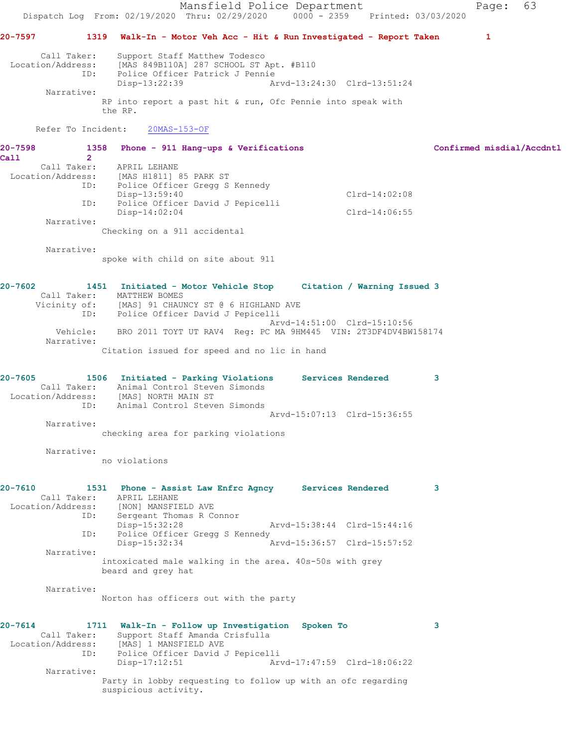**20-7597 1319 Walk-In - Motor Veh Acc - Hit & Run Investigated - Report Taken 1**

Call Taker: Support Staff Matthew Todesco
Location/Address: [MAS 849B110A] 287 SCHOOL ST Apt. #B110
ID: Police Officer Patrick J Pennie
Disp-13:22:39 Arvd-13:24:30 Clrd-13:51:24
Narrative:
RP into report a past hit & run, Ofc Pennie into speak with the RP.

Refer To Incident: 20MAS-153-OF

**20-7598 1358 Phone - 911 Hang-ups & Verifications Confirmed misdial/Accdntl Call 2**

Call Taker: APRIL LEHANE
Location/Address: [MAS H1811] 85 PARK ST
ID: Police Officer Gregg S Kennedy
Disp-13:59:40 Clrd-14:02:08
ID: Police Officer David J Pepicelli
Disp-14:02:04 Clrd-14:06:55
Narrative:
Checking on a 911 accidental

Narrative:
spoke with child on site about 911

**20-7602 1451 Initiated - Motor Vehicle Stop Citation / Warning Issued 3**

Call Taker: MATTHEW BOMES
Vicinity of: [MAS] 91 CHAUNCY ST @ 6 HIGHLAND AVE
ID: Police Officer David J Pepicelli
Arvd-14:51:00 Clrd-15:10:56
Vehicle: BRO 2011 TOYT UT RAV4 Reg: PC MA 9HM445 VIN: 2T3DF4DV4BW158174
Narrative:
Citation issued for speed and no lic in hand

**20-7605 1506 Initiated - Parking Violations Services Rendered 3**

Call Taker: Animal Control Steven Simonds
Location/Address: [MAS] NORTH MAIN ST
ID: Animal Control Steven Simonds
Arvd-15:07:13 Clrd-15:36:55
Narrative:
checking area for parking violations

Narrative:
no violations

**20-7610 1531 Phone - Assist Law Enfrc Agncy Services Rendered 3**

Call Taker: APRIL LEHANE
Location/Address: [NON] MANSFIELD AVE
ID: Sergeant Thomas R Connor
Disp-15:32:28 Arvd-15:38:44 Clrd-15:44:16
ID: Police Officer Gregg S Kennedy
Disp-15:32:34 Arvd-15:36:57 Clrd-15:57:52
Narrative:
intoxicated male walking in the area. 40s-50s with grey beard and grey hat

Narrative:
Norton has officers out with the party

**20-7614 1711 Walk-In - Follow up Investigation Spoken To 3**

Call Taker: Support Staff Amanda Crisfulla
Location/Address: [MAS] 1 MANSFIELD AVE
ID: Police Officer David J Pepicelli
Disp-17:12:51 Arvd-17:47:59 Clrd-18:06:22
Narrative:
Party in lobby requesting to follow up with an ofc regarding suspicious activity.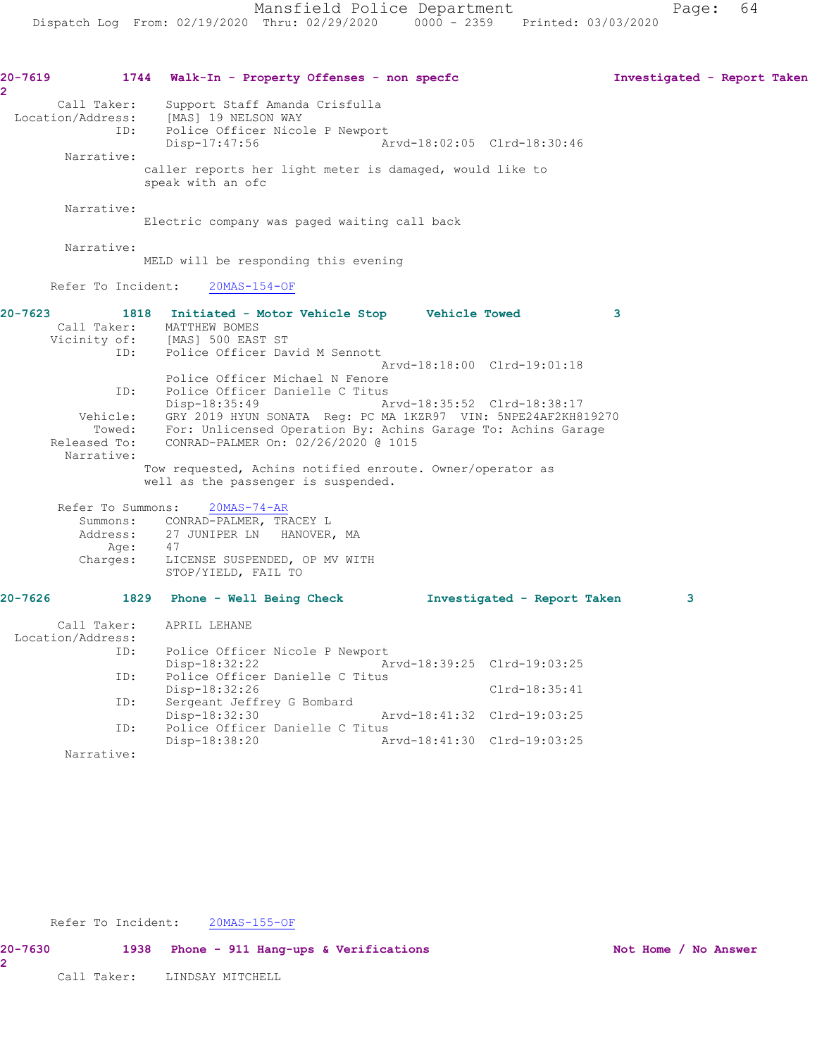**20-7619 1744 Walk-In - Property Offenses - non specfc Investigated - Report Taken 2**

```
       Call Taker:    Support Staff Amanda Crisfulla
  Location/Address:    [MAS] 19 NELSON WAY
               ID:    Police Officer Nicole P Newport
                      Disp-17:47:56               Arvd-18:02:05  Clrd-18:30:46
        Narrative:
                     caller reports her light meter is damaged, would like to
                     speak with an ofc

        Narrative:
                     Electric company was paged waiting call back

        Narrative:
                     MELD will be responding this evening

      Refer To Incident:    20MAS-154-OF
```

**20-7623 1818 Initiated - Motor Vehicle Stop Vehicle Towed 3**

```
       Call Taker:    MATTHEW BOMES
      Vicinity of:    [MAS] 500 EAST ST
               ID:    Police Officer David M Sennott
                                                  Arvd-18:18:00  Clrd-19:01:18
                      Police Officer Michael N Fenore
               ID:    Police Officer Danielle C Titus
                      Disp-18:35:49               Arvd-18:35:52  Clrd-18:38:17
          Vehicle:    GRY 2019 HYUN SONATA  Reg: PC MA 1KZR97  VIN: 5NPE24AF2KH819270
            Towed:    For: Unlicensed Operation By: Achins Garage To: Achins Garage
      Released To:    CONRAD-PALMER On: 02/26/2020 @ 1015
        Narrative:
                     Tow requested, Achins notified enroute. Owner/operator as
                     well as the passenger is suspended.

       Refer To Summons:    20MAS-74-AR
          Summons:    CONRAD-PALMER, TRACEY L
          Address:    27 JUNIPER LN   HANOVER, MA
              Age:    47
          Charges:    LICENSE SUSPENDED, OP MV WITH
                      STOP/YIELD, FAIL TO
```

**20-7626 1829 Phone - Well Being Check Investigated - Report Taken 3**

```
       Call Taker:    APRIL LEHANE
  Location/Address:
               ID:    Police Officer Nicole P Newport
                      Disp-18:32:22               Arvd-18:39:25  Clrd-19:03:25
               ID:    Police Officer Danielle C Titus
                      Disp-18:32:26                              Clrd-18:35:41
               ID:    Sergeant Jeffrey G Bombard
                      Disp-18:32:30               Arvd-18:41:32  Clrd-19:03:25
               ID:    Police Officer Danielle C Titus
                      Disp-18:38:20               Arvd-18:41:30  Clrd-19:03:25
        Narrative:

      Refer To Incident:    20MAS-155-OF
```

**20-7630 1938 Phone - 911 Hang-ups & Verifications Not Home / No Answer 2**

```
       Call Taker:    LINDSAY MITCHELL
```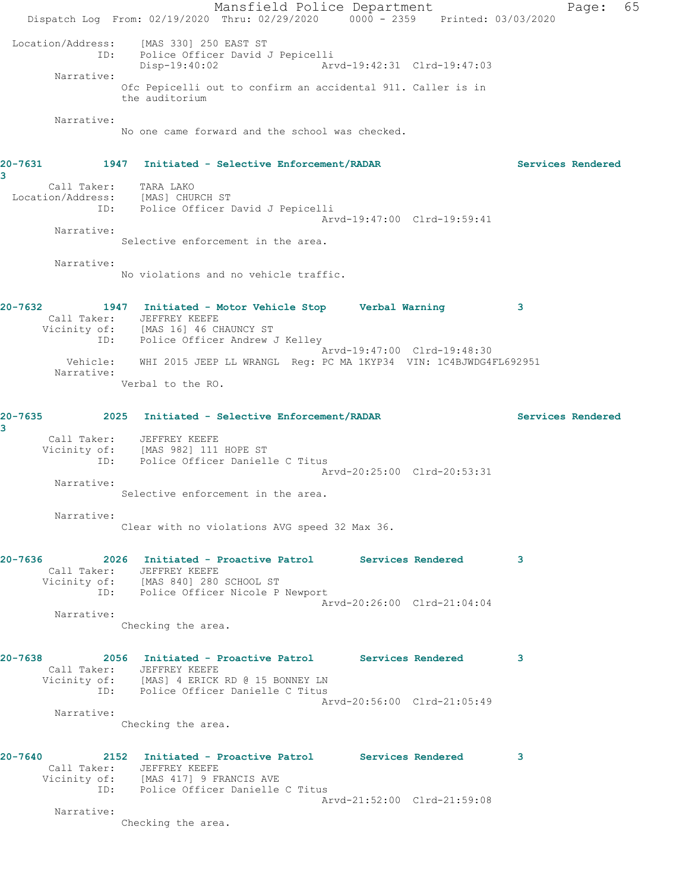Location/Address: [MAS 330] 250 EAST ST
ID: Police Officer David J Pepicelli
Disp-19:40:02 Arvd-19:42:31 Clrd-19:47:03

Narrative:
Ofc Pepicelli out to confirm an accidental 911. Caller is in the auditorium

Narrative:
No one came forward and the school was checked.

**20-7631 1947 Initiated - Selective Enforcement/RADAR Services Rendered 3**

Call Taker: TARA LAKO
Location/Address: [MAS] CHURCH ST
ID: Police Officer David J Pepicelli
Arvd-19:47:00 Clrd-19:59:41

Narrative:
Selective enforcement in the area.

Narrative:
No violations and no vehicle traffic.

**20-7632 1947 Initiated - Motor Vehicle Stop Verbal Warning 3**

Call Taker: JEFFREY KEEFE
Vicinity of: [MAS 16] 46 CHAUNCY ST
ID: Police Officer Andrew J Kelley
Arvd-19:47:00 Clrd-19:48:30
Vehicle: WHI 2015 JEEP LL WRANGL Reg: PC MA 1KYP34 VIN: 1C4BJWDG4FL692951

Narrative:
Verbal to the RO.

**20-7635 2025 Initiated - Selective Enforcement/RADAR Services Rendered 3**

Call Taker: JEFFREY KEEFE
Vicinity of: [MAS 982] 111 HOPE ST
ID: Police Officer Danielle C Titus
Arvd-20:25:00 Clrd-20:53:31

Narrative:
Selective enforcement in the area.

Narrative:
Clear with no violations AVG speed 32 Max 36.

**20-7636 2026 Initiated - Proactive Patrol Services Rendered 3**

Call Taker: JEFFREY KEEFE
Vicinity of: [MAS 840] 280 SCHOOL ST
ID: Police Officer Nicole P Newport
Arvd-20:26:00 Clrd-21:04:04

Narrative:
Checking the area.

**20-7638 2056 Initiated - Proactive Patrol Services Rendered 3**

Call Taker: JEFFREY KEEFE
Vicinity of: [MAS] 4 ERICK RD @ 15 BONNEY LN
ID: Police Officer Danielle C Titus
Arvd-20:56:00 Clrd-21:05:49

Narrative:
Checking the area.

**20-7640 2152 Initiated - Proactive Patrol Services Rendered 3**

Call Taker: JEFFREY KEEFE
Vicinity of: [MAS 417] 9 FRANCIS AVE
ID: Police Officer Danielle C Titus
Arvd-21:52:00 Clrd-21:59:08

Narrative:
Checking the area.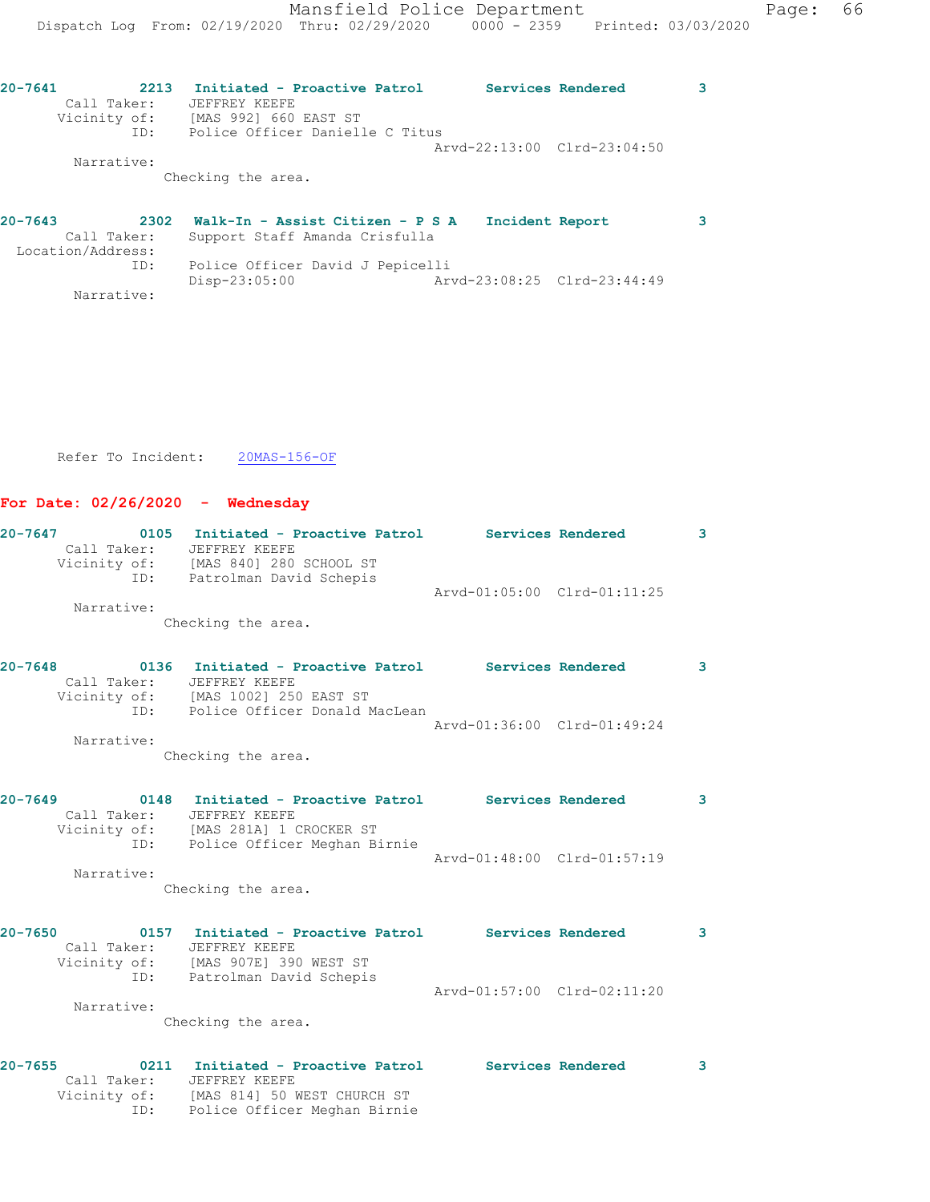```
20-7641         2213  Initiated - Proactive Patrol       Services Rendered        3
       Call Taker:    JEFFREY KEEFE
      Vicinity of:    [MAS 992] 660 EAST ST
               ID:    Police Officer Danielle C Titus
                                                   Arvd-22:13:00  Clrd-23:04:50
        Narrative:
                   Checking the area.


20-7643         2302  Walk-In - Assist Citizen - P S A    Incident Report         3
       Call Taker:    Support Staff Amanda Crisfulla
  Location/Address:
               ID:    Police Officer David J Pepicelli
                      Disp-23:05:00                Arvd-23:08:25  Clrd-23:44:49
        Narrative:


      Refer To Incident:    20MAS-156-OF
```

**For Date: 02/26/2020 - Wednesday**

```
20-7647         0105  Initiated - Proactive Patrol       Services Rendered        3
       Call Taker:    JEFFREY KEEFE
      Vicinity of:    [MAS 840] 280 SCHOOL ST
               ID:    Patrolman David Schepis
                                                   Arvd-01:05:00  Clrd-01:11:25
        Narrative:
                   Checking the area.


20-7648         0136  Initiated - Proactive Patrol       Services Rendered        3
       Call Taker:    JEFFREY KEEFE
      Vicinity of:    [MAS 1002] 250 EAST ST
               ID:    Police Officer Donald MacLean
                                                   Arvd-01:36:00  Clrd-01:49:24
        Narrative:
                   Checking the area.


20-7649         0148  Initiated - Proactive Patrol       Services Rendered        3
       Call Taker:    JEFFREY KEEFE
      Vicinity of:    [MAS 281A] 1 CROCKER ST
               ID:    Police Officer Meghan Birnie
                                                   Arvd-01:48:00  Clrd-01:57:19
        Narrative:
                   Checking the area.


20-7650         0157  Initiated - Proactive Patrol       Services Rendered        3
       Call Taker:    JEFFREY KEEFE
      Vicinity of:    [MAS 907E] 390 WEST ST
               ID:    Patrolman David Schepis
                                                   Arvd-01:57:00  Clrd-02:11:20
        Narrative:
                   Checking the area.


20-7655         0211  Initiated - Proactive Patrol       Services Rendered        3
       Call Taker:    JEFFREY KEEFE
      Vicinity of:    [MAS 814] 50 WEST CHURCH ST
               ID:    Police Officer Meghan Birnie
```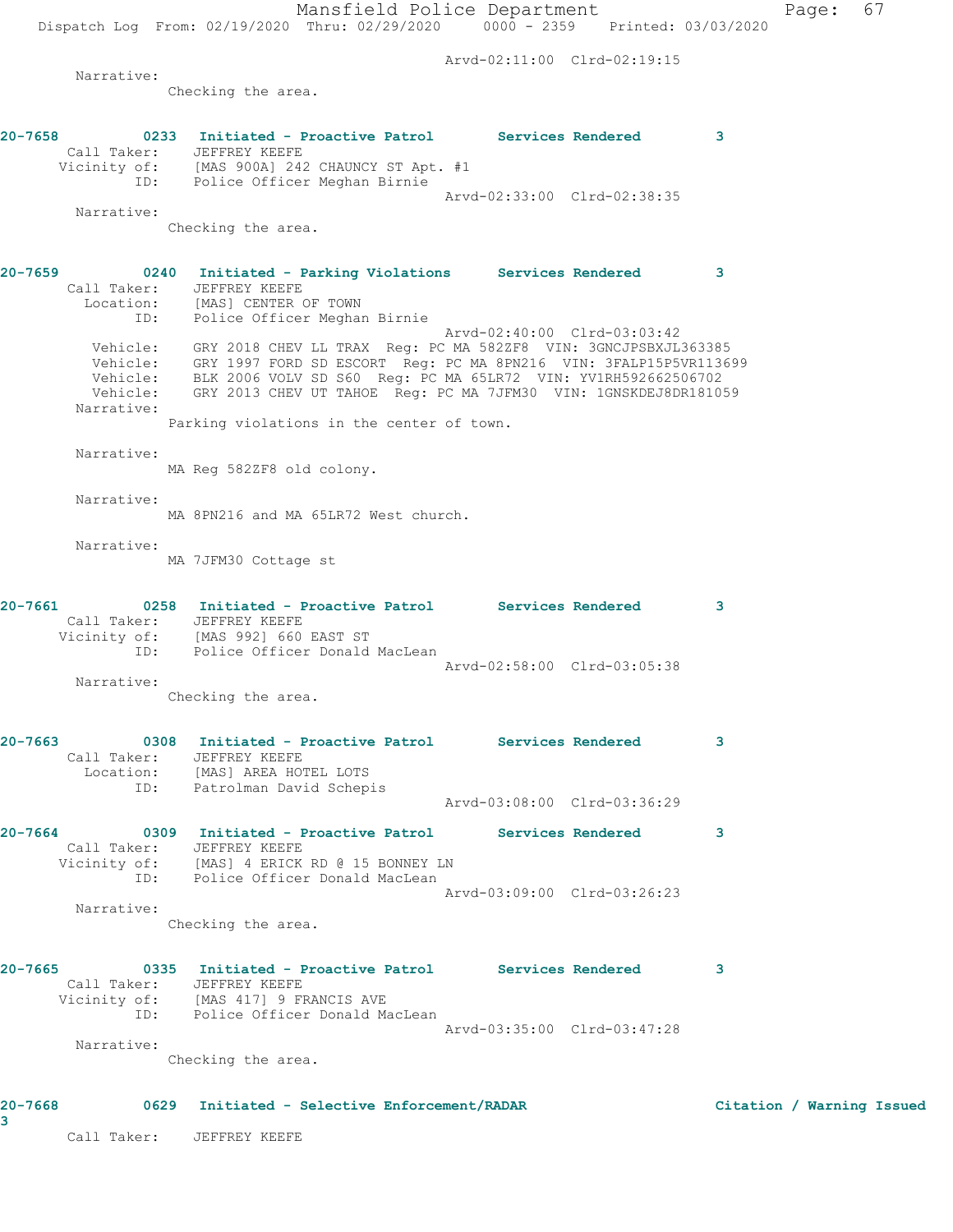Arvd-02:11:00 Clrd-02:19:15

Narrative:
Checking the area.

**20-7658 0233 Initiated - Proactive Patrol Services Rendered 3**
Call Taker: JEFFREY KEEFE
Vicinity of: [MAS 900A] 242 CHAUNCY ST Apt. #1
ID: Police Officer Meghan Birnie
Arvd-02:33:00 Clrd-02:38:35

Narrative:
Checking the area.

**20-7659 0240 Initiated - Parking Violations Services Rendered 3**
Call Taker: JEFFREY KEEFE
Location: [MAS] CENTER OF TOWN
ID: Police Officer Meghan Birnie
Arvd-02:40:00 Clrd-03:03:42
Vehicle: GRY 2018 CHEV LL TRAX Reg: PC MA 582ZF8 VIN: 3GNCJPSBXJL363385
Vehicle: GRY 1997 FORD SD ESCORT Reg: PC MA 8PN216 VIN: 3FALP15P5VR113699
Vehicle: BLK 2006 VOLV SD S60 Reg: PC MA 65LR72 VIN: YV1RH592662506702
Vehicle: GRY 2013 CHEV UT TAHOE Reg: PC MA 7JFM30 VIN: 1GNSKDEJ8DR181059

Narrative:
Parking violations in the center of town.

Narrative:
MA Reg 582ZF8 old colony.

Narrative:
MA 8PN216 and MA 65LR72 West church.

Narrative:
MA 7JFM30 Cottage st

**20-7661 0258 Initiated - Proactive Patrol Services Rendered 3**
Call Taker: JEFFREY KEEFE
Vicinity of: [MAS 992] 660 EAST ST
ID: Police Officer Donald MacLean
Arvd-02:58:00 Clrd-03:05:38

Narrative:
Checking the area.

**20-7663 0308 Initiated - Proactive Patrol Services Rendered 3**
Call Taker: JEFFREY KEEFE
Location: [MAS] AREA HOTEL LOTS
ID: Patrolman David Schepis
Arvd-03:08:00 Clrd-03:36:29

**20-7664 0309 Initiated - Proactive Patrol Services Rendered 3**
Call Taker: JEFFREY KEEFE
Vicinity of: [MAS] 4 ERICK RD @ 15 BONNEY LN
ID: Police Officer Donald MacLean
Arvd-03:09:00 Clrd-03:26:23

Narrative:
Checking the area.

**20-7665 0335 Initiated - Proactive Patrol Services Rendered 3**
Call Taker: JEFFREY KEEFE
Vicinity of: [MAS 417] 9 FRANCIS AVE
ID: Police Officer Donald MacLean
Arvd-03:35:00 Clrd-03:47:28

Narrative:
Checking the area.

**20-7668 0629 Initiated - Selective Enforcement/RADAR Citation / Warning Issued 3**
Call Taker: JEFFREY KEEFE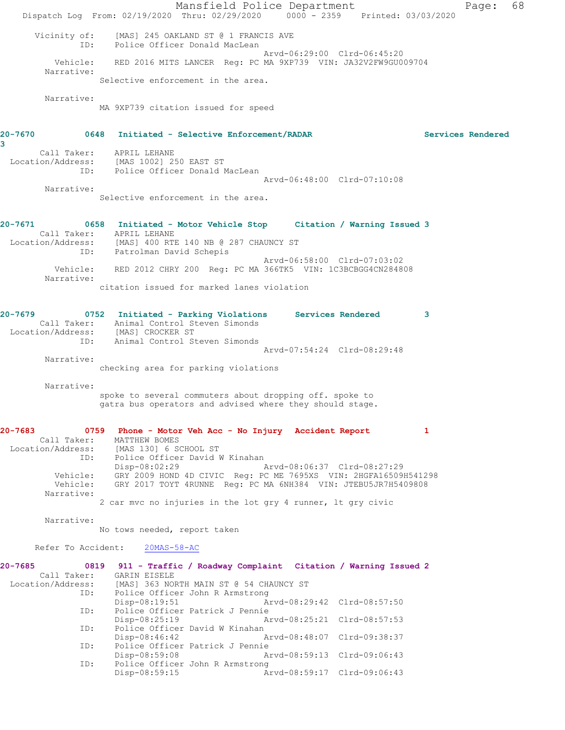Vicinity of: [MAS] 245 OAKLAND ST @ 1 FRANCIS AVE
ID: Police Officer Donald MacLean
Arvd-06:29:00 Clrd-06:45:20
Vehicle: RED 2016 MITS LANCER Reg: PC MA 9XP739 VIN: JA32V2FW9GU009704
Narrative:
Selective enforcement in the area.

Narrative:
MA 9XP739 citation issued for speed

**20-7670 0648 Initiated - Selective Enforcement/RADAR Services Rendered 3**
Call Taker: APRIL LEHANE
Location/Address: [MAS 1002] 250 EAST ST
ID: Police Officer Donald MacLean
Arvd-06:48:00 Clrd-07:10:08
Narrative:
Selective enforcement in the area.

**20-7671 0658 Initiated - Motor Vehicle Stop Citation / Warning Issued 3**
Call Taker: APRIL LEHANE
Location/Address: [MAS] 400 RTE 140 NB @ 287 CHAUNCY ST
ID: Patrolman David Schepis
Arvd-06:58:00 Clrd-07:03:02
Vehicle: RED 2012 CHRY 200 Reg: PC MA 366TK5 VIN: 1C3BCBGG4CN284808
Narrative:
citation issued for marked lanes violation

**20-7679 0752 Initiated - Parking Violations Services Rendered 3**
Call Taker: Animal Control Steven Simonds
Location/Address: [MAS] CROCKER ST
ID: Animal Control Steven Simonds
Arvd-07:54:24 Clrd-08:29:48
Narrative:
checking area for parking violations

Narrative:
spoke to several commuters about dropping off. spoke to gatra bus operators and advised where they should stage.

**20-7683 0759 Phone - Motor Veh Acc - No Injury Accident Report 1**
Call Taker: MATTHEW BOMES
Location/Address: [MAS 130] 6 SCHOOL ST
ID: Police Officer David W Kinahan
Disp-08:02:29 Arvd-08:06:37 Clrd-08:27:29
Vehicle: GRY 2009 HOND 4D CIVIC Reg: PC ME 7695XS VIN: 2HGFA16509H541298
Vehicle: GRY 2017 TOYT 4RUNNE Reg: PC MA 6NH384 VIN: JTEBU5JR7H5409808
Narrative:
2 car mvc no injuries in the lot gry 4 runner, lt gry civic

Narrative:
No tows needed, report taken

Refer To Accident: 20MAS-58-AC

**20-7685 0819 911 - Traffic / Roadway Complaint Citation / Warning Issued 2**
Call Taker: GARIN EISELE
Location/Address: [MAS] 363 NORTH MAIN ST @ 54 CHAUNCY ST
ID: Police Officer John R Armstrong
Disp-08:19:51 Arvd-08:29:42 Clrd-08:57:50
ID: Police Officer Patrick J Pennie
Disp-08:25:19 Arvd-08:25:21 Clrd-08:57:53
ID: Police Officer David W Kinahan
Disp-08:46:42 Arvd-08:48:07 Clrd-09:38:37
ID: Police Officer Patrick J Pennie
Disp-08:59:08 Arvd-08:59:13 Clrd-09:06:43
ID: Police Officer John R Armstrong
Disp-08:59:15 Arvd-08:59:17 Clrd-09:06:43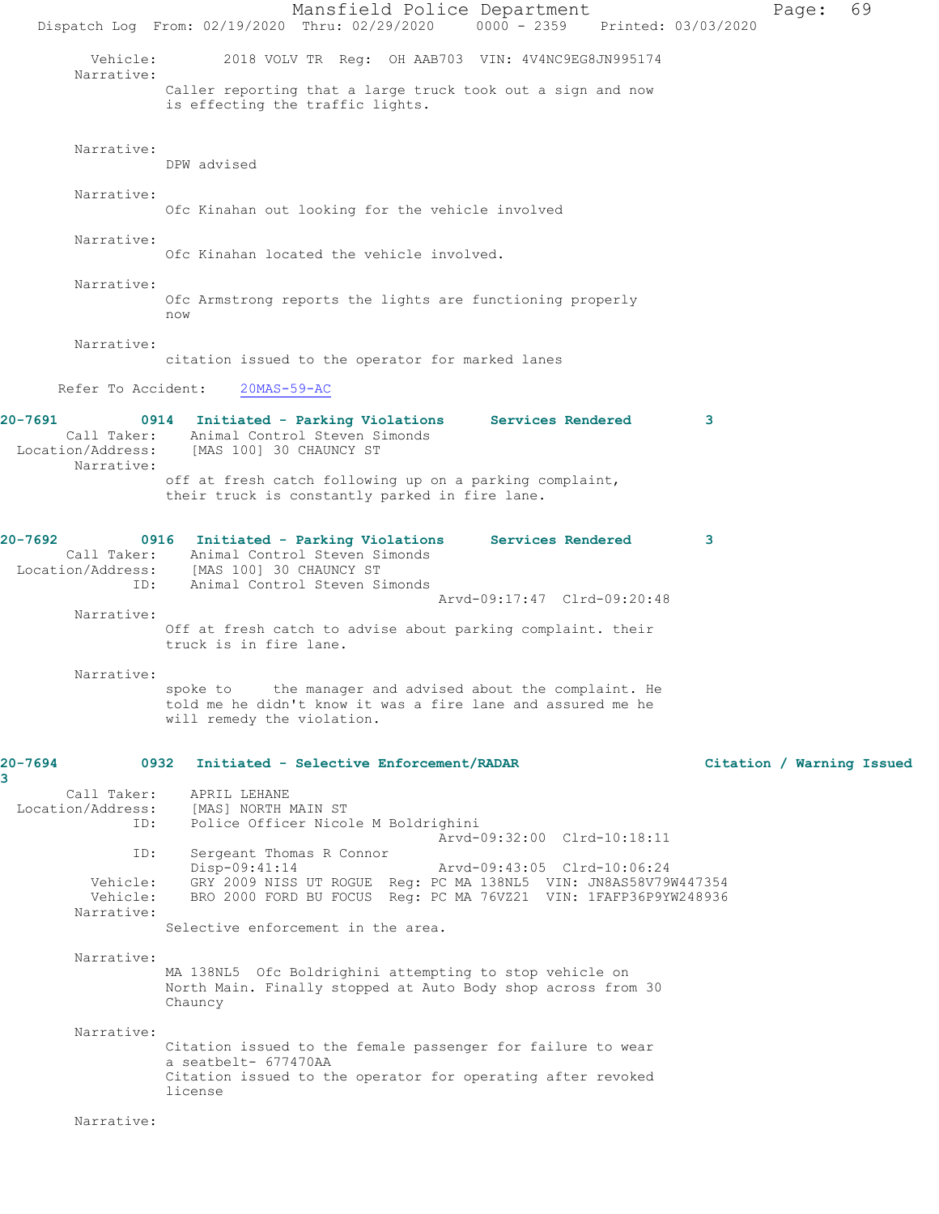Vehicle: 2018 VOLV TR Reg: OH AAB703 VIN: 4V4NC9EG8JN995174

Narrative:
Caller reporting that a large truck took out a sign and now is effecting the traffic lights.

Narrative:
DPW advised

Narrative:
Ofc Kinahan out looking for the vehicle involved

Narrative:
Ofc Kinahan located the vehicle involved.

Narrative:
Ofc Armstrong reports the lights are functioning properly now

Narrative:
citation issued to the operator for marked lanes

Refer To Accident: 20MAS-59-AC

**20-7691 0914 Initiated - Parking Violations Services Rendered 3**

Call Taker: Animal Control Steven Simonds
Location/Address: [MAS 100] 30 CHAUNCY ST

Narrative:
off at fresh catch following up on a parking complaint, their truck is constantly parked in fire lane.

**20-7692 0916 Initiated - Parking Violations Services Rendered 3**

Call Taker: Animal Control Steven Simonds
Location/Address: [MAS 100] 30 CHAUNCY ST
ID: Animal Control Steven Simonds
Arvd-09:17:47 Clrd-09:20:48

Narrative:
Off at fresh catch to advise about parking complaint. their truck is in fire lane.

Narrative:
spoke to the manager and advised about the complaint. He told me he didn't know it was a fire lane and assured me he will remedy the violation.

**20-7694 0932 Initiated - Selective Enforcement/RADAR Citation / Warning Issued 3**

Call Taker: APRIL LEHANE
Location/Address: [MAS] NORTH MAIN ST
ID: Police Officer Nicole M Boldrighini
Arvd-09:32:00 Clrd-10:18:11
ID: Sergeant Thomas R Connor
Disp-09:41:14 Arvd-09:43:05 Clrd-10:06:24
Vehicle: GRY 2009 NISS UT ROGUE Reg: PC MA 138NL5 VIN: JN8AS58V79W447354
Vehicle: BRO 2000 FORD BU FOCUS Reg: PC MA 76VZ21 VIN: 1FAFP36P9YW248936

Narrative:
Selective enforcement in the area.

Narrative:
MA 138NL5 Ofc Boldrighini attempting to stop vehicle on North Main. Finally stopped at Auto Body shop across from 30 Chauncy

Narrative:
Citation issued to the female passenger for failure to wear a seatbelt- 677470AA
Citation issued to the operator for operating after revoked license

Narrative: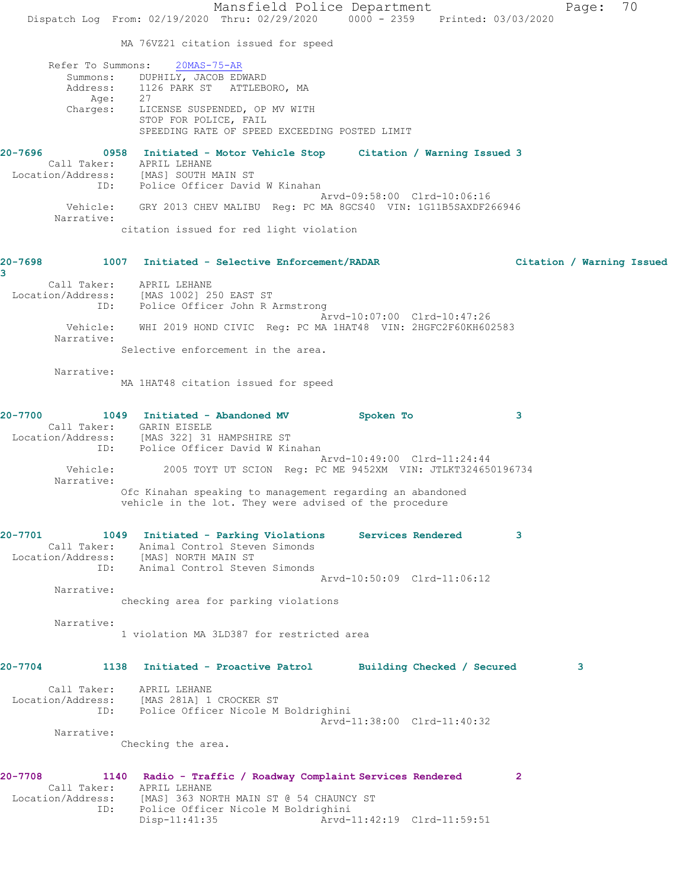MA 76VZ21 citation issued for speed

Refer To Summons: 20MAS-75-AR
Summons: DUPHILY, JACOB EDWARD
Address: 1126 PARK ST ATTLEBORO, MA
Age: 27
Charges: LICENSE SUSPENDED, OP MV WITH
STOP FOR POLICE, FAIL
SPEEDING RATE OF SPEED EXCEEDING POSTED LIMIT

**20-7696 0958 Initiated - Motor Vehicle Stop Citation / Warning Issued 3**

Call Taker: APRIL LEHANE
Location/Address: [MAS] SOUTH MAIN ST
ID: Police Officer David W Kinahan
Arvd-09:58:00 Clrd-10:06:16
Vehicle: GRY 2013 CHEV MALIBU Reg: PC MA 8GCS40 VIN: 1G11B5SAXDF266946
Narrative:
citation issued for red light violation

**20-7698 1007 Initiated - Selective Enforcement/RADAR Citation / Warning Issued 3**

Call Taker: APRIL LEHANE
Location/Address: [MAS 1002] 250 EAST ST
ID: Police Officer John R Armstrong
Arvd-10:07:00 Clrd-10:47:26
Vehicle: WHI 2019 HOND CIVIC Reg: PC MA 1HAT48 VIN: 2HGFC2F60KH602583
Narrative:
Selective enforcement in the area.

Narrative:
MA 1HAT48 citation issued for speed

**20-7700 1049 Initiated - Abandoned MV Spoken To 3**

Call Taker: GARIN EISELE
Location/Address: [MAS 322] 31 HAMPSHIRE ST
ID: Police Officer David W Kinahan
Arvd-10:49:00 Clrd-11:24:44
Vehicle: 2005 TOYT UT SCION Reg: PC ME 9452XM VIN: JTLKT324650196734
Narrative:
Ofc Kinahan speaking to management regarding an abandoned vehicle in the lot. They were advised of the procedure

**20-7701 1049 Initiated - Parking Violations Services Rendered 3**

Call Taker: Animal Control Steven Simonds
Location/Address: [MAS] NORTH MAIN ST
ID: Animal Control Steven Simonds
Arvd-10:50:09 Clrd-11:06:12
Narrative:
checking area for parking violations

Narrative:
1 violation MA 3LD387 for restricted area

**20-7704 1138 Initiated - Proactive Patrol Building Checked / Secured 3**

Call Taker: APRIL LEHANE
Location/Address: [MAS 281A] 1 CROCKER ST
ID: Police Officer Nicole M Boldrighini
Arvd-11:38:00 Clrd-11:40:32
Narrative:
Checking the area.

**20-7708 1140 Radio - Traffic / Roadway Complaint Services Rendered 2**

Call Taker: APRIL LEHANE
Location/Address: [MAS] 363 NORTH MAIN ST @ 54 CHAUNCY ST
ID: Police Officer Nicole M Boldrighini
Disp-11:41:35 Arvd-11:42:19 Clrd-11:59:51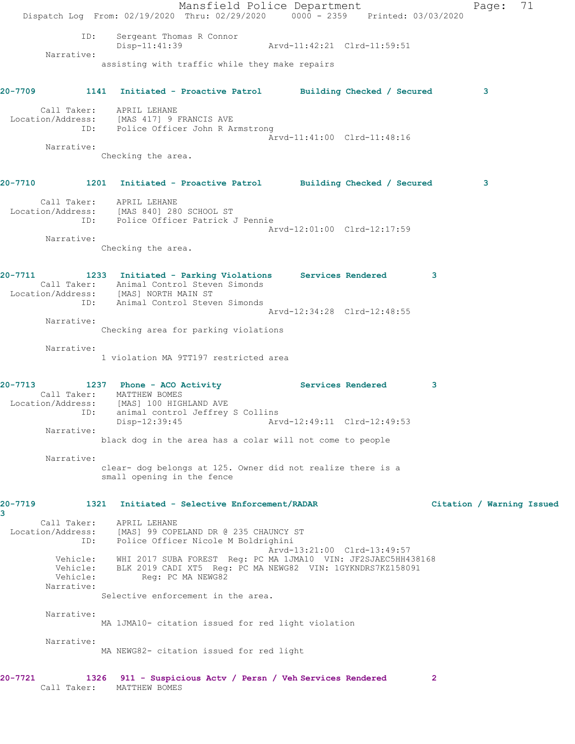ID: Sergeant Thomas R Connor
Disp-11:41:39 Arvd-11:42:21 Clrd-11:59:51

Narrative:
assisting with traffic while they make repairs

**20-7709 1141 Initiated - Proactive Patrol Building Checked / Secured 3**

Call Taker: APRIL LEHANE
Location/Address: [MAS 417] 9 FRANCIS AVE
ID: Police Officer John R Armstrong
Arvd-11:41:00 Clrd-11:48:16

Narrative:
Checking the area.

**20-7710 1201 Initiated - Proactive Patrol Building Checked / Secured 3**

Call Taker: APRIL LEHANE
Location/Address: [MAS 840] 280 SCHOOL ST
ID: Police Officer Patrick J Pennie
Arvd-12:01:00 Clrd-12:17:59

Narrative:
Checking the area.

**20-7711 1233 Initiated - Parking Violations Services Rendered 3**

Call Taker: Animal Control Steven Simonds
Location/Address: [MAS] NORTH MAIN ST
ID: Animal Control Steven Simonds
Arvd-12:34:28 Clrd-12:48:55

Narrative:
Checking area for parking violations

Narrative:
1 violation MA 9TT197 restricted area

**20-7713 1237 Phone - ACO Activity Services Rendered 3**

Call Taker: MATTHEW BOMES
Location/Address: [MAS] 100 HIGHLAND AVE
ID: animal control Jeffrey S Collins
Disp-12:39:45 Arvd-12:49:11 Clrd-12:49:53

Narrative:
black dog in the area has a colar will not come to people

Narrative:
clear- dog belongs at 125. Owner did not realize there is a small opening in the fence

**20-7719 1321 Initiated - Selective Enforcement/RADAR Citation / Warning Issued 3**

Call Taker: APRIL LEHANE
Location/Address: [MAS] 99 COPELAND DR @ 235 CHAUNCY ST
ID: Police Officer Nicole M Boldrighini
Arvd-13:21:00 Clrd-13:49:57
Vehicle: WHI 2017 SUBA FOREST Reg: PC MA 1JMA10 VIN: JF2SJAEC5HH438168
Vehicle: BLK 2019 CADI XT5 Reg: PC MA NEWG82 VIN: 1GYKNDRS7KZ158091
Vehicle: Reg: PC MA NEWG82

Narrative:
Selective enforcement in the area.

Narrative:
MA 1JMA10- citation issued for red light violation

Narrative:
MA NEWG82- citation issued for red light

**20-7721 1326 911 - Suspicious Actv / Persn / Veh Services Rendered 2**

Call Taker: MATTHEW BOMES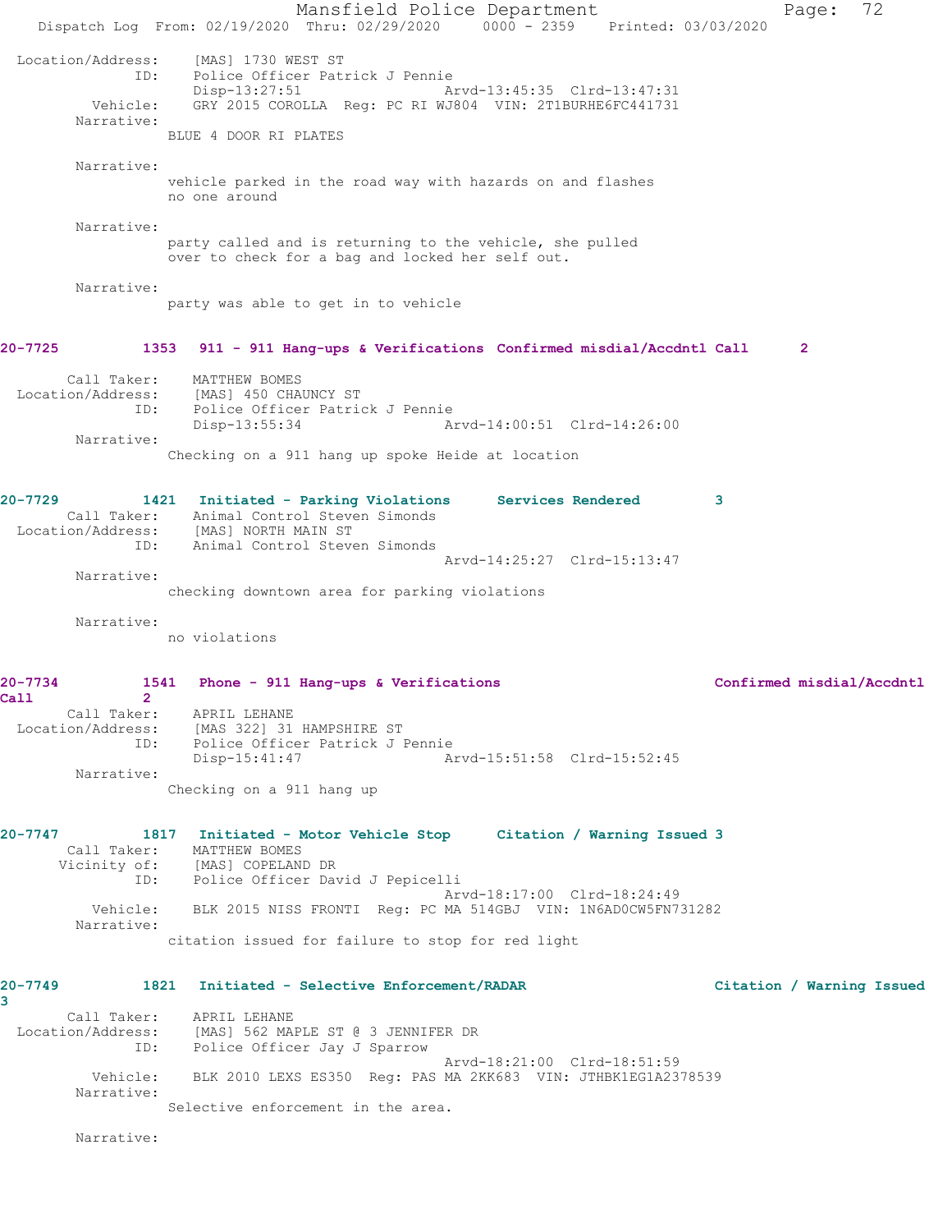Location/Address: [MAS] 1730 WEST ST
ID: Police Officer Patrick J Pennie
Disp-13:27:51 Arvd-13:45:35 Clrd-13:47:31
Vehicle: GRY 2015 COROLLA Reg: PC RI WJ804 VIN: 2T1BURHE6FC441731
Narrative:
BLUE 4 DOOR RI PLATES

Narrative:
vehicle parked in the road way with hazards on and flashes
no one around

Narrative:
party called and is returning to the vehicle, she pulled
over to check for a bag and locked her self out.

Narrative:
party was able to get in to vehicle

**20-7725 1353 911 - 911 Hang-ups & Verifications Confirmed misdial/Accdntl Call 2**

Call Taker: MATTHEW BOMES
Location/Address: [MAS] 450 CHAUNCY ST
ID: Police Officer Patrick J Pennie
Disp-13:55:34 Arvd-14:00:51 Clrd-14:26:00
Narrative:
Checking on a 911 hang up spoke Heide at location

**20-7729 1421 Initiated - Parking Violations Services Rendered 3**

Call Taker: Animal Control Steven Simonds
Location/Address: [MAS] NORTH MAIN ST
ID: Animal Control Steven Simonds
Arvd-14:25:27 Clrd-15:13:47
Narrative:
checking downtown area for parking violations

Narrative:
no violations

**20-7734 1541 Phone - 911 Hang-ups & Verifications Confirmed misdial/Accdntl Call 2**

Call Taker: APRIL LEHANE
Location/Address: [MAS 322] 31 HAMPSHIRE ST
ID: Police Officer Patrick J Pennie
Disp-15:41:47 Arvd-15:51:58 Clrd-15:52:45
Narrative:
Checking on a 911 hang up

**20-7747 1817 Initiated - Motor Vehicle Stop Citation / Warning Issued 3**

Call Taker: MATTHEW BOMES
Vicinity of: [MAS] COPELAND DR
ID: Police Officer David J Pepicelli
Arvd-18:17:00 Clrd-18:24:49
Vehicle: BLK 2015 NISS FRONTI Reg: PC MA 514GBJ VIN: 1N6AD0CW5FN731282
Narrative:
citation issued for failure to stop for red light

**20-7749 1821 Initiated - Selective Enforcement/RADAR Citation / Warning Issued 3**

Call Taker: APRIL LEHANE
Location/Address: [MAS] 562 MAPLE ST @ 3 JENNIFER DR
ID: Police Officer Jay J Sparrow
Arvd-18:21:00 Clrd-18:51:59
Vehicle: BLK 2010 LEXS ES350 Reg: PAS MA 2KK683 VIN: JTHBK1EG1A2378539
Narrative:
Selective enforcement in the area.

Narrative: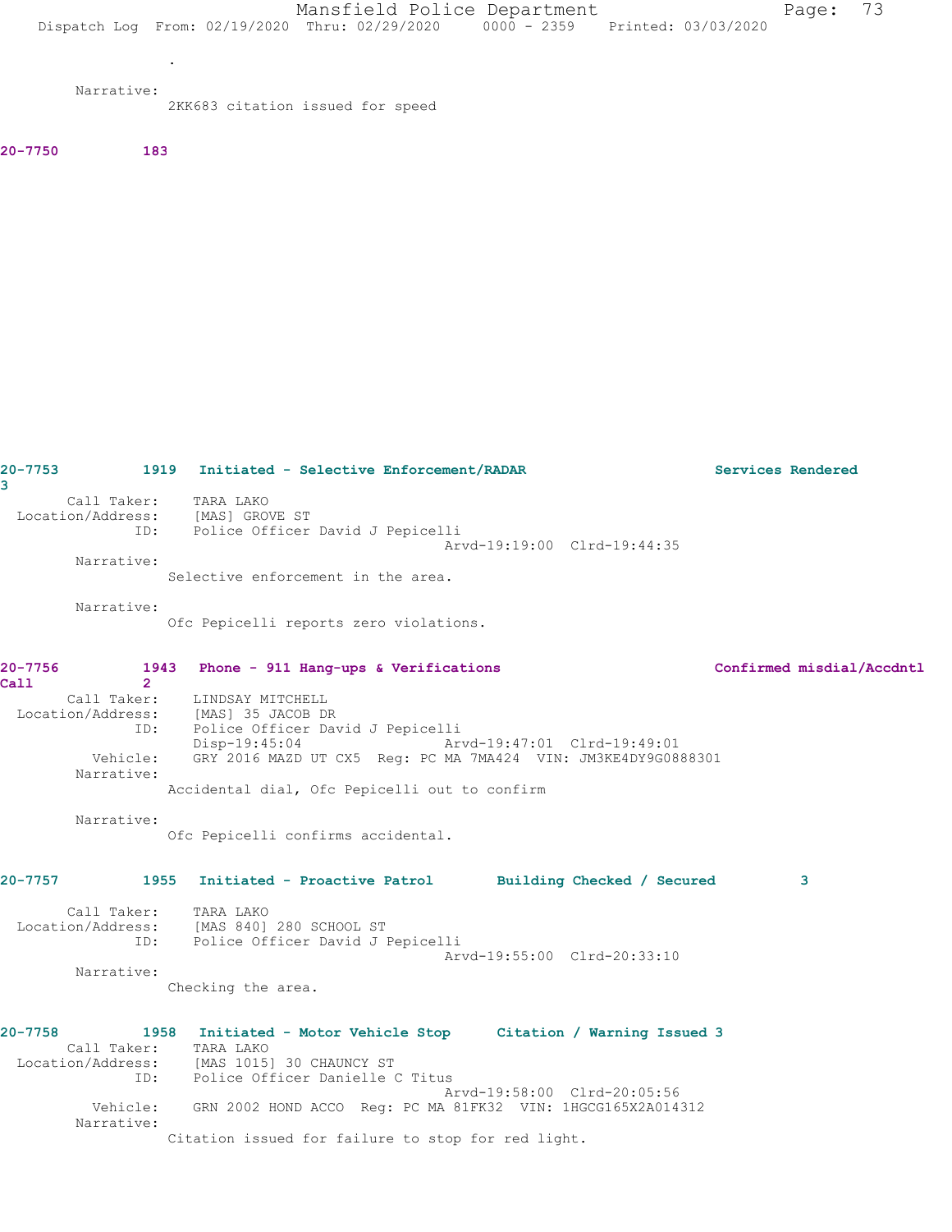.

Narrative:
2KK683 citation issued for speed

**20-7750 183**

**20-7753 1919 Initiated - Selective Enforcement/RADAR Services Rendered 3**

Call Taker: TARA LAKO
Location/Address: [MAS] GROVE ST
ID: Police Officer David J Pepicelli
Arvd-19:19:00 Clrd-19:44:35

Narrative:
Selective enforcement in the area.

Narrative:
Ofc Pepicelli reports zero violations.

**20-7756 1943 Phone - 911 Hang-ups & Verifications Confirmed misdial/Accdntl Call 2**

Call Taker: LINDSAY MITCHELL
Location/Address: [MAS] 35 JACOB DR
ID: Police Officer David J Pepicelli
Disp-19:45:04 Arvd-19:47:01 Clrd-19:49:01
Vehicle: GRY 2016 MAZD UT CX5 Reg: PC MA 7MA424 VIN: JM3KE4DY9G0888301

Narrative:
Accidental dial, Ofc Pepicelli out to confirm

Narrative:
Ofc Pepicelli confirms accidental.

**20-7757 1955 Initiated - Proactive Patrol Building Checked / Secured 3**

Call Taker: TARA LAKO
Location/Address: [MAS 840] 280 SCHOOL ST
ID: Police Officer David J Pepicelli
Arvd-19:55:00 Clrd-20:33:10

Narrative:
Checking the area.

**20-7758 1958 Initiated - Motor Vehicle Stop Citation / Warning Issued 3**

Call Taker: TARA LAKO
Location/Address: [MAS 1015] 30 CHAUNCY ST
ID: Police Officer Danielle C Titus
Arvd-19:58:00 Clrd-20:05:56
Vehicle: GRN 2002 HOND ACCO Reg: PC MA 81FK32 VIN: 1HGCG165X2A014312

Narrative:
Citation issued for failure to stop for red light.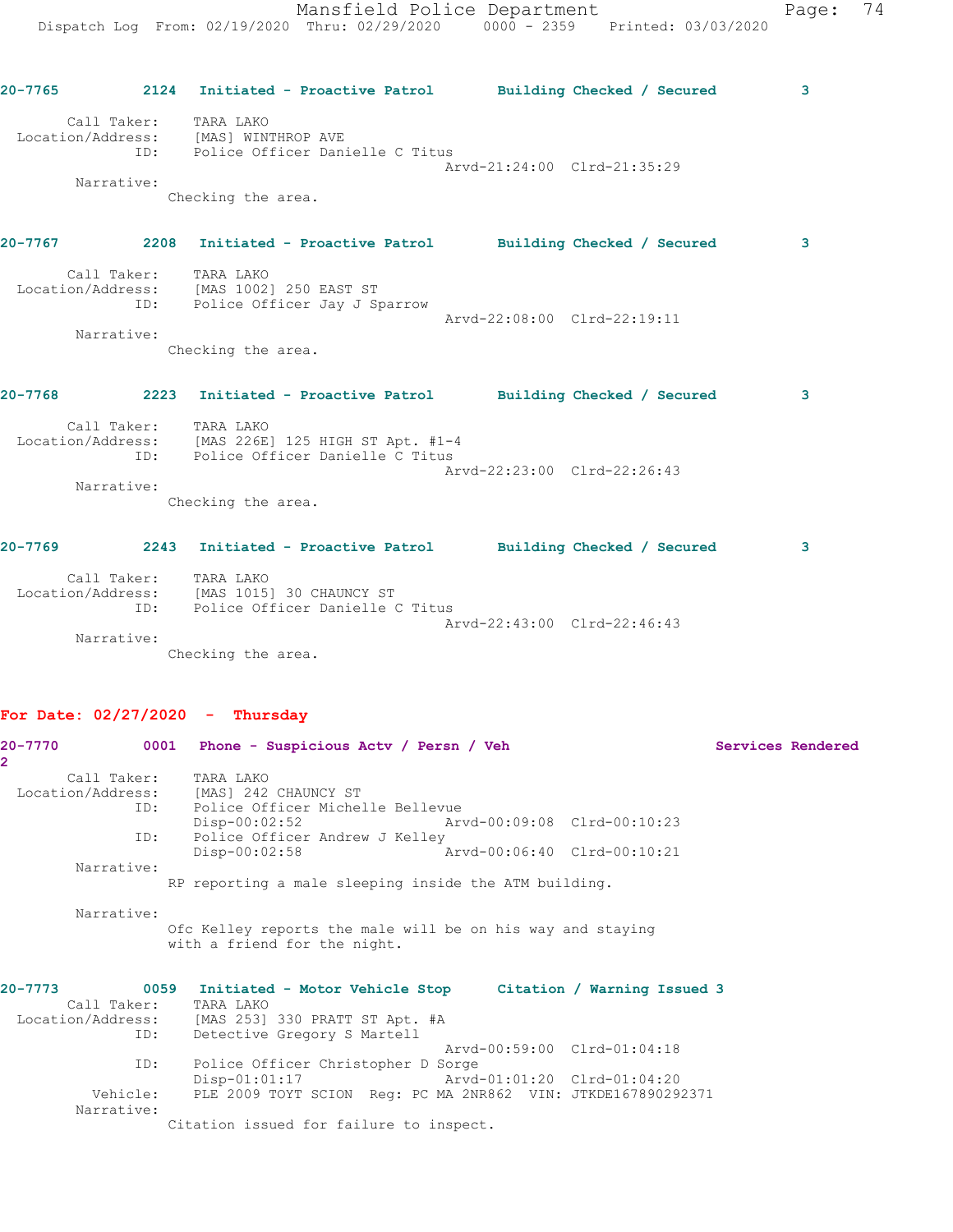20-7765 2124 Initiated - Proactive Patrol Building Checked / Secured 3

Call Taker: TARA LAKO
Location/Address: [MAS] WINTHROP AVE
ID: Police Officer Danielle C Titus
Arvd-21:24:00 Clrd-21:35:29
Narrative:
Checking the area.

20-7767 2208 Initiated - Proactive Patrol Building Checked / Secured 3

Call Taker: TARA LAKO
Location/Address: [MAS 1002] 250 EAST ST
ID: Police Officer Jay J Sparrow
Arvd-22:08:00 Clrd-22:19:11
Narrative:
Checking the area.

20-7768 2223 Initiated - Proactive Patrol Building Checked / Secured 3

Call Taker: TARA LAKO
Location/Address: [MAS 226E] 125 HIGH ST Apt. #1-4
ID: Police Officer Danielle C Titus
Arvd-22:23:00 Clrd-22:26:43
Narrative:
Checking the area.

20-7769 2243 Initiated - Proactive Patrol Building Checked / Secured 3

Call Taker: TARA LAKO
Location/Address: [MAS 1015] 30 CHAUNCY ST
ID: Police Officer Danielle C Titus
Arvd-22:43:00 Clrd-22:46:43
Narrative:
Checking the area.

**For Date: 02/27/2020 - Thursday**

20-7770 0001 Phone - Suspicious Actv / Persn / Veh Services Rendered 2

Call Taker: TARA LAKO
Location/Address: [MAS] 242 CHAUNCY ST
ID: Police Officer Michelle Bellevue
Disp-00:02:52 Arvd-00:09:08 Clrd-00:10:23
ID: Police Officer Andrew J Kelley
Disp-00:02:58 Arvd-00:06:40 Clrd-00:10:21
Narrative:
RP reporting a male sleeping inside the ATM building.

Narrative:
Ofc Kelley reports the male will be on his way and staying with a friend for the night.

20-7773 0059 Initiated - Motor Vehicle Stop Citation / Warning Issued 3
Call Taker: TARA LAKO
Location/Address: [MAS 253] 330 PRATT ST Apt. #A
ID: Detective Gregory S Martell
Arvd-00:59:00 Clrd-01:04:18
ID: Police Officer Christopher D Sorge
Disp-01:01:17 Arvd-01:01:20 Clrd-01:04:20
Vehicle: PLE 2009 TOYT SCION Reg: PC MA 2NR862 VIN: JTKDE167890292371
Narrative:
Citation issued for failure to inspect.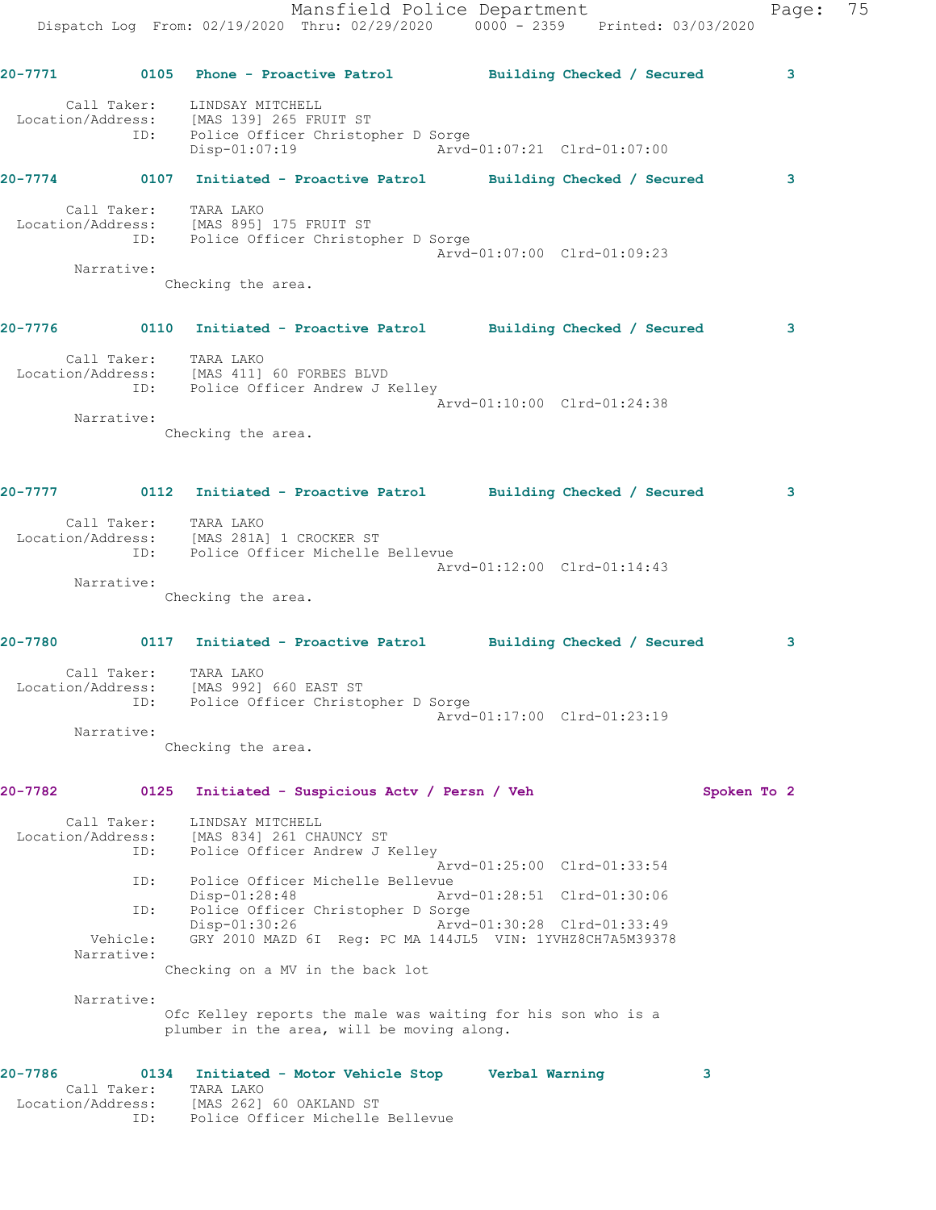20-7771 0105 Phone - Proactive Patrol Building Checked / Secured 3

Call Taker: LINDSAY MITCHELL
Location/Address: [MAS 139] 265 FRUIT ST
ID: Police Officer Christopher D Sorge
Disp-01:07:19 Arvd-01:07:21 Clrd-01:07:00

20-7774 0107 Initiated - Proactive Patrol Building Checked / Secured 3

Call Taker: TARA LAKO
Location/Address: [MAS 895] 175 FRUIT ST
ID: Police Officer Christopher D Sorge
Arvd-01:07:00 Clrd-01:09:23
Narrative:
Checking the area.

20-7776 0110 Initiated - Proactive Patrol Building Checked / Secured 3

Call Taker: TARA LAKO
Location/Address: [MAS 411] 60 FORBES BLVD
ID: Police Officer Andrew J Kelley
Arvd-01:10:00 Clrd-01:24:38
Narrative:
Checking the area.

20-7777 0112 Initiated - Proactive Patrol Building Checked / Secured 3

Call Taker: TARA LAKO
Location/Address: [MAS 281A] 1 CROCKER ST
ID: Police Officer Michelle Bellevue
Arvd-01:12:00 Clrd-01:14:43
Narrative:
Checking the area.

20-7780 0117 Initiated - Proactive Patrol Building Checked / Secured 3

Call Taker: TARA LAKO
Location/Address: [MAS 992] 660 EAST ST
ID: Police Officer Christopher D Sorge
Arvd-01:17:00 Clrd-01:23:19
Narrative:
Checking the area.

20-7782 0125 Initiated - Suspicious Actv / Persn / Veh Spoken To 2

Call Taker: LINDSAY MITCHELL
Location/Address: [MAS 834] 261 CHAUNCY ST
ID: Police Officer Andrew J Kelley
Arvd-01:25:00 Clrd-01:33:54
ID: Police Officer Michelle Bellevue
Disp-01:28:48 Arvd-01:28:51 Clrd-01:30:06
ID: Police Officer Christopher D Sorge
Disp-01:30:26 Arvd-01:30:28 Clrd-01:33:49
Vehicle: GRY 2010 MAZD 6I Reg: PC MA 144JL5 VIN: 1YVHZ8CH7A5M39378
Narrative:
Checking on a MV in the back lot

Narrative:
Ofc Kelley reports the male was waiting for his son who is a plumber in the area, will be moving along.

20-7786 0134 Initiated - Motor Vehicle Stop Verbal Warning 3
Call Taker: TARA LAKO
Location/Address: [MAS 262] 60 OAKLAND ST
ID: Police Officer Michelle Bellevue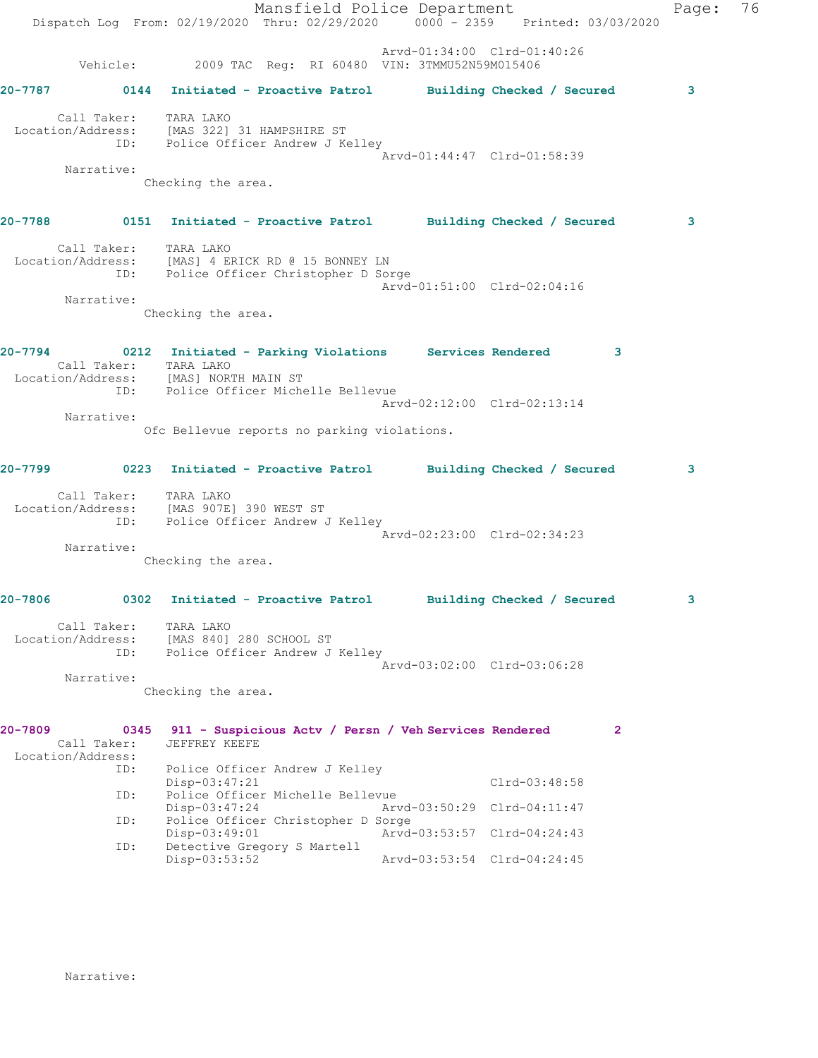Arvd-01:34:00 Clrd-01:40:26
Vehicle: 2009 TAC Reg: RI 60480 VIN: 3TMMU52N59M015406

**20-7787 0144 Initiated - Proactive Patrol Building Checked / Secured 3**

Call Taker: TARA LAKO
Location/Address: [MAS 322] 31 HAMPSHIRE ST
ID: Police Officer Andrew J Kelley
Arvd-01:44:47 Clrd-01:58:39
Narrative:
Checking the area.

**20-7788 0151 Initiated - Proactive Patrol Building Checked / Secured 3**

Call Taker: TARA LAKO
Location/Address: [MAS] 4 ERICK RD @ 15 BONNEY LN
ID: Police Officer Christopher D Sorge
Arvd-01:51:00 Clrd-02:04:16
Narrative:
Checking the area.

**20-7794 0212 Initiated - Parking Violations Services Rendered 3**

Call Taker: TARA LAKO
Location/Address: [MAS] NORTH MAIN ST
ID: Police Officer Michelle Bellevue
Arvd-02:12:00 Clrd-02:13:14
Narrative:
Ofc Bellevue reports no parking violations.

**20-7799 0223 Initiated - Proactive Patrol Building Checked / Secured 3**

Call Taker: TARA LAKO
Location/Address: [MAS 907E] 390 WEST ST
ID: Police Officer Andrew J Kelley
Arvd-02:23:00 Clrd-02:34:23
Narrative:
Checking the area.

**20-7806 0302 Initiated - Proactive Patrol Building Checked / Secured 3**

Call Taker: TARA LAKO
Location/Address: [MAS 840] 280 SCHOOL ST
ID: Police Officer Andrew J Kelley
Arvd-03:02:00 Clrd-03:06:28
Narrative:
Checking the area.

**20-7809 0345 911 - Suspicious Actv / Persn / Veh Services Rendered 2**

Call Taker: JEFFREY KEEFE
Location/Address:
ID: Police Officer Andrew J Kelley
Disp-03:47:21 Clrd-03:48:58
ID: Police Officer Michelle Bellevue
Disp-03:47:24 Arvd-03:50:29 Clrd-04:11:47
ID: Police Officer Christopher D Sorge
Disp-03:49:01 Arvd-03:53:57 Clrd-04:24:43
ID: Detective Gregory S Martell
Disp-03:53:52 Arvd-03:53:54 Clrd-04:24:45

Narrative: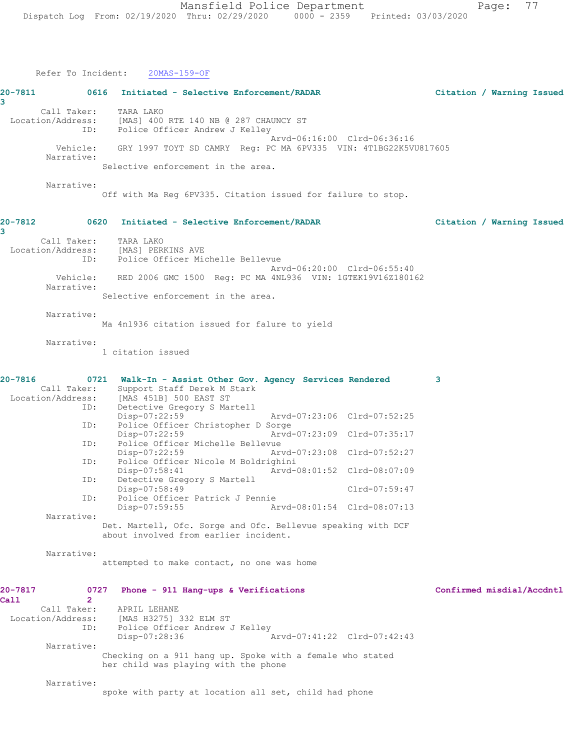Refer To Incident: 20MAS-159-OF

**20-7811 0616 Initiated - Selective Enforcement/RADAR Citation / Warning Issued 3**

Call Taker: TARA LAKO
Location/Address: [MAS] 400 RTE 140 NB @ 287 CHAUNCY ST
ID: Police Officer Andrew J Kelley
Arvd-06:16:00 Clrd-06:36:16
Vehicle: GRY 1997 TOYT SD CAMRY Reg: PC MA 6PV335 VIN: 4T1BG22K5VU817605
Narrative:
Selective enforcement in the area.

Narrative:
Off with Ma Reg 6PV335. Citation issued for failure to stop.

**20-7812 0620 Initiated - Selective Enforcement/RADAR Citation / Warning Issued 3**

Call Taker: TARA LAKO
Location/Address: [MAS] PERKINS AVE
ID: Police Officer Michelle Bellevue
Arvd-06:20:00 Clrd-06:55:40
Vehicle: RED 2006 GMC 1500 Reg: PC MA 4NL936 VIN: 1GTEK19V16Z180162
Narrative:
Selective enforcement in the area.

Narrative:
Ma 4nl936 citation issued for falure to yield

Narrative:
1 citation issued

**20-7816 0721 Walk-In - Assist Other Gov. Agency Services Rendered 3**

Call Taker: Support Staff Derek M Stark
Location/Address: [MAS 451B] 500 EAST ST
ID: Detective Gregory S Martell
Disp-07:22:59 Arvd-07:23:06 Clrd-07:52:25
ID: Police Officer Christopher D Sorge
Disp-07:22:59 Arvd-07:23:09 Clrd-07:35:17
ID: Police Officer Michelle Bellevue
Disp-07:22:59 Arvd-07:23:08 Clrd-07:52:27
ID: Police Officer Nicole M Boldrighini
Disp-07:58:41 Arvd-08:01:52 Clrd-08:07:09
ID: Detective Gregory S Martell
Disp-07:58:49 Clrd-07:59:47
ID: Police Officer Patrick J Pennie
Disp-07:59:55 Arvd-08:01:54 Clrd-08:07:13
Narrative:
Det. Martell, Ofc. Sorge and Ofc. Bellevue speaking with DCF about involved from earlier incident.

Narrative:
attempted to make contact, no one was home

**20-7817 0727 Phone - 911 Hang-ups & Verifications Confirmed misdial/Accdntl Call 2**

Call Taker: APRIL LEHANE
Location/Address: [MAS H3275] 332 ELM ST
ID: Police Officer Andrew J Kelley
Disp-07:28:36 Arvd-07:41:22 Clrd-07:42:43
Narrative:
Checking on a 911 hang up. Spoke with a female who stated her child was playing with the phone

Narrative:
spoke with party at location all set, child had phone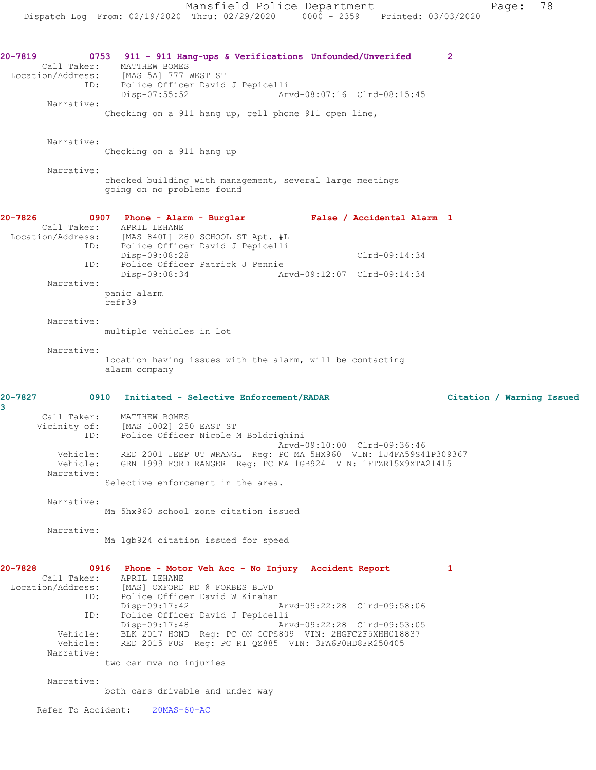**20-7819** 0753 911 - 911 Hang-ups & Verifications Unfounded/Unverifed 2

Call Taker: MATTHEW BOMES
Location/Address: [MAS 5A] 777 WEST ST
ID: Police Officer David J Pepicelli
Disp-07:55:52 Arvd-08:07:16 Clrd-08:15:45

Narrative:
Checking on a 911 hang up, cell phone 911 open line,

Narrative:
Checking on a 911 hang up

Narrative:
checked building with management, several large meetings going on no problems found

**20-7826** 0907 Phone - Alarm - Burglar False / Accidental Alarm 1

Call Taker: APRIL LEHANE
Location/Address: [MAS 840L] 280 SCHOOL ST Apt. #L
ID: Police Officer David J Pepicelli
Disp-09:08:28 Clrd-09:14:34
ID: Police Officer Patrick J Pennie
Disp-09:08:34 Arvd-09:12:07 Clrd-09:14:34

Narrative:
panic alarm
ref#39

Narrative:
multiple vehicles in lot

Narrative:
location having issues with the alarm, will be contacting alarm company

**20-7827** 0910 Initiated - Selective Enforcement/RADAR Citation / Warning Issued 3

Call Taker: MATTHEW BOMES
Vicinity of: [MAS 1002] 250 EAST ST
ID: Police Officer Nicole M Boldrighini
Arvd-09:10:00 Clrd-09:36:46
Vehicle: RED 2001 JEEP UT WRANGL Reg: PC MA 5HX960 VIN: 1J4FA59S41P309367
Vehicle: GRN 1999 FORD RANGER Reg: PC MA 1GB924 VIN: 1FTZR15X9XTA21415

Narrative:
Selective enforcement in the area.

Narrative:
Ma 5hx960 school zone citation issued

Narrative:
Ma 1gb924 citation issued for speed

**20-7828** 0916 Phone - Motor Veh Acc - No Injury Accident Report 1

Call Taker: APRIL LEHANE
Location/Address: [MAS] OXFORD RD @ FORBES BLVD
ID: Police Officer David W Kinahan
Disp-09:17:42 Arvd-09:22:28 Clrd-09:58:06
ID: Police Officer David J Pepicelli
Disp-09:17:48 Arvd-09:22:28 Clrd-09:53:05
Vehicle: BLK 2017 HOND Reg: PC ON CCPS809 VIN: 2HGFC2F5XHH018837
Vehicle: RED 2015 FUS Reg: PC RI QZ885 VIN: 3FA6P0HD8FR250405

Narrative:
two car mva no injuries

Narrative:
both cars drivable and under way

Refer To Accident: 20MAS-60-AC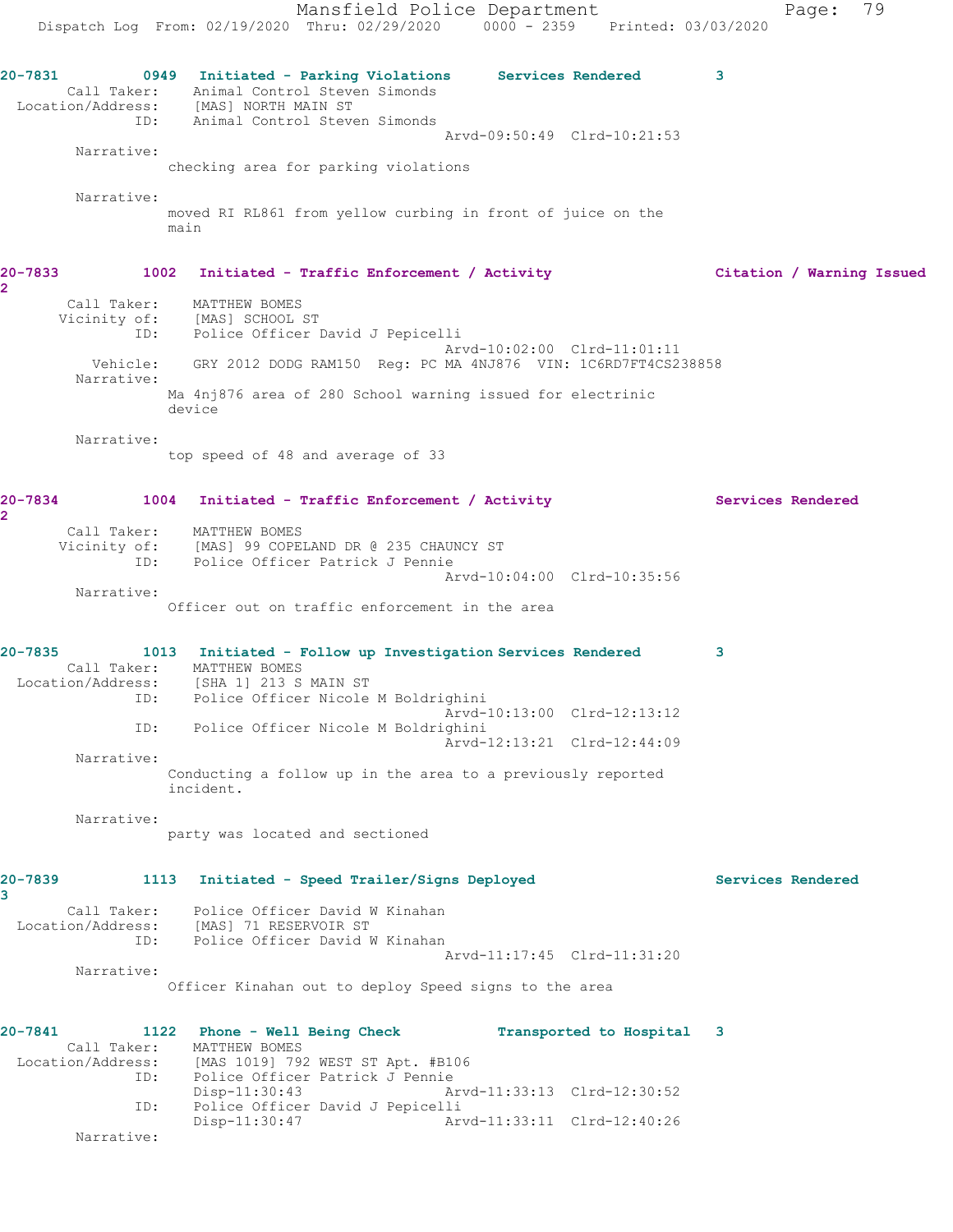**20-7831** 0949 Initiated - Parking Violations — Services Rendered — 3

Call Taker: Animal Control Steven Simonds
Location/Address: [MAS] NORTH MAIN ST
ID: Animal Control Steven Simonds
Arvd-09:50:49 Clrd-10:21:53

Narrative:
checking area for parking violations

Narrative:
moved RI RL861 from yellow curbing in front of juice on the main

**20-7833** 1002 Initiated - Traffic Enforcement / Activity — Citation / Warning Issued — 2

Call Taker: MATTHEW BOMES
Vicinity of: [MAS] SCHOOL ST
ID: Police Officer David J Pepicelli
Arvd-10:02:00 Clrd-11:01:11
Vehicle: GRY 2012 DODG RAM150 Reg: PC MA 4NJ876 VIN: 1C6RD7FT4CS238858

Narrative:
Ma 4nj876 area of 280 School warning issued for electrinic device

Narrative:
top speed of 48 and average of 33

**20-7834** 1004 Initiated - Traffic Enforcement / Activity — Services Rendered — 2

Call Taker: MATTHEW BOMES
Vicinity of: [MAS] 99 COPELAND DR @ 235 CHAUNCY ST
ID: Police Officer Patrick J Pennie
Arvd-10:04:00 Clrd-10:35:56

Narrative:
Officer out on traffic enforcement in the area

**20-7835** 1013 Initiated - Follow up Investigation — Services Rendered — 3

Call Taker: MATTHEW BOMES
Location/Address: [SHA 1] 213 S MAIN ST
ID: Police Officer Nicole M Boldrighini
Arvd-10:13:00 Clrd-12:13:12
ID: Police Officer Nicole M Boldrighini
Arvd-12:13:21 Clrd-12:44:09

Narrative:
Conducting a follow up in the area to a previously reported incident.

Narrative:
party was located and sectioned

**20-7839** 1113 Initiated - Speed Trailer/Signs Deployed — Services Rendered — 3

Call Taker: Police Officer David W Kinahan
Location/Address: [MAS] 71 RESERVOIR ST
ID: Police Officer David W Kinahan
Arvd-11:17:45 Clrd-11:31:20

Narrative:
Officer Kinahan out to deploy Speed signs to the area

**20-7841** 1122 Phone - Well Being Check — Transported to Hospital — 3

Call Taker: MATTHEW BOMES
Location/Address: [MAS 1019] 792 WEST ST Apt. #B106
ID: Police Officer Patrick J Pennie
Disp-11:30:43 Arvd-11:33:13 Clrd-12:30:52
ID: Police Officer David J Pepicelli
Disp-11:30:47 Arvd-11:33:11 Clrd-12:40:26

Narrative: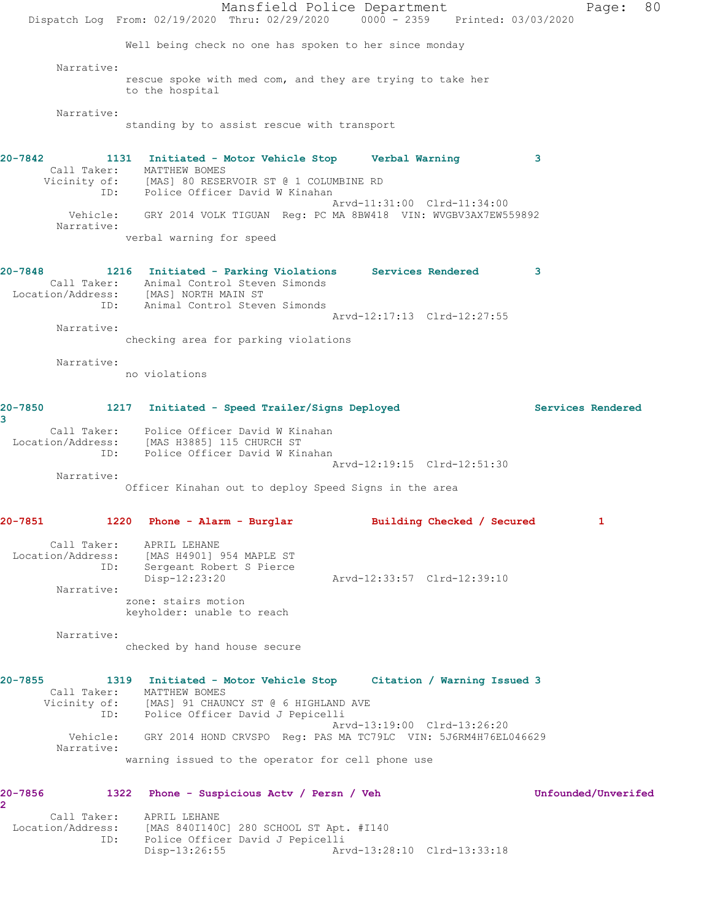Well being check no one has spoken to her since monday

Narrative:
rescue spoke with med com, and they are trying to take her to the hospital

Narrative:
standing by to assist rescue with transport

**20-7842 1131 Initiated - Motor Vehicle Stop Verbal Warning 3**
Call Taker: MATTHEW BOMES
Vicinity of: [MAS] 80 RESERVOIR ST @ 1 COLUMBINE RD
ID: Police Officer David W Kinahan
Arvd-11:31:00 Clrd-11:34:00
Vehicle: GRY 2014 VOLK TIGUAN Reg: PC MA 8BW418 VIN: WVGBV3AX7EW559892
Narrative:
verbal warning for speed

**20-7848 1216 Initiated - Parking Violations Services Rendered 3**
Call Taker: Animal Control Steven Simonds
Location/Address: [MAS] NORTH MAIN ST
ID: Animal Control Steven Simonds
Arvd-12:17:13 Clrd-12:27:55
Narrative:
checking area for parking violations

Narrative:
no violations

**20-7850 1217 Initiated - Speed Trailer/Signs Deployed Services Rendered 3**
Call Taker: Police Officer David W Kinahan
Location/Address: [MAS H3885] 115 CHURCH ST
ID: Police Officer David W Kinahan
Arvd-12:19:15 Clrd-12:51:30
Narrative:
Officer Kinahan out to deploy Speed Signs in the area

**20-7851 1220 Phone - Alarm - Burglar Building Checked / Secured 1**
Call Taker: APRIL LEHANE
Location/Address: [MAS H4901] 954 MAPLE ST
ID: Sergeant Robert S Pierce
Disp-12:23:20 Arvd-12:33:57 Clrd-12:39:10
Narrative:
zone: stairs motion
keyholder: unable to reach

Narrative:
checked by hand house secure

**20-7855 1319 Initiated - Motor Vehicle Stop Citation / Warning Issued 3**
Call Taker: MATTHEW BOMES
Vicinity of: [MAS] 91 CHAUNCY ST @ 6 HIGHLAND AVE
ID: Police Officer David J Pepicelli
Arvd-13:19:00 Clrd-13:26:20
Vehicle: GRY 2014 HOND CRVSPO Reg: PAS MA TC79LC VIN: 5J6RM4H76EL046629
Narrative:
warning issued to the operator for cell phone use

**20-7856 1322 Phone - Suspicious Actv / Persn / Veh Unfounded/Unverifed 2**
Call Taker: APRIL LEHANE
Location/Address: [MAS 840I140C] 280 SCHOOL ST Apt. #I140
ID: Police Officer David J Pepicelli
Disp-13:26:55 Arvd-13:28:10 Clrd-13:33:18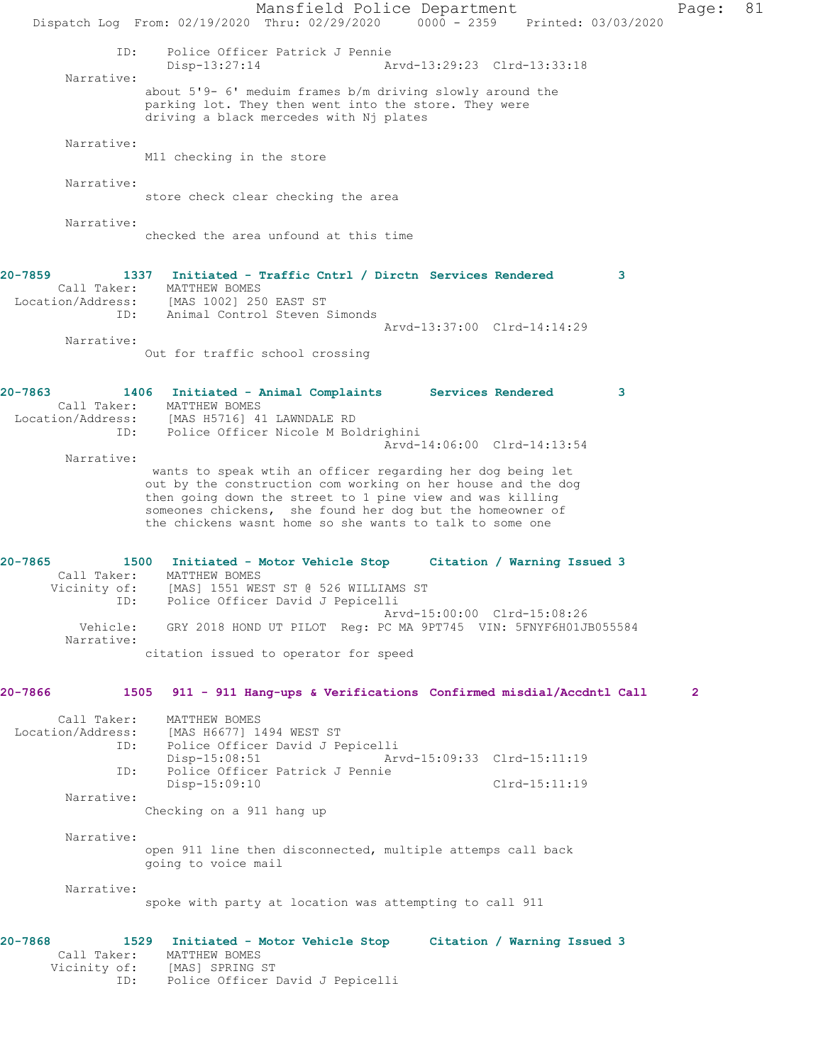```
            ID:    Police Officer Patrick J Pennie
                   Disp-13:27:14              Arvd-13:29:23  Clrd-13:33:18
       Narrative:
                about 5'9- 6' meduim frames b/m driving slowly around the
                parking lot. They then went into the store. They were
                driving a black mercedes with Nj plates

       Narrative:
                M11 checking in the store

       Narrative:
                store check clear checking the area

       Narrative:
                checked the area unfound at this time


20-7859          1337  Initiated - Traffic Cntrl / Dirctn  Services Rendered        3
        Call Taker:    MATTHEW BOMES
  Location/Address:    [MAS 1002] 250 EAST ST
                ID:    Animal Control Steven Simonds
                                              Arvd-13:37:00  Clrd-14:14:29
       Narrative:
                Out for traffic school crossing


20-7863          1406  Initiated - Animal Complaints      Services Rendered        3
        Call Taker:    MATTHEW BOMES
  Location/Address:    [MAS H5716] 41 LAWNDALE RD
                ID:    Police Officer Nicole M Boldrighini
                                              Arvd-14:06:00  Clrd-14:13:54
       Narrative:
                 wants to speak wtih an officer regarding her dog being let
                out by the construction com working on her house and the dog
                then going down the street to 1 pine view and was killing
                someones chickens,  she found her dog but the homeowner of
                the chickens wasnt home so she wants to talk to some one


20-7865          1500  Initiated - Motor Vehicle Stop     Citation / Warning Issued 3
        Call Taker:    MATTHEW BOMES
      Vicinity of:     [MAS] 1551 WEST ST @ 526 WILLIAMS ST
                ID:    Police Officer David J Pepicelli
                                              Arvd-15:00:00  Clrd-15:08:26
          Vehicle:     GRY 2018 HOND UT PILOT  Reg: PC MA 9PT745  VIN: 5FNYF6H01JB055584
       Narrative:
                citation issued to operator for speed


20-7866          1505  911 - 911 Hang-ups & Verifications  Confirmed misdial/Accdntl Call      2

        Call Taker:    MATTHEW BOMES
  Location/Address:    [MAS H6677] 1494 WEST ST
                ID:    Police Officer David J Pepicelli
                       Disp-15:08:51              Arvd-15:09:33  Clrd-15:11:19
                ID:    Police Officer Patrick J Pennie
                       Disp-15:09:10                             Clrd-15:11:19
       Narrative:
                Checking on a 911 hang up

       Narrative:
                open 911 line then disconnected, multiple attemps call back
                going to voice mail

       Narrative:
                spoke with party at location was attempting to call 911


20-7868          1529  Initiated - Motor Vehicle Stop     Citation / Warning Issued 3
        Call Taker:    MATTHEW BOMES
      Vicinity of:     [MAS] SPRING ST
                ID:    Police Officer David J Pepicelli
```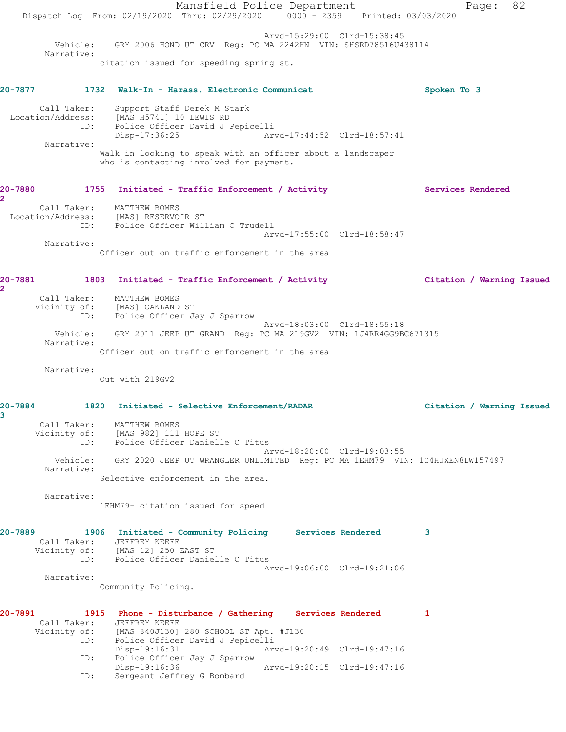Arvd-15:29:00 Clrd-15:38:45
Vehicle: GRY 2006 HOND UT CRV Reg: PC MA 2242HN VIN: SHSRD78516U438114
Narrative:
citation issued for speeding spring st.

**20-7877 1732 Walk-In - Harass. Electronic Communicat Spoken To 3**

Call Taker: Support Staff Derek M Stark
Location/Address: [MAS H5741] 10 LEWIS RD
ID: Police Officer David J Pepicelli
Disp-17:36:25 Arvd-17:44:52 Clrd-18:57:41
Narrative:
Walk in looking to speak with an officer about a landscaper who is contacting involved for payment.

**20-7880 1755 Initiated - Traffic Enforcement / Activity Services Rendered 2**

Call Taker: MATTHEW BOMES
Location/Address: [MAS] RESERVOIR ST
ID: Police Officer William C Trudell
Arvd-17:55:00 Clrd-18:58:47
Narrative:
Officer out on traffic enforcement in the area

**20-7881 1803 Initiated - Traffic Enforcement / Activity Citation / Warning Issued 2**

Call Taker: MATTHEW BOMES
Vicinity of: [MAS] OAKLAND ST
ID: Police Officer Jay J Sparrow
Arvd-18:03:00 Clrd-18:55:18
Vehicle: GRY 2011 JEEP UT GRAND Reg: PC MA 219GV2 VIN: 1J4RR4GG9BC671315
Narrative:
Officer out on traffic enforcement in the area

Narrative:
Out with 219GV2

**20-7884 1820 Initiated - Selective Enforcement/RADAR Citation / Warning Issued 3**

Call Taker: MATTHEW BOMES
Vicinity of: [MAS 982] 111 HOPE ST
ID: Police Officer Danielle C Titus
Arvd-18:20:00 Clrd-19:03:55
Vehicle: GRY 2020 JEEP UT WRANGLER UNLIMITED Reg: PC MA 1EHM79 VIN: 1C4HJXEN8LW157497
Narrative:
Selective enforcement in the area.

Narrative:
1EHM79- citation issued for speed

**20-7889 1906 Initiated - Community Policing Services Rendered 3**

Call Taker: JEFFREY KEEFE
Vicinity of: [MAS 12] 250 EAST ST
ID: Police Officer Danielle C Titus
Arvd-19:06:00 Clrd-19:21:06
Narrative:
Community Policing.

**20-7891 1915 Phone - Disturbance / Gathering Services Rendered 1**

Call Taker: JEFFREY KEEFE
Vicinity of: [MAS 840J130] 280 SCHOOL ST Apt. #J130
ID: Police Officer David J Pepicelli
Disp-19:16:31 Arvd-19:20:49 Clrd-19:47:16
ID: Police Officer Jay J Sparrow
Disp-19:16:36 Arvd-19:20:15 Clrd-19:47:16
ID: Sergeant Jeffrey G Bombard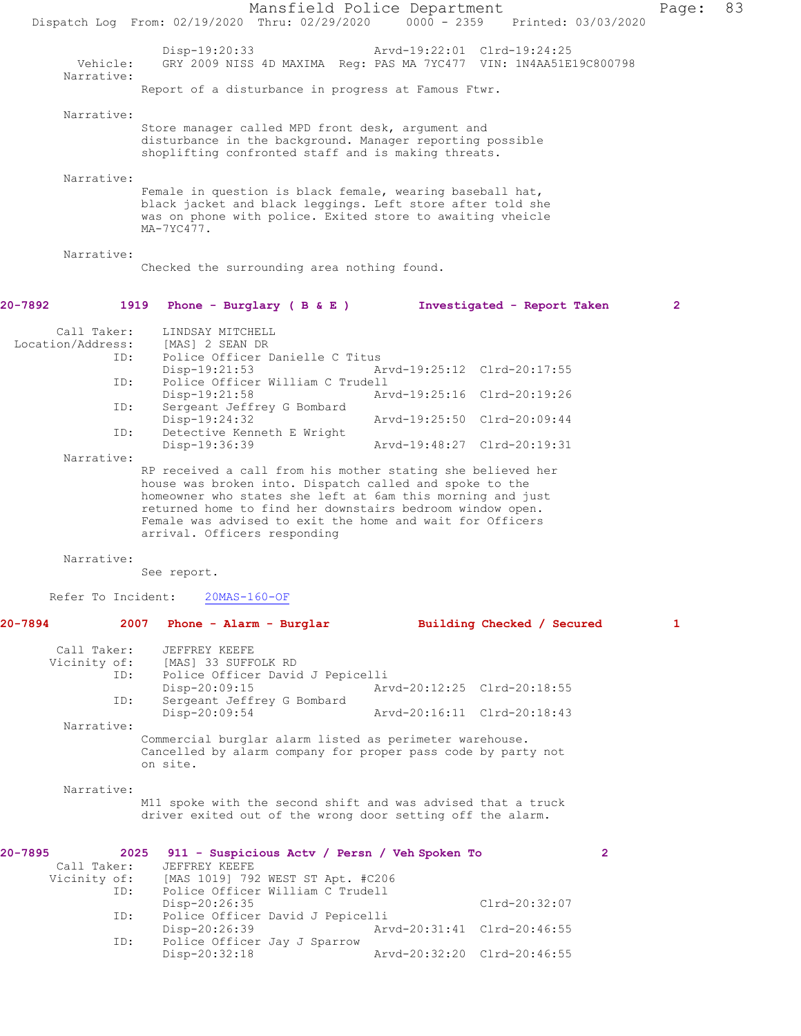```
            Disp-19:20:33                 Arvd-19:22:01  Clrd-19:24:25
   Vehicle:    GRY 2009 NISS 4D MAXIMA  Reg: PAS MA 7YC477  VIN: 1N4AA51E19C800798
   Narrative:
               Report of a disturbance in progress at Famous Ftwr.

   Narrative:
               Store manager called MPD front desk, argument and
               disturbance in the background. Manager reporting possible
               shoplifting confronted staff and is making threats.

   Narrative:
               Female in question is black female, wearing baseball hat,
               black jacket and black leggings. Left store after told she
               was on phone with police. Exited store to awaiting vheicle
               MA-7YC477.

   Narrative:
               Checked the surrounding area nothing found.
```

**20-7892 1919 Phone - Burglary ( B & E ) Investigated - Report Taken 2**

```
   Call Taker:    LINDSAY MITCHELL
Location/Address: [MAS] 2 SEAN DR
          ID:     Police Officer Danielle C Titus
                  Disp-19:21:53                 Arvd-19:25:12  Clrd-20:17:55
          ID:     Police Officer William C Trudell
                  Disp-19:21:58                 Arvd-19:25:16  Clrd-20:19:26
          ID:     Sergeant Jeffrey G Bombard
                  Disp-19:24:32                 Arvd-19:25:50  Clrd-20:09:44
          ID:     Detective Kenneth E Wright
                  Disp-19:36:39                 Arvd-19:48:27  Clrd-20:19:31
   Narrative:
               RP received a call from his mother stating she believed her
               house was broken into. Dispatch called and spoke to the
               homeowner who states she left at 6am this morning and just
               returned home to find her downstairs bedroom window open.
               Female was advised to exit the home and wait for Officers
               arrival. Officers responding

   Narrative:
               See report.

   Refer To Incident:  20MAS-160-OF
```

**20-7894 2007 Phone - Alarm - Burglar Building Checked / Secured 1**

```
   Call Taker:    JEFFREY KEEFE
   Vicinity of:   [MAS] 33 SUFFOLK RD
          ID:     Police Officer David J Pepicelli
                  Disp-20:09:15                 Arvd-20:12:25  Clrd-20:18:55
          ID:     Sergeant Jeffrey G Bombard
                  Disp-20:09:54                 Arvd-20:16:11  Clrd-20:18:43
   Narrative:
               Commercial burglar alarm listed as perimeter warehouse.
               Cancelled by alarm company for proper pass code by party not
               on site.

   Narrative:
               M11 spoke with the second shift and was advised that a truck
               driver exited out of the wrong door setting off the alarm.
```

**20-7895 2025 911 - Suspicious Actv / Persn / Veh Spoken To 2**

```
   Call Taker:    JEFFREY KEEFE
   Vicinity of:   [MAS 1019] 792 WEST ST Apt. #C206
          ID:     Police Officer William C Trudell
                  Disp-20:26:35                                Clrd-20:32:07
          ID:     Police Officer David J Pepicelli
                  Disp-20:26:39                 Arvd-20:31:41  Clrd-20:46:55
          ID:     Police Officer Jay J Sparrow
                  Disp-20:32:18                 Arvd-20:32:20  Clrd-20:46:55
```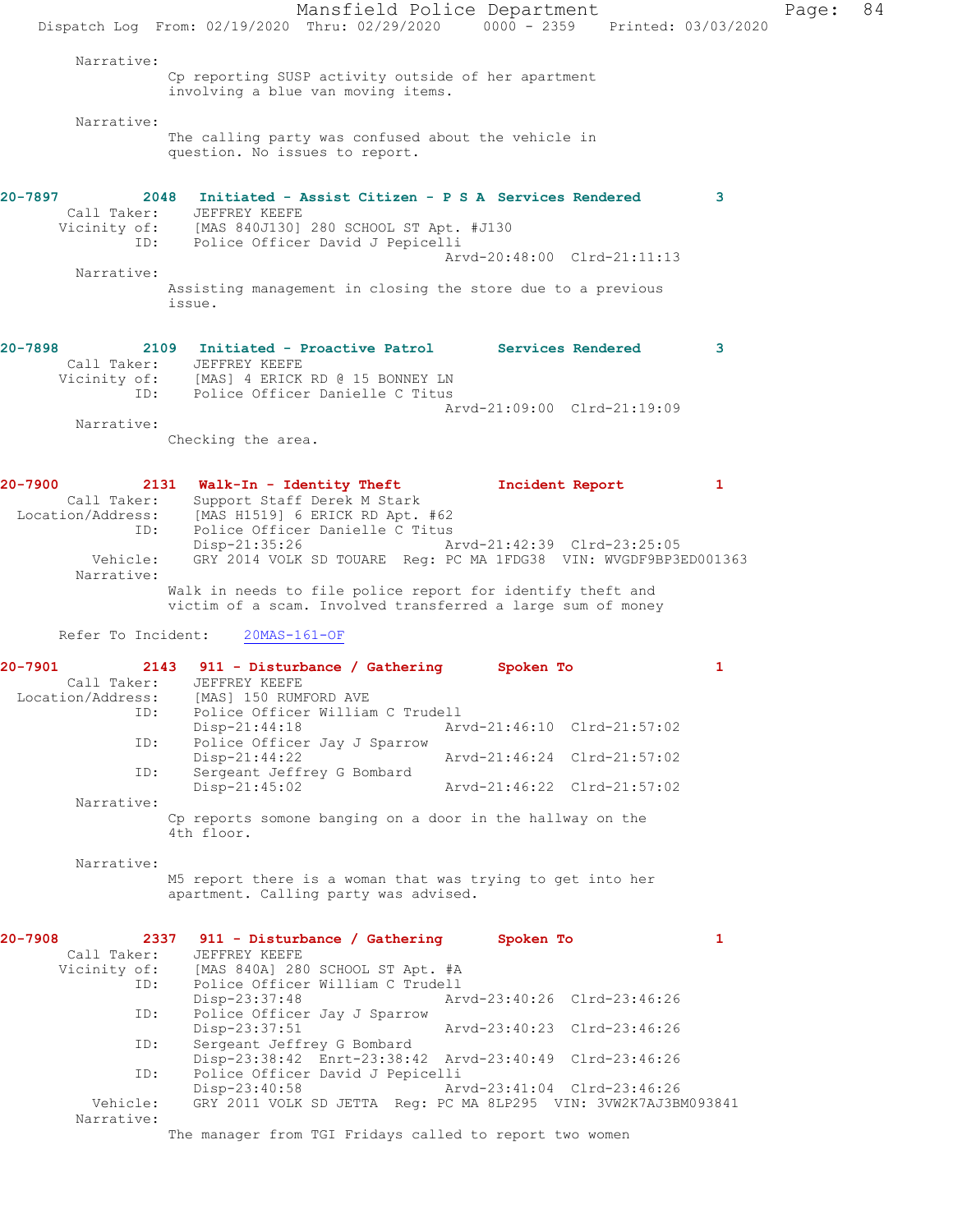Narrative:
Cp reporting SUSP activity outside of her apartment involving a blue van moving items.

Narrative:
The calling party was confused about the vehicle in question. No issues to report.

**20-7897 2048 Initiated - Assist Citizen - P S A Services Rendered 3**

Call Taker: JEFFREY KEEFE
Vicinity of: [MAS 840J130] 280 SCHOOL ST Apt. #J130
ID: Police Officer David J Pepicelli
Arvd-20:48:00 Clrd-21:11:13

Narrative:
Assisting management in closing the store due to a previous issue.

**20-7898 2109 Initiated - Proactive Patrol Services Rendered 3**

Call Taker: JEFFREY KEEFE
Vicinity of: [MAS] 4 ERICK RD @ 15 BONNEY LN
ID: Police Officer Danielle C Titus
Arvd-21:09:00 Clrd-21:19:09

Narrative:
Checking the area.

**20-7900 2131 Walk-In - Identity Theft Incident Report 1**

Call Taker: Support Staff Derek M Stark
Location/Address: [MAS H1519] 6 ERICK RD Apt. #62
ID: Police Officer Danielle C Titus
Disp-21:35:26 Arvd-21:42:39 Clrd-23:25:05
Vehicle: GRY 2014 VOLK SD TOUARE Reg: PC MA 1FDG38 VIN: WVGDF9BP3ED001363

Narrative:
Walk in needs to file police report for identify theft and victim of a scam. Involved transferred a large sum of money

Refer To Incident: 20MAS-161-OF

**20-7901 2143 911 - Disturbance / Gathering Spoken To 1**

Call Taker: JEFFREY KEEFE
Location/Address: [MAS] 150 RUMFORD AVE
ID: Police Officer William C Trudell
Disp-21:44:18 Arvd-21:46:10 Clrd-21:57:02
ID: Police Officer Jay J Sparrow
Disp-21:44:22 Arvd-21:46:24 Clrd-21:57:02
ID: Sergeant Jeffrey G Bombard
Disp-21:45:02 Arvd-21:46:22 Clrd-21:57:02

Narrative:
Cp reports somone banging on a door in the hallway on the 4th floor.

Narrative:
M5 report there is a woman that was trying to get into her apartment. Calling party was advised.

**20-7908 2337 911 - Disturbance / Gathering Spoken To 1**

Call Taker: JEFFREY KEEFE
Vicinity of: [MAS 840A] 280 SCHOOL ST Apt. #A
ID: Police Officer William C Trudell
Disp-23:37:48 Arvd-23:40:26 Clrd-23:46:26
ID: Police Officer Jay J Sparrow
Disp-23:37:51 Arvd-23:40:23 Clrd-23:46:26
ID: Sergeant Jeffrey G Bombard
Disp-23:38:42 Enrt-23:38:42 Arvd-23:40:49 Clrd-23:46:26
ID: Police Officer David J Pepicelli
Disp-23:40:58 Arvd-23:41:04 Clrd-23:46:26
Vehicle: GRY 2011 VOLK SD JETTA Reg: PC MA 8LP295 VIN: 3VW2K7AJ3BM093841

Narrative:
The manager from TGI Fridays called to report two women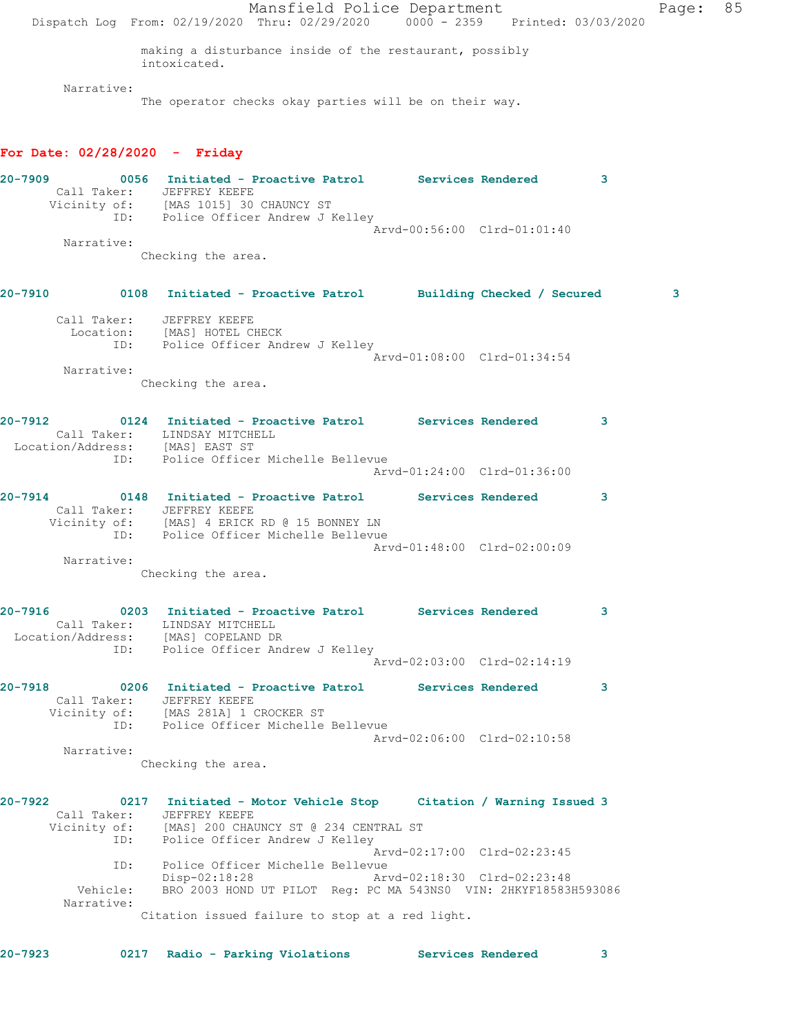making a disturbance inside of the restaurant, possibly intoxicated.

Narrative:
The operator checks okay parties will be on their way.

**For Date: 02/28/2020 - Friday**

**20-7909 0056 Initiated - Proactive Patrol Services Rendered 3**
Call Taker: JEFFREY KEEFE
Vicinity of: [MAS 1015] 30 CHAUNCY ST
ID: Police Officer Andrew J Kelley
Arvd-00:56:00 Clrd-01:01:40
Narrative:
Checking the area.

**20-7910 0108 Initiated - Proactive Patrol Building Checked / Secured 3**
Call Taker: JEFFREY KEEFE
Location: [MAS] HOTEL CHECK
ID: Police Officer Andrew J Kelley
Arvd-01:08:00 Clrd-01:34:54
Narrative:
Checking the area.

**20-7912 0124 Initiated - Proactive Patrol Services Rendered 3**
Call Taker: LINDSAY MITCHELL
Location/Address: [MAS] EAST ST
ID: Police Officer Michelle Bellevue
Arvd-01:24:00 Clrd-01:36:00

**20-7914 0148 Initiated - Proactive Patrol Services Rendered 3**
Call Taker: JEFFREY KEEFE
Vicinity of: [MAS] 4 ERICK RD @ 15 BONNEY LN
ID: Police Officer Michelle Bellevue
Arvd-01:48:00 Clrd-02:00:09
Narrative:
Checking the area.

**20-7916 0203 Initiated - Proactive Patrol Services Rendered 3**
Call Taker: LINDSAY MITCHELL
Location/Address: [MAS] COPELAND DR
ID: Police Officer Andrew J Kelley
Arvd-02:03:00 Clrd-02:14:19

**20-7918 0206 Initiated - Proactive Patrol Services Rendered 3**
Call Taker: JEFFREY KEEFE
Vicinity of: [MAS 281A] 1 CROCKER ST
ID: Police Officer Michelle Bellevue
Arvd-02:06:00 Clrd-02:10:58
Narrative:
Checking the area.

**20-7922 0217 Initiated - Motor Vehicle Stop Citation / Warning Issued 3**
Call Taker: JEFFREY KEEFE
Vicinity of: [MAS] 200 CHAUNCY ST @ 234 CENTRAL ST
ID: Police Officer Andrew J Kelley
Arvd-02:17:00 Clrd-02:23:45
ID: Police Officer Michelle Bellevue
Disp-02:18:28 Arvd-02:18:30 Clrd-02:23:48
Vehicle: BRO 2003 HOND UT PILOT Reg: PC MA 543NS0 VIN: 2HKYF18583H593086
Narrative:
Citation issued failure to stop at a red light.

**20-7923 0217 Radio - Parking Violations Services Rendered 3**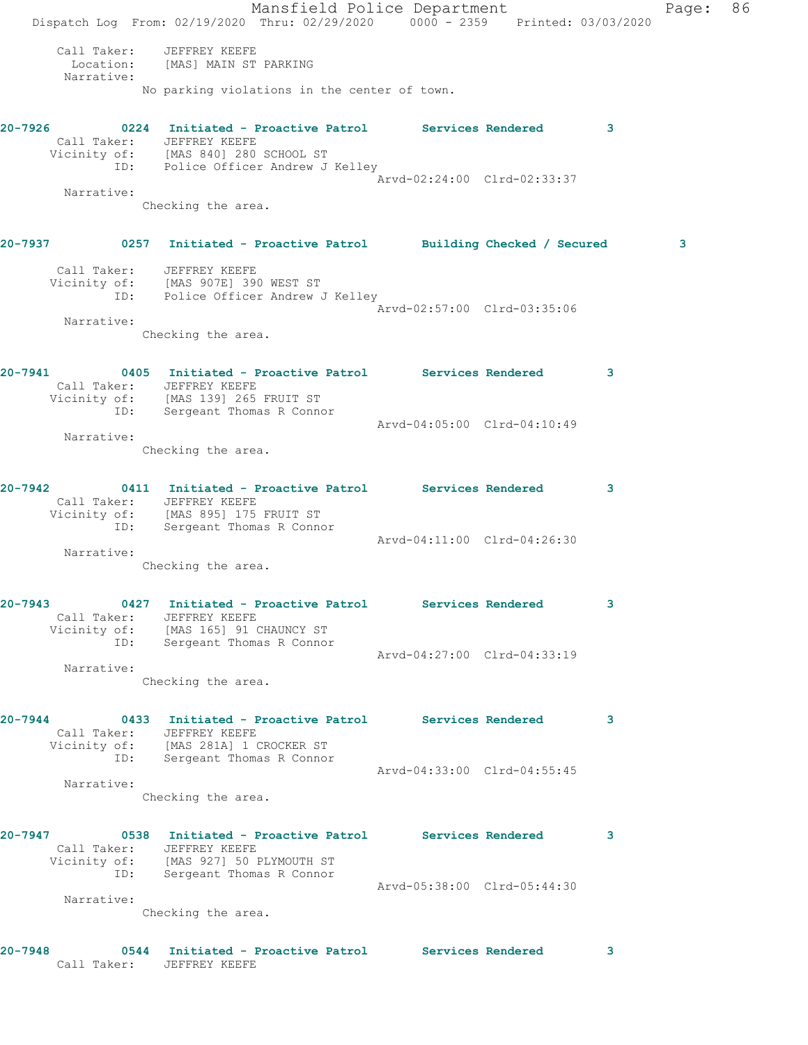Call Taker: JEFFREY KEEFE
Location: [MAS] MAIN ST PARKING
Narrative:
No parking violations in the center of town.

**20-7926 0224 Initiated - Proactive Patrol Services Rendered 3**
Call Taker: JEFFREY KEEFE
Vicinity of: [MAS 840] 280 SCHOOL ST
ID: Police Officer Andrew J Kelley
Arvd-02:24:00 Clrd-02:33:37
Narrative:
Checking the area.

**20-7937 0257 Initiated - Proactive Patrol Building Checked / Secured 3**
Call Taker: JEFFREY KEEFE
Vicinity of: [MAS 907E] 390 WEST ST
ID: Police Officer Andrew J Kelley
Arvd-02:57:00 Clrd-03:35:06
Narrative:
Checking the area.

**20-7941 0405 Initiated - Proactive Patrol Services Rendered 3**
Call Taker: JEFFREY KEEFE
Vicinity of: [MAS 139] 265 FRUIT ST
ID: Sergeant Thomas R Connor
Arvd-04:05:00 Clrd-04:10:49
Narrative:
Checking the area.

**20-7942 0411 Initiated - Proactive Patrol Services Rendered 3**
Call Taker: JEFFREY KEEFE
Vicinity of: [MAS 895] 175 FRUIT ST
ID: Sergeant Thomas R Connor
Arvd-04:11:00 Clrd-04:26:30
Narrative:
Checking the area.

**20-7943 0427 Initiated - Proactive Patrol Services Rendered 3**
Call Taker: JEFFREY KEEFE
Vicinity of: [MAS 165] 91 CHAUNCY ST
ID: Sergeant Thomas R Connor
Arvd-04:27:00 Clrd-04:33:19
Narrative:
Checking the area.

**20-7944 0433 Initiated - Proactive Patrol Services Rendered 3**
Call Taker: JEFFREY KEEFE
Vicinity of: [MAS 281A] 1 CROCKER ST
ID: Sergeant Thomas R Connor
Arvd-04:33:00 Clrd-04:55:45
Narrative:
Checking the area.

**20-7947 0538 Initiated - Proactive Patrol Services Rendered 3**
Call Taker: JEFFREY KEEFE
Vicinity of: [MAS 927] 50 PLYMOUTH ST
ID: Sergeant Thomas R Connor
Arvd-05:38:00 Clrd-05:44:30
Narrative:
Checking the area.

**20-7948 0544 Initiated - Proactive Patrol Services Rendered 3**
Call Taker: JEFFREY KEEFE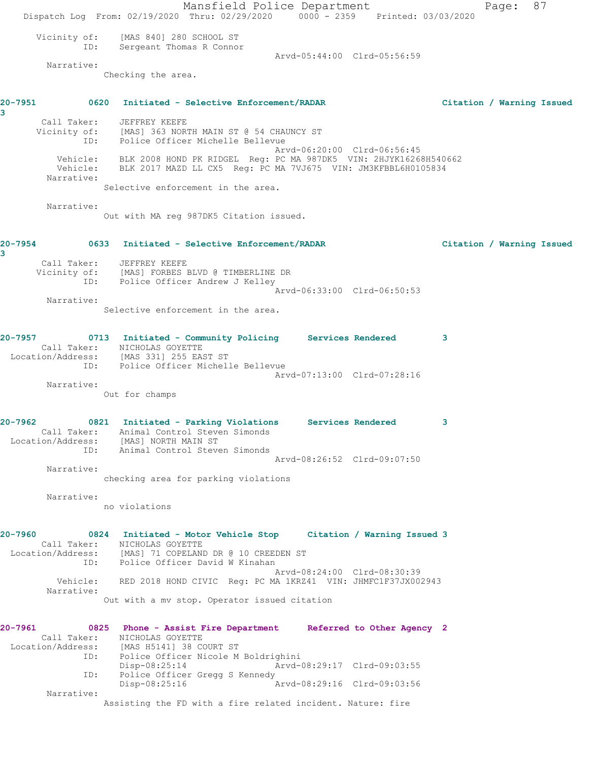Vicinity of: [MAS 840] 280 SCHOOL ST
ID: Sergeant Thomas R Connor
Arvd-05:44:00 Clrd-05:56:59
Narrative:
Checking the area.

**20-7951** 0620 Initiated - Selective Enforcement/RADAR Citation / Warning Issued 3
Call Taker: JEFFREY KEEFE
Vicinity of: [MAS] 363 NORTH MAIN ST @ 54 CHAUNCY ST
ID: Police Officer Michelle Bellevue
Arvd-06:20:00 Clrd-06:56:45
Vehicle: BLK 2008 HOND PK RIDGEL Reg: PC MA 987DK5 VIN: 2HJYK16268H540662
Vehicle: BLK 2017 MAZD LL CX5 Reg: PC MA 7VJ675 VIN: JM3KFBBL6H0105834
Narrative:
Selective enforcement in the area.

Narrative:
Out with MA reg 987DK5 Citation issued.

**20-7954** 0633 Initiated - Selective Enforcement/RADAR Citation / Warning Issued 3
Call Taker: JEFFREY KEEFE
Vicinity of: [MAS] FORBES BLVD @ TIMBERLINE DR
ID: Police Officer Andrew J Kelley
Arvd-06:33:00 Clrd-06:50:53
Narrative:
Selective enforcement in the area.

**20-7957** 0713 Initiated - Community Policing Services Rendered 3
Call Taker: NICHOLAS GOYETTE
Location/Address: [MAS 331] 255 EAST ST
ID: Police Officer Michelle Bellevue
Arvd-07:13:00 Clrd-07:28:16
Narrative:
Out for champs

**20-7962** 0821 Initiated - Parking Violations Services Rendered 3
Call Taker: Animal Control Steven Simonds
Location/Address: [MAS] NORTH MAIN ST
ID: Animal Control Steven Simonds
Arvd-08:26:52 Clrd-09:07:50
Narrative:
checking area for parking violations

Narrative:
no violations

**20-7960** 0824 Initiated - Motor Vehicle Stop Citation / Warning Issued 3
Call Taker: NICHOLAS GOYETTE
Location/Address: [MAS] 71 COPELAND DR @ 10 CREEDEN ST
ID: Police Officer David W Kinahan
Arvd-08:24:00 Clrd-08:30:39
Vehicle: RED 2018 HOND CIVIC Reg: PC MA 1KRZ41 VIN: JHMFC1F37JX002943
Narrative:
Out with a mv stop. Operator issued citation

**20-7961** 0825 Phone - Assist Fire Department Referred to Other Agency 2
Call Taker: NICHOLAS GOYETTE
Location/Address: [MAS H5141] 38 COURT ST
ID: Police Officer Nicole M Boldrighini
Disp-08:25:14 Arvd-08:29:17 Clrd-09:03:55
ID: Police Officer Gregg S Kennedy
Disp-08:25:16 Arvd-08:29:16 Clrd-09:03:56
Narrative:
Assisting the FD with a fire related incident. Nature: fire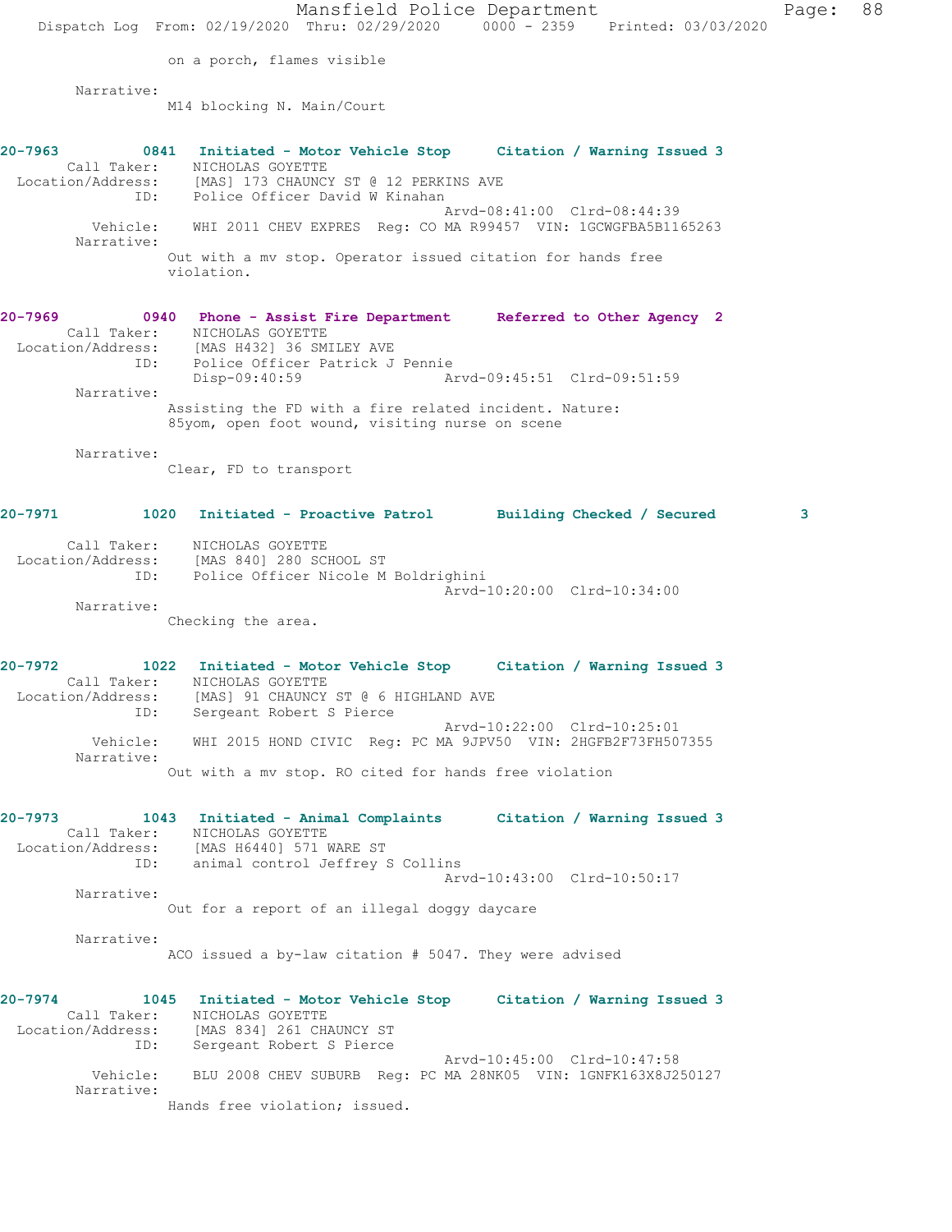on a porch, flames visible

Narrative:
M14 blocking N. Main/Court

**20-7963 0841 Initiated - Motor Vehicle Stop Citation / Warning Issued 3**
Call Taker: NICHOLAS GOYETTE
Location/Address: [MAS] 173 CHAUNCY ST @ 12 PERKINS AVE
ID: Police Officer David W Kinahan
Arvd-08:41:00 Clrd-08:44:39
Vehicle: WHI 2011 CHEV EXPRES Reg: CO MA R99457 VIN: 1GCWGFBA5B1165263
Narrative:
Out with a mv stop. Operator issued citation for hands free violation.

**20-7969 0940 Phone - Assist Fire Department Referred to Other Agency 2**
Call Taker: NICHOLAS GOYETTE
Location/Address: [MAS H432] 36 SMILEY AVE
ID: Police Officer Patrick J Pennie
Disp-09:40:59 Arvd-09:45:51 Clrd-09:51:59
Narrative:
Assisting the FD with a fire related incident. Nature: 85yom, open foot wound, visiting nurse on scene

Narrative:
Clear, FD to transport

**20-7971 1020 Initiated - Proactive Patrol Building Checked / Secured 3**
Call Taker: NICHOLAS GOYETTE
Location/Address: [MAS 840] 280 SCHOOL ST
ID: Police Officer Nicole M Boldrighini
Arvd-10:20:00 Clrd-10:34:00
Narrative:
Checking the area.

**20-7972 1022 Initiated - Motor Vehicle Stop Citation / Warning Issued 3**
Call Taker: NICHOLAS GOYETTE
Location/Address: [MAS] 91 CHAUNCY ST @ 6 HIGHLAND AVE
ID: Sergeant Robert S Pierce
Arvd-10:22:00 Clrd-10:25:01
Vehicle: WHI 2015 HOND CIVIC Reg: PC MA 9JPV50 VIN: 2HGFB2F73FH507355
Narrative:
Out with a mv stop. RO cited for hands free violation

**20-7973 1043 Initiated - Animal Complaints Citation / Warning Issued 3**
Call Taker: NICHOLAS GOYETTE
Location/Address: [MAS H6440] 571 WARE ST
ID: animal control Jeffrey S Collins
Arvd-10:43:00 Clrd-10:50:17
Narrative:
Out for a report of an illegal doggy daycare

Narrative:
ACO issued a by-law citation # 5047. They were advised

**20-7974 1045 Initiated - Motor Vehicle Stop Citation / Warning Issued 3**
Call Taker: NICHOLAS GOYETTE
Location/Address: [MAS 834] 261 CHAUNCY ST
ID: Sergeant Robert S Pierce
Arvd-10:45:00 Clrd-10:47:58
Vehicle: BLU 2008 CHEV SUBURB Reg: PC MA 28NK05 VIN: 1GNFK163X8J250127
Narrative:
Hands free violation; issued.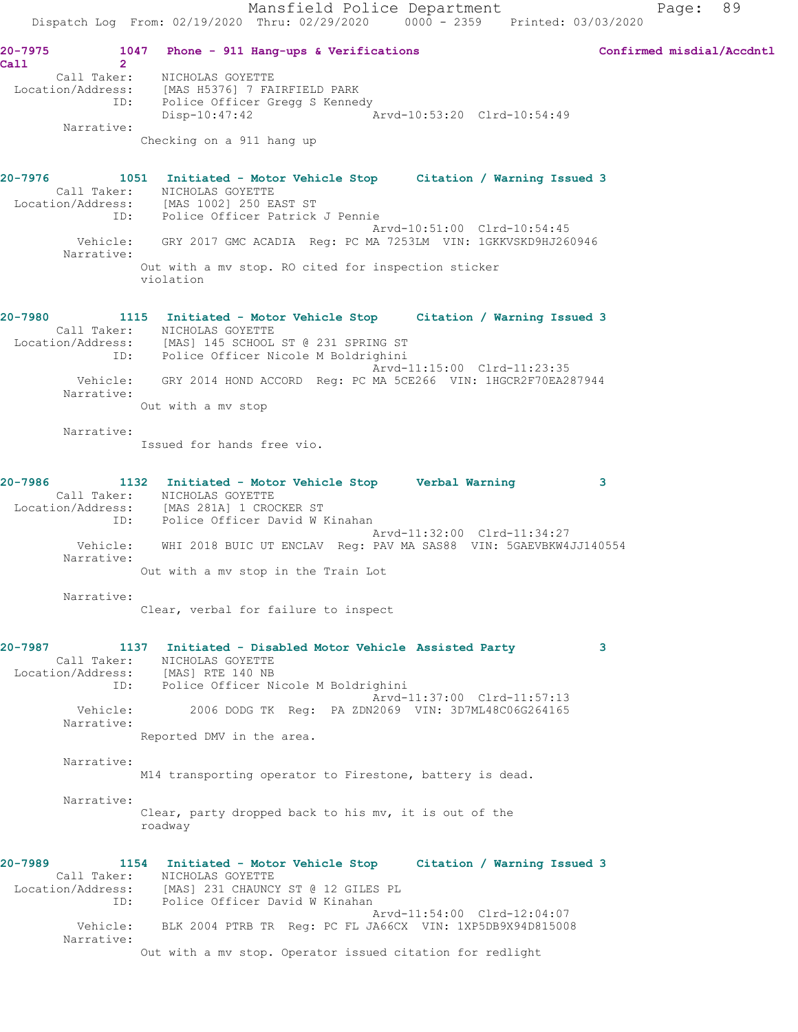**20-7975** 1047 Phone - 911 Hang-ups & Verifications — Confirmed misdial/Accdntl Call 2

Call Taker: NICHOLAS GOYETTE
Location/Address: [MAS H5376] 7 FAIRFIELD PARK
ID: Police Officer Gregg S Kennedy
Disp-10:47:42 Arvd-10:53:20 Clrd-10:54:49

Narrative:
Checking on a 911 hang up

**20-7976** 1051 Initiated - Motor Vehicle Stop — Citation / Warning Issued 3

Call Taker: NICHOLAS GOYETTE
Location/Address: [MAS 1002] 250 EAST ST
ID: Police Officer Patrick J Pennie
Arvd-10:51:00 Clrd-10:54:45
Vehicle: GRY 2017 GMC ACADIA Reg: PC MA 7253LM VIN: 1GKKVSKD9HJ260946

Narrative:
Out with a mv stop. RO cited for inspection sticker violation

**20-7980** 1115 Initiated - Motor Vehicle Stop — Citation / Warning Issued 3

Call Taker: NICHOLAS GOYETTE
Location/Address: [MAS] 145 SCHOOL ST @ 231 SPRING ST
ID: Police Officer Nicole M Boldrighini
Arvd-11:15:00 Clrd-11:23:35
Vehicle: GRY 2014 HOND ACCORD Reg: PC MA 5CE266 VIN: 1HGCR2F70EA287944

Narrative:
Out with a mv stop

Narrative:
Issued for hands free vio.

**20-7986** 1132 Initiated - Motor Vehicle Stop — Verbal Warning 3

Call Taker: NICHOLAS GOYETTE
Location/Address: [MAS 281A] 1 CROCKER ST
ID: Police Officer David W Kinahan
Arvd-11:32:00 Clrd-11:34:27
Vehicle: WHI 2018 BUIC UT ENCLAV Reg: PAV MA SAS88 VIN: 5GAEVBKW4JJ140554

Narrative:
Out with a mv stop in the Train Lot

Narrative:
Clear, verbal for failure to inspect

**20-7987** 1137 Initiated - Disabled Motor Vehicle — Assisted Party 3

Call Taker: NICHOLAS GOYETTE
Location/Address: [MAS] RTE 140 NB
ID: Police Officer Nicole M Boldrighini
Arvd-11:37:00 Clrd-11:57:13
Vehicle: 2006 DODG TK Reg: PA ZDN2069 VIN: 3D7ML48C06G264165

Narrative:
Reported DMV in the area.

Narrative:
M14 transporting operator to Firestone, battery is dead.

Narrative:
Clear, party dropped back to his mv, it is out of the roadway

**20-7989** 1154 Initiated - Motor Vehicle Stop — Citation / Warning Issued 3

Call Taker: NICHOLAS GOYETTE
Location/Address: [MAS] 231 CHAUNCY ST @ 12 GILES PL
ID: Police Officer David W Kinahan
Arvd-11:54:00 Clrd-12:04:07
Vehicle: BLK 2004 PTRB TR Reg: PC FL JA66CX VIN: 1XP5DB9X94D815008

Narrative:
Out with a mv stop. Operator issued citation for redlight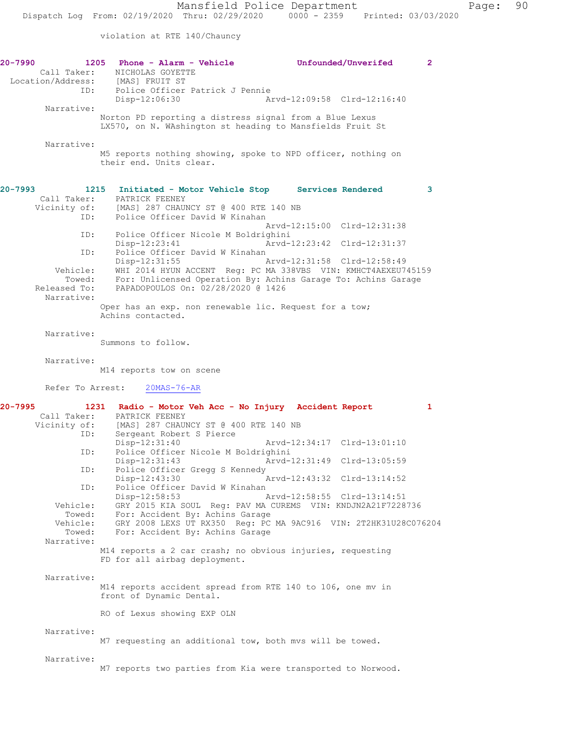violation at RTE 140/Chauncy

**20-7990 1205 Phone - Alarm - Vehicle Unfounded/Unverifed 2**

Call Taker: NICHOLAS GOYETTE
Location/Address: [MAS] FRUIT ST
ID: Police Officer Patrick J Pennie
Disp-12:06:30 Arvd-12:09:58 Clrd-12:16:40

Narrative:
Norton PD reporting a distress signal from a Blue Lexus LX570, on N. WAshington st heading to Mansfields Fruit St

Narrative:
M5 reports nothing showing, spoke to NPD officer, nothing on their end. Units clear.

**20-7993 1215 Initiated - Motor Vehicle Stop Services Rendered 3**

Call Taker: PATRICK FEENEY
Vicinity of: [MAS] 287 CHAUNCY ST @ 400 RTE 140 NB
ID: Police Officer David W Kinahan
Arvd-12:15:00 Clrd-12:31:38
ID: Police Officer Nicole M Boldrighini
Disp-12:23:41 Arvd-12:23:42 Clrd-12:31:37
ID: Police Officer David W Kinahan
Disp-12:31:55 Arvd-12:31:58 Clrd-12:58:49
Vehicle: WHI 2014 HYUN ACCENT Reg: PC MA 338VBS VIN: KMHCT4AEXEU745159
Towed: For: Unlicensed Operation By: Achins Garage To: Achins Garage
Released To: PAPADOPOULOS On: 02/28/2020 @ 1426

Narrative:
Oper has an exp. non renewable lic. Request for a tow; Achins contacted.

Narrative:
Summons to follow.

Narrative:
M14 reports tow on scene

Refer To Arrest: 20MAS-76-AR

**20-7995 1231 Radio - Motor Veh Acc - No Injury Accident Report 1**

Call Taker: PATRICK FEENEY
Vicinity of: [MAS] 287 CHAUNCY ST @ 400 RTE 140 NB
ID: Sergeant Robert S Pierce
Disp-12:31:40 Arvd-12:34:17 Clrd-13:01:10
ID: Police Officer Nicole M Boldrighini
Disp-12:31:43 Arvd-12:31:49 Clrd-13:05:59
ID: Police Officer Gregg S Kennedy
Disp-12:43:30 Arvd-12:43:32 Clrd-13:14:52
ID: Police Officer David W Kinahan
Disp-12:58:53 Arvd-12:58:55 Clrd-13:14:51
Vehicle: GRY 2015 KIA SOUL Reg: PAV MA CUREMS VIN: KNDJN2A21F7228736
Towed: For: Accident By: Achins Garage
Vehicle: GRY 2008 LEXS UT RX350 Reg: PC MA 9AC916 VIN: 2T2HK31U28C076204
Towed: For: Accident By: Achins Garage

Narrative:
M14 reports a 2 car crash; no obvious injuries, requesting FD for all airbag deployment.

Narrative:
M14 reports accident spread from RTE 140 to 106, one mv in front of Dynamic Dental.

RO of Lexus showing EXP OLN

Narrative:
M7 requesting an additional tow, both mvs will be towed.

Narrative:
M7 reports two parties from Kia were transported to Norwood.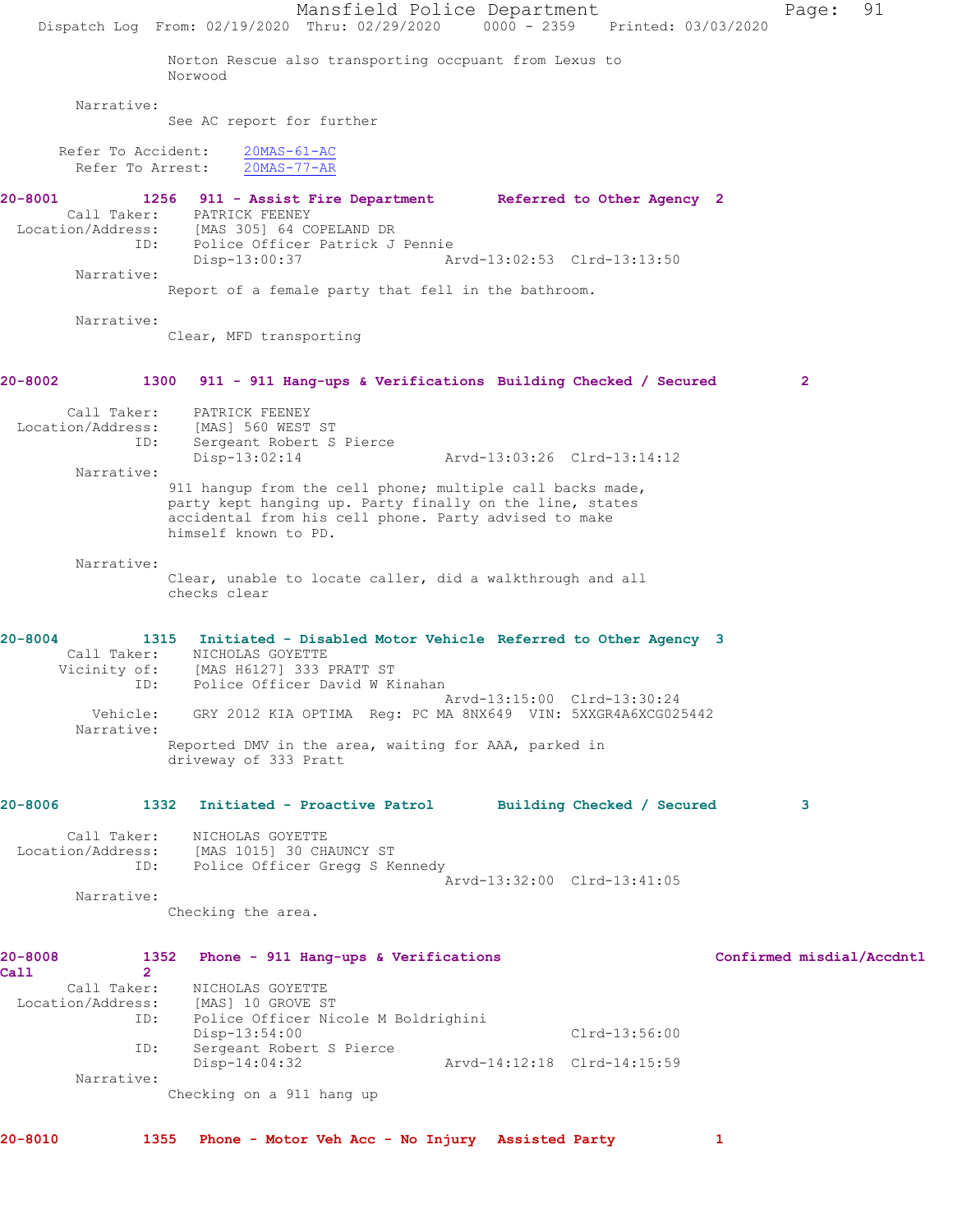Norton Rescue also transporting occpuant from Lexus to Norwood

Narrative:
See AC report for further

Refer To Accident: 20MAS-61-AC
Refer To Arrest: 20MAS-77-AR

**20-8001 1256 911 - Assist Fire Department Referred to Other Agency 2**

Call Taker: PATRICK FEENEY
Location/Address: [MAS 305] 64 COPELAND DR
ID: Police Officer Patrick J Pennie
Disp-13:00:37 Arvd-13:02:53 Clrd-13:13:50

Narrative:
Report of a female party that fell in the bathroom.

Narrative:
Clear, MFD transporting

**20-8002 1300 911 - 911 Hang-ups & Verifications Building Checked / Secured 2**

Call Taker: PATRICK FEENEY
Location/Address: [MAS] 560 WEST ST
ID: Sergeant Robert S Pierce
Disp-13:02:14 Arvd-13:03:26 Clrd-13:14:12

Narrative:
911 hangup from the cell phone; multiple call backs made, party kept hanging up. Party finally on the line, states accidental from his cell phone. Party advised to make himself known to PD.

Narrative:
Clear, unable to locate caller, did a walkthrough and all checks clear

**20-8004 1315 Initiated - Disabled Motor Vehicle Referred to Other Agency 3**

Call Taker: NICHOLAS GOYETTE
Vicinity of: [MAS H6127] 333 PRATT ST
ID: Police Officer David W Kinahan
Arvd-13:15:00 Clrd-13:30:24
Vehicle: GRY 2012 KIA OPTIMA Reg: PC MA 8NX649 VIN: 5XXGR4A6XCG025442

Narrative:
Reported DMV in the area, waiting for AAA, parked in driveway of 333 Pratt

**20-8006 1332 Initiated - Proactive Patrol Building Checked / Secured 3**

Call Taker: NICHOLAS GOYETTE
Location/Address: [MAS 1015] 30 CHAUNCY ST
ID: Police Officer Gregg S Kennedy
Arvd-13:32:00 Clrd-13:41:05

Narrative:
Checking the area.

**20-8008 1352 Phone - 911 Hang-ups & Verifications Confirmed misdial/Accdntl Call 2**

Call Taker: NICHOLAS GOYETTE
Location/Address: [MAS] 10 GROVE ST
ID: Police Officer Nicole M Boldrighini
Disp-13:54:00 Clrd-13:56:00
ID: Sergeant Robert S Pierce
Disp-14:04:32 Arvd-14:12:18 Clrd-14:15:59

Narrative:
Checking on a 911 hang up

**20-8010 1355 Phone - Motor Veh Acc - No Injury Assisted Party 1**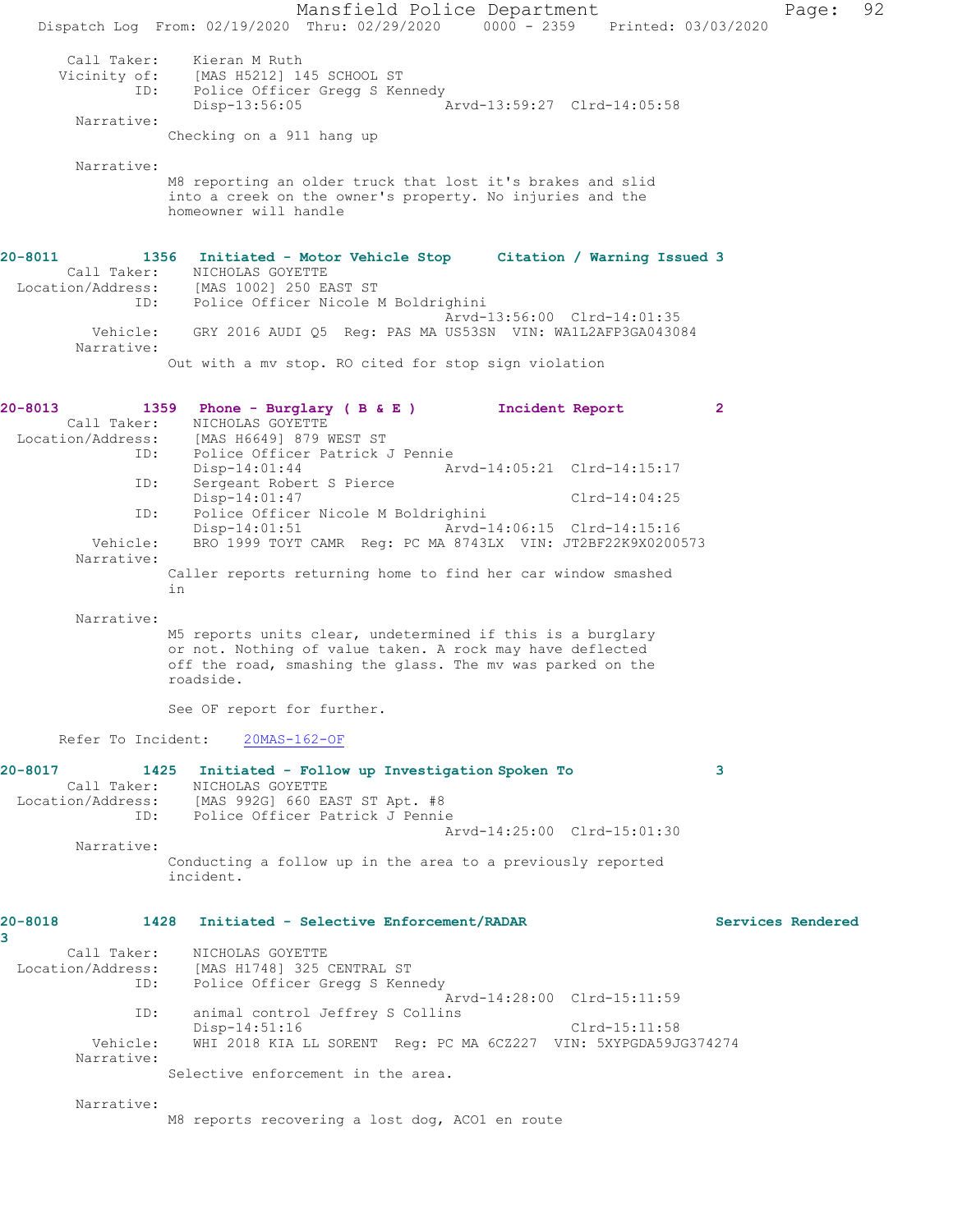Call Taker: Kieran M Ruth
Vicinity of: [MAS H5212] 145 SCHOOL ST
ID: Police Officer Gregg S Kennedy
Disp-13:56:05 Arvd-13:59:27 Clrd-14:05:58

Narrative:
Checking on a 911 hang up

Narrative:
M8 reporting an older truck that lost it's brakes and slid into a creek on the owner's property. No injuries and the homeowner will handle

**20-8011 1356 Initiated - Motor Vehicle Stop Citation / Warning Issued 3**

Call Taker: NICHOLAS GOYETTE
Location/Address: [MAS 1002] 250 EAST ST
ID: Police Officer Nicole M Boldrighini
Arvd-13:56:00 Clrd-14:01:35
Vehicle: GRY 2016 AUDI Q5 Reg: PAS MA US53SN VIN: WA1L2AFP3GA043084

Narrative:
Out with a mv stop. RO cited for stop sign violation

**20-8013 1359 Phone - Burglary ( B & E ) Incident Report 2**

Call Taker: NICHOLAS GOYETTE
Location/Address: [MAS H6649] 879 WEST ST
ID: Police Officer Patrick J Pennie
Disp-14:01:44 Arvd-14:05:21 Clrd-14:15:17
ID: Sergeant Robert S Pierce
Disp-14:01:47 Clrd-14:04:25
ID: Police Officer Nicole M Boldrighini
Disp-14:01:51 Arvd-14:06:15 Clrd-14:15:16
Vehicle: BRO 1999 TOYT CAMR Reg: PC MA 8743LX VIN: JT2BF22K9X0200573

Narrative:
Caller reports returning home to find her car window smashed in

Narrative:
M5 reports units clear, undetermined if this is a burglary or not. Nothing of value taken. A rock may have deflected off the road, smashing the glass. The mv was parked on the roadside.

See OF report for further.

Refer To Incident: 20MAS-162-OF

**20-8017 1425 Initiated - Follow up Investigation Spoken To 3**

Call Taker: NICHOLAS GOYETTE
Location/Address: [MAS 992G] 660 EAST ST Apt. #8
ID: Police Officer Patrick J Pennie
Arvd-14:25:00 Clrd-15:01:30

Narrative:
Conducting a follow up in the area to a previously reported incident.

**20-8018 1428 Initiated - Selective Enforcement/RADAR Services Rendered 3**

Call Taker: NICHOLAS GOYETTE
Location/Address: [MAS H1748] 325 CENTRAL ST
ID: Police Officer Gregg S Kennedy
Arvd-14:28:00 Clrd-15:11:59
ID: animal control Jeffrey S Collins
Disp-14:51:16 Clrd-15:11:58
Vehicle: WHI 2018 KIA LL SORENT Reg: PC MA 6CZ227 VIN: 5XYPGDA59JG374274

Narrative:
Selective enforcement in the area.

Narrative:
M8 reports recovering a lost dog, ACO1 en route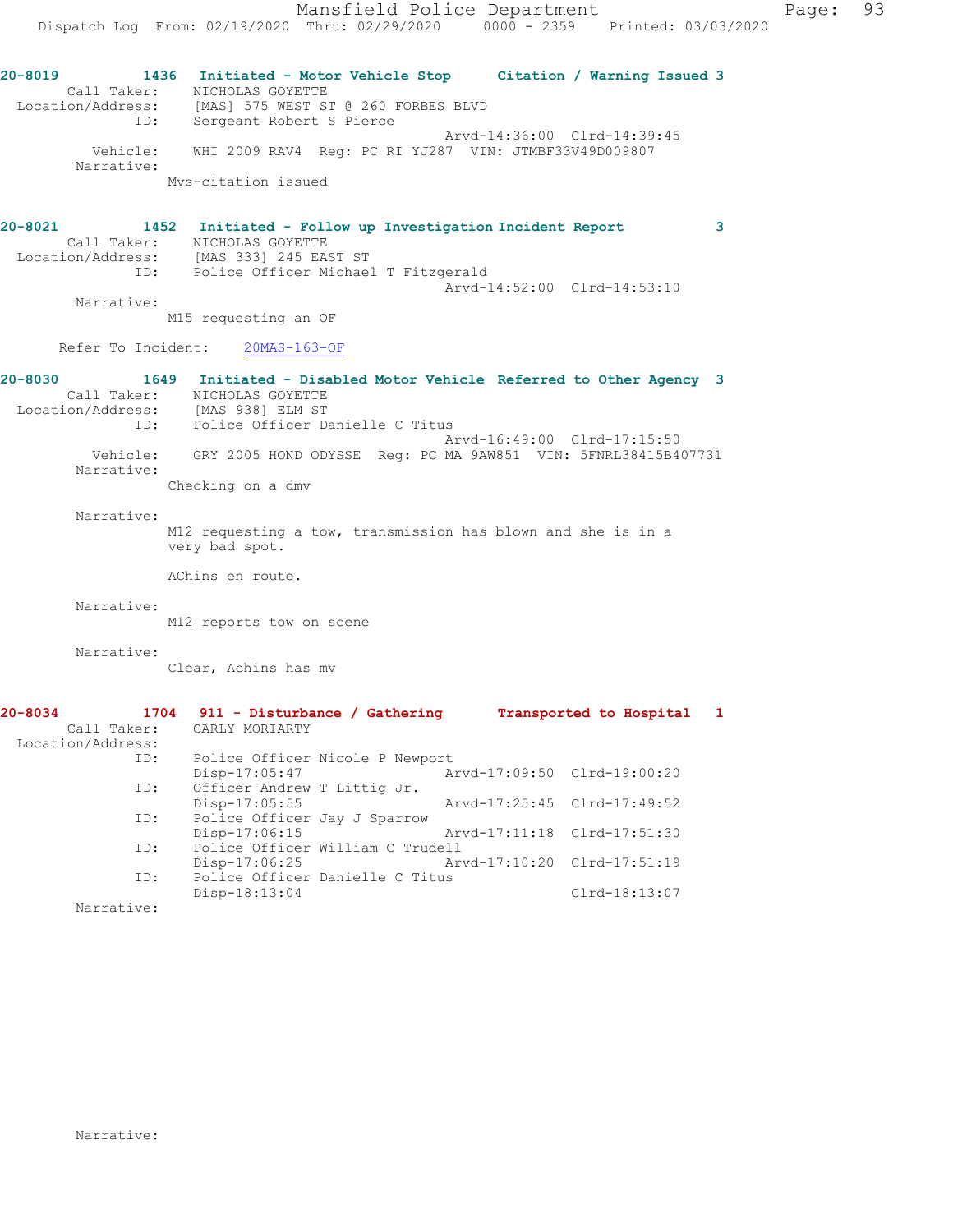**20-8019** 1436 Initiated - Motor Vehicle Stop — Citation / Warning Issued 3

Call Taker: NICHOLAS GOYETTE
Location/Address: [MAS] 575 WEST ST @ 260 FORBES BLVD
ID: Sergeant Robert S Pierce
Arvd-14:36:00 Clrd-14:39:45
Vehicle: WHI 2009 RAV4 Reg: PC RI YJ287 VIN: JTMBF33V49D009807
Narrative:
Mvs-citation issued

**20-8021** 1452 Initiated - Follow up Investigation — Incident Report 3

Call Taker: NICHOLAS GOYETTE
Location/Address: [MAS 333] 245 EAST ST
ID: Police Officer Michael T Fitzgerald
Arvd-14:52:00 Clrd-14:53:10
Narrative:
M15 requesting an OF

Refer To Incident: 20MAS-163-OF

**20-8030** 1649 Initiated - Disabled Motor Vehicle — Referred to Other Agency 3

Call Taker: NICHOLAS GOYETTE
Location/Address: [MAS 938] ELM ST
ID: Police Officer Danielle C Titus
Arvd-16:49:00 Clrd-17:15:50
Vehicle: GRY 2005 HOND ODYSSE Reg: PC MA 9AW851 VIN: 5FNRL38415B407731
Narrative:
Checking on a dmv

Narrative:
M12 requesting a tow, transmission has blown and she is in a very bad spot.

AChins en route.

Narrative:
M12 reports tow on scene

Narrative:
Clear, Achins has mv

**20-8034** 1704 911 - Disturbance / Gathering — Transported to Hospital 1

Call Taker: CARLY MORIARTY
Location/Address:
ID: Police Officer Nicole P Newport
Disp-17:05:47 Arvd-17:09:50 Clrd-19:00:20
ID: Officer Andrew T Littig Jr.
Disp-17:05:55 Arvd-17:25:45 Clrd-17:49:52
ID: Police Officer Jay J Sparrow
Disp-17:06:15 Arvd-17:11:18 Clrd-17:51:30
ID: Police Officer William C Trudell
Disp-17:06:25 Arvd-17:10:20 Clrd-17:51:19
ID: Police Officer Danielle C Titus
Disp-18:13:04 Clrd-18:13:07
Narrative:

Narrative: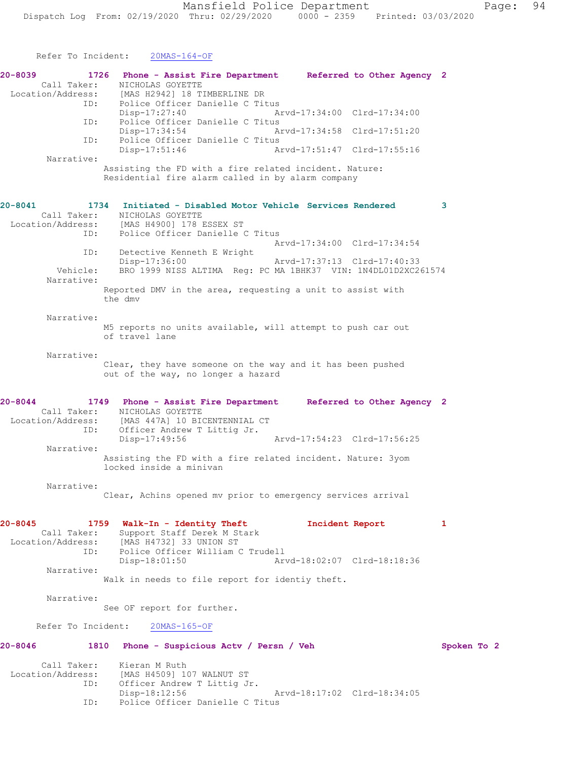Refer To Incident: 20MAS-164-OF

**20-8039 1726 Phone - Assist Fire Department Referred to Other Agency 2**

Call Taker: NICHOLAS GOYETTE
Location/Address: [MAS H2942] 18 TIMBERLINE DR
ID: Police Officer Danielle C Titus
Disp-17:27:40 Arvd-17:34:00 Clrd-17:34:00
ID: Police Officer Danielle C Titus
Disp-17:34:54 Arvd-17:34:58 Clrd-17:51:20
ID: Police Officer Danielle C Titus
Disp-17:51:46 Arvd-17:51:47 Clrd-17:55:16
Narrative:
Assisting the FD with a fire related incident. Nature: Residential fire alarm called in by alarm company

**20-8041 1734 Initiated - Disabled Motor Vehicle Services Rendered 3**

Call Taker: NICHOLAS GOYETTE
Location/Address: [MAS H4900] 178 ESSEX ST
ID: Police Officer Danielle C Titus
Arvd-17:34:00 Clrd-17:34:54
ID: Detective Kenneth E Wright
Disp-17:36:00 Arvd-17:37:13 Clrd-17:40:33
Vehicle: BRO 1999 NISS ALTIMA Reg: PC MA 1BHK37 VIN: 1N4DL01D2XC261574
Narrative:
Reported DMV in the area, requesting a unit to assist with the dmv

Narrative:
M5 reports no units available, will attempt to push car out of travel lane

Narrative:
Clear, they have someone on the way and it has been pushed out of the way, no longer a hazard

**20-8044 1749 Phone - Assist Fire Department Referred to Other Agency 2**

Call Taker: NICHOLAS GOYETTE
Location/Address: [MAS 447A] 10 BICENTENNIAL CT
ID: Officer Andrew T Littig Jr.
Disp-17:49:56 Arvd-17:54:23 Clrd-17:56:25
Narrative:
Assisting the FD with a fire related incident. Nature: 3yom locked inside a minivan

Narrative:
Clear, Achins opened mv prior to emergency services arrival

**20-8045 1759 Walk-In - Identity Theft Incident Report 1**

Call Taker: Support Staff Derek M Stark
Location/Address: [MAS H4732] 33 UNION ST
ID: Police Officer William C Trudell
Disp-18:01:50 Arvd-18:02:07 Clrd-18:18:36
Narrative:
Walk in needs to file report for identiy theft.

Narrative:
See OF report for further.

Refer To Incident: 20MAS-165-OF

**20-8046 1810 Phone - Suspicious Actv / Persn / Veh Spoken To 2**

Call Taker: Kieran M Ruth
Location/Address: [MAS H4509] 107 WALNUT ST
ID: Officer Andrew T Littig Jr.
Disp-18:12:56 Arvd-18:17:02 Clrd-18:34:05
ID: Police Officer Danielle C Titus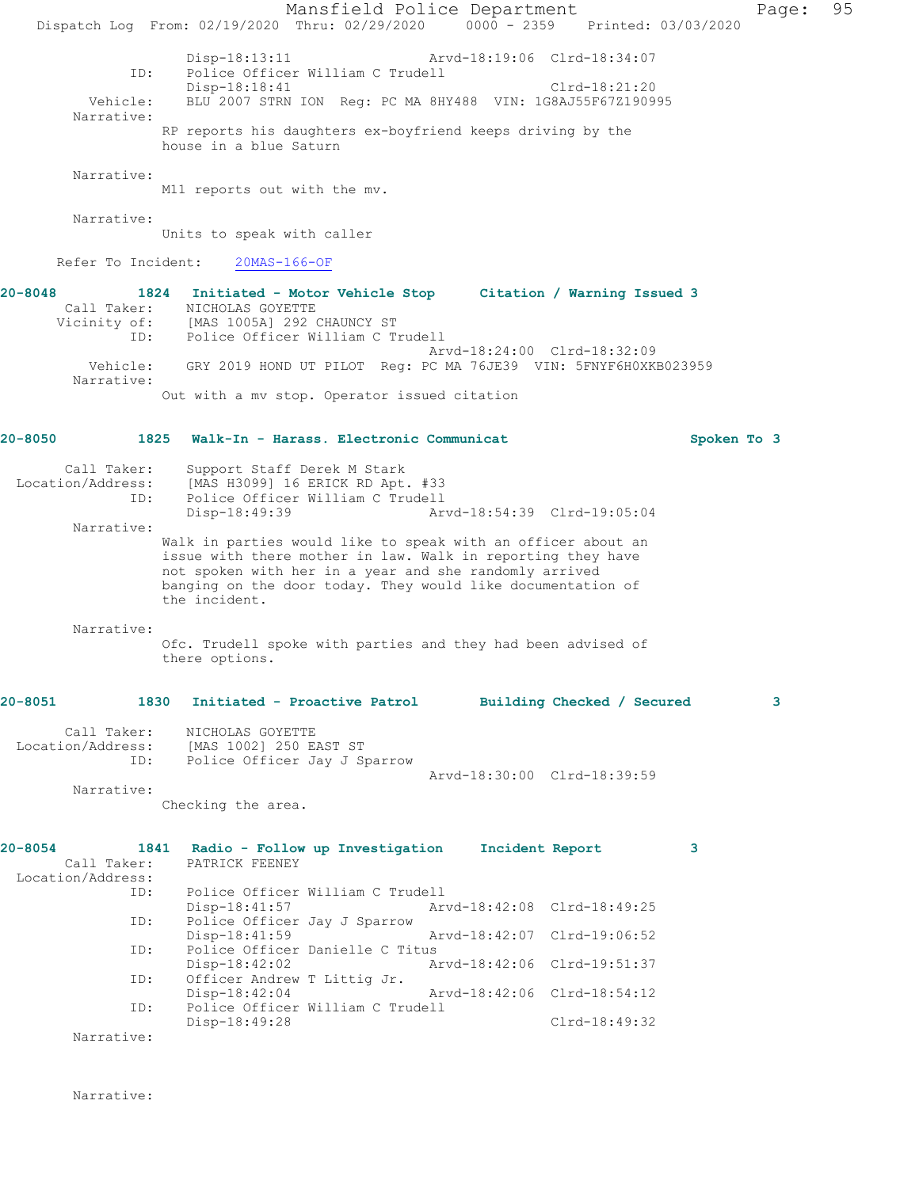```
              Disp-18:13:11                Arvd-18:19:06  Clrd-18:34:07
         ID:  Police Officer William C Trudell
              Disp-18:18:41                               Clrd-18:21:20
    Vehicle:  BLU 2007 STRN ION  Reg: PC MA 8HY488  VIN: 1G8AJ55F67Z190995
  Narrative:
              RP reports his daughters ex-boyfriend keeps driving by the
              house in a blue Saturn

  Narrative:
              M11 reports out with the mv.

  Narrative:
              Units to speak with caller

  Refer To Incident:   20MAS-166-OF
```

**20-8048** 1824 Initiated - Motor Vehicle Stop — Citation / Warning Issued 3

```
  Call Taker:  NICHOLAS GOYETTE
  Vicinity of: [MAS 1005A] 292 CHAUNCY ST
         ID:   Police Officer William C Trudell
                                           Arvd-18:24:00  Clrd-18:32:09
    Vehicle:   GRY 2019 HOND UT PILOT  Reg: PC MA 76JE39  VIN: 5FNYF6H0XKB023959
  Narrative:
               Out with a mv stop. Operator issued citation
```

**20-8050** 1825 Walk-In - Harass. Electronic Communicat — Spoken To 3

```
        Call Taker:  Support Staff Derek M Stark
  Location/Address:  [MAS H3099] 16 ERICK RD Apt. #33
               ID:   Police Officer William C Trudell
                     Disp-18:49:39             Arvd-18:54:39  Clrd-19:05:04
        Narrative:
                     Walk in parties would like to speak with an officer about an
                     issue with there mother in law. Walk in reporting they have
                     not spoken with her in a year and she randomly arrived
                     banging on the door today. They would like documentation of
                     the incident.

        Narrative:
                     Ofc. Trudell spoke with parties and they had been advised of
                     there options.
```

**20-8051** 1830 Initiated - Proactive Patrol — Building Checked / Secured 3

```
        Call Taker:  NICHOLAS GOYETTE
  Location/Address:  [MAS 1002] 250 EAST ST
               ID:   Police Officer Jay J Sparrow
                                               Arvd-18:30:00  Clrd-18:39:59
        Narrative:
                     Checking the area.
```

**20-8054** 1841 Radio - Follow up Investigation — Incident Report 3

```
        Call Taker:  PATRICK FEENEY
  Location/Address:
               ID:   Police Officer William C Trudell
                     Disp-18:41:57             Arvd-18:42:08  Clrd-18:49:25
               ID:   Police Officer Jay J Sparrow
                     Disp-18:41:59             Arvd-18:42:07  Clrd-19:06:52
               ID:   Police Officer Danielle C Titus
                     Disp-18:42:02             Arvd-18:42:06  Clrd-19:51:37
               ID:   Officer Andrew T Littig Jr.
                     Disp-18:42:04             Arvd-18:42:06  Clrd-18:54:12
               ID:   Police Officer William C Trudell
                     Disp-18:49:28                            Clrd-18:49:32
        Narrative:


        Narrative:
```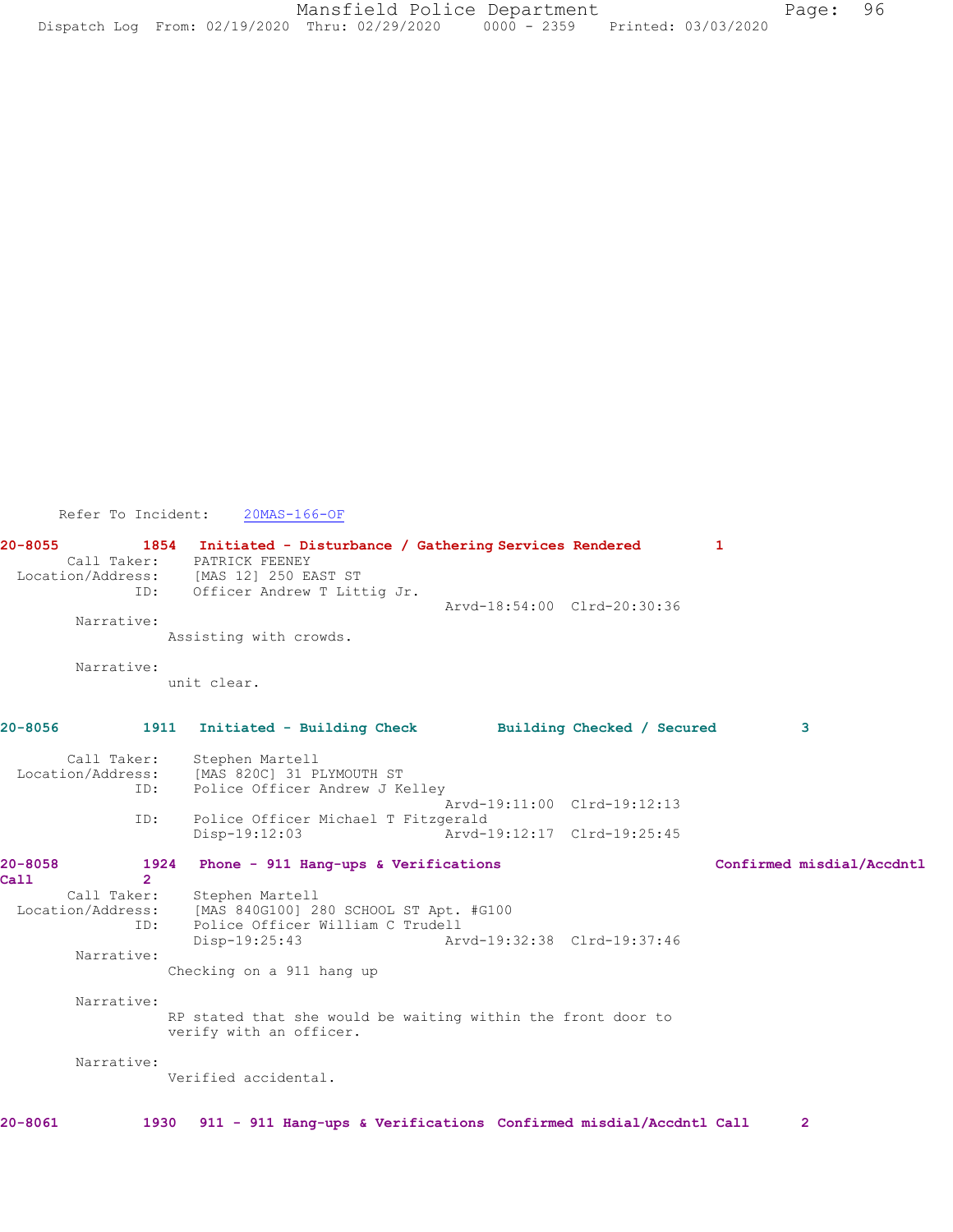Refer To Incident: 20MAS-166-OF

**20-8055 1854 Initiated - Disturbance / Gathering Services Rendered 1**

Call Taker: PATRICK FEENEY
Location/Address: [MAS 12] 250 EAST ST
ID: Officer Andrew T Littig Jr.
Arvd-18:54:00 Clrd-20:30:36

Narrative:
Assisting with crowds.

Narrative:
unit clear.

**20-8056 1911 Initiated - Building Check Building Checked / Secured 3**

Call Taker: Stephen Martell
Location/Address: [MAS 820C] 31 PLYMOUTH ST
ID: Police Officer Andrew J Kelley
Arvd-19:11:00 Clrd-19:12:13
ID: Police Officer Michael T Fitzgerald
Disp-19:12:03 Arvd-19:12:17 Clrd-19:25:45

**20-8058 1924 Phone - 911 Hang-ups & Verifications Confirmed misdial/Accdntl Call 2**

Call Taker: Stephen Martell
Location/Address: [MAS 840G100] 280 SCHOOL ST Apt. #G100
ID: Police Officer William C Trudell
Disp-19:25:43 Arvd-19:32:38 Clrd-19:37:46

Narrative:
Checking on a 911 hang up

Narrative:
RP stated that she would be waiting within the front door to verify with an officer.

Narrative:
Verified accidental.

**20-8061 1930 911 - 911 Hang-ups & Verifications Confirmed misdial/Accdntl Call 2**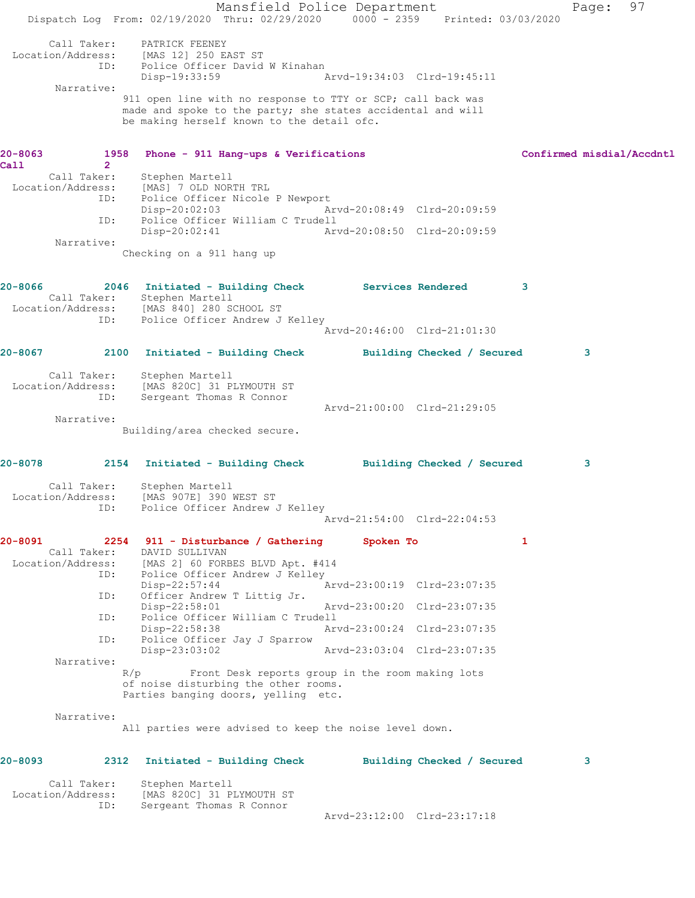Call Taker: PATRICK FEENEY
Location/Address: [MAS 12] 250 EAST ST
ID: Police Officer David W Kinahan
Disp-19:33:59 Arvd-19:34:03 Clrd-19:45:11
Narrative:
911 open line with no response to TTY or SCP; call back was made and spoke to the party; she states accidental and will be making herself known to the detail ofc.

**20-8063 1958 Phone - 911 Hang-ups & Verifications Confirmed misdial/Accdntl Call 2**
Call Taker: Stephen Martell
Location/Address: [MAS] 7 OLD NORTH TRL
ID: Police Officer Nicole P Newport
Disp-20:02:03 Arvd-20:08:49 Clrd-20:09:59
ID: Police Officer William C Trudell
Disp-20:02:41 Arvd-20:08:50 Clrd-20:09:59
Narrative:
Checking on a 911 hang up

**20-8066 2046 Initiated - Building Check Services Rendered 3**
Call Taker: Stephen Martell
Location/Address: [MAS 840] 280 SCHOOL ST
ID: Police Officer Andrew J Kelley
Arvd-20:46:00 Clrd-21:01:30

**20-8067 2100 Initiated - Building Check Building Checked / Secured 3**
Call Taker: Stephen Martell
Location/Address: [MAS 820C] 31 PLYMOUTH ST
ID: Sergeant Thomas R Connor
Arvd-21:00:00 Clrd-21:29:05
Narrative:
Building/area checked secure.

**20-8078 2154 Initiated - Building Check Building Checked / Secured 3**
Call Taker: Stephen Martell
Location/Address: [MAS 907E] 390 WEST ST
ID: Police Officer Andrew J Kelley
Arvd-21:54:00 Clrd-22:04:53

**20-8091 2254 911 - Disturbance / Gathering Spoken To 1**
Call Taker: DAVID SULLIVAN
Location/Address: [MAS 2] 60 FORBES BLVD Apt. #414
ID: Police Officer Andrew J Kelley
Disp-22:57:44 Arvd-23:00:19 Clrd-23:07:35
ID: Officer Andrew T Littig Jr.
Disp-22:58:01 Arvd-23:00:20 Clrd-23:07:35
ID: Police Officer William C Trudell
Disp-22:58:38 Arvd-23:00:24 Clrd-23:07:35
ID: Police Officer Jay J Sparrow
Disp-23:03:02 Arvd-23:03:04 Clrd-23:07:35
Narrative:
R/p Front Desk reports group in the room making lots of noise disturbing the other rooms.
Parties banging doors, yelling etc.

Narrative:
All parties were advised to keep the noise level down.

**20-8093 2312 Initiated - Building Check Building Checked / Secured 3**
Call Taker: Stephen Martell
Location/Address: [MAS 820C] 31 PLYMOUTH ST
ID: Sergeant Thomas R Connor
Arvd-23:12:00 Clrd-23:17:18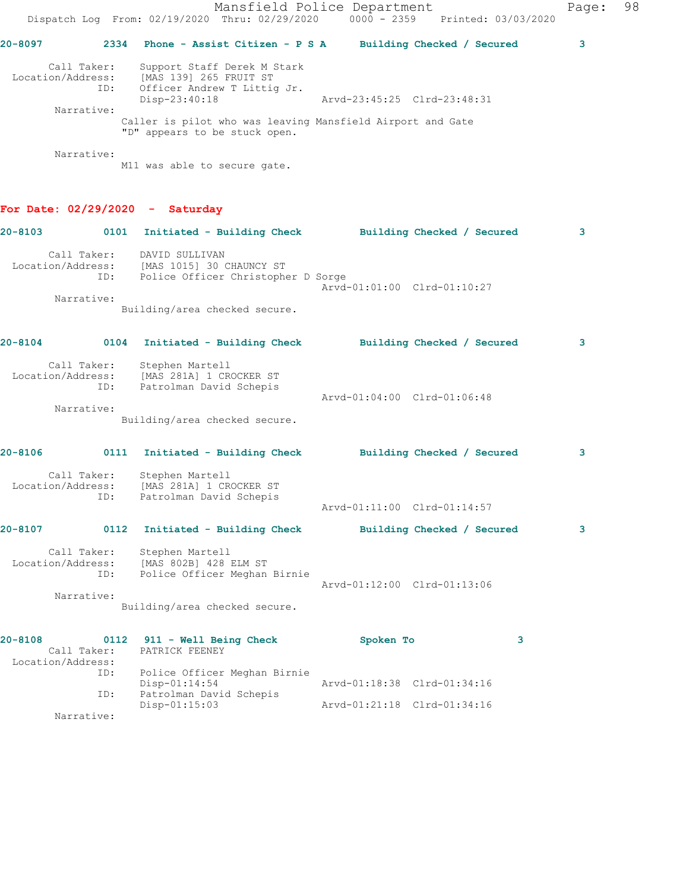20-8097 2334 Phone - Assist Citizen - P S A Building Checked / Secured 3

```
        Call Taker:    Support Staff Derek M Stark
  Location/Address:    [MAS 139] 265 FRUIT ST
                ID:    Officer Andrew T Littig Jr.
                       Disp-23:40:18                 Arvd-23:45:25  Clrd-23:48:31
         Narrative:
                      Caller is pilot who was leaving Mansfield Airport and Gate
                      "D" appears to be stuck open.

         Narrative:
                      M11 was able to secure gate.
```

## For Date: 02/29/2020 - Saturday

20-8103 0101 Initiated - Building Check Building Checked / Secured 3

```
        Call Taker:    DAVID SULLIVAN
  Location/Address:    [MAS 1015] 30 CHAUNCY ST
                ID:    Police Officer Christopher D Sorge
                                                     Arvd-01:01:00  Clrd-01:10:27
         Narrative:
                      Building/area checked secure.
```

20-8104 0104 Initiated - Building Check Building Checked / Secured 3

```
        Call Taker:    Stephen Martell
  Location/Address:    [MAS 281A] 1 CROCKER ST
                ID:    Patrolman David Schepis
                                                     Arvd-01:04:00  Clrd-01:06:48
         Narrative:
                      Building/area checked secure.
```

20-8106 0111 Initiated - Building Check Building Checked / Secured 3

```
        Call Taker:    Stephen Martell
  Location/Address:    [MAS 281A] 1 CROCKER ST
                ID:    Patrolman David Schepis
                                                     Arvd-01:11:00  Clrd-01:14:57
```

20-8107 0112 Initiated - Building Check Building Checked / Secured 3

```
        Call Taker:    Stephen Martell
  Location/Address:    [MAS 802B] 428 ELM ST
                ID:    Police Officer Meghan Birnie
                                                     Arvd-01:12:00  Clrd-01:13:06
         Narrative:
                      Building/area checked secure.
```

20-8108 0112 911 - Well Being Check Spoken To 3

```
        Call Taker:    PATRICK FEENEY
  Location/Address:
                ID:    Police Officer Meghan Birnie
                       Disp-01:14:54                 Arvd-01:18:38  Clrd-01:34:16
                ID:    Patrolman David Schepis
                       Disp-01:15:03                 Arvd-01:21:18  Clrd-01:34:16
         Narrative:
```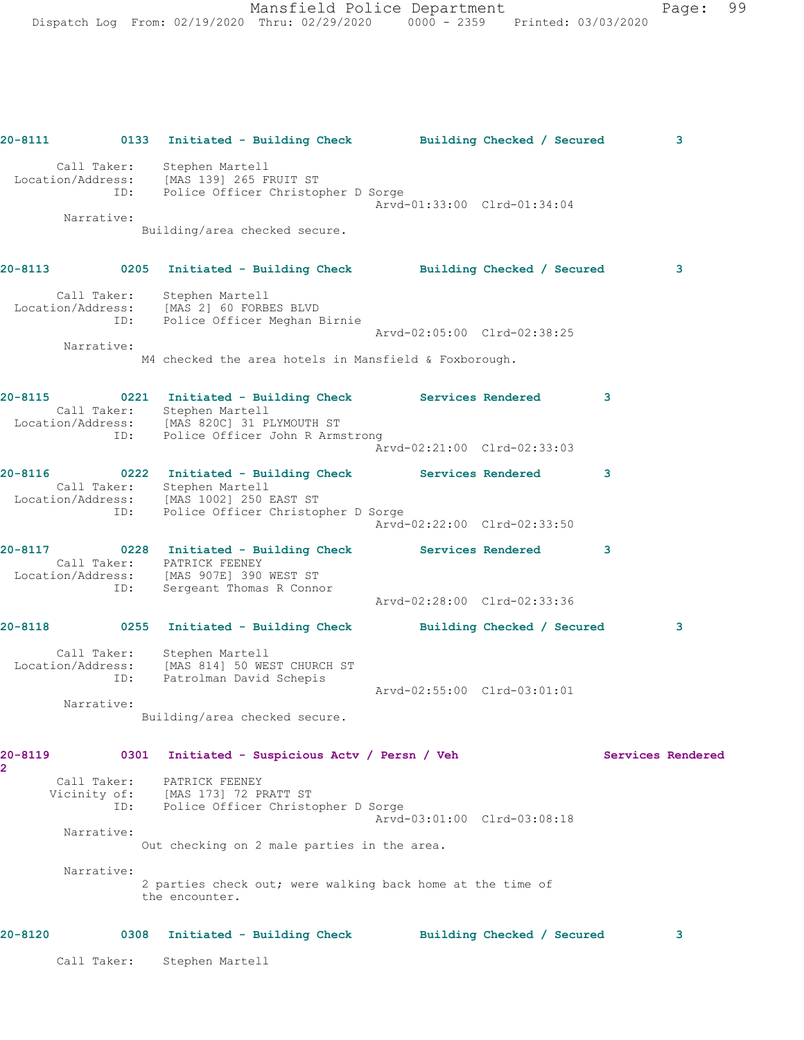**20-8111** 0133 Initiated - Building Check **Building Checked / Secured** 3

Call Taker: Stephen Martell
Location/Address: [MAS 139] 265 FRUIT ST
ID: Police Officer Christopher D Sorge
Arvd-01:33:00 Clrd-01:34:04
Narrative:
Building/area checked secure.

**20-8113** 0205 Initiated - Building Check **Building Checked / Secured** 3

Call Taker: Stephen Martell
Location/Address: [MAS 2] 60 FORBES BLVD
ID: Police Officer Meghan Birnie
Arvd-02:05:00 Clrd-02:38:25
Narrative:
M4 checked the area hotels in Mansfield & Foxborough.

**20-8115** 0221 Initiated - Building Check **Services Rendered** 3
Call Taker: Stephen Martell
Location/Address: [MAS 820C] 31 PLYMOUTH ST
ID: Police Officer John R Armstrong
Arvd-02:21:00 Clrd-02:33:03

**20-8116** 0222 Initiated - Building Check **Services Rendered** 3
Call Taker: Stephen Martell
Location/Address: [MAS 1002] 250 EAST ST
ID: Police Officer Christopher D Sorge
Arvd-02:22:00 Clrd-02:33:50

**20-8117** 0228 Initiated - Building Check **Services Rendered** 3
Call Taker: PATRICK FEENEY
Location/Address: [MAS 907E] 390 WEST ST
ID: Sergeant Thomas R Connor
Arvd-02:28:00 Clrd-02:33:36

**20-8118** 0255 Initiated - Building Check **Building Checked / Secured** 3

Call Taker: Stephen Martell
Location/Address: [MAS 814] 50 WEST CHURCH ST
ID: Patrolman David Schepis
Arvd-02:55:00 Clrd-03:01:01
Narrative:
Building/area checked secure.

**20-8119** 0301 Initiated - Suspicious Actv / Persn / Veh **Services Rendered** 2
Call Taker: PATRICK FEENEY
Vicinity of: [MAS 173] 72 PRATT ST
ID: Police Officer Christopher D Sorge
Arvd-03:01:00 Clrd-03:08:18
Narrative:
Out checking on 2 male parties in the area.

Narrative:
2 parties check out; were walking back home at the time of the encounter.

**20-8120** 0308 Initiated - Building Check **Building Checked / Secured** 3

Call Taker: Stephen Martell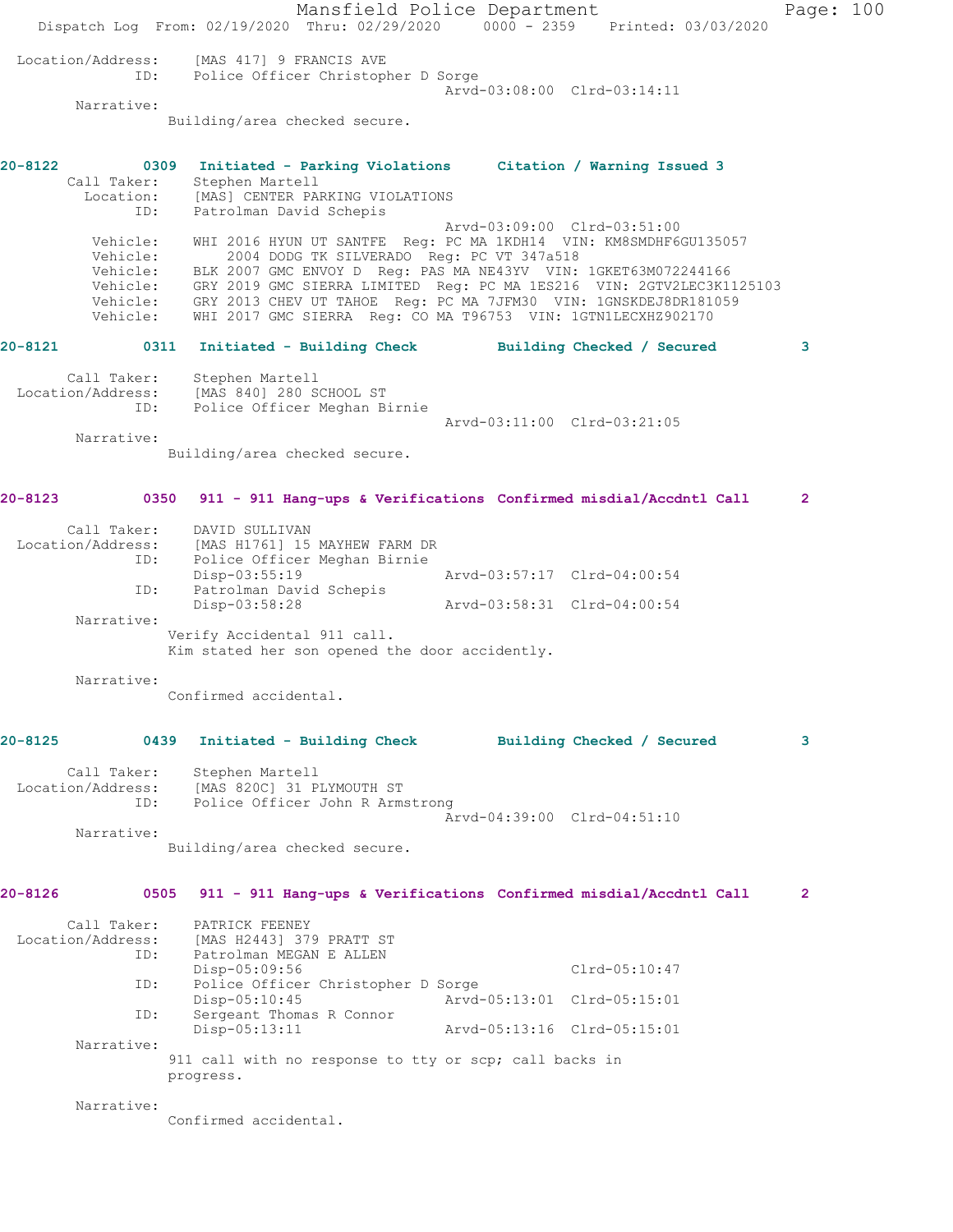Location/Address: [MAS 417] 9 FRANCIS AVE
ID: Police Officer Christopher D Sorge
Arvd-03:08:00 Clrd-03:14:11

Narrative:
Building/area checked secure.

**20-8122 0309 Initiated - Parking Violations Citation / Warning Issued 3**

Call Taker: Stephen Martell
Location: [MAS] CENTER PARKING VIOLATIONS
ID: Patrolman David Schepis
Arvd-03:09:00 Clrd-03:51:00
Vehicle: WHI 2016 HYUN UT SANTFE Reg: PC MA 1KDH14 VIN: KM8SMDHF6GU135057
Vehicle: 2004 DODG TK SILVERADO Reg: PC VT 347a518
Vehicle: BLK 2007 GMC ENVOY D Reg: PAS MA NE43YV VIN: 1GKET63M072244166
Vehicle: GRY 2019 GMC SIERRA LIMITED Reg: PC MA 1ES216 VIN: 2GTV2LEC3K1125103
Vehicle: GRY 2013 CHEV UT TAHOE Reg: PC MA 7JFM30 VIN: 1GNSKDEJ8DR181059
Vehicle: WHI 2017 GMC SIERRA Reg: CO MA T96753 VIN: 1GTN1LECXHZ902170

**20-8121 0311 Initiated - Building Check Building Checked / Secured 3**

Call Taker: Stephen Martell
Location/Address: [MAS 840] 280 SCHOOL ST
ID: Police Officer Meghan Birnie
Arvd-03:11:00 Clrd-03:21:05

Narrative:
Building/area checked secure.

**20-8123 0350 911 - 911 Hang-ups & Verifications Confirmed misdial/Accdntl Call 2**

Call Taker: DAVID SULLIVAN
Location/Address: [MAS H1761] 15 MAYHEW FARM DR
ID: Police Officer Meghan Birnie
Disp-03:55:19 Arvd-03:57:17 Clrd-04:00:54
ID: Patrolman David Schepis
Disp-03:58:28 Arvd-03:58:31 Clrd-04:00:54

Narrative:
Verify Accidental 911 call.
Kim stated her son opened the door accidently.

Narrative:
Confirmed accidental.

**20-8125 0439 Initiated - Building Check Building Checked / Secured 3**

Call Taker: Stephen Martell
Location/Address: [MAS 820C] 31 PLYMOUTH ST
ID: Police Officer John R Armstrong
Arvd-04:39:00 Clrd-04:51:10

Narrative:
Building/area checked secure.

**20-8126 0505 911 - 911 Hang-ups & Verifications Confirmed misdial/Accdntl Call 2**

Call Taker: PATRICK FEENEY
Location/Address: [MAS H2443] 379 PRATT ST
ID: Patrolman MEGAN E ALLEN
Disp-05:09:56 Clrd-05:10:47
ID: Police Officer Christopher D Sorge
Disp-05:10:45 Arvd-05:13:01 Clrd-05:15:01
ID: Sergeant Thomas R Connor
Disp-05:13:11 Arvd-05:13:16 Clrd-05:15:01

Narrative:
911 call with no response to tty or scp; call backs in progress.

Narrative:
Confirmed accidental.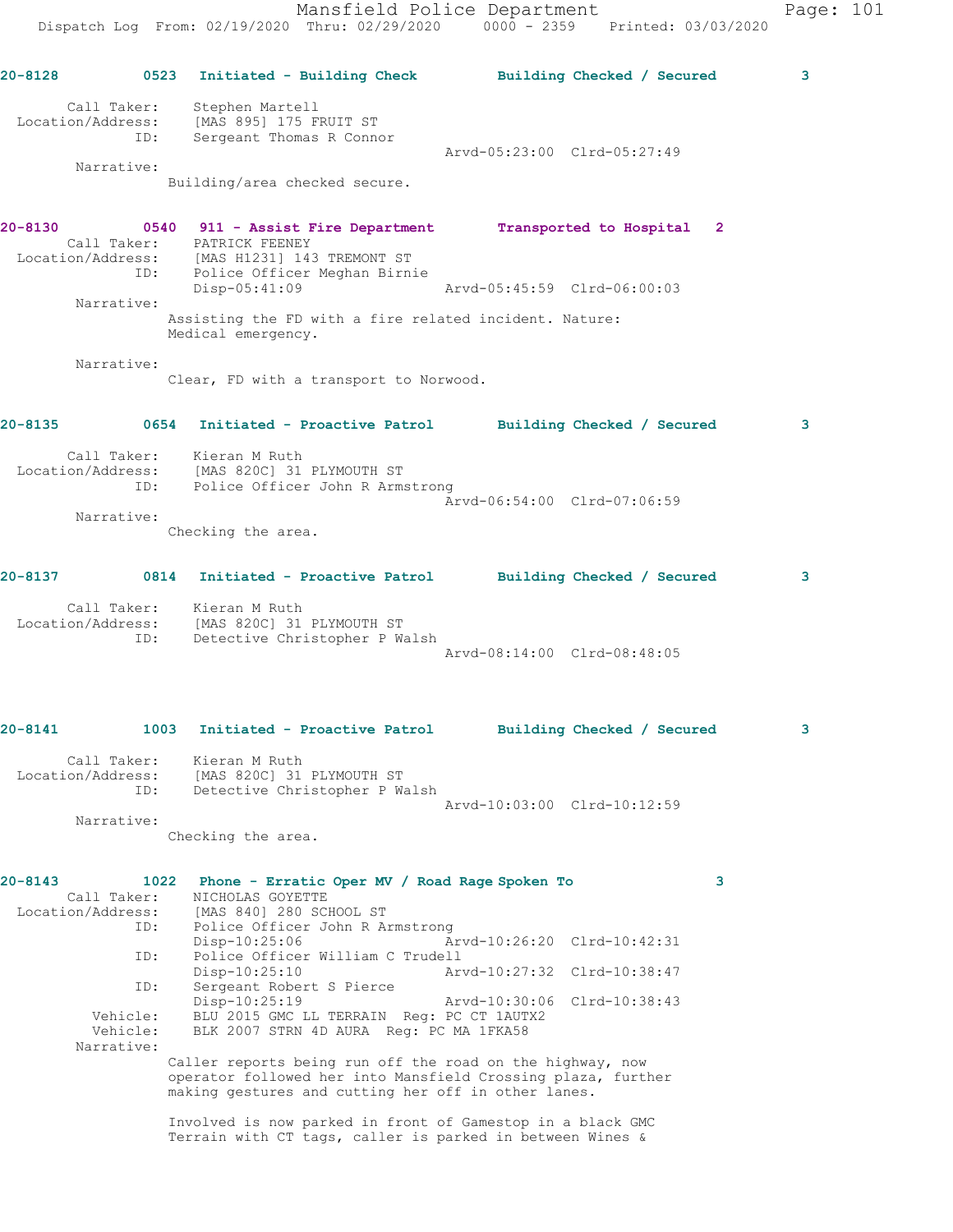20-8128 0523 Initiated - Building Check Building Checked / Secured 3

Call Taker: Stephen Martell
Location/Address: [MAS 895] 175 FRUIT ST
ID: Sergeant Thomas R Connor
Arvd-05:23:00 Clrd-05:27:49
Narrative:
Building/area checked secure.

20-8130 0540 911 - Assist Fire Department Transported to Hospital 2
Call Taker: PATRICK FEENEY
Location/Address: [MAS H1231] 143 TREMONT ST
ID: Police Officer Meghan Birnie
Disp-05:41:09 Arvd-05:45:59 Clrd-06:00:03
Narrative:
Assisting the FD with a fire related incident. Nature:
Medical emergency.

Narrative:
Clear, FD with a transport to Norwood.

20-8135 0654 Initiated - Proactive Patrol Building Checked / Secured 3

Call Taker: Kieran M Ruth
Location/Address: [MAS 820C] 31 PLYMOUTH ST
ID: Police Officer John R Armstrong
Arvd-06:54:00 Clrd-07:06:59
Narrative:
Checking the area.

20-8137 0814 Initiated - Proactive Patrol Building Checked / Secured 3

Call Taker: Kieran M Ruth
Location/Address: [MAS 820C] 31 PLYMOUTH ST
ID: Detective Christopher P Walsh
Arvd-08:14:00 Clrd-08:48:05

20-8141 1003 Initiated - Proactive Patrol Building Checked / Secured 3

Call Taker: Kieran M Ruth
Location/Address: [MAS 820C] 31 PLYMOUTH ST
ID: Detective Christopher P Walsh
Arvd-10:03:00 Clrd-10:12:59
Narrative:
Checking the area.

20-8143 1022 Phone - Erratic Oper MV / Road Rage Spoken To 3
Call Taker: NICHOLAS GOYETTE
Location/Address: [MAS 840] 280 SCHOOL ST
ID: Police Officer John R Armstrong
Disp-10:25:06 Arvd-10:26:20 Clrd-10:42:31
ID: Police Officer William C Trudell
Disp-10:25:10 Arvd-10:27:32 Clrd-10:38:47
ID: Sergeant Robert S Pierce
Disp-10:25:19 Arvd-10:30:06 Clrd-10:38:43
Vehicle: BLU 2015 GMC LL TERRAIN Reg: PC CT 1AUTX2
Vehicle: BLK 2007 STRN 4D AURA Reg: PC MA 1FKA58
Narrative:
Caller reports being run off the road on the highway, now
operator followed her into Mansfield Crossing plaza, further
making gestures and cutting her off in other lanes.

Involved is now parked in front of Gamestop in a black GMC
Terrain with CT tags, caller is parked in between Wines &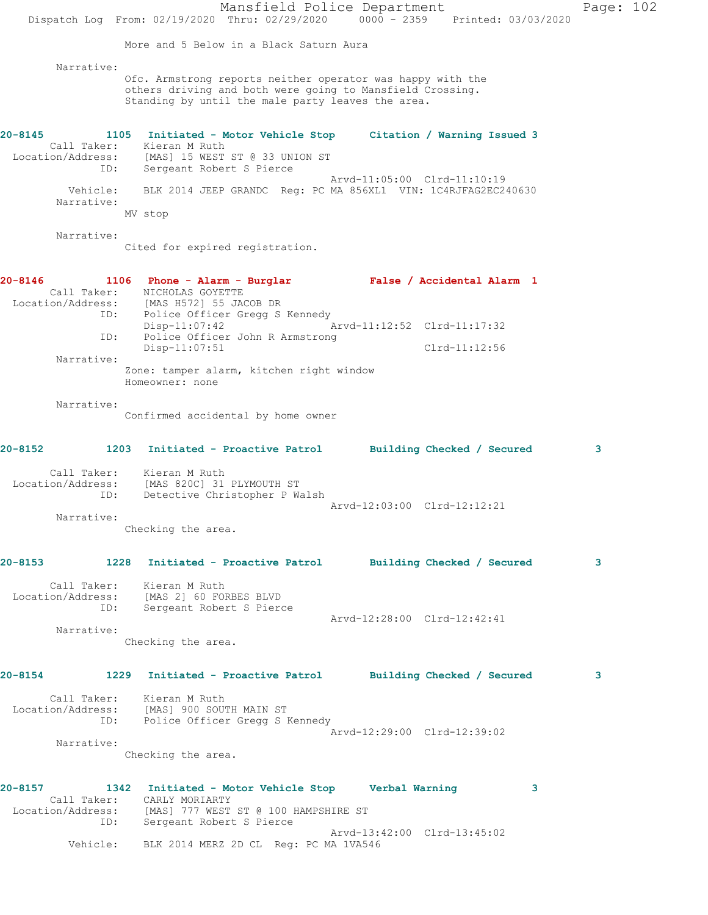More and 5 Below in a Black Saturn Aura

Narrative:
Ofc. Armstrong reports neither operator was happy with the others driving and both were going to Mansfield Crossing. Standing by until the male party leaves the area.

**20-8145** 1105 **Initiated - Motor Vehicle Stop** **Citation / Warning Issued 3**
Call Taker: Kieran M Ruth
Location/Address: [MAS] 15 WEST ST @ 33 UNION ST
ID: Sergeant Robert S Pierce
Arvd-11:05:00 Clrd-11:10:19
Vehicle: BLK 2014 JEEP GRANDC Reg: PC MA 856XL1 VIN: 1C4RJFAG2EC240630
Narrative:
MV stop

Narrative:
Cited for expired registration.

**20-8146** 1106 **Phone - Alarm - Burglar** **False / Accidental Alarm 1**
Call Taker: NICHOLAS GOYETTE
Location/Address: [MAS H572] 55 JACOB DR
ID: Police Officer Gregg S Kennedy
Disp-11:07:42 Arvd-11:12:52 Clrd-11:17:32
ID: Police Officer John R Armstrong
Disp-11:07:51 Clrd-11:12:56
Narrative:
Zone: tamper alarm, kitchen right window
Homeowner: none

Narrative:
Confirmed accidental by home owner

**20-8152** 1203 **Initiated - Proactive Patrol** **Building Checked / Secured 3**
Call Taker: Kieran M Ruth
Location/Address: [MAS 820C] 31 PLYMOUTH ST
ID: Detective Christopher P Walsh
Arvd-12:03:00 Clrd-12:12:21
Narrative:
Checking the area.

**20-8153** 1228 **Initiated - Proactive Patrol** **Building Checked / Secured 3**
Call Taker: Kieran M Ruth
Location/Address: [MAS 2] 60 FORBES BLVD
ID: Sergeant Robert S Pierce
Arvd-12:28:00 Clrd-12:42:41
Narrative:
Checking the area.

**20-8154** 1229 **Initiated - Proactive Patrol** **Building Checked / Secured 3**
Call Taker: Kieran M Ruth
Location/Address: [MAS] 900 SOUTH MAIN ST
ID: Police Officer Gregg S Kennedy
Arvd-12:29:00 Clrd-12:39:02
Narrative:
Checking the area.

**20-8157** 1342 **Initiated - Motor Vehicle Stop** **Verbal Warning 3**
Call Taker: CARLY MORIARTY
Location/Address: [MAS] 777 WEST ST @ 100 HAMPSHIRE ST
ID: Sergeant Robert S Pierce
Arvd-13:42:00 Clrd-13:45:02
Vehicle: BLK 2014 MERZ 2D CL Reg: PC MA 1VA546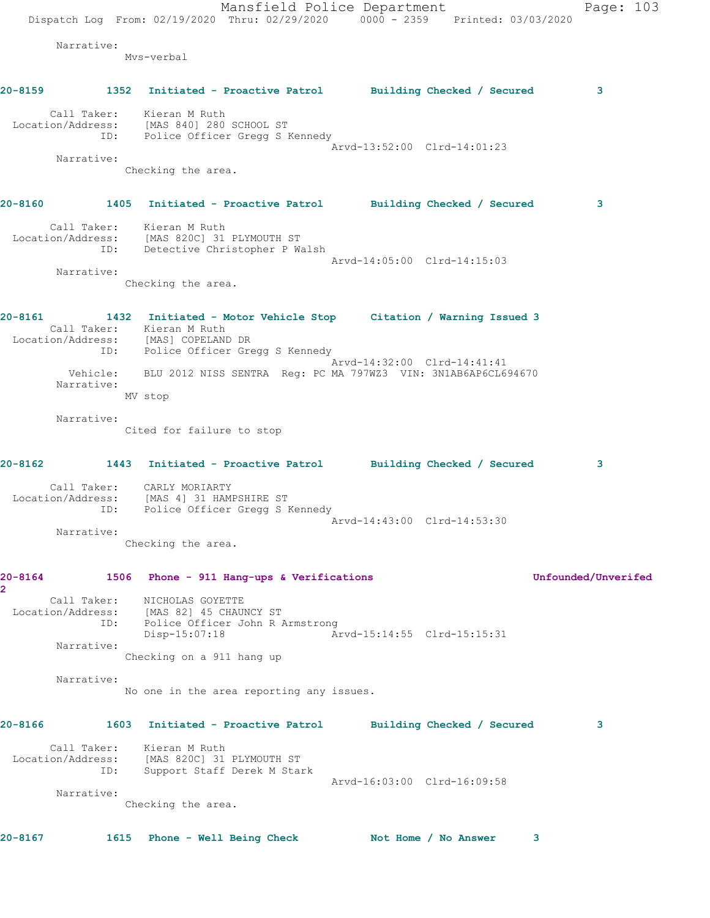Narrative:
    Mvs-verbal

**20-8159** 1352 **Initiated - Proactive Patrol** **Building Checked / Secured** 3

Call Taker: Kieran M Ruth
Location/Address: [MAS 840] 280 SCHOOL ST
ID: Police Officer Gregg S Kennedy
    Arvd-13:52:00 Clrd-14:01:23
Narrative:
    Checking the area.

**20-8160** 1405 **Initiated - Proactive Patrol** **Building Checked / Secured** 3

Call Taker: Kieran M Ruth
Location/Address: [MAS 820C] 31 PLYMOUTH ST
ID: Detective Christopher P Walsh
    Arvd-14:05:00 Clrd-14:15:03
Narrative:
    Checking the area.

**20-8161** 1432 **Initiated - Motor Vehicle Stop** **Citation / Warning Issued** 3
Call Taker: Kieran M Ruth
Location/Address: [MAS] COPELAND DR
ID: Police Officer Gregg S Kennedy
    Arvd-14:32:00 Clrd-14:41:41
Vehicle: BLU 2012 NISS SENTRA Reg: PC MA 797WZ3 VIN: 3N1AB6AP6CL694670
Narrative:
    MV stop

Narrative:
    Cited for failure to stop

**20-8162** 1443 **Initiated - Proactive Patrol** **Building Checked / Secured** 3

Call Taker: CARLY MORIARTY
Location/Address: [MAS 4] 31 HAMPSHIRE ST
ID: Police Officer Gregg S Kennedy
    Arvd-14:43:00 Clrd-14:53:30
Narrative:
    Checking the area.

**20-8164** 1506 **Phone - 911 Hang-ups & Verifications** **Unfounded/Unverifed**
**2**
Call Taker: NICHOLAS GOYETTE
Location/Address: [MAS 82] 45 CHAUNCY ST
ID: Police Officer John R Armstrong
    Disp-15:07:18 Arvd-15:14:55 Clrd-15:15:31
Narrative:
    Checking on a 911 hang up

Narrative:
    No one in the area reporting any issues.

**20-8166** 1603 **Initiated - Proactive Patrol** **Building Checked / Secured** 3

Call Taker: Kieran M Ruth
Location/Address: [MAS 820C] 31 PLYMOUTH ST
ID: Support Staff Derek M Stark
    Arvd-16:03:00 Clrd-16:09:58
Narrative:
    Checking the area.

**20-8167** 1615 **Phone - Well Being Check** **Not Home / No Answer** 3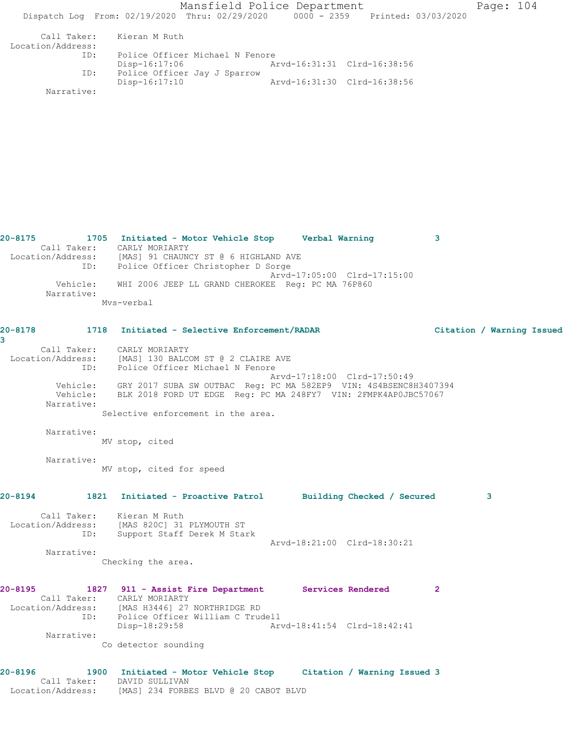```
       Call Taker:    Kieran M Ruth
 Location/Address:
              ID:     Police Officer Michael N Fenore
                      Disp-16:17:06                 Arvd-16:31:31  Clrd-16:38:56
              ID:     Police Officer Jay J Sparrow
                      Disp-16:17:10                 Arvd-16:31:30  Clrd-16:38:56
        Narrative:
```

```
20-8175         1705   Initiated - Motor Vehicle Stop     Verbal Warning           3
       Call Taker:    CARLY MORIARTY
 Location/Address:    [MAS] 91 CHAUNCY ST @ 6 HIGHLAND AVE
              ID:     Police Officer Christopher D Sorge
                                                    Arvd-17:05:00  Clrd-17:15:00
          Vehicle:    WHI 2006 JEEP LL GRAND CHEROKEE  Reg: PC MA 76P860
        Narrative:
                Mvs-verbal
```

```
20-8178         1718   Initiated - Selective Enforcement/RADAR                    Citation / Warning Issued
3
       Call Taker:    CARLY MORIARTY
 Location/Address:    [MAS] 130 BALCOM ST @ 2 CLAIRE AVE
              ID:     Police Officer Michael N Fenore
                                                    Arvd-17:18:00  Clrd-17:50:49
          Vehicle:    GRY 2017 SUBA SW OUTBAC  Reg: PC MA 582EP9  VIN: 4S4BSENC8H3407394
          Vehicle:    BLK 2018 FORD UT EDGE  Reg: PC MA 248FY7  VIN: 2FMPK4AP0JBC57067
        Narrative:
                Selective enforcement in the area.

        Narrative:
                MV stop, cited

        Narrative:
                MV stop, cited for speed
```

```
20-8194         1821   Initiated - Proactive Patrol       Building Checked / Secured         3

       Call Taker:    Kieran M Ruth
 Location/Address:    [MAS 820C] 31 PLYMOUTH ST
              ID:     Support Staff Derek M Stark
                                                    Arvd-18:21:00  Clrd-18:30:21
        Narrative:
                Checking the area.
```

```
20-8195         1827   911 - Assist Fire Department       Services Rendered        2
       Call Taker:    CARLY MORIARTY
 Location/Address:    [MAS H3446] 27 NORTHRIDGE RD
              ID:     Police Officer William C Trudell
                      Disp-18:29:58                 Arvd-18:41:54  Clrd-18:42:41
        Narrative:
                Co detector sounding
```

```
20-8196         1900   Initiated - Motor Vehicle Stop     Citation / Warning Issued 3
       Call Taker:    DAVID SULLIVAN
 Location/Address:    [MAS] 234 FORBES BLVD @ 20 CABOT BLVD
```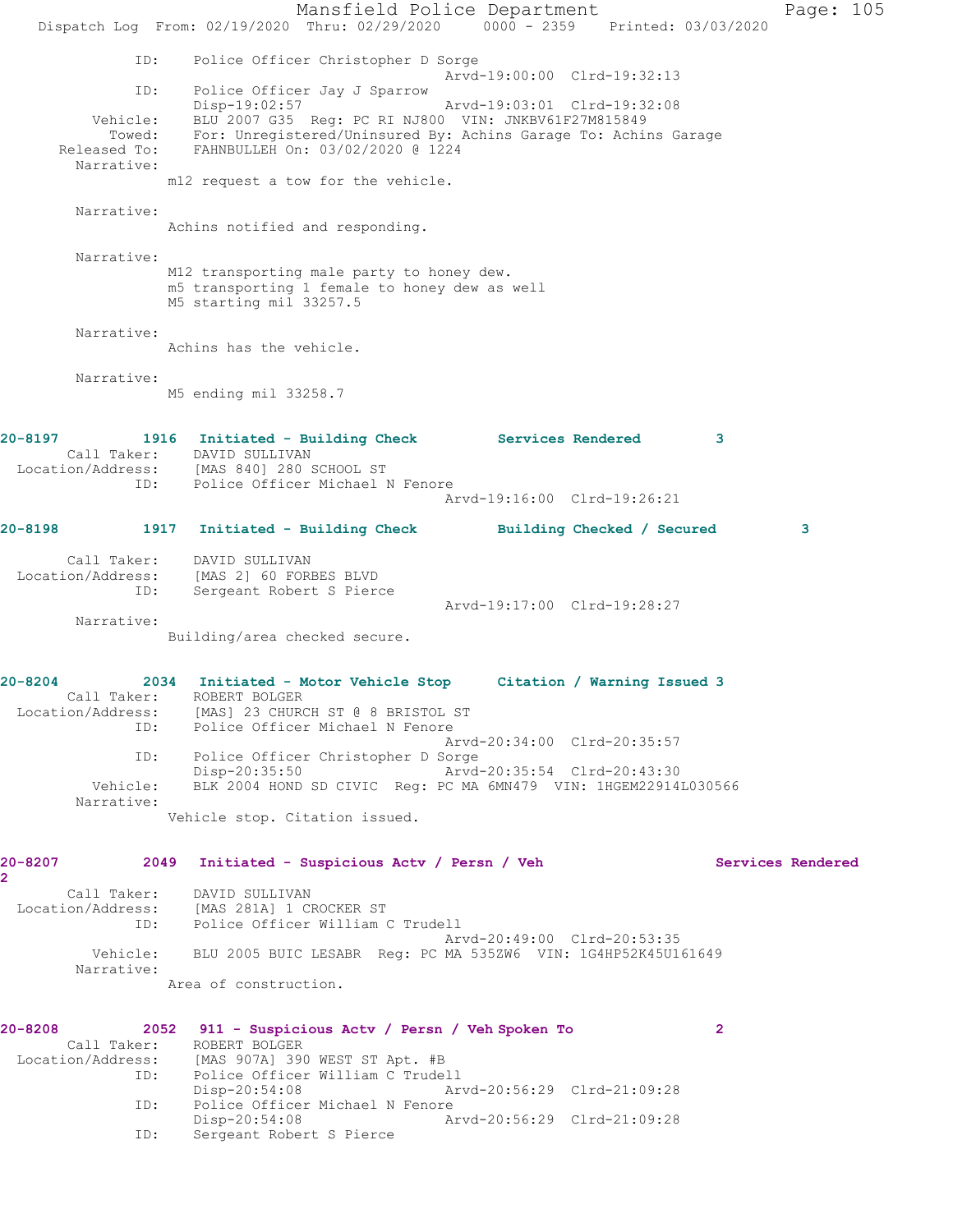```
            ID:    Police Officer Christopher D Sorge
                                              Arvd-19:00:00  Clrd-19:32:13
            ID:    Police Officer Jay J Sparrow
                   Disp-19:02:57              Arvd-19:03:01  Clrd-19:32:08
       Vehicle:    BLU 2007 G35  Reg: PC RI NJ800  VIN: JNKBV61F27M815849
        Towed:     For: Unregistered/Uninsured By: Achins Garage To: Achins Garage
   Released To:    FAHNBULLEH On: 03/02/2020 @ 1224
     Narrative:
               m12 request a tow for the vehicle.

     Narrative:
               Achins notified and responding.

     Narrative:
               M12 transporting male party to honey dew.
               m5 transporting 1 female to honey dew as well
               M5 starting mil 33257.5

     Narrative:
               Achins has the vehicle.

     Narrative:
               M5 ending mil 33258.7


20-8197        1916   Initiated - Building Check        Services Rendered        3
     Call Taker:    DAVID SULLIVAN
 Location/Address:  [MAS 840] 280 SCHOOL ST
            ID:    Police Officer Michael N Fenore
                                              Arvd-19:16:00  Clrd-19:26:21

20-8198        1917   Initiated - Building Check        Building Checked / Secured        3

     Call Taker:    DAVID SULLIVAN
 Location/Address:  [MAS 2] 60 FORBES BLVD
            ID:    Sergeant Robert S Pierce
                                              Arvd-19:17:00  Clrd-19:28:27
     Narrative:
               Building/area checked secure.


20-8204        2034   Initiated - Motor Vehicle Stop     Citation / Warning Issued 3
     Call Taker:    ROBERT BOLGER
 Location/Address:  [MAS] 23 CHURCH ST @ 8 BRISTOL ST
            ID:    Police Officer Michael N Fenore
                                              Arvd-20:34:00  Clrd-20:35:57
            ID:    Police Officer Christopher D Sorge
                   Disp-20:35:50              Arvd-20:35:54  Clrd-20:43:30
       Vehicle:    BLK 2004 HOND SD CIVIC  Reg: PC MA 6MN479  VIN: 1HGEM22914L030566
     Narrative:
               Vehicle stop. Citation issued.


20-8207        2049   Initiated - Suspicious Actv / Persn / Veh                  Services Rendered
2
     Call Taker:    DAVID SULLIVAN
 Location/Address:  [MAS 281A] 1 CROCKER ST
            ID:    Police Officer William C Trudell
                                              Arvd-20:49:00  Clrd-20:53:35
       Vehicle:    BLU 2005 BUIC LESABR  Reg: PC MA 535ZW6  VIN: 1G4HP52K45U161649
     Narrative:
               Area of construction.


20-8208        2052   911 - Suspicious Actv / Persn / Veh Spoken To              2
     Call Taker:    ROBERT BOLGER
 Location/Address:  [MAS 907A] 390 WEST ST Apt. #B
            ID:    Police Officer William C Trudell
                   Disp-20:54:08              Arvd-20:56:29  Clrd-21:09:28
            ID:    Police Officer Michael N Fenore
                   Disp-20:54:08              Arvd-20:56:29  Clrd-21:09:28
            ID:    Sergeant Robert S Pierce
```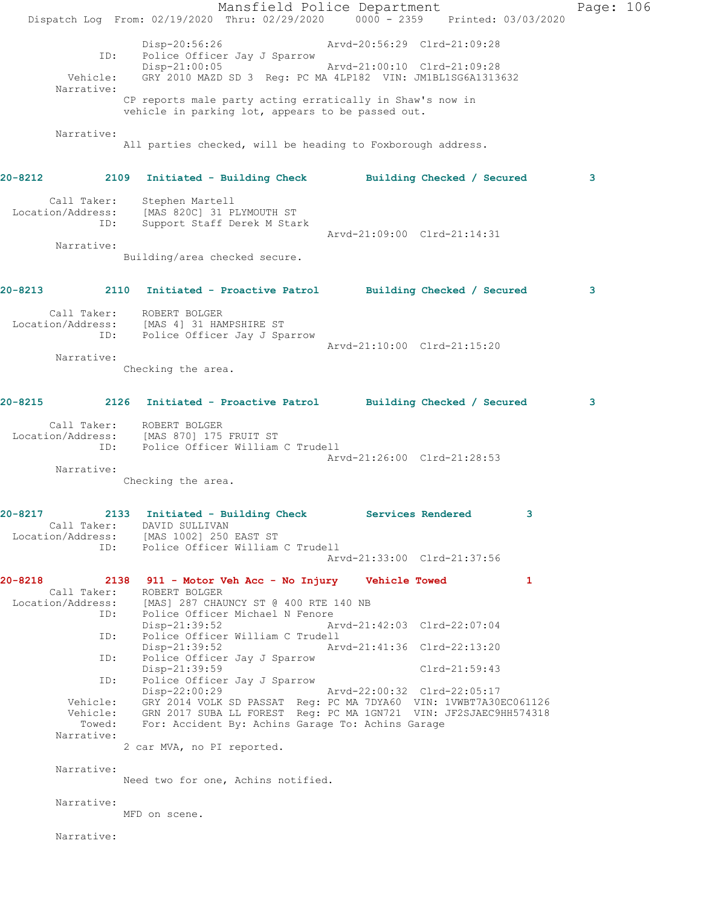```
                Disp-20:56:26                 Arvd-20:56:29  Clrd-21:09:28
            ID:    Police Officer Jay J Sparrow
                Disp-21:00:05                 Arvd-21:00:10  Clrd-21:09:28
       Vehicle:    GRY 2010 MAZD SD 3  Reg: PC MA 4LP182  VIN: JM1BL1SG6A1313632
     Narrative:
               CP reports male party acting erratically in Shaw's now in
               vehicle in parking lot, appears to be passed out.

     Narrative:
               All parties checked, will be heading to Foxborough address.


20-8212         2109  Initiated - Building Check       Building Checked / Secured         3

       Call Taker:    Stephen Martell
 Location/Address:    [MAS 820C] 31 PLYMOUTH ST
               ID:    Support Staff Derek M Stark
                                              Arvd-21:09:00  Clrd-21:14:31
       Narrative:
               Building/area checked secure.


20-8213         2110  Initiated - Proactive Patrol     Building Checked / Secured         3

       Call Taker:    ROBERT BOLGER
 Location/Address:    [MAS 4] 31 HAMPSHIRE ST
               ID:    Police Officer Jay J Sparrow
                                              Arvd-21:10:00  Clrd-21:15:20
       Narrative:
               Checking the area.


20-8215         2126  Initiated - Proactive Patrol     Building Checked / Secured         3

       Call Taker:    ROBERT BOLGER
 Location/Address:    [MAS 870] 175 FRUIT ST
               ID:    Police Officer William C Trudell
                                              Arvd-21:26:00  Clrd-21:28:53
       Narrative:
               Checking the area.


20-8217         2133  Initiated - Building Check       Services Rendered          3
       Call Taker:    DAVID SULLIVAN
 Location/Address:    [MAS 1002] 250 EAST ST
               ID:    Police Officer William C Trudell
                                              Arvd-21:33:00  Clrd-21:37:56

20-8218         2138  911 - Motor Veh Acc - No Injury   Vehicle Towed             1
       Call Taker:    ROBERT BOLGER
 Location/Address:    [MAS] 287 CHAUNCY ST @ 400 RTE 140 NB
               ID:    Police Officer Michael N Fenore
                Disp-21:39:52                 Arvd-21:42:03  Clrd-22:07:04
               ID:    Police Officer William C Trudell
                Disp-21:39:52                 Arvd-21:41:36  Clrd-22:13:20
               ID:    Police Officer Jay J Sparrow
                Disp-21:39:59                                Clrd-21:59:43
               ID:    Police Officer Jay J Sparrow
                Disp-22:00:29                 Arvd-22:00:32  Clrd-22:05:17
          Vehicle:    GRY 2014 VOLK SD PASSAT  Reg: PC MA 7DYA60  VIN: 1VWBT7A30EC061126
          Vehicle:    GRN 2017 SUBA LL FOREST  Reg: PC MA 1GN721  VIN: JF2SJAEC9HH574318
            Towed:    For: Accident By: Achins Garage To: Achins Garage
       Narrative:
               2 car MVA, no PI reported.

       Narrative:
               Need two for one, Achins notified.

       Narrative:
               MFD on scene.

       Narrative:
```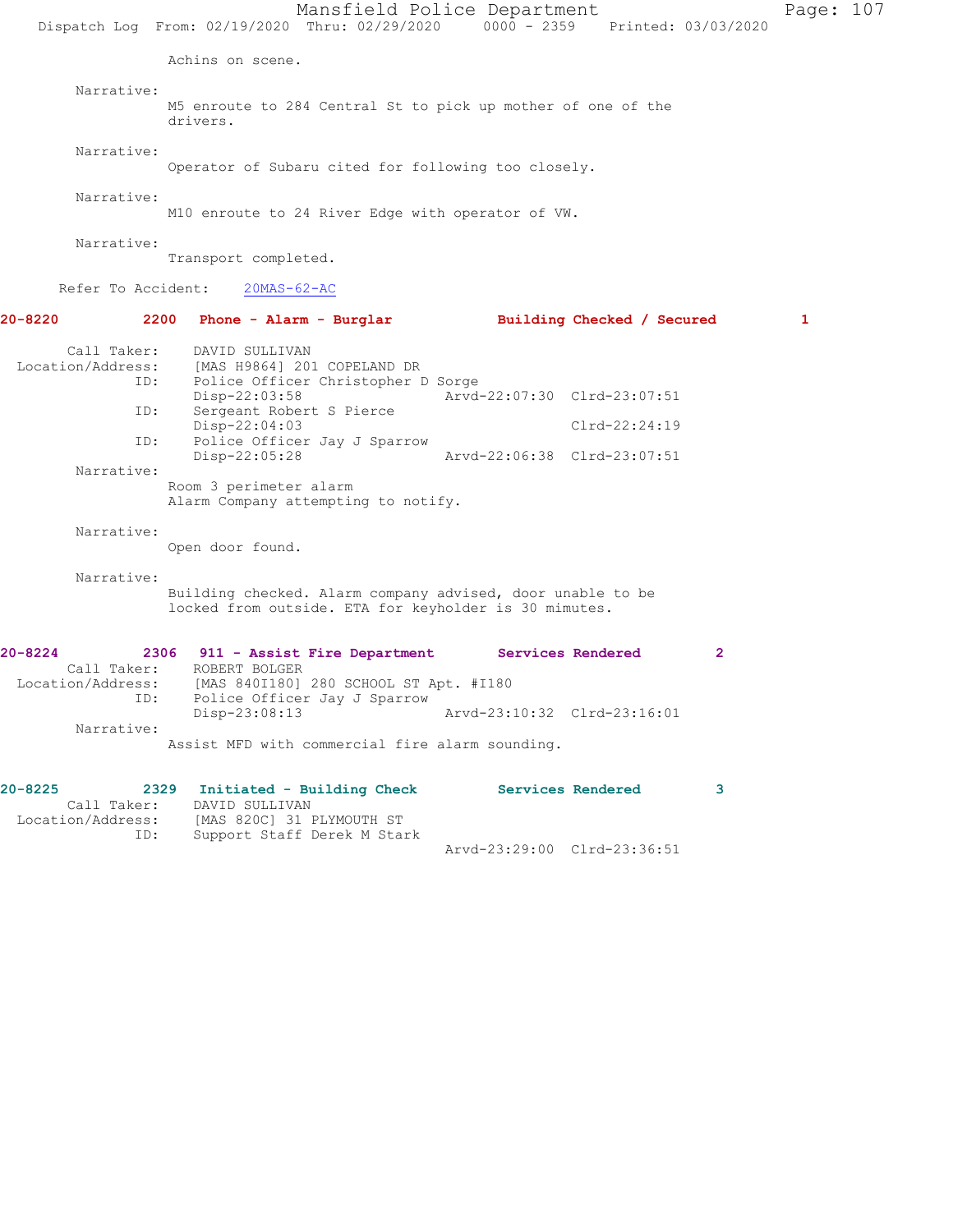Achins on scene.

Narrative:
M5 enroute to 284 Central St to pick up mother of one of the drivers.

Narrative:
Operator of Subaru cited for following too closely.

Narrative:
M10 enroute to 24 River Edge with operator of VW.

Narrative:
Transport completed.

Refer To Accident: 20MAS-62-AC

**20-8220 2200 Phone - Alarm - Burglar Building Checked / Secured 1**

Call Taker: DAVID SULLIVAN
Location/Address: [MAS H9864] 201 COPELAND DR
ID: Police Officer Christopher D Sorge
Disp-22:03:58 Arvd-22:07:30 Clrd-23:07:51
ID: Sergeant Robert S Pierce
Disp-22:04:03 Clrd-22:24:19
ID: Police Officer Jay J Sparrow
Disp-22:05:28 Arvd-22:06:38 Clrd-23:07:51

Narrative:
Room 3 perimeter alarm
Alarm Company attempting to notify.

Narrative:
Open door found.

Narrative:
Building checked. Alarm company advised, door unable to be locked from outside. ETA for keyholder is 30 mimutes.

**20-8224 2306 911 - Assist Fire Department Services Rendered 2**

Call Taker: ROBERT BOLGER
Location/Address: [MAS 840I180] 280 SCHOOL ST Apt. #I180
ID: Police Officer Jay J Sparrow
Disp-23:08:13 Arvd-23:10:32 Clrd-23:16:01

Narrative:
Assist MFD with commercial fire alarm sounding.

**20-8225 2329 Initiated - Building Check Services Rendered 3**

Call Taker: DAVID SULLIVAN
Location/Address: [MAS 820C] 31 PLYMOUTH ST
ID: Support Staff Derek M Stark
Arvd-23:29:00 Clrd-23:36:51